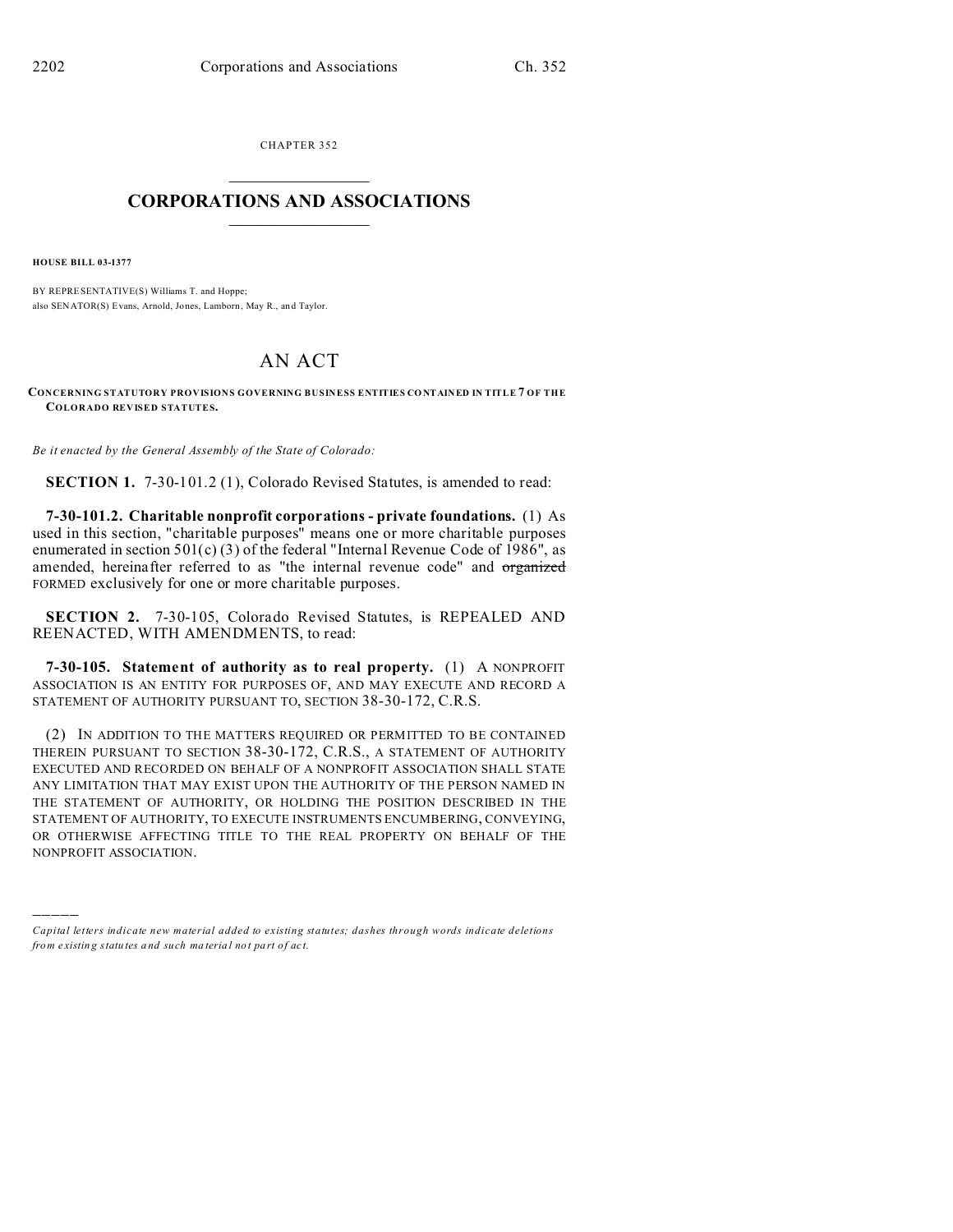CHAPTER 352

# CORPORATIONS AND ASSOCIATIONS

**HOUSE BILL 03-1377**

BY REPRESENTATIVE(S) Williams T. and Hoppe;
also SENATOR(S) Evans, Arnold, Jones, Lamborn, May R., and Taylor.

# AN ACT

**CONCERNING STATUTORY PROVISIONS GOVERNING BUSINESS ENTITIES CONTAINED IN TITLE 7 OF THE COLORADO REVISED STATUTES.**

*Be it enacted by the General Assembly of the State of Colorado:*

**SECTION 1.** 7-30-101.2 (1), Colorado Revised Statutes, is amended to read:

**7-30-101.2. Charitable nonprofit corporations - private foundations.** (1) As used in this section, "charitable purposes" means one or more charitable purposes enumerated in section 501(c) (3) of the federal "Internal Revenue Code of 1986", as amended, hereinafter referred to as "the internal revenue code" and ~~organized~~ FORMED exclusively for one or more charitable purposes.

**SECTION 2.** 7-30-105, Colorado Revised Statutes, is REPEALED AND REENACTED, WITH AMENDMENTS, to read:

**7-30-105. Statement of authority as to real property.** (1) A NONPROFIT ASSOCIATION IS AN ENTITY FOR PURPOSES OF, AND MAY EXECUTE AND RECORD A STATEMENT OF AUTHORITY PURSUANT TO, SECTION 38-30-172, C.R.S.

(2) IN ADDITION TO THE MATTERS REQUIRED OR PERMITTED TO BE CONTAINED THEREIN PURSUANT TO SECTION 38-30-172, C.R.S., A STATEMENT OF AUTHORITY EXECUTED AND RECORDED ON BEHALF OF A NONPROFIT ASSOCIATION SHALL STATE ANY LIMITATION THAT MAY EXIST UPON THE AUTHORITY OF THE PERSON NAMED IN THE STATEMENT OF AUTHORITY, OR HOLDING THE POSITION DESCRIBED IN THE STATEMENT OF AUTHORITY, TO EXECUTE INSTRUMENTS ENCUMBERING, CONVEYING, OR OTHERWISE AFFECTING TITLE TO THE REAL PROPERTY ON BEHALF OF THE NONPROFIT ASSOCIATION.

---

*Capital letters indicate new material added to existing statutes; dashes through words indicate deletions from existing statutes and such material not part of act.*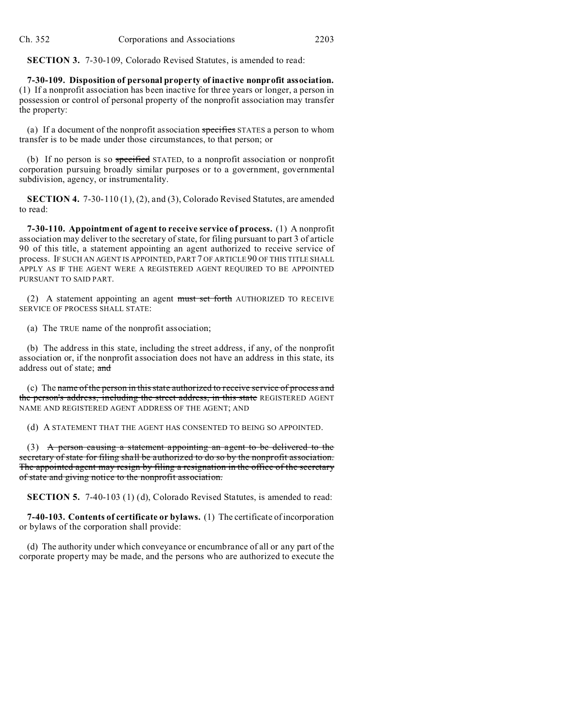**SECTION 3.** 7-30-109, Colorado Revised Statutes, is amended to read:

**7-30-109. Disposition of personal property of inactive nonprofit association.** (1) If a nonprofit association has been inactive for three years or longer, a person in possession or control of personal property of the nonprofit association may transfer the property:

(a) If a document of the nonprofit association ~~specifies~~ STATES a person to whom transfer is to be made under those circumstances, to that person; or

(b) If no person is so ~~specified~~ STATED, to a nonprofit association or nonprofit corporation pursuing broadly similar purposes or to a government, governmental subdivision, agency, or instrumentality.

**SECTION 4.** 7-30-110 (1), (2), and (3), Colorado Revised Statutes, are amended to read:

**7-30-110. Appointment of agent to receive service of process.** (1) A nonprofit association may deliver to the secretary of state, for filing pursuant to part 3 of article 90 of this title, a statement appointing an agent authorized to receive service of process. IF SUCH AN AGENT IS APPOINTED, PART 7 OF ARTICLE 90 OF THIS TITLE SHALL APPLY AS IF THE AGENT WERE A REGISTERED AGENT REQUIRED TO BE APPOINTED PURSUANT TO SAID PART.

(2) A statement appointing an agent ~~must set forth~~ AUTHORIZED TO RECEIVE SERVICE OF PROCESS SHALL STATE:

(a) The TRUE name of the nonprofit association;

(b) The address in this state, including the street address, if any, of the nonprofit association or, if the nonprofit association does not have an address in this state, its address out of state; ~~and~~

(c) The ~~name of the person in this state authorized to receive service of process and the person's address, including the street address, in this state~~ REGISTERED AGENT NAME AND REGISTERED AGENT ADDRESS OF THE AGENT; AND

(d) A STATEMENT THAT THE AGENT HAS CONSENTED TO BEING SO APPOINTED.

(3) ~~A person causing a statement appointing an agent to be delivered to the secretary of state for filing shall be authorized to do so by the nonprofit association. The appointed agent may resign by filing a resignation in the office of the secretary of state and giving notice to the nonprofit association.~~

**SECTION 5.** 7-40-103 (1) (d), Colorado Revised Statutes, is amended to read:

**7-40-103. Contents of certificate or bylaws.** (1) The certificate of incorporation or bylaws of the corporation shall provide:

(d) The authority under which conveyance or encumbrance of all or any part of the corporate property may be made, and the persons who are authorized to execute the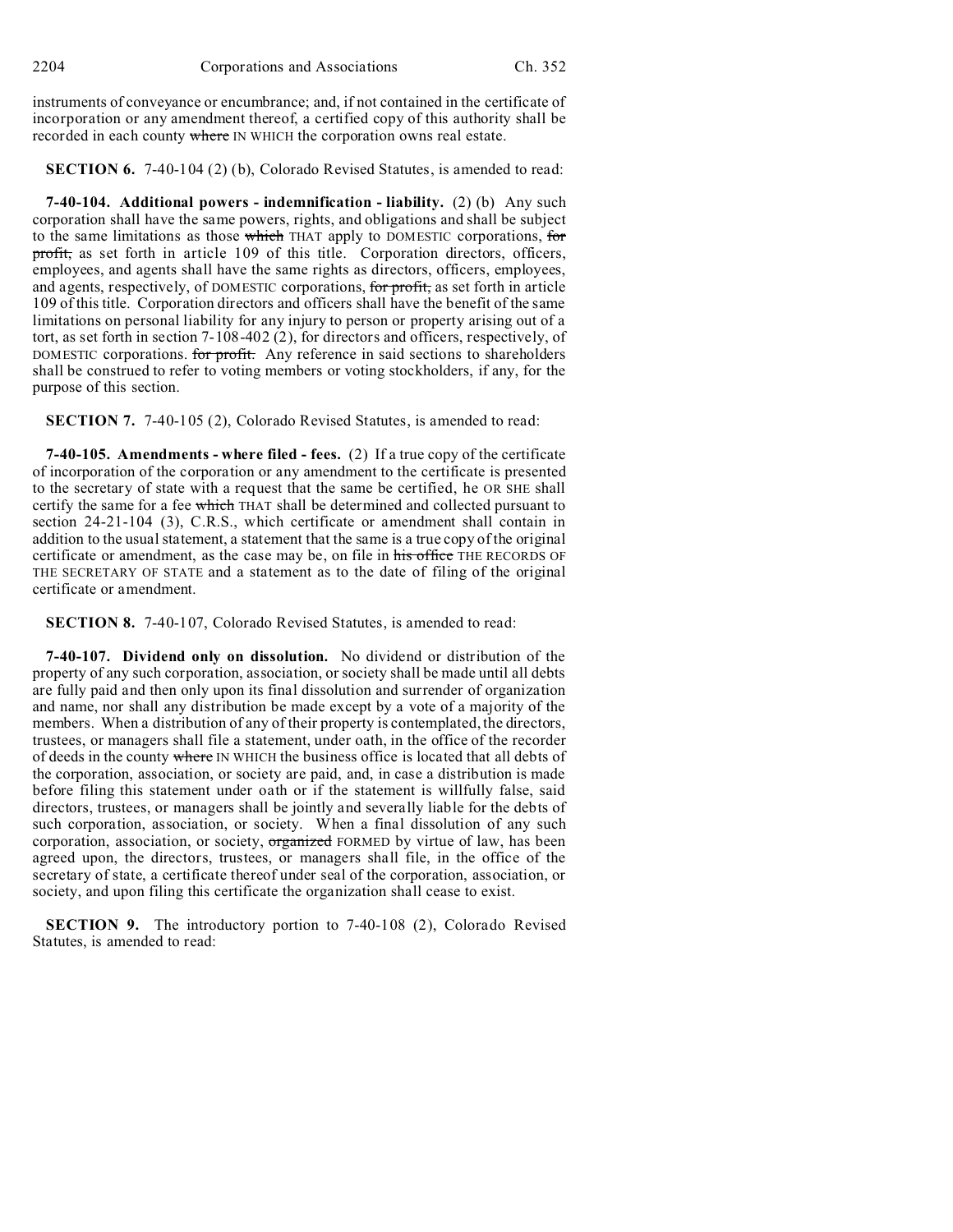instruments of conveyance or encumbrance; and, if not contained in the certificate of incorporation or any amendment thereof, a certified copy of this authority shall be recorded in each county ~~where~~ IN WHICH the corporation owns real estate.

**SECTION 6.** 7-40-104 (2) (b), Colorado Revised Statutes, is amended to read:

**7-40-104. Additional powers - indemnification - liability.** (2) (b) Any such corporation shall have the same powers, rights, and obligations and shall be subject to the same limitations as those ~~which~~ THAT apply to DOMESTIC corporations, ~~for profit,~~ as set forth in article 109 of this title. Corporation directors, officers, employees, and agents shall have the same rights as directors, officers, employees, and agents, respectively, of DOMESTIC corporations, ~~for profit,~~ as set forth in article 109 of this title. Corporation directors and officers shall have the benefit of the same limitations on personal liability for any injury to person or property arising out of a tort, as set forth in section 7-108-402 (2), for directors and officers, respectively, of DOMESTIC corporations. ~~for profit.~~ Any reference in said sections to shareholders shall be construed to refer to voting members or voting stockholders, if any, for the purpose of this section.

**SECTION 7.** 7-40-105 (2), Colorado Revised Statutes, is amended to read:

**7-40-105. Amendments - where filed - fees.** (2) If a true copy of the certificate of incorporation of the corporation or any amendment to the certificate is presented to the secretary of state with a request that the same be certified, he OR SHE shall certify the same for a fee ~~which~~ THAT shall be determined and collected pursuant to section 24-21-104 (3), C.R.S., which certificate or amendment shall contain in addition to the usual statement, a statement that the same is a true copy of the original certificate or amendment, as the case may be, on file in ~~his office~~ THE RECORDS OF THE SECRETARY OF STATE and a statement as to the date of filing of the original certificate or amendment.

**SECTION 8.** 7-40-107, Colorado Revised Statutes, is amended to read:

**7-40-107. Dividend only on dissolution.** No dividend or distribution of the property of any such corporation, association, or society shall be made until all debts are fully paid and then only upon its final dissolution and surrender of organization and name, nor shall any distribution be made except by a vote of a majority of the members. When a distribution of any of their property is contemplated, the directors, trustees, or managers shall file a statement, under oath, in the office of the recorder of deeds in the county ~~where~~ IN WHICH the business office is located that all debts of the corporation, association, or society are paid, and, in case a distribution is made before filing this statement under oath or if the statement is willfully false, said directors, trustees, or managers shall be jointly and severally liable for the debts of such corporation, association, or society. When a final dissolution of any such corporation, association, or society, ~~organized~~ FORMED by virtue of law, has been agreed upon, the directors, trustees, or managers shall file, in the office of the secretary of state, a certificate thereof under seal of the corporation, association, or society, and upon filing this certificate the organization shall cease to exist.

**SECTION 9.** The introductory portion to 7-40-108 (2), Colorado Revised Statutes, is amended to read: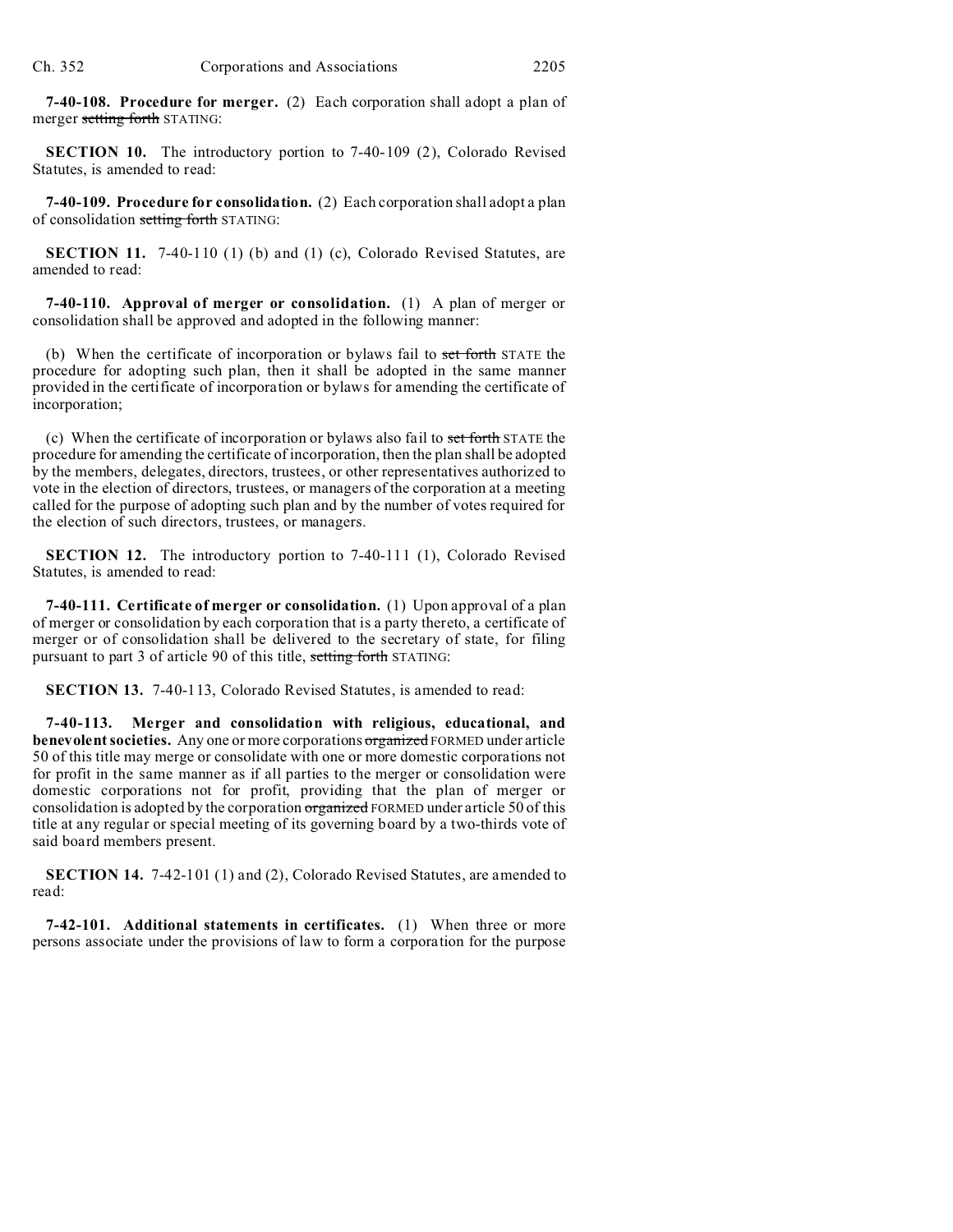**7-40-108. Procedure for merger.** (2) Each corporation shall adopt a plan of merger ~~setting forth~~ STATING:

**SECTION 10.** The introductory portion to 7-40-109 (2), Colorado Revised Statutes, is amended to read:

**7-40-109. Procedure for consolidation.** (2) Each corporation shall adopt a plan of consolidation ~~setting forth~~ STATING:

**SECTION 11.** 7-40-110 (1) (b) and (1) (c), Colorado Revised Statutes, are amended to read:

**7-40-110. Approval of merger or consolidation.** (1) A plan of merger or consolidation shall be approved and adopted in the following manner:

(b) When the certificate of incorporation or bylaws fail to ~~set forth~~ STATE the procedure for adopting such plan, then it shall be adopted in the same manner provided in the certificate of incorporation or bylaws for amending the certificate of incorporation;

(c) When the certificate of incorporation or bylaws also fail to ~~set forth~~ STATE the procedure for amending the certificate of incorporation, then the plan shall be adopted by the members, delegates, directors, trustees, or other representatives authorized to vote in the election of directors, trustees, or managers of the corporation at a meeting called for the purpose of adopting such plan and by the number of votes required for the election of such directors, trustees, or managers.

**SECTION 12.** The introductory portion to 7-40-111 (1), Colorado Revised Statutes, is amended to read:

**7-40-111. Certificate of merger or consolidation.** (1) Upon approval of a plan of merger or consolidation by each corporation that is a party thereto, a certificate of merger or of consolidation shall be delivered to the secretary of state, for filing pursuant to part 3 of article 90 of this title, ~~setting forth~~ STATING:

**SECTION 13.** 7-40-113, Colorado Revised Statutes, is amended to read:

**7-40-113. Merger and consolidation with religious, educational, and benevolent societies.** Any one or more corporations ~~organized~~ FORMED under article 50 of this title may merge or consolidate with one or more domestic corporations not for profit in the same manner as if all parties to the merger or consolidation were domestic corporations not for profit, providing that the plan of merger or consolidation is adopted by the corporation ~~organized~~ FORMED under article 50 of this title at any regular or special meeting of its governing board by a two-thirds vote of said board members present.

**SECTION 14.** 7-42-101 (1) and (2), Colorado Revised Statutes, are amended to read:

**7-42-101. Additional statements in certificates.** (1) When three or more persons associate under the provisions of law to form a corporation for the purpose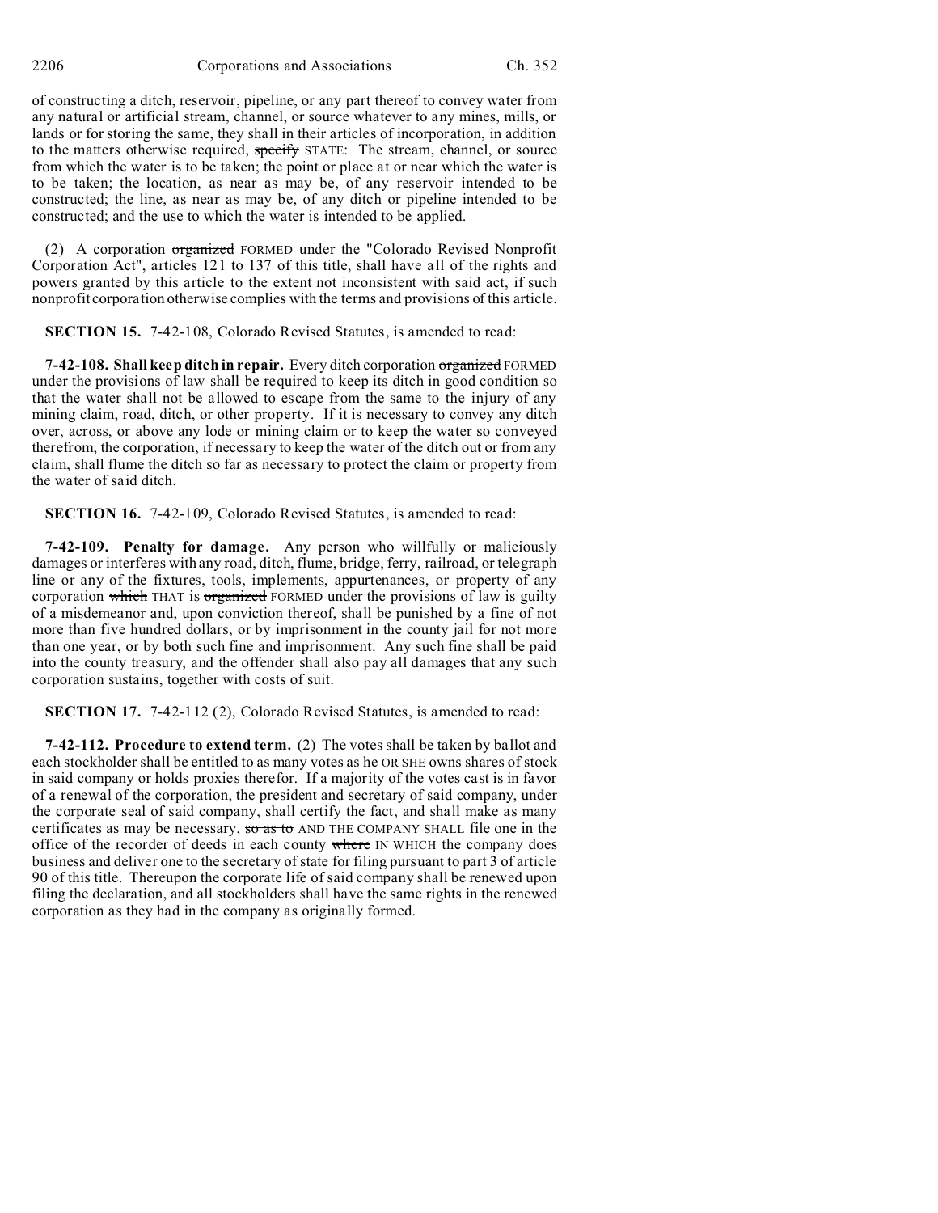of constructing a ditch, reservoir, pipeline, or any part thereof to convey water from any natural or artificial stream, channel, or source whatever to any mines, mills, or lands or for storing the same, they shall in their articles of incorporation, in addition to the matters otherwise required, ~~specify~~ STATE: The stream, channel, or source from which the water is to be taken; the point or place at or near which the water is to be taken; the location, as near as may be, of any reservoir intended to be constructed; the line, as near as may be, of any ditch or pipeline intended to be constructed; and the use to which the water is intended to be applied.

(2) A corporation ~~organized~~ FORMED under the "Colorado Revised Nonprofit Corporation Act", articles 121 to 137 of this title, shall have all of the rights and powers granted by this article to the extent not inconsistent with said act, if such nonprofit corporation otherwise complies with the terms and provisions of this article.

**SECTION 15.** 7-42-108, Colorado Revised Statutes, is amended to read:

**7-42-108. Shall keep ditch in repair.** Every ditch corporation ~~organized~~ FORMED under the provisions of law shall be required to keep its ditch in good condition so that the water shall not be allowed to escape from the same to the injury of any mining claim, road, ditch, or other property. If it is necessary to convey any ditch over, across, or above any lode or mining claim or to keep the water so conveyed therefrom, the corporation, if necessary to keep the water of the ditch out or from any claim, shall flume the ditch so far as necessary to protect the claim or property from the water of said ditch.

**SECTION 16.** 7-42-109, Colorado Revised Statutes, is amended to read:

**7-42-109. Penalty for damage.** Any person who willfully or maliciously damages or interferes with any road, ditch, flume, bridge, ferry, railroad, or telegraph line or any of the fixtures, tools, implements, appurtenances, or property of any corporation ~~which~~ THAT is ~~organized~~ FORMED under the provisions of law is guilty of a misdemeanor and, upon conviction thereof, shall be punished by a fine of not more than five hundred dollars, or by imprisonment in the county jail for not more than one year, or by both such fine and imprisonment. Any such fine shall be paid into the county treasury, and the offender shall also pay all damages that any such corporation sustains, together with costs of suit.

**SECTION 17.** 7-42-112 (2), Colorado Revised Statutes, is amended to read:

**7-42-112. Procedure to extend term.** (2) The votes shall be taken by ballot and each stockholder shall be entitled to as many votes as he OR SHE owns shares of stock in said company or holds proxies therefor. If a majority of the votes cast is in favor of a renewal of the corporation, the president and secretary of said company, under the corporate seal of said company, shall certify the fact, and shall make as many certificates as may be necessary, ~~so as to~~ AND THE COMPANY SHALL file one in the office of the recorder of deeds in each county ~~where~~ IN WHICH the company does business and deliver one to the secretary of state for filing pursuant to part 3 of article 90 of this title. Thereupon the corporate life of said company shall be renewed upon filing the declaration, and all stockholders shall have the same rights in the renewed corporation as they had in the company as originally formed.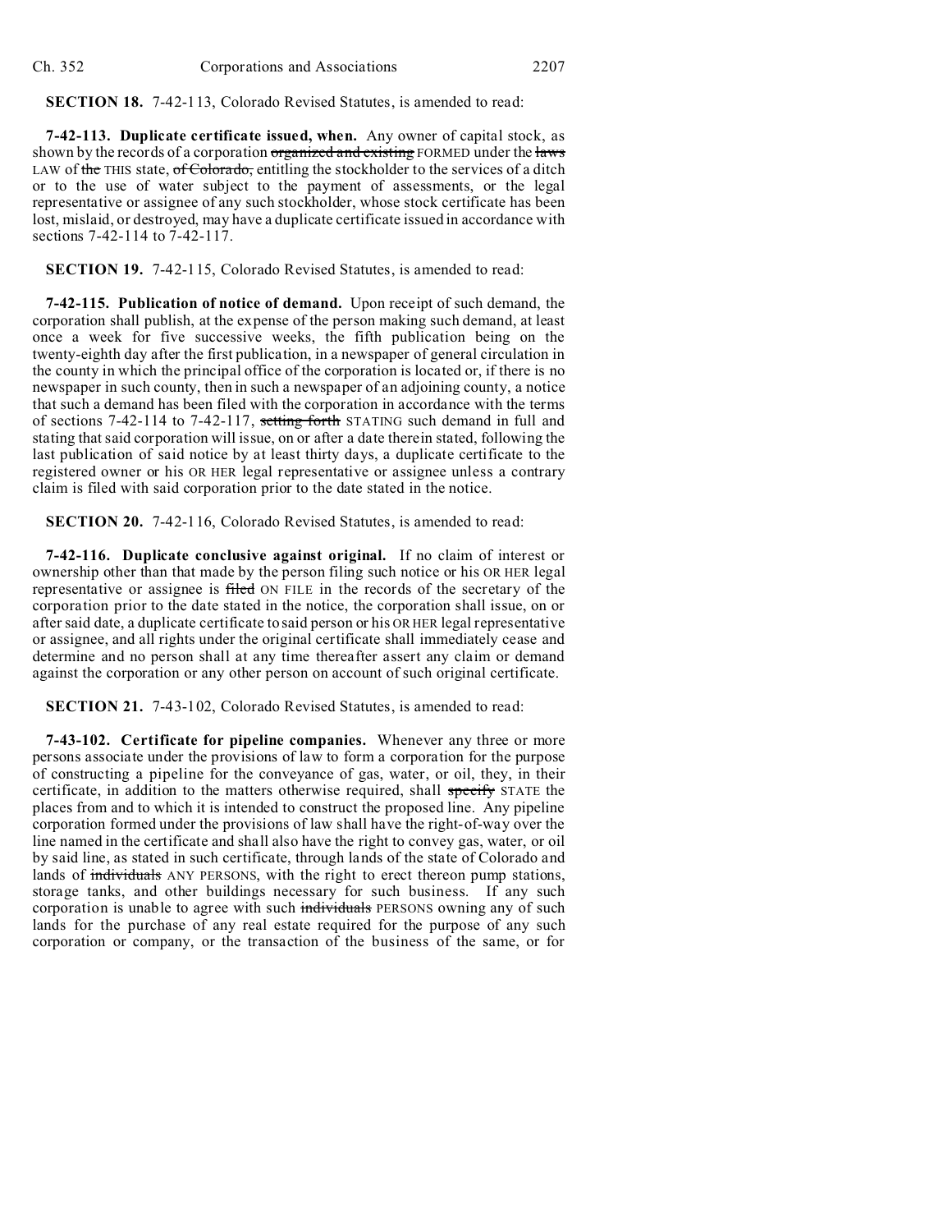**SECTION 18.** 7-42-113, Colorado Revised Statutes, is amended to read:

**7-42-113. Duplicate certificate issued, when.** Any owner of capital stock, as shown by the records of a corporation ~~organized and existing~~ FORMED under the ~~laws~~ LAW of ~~the~~ THIS state, ~~of Colorado,~~ entitling the stockholder to the services of a ditch or to the use of water subject to the payment of assessments, or the legal representative or assignee of any such stockholder, whose stock certificate has been lost, mislaid, or destroyed, may have a duplicate certificate issued in accordance with sections 7-42-114 to 7-42-117.

**SECTION 19.** 7-42-115, Colorado Revised Statutes, is amended to read:

**7-42-115. Publication of notice of demand.** Upon receipt of such demand, the corporation shall publish, at the expense of the person making such demand, at least once a week for five successive weeks, the fifth publication being on the twenty-eighth day after the first publication, in a newspaper of general circulation in the county in which the principal office of the corporation is located or, if there is no newspaper in such county, then in such a newspaper of an adjoining county, a notice that such a demand has been filed with the corporation in accordance with the terms of sections 7-42-114 to 7-42-117, ~~setting forth~~ STATING such demand in full and stating that said corporation will issue, on or after a date therein stated, following the last publication of said notice by at least thirty days, a duplicate certificate to the registered owner or his OR HER legal representative or assignee unless a contrary claim is filed with said corporation prior to the date stated in the notice.

**SECTION 20.** 7-42-116, Colorado Revised Statutes, is amended to read:

**7-42-116. Duplicate conclusive against original.** If no claim of interest or ownership other than that made by the person filing such notice or his OR HER legal representative or assignee is ~~filed~~ ON FILE in the records of the secretary of the corporation prior to the date stated in the notice, the corporation shall issue, on or after said date, a duplicate certificate to said person or his OR HER legal representative or assignee, and all rights under the original certificate shall immediately cease and determine and no person shall at any time thereafter assert any claim or demand against the corporation or any other person on account of such original certificate.

**SECTION 21.** 7-43-102, Colorado Revised Statutes, is amended to read:

**7-43-102. Certificate for pipeline companies.** Whenever any three or more persons associate under the provisions of law to form a corporation for the purpose of constructing a pipeline for the conveyance of gas, water, or oil, they, in their certificate, in addition to the matters otherwise required, shall ~~specify~~ STATE the places from and to which it is intended to construct the proposed line. Any pipeline corporation formed under the provisions of law shall have the right-of-way over the line named in the certificate and shall also have the right to convey gas, water, or oil by said line, as stated in such certificate, through lands of the state of Colorado and lands of ~~individuals~~ ANY PERSONS, with the right to erect thereon pump stations, storage tanks, and other buildings necessary for such business. If any such corporation is unable to agree with such ~~individuals~~ PERSONS owning any of such lands for the purchase of any real estate required for the purpose of any such corporation or company, or the transaction of the business of the same, or for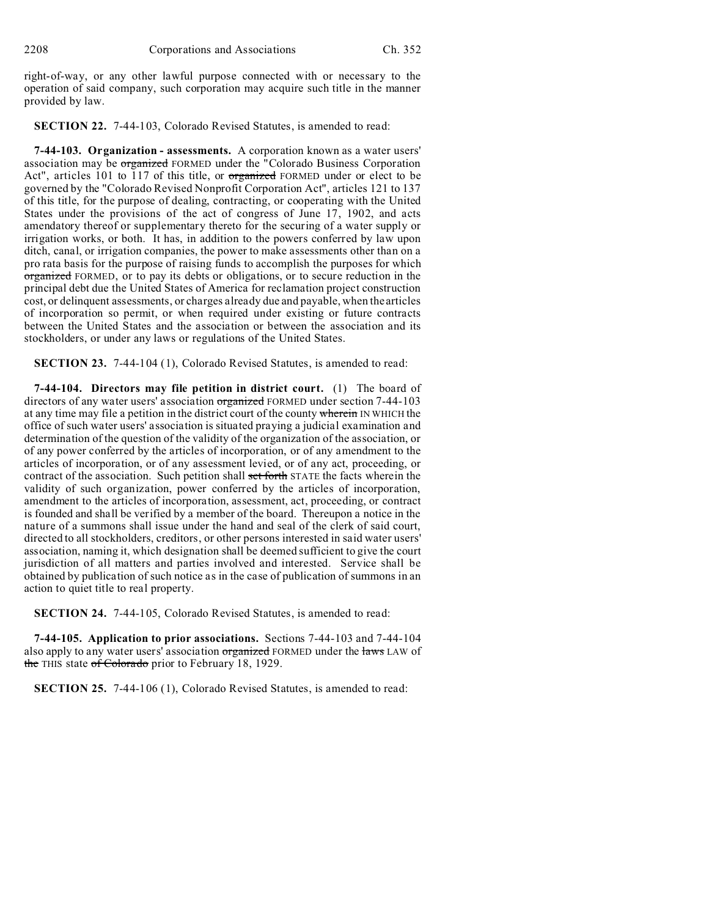right-of-way, or any other lawful purpose connected with or necessary to the operation of said company, such corporation may acquire such title in the manner provided by law.

**SECTION 22.** 7-44-103, Colorado Revised Statutes, is amended to read:

**7-44-103. Organization - assessments.** A corporation known as a water users' association may be ~~organized~~ FORMED under the "Colorado Business Corporation Act", articles 101 to 117 of this title, or ~~organized~~ FORMED under or elect to be governed by the "Colorado Revised Nonprofit Corporation Act", articles 121 to 137 of this title, for the purpose of dealing, contracting, or cooperating with the United States under the provisions of the act of congress of June 17, 1902, and acts amendatory thereof or supplementary thereto for the securing of a water supply or irrigation works, or both. It has, in addition to the powers conferred by law upon ditch, canal, or irrigation companies, the power to make assessments other than on a pro rata basis for the purpose of raising funds to accomplish the purposes for which ~~organized~~ FORMED, or to pay its debts or obligations, or to secure reduction in the principal debt due the United States of America for reclamation project construction cost, or delinquent assessments, or charges already due and payable, when the articles of incorporation so permit, or when required under existing or future contracts between the United States and the association or between the association and its stockholders, or under any laws or regulations of the United States.

**SECTION 23.** 7-44-104 (1), Colorado Revised Statutes, is amended to read:

**7-44-104. Directors may file petition in district court.** (1) The board of directors of any water users' association ~~organized~~ FORMED under section 7-44-103 at any time may file a petition in the district court of the county ~~wherein~~ IN WHICH the office of such water users' association is situated praying a judicial examination and determination of the question of the validity of the organization of the association, or of any power conferred by the articles of incorporation, or of any amendment to the articles of incorporation, or of any assessment levied, or of any act, proceeding, or contract of the association. Such petition shall ~~set forth~~ STATE the facts wherein the validity of such organization, power conferred by the articles of incorporation, amendment to the articles of incorporation, assessment, act, proceeding, or contract is founded and shall be verified by a member of the board. Thereupon a notice in the nature of a summons shall issue under the hand and seal of the clerk of said court, directed to all stockholders, creditors, or other persons interested in said water users' association, naming it, which designation shall be deemed sufficient to give the court jurisdiction of all matters and parties involved and interested. Service shall be obtained by publication of such notice as in the case of publication of summons in an action to quiet title to real property.

**SECTION 24.** 7-44-105, Colorado Revised Statutes, is amended to read:

**7-44-105. Application to prior associations.** Sections 7-44-103 and 7-44-104 also apply to any water users' association ~~organized~~ FORMED under the ~~laws~~ LAW of ~~the~~ THIS state ~~of Colorado~~ prior to February 18, 1929.

**SECTION 25.** 7-44-106 (1), Colorado Revised Statutes, is amended to read: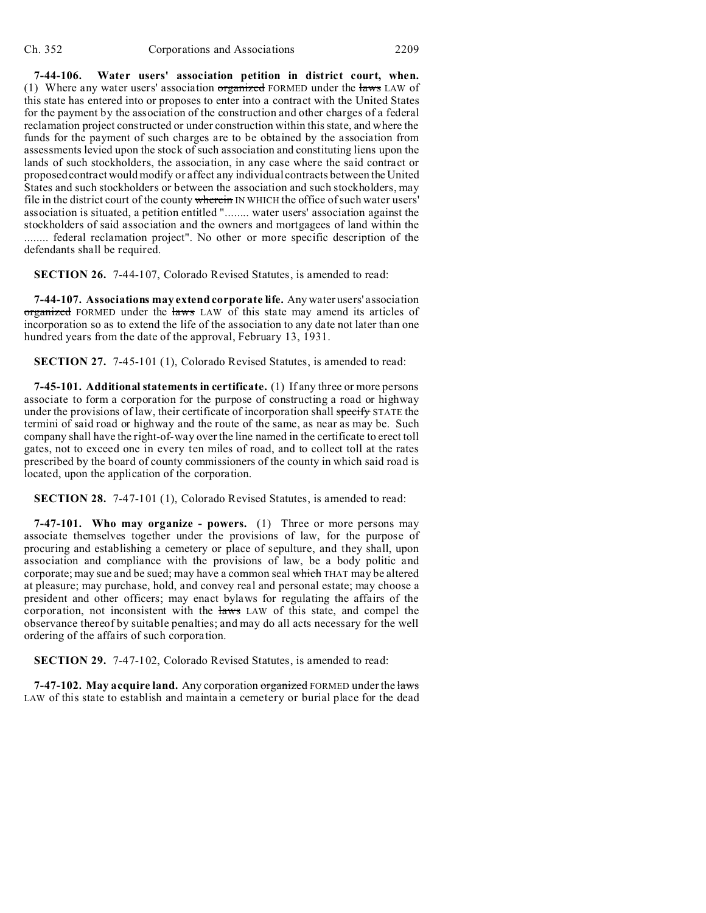**7-44-106. Water users' association petition in district court, when.** (1) Where any water users' association ~~organized~~ FORMED under the ~~laws~~ LAW of this state has entered into or proposes to enter into a contract with the United States for the payment by the association of the construction and other charges of a federal reclamation project constructed or under construction within this state, and where the funds for the payment of such charges are to be obtained by the association from assessments levied upon the stock of such association and constituting liens upon the lands of such stockholders, the association, in any case where the said contract or proposed contract would modify or affect any individual contracts between the United States and such stockholders or between the association and such stockholders, may file in the district court of the county ~~wherein~~ IN WHICH the office of such water users' association is situated, a petition entitled "........ water users' association against the stockholders of said association and the owners and mortgagees of land within the ........ federal reclamation project". No other or more specific description of the defendants shall be required.

**SECTION 26.** 7-44-107, Colorado Revised Statutes, is amended to read:

**7-44-107. Associations may extend corporate life.** Any water users' association ~~organized~~ FORMED under the ~~laws~~ LAW of this state may amend its articles of incorporation so as to extend the life of the association to any date not later than one hundred years from the date of the approval, February 13, 1931.

**SECTION 27.** 7-45-101 (1), Colorado Revised Statutes, is amended to read:

**7-45-101. Additional statements in certificate.** (1) If any three or more persons associate to form a corporation for the purpose of constructing a road or highway under the provisions of law, their certificate of incorporation shall ~~specify~~ STATE the termini of said road or highway and the route of the same, as near as may be. Such company shall have the right-of-way over the line named in the certificate to erect toll gates, not to exceed one in every ten miles of road, and to collect toll at the rates prescribed by the board of county commissioners of the county in which said road is located, upon the application of the corporation.

**SECTION 28.** 7-47-101 (1), Colorado Revised Statutes, is amended to read:

**7-47-101. Who may organize - powers.** (1) Three or more persons may associate themselves together under the provisions of law, for the purpose of procuring and establishing a cemetery or place of sepulture, and they shall, upon association and compliance with the provisions of law, be a body politic and corporate; may sue and be sued; may have a common seal ~~which~~ THAT may be altered at pleasure; may purchase, hold, and convey real and personal estate; may choose a president and other officers; may enact bylaws for regulating the affairs of the corporation, not inconsistent with the ~~laws~~ LAW of this state, and compel the observance thereof by suitable penalties; and may do all acts necessary for the well ordering of the affairs of such corporation.

**SECTION 29.** 7-47-102, Colorado Revised Statutes, is amended to read:

**7-47-102. May acquire land.** Any corporation ~~organized~~ FORMED under the ~~laws~~ LAW of this state to establish and maintain a cemetery or burial place for the dead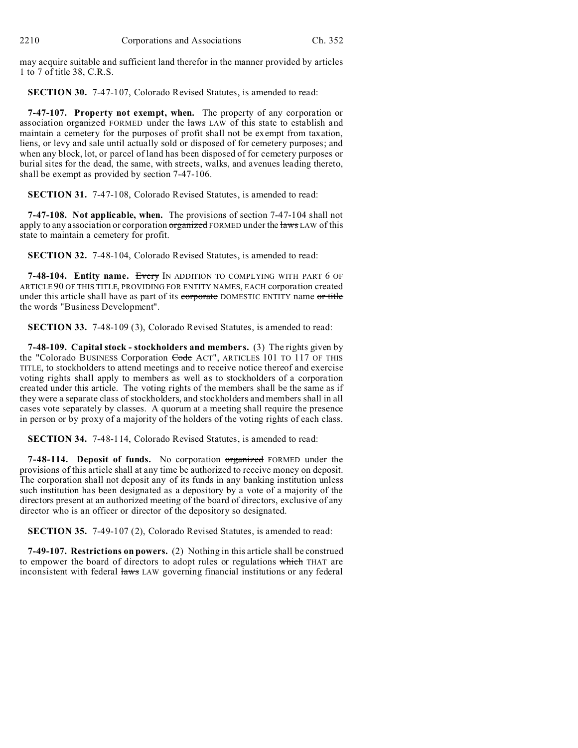may acquire suitable and sufficient land therefor in the manner provided by articles 1 to 7 of title 38, C.R.S.

**SECTION 30.** 7-47-107, Colorado Revised Statutes, is amended to read:

**7-47-107. Property not exempt, when.** The property of any corporation or association ~~organized~~ FORMED under the ~~laws~~ LAW of this state to establish and maintain a cemetery for the purposes of profit shall not be exempt from taxation, liens, or levy and sale until actually sold or disposed of for cemetery purposes; and when any block, lot, or parcel of land has been disposed of for cemetery purposes or burial sites for the dead, the same, with streets, walks, and avenues leading thereto, shall be exempt as provided by section 7-47-106.

**SECTION 31.** 7-47-108, Colorado Revised Statutes, is amended to read:

**7-47-108. Not applicable, when.** The provisions of section 7-47-104 shall not apply to any association or corporation ~~organized~~ FORMED under the ~~laws~~ LAW of this state to maintain a cemetery for profit.

**SECTION 32.** 7-48-104, Colorado Revised Statutes, is amended to read:

**7-48-104. Entity name.** ~~Every~~ IN ADDITION TO COMPLYING WITH PART 6 OF ARTICLE 90 OF THIS TITLE, PROVIDING FOR ENTITY NAMES, EACH corporation created under this article shall have as part of its ~~corporate~~ DOMESTIC ENTITY name ~~or title~~ the words "Business Development".

**SECTION 33.** 7-48-109 (3), Colorado Revised Statutes, is amended to read:

**7-48-109. Capital stock - stockholders and members.** (3) The rights given by the "Colorado BUSINESS Corporation ~~Code~~ ACT", ARTICLES 101 TO 117 OF THIS TITLE, to stockholders to attend meetings and to receive notice thereof and exercise voting rights shall apply to members as well as to stockholders of a corporation created under this article. The voting rights of the members shall be the same as if they were a separate class of stockholders, and stockholders and members shall in all cases vote separately by classes. A quorum at a meeting shall require the presence in person or by proxy of a majority of the holders of the voting rights of each class.

**SECTION 34.** 7-48-114, Colorado Revised Statutes, is amended to read:

**7-48-114. Deposit of funds.** No corporation ~~organized~~ FORMED under the provisions of this article shall at any time be authorized to receive money on deposit. The corporation shall not deposit any of its funds in any banking institution unless such institution has been designated as a depository by a vote of a majority of the directors present at an authorized meeting of the board of directors, exclusive of any director who is an officer or director of the depository so designated.

**SECTION 35.** 7-49-107 (2), Colorado Revised Statutes, is amended to read:

**7-49-107. Restrictions on powers.** (2) Nothing in this article shall be construed to empower the board of directors to adopt rules or regulations ~~which~~ THAT are inconsistent with federal ~~laws~~ LAW governing financial institutions or any federal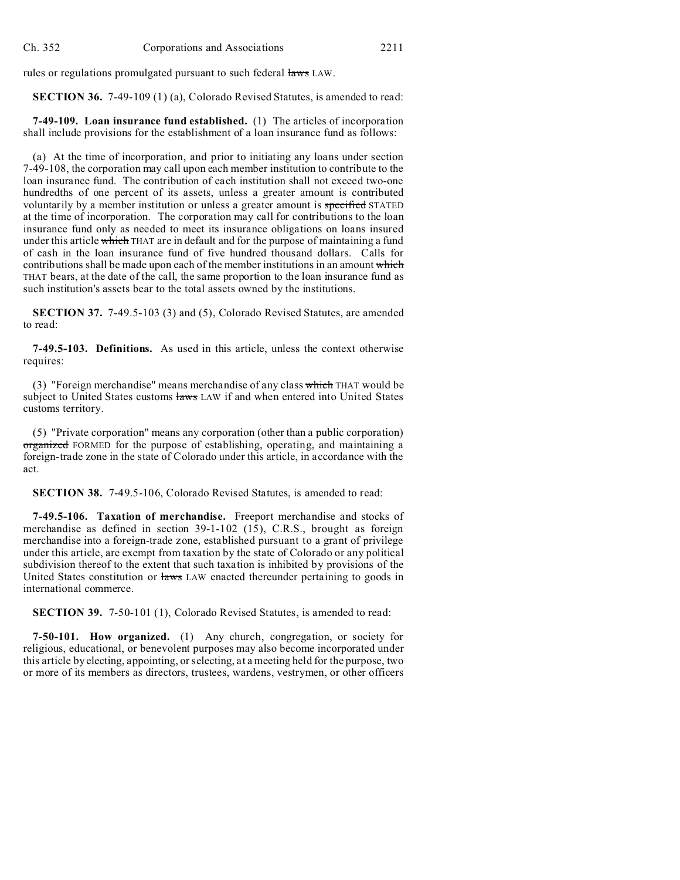rules or regulations promulgated pursuant to such federal ~~laws~~ LAW.

**SECTION 36.** 7-49-109 (1) (a), Colorado Revised Statutes, is amended to read:

**7-49-109. Loan insurance fund established.** (1) The articles of incorporation shall include provisions for the establishment of a loan insurance fund as follows:

(a) At the time of incorporation, and prior to initiating any loans under section 7-49-108, the corporation may call upon each member institution to contribute to the loan insurance fund. The contribution of each institution shall not exceed two-one hundredths of one percent of its assets, unless a greater amount is contributed voluntarily by a member institution or unless a greater amount is ~~specified~~ STATED at the time of incorporation. The corporation may call for contributions to the loan insurance fund only as needed to meet its insurance obligations on loans insured under this article ~~which~~ THAT are in default and for the purpose of maintaining a fund of cash in the loan insurance fund of five hundred thousand dollars. Calls for contributions shall be made upon each of the member institutions in an amount ~~which~~ THAT bears, at the date of the call, the same proportion to the loan insurance fund as such institution's assets bear to the total assets owned by the institutions.

**SECTION 37.** 7-49.5-103 (3) and (5), Colorado Revised Statutes, are amended to read:

**7-49.5-103. Definitions.** As used in this article, unless the context otherwise requires:

(3) "Foreign merchandise" means merchandise of any class ~~which~~ THAT would be subject to United States customs ~~laws~~ LAW if and when entered into United States customs territory.

(5) "Private corporation" means any corporation (other than a public corporation) ~~organized~~ FORMED for the purpose of establishing, operating, and maintaining a foreign-trade zone in the state of Colorado under this article, in accordance with the act.

**SECTION 38.** 7-49.5-106, Colorado Revised Statutes, is amended to read:

**7-49.5-106. Taxation of merchandise.** Freeport merchandise and stocks of merchandise as defined in section 39-1-102 (15), C.R.S., brought as foreign merchandise into a foreign-trade zone, established pursuant to a grant of privilege under this article, are exempt from taxation by the state of Colorado or any political subdivision thereof to the extent that such taxation is inhibited by provisions of the United States constitution or ~~laws~~ LAW enacted thereunder pertaining to goods in international commerce.

**SECTION 39.** 7-50-101 (1), Colorado Revised Statutes, is amended to read:

**7-50-101. How organized.** (1) Any church, congregation, or society for religious, educational, or benevolent purposes may also become incorporated under this article by electing, appointing, or selecting, at a meeting held for the purpose, two or more of its members as directors, trustees, wardens, vestrymen, or other officers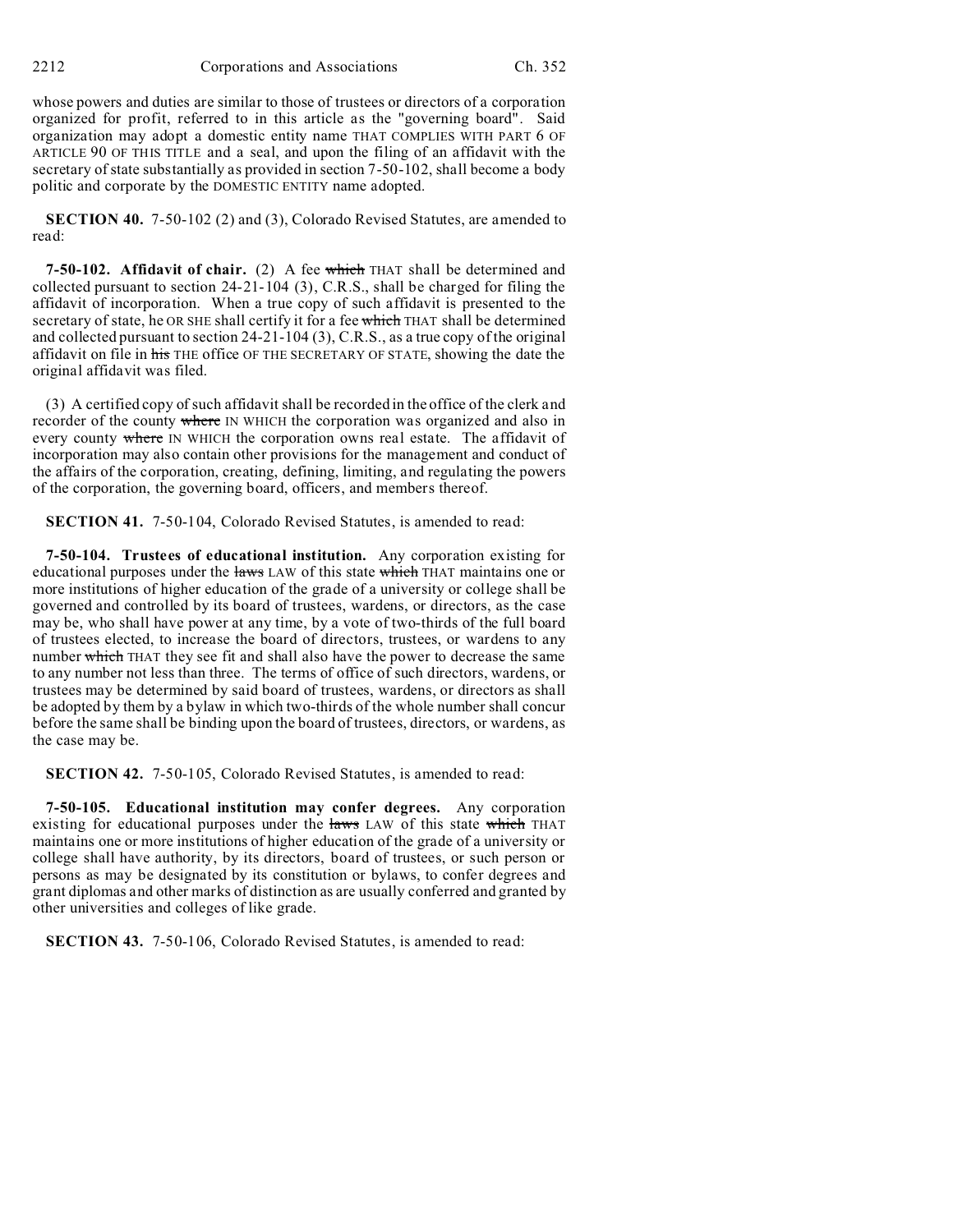whose powers and duties are similar to those of trustees or directors of a corporation organized for profit, referred to in this article as the "governing board". Said organization may adopt a domestic entity name THAT COMPLIES WITH PART 6 OF ARTICLE 90 OF THIS TITLE and a seal, and upon the filing of an affidavit with the secretary of state substantially as provided in section 7-50-102, shall become a body politic and corporate by the DOMESTIC ENTITY name adopted.

**SECTION 40.** 7-50-102 (2) and (3), Colorado Revised Statutes, are amended to read:

**7-50-102. Affidavit of chair.** (2) A fee ~~which~~ THAT shall be determined and collected pursuant to section 24-21-104 (3), C.R.S., shall be charged for filing the affidavit of incorporation. When a true copy of such affidavit is presented to the secretary of state, he OR SHE shall certify it for a fee ~~which~~ THAT shall be determined and collected pursuant to section 24-21-104 (3), C.R.S., as a true copy of the original affidavit on file in ~~his~~ THE office OF THE SECRETARY OF STATE, showing the date the original affidavit was filed.

(3) A certified copy of such affidavit shall be recorded in the office of the clerk and recorder of the county ~~where~~ IN WHICH the corporation was organized and also in every county ~~where~~ IN WHICH the corporation owns real estate. The affidavit of incorporation may also contain other provisions for the management and conduct of the affairs of the corporation, creating, defining, limiting, and regulating the powers of the corporation, the governing board, officers, and members thereof.

**SECTION 41.** 7-50-104, Colorado Revised Statutes, is amended to read:

**7-50-104. Trustees of educational institution.** Any corporation existing for educational purposes under the ~~laws~~ LAW of this state ~~which~~ THAT maintains one or more institutions of higher education of the grade of a university or college shall be governed and controlled by its board of trustees, wardens, or directors, as the case may be, who shall have power at any time, by a vote of two-thirds of the full board of trustees elected, to increase the board of directors, trustees, or wardens to any number ~~which~~ THAT they see fit and shall also have the power to decrease the same to any number not less than three. The terms of office of such directors, wardens, or trustees may be determined by said board of trustees, wardens, or directors as shall be adopted by them by a bylaw in which two-thirds of the whole number shall concur before the same shall be binding upon the board of trustees, directors, or wardens, as the case may be.

**SECTION 42.** 7-50-105, Colorado Revised Statutes, is amended to read:

**7-50-105. Educational institution may confer degrees.** Any corporation existing for educational purposes under the ~~laws~~ LAW of this state ~~which~~ THAT maintains one or more institutions of higher education of the grade of a university or college shall have authority, by its directors, board of trustees, or such person or persons as may be designated by its constitution or bylaws, to confer degrees and grant diplomas and other marks of distinction as are usually conferred and granted by other universities and colleges of like grade.

**SECTION 43.** 7-50-106, Colorado Revised Statutes, is amended to read: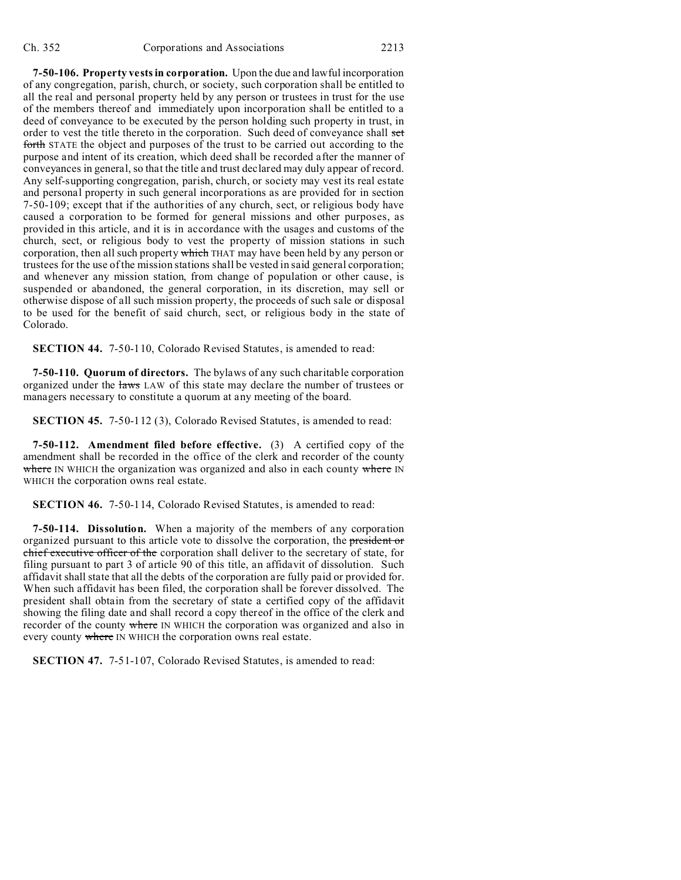**7-50-106. Property vests in corporation.** Upon the due and lawful incorporation of any congregation, parish, church, or society, such corporation shall be entitled to all the real and personal property held by any person or trustees in trust for the use of the members thereof and immediately upon incorporation shall be entitled to a deed of conveyance to be executed by the person holding such property in trust, in order to vest the title thereto in the corporation. Such deed of conveyance shall ~~set forth~~ STATE the object and purposes of the trust to be carried out according to the purpose and intent of its creation, which deed shall be recorded after the manner of conveyances in general, so that the title and trust declared may duly appear of record. Any self-supporting congregation, parish, church, or society may vest its real estate and personal property in such general incorporations as are provided for in section 7-50-109; except that if the authorities of any church, sect, or religious body have caused a corporation to be formed for general missions and other purposes, as provided in this article, and it is in accordance with the usages and customs of the church, sect, or religious body to vest the property of mission stations in such corporation, then all such property ~~which~~ THAT may have been held by any person or trustees for the use of the mission stations shall be vested in said general corporation; and whenever any mission station, from change of population or other cause, is suspended or abandoned, the general corporation, in its discretion, may sell or otherwise dispose of all such mission property, the proceeds of such sale or disposal to be used for the benefit of said church, sect, or religious body in the state of Colorado.

**SECTION 44.** 7-50-110, Colorado Revised Statutes, is amended to read:

**7-50-110. Quorum of directors.** The bylaws of any such charitable corporation organized under the ~~laws~~ LAW of this state may declare the number of trustees or managers necessary to constitute a quorum at any meeting of the board.

**SECTION 45.** 7-50-112 (3), Colorado Revised Statutes, is amended to read:

**7-50-112. Amendment filed before effective.** (3) A certified copy of the amendment shall be recorded in the office of the clerk and recorder of the county ~~where~~ IN WHICH the organization was organized and also in each county ~~where~~ IN WHICH the corporation owns real estate.

**SECTION 46.** 7-50-114, Colorado Revised Statutes, is amended to read:

**7-50-114. Dissolution.** When a majority of the members of any corporation organized pursuant to this article vote to dissolve the corporation, the ~~president or chief executive officer of the~~ corporation shall deliver to the secretary of state, for filing pursuant to part 3 of article 90 of this title, an affidavit of dissolution. Such affidavit shall state that all the debts of the corporation are fully paid or provided for. When such affidavit has been filed, the corporation shall be forever dissolved. The president shall obtain from the secretary of state a certified copy of the affidavit showing the filing date and shall record a copy thereof in the office of the clerk and recorder of the county ~~where~~ IN WHICH the corporation was organized and also in every county ~~where~~ IN WHICH the corporation owns real estate.

**SECTION 47.** 7-51-107, Colorado Revised Statutes, is amended to read: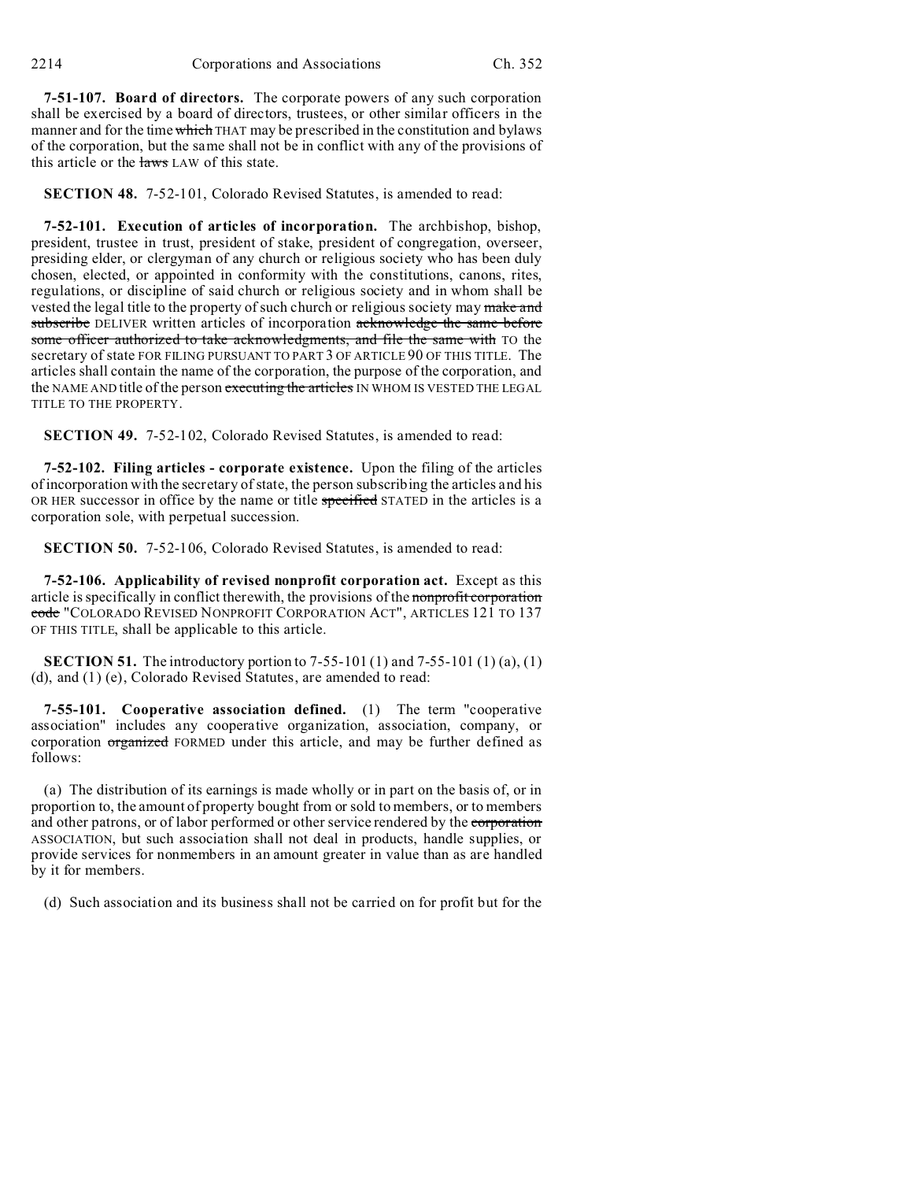**7-51-107. Board of directors.** The corporate powers of any such corporation shall be exercised by a board of directors, trustees, or other similar officers in the manner and for the time ~~which~~ THAT may be prescribed in the constitution and bylaws of the corporation, but the same shall not be in conflict with any of the provisions of this article or the ~~laws~~ LAW of this state.

**SECTION 48.** 7-52-101, Colorado Revised Statutes, is amended to read:

**7-52-101. Execution of articles of incorporation.** The archbishop, bishop, president, trustee in trust, president of stake, president of congregation, overseer, presiding elder, or clergyman of any church or religious society who has been duly chosen, elected, or appointed in conformity with the constitutions, canons, rites, regulations, or discipline of said church or religious society and in whom shall be vested the legal title to the property of such church or religious society may ~~make and subscribe~~ DELIVER written articles of incorporation ~~acknowledge the same before some officer authorized to take acknowledgments, and file the same with~~ TO the secretary of state FOR FILING PURSUANT TO PART 3 OF ARTICLE 90 OF THIS TITLE. The articles shall contain the name of the corporation, the purpose of the corporation, and the NAME AND title of the person ~~executing the articles~~ IN WHOM IS VESTED THE LEGAL TITLE TO THE PROPERTY.

**SECTION 49.** 7-52-102, Colorado Revised Statutes, is amended to read:

**7-52-102. Filing articles - corporate existence.** Upon the filing of the articles of incorporation with the secretary of state, the person subscribing the articles and his OR HER successor in office by the name or title ~~specified~~ STATED in the articles is a corporation sole, with perpetual succession.

**SECTION 50.** 7-52-106, Colorado Revised Statutes, is amended to read:

**7-52-106. Applicability of revised nonprofit corporation act.** Except as this article is specifically in conflict therewith, the provisions of the ~~nonprofit corporation code~~ "COLORADO REVISED NONPROFIT CORPORATION ACT", ARTICLES 121 TO 137 OF THIS TITLE, shall be applicable to this article.

**SECTION 51.** The introductory portion to 7-55-101 (1) and 7-55-101 (1) (a), (1) (d), and (1) (e), Colorado Revised Statutes, are amended to read:

**7-55-101. Cooperative association defined.** (1) The term "cooperative association" includes any cooperative organization, association, company, or corporation ~~organized~~ FORMED under this article, and may be further defined as follows:

(a) The distribution of its earnings is made wholly or in part on the basis of, or in proportion to, the amount of property bought from or sold to members, or to members and other patrons, or of labor performed or other service rendered by the ~~corporation~~ ASSOCIATION, but such association shall not deal in products, handle supplies, or provide services for nonmembers in an amount greater in value than as are handled by it for members.

(d) Such association and its business shall not be carried on for profit but for the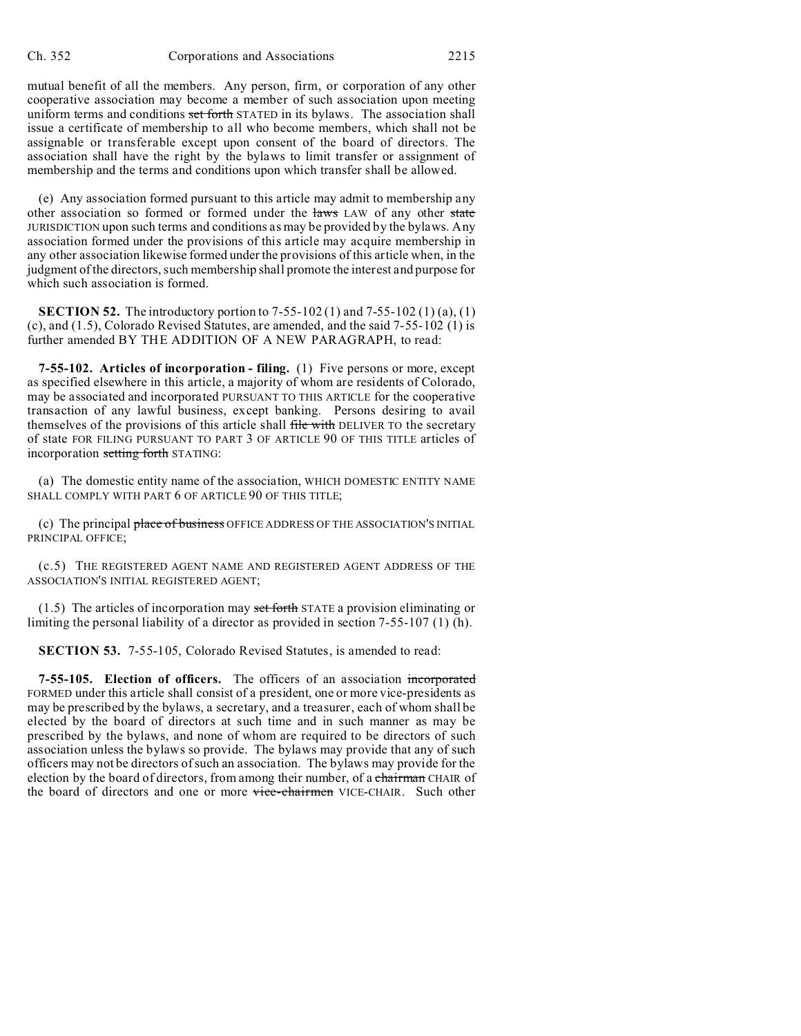mutual benefit of all the members. Any person, firm, or corporation of any other cooperative association may become a member of such association upon meeting uniform terms and conditions ~~set forth~~ STATED in its bylaws. The association shall issue a certificate of membership to all who become members, which shall not be assignable or transferable except upon consent of the board of directors. The association shall have the right by the bylaws to limit transfer or assignment of membership and the terms and conditions upon which transfer shall be allowed.

(e) Any association formed pursuant to this article may admit to membership any other association so formed or formed under the ~~laws~~ LAW of any other ~~state~~ JURISDICTION upon such terms and conditions as may be provided by the bylaws. Any association formed under the provisions of this article may acquire membership in any other association likewise formed under the provisions of this article when, in the judgment of the directors, such membership shall promote the interest and purpose for which such association is formed.

**SECTION 52.** The introductory portion to 7-55-102 (1) and 7-55-102 (1) (a), (1) (c), and (1.5), Colorado Revised Statutes, are amended, and the said 7-55-102 (1) is further amended BY THE ADDITION OF A NEW PARAGRAPH, to read:

**7-55-102. Articles of incorporation - filing.** (1) Five persons or more, except as specified elsewhere in this article, a majority of whom are residents of Colorado, may be associated and incorporated PURSUANT TO THIS ARTICLE for the cooperative transaction of any lawful business, except banking. Persons desiring to avail themselves of the provisions of this article shall ~~file with~~ DELIVER TO the secretary of state FOR FILING PURSUANT TO PART 3 OF ARTICLE 90 OF THIS TITLE articles of incorporation ~~setting forth~~ STATING:

(a) The domestic entity name of the association, WHICH DOMESTIC ENTITY NAME SHALL COMPLY WITH PART 6 OF ARTICLE 90 OF THIS TITLE;

(c) The principal ~~place of business~~ OFFICE ADDRESS OF THE ASSOCIATION'S INITIAL PRINCIPAL OFFICE;

(c.5) THE REGISTERED AGENT NAME AND REGISTERED AGENT ADDRESS OF THE ASSOCIATION'S INITIAL REGISTERED AGENT;

(1.5) The articles of incorporation may ~~set forth~~ STATE a provision eliminating or limiting the personal liability of a director as provided in section 7-55-107 (1) (h).

**SECTION 53.** 7-55-105, Colorado Revised Statutes, is amended to read:

**7-55-105. Election of officers.** The officers of an association ~~incorporated~~ FORMED under this article shall consist of a president, one or more vice-presidents as may be prescribed by the bylaws, a secretary, and a treasurer, each of whom shall be elected by the board of directors at such time and in such manner as may be prescribed by the bylaws, and none of whom are required to be directors of such association unless the bylaws so provide. The bylaws may provide that any of such officers may not be directors of such an association. The bylaws may provide for the election by the board of directors, from among their number, of a ~~chairman~~ CHAIR of the board of directors and one or more ~~vice-chairmen~~ VICE-CHAIR. Such other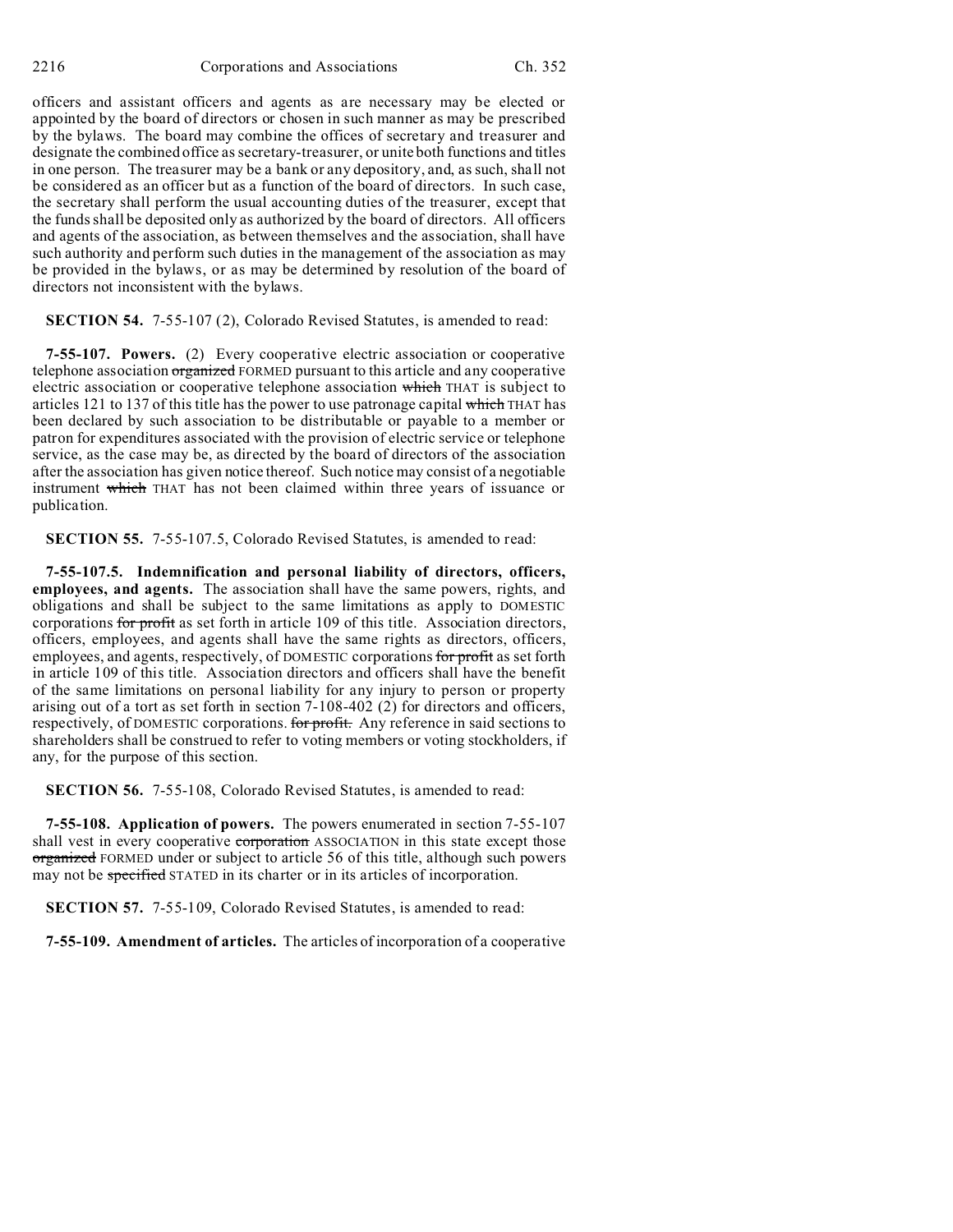officers and assistant officers and agents as are necessary may be elected or appointed by the board of directors or chosen in such manner as may be prescribed by the bylaws. The board may combine the offices of secretary and treasurer and designate the combined office as secretary-treasurer, or unite both functions and titles in one person. The treasurer may be a bank or any depository, and, as such, shall not be considered as an officer but as a function of the board of directors. In such case, the secretary shall perform the usual accounting duties of the treasurer, except that the funds shall be deposited only as authorized by the board of directors. All officers and agents of the association, as between themselves and the association, shall have such authority and perform such duties in the management of the association as may be provided in the bylaws, or as may be determined by resolution of the board of directors not inconsistent with the bylaws.

**SECTION 54.** 7-55-107 (2), Colorado Revised Statutes, is amended to read:

**7-55-107. Powers.** (2) Every cooperative electric association or cooperative telephone association ~~organized~~ FORMED pursuant to this article and any cooperative electric association or cooperative telephone association ~~which~~ THAT is subject to articles 121 to 137 of this title has the power to use patronage capital ~~which~~ THAT has been declared by such association to be distributable or payable to a member or patron for expenditures associated with the provision of electric service or telephone service, as the case may be, as directed by the board of directors of the association after the association has given notice thereof. Such notice may consist of a negotiable instrument ~~which~~ THAT has not been claimed within three years of issuance or publication.

**SECTION 55.** 7-55-107.5, Colorado Revised Statutes, is amended to read:

**7-55-107.5. Indemnification and personal liability of directors, officers, employees, and agents.** The association shall have the same powers, rights, and obligations and shall be subject to the same limitations as apply to DOMESTIC corporations ~~for profit~~ as set forth in article 109 of this title. Association directors, officers, employees, and agents shall have the same rights as directors, officers, employees, and agents, respectively, of DOMESTIC corporations ~~for profit~~ as set forth in article 109 of this title. Association directors and officers shall have the benefit of the same limitations on personal liability for any injury to person or property arising out of a tort as set forth in section 7-108-402 (2) for directors and officers, respectively, of DOMESTIC corporations. ~~for profit.~~ Any reference in said sections to shareholders shall be construed to refer to voting members or voting stockholders, if any, for the purpose of this section.

**SECTION 56.** 7-55-108, Colorado Revised Statutes, is amended to read:

**7-55-108. Application of powers.** The powers enumerated in section 7-55-107 shall vest in every cooperative ~~corporation~~ ASSOCIATION in this state except those ~~organized~~ FORMED under or subject to article 56 of this title, although such powers may not be ~~specified~~ STATED in its charter or in its articles of incorporation.

**SECTION 57.** 7-55-109, Colorado Revised Statutes, is amended to read:

**7-55-109. Amendment of articles.** The articles of incorporation of a cooperative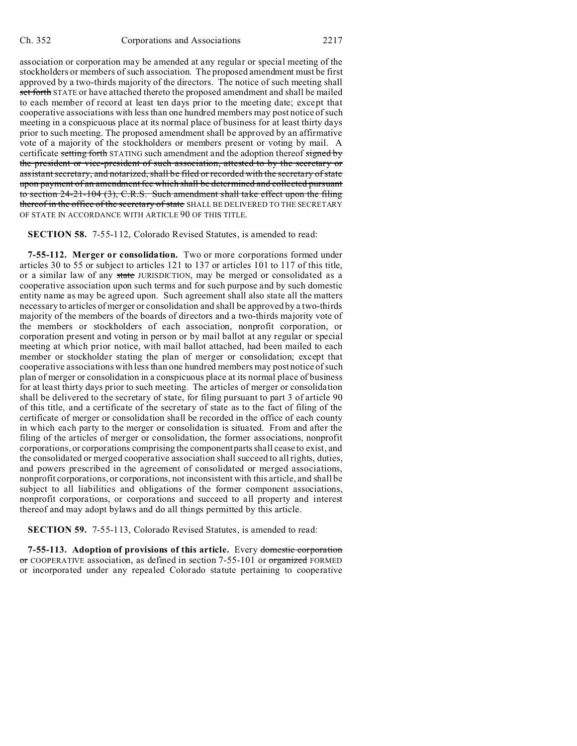association or corporation may be amended at any regular or special meeting of the stockholders or members of such association. The proposed amendment must be first approved by a two-thirds majority of the directors. The notice of such meeting shall ~~set forth~~ STATE or have attached thereto the proposed amendment and shall be mailed to each member of record at least ten days prior to the meeting date; except that cooperative associations with less than one hundred members may post notice of such meeting in a conspicuous place at its normal place of business for at least thirty days prior to such meeting. The proposed amendment shall be approved by an affirmative vote of a majority of the stockholders or members present or voting by mail. A certificate ~~setting forth~~ STATING such amendment and the adoption thereof ~~signed by the president or vice-president of such association, attested to by the secretary or assistant secretary, and notarized, shall be filed or recorded with the secretary of state upon payment of an amendment fee which shall be determined and collected pursuant to section 24-21-104 (3), C.R.S. Such amendment shall take effect upon the filing thereof in the office of the secretary of state~~ SHALL BE DELIVERED TO THE SECRETARY OF STATE IN ACCORDANCE WITH ARTICLE 90 OF THIS TITLE.

**SECTION 58.** 7-55-112, Colorado Revised Statutes, is amended to read:

**7-55-112. Merger or consolidation.** Two or more corporations formed under articles 30 to 55 or subject to articles 121 to 137 or articles 101 to 117 of this title, or a similar law of any ~~state~~ JURISDICTION, may be merged or consolidated as a cooperative association upon such terms and for such purpose and by such domestic entity name as may be agreed upon. Such agreement shall also state all the matters necessary to articles of merger or consolidation and shall be approved by a two-thirds majority of the members of the boards of directors and a two-thirds majority vote of the members or stockholders of each association, nonprofit corporation, or corporation present and voting in person or by mail ballot at any regular or special meeting at which prior notice, with mail ballot attached, had been mailed to each member or stockholder stating the plan of merger or consolidation; except that cooperative associations with less than one hundred members may post notice of such plan of merger or consolidation in a conspicuous place at its normal place of business for at least thirty days prior to such meeting. The articles of merger or consolidation shall be delivered to the secretary of state, for filing pursuant to part 3 of article 90 of this title, and a certificate of the secretary of state as to the fact of filing of the certificate of merger or consolidation shall be recorded in the office of each county in which each party to the merger or consolidation is situated. From and after the filing of the articles of merger or consolidation, the former associations, nonprofit corporations, or corporations comprising the component parts shall cease to exist, and the consolidated or merged cooperative association shall succeed to all rights, duties, and powers prescribed in the agreement of consolidated or merged associations, nonprofit corporations, or corporations, not inconsistent with this article, and shall be subject to all liabilities and obligations of the former component associations, nonprofit corporations, or corporations and succeed to all property and interest thereof and may adopt bylaws and do all things permitted by this article.

**SECTION 59.** 7-55-113, Colorado Revised Statutes, is amended to read:

**7-55-113. Adoption of provisions of this article.** Every ~~domestic corporation or~~ COOPERATIVE association, as defined in section 7-55-101 or ~~organized~~ FORMED or incorporated under any repealed Colorado statute pertaining to cooperative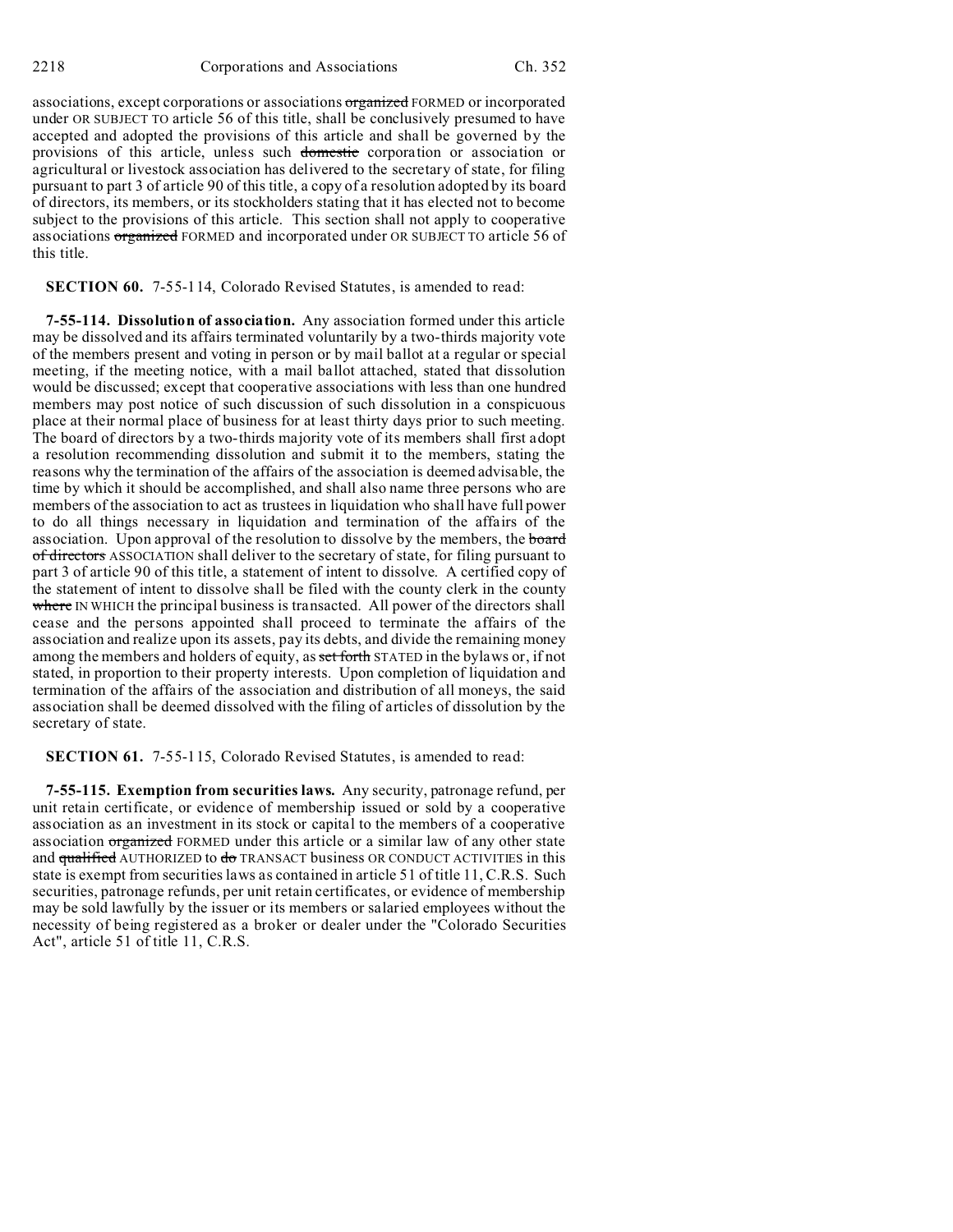associations, except corporations or associations ~~organized~~ FORMED or incorporated under OR SUBJECT TO article 56 of this title, shall be conclusively presumed to have accepted and adopted the provisions of this article and shall be governed by the provisions of this article, unless such ~~domestic~~ corporation or association or agricultural or livestock association has delivered to the secretary of state, for filing pursuant to part 3 of article 90 of this title, a copy of a resolution adopted by its board of directors, its members, or its stockholders stating that it has elected not to become subject to the provisions of this article. This section shall not apply to cooperative associations ~~organized~~ FORMED and incorporated under OR SUBJECT TO article 56 of this title.

**SECTION 60.** 7-55-114, Colorado Revised Statutes, is amended to read:

**7-55-114. Dissolution of association.** Any association formed under this article may be dissolved and its affairs terminated voluntarily by a two-thirds majority vote of the members present and voting in person or by mail ballot at a regular or special meeting, if the meeting notice, with a mail ballot attached, stated that dissolution would be discussed; except that cooperative associations with less than one hundred members may post notice of such discussion of such dissolution in a conspicuous place at their normal place of business for at least thirty days prior to such meeting. The board of directors by a two-thirds majority vote of its members shall first adopt a resolution recommending dissolution and submit it to the members, stating the reasons why the termination of the affairs of the association is deemed advisable, the time by which it should be accomplished, and shall also name three persons who are members of the association to act as trustees in liquidation who shall have full power to do all things necessary in liquidation and termination of the affairs of the association. Upon approval of the resolution to dissolve by the members, the ~~board of directors~~ ASSOCIATION shall deliver to the secretary of state, for filing pursuant to part 3 of article 90 of this title, a statement of intent to dissolve. A certified copy of the statement of intent to dissolve shall be filed with the county clerk in the county ~~where~~ IN WHICH the principal business is transacted. All power of the directors shall cease and the persons appointed shall proceed to terminate the affairs of the association and realize upon its assets, pay its debts, and divide the remaining money among the members and holders of equity, as ~~set forth~~ STATED in the bylaws or, if not stated, in proportion to their property interests. Upon completion of liquidation and termination of the affairs of the association and distribution of all moneys, the said association shall be deemed dissolved with the filing of articles of dissolution by the secretary of state.

**SECTION 61.** 7-55-115, Colorado Revised Statutes, is amended to read:

**7-55-115. Exemption from securities laws.** Any security, patronage refund, per unit retain certificate, or evidence of membership issued or sold by a cooperative association as an investment in its stock or capital to the members of a cooperative association ~~organized~~ FORMED under this article or a similar law of any other state and ~~qualified~~ AUTHORIZED to ~~do~~ TRANSACT business OR CONDUCT ACTIVITIES in this state is exempt from securities laws as contained in article 51 of title 11, C.R.S. Such securities, patronage refunds, per unit retain certificates, or evidence of membership may be sold lawfully by the issuer or its members or salaried employees without the necessity of being registered as a broker or dealer under the "Colorado Securities Act", article 51 of title 11, C.R.S.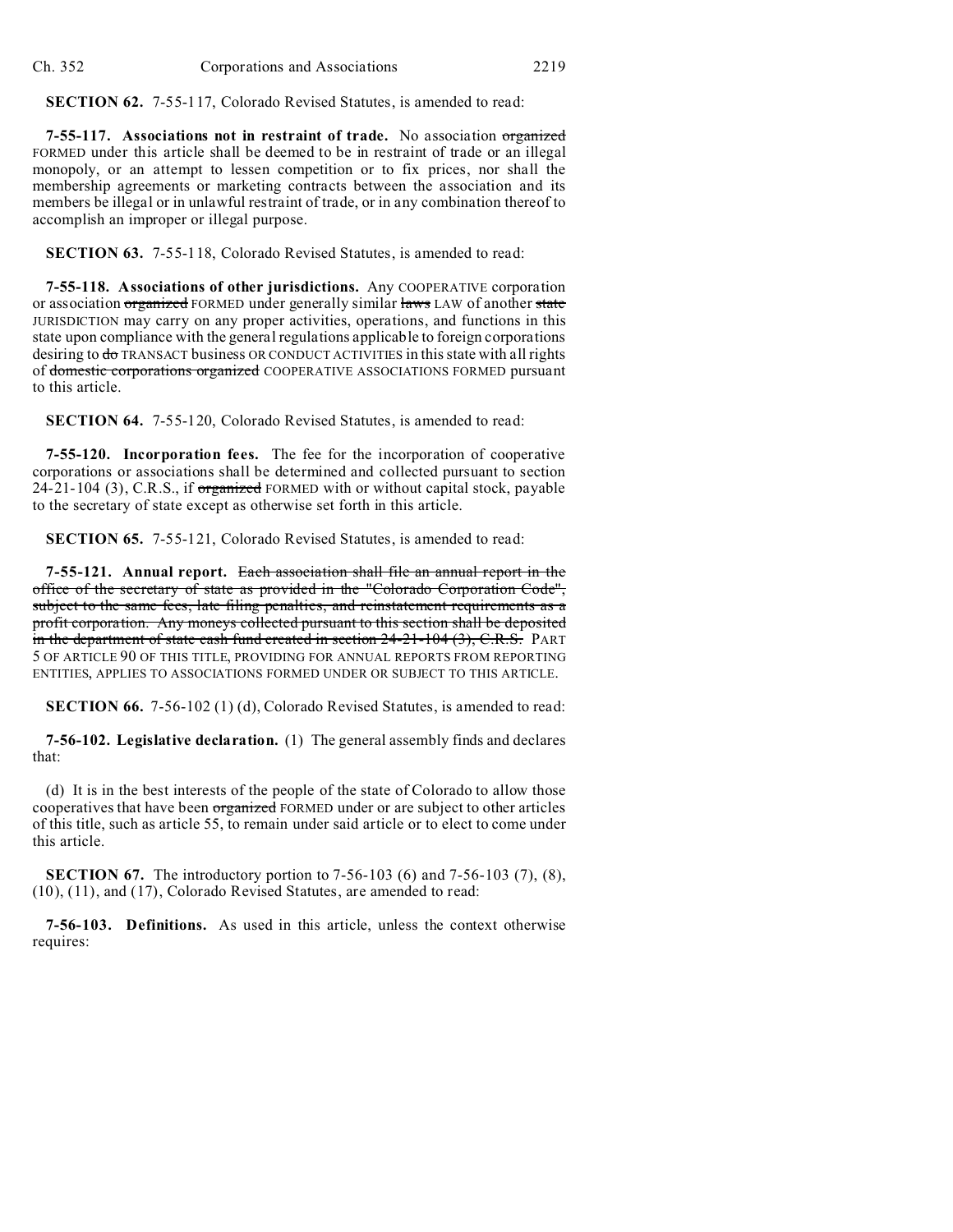**SECTION 62.** 7-55-117, Colorado Revised Statutes, is amended to read:

**7-55-117. Associations not in restraint of trade.** No association ~~organized~~ FORMED under this article shall be deemed to be in restraint of trade or an illegal monopoly, or an attempt to lessen competition or to fix prices, nor shall the membership agreements or marketing contracts between the association and its members be illegal or in unlawful restraint of trade, or in any combination thereof to accomplish an improper or illegal purpose.

**SECTION 63.** 7-55-118, Colorado Revised Statutes, is amended to read:

**7-55-118. Associations of other jurisdictions.** Any COOPERATIVE corporation or association ~~organized~~ FORMED under generally similar ~~laws~~ LAW of another ~~state~~ JURISDICTION may carry on any proper activities, operations, and functions in this state upon compliance with the general regulations applicable to foreign corporations desiring to ~~do~~ TRANSACT business OR CONDUCT ACTIVITIES in this state with all rights of ~~domestic corporations organized~~ COOPERATIVE ASSOCIATIONS FORMED pursuant to this article.

**SECTION 64.** 7-55-120, Colorado Revised Statutes, is amended to read:

**7-55-120. Incorporation fees.** The fee for the incorporation of cooperative corporations or associations shall be determined and collected pursuant to section 24-21-104 (3), C.R.S., if ~~organized~~ FORMED with or without capital stock, payable to the secretary of state except as otherwise set forth in this article.

**SECTION 65.** 7-55-121, Colorado Revised Statutes, is amended to read:

**7-55-121. Annual report.** ~~Each association shall file an annual report in the office of the secretary of state as provided in the "Colorado Corporation Code", subject to the same fees, late filing penalties, and reinstatement requirements as a profit corporation. Any moneys collected pursuant to this section shall be deposited in the department of state cash fund created in section 24-21-104 (3), C.R.S.~~ PART 5 OF ARTICLE 90 OF THIS TITLE, PROVIDING FOR ANNUAL REPORTS FROM REPORTING ENTITIES, APPLIES TO ASSOCIATIONS FORMED UNDER OR SUBJECT TO THIS ARTICLE.

**SECTION 66.** 7-56-102 (1) (d), Colorado Revised Statutes, is amended to read:

**7-56-102. Legislative declaration.** (1) The general assembly finds and declares that:

(d) It is in the best interests of the people of the state of Colorado to allow those cooperatives that have been ~~organized~~ FORMED under or are subject to other articles of this title, such as article 55, to remain under said article or to elect to come under this article.

**SECTION 67.** The introductory portion to 7-56-103 (6) and 7-56-103 (7), (8), (10), (11), and (17), Colorado Revised Statutes, are amended to read:

**7-56-103. Definitions.** As used in this article, unless the context otherwise requires: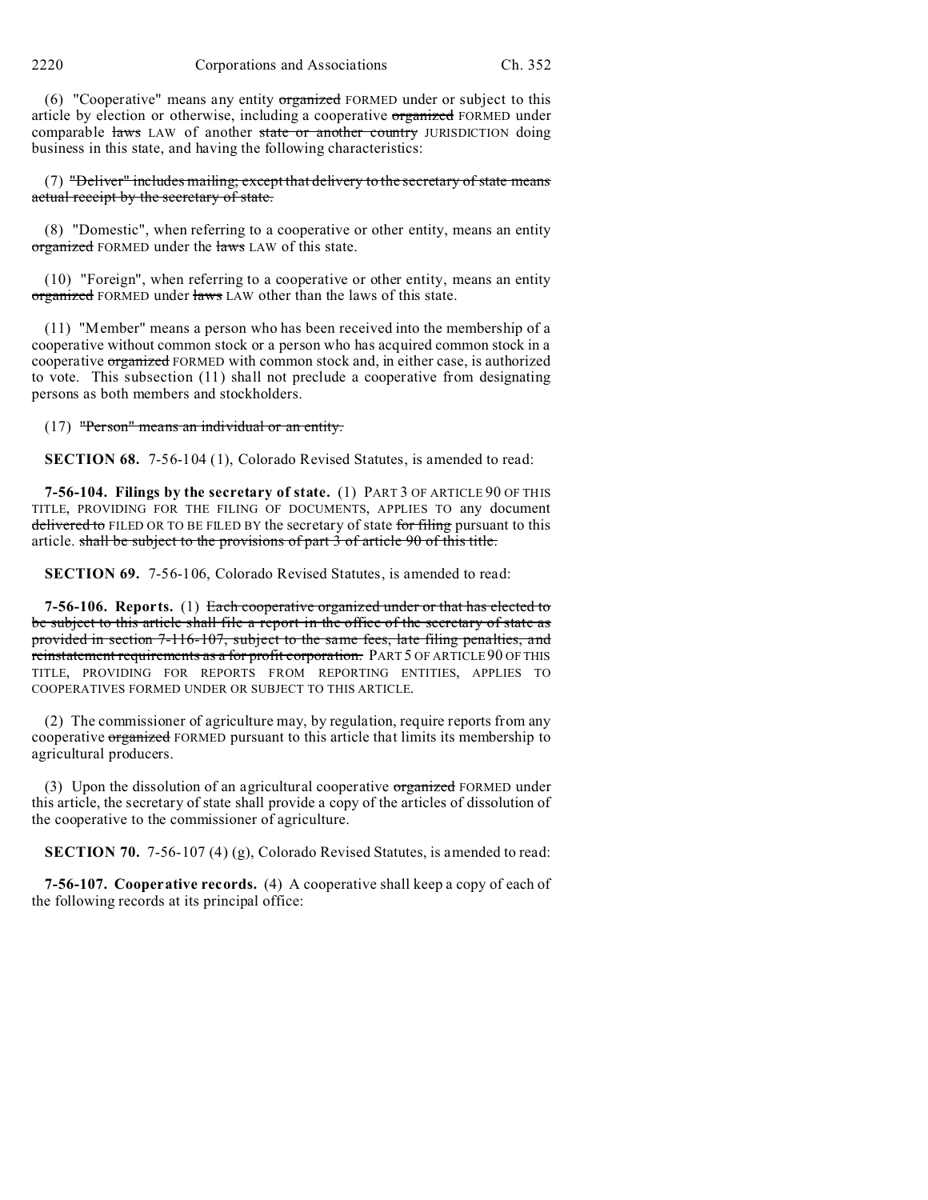(6) "Cooperative" means any entity ~~organized~~ FORMED under or subject to this article by election or otherwise, including a cooperative ~~organized~~ FORMED under comparable ~~laws~~ LAW of another ~~state or another country~~ JURISDICTION doing business in this state, and having the following characteristics:

(7) ~~"Deliver" includes mailing; except that delivery to the secretary of state means actual receipt by the secretary of state.~~

(8) "Domestic", when referring to a cooperative or other entity, means an entity ~~organized~~ FORMED under the ~~laws~~ LAW of this state.

(10) "Foreign", when referring to a cooperative or other entity, means an entity ~~organized~~ FORMED under ~~laws~~ LAW other than the laws of this state.

(11) "Member" means a person who has been received into the membership of a cooperative without common stock or a person who has acquired common stock in a cooperative ~~organized~~ FORMED with common stock and, in either case, is authorized to vote. This subsection (11) shall not preclude a cooperative from designating persons as both members and stockholders.

(17) ~~"Person" means an individual or an entity.~~

**SECTION 68.** 7-56-104 (1), Colorado Revised Statutes, is amended to read:

**7-56-104. Filings by the secretary of state.** (1) PART 3 OF ARTICLE 90 OF THIS TITLE, PROVIDING FOR THE FILING OF DOCUMENTS, APPLIES TO any document ~~delivered to~~ FILED OR TO BE FILED BY the secretary of state ~~for filing~~ pursuant to this article. ~~shall be subject to the provisions of part 3 of article 90 of this title.~~

**SECTION 69.** 7-56-106, Colorado Revised Statutes, is amended to read:

**7-56-106. Reports.** (1) ~~Each cooperative organized under or that has elected to be subject to this article shall file a report in the office of the secretary of state as provided in section 7-116-107, subject to the same fees, late filing penalties, and reinstatement requirements as a for profit corporation.~~ PART 5 OF ARTICLE 90 OF THIS TITLE, PROVIDING FOR REPORTS FROM REPORTING ENTITIES, APPLIES TO COOPERATIVES FORMED UNDER OR SUBJECT TO THIS ARTICLE.

(2) The commissioner of agriculture may, by regulation, require reports from any cooperative ~~organized~~ FORMED pursuant to this article that limits its membership to agricultural producers.

(3) Upon the dissolution of an agricultural cooperative ~~organized~~ FORMED under this article, the secretary of state shall provide a copy of the articles of dissolution of the cooperative to the commissioner of agriculture.

**SECTION 70.** 7-56-107 (4) (g), Colorado Revised Statutes, is amended to read:

**7-56-107. Cooperative records.** (4) A cooperative shall keep a copy of each of the following records at its principal office: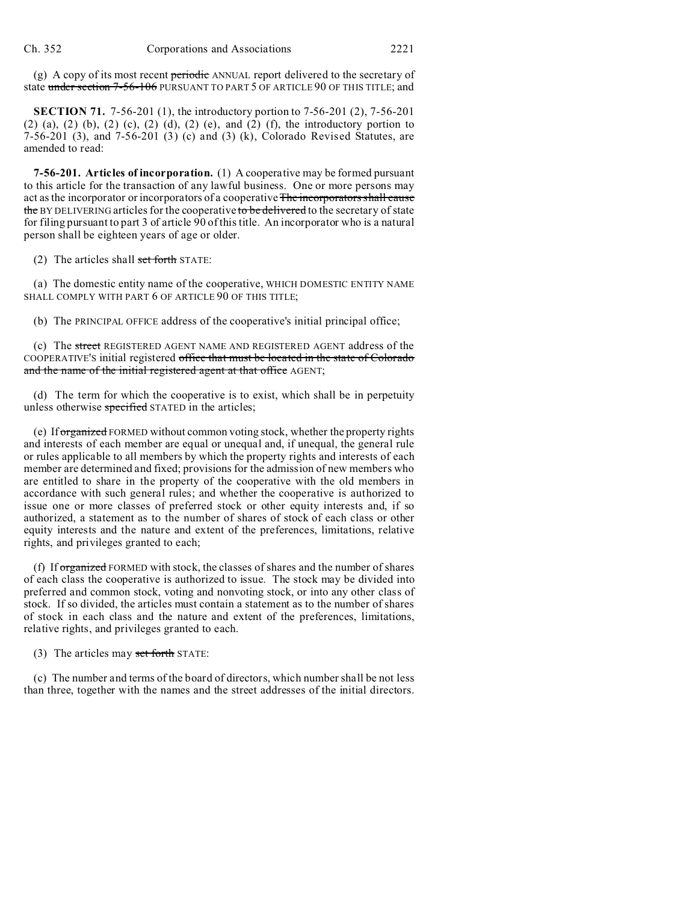(g) A copy of its most recent ~~periodic~~ ANNUAL report delivered to the secretary of state ~~under section 7-56-106~~ PURSUANT TO PART 5 OF ARTICLE 90 OF THIS TITLE; and

**SECTION 71.** 7-56-201 (1), the introductory portion to 7-56-201 (2), 7-56-201 (2) (a), (2) (b), (2) (c), (2) (d), (2) (e), and (2) (f), the introductory portion to 7-56-201 (3), and 7-56-201 (3) (c) and (3) (k), Colorado Revised Statutes, are amended to read:

**7-56-201. Articles of incorporation.** (1) A cooperative may be formed pursuant to this article for the transaction of any lawful business. One or more persons may act as the incorporator or incorporators of a cooperative ~~The incorporators shall cause the~~ BY DELIVERING articles for the cooperative ~~to be delivered~~ to the secretary of state for filing pursuant to part 3 of article 90 of this title. An incorporator who is a natural person shall be eighteen years of age or older.

(2) The articles shall ~~set forth~~ STATE:

(a) The domestic entity name of the cooperative, WHICH DOMESTIC ENTITY NAME SHALL COMPLY WITH PART 6 OF ARTICLE 90 OF THIS TITLE;

(b) The PRINCIPAL OFFICE address of the cooperative's initial principal office;

(c) The ~~street~~ REGISTERED AGENT NAME AND REGISTERED AGENT address of the COOPERATIVE'S initial registered ~~office that must be located in the state of Colorado and the name of the initial registered agent at that office~~ AGENT;

(d) The term for which the cooperative is to exist, which shall be in perpetuity unless otherwise ~~specified~~ STATED in the articles;

(e) If ~~organized~~ FORMED without common voting stock, whether the property rights and interests of each member are equal or unequal and, if unequal, the general rule or rules applicable to all members by which the property rights and interests of each member are determined and fixed; provisions for the admission of new members who are entitled to share in the property of the cooperative with the old members in accordance with such general rules; and whether the cooperative is authorized to issue one or more classes of preferred stock or other equity interests and, if so authorized, a statement as to the number of shares of stock of each class or other equity interests and the nature and extent of the preferences, limitations, relative rights, and privileges granted to each;

(f) If ~~organized~~ FORMED with stock, the classes of shares and the number of shares of each class the cooperative is authorized to issue. The stock may be divided into preferred and common stock, voting and nonvoting stock, or into any other class of stock. If so divided, the articles must contain a statement as to the number of shares of stock in each class and the nature and extent of the preferences, limitations, relative rights, and privileges granted to each.

(3) The articles may ~~set forth~~ STATE:

(c) The number and terms of the board of directors, which number shall be not less than three, together with the names and the street addresses of the initial directors.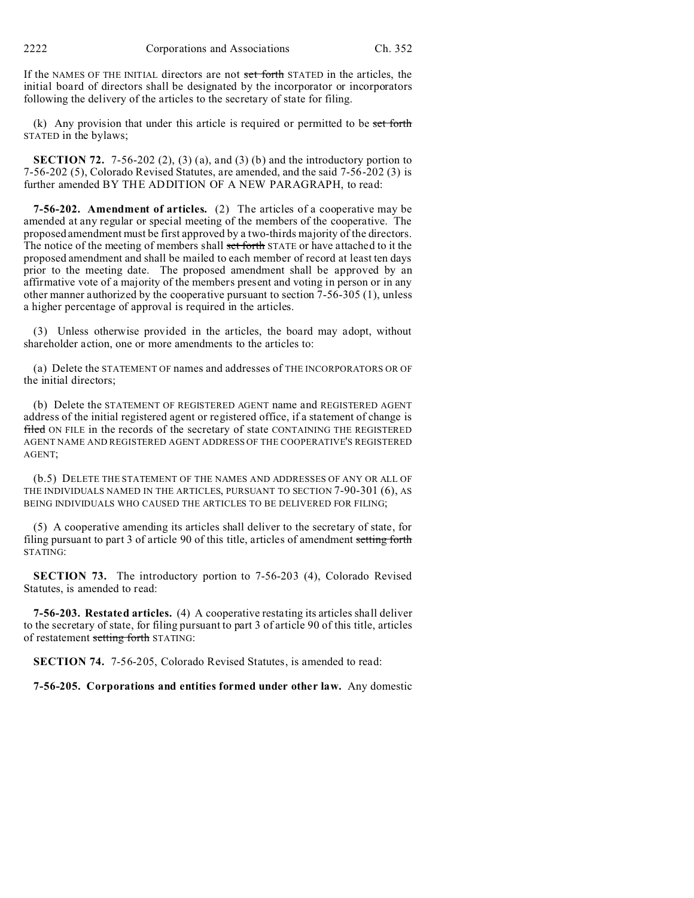If the NAMES OF THE INITIAL directors are not ~~set forth~~ STATED in the articles, the initial board of directors shall be designated by the incorporator or incorporators following the delivery of the articles to the secretary of state for filing.

(k) Any provision that under this article is required or permitted to be ~~set forth~~ STATED in the bylaws;

**SECTION 72.** 7-56-202 (2), (3) (a), and (3) (b) and the introductory portion to 7-56-202 (5), Colorado Revised Statutes, are amended, and the said 7-56-202 (3) is further amended BY THE ADDITION OF A NEW PARAGRAPH, to read:

**7-56-202. Amendment of articles.** (2) The articles of a cooperative may be amended at any regular or special meeting of the members of the cooperative. The proposed amendment must be first approved by a two-thirds majority of the directors. The notice of the meeting of members shall ~~set forth~~ STATE or have attached to it the proposed amendment and shall be mailed to each member of record at least ten days prior to the meeting date. The proposed amendment shall be approved by an affirmative vote of a majority of the members present and voting in person or in any other manner authorized by the cooperative pursuant to section 7-56-305 (1), unless a higher percentage of approval is required in the articles.

(3) Unless otherwise provided in the articles, the board may adopt, without shareholder action, one or more amendments to the articles to:

(a) Delete the STATEMENT OF names and addresses of THE INCORPORATORS OR OF the initial directors;

(b) Delete the STATEMENT OF REGISTERED AGENT name and REGISTERED AGENT address of the initial registered agent or registered office, if a statement of change is ~~filed~~ ON FILE in the records of the secretary of state CONTAINING THE REGISTERED AGENT NAME AND REGISTERED AGENT ADDRESS OF THE COOPERATIVE'S REGISTERED AGENT;

(b.5) DELETE THE STATEMENT OF THE NAMES AND ADDRESSES OF ANY OR ALL OF THE INDIVIDUALS NAMED IN THE ARTICLES, PURSUANT TO SECTION 7-90-301 (6), AS BEING INDIVIDUALS WHO CAUSED THE ARTICLES TO BE DELIVERED FOR FILING;

(5) A cooperative amending its articles shall deliver to the secretary of state, for filing pursuant to part 3 of article 90 of this title, articles of amendment ~~setting forth~~ STATING:

**SECTION 73.** The introductory portion to 7-56-203 (4), Colorado Revised Statutes, is amended to read:

**7-56-203. Restated articles.** (4) A cooperative restating its articles shall deliver to the secretary of state, for filing pursuant to part 3 of article 90 of this title, articles of restatement ~~setting forth~~ STATING:

**SECTION 74.** 7-56-205, Colorado Revised Statutes, is amended to read:

**7-56-205. Corporations and entities formed under other law.** Any domestic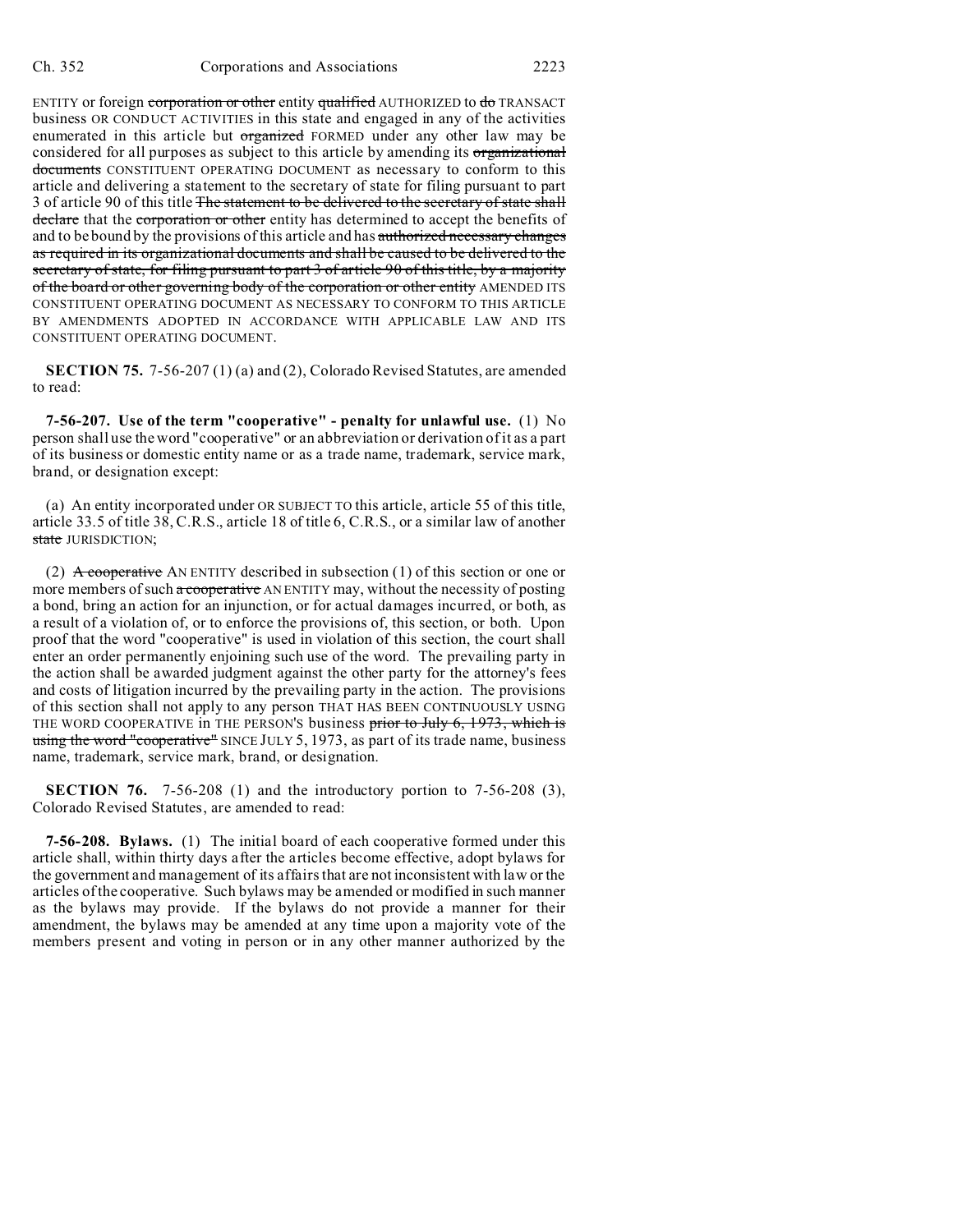ENTITY or foreign ~~corporation or other~~ entity ~~qualified~~ AUTHORIZED to ~~do~~ TRANSACT business OR CONDUCT ACTIVITIES in this state and engaged in any of the activities enumerated in this article but ~~organized~~ FORMED under any other law may be considered for all purposes as subject to this article by amending its ~~organizational documents~~ CONSTITUENT OPERATING DOCUMENT as necessary to conform to this article and delivering a statement to the secretary of state for filing pursuant to part 3 of article 90 of this title ~~The statement to be delivered to the secretary of state shall declare~~ that the ~~corporation or other~~ entity has determined to accept the benefits of and to be bound by the provisions of this article and has ~~authorized necessary changes as required in its organizational documents and shall be caused to be delivered to the secretary of state, for filing pursuant to part 3 of article 90 of this title, by a majority of the board or other governing body of the corporation or other entity~~ AMENDED ITS CONSTITUENT OPERATING DOCUMENT AS NECESSARY TO CONFORM TO THIS ARTICLE BY AMENDMENTS ADOPTED IN ACCORDANCE WITH APPLICABLE LAW AND ITS CONSTITUENT OPERATING DOCUMENT.

**SECTION 75.** 7-56-207 (1) (a) and (2), Colorado Revised Statutes, are amended to read:

**7-56-207. Use of the term "cooperative" - penalty for unlawful use.** (1) No person shall use the word "cooperative" or an abbreviation or derivation of it as a part of its business or domestic entity name or as a trade name, trademark, service mark, brand, or designation except:

(a) An entity incorporated under OR SUBJECT TO this article, article 55 of this title, article 33.5 of title 38, C.R.S., article 18 of title 6, C.R.S., or a similar law of another ~~state~~ JURISDICTION;

(2) ~~A cooperative~~ AN ENTITY described in subsection (1) of this section or one or more members of such ~~a cooperative~~ AN ENTITY may, without the necessity of posting a bond, bring an action for an injunction, or for actual damages incurred, or both, as a result of a violation of, or to enforce the provisions of, this section, or both. Upon proof that the word "cooperative" is used in violation of this section, the court shall enter an order permanently enjoining such use of the word. The prevailing party in the action shall be awarded judgment against the other party for the attorney's fees and costs of litigation incurred by the prevailing party in the action. The provisions of this section shall not apply to any person THAT HAS BEEN CONTINUOUSLY USING THE WORD COOPERATIVE in THE PERSON'S business ~~prior to July 6, 1973, which is using the word "cooperative"~~ SINCE JULY 5, 1973, as part of its trade name, business name, trademark, service mark, brand, or designation.

**SECTION 76.** 7-56-208 (1) and the introductory portion to 7-56-208 (3), Colorado Revised Statutes, are amended to read:

**7-56-208. Bylaws.** (1) The initial board of each cooperative formed under this article shall, within thirty days after the articles become effective, adopt bylaws for the government and management of its affairs that are not inconsistent with law or the articles of the cooperative. Such bylaws may be amended or modified in such manner as the bylaws may provide. If the bylaws do not provide a manner for their amendment, the bylaws may be amended at any time upon a majority vote of the members present and voting in person or in any other manner authorized by the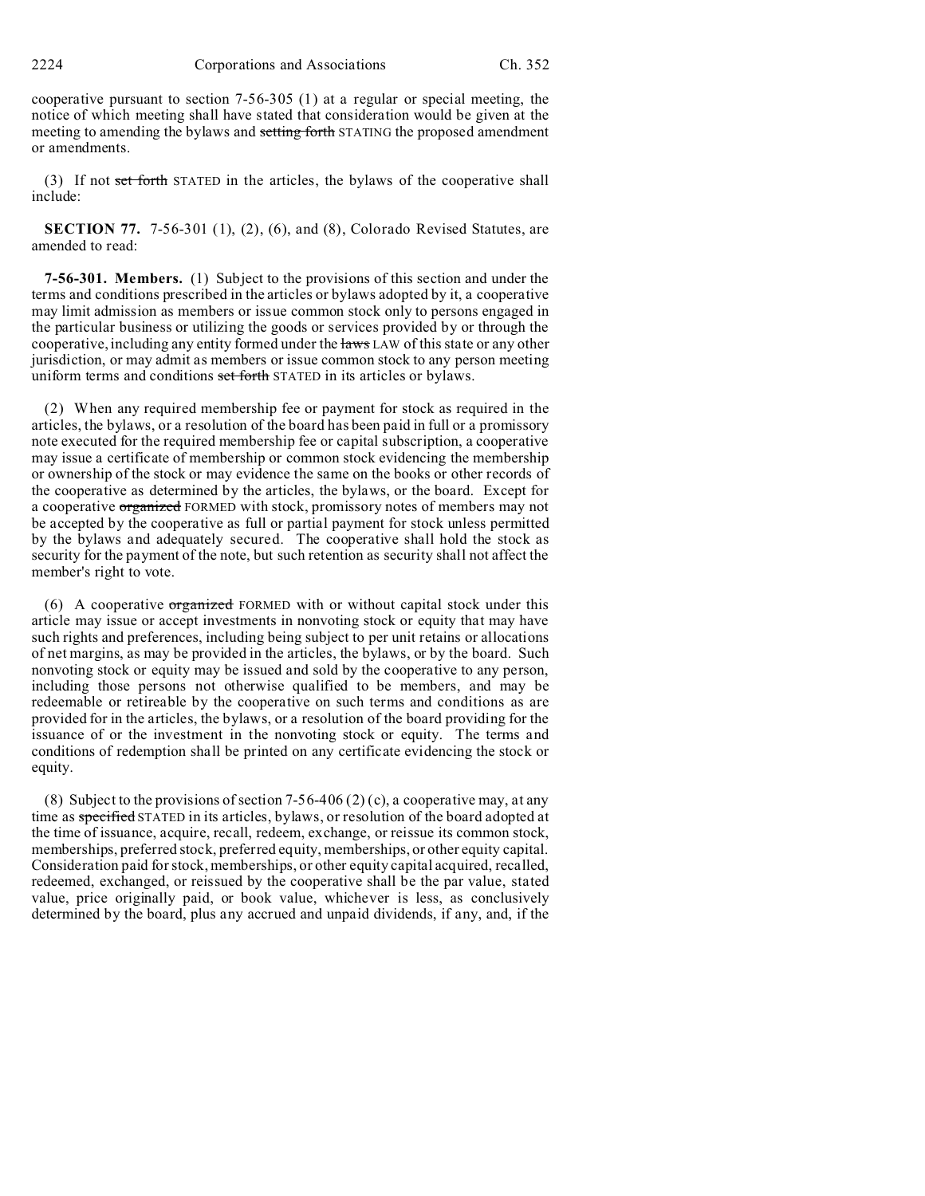cooperative pursuant to section 7-56-305 (1) at a regular or special meeting, the notice of which meeting shall have stated that consideration would be given at the meeting to amending the bylaws and ~~setting forth~~ STATING the proposed amendment or amendments.

(3) If not ~~set forth~~ STATED in the articles, the bylaws of the cooperative shall include:

**SECTION 77.** 7-56-301 (1), (2), (6), and (8), Colorado Revised Statutes, are amended to read:

**7-56-301. Members.** (1) Subject to the provisions of this section and under the terms and conditions prescribed in the articles or bylaws adopted by it, a cooperative may limit admission as members or issue common stock only to persons engaged in the particular business or utilizing the goods or services provided by or through the cooperative, including any entity formed under the ~~laws~~ LAW of this state or any other jurisdiction, or may admit as members or issue common stock to any person meeting uniform terms and conditions ~~set forth~~ STATED in its articles or bylaws.

(2) When any required membership fee or payment for stock as required in the articles, the bylaws, or a resolution of the board has been paid in full or a promissory note executed for the required membership fee or capital subscription, a cooperative may issue a certificate of membership or common stock evidencing the membership or ownership of the stock or may evidence the same on the books or other records of the cooperative as determined by the articles, the bylaws, or the board. Except for a cooperative ~~organized~~ FORMED with stock, promissory notes of members may not be accepted by the cooperative as full or partial payment for stock unless permitted by the bylaws and adequately secured. The cooperative shall hold the stock as security for the payment of the note, but such retention as security shall not affect the member's right to vote.

(6) A cooperative ~~organized~~ FORMED with or without capital stock under this article may issue or accept investments in nonvoting stock or equity that may have such rights and preferences, including being subject to per unit retains or allocations of net margins, as may be provided in the articles, the bylaws, or by the board. Such nonvoting stock or equity may be issued and sold by the cooperative to any person, including those persons not otherwise qualified to be members, and may be redeemable or retireable by the cooperative on such terms and conditions as are provided for in the articles, the bylaws, or a resolution of the board providing for the issuance of or the investment in the nonvoting stock or equity. The terms and conditions of redemption shall be printed on any certificate evidencing the stock or equity.

(8) Subject to the provisions of section 7-56-406 (2) (c), a cooperative may, at any time as ~~specified~~ STATED in its articles, bylaws, or resolution of the board adopted at the time of issuance, acquire, recall, redeem, exchange, or reissue its common stock, memberships, preferred stock, preferred equity, memberships, or other equity capital. Consideration paid for stock, memberships, or other equity capital acquired, recalled, redeemed, exchanged, or reissued by the cooperative shall be the par value, stated value, price originally paid, or book value, whichever is less, as conclusively determined by the board, plus any accrued and unpaid dividends, if any, and, if the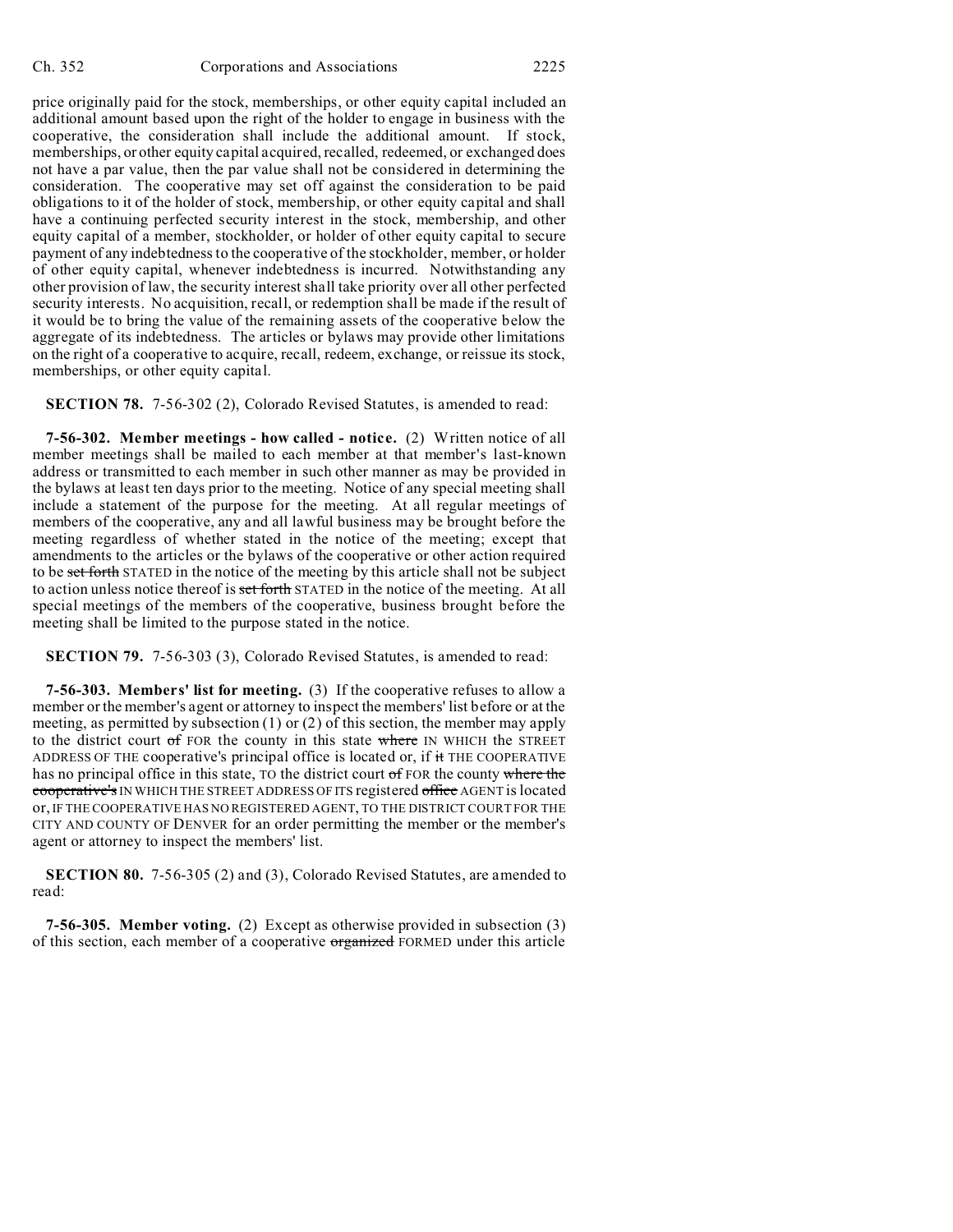price originally paid for the stock, memberships, or other equity capital included an additional amount based upon the right of the holder to engage in business with the cooperative, the consideration shall include the additional amount. If stock, memberships, or other equity capital acquired, recalled, redeemed, or exchanged does not have a par value, then the par value shall not be considered in determining the consideration. The cooperative may set off against the consideration to be paid obligations to it of the holder of stock, membership, or other equity capital and shall have a continuing perfected security interest in the stock, membership, and other equity capital of a member, stockholder, or holder of other equity capital to secure payment of any indebtedness to the cooperative of the stockholder, member, or holder of other equity capital, whenever indebtedness is incurred. Notwithstanding any other provision of law, the security interest shall take priority over all other perfected security interests. No acquisition, recall, or redemption shall be made if the result of it would be to bring the value of the remaining assets of the cooperative below the aggregate of its indebtedness. The articles or bylaws may provide other limitations on the right of a cooperative to acquire, recall, redeem, exchange, or reissue its stock, memberships, or other equity capital.

**SECTION 78.** 7-56-302 (2), Colorado Revised Statutes, is amended to read:

**7-56-302. Member meetings - how called - notice.** (2) Written notice of all member meetings shall be mailed to each member at that member's last-known address or transmitted to each member in such other manner as may be provided in the bylaws at least ten days prior to the meeting. Notice of any special meeting shall include a statement of the purpose for the meeting. At all regular meetings of members of the cooperative, any and all lawful business may be brought before the meeting regardless of whether stated in the notice of the meeting; except that amendments to the articles or the bylaws of the cooperative or other action required to be ~~set forth~~ STATED in the notice of the meeting by this article shall not be subject to action unless notice thereof is ~~set forth~~ STATED in the notice of the meeting. At all special meetings of the members of the cooperative, business brought before the meeting shall be limited to the purpose stated in the notice.

**SECTION 79.** 7-56-303 (3), Colorado Revised Statutes, is amended to read:

**7-56-303. Members' list for meeting.** (3) If the cooperative refuses to allow a member or the member's agent or attorney to inspect the members' list before or at the meeting, as permitted by subsection (1) or (2) of this section, the member may apply to the district court ~~of~~ FOR the county in this state ~~where~~ IN WHICH the STREET ADDRESS OF THE cooperative's principal office is located or, if ~~it~~ THE COOPERATIVE has no principal office in this state, TO the district court ~~of~~ FOR the county ~~where the cooperative's~~ IN WHICH THE STREET ADDRESS OF ITS registered ~~office~~ AGENT is located or, IF THE COOPERATIVE HAS NO REGISTERED AGENT, TO THE DISTRICT COURT FOR THE CITY AND COUNTY OF DENVER for an order permitting the member or the member's agent or attorney to inspect the members' list.

**SECTION 80.** 7-56-305 (2) and (3), Colorado Revised Statutes, are amended to read:

**7-56-305. Member voting.** (2) Except as otherwise provided in subsection (3) of this section, each member of a cooperative ~~organized~~ FORMED under this article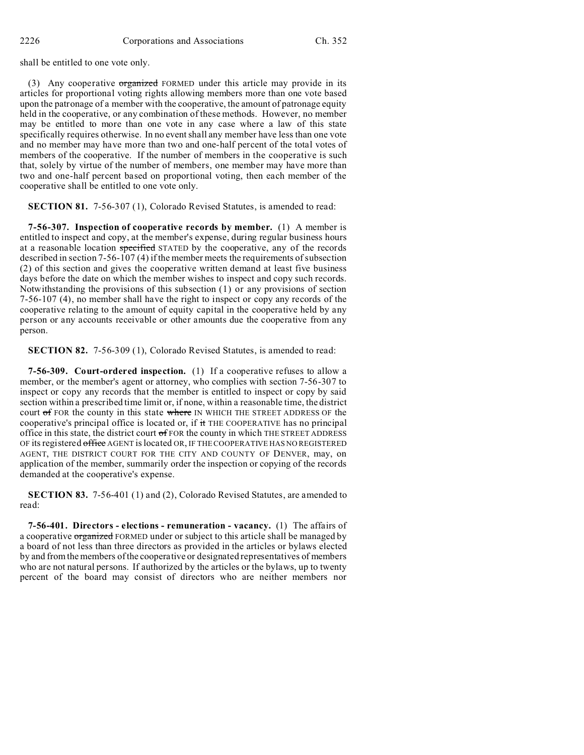shall be entitled to one vote only.

(3) Any cooperative ~~organized~~ FORMED under this article may provide in its articles for proportional voting rights allowing members more than one vote based upon the patronage of a member with the cooperative, the amount of patronage equity held in the cooperative, or any combination of these methods. However, no member may be entitled to more than one vote in any case where a law of this state specifically requires otherwise. In no event shall any member have less than one vote and no member may have more than two and one-half percent of the total votes of members of the cooperative. If the number of members in the cooperative is such that, solely by virtue of the number of members, one member may have more than two and one-half percent based on proportional voting, then each member of the cooperative shall be entitled to one vote only.

**SECTION 81.** 7-56-307 (1), Colorado Revised Statutes, is amended to read:

**7-56-307. Inspection of cooperative records by member.** (1) A member is entitled to inspect and copy, at the member's expense, during regular business hours at a reasonable location ~~specified~~ STATED by the cooperative, any of the records described in section 7-56-107 (4) if the member meets the requirements of subsection (2) of this section and gives the cooperative written demand at least five business days before the date on which the member wishes to inspect and copy such records. Notwithstanding the provisions of this subsection (1) or any provisions of section 7-56-107 (4), no member shall have the right to inspect or copy any records of the cooperative relating to the amount of equity capital in the cooperative held by any person or any accounts receivable or other amounts due the cooperative from any person.

**SECTION 82.** 7-56-309 (1), Colorado Revised Statutes, is amended to read:

**7-56-309. Court-ordered inspection.** (1) If a cooperative refuses to allow a member, or the member's agent or attorney, who complies with section 7-56-307 to inspect or copy any records that the member is entitled to inspect or copy by said section within a prescribed time limit or, if none, within a reasonable time, the district court ~~of~~ FOR the county in this state ~~where~~ IN WHICH THE STREET ADDRESS OF the cooperative's principal office is located or, if ~~it~~ THE COOPERATIVE has no principal office in this state, the district court ~~of~~ FOR the county in which THE STREET ADDRESS OF its registered ~~office~~ AGENT is located OR, IF THE COOPERATIVE HAS NO REGISTERED AGENT, THE DISTRICT COURT FOR THE CITY AND COUNTY OF DENVER, may, on application of the member, summarily order the inspection or copying of the records demanded at the cooperative's expense.

**SECTION 83.** 7-56-401 (1) and (2), Colorado Revised Statutes, are amended to read:

**7-56-401. Directors - elections - remuneration - vacancy.** (1) The affairs of a cooperative ~~organized~~ FORMED under or subject to this article shall be managed by a board of not less than three directors as provided in the articles or bylaws elected by and from the members of the cooperative or designated representatives of members who are not natural persons. If authorized by the articles or the bylaws, up to twenty percent of the board may consist of directors who are neither members nor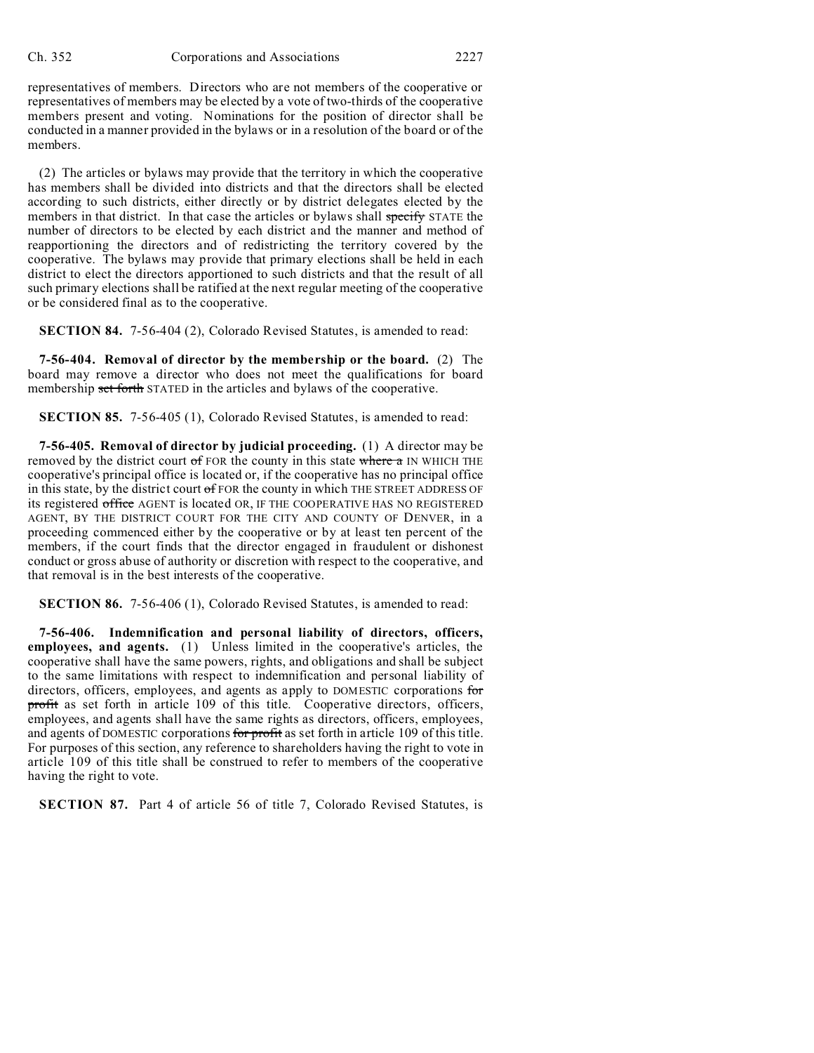representatives of members. Directors who are not members of the cooperative or representatives of members may be elected by a vote of two-thirds of the cooperative members present and voting. Nominations for the position of director shall be conducted in a manner provided in the bylaws or in a resolution of the board or of the members.

(2) The articles or bylaws may provide that the territory in which the cooperative has members shall be divided into districts and that the directors shall be elected according to such districts, either directly or by district delegates elected by the members in that district. In that case the articles or bylaws shall ~~specify~~ STATE the number of directors to be elected by each district and the manner and method of reapportioning the directors and of redistricting the territory covered by the cooperative. The bylaws may provide that primary elections shall be held in each district to elect the directors apportioned to such districts and that the result of all such primary elections shall be ratified at the next regular meeting of the cooperative or be considered final as to the cooperative.

**SECTION 84.** 7-56-404 (2), Colorado Revised Statutes, is amended to read:

**7-56-404. Removal of director by the membership or the board.** (2) The board may remove a director who does not meet the qualifications for board membership ~~set forth~~ STATED in the articles and bylaws of the cooperative.

**SECTION 85.** 7-56-405 (1), Colorado Revised Statutes, is amended to read:

**7-56-405. Removal of director by judicial proceeding.** (1) A director may be removed by the district court ~~of~~ FOR the county in this state ~~where a~~ IN WHICH THE cooperative's principal office is located or, if the cooperative has no principal office in this state, by the district court ~~of~~ FOR the county in which THE STREET ADDRESS OF its registered ~~office~~ AGENT is located OR, IF THE COOPERATIVE HAS NO REGISTERED AGENT, BY THE DISTRICT COURT FOR THE CITY AND COUNTY OF DENVER, in a proceeding commenced either by the cooperative or by at least ten percent of the members, if the court finds that the director engaged in fraudulent or dishonest conduct or gross abuse of authority or discretion with respect to the cooperative, and that removal is in the best interests of the cooperative.

**SECTION 86.** 7-56-406 (1), Colorado Revised Statutes, is amended to read:

**7-56-406. Indemnification and personal liability of directors, officers, employees, and agents.** (1) Unless limited in the cooperative's articles, the cooperative shall have the same powers, rights, and obligations and shall be subject to the same limitations with respect to indemnification and personal liability of directors, officers, employees, and agents as apply to DOMESTIC corporations ~~for profit~~ as set forth in article 109 of this title. Cooperative directors, officers, employees, and agents shall have the same rights as directors, officers, employees, and agents of DOMESTIC corporations ~~for profit~~ as set forth in article 109 of this title. For purposes of this section, any reference to shareholders having the right to vote in article 109 of this title shall be construed to refer to members of the cooperative having the right to vote.

**SECTION 87.** Part 4 of article 56 of title 7, Colorado Revised Statutes, is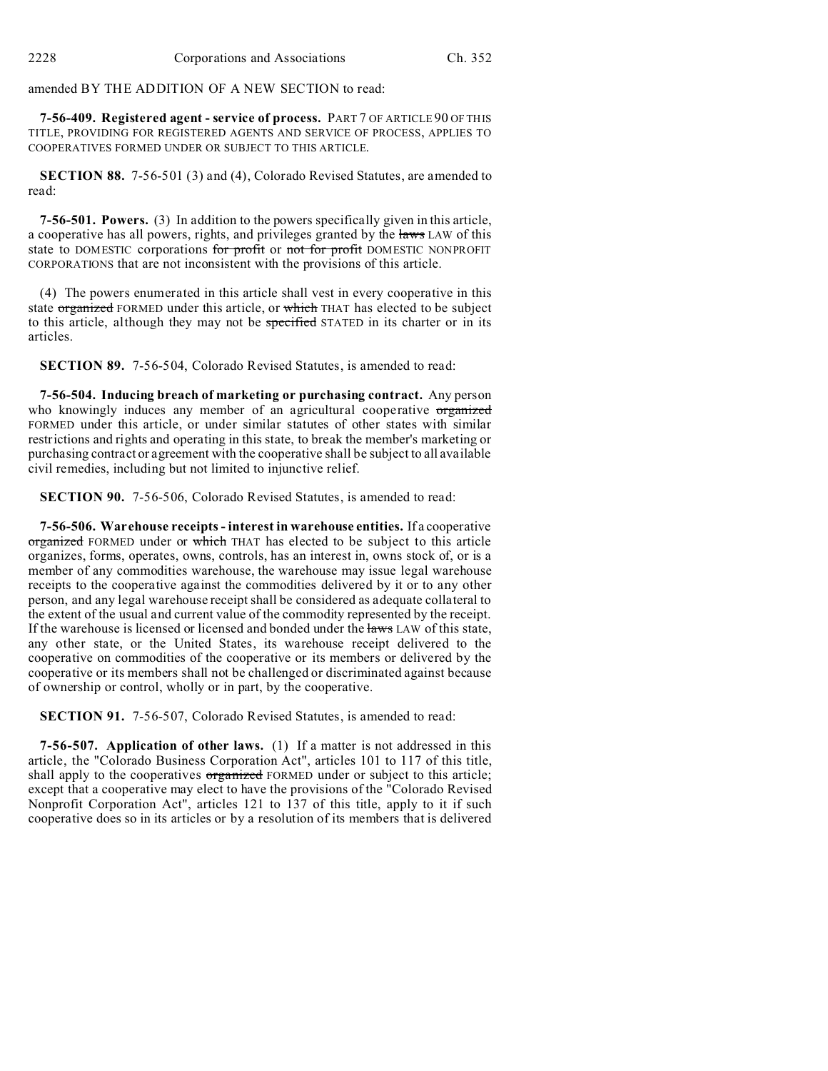amended BY THE ADDITION OF A NEW SECTION to read:

**7-56-409. Registered agent - service of process.** PART 7 OF ARTICLE 90 OF THIS TITLE, PROVIDING FOR REGISTERED AGENTS AND SERVICE OF PROCESS, APPLIES TO COOPERATIVES FORMED UNDER OR SUBJECT TO THIS ARTICLE.

**SECTION 88.** 7-56-501 (3) and (4), Colorado Revised Statutes, are amended to read:

**7-56-501. Powers.** (3) In addition to the powers specifically given in this article, a cooperative has all powers, rights, and privileges granted by the ~~laws~~ LAW of this state to DOMESTIC corporations ~~for profit~~ or ~~not for profit~~ DOMESTIC NONPROFIT CORPORATIONS that are not inconsistent with the provisions of this article.

(4) The powers enumerated in this article shall vest in every cooperative in this state ~~organized~~ FORMED under this article, or ~~which~~ THAT has elected to be subject to this article, although they may not be ~~specified~~ STATED in its charter or in its articles.

**SECTION 89.** 7-56-504, Colorado Revised Statutes, is amended to read:

**7-56-504. Inducing breach of marketing or purchasing contract.** Any person who knowingly induces any member of an agricultural cooperative ~~organized~~ FORMED under this article, or under similar statutes of other states with similar restrictions and rights and operating in this state, to break the member's marketing or purchasing contract or agreement with the cooperative shall be subject to all available civil remedies, including but not limited to injunctive relief.

**SECTION 90.** 7-56-506, Colorado Revised Statutes, is amended to read:

**7-56-506. Warehouse receipts - interest in warehouse entities.** If a cooperative ~~organized~~ FORMED under or ~~which~~ THAT has elected to be subject to this article organizes, forms, operates, owns, controls, has an interest in, owns stock of, or is a member of any commodities warehouse, the warehouse may issue legal warehouse receipts to the cooperative against the commodities delivered by it or to any other person, and any legal warehouse receipt shall be considered as adequate collateral to the extent of the usual and current value of the commodity represented by the receipt. If the warehouse is licensed or licensed and bonded under the ~~laws~~ LAW of this state, any other state, or the United States, its warehouse receipt delivered to the cooperative on commodities of the cooperative or its members or delivered by the cooperative or its members shall not be challenged or discriminated against because of ownership or control, wholly or in part, by the cooperative.

**SECTION 91.** 7-56-507, Colorado Revised Statutes, is amended to read:

**7-56-507. Application of other laws.** (1) If a matter is not addressed in this article, the "Colorado Business Corporation Act", articles 101 to 117 of this title, shall apply to the cooperatives ~~organized~~ FORMED under or subject to this article; except that a cooperative may elect to have the provisions of the "Colorado Revised Nonprofit Corporation Act", articles 121 to 137 of this title, apply to it if such cooperative does so in its articles or by a resolution of its members that is delivered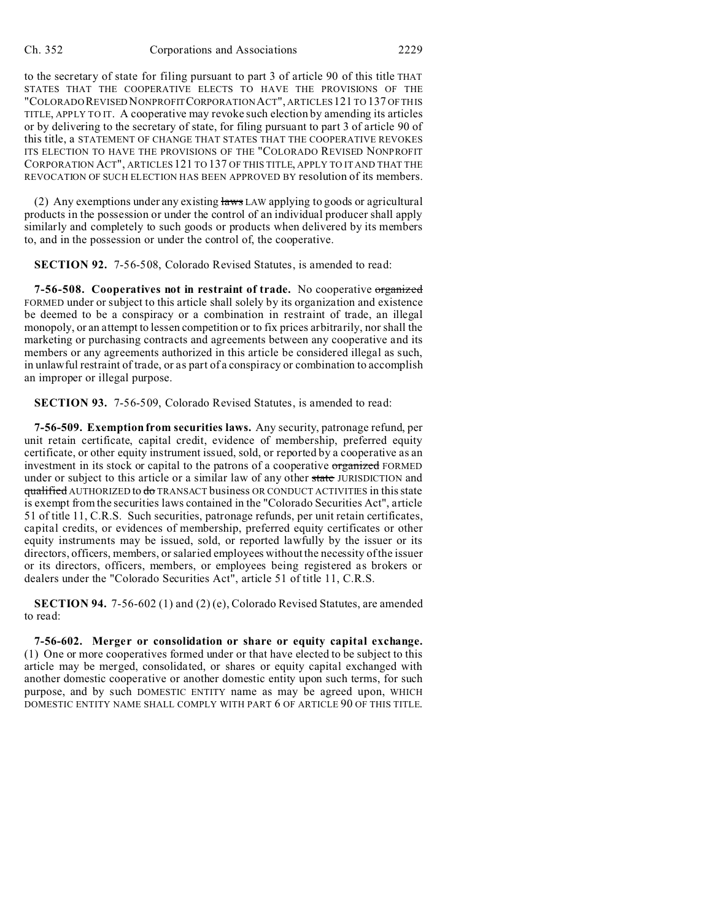to the secretary of state for filing pursuant to part 3 of article 90 of this title THAT STATES THAT THE COOPERATIVE ELECTS TO HAVE THE PROVISIONS OF THE "COLORADO REVISED NONPROFIT CORPORATION ACT", ARTICLES 121 TO 137 OF THIS TITLE, APPLY TO IT. A cooperative may revoke such election by amending its articles or by delivering to the secretary of state, for filing pursuant to part 3 of article 90 of this title, a STATEMENT OF CHANGE THAT STATES THAT THE COOPERATIVE REVOKES ITS ELECTION TO HAVE THE PROVISIONS OF THE "COLORADO REVISED NONPROFIT CORPORATION ACT", ARTICLES 121 TO 137 OF THIS TITLE, APPLY TO IT AND THAT THE REVOCATION OF SUCH ELECTION HAS BEEN APPROVED BY resolution of its members.

(2) Any exemptions under any existing ~~laws~~ LAW applying to goods or agricultural products in the possession or under the control of an individual producer shall apply similarly and completely to such goods or products when delivered by its members to, and in the possession or under the control of, the cooperative.

**SECTION 92.** 7-56-508, Colorado Revised Statutes, is amended to read:

**7-56-508. Cooperatives not in restraint of trade.** No cooperative ~~organized~~ FORMED under or subject to this article shall solely by its organization and existence be deemed to be a conspiracy or a combination in restraint of trade, an illegal monopoly, or an attempt to lessen competition or to fix prices arbitrarily, nor shall the marketing or purchasing contracts and agreements between any cooperative and its members or any agreements authorized in this article be considered illegal as such, in unlawful restraint of trade, or as part of a conspiracy or combination to accomplish an improper or illegal purpose.

**SECTION 93.** 7-56-509, Colorado Revised Statutes, is amended to read:

**7-56-509. Exemption from securities laws.** Any security, patronage refund, per unit retain certificate, capital credit, evidence of membership, preferred equity certificate, or other equity instrument issued, sold, or reported by a cooperative as an investment in its stock or capital to the patrons of a cooperative ~~organized~~ FORMED under or subject to this article or a similar law of any other ~~state~~ JURISDICTION and ~~qualified~~ AUTHORIZED to ~~do~~ TRANSACT business OR CONDUCT ACTIVITIES in this state is exempt from the securities laws contained in the "Colorado Securities Act", article 51 of title 11, C.R.S. Such securities, patronage refunds, per unit retain certificates, capital credits, or evidences of membership, preferred equity certificates or other equity instruments may be issued, sold, or reported lawfully by the issuer or its directors, officers, members, or salaried employees without the necessity of the issuer or its directors, officers, members, or employees being registered as brokers or dealers under the "Colorado Securities Act", article 51 of title 11, C.R.S.

**SECTION 94.** 7-56-602 (1) and (2) (e), Colorado Revised Statutes, are amended to read:

**7-56-602. Merger or consolidation or share or equity capital exchange.** (1) One or more cooperatives formed under or that have elected to be subject to this article may be merged, consolidated, or shares or equity capital exchanged with another domestic cooperative or another domestic entity upon such terms, for such purpose, and by such DOMESTIC ENTITY name as may be agreed upon, WHICH DOMESTIC ENTITY NAME SHALL COMPLY WITH PART 6 OF ARTICLE 90 OF THIS TITLE.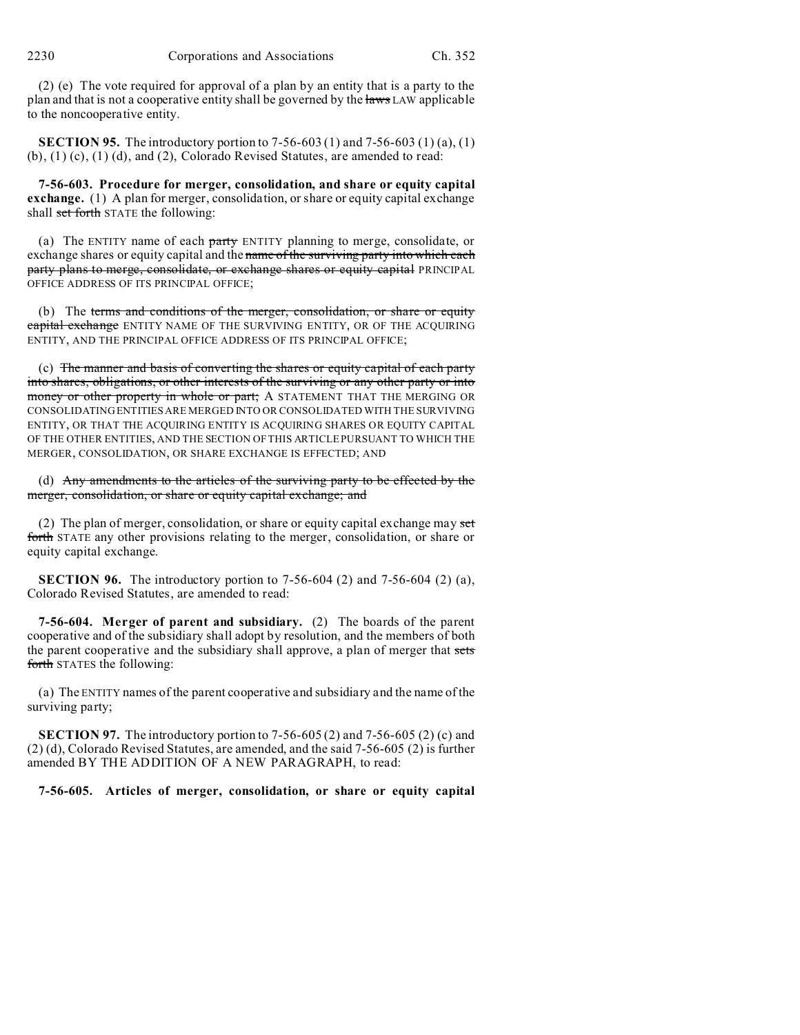(2) (e) The vote required for approval of a plan by an entity that is a party to the plan and that is not a cooperative entity shall be governed by the ~~laws~~ LAW applicable to the noncooperative entity.

**SECTION 95.** The introductory portion to 7-56-603 (1) and 7-56-603 (1) (a), (1) (b), (1) (c), (1) (d), and (2), Colorado Revised Statutes, are amended to read:

**7-56-603. Procedure for merger, consolidation, and share or equity capital exchange.** (1) A plan for merger, consolidation, or share or equity capital exchange shall ~~set forth~~ STATE the following:

(a) The ENTITY name of each ~~party~~ ENTITY planning to merge, consolidate, or exchange shares or equity capital and the ~~name of the surviving party into which each party plans to merge, consolidate, or exchange shares or equity capital~~ PRINCIPAL OFFICE ADDRESS OF ITS PRINCIPAL OFFICE;

(b) The ~~terms and conditions of the merger, consolidation, or share or equity capital exchange~~ ENTITY NAME OF THE SURVIVING ENTITY, OR OF THE ACQUIRING ENTITY, AND THE PRINCIPAL OFFICE ADDRESS OF ITS PRINCIPAL OFFICE;

(c) ~~The manner and basis of converting the shares or equity capital of each party into shares, obligations, or other interests of the surviving or any other party or into money or other property in whole or part;~~ A STATEMENT THAT THE MERGING OR CONSOLIDATING ENTITIES ARE MERGED INTO OR CONSOLIDATED WITH THE SURVIVING ENTITY, OR THAT THE ACQUIRING ENTITY IS ACQUIRING SHARES OR EQUITY CAPITAL OF THE OTHER ENTITIES, AND THE SECTION OF THIS ARTICLE PURSUANT TO WHICH THE MERGER, CONSOLIDATION, OR SHARE EXCHANGE IS EFFECTED; AND

(d) ~~Any amendments to the articles of the surviving party to be effected by the merger, consolidation, or share or equity capital exchange; and~~

(2) The plan of merger, consolidation, or share or equity capital exchange may ~~set forth~~ STATE any other provisions relating to the merger, consolidation, or share or equity capital exchange.

**SECTION 96.** The introductory portion to 7-56-604 (2) and 7-56-604 (2) (a), Colorado Revised Statutes, are amended to read:

**7-56-604. Merger of parent and subsidiary.** (2) The boards of the parent cooperative and of the subsidiary shall adopt by resolution, and the members of both the parent cooperative and the subsidiary shall approve, a plan of merger that ~~sets forth~~ STATES the following:

(a) The ENTITY names of the parent cooperative and subsidiary and the name of the surviving party;

**SECTION 97.** The introductory portion to 7-56-605 (2) and 7-56-605 (2) (c) and (2) (d), Colorado Revised Statutes, are amended, and the said 7-56-605 (2) is further amended BY THE ADDITION OF A NEW PARAGRAPH, to read:

**7-56-605. Articles of merger, consolidation, or share or equity capital**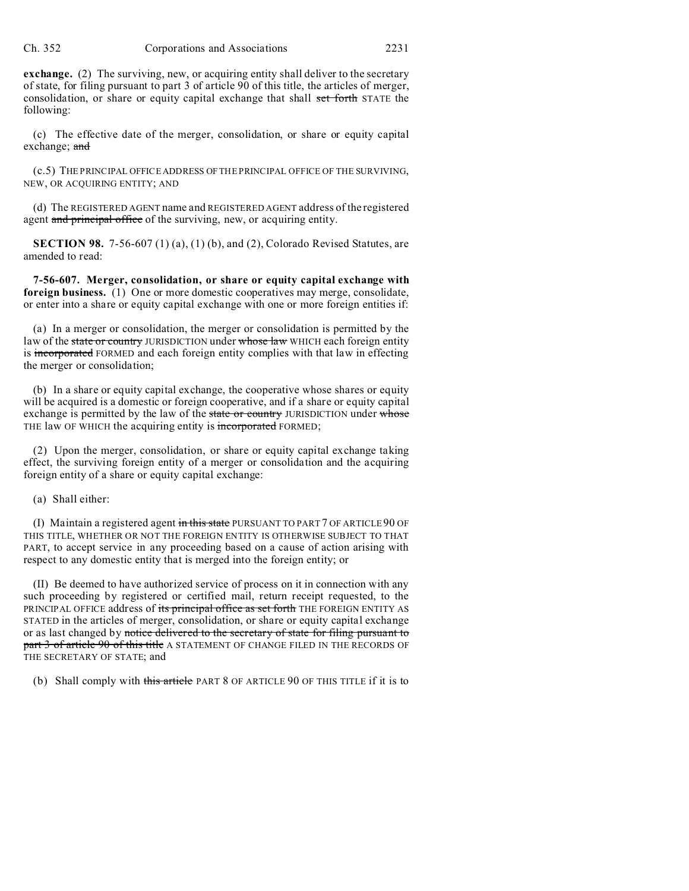**exchange.** (2) The surviving, new, or acquiring entity shall deliver to the secretary of state, for filing pursuant to part 3 of article 90 of this title, the articles of merger, consolidation, or share or equity capital exchange that shall ~~set forth~~ STATE the following:

(c) The effective date of the merger, consolidation, or share or equity capital exchange; ~~and~~

(c.5) THE PRINCIPAL OFFICE ADDRESS OF THE PRINCIPAL OFFICE OF THE SURVIVING, NEW, OR ACQUIRING ENTITY; AND

(d) The REGISTERED AGENT name and REGISTERED AGENT address of the registered agent ~~and principal office~~ of the surviving, new, or acquiring entity.

**SECTION 98.** 7-56-607 (1) (a), (1) (b), and (2), Colorado Revised Statutes, are amended to read:

**7-56-607. Merger, consolidation, or share or equity capital exchange with foreign business.** (1) One or more domestic cooperatives may merge, consolidate, or enter into a share or equity capital exchange with one or more foreign entities if:

(a) In a merger or consolidation, the merger or consolidation is permitted by the law of the ~~state or country~~ JURISDICTION under ~~whose law~~ WHICH each foreign entity is ~~incorporated~~ FORMED and each foreign entity complies with that law in effecting the merger or consolidation;

(b) In a share or equity capital exchange, the cooperative whose shares or equity will be acquired is a domestic or foreign cooperative, and if a share or equity capital exchange is permitted by the law of the ~~state or country~~ JURISDICTION under ~~whose~~ THE law OF WHICH the acquiring entity is ~~incorporated~~ FORMED;

(2) Upon the merger, consolidation, or share or equity capital exchange taking effect, the surviving foreign entity of a merger or consolidation and the acquiring foreign entity of a share or equity capital exchange:

(a) Shall either:

(I) Maintain a registered agent ~~in this state~~ PURSUANT TO PART 7 OF ARTICLE 90 OF THIS TITLE, WHETHER OR NOT THE FOREIGN ENTITY IS OTHERWISE SUBJECT TO THAT PART, to accept service in any proceeding based on a cause of action arising with respect to any domestic entity that is merged into the foreign entity; or

(II) Be deemed to have authorized service of process on it in connection with any such proceeding by registered or certified mail, return receipt requested, to the PRINCIPAL OFFICE address of ~~its principal office as set forth~~ THE FOREIGN ENTITY AS STATED in the articles of merger, consolidation, or share or equity capital exchange or as last changed by ~~notice delivered to the secretary of state for filing pursuant to part 3 of article 90 of this title~~ A STATEMENT OF CHANGE FILED IN THE RECORDS OF THE SECRETARY OF STATE; and

(b) Shall comply with ~~this article~~ PART 8 OF ARTICLE 90 OF THIS TITLE if it is to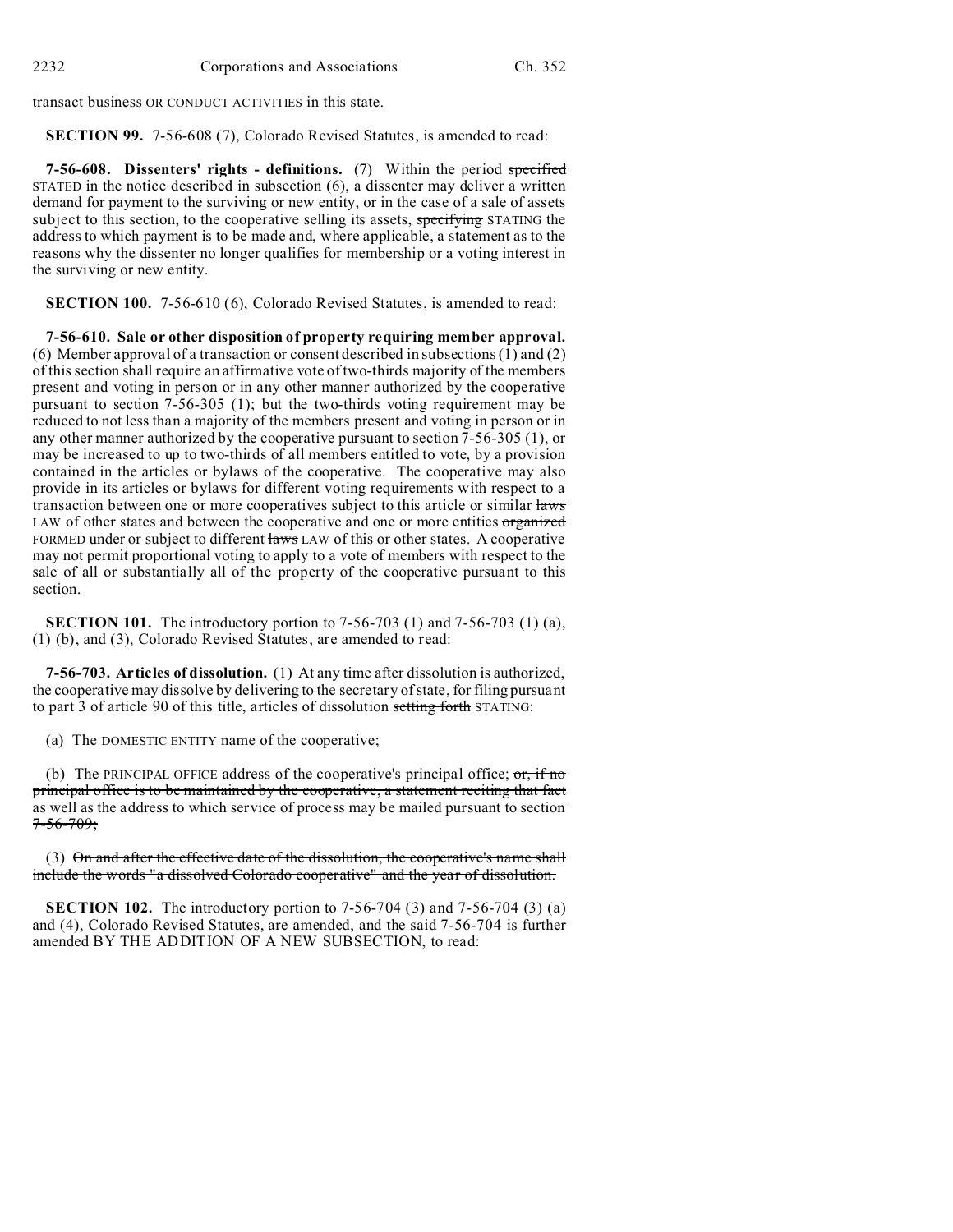transact business OR CONDUCT ACTIVITIES in this state.

**SECTION 99.** 7-56-608 (7), Colorado Revised Statutes, is amended to read:

**7-56-608. Dissenters' rights - definitions.** (7) Within the period ~~specified~~ STATED in the notice described in subsection (6), a dissenter may deliver a written demand for payment to the surviving or new entity, or in the case of a sale of assets subject to this section, to the cooperative selling its assets, ~~specifying~~ STATING the address to which payment is to be made and, where applicable, a statement as to the reasons why the dissenter no longer qualifies for membership or a voting interest in the surviving or new entity.

**SECTION 100.** 7-56-610 (6), Colorado Revised Statutes, is amended to read:

**7-56-610. Sale or other disposition of property requiring member approval.** (6) Member approval of a transaction or consent described in subsections (1) and (2) of this section shall require an affirmative vote of two-thirds majority of the members present and voting in person or in any other manner authorized by the cooperative pursuant to section 7-56-305 (1); but the two-thirds voting requirement may be reduced to not less than a majority of the members present and voting in person or in any other manner authorized by the cooperative pursuant to section 7-56-305 (1), or may be increased to up to two-thirds of all members entitled to vote, by a provision contained in the articles or bylaws of the cooperative. The cooperative may also provide in its articles or bylaws for different voting requirements with respect to a transaction between one or more cooperatives subject to this article or similar ~~laws~~ LAW of other states and between the cooperative and one or more entities ~~organized~~ FORMED under or subject to different ~~laws~~ LAW of this or other states. A cooperative may not permit proportional voting to apply to a vote of members with respect to the sale of all or substantially all of the property of the cooperative pursuant to this section.

**SECTION 101.** The introductory portion to 7-56-703 (1) and 7-56-703 (1) (a), (1) (b), and (3), Colorado Revised Statutes, are amended to read:

**7-56-703. Articles of dissolution.** (1) At any time after dissolution is authorized, the cooperative may dissolve by delivering to the secretary of state, for filing pursuant to part 3 of article 90 of this title, articles of dissolution ~~setting forth~~ STATING:

(a) The DOMESTIC ENTITY name of the cooperative;

(b) The PRINCIPAL OFFICE address of the cooperative's principal office; ~~or, if no principal office is to be maintained by the cooperative, a statement reciting that fact as well as the address to which service of process may be mailed pursuant to section 7-56-709;~~

(3) ~~On and after the effective date of the dissolution, the cooperative's name shall include the words "a dissolved Colorado cooperative" and the year of dissolution.~~

**SECTION 102.** The introductory portion to 7-56-704 (3) and 7-56-704 (3) (a) and (4), Colorado Revised Statutes, are amended, and the said 7-56-704 is further amended BY THE ADDITION OF A NEW SUBSECTION, to read: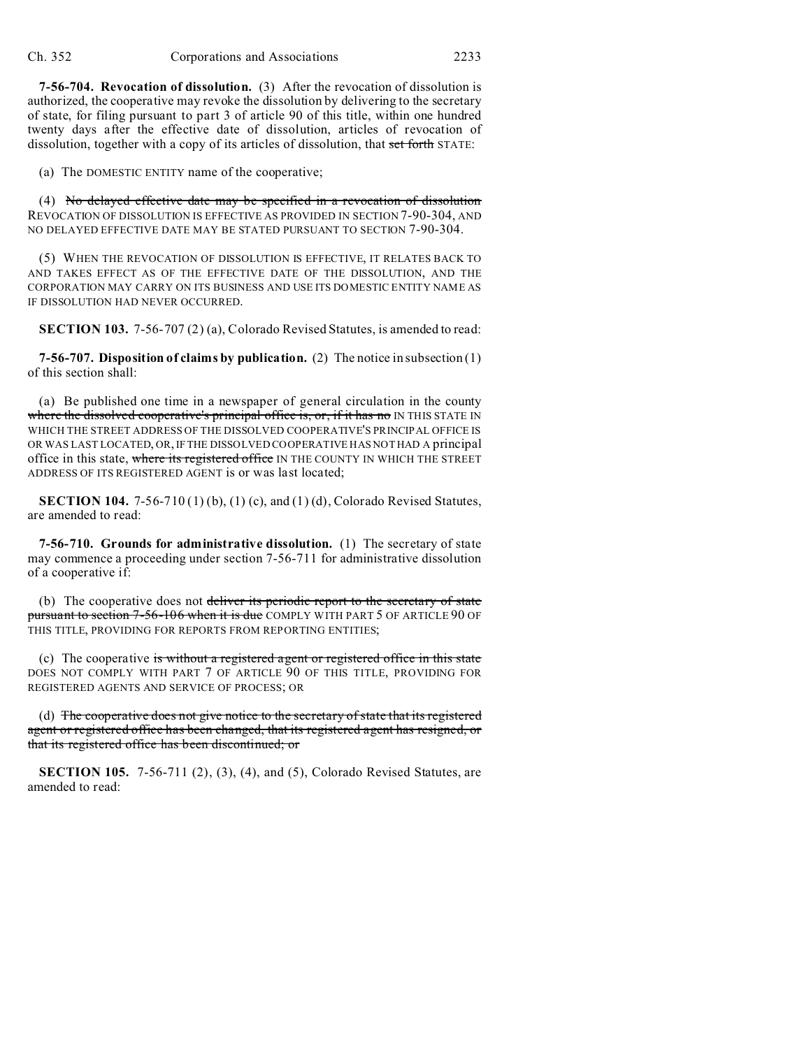**7-56-704. Revocation of dissolution.** (3) After the revocation of dissolution is authorized, the cooperative may revoke the dissolution by delivering to the secretary of state, for filing pursuant to part 3 of article 90 of this title, within one hundred twenty days after the effective date of dissolution, articles of revocation of dissolution, together with a copy of its articles of dissolution, that ~~set forth~~ STATE:

(a) The DOMESTIC ENTITY name of the cooperative;

(4) ~~No delayed effective date may be specified in a revocation of dissolution~~ REVOCATION OF DISSOLUTION IS EFFECTIVE AS PROVIDED IN SECTION 7-90-304, AND NO DELAYED EFFECTIVE DATE MAY BE STATED PURSUANT TO SECTION 7-90-304.

(5) WHEN THE REVOCATION OF DISSOLUTION IS EFFECTIVE, IT RELATES BACK TO AND TAKES EFFECT AS OF THE EFFECTIVE DATE OF THE DISSOLUTION, AND THE CORPORATION MAY CARRY ON ITS BUSINESS AND USE ITS DOMESTIC ENTITY NAME AS IF DISSOLUTION HAD NEVER OCCURRED.

**SECTION 103.** 7-56-707 (2) (a), Colorado Revised Statutes, is amended to read:

**7-56-707. Disposition of claims by publication.** (2) The notice in subsection (1) of this section shall:

(a) Be published one time in a newspaper of general circulation in the county ~~where the dissolved cooperative's principal office is, or, if it has no~~ IN THIS STATE IN WHICH THE STREET ADDRESS OF THE DISSOLVED COOPERATIVE'S PRINCIPAL OFFICE IS OR WAS LAST LOCATED, OR, IF THE DISSOLVED COOPERATIVE HAS NOT HAD A principal office in this state, ~~where its registered office~~ IN THE COUNTY IN WHICH THE STREET ADDRESS OF ITS REGISTERED AGENT is or was last located;

**SECTION 104.** 7-56-710 (1) (b), (1) (c), and (1) (d), Colorado Revised Statutes, are amended to read:

**7-56-710. Grounds for administrative dissolution.** (1) The secretary of state may commence a proceeding under section 7-56-711 for administrative dissolution of a cooperative if:

(b) The cooperative does not ~~deliver its periodic report to the secretary of state pursuant to section 7-56-106 when it is due~~ COMPLY WITH PART 5 OF ARTICLE 90 OF THIS TITLE, PROVIDING FOR REPORTS FROM REPORTING ENTITIES;

(c) The cooperative ~~is without a registered agent or registered office in this state~~ DOES NOT COMPLY WITH PART 7 OF ARTICLE 90 OF THIS TITLE, PROVIDING FOR REGISTERED AGENTS AND SERVICE OF PROCESS; OR

(d) ~~The cooperative does not give notice to the secretary of state that its registered agent or registered office has been changed, that its registered agent has resigned, or that its registered office has been discontinued; or~~

**SECTION 105.** 7-56-711 (2), (3), (4), and (5), Colorado Revised Statutes, are amended to read: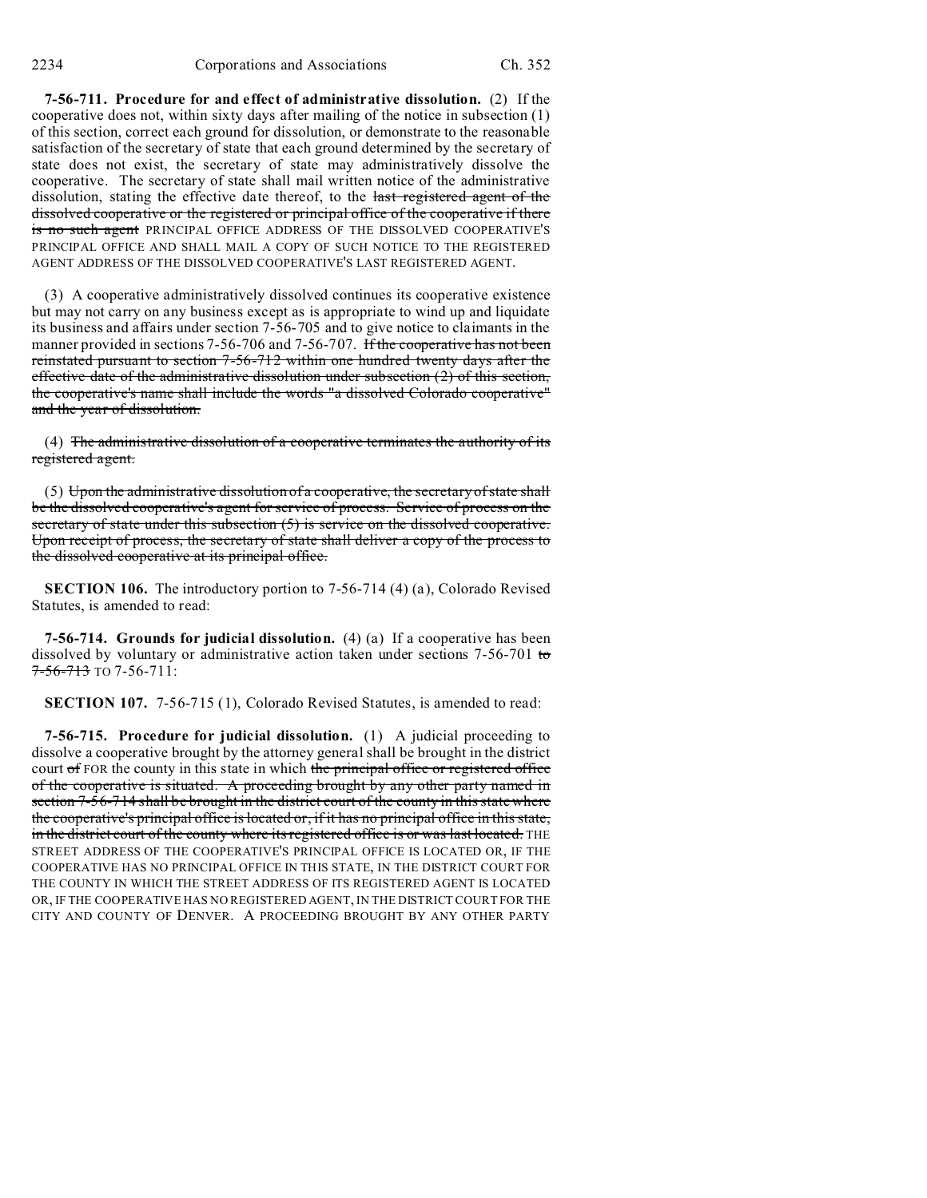**7-56-711. Procedure for and effect of administrative dissolution.** (2) If the cooperative does not, within sixty days after mailing of the notice in subsection (1) of this section, correct each ground for dissolution, or demonstrate to the reasonable satisfaction of the secretary of state that each ground determined by the secretary of state does not exist, the secretary of state may administratively dissolve the cooperative. The secretary of state shall mail written notice of the administrative dissolution, stating the effective date thereof, to the ~~last registered agent of the dissolved cooperative or the registered or principal office of the cooperative if there is no such agent~~ PRINCIPAL OFFICE ADDRESS OF THE DISSOLVED COOPERATIVE'S PRINCIPAL OFFICE AND SHALL MAIL A COPY OF SUCH NOTICE TO THE REGISTERED AGENT ADDRESS OF THE DISSOLVED COOPERATIVE'S LAST REGISTERED AGENT.

(3) A cooperative administratively dissolved continues its cooperative existence but may not carry on any business except as is appropriate to wind up and liquidate its business and affairs under section 7-56-705 and to give notice to claimants in the manner provided in sections 7-56-706 and 7-56-707. ~~If the cooperative has not been reinstated pursuant to section 7-56-712 within one hundred twenty days after the effective date of the administrative dissolution under subsection (2) of this section, the cooperative's name shall include the words "a dissolved Colorado cooperative" and the year of dissolution.~~

(4) ~~The administrative dissolution of a cooperative terminates the authority of its registered agent.~~

(5) ~~Upon the administrative dissolution of a cooperative, the secretary of state shall be the dissolved cooperative's agent for service of process. Service of process on the secretary of state under this subsection (5) is service on the dissolved cooperative. Upon receipt of process, the secretary of state shall deliver a copy of the process to the dissolved cooperative at its principal office.~~

**SECTION 106.** The introductory portion to 7-56-714 (4) (a), Colorado Revised Statutes, is amended to read:

**7-56-714. Grounds for judicial dissolution.** (4) (a) If a cooperative has been dissolved by voluntary or administrative action taken under sections 7-56-701 ~~to 7-56-713~~ TO 7-56-711:

**SECTION 107.** 7-56-715 (1), Colorado Revised Statutes, is amended to read:

**7-56-715. Procedure for judicial dissolution.** (1) A judicial proceeding to dissolve a cooperative brought by the attorney general shall be brought in the district court ~~of~~ FOR the county in this state in which ~~the principal office or registered office of the cooperative is situated. A proceeding brought by any other party named in section 7-56-714 shall be brought in the district court of the county in this state where the cooperative's principal office is located or, if it has no principal office in this state, in the district court of the county where its registered office is or was last located.~~ THE STREET ADDRESS OF THE COOPERATIVE'S PRINCIPAL OFFICE IS LOCATED OR, IF THE COOPERATIVE HAS NO PRINCIPAL OFFICE IN THIS STATE, IN THE DISTRICT COURT FOR THE COUNTY IN WHICH THE STREET ADDRESS OF ITS REGISTERED AGENT IS LOCATED OR, IF THE COOPERATIVE HAS NO REGISTERED AGENT, IN THE DISTRICT COURT FOR THE CITY AND COUNTY OF DENVER. A PROCEEDING BROUGHT BY ANY OTHER PARTY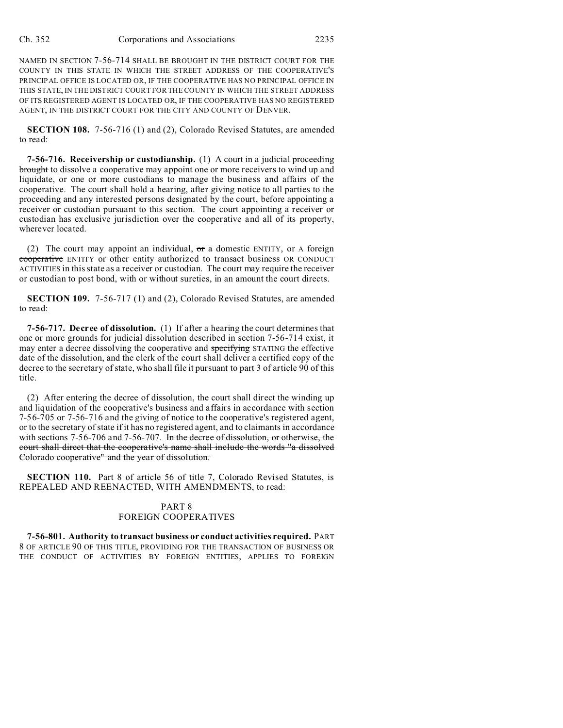NAMED IN SECTION 7-56-714 SHALL BE BROUGHT IN THE DISTRICT COURT FOR THE COUNTY IN THIS STATE IN WHICH THE STREET ADDRESS OF THE COOPERATIVE'S PRINCIPAL OFFICE IS LOCATED OR, IF THE COOPERATIVE HAS NO PRINCIPAL OFFICE IN THIS STATE, IN THE DISTRICT COURT FOR THE COUNTY IN WHICH THE STREET ADDRESS OF ITS REGISTERED AGENT IS LOCATED OR, IF THE COOPERATIVE HAS NO REGISTERED AGENT, IN THE DISTRICT COURT FOR THE CITY AND COUNTY OF DENVER.

**SECTION 108.** 7-56-716 (1) and (2), Colorado Revised Statutes, are amended to read:

**7-56-716. Receivership or custodianship.** (1) A court in a judicial proceeding ~~brought~~ to dissolve a cooperative may appoint one or more receivers to wind up and liquidate, or one or more custodians to manage the business and affairs of the cooperative. The court shall hold a hearing, after giving notice to all parties to the proceeding and any interested persons designated by the court, before appointing a receiver or custodian pursuant to this section. The court appointing a receiver or custodian has exclusive jurisdiction over the cooperative and all of its property, wherever located.

(2) The court may appoint an individual, ~~or~~ a domestic ENTITY, or A foreign ~~cooperative~~ ENTITY or other entity authorized to transact business OR CONDUCT ACTIVITIES in this state as a receiver or custodian. The court may require the receiver or custodian to post bond, with or without sureties, in an amount the court directs.

**SECTION 109.** 7-56-717 (1) and (2), Colorado Revised Statutes, are amended to read:

**7-56-717. Decree of dissolution.** (1) If after a hearing the court determines that one or more grounds for judicial dissolution described in section 7-56-714 exist, it may enter a decree dissolving the cooperative and ~~specifying~~ STATING the effective date of the dissolution, and the clerk of the court shall deliver a certified copy of the decree to the secretary of state, who shall file it pursuant to part 3 of article 90 of this title.

(2) After entering the decree of dissolution, the court shall direct the winding up and liquidation of the cooperative's business and affairs in accordance with section 7-56-705 or 7-56-716 and the giving of notice to the cooperative's registered agent, or to the secretary of state if it has no registered agent, and to claimants in accordance with sections 7-56-706 and 7-56-707. ~~In the decree of dissolution, or otherwise, the court shall direct that the cooperative's name shall include the words "a dissolved Colorado cooperative" and the year of dissolution.~~

**SECTION 110.** Part 8 of article 56 of title 7, Colorado Revised Statutes, is REPEALED AND REENACTED, WITH AMENDMENTS, to read:

## PART 8
## FOREIGN COOPERATIVES

**7-56-801. Authority to transact business or conduct activities required.** PART 8 OF ARTICLE 90 OF THIS TITLE, PROVIDING FOR THE TRANSACTION OF BUSINESS OR THE CONDUCT OF ACTIVITIES BY FOREIGN ENTITIES, APPLIES TO FOREIGN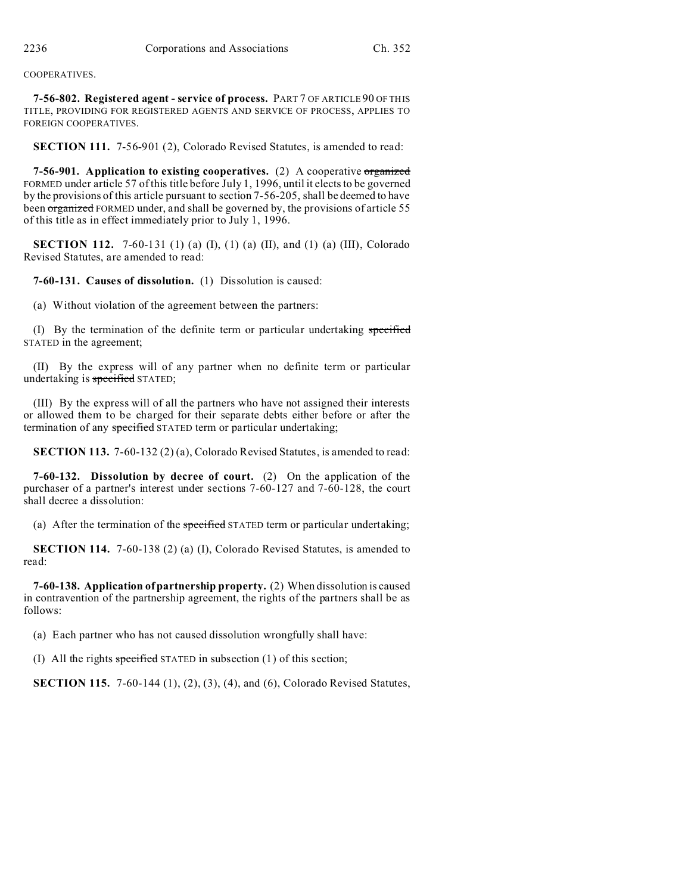COOPERATIVES.

**7-56-802. Registered agent - service of process.** PART 7 OF ARTICLE 90 OF THIS TITLE, PROVIDING FOR REGISTERED AGENTS AND SERVICE OF PROCESS, APPLIES TO FOREIGN COOPERATIVES.

**SECTION 111.** 7-56-901 (2), Colorado Revised Statutes, is amended to read:

**7-56-901. Application to existing cooperatives.** (2) A cooperative ~~organized~~ FORMED under article 57 of this title before July 1, 1996, until it elects to be governed by the provisions of this article pursuant to section 7-56-205, shall be deemed to have been ~~organized~~ FORMED under, and shall be governed by, the provisions of article 55 of this title as in effect immediately prior to July 1, 1996.

**SECTION 112.** 7-60-131 (1) (a) (I), (1) (a) (II), and (1) (a) (III), Colorado Revised Statutes, are amended to read:

**7-60-131. Causes of dissolution.** (1) Dissolution is caused:

(a) Without violation of the agreement between the partners:

(I) By the termination of the definite term or particular undertaking ~~specified~~ STATED in the agreement;

(II) By the express will of any partner when no definite term or particular undertaking is ~~specified~~ STATED;

(III) By the express will of all the partners who have not assigned their interests or allowed them to be charged for their separate debts either before or after the termination of any ~~specified~~ STATED term or particular undertaking;

**SECTION 113.** 7-60-132 (2) (a), Colorado Revised Statutes, is amended to read:

**7-60-132. Dissolution by decree of court.** (2) On the application of the purchaser of a partner's interest under sections 7-60-127 and 7-60-128, the court shall decree a dissolution:

(a) After the termination of the ~~specified~~ STATED term or particular undertaking;

**SECTION 114.** 7-60-138 (2) (a) (I), Colorado Revised Statutes, is amended to read:

**7-60-138. Application of partnership property.** (2) When dissolution is caused in contravention of the partnership agreement, the rights of the partners shall be as follows:

(a) Each partner who has not caused dissolution wrongfully shall have:

(I) All the rights ~~specified~~ STATED in subsection (1) of this section;

**SECTION 115.** 7-60-144 (1), (2), (3), (4), and (6), Colorado Revised Statutes,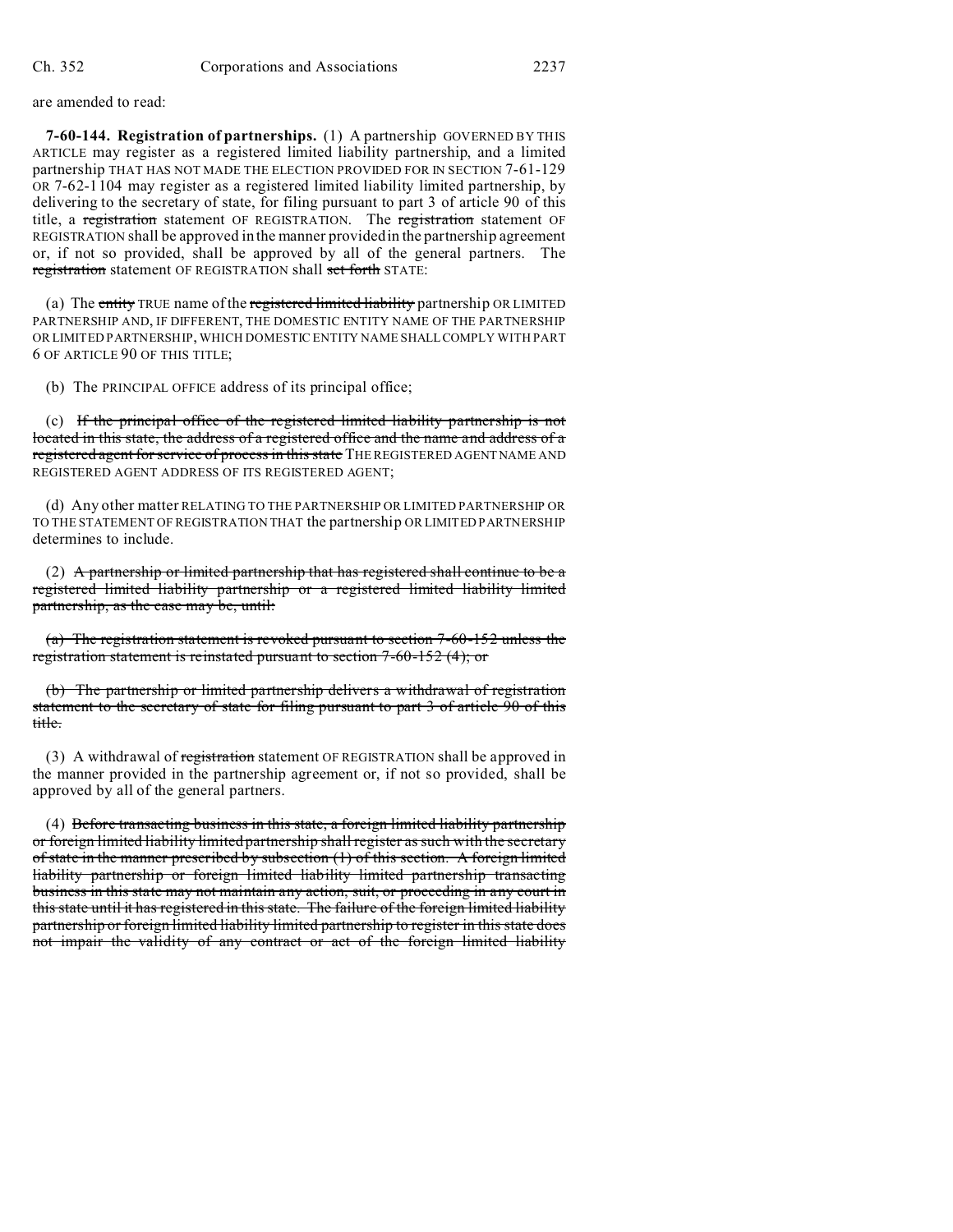are amended to read:

**7-60-144. Registration of partnerships.** (1) A partnership GOVERNED BY THIS ARTICLE may register as a registered limited liability partnership, and a limited partnership THAT HAS NOT MADE THE ELECTION PROVIDED FOR IN SECTION 7-61-129 OR 7-62-1104 may register as a registered limited liability limited partnership, by delivering to the secretary of state, for filing pursuant to part 3 of article 90 of this title, a ~~registration~~ statement OF REGISTRATION. The ~~registration~~ statement OF REGISTRATION shall be approved in the manner provided in the partnership agreement or, if not so provided, shall be approved by all of the general partners. The ~~registration~~ statement OF REGISTRATION shall ~~set forth~~ STATE:

(a) The ~~entity~~ TRUE name of the ~~registered limited liability~~ partnership OR LIMITED PARTNERSHIP AND, IF DIFFERENT, THE DOMESTIC ENTITY NAME OF THE PARTNERSHIP OR LIMITED PARTNERSHIP, WHICH DOMESTIC ENTITY NAME SHALL COMPLY WITH PART 6 OF ARTICLE 90 OF THIS TITLE;

(b) The PRINCIPAL OFFICE address of its principal office;

(c) ~~If the principal office of the registered limited liability partnership is not located in this state, the address of a registered office and the name and address of a registered agent for service of process in this state~~ THE REGISTERED AGENT NAME AND REGISTERED AGENT ADDRESS OF ITS REGISTERED AGENT;

(d) Any other matter RELATING TO THE PARTNERSHIP OR LIMITED PARTNERSHIP OR TO THE STATEMENT OF REGISTRATION THAT the partnership OR LIMITED PARTNERSHIP determines to include.

(2) ~~A partnership or limited partnership that has registered shall continue to be a registered limited liability partnership or a registered limited liability limited partnership, as the case may be, until:~~

~~(a) The registration statement is revoked pursuant to section 7-60-152 unless the registration statement is reinstated pursuant to section 7-60-152 (4); or~~

~~(b) The partnership or limited partnership delivers a withdrawal of registration statement to the secretary of state for filing pursuant to part 3 of article 90 of this title.~~

(3) A withdrawal of ~~registration~~ statement OF REGISTRATION shall be approved in the manner provided in the partnership agreement or, if not so provided, shall be approved by all of the general partners.

(4) ~~Before transacting business in this state, a foreign limited liability partnership or foreign limited liability limited partnership shall register as such with the secretary of state in the manner prescribed by subsection (1) of this section. A foreign limited liability partnership or foreign limited liability limited partnership transacting business in this state may not maintain any action, suit, or proceeding in any court in this state until it has registered in this state. The failure of the foreign limited liability partnership or foreign limited liability limited partnership to register in this state does not impair the validity of any contract or act of the foreign limited liability~~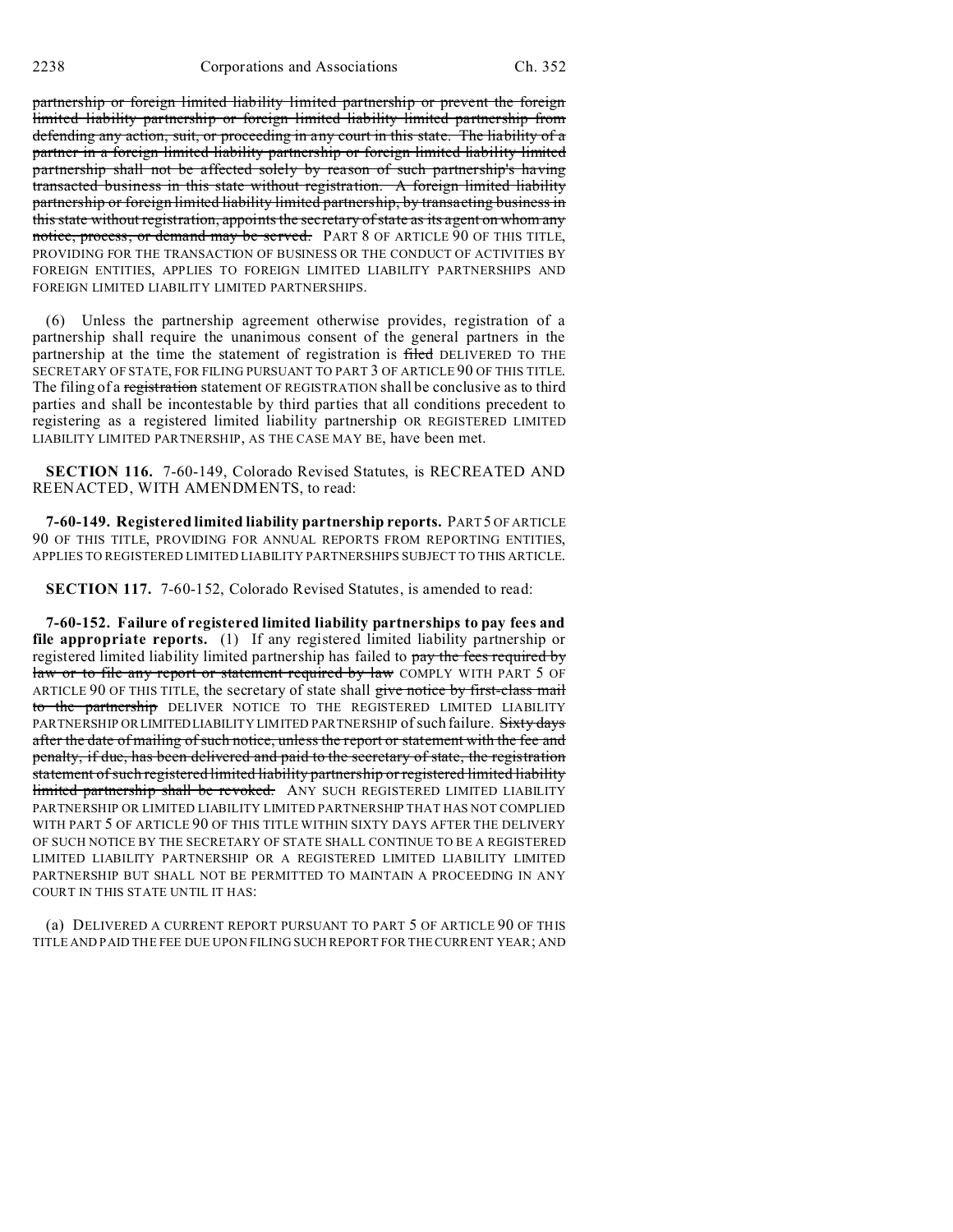~~partnership or foreign limited liability limited partnership or prevent the foreign limited liability partnership or foreign limited liability limited partnership from defending any action, suit, or proceeding in any court in this state. The liability of a partner in a foreign limited liability partnership or foreign limited liability limited partnership shall not be affected solely by reason of such partnership's having transacted business in this state without registration. A foreign limited liability partnership or foreign limited liability limited partnership, by transacting business in this state without registration, appoints the secretary of state as its agent on whom any notice, process, or demand may be served.~~ PART 8 OF ARTICLE 90 OF THIS TITLE, PROVIDING FOR THE TRANSACTION OF BUSINESS OR THE CONDUCT OF ACTIVITIES BY FOREIGN ENTITIES, APPLIES TO FOREIGN LIMITED LIABILITY PARTNERSHIPS AND FOREIGN LIMITED LIABILITY LIMITED PARTNERSHIPS.

(6) Unless the partnership agreement otherwise provides, registration of a partnership shall require the unanimous consent of the general partners in the partnership at the time the statement of registration is ~~filed~~ DELIVERED TO THE SECRETARY OF STATE, FOR FILING PURSUANT TO PART 3 OF ARTICLE 90 OF THIS TITLE. The filing of a ~~registration~~ statement OF REGISTRATION shall be conclusive as to third parties and shall be incontestable by third parties that all conditions precedent to registering as a registered limited liability partnership OR REGISTERED LIMITED LIABILITY LIMITED PARTNERSHIP, AS THE CASE MAY BE, have been met.

**SECTION 116.** 7-60-149, Colorado Revised Statutes, is RECREATED AND REENACTED, WITH AMENDMENTS, to read:

**7-60-149. Registered limited liability partnership reports.** PART 5 OF ARTICLE 90 OF THIS TITLE, PROVIDING FOR ANNUAL REPORTS FROM REPORTING ENTITIES, APPLIES TO REGISTERED LIMITED LIABILITY PARTNERSHIPS SUBJECT TO THIS ARTICLE.

**SECTION 117.** 7-60-152, Colorado Revised Statutes, is amended to read:

**7-60-152. Failure of registered limited liability partnerships to pay fees and file appropriate reports.** (1) If any registered limited liability partnership or registered limited liability limited partnership has failed to ~~pay the fees required by law or to file any report or statement required by law~~ COMPLY WITH PART 5 OF ARTICLE 90 OF THIS TITLE, the secretary of state shall ~~give notice by first-class mail to the partnership~~ DELIVER NOTICE TO THE REGISTERED LIMITED LIABILITY PARTNERSHIP OR LIMITED LIABILITY LIMITED PARTNERSHIP of such failure. ~~Sixty days after the date of mailing of such notice, unless the report or statement with the fee and penalty, if due, has been delivered and paid to the secretary of state, the registration statement of such registered limited liability partnership or registered limited liability limited partnership shall be revoked.~~ ANY SUCH REGISTERED LIMITED LIABILITY PARTNERSHIP OR LIMITED LIABILITY LIMITED PARTNERSHIP THAT HAS NOT COMPLIED WITH PART 5 OF ARTICLE 90 OF THIS TITLE WITHIN SIXTY DAYS AFTER THE DELIVERY OF SUCH NOTICE BY THE SECRETARY OF STATE SHALL CONTINUE TO BE A REGISTERED LIMITED LIABILITY PARTNERSHIP OR A REGISTERED LIMITED LIABILITY LIMITED PARTNERSHIP BUT SHALL NOT BE PERMITTED TO MAINTAIN A PROCEEDING IN ANY COURT IN THIS STATE UNTIL IT HAS:

(a) DELIVERED A CURRENT REPORT PURSUANT TO PART 5 OF ARTICLE 90 OF THIS TITLE AND PAID THE FEE DUE UPON FILING SUCH REPORT FOR THE CURRENT YEAR; AND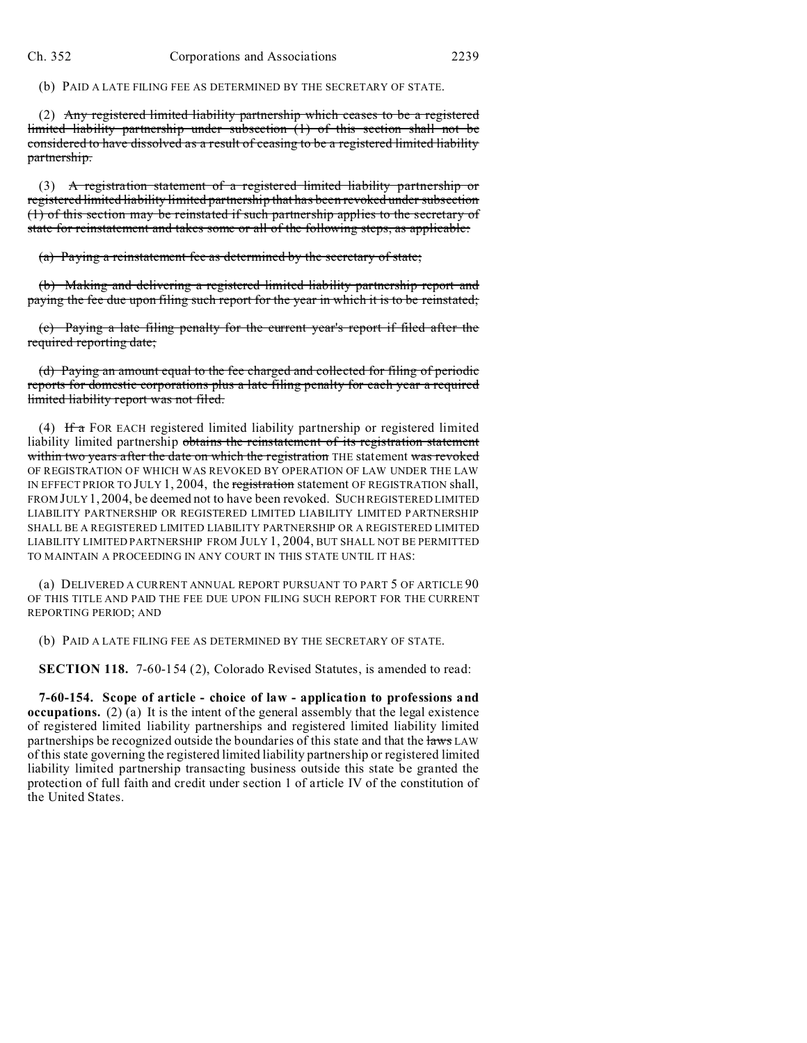(b) PAID A LATE FILING FEE AS DETERMINED BY THE SECRETARY OF STATE.

(2) ~~Any registered limited liability partnership which ceases to be a registered limited liability partnership under subsection (1) of this section shall not be considered to have dissolved as a result of ceasing to be a registered limited liability partnership.~~

(3) ~~A registration statement of a registered limited liability partnership or registered limited liability limited partnership that has been revoked under subsection (1) of this section may be reinstated if such partnership applies to the secretary of state for reinstatement and takes some or all of the following steps, as applicable:~~

~~(a) Paying a reinstatement fee as determined by the secretary of state;~~

~~(b) Making and delivering a registered limited liability partnership report and paying the fee due upon filing such report for the year in which it is to be reinstated;~~

~~(c) Paying a late filing penalty for the current year's report if filed after the required reporting date;~~

~~(d) Paying an amount equal to the fee charged and collected for filing of periodic reports for domestic corporations plus a late filing penalty for each year a required limited liability report was not filed.~~

(4) ~~If a~~ FOR EACH registered limited liability partnership or registered limited liability limited partnership ~~obtains the reinstatement of its registration statement within two years after the date on which the registration~~ THE statement ~~was revoked~~ OF REGISTRATION OF WHICH WAS REVOKED BY OPERATION OF LAW UNDER THE LAW IN EFFECT PRIOR TO JULY 1, 2004, the ~~registration~~ statement OF REGISTRATION shall, FROM JULY 1, 2004, be deemed not to have been revoked. SUCH REGISTERED LIMITED LIABILITY PARTNERSHIP OR REGISTERED LIMITED LIABILITY LIMITED PARTNERSHIP SHALL BE A REGISTERED LIMITED LIABILITY PARTNERSHIP OR A REGISTERED LIMITED LIABILITY LIMITED PARTNERSHIP FROM JULY 1, 2004, BUT SHALL NOT BE PERMITTED TO MAINTAIN A PROCEEDING IN ANY COURT IN THIS STATE UNTIL IT HAS:

(a) DELIVERED A CURRENT ANNUAL REPORT PURSUANT TO PART 5 OF ARTICLE 90 OF THIS TITLE AND PAID THE FEE DUE UPON FILING SUCH REPORT FOR THE CURRENT REPORTING PERIOD; AND

(b) PAID A LATE FILING FEE AS DETERMINED BY THE SECRETARY OF STATE.

**SECTION 118.** 7-60-154 (2), Colorado Revised Statutes, is amended to read:

**7-60-154. Scope of article - choice of law - application to professions and occupations.** (2) (a) It is the intent of the general assembly that the legal existence of registered limited liability partnerships and registered limited liability limited partnerships be recognized outside the boundaries of this state and that the ~~laws~~ LAW of this state governing the registered limited liability partnership or registered limited liability limited partnership transacting business outside this state be granted the protection of full faith and credit under section 1 of article IV of the constitution of the United States.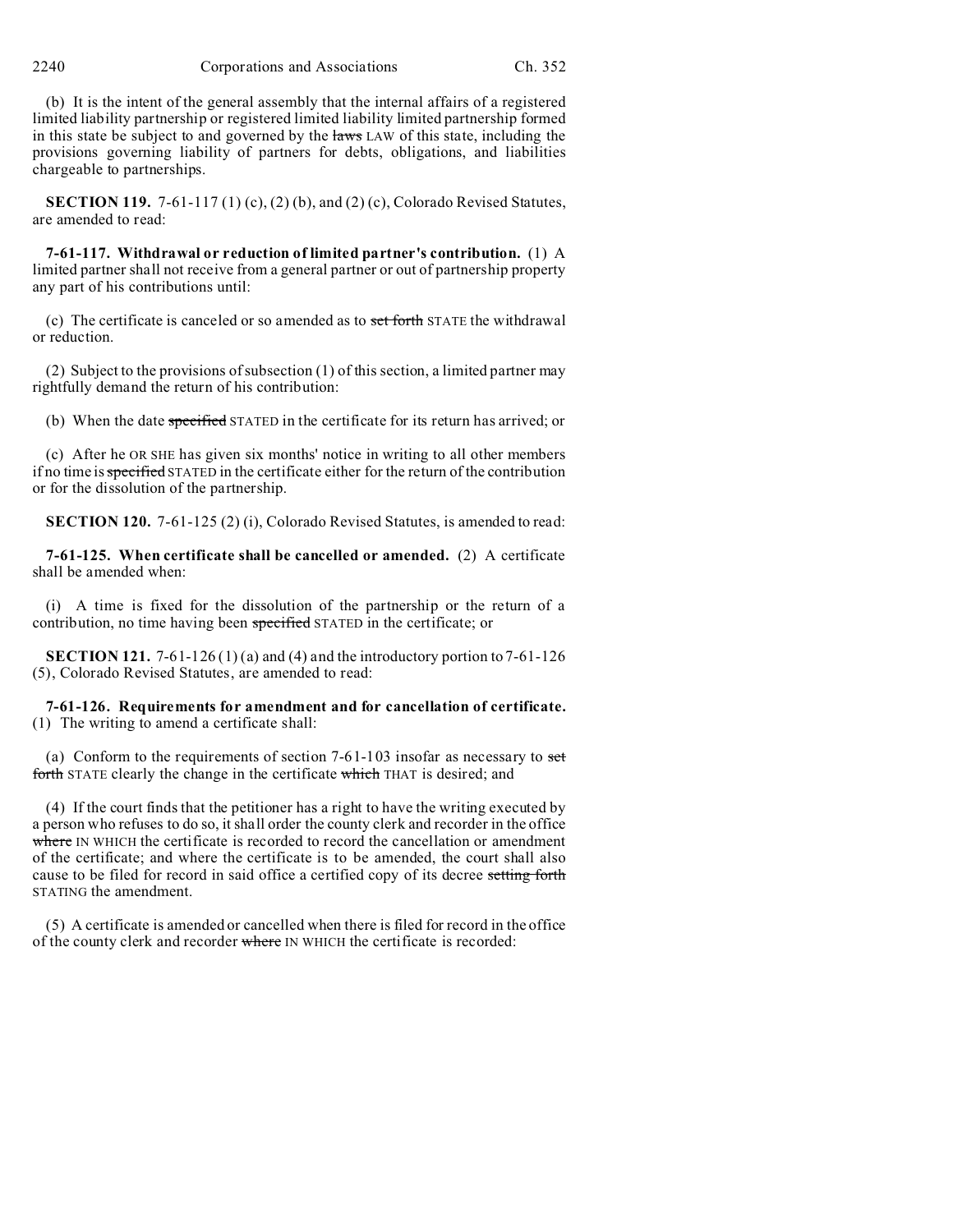(b) It is the intent of the general assembly that the internal affairs of a registered limited liability partnership or registered limited liability limited partnership formed in this state be subject to and governed by the ~~laws~~ LAW of this state, including the provisions governing liability of partners for debts, obligations, and liabilities chargeable to partnerships.

**SECTION 119.** 7-61-117 (1) (c), (2) (b), and (2) (c), Colorado Revised Statutes, are amended to read:

**7-61-117. Withdrawal or reduction of limited partner's contribution.** (1) A limited partner shall not receive from a general partner or out of partnership property any part of his contributions until:

(c) The certificate is canceled or so amended as to ~~set forth~~ STATE the withdrawal or reduction.

(2) Subject to the provisions of subsection (1) of this section, a limited partner may rightfully demand the return of his contribution:

(b) When the date ~~specified~~ STATED in the certificate for its return has arrived; or

(c) After he OR SHE has given six months' notice in writing to all other members if no time is ~~specified~~ STATED in the certificate either for the return of the contribution or for the dissolution of the partnership.

**SECTION 120.** 7-61-125 (2) (i), Colorado Revised Statutes, is amended to read:

**7-61-125. When certificate shall be cancelled or amended.** (2) A certificate shall be amended when:

(i) A time is fixed for the dissolution of the partnership or the return of a contribution, no time having been ~~specified~~ STATED in the certificate; or

**SECTION 121.** 7-61-126 (1) (a) and (4) and the introductory portion to 7-61-126 (5), Colorado Revised Statutes, are amended to read:

**7-61-126. Requirements for amendment and for cancellation of certificate.** (1) The writing to amend a certificate shall:

(a) Conform to the requirements of section 7-61-103 insofar as necessary to ~~set forth~~ STATE clearly the change in the certificate ~~which~~ THAT is desired; and

(4) If the court finds that the petitioner has a right to have the writing executed by a person who refuses to do so, it shall order the county clerk and recorder in the office ~~where~~ IN WHICH the certificate is recorded to record the cancellation or amendment of the certificate; and where the certificate is to be amended, the court shall also cause to be filed for record in said office a certified copy of its decree ~~setting forth~~ STATING the amendment.

(5) A certificate is amended or cancelled when there is filed for record in the office of the county clerk and recorder ~~where~~ IN WHICH the certificate is recorded: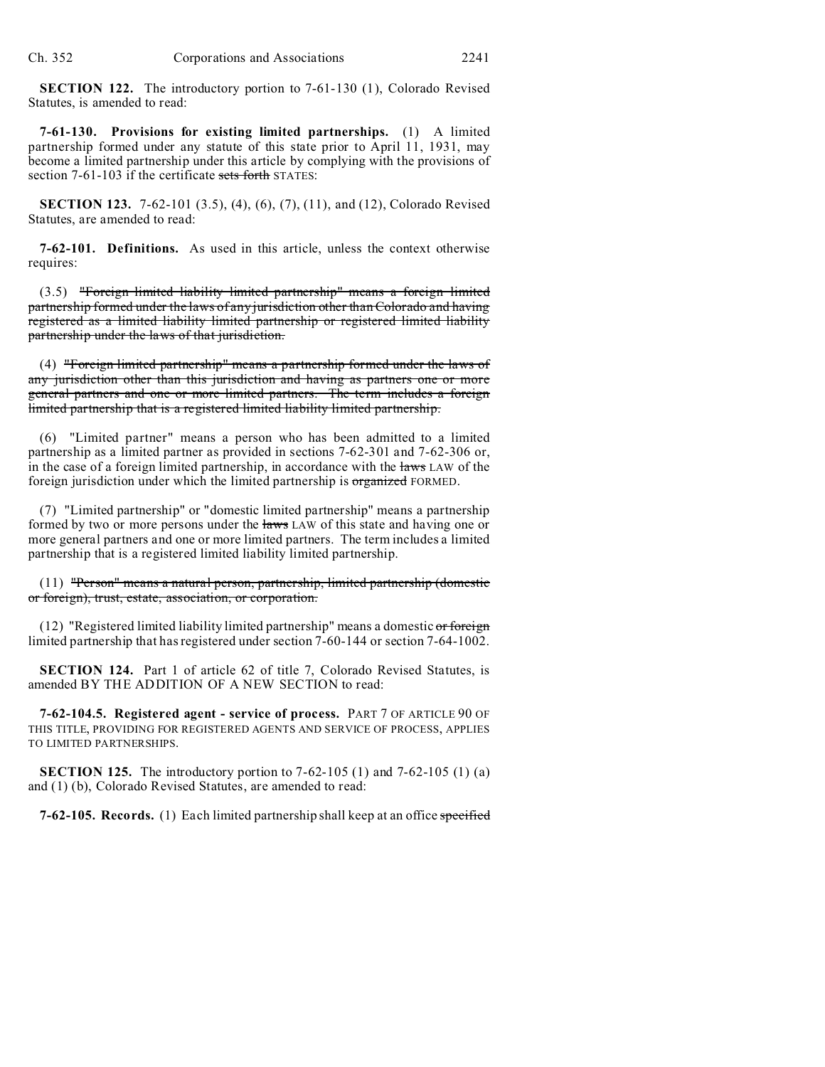**SECTION 122.** The introductory portion to 7-61-130 (1), Colorado Revised Statutes, is amended to read:

**7-61-130. Provisions for existing limited partnerships.** (1) A limited partnership formed under any statute of this state prior to April 11, 1931, may become a limited partnership under this article by complying with the provisions of section 7-61-103 if the certificate ~~sets forth~~ STATES:

**SECTION 123.** 7-62-101 (3.5), (4), (6), (7), (11), and (12), Colorado Revised Statutes, are amended to read:

**7-62-101. Definitions.** As used in this article, unless the context otherwise requires:

(3.5) ~~"Foreign limited liability limited partnership" means a foreign limited partnership formed under the laws of any jurisdiction other than Colorado and having registered as a limited liability limited partnership or registered limited liability partnership under the laws of that jurisdiction.~~

(4) ~~"Foreign limited partnership" means a partnership formed under the laws of any jurisdiction other than this jurisdiction and having as partners one or more general partners and one or more limited partners. The term includes a foreign limited partnership that is a registered limited liability limited partnership.~~

(6) "Limited partner" means a person who has been admitted to a limited partnership as a limited partner as provided in sections 7-62-301 and 7-62-306 or, in the case of a foreign limited partnership, in accordance with the ~~laws~~ LAW of the foreign jurisdiction under which the limited partnership is ~~organized~~ FORMED.

(7) "Limited partnership" or "domestic limited partnership" means a partnership formed by two or more persons under the ~~laws~~ LAW of this state and having one or more general partners and one or more limited partners. The term includes a limited partnership that is a registered limited liability limited partnership.

(11) ~~"Person" means a natural person, partnership, limited partnership (domestic or foreign), trust, estate, association, or corporation.~~

(12) "Registered limited liability limited partnership" means a domestic ~~or foreign~~ limited partnership that has registered under section 7-60-144 or section 7-64-1002.

**SECTION 124.** Part 1 of article 62 of title 7, Colorado Revised Statutes, is amended BY THE ADDITION OF A NEW SECTION to read:

**7-62-104.5. Registered agent - service of process.** PART 7 OF ARTICLE 90 OF THIS TITLE, PROVIDING FOR REGISTERED AGENTS AND SERVICE OF PROCESS, APPLIES TO LIMITED PARTNERSHIPS.

**SECTION 125.** The introductory portion to 7-62-105 (1) and 7-62-105 (1) (a) and (1) (b), Colorado Revised Statutes, are amended to read:

**7-62-105. Records.** (1) Each limited partnership shall keep at an office ~~specified~~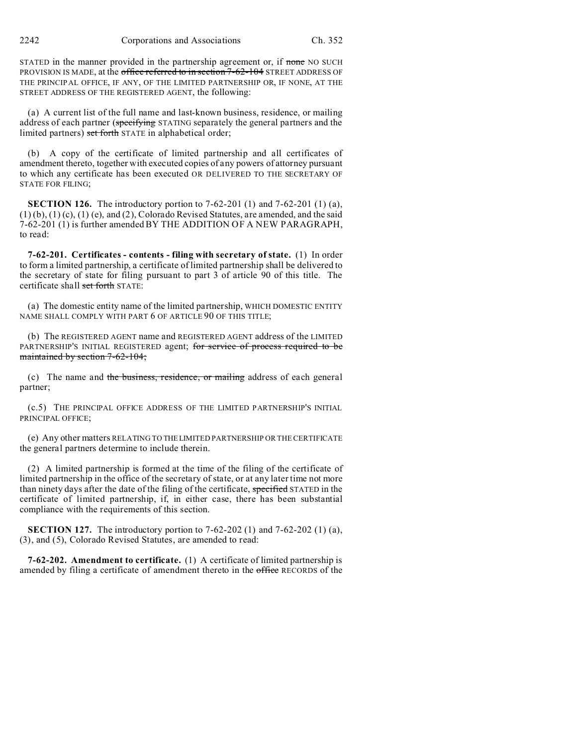STATED in the manner provided in the partnership agreement or, if ~~none~~ NO SUCH PROVISION IS MADE, at the ~~office referred to in section 7-62-104~~ STREET ADDRESS OF THE PRINCIPAL OFFICE, IF ANY, OF THE LIMITED PARTNERSHIP OR, IF NONE, AT THE STREET ADDRESS OF THE REGISTERED AGENT, the following:

(a) A current list of the full name and last-known business, residence, or mailing address of each partner (~~specifying~~ STATING separately the general partners and the limited partners) ~~set forth~~ STATE in alphabetical order;

(b) A copy of the certificate of limited partnership and all certificates of amendment thereto, together with executed copies of any powers of attorney pursuant to which any certificate has been executed OR DELIVERED TO THE SECRETARY OF STATE FOR FILING;

**SECTION 126.** The introductory portion to 7-62-201 (1) and 7-62-201 (1) (a), (1) (b), (1) (c), (1) (e), and (2), Colorado Revised Statutes, are amended, and the said 7-62-201 (1) is further amended BY THE ADDITION OF A NEW PARAGRAPH, to read:

**7-62-201. Certificates - contents - filing with secretary of state.** (1) In order to form a limited partnership, a certificate of limited partnership shall be delivered to the secretary of state for filing pursuant to part 3 of article 90 of this title. The certificate shall ~~set forth~~ STATE:

(a) The domestic entity name of the limited partnership, WHICH DOMESTIC ENTITY NAME SHALL COMPLY WITH PART 6 OF ARTICLE 90 OF THIS TITLE;

(b) The REGISTERED AGENT name and REGISTERED AGENT address of the LIMITED PARTNERSHIP'S INITIAL REGISTERED agent; ~~for service of process required to be maintained by section 7-62-104;~~

(c) The name and ~~the business, residence, or mailing~~ address of each general partner;

(c.5) THE PRINCIPAL OFFICE ADDRESS OF THE LIMITED PARTNERSHIP'S INITIAL PRINCIPAL OFFICE;

(e) Any other matters RELATING TO THE LIMITED PARTNERSHIP OR THE CERTIFICATE the general partners determine to include therein.

(2) A limited partnership is formed at the time of the filing of the certificate of limited partnership in the office of the secretary of state, or at any later time not more than ninety days after the date of the filing of the certificate, ~~specified~~ STATED in the certificate of limited partnership, if, in either case, there has been substantial compliance with the requirements of this section.

**SECTION 127.** The introductory portion to 7-62-202 (1) and 7-62-202 (1) (a), (3), and (5), Colorado Revised Statutes, are amended to read:

**7-62-202. Amendment to certificate.** (1) A certificate of limited partnership is amended by filing a certificate of amendment thereto in the ~~office~~ RECORDS of the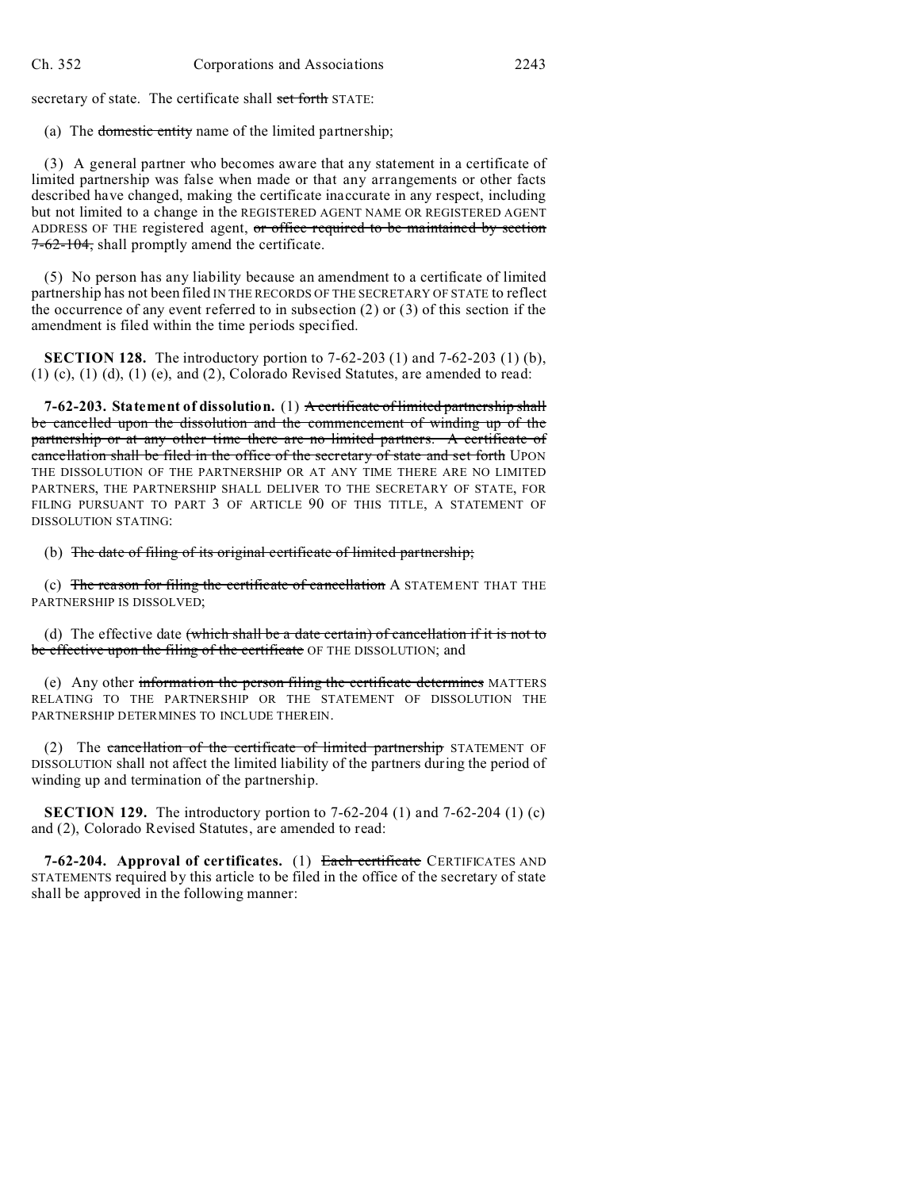secretary of state. The certificate shall ~~set forth~~ STATE:

(a) The ~~domestic entity~~ name of the limited partnership;

(3) A general partner who becomes aware that any statement in a certificate of limited partnership was false when made or that any arrangements or other facts described have changed, making the certificate inaccurate in any respect, including but not limited to a change in the REGISTERED AGENT NAME OR REGISTERED AGENT ADDRESS OF THE registered agent, ~~or office required to be maintained by section 7-62-104,~~ shall promptly amend the certificate.

(5) No person has any liability because an amendment to a certificate of limited partnership has not been filed IN THE RECORDS OF THE SECRETARY OF STATE to reflect the occurrence of any event referred to in subsection (2) or (3) of this section if the amendment is filed within the time periods specified.

**SECTION 128.** The introductory portion to 7-62-203 (1) and 7-62-203 (1) (b), (1) (c), (1) (d), (1) (e), and (2), Colorado Revised Statutes, are amended to read:

**7-62-203. Statement of dissolution.** (1) ~~A certificate of limited partnership shall be cancelled upon the dissolution and the commencement of winding up of the partnership or at any other time there are no limited partners. A certificate of cancellation shall be filed in the office of the secretary of state and set forth~~ UPON THE DISSOLUTION OF THE PARTNERSHIP OR AT ANY TIME THERE ARE NO LIMITED PARTNERS, THE PARTNERSHIP SHALL DELIVER TO THE SECRETARY OF STATE, FOR FILING PURSUANT TO PART 3 OF ARTICLE 90 OF THIS TITLE, A STATEMENT OF DISSOLUTION STATING:

(b) ~~The date of filing of its original certificate of limited partnership;~~

(c) ~~The reason for filing the certificate of cancellation~~ A STATEMENT THAT THE PARTNERSHIP IS DISSOLVED;

(d) The effective date ~~(which shall be a date certain) of cancellation if it is not to be effective upon the filing of the certificate~~ OF THE DISSOLUTION; and

(e) Any other ~~information the person filing the certificate determines~~ MATTERS RELATING TO THE PARTNERSHIP OR THE STATEMENT OF DISSOLUTION THE PARTNERSHIP DETERMINES TO INCLUDE THEREIN.

(2) The ~~cancellation of the certificate of limited partnership~~ STATEMENT OF DISSOLUTION shall not affect the limited liability of the partners during the period of winding up and termination of the partnership.

**SECTION 129.** The introductory portion to 7-62-204 (1) and 7-62-204 (1) (c) and (2), Colorado Revised Statutes, are amended to read:

**7-62-204. Approval of certificates.** (1) ~~Each certificate~~ CERTIFICATES AND STATEMENTS required by this article to be filed in the office of the secretary of state shall be approved in the following manner: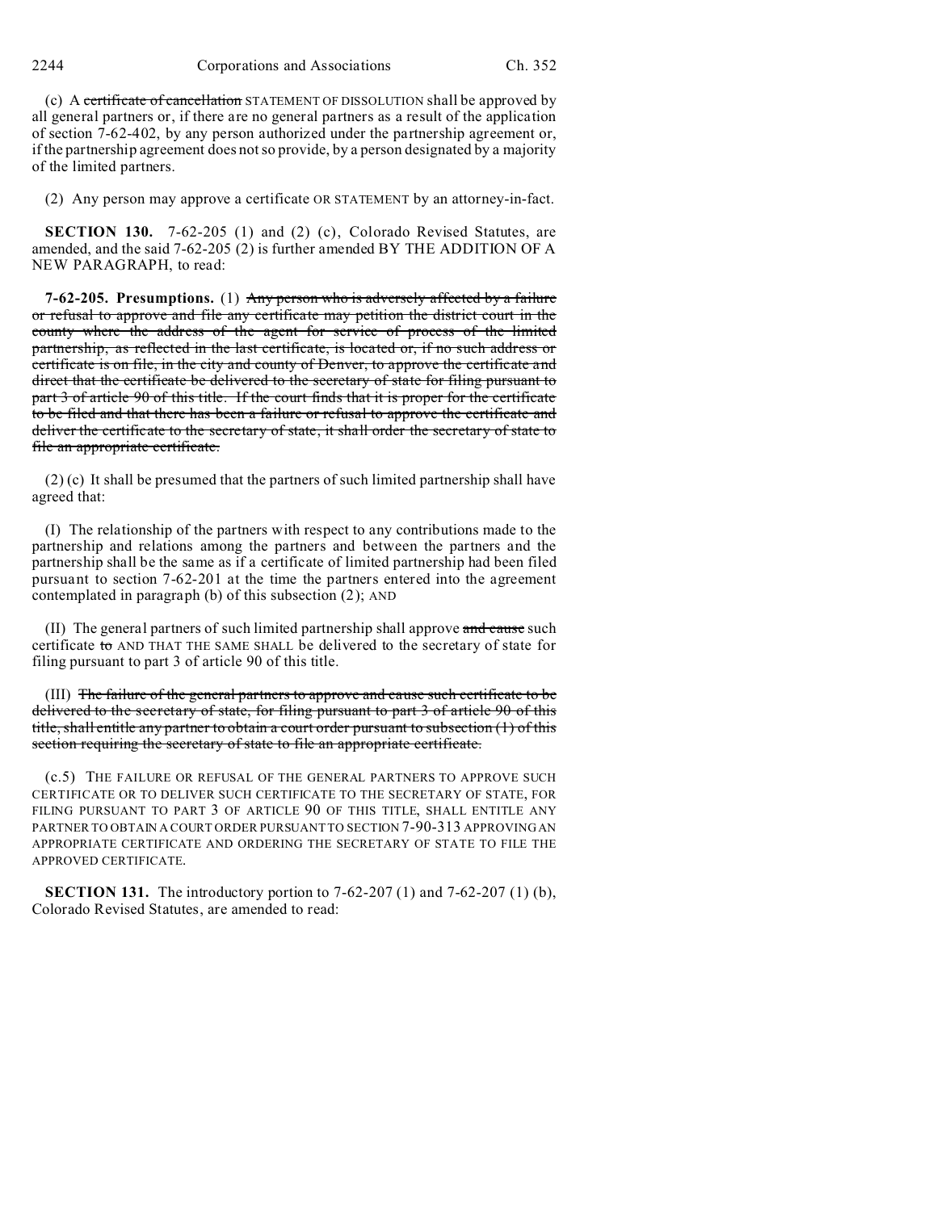(c) A ~~certificate of cancellation~~ STATEMENT OF DISSOLUTION shall be approved by all general partners or, if there are no general partners as a result of the application of section 7-62-402, by any person authorized under the partnership agreement or, if the partnership agreement does not so provide, by a person designated by a majority of the limited partners.

(2) Any person may approve a certificate OR STATEMENT by an attorney-in-fact.

**SECTION 130.** 7-62-205 (1) and (2) (c), Colorado Revised Statutes, are amended, and the said 7-62-205 (2) is further amended BY THE ADDITION OF A NEW PARAGRAPH, to read:

**7-62-205. Presumptions.** (1) ~~Any person who is adversely affected by a failure or refusal to approve and file any certificate may petition the district court in the county where the address of the agent for service of process of the limited partnership, as reflected in the last certificate, is located or, if no such address or certificate is on file, in the city and county of Denver, to approve the certificate and direct that the certificate be delivered to the secretary of state for filing pursuant to part 3 of article 90 of this title. If the court finds that it is proper for the certificate to be filed and that there has been a failure or refusal to approve the certificate and deliver the certificate to the secretary of state, it shall order the secretary of state to file an appropriate certificate.~~

(2) (c) It shall be presumed that the partners of such limited partnership shall have agreed that:

(I) The relationship of the partners with respect to any contributions made to the partnership and relations among the partners and between the partners and the partnership shall be the same as if a certificate of limited partnership had been filed pursuant to section 7-62-201 at the time the partners entered into the agreement contemplated in paragraph (b) of this subsection (2); AND

(II) The general partners of such limited partnership shall approve ~~and cause~~ such certificate ~~to~~ AND THAT THE SAME SHALL be delivered to the secretary of state for filing pursuant to part 3 of article 90 of this title.

(III) ~~The failure of the general partners to approve and cause such certificate to be delivered to the secretary of state, for filing pursuant to part 3 of article 90 of this title, shall entitle any partner to obtain a court order pursuant to subsection (1) of this section requiring the secretary of state to file an appropriate certificate.~~

(c.5) THE FAILURE OR REFUSAL OF THE GENERAL PARTNERS TO APPROVE SUCH CERTIFICATE OR TO DELIVER SUCH CERTIFICATE TO THE SECRETARY OF STATE, FOR FILING PURSUANT TO PART 3 OF ARTICLE 90 OF THIS TITLE, SHALL ENTITLE ANY PARTNER TO OBTAIN A COURT ORDER PURSUANT TO SECTION 7-90-313 APPROVING AN APPROPRIATE CERTIFICATE AND ORDERING THE SECRETARY OF STATE TO FILE THE APPROVED CERTIFICATE.

**SECTION 131.** The introductory portion to 7-62-207 (1) and 7-62-207 (1) (b), Colorado Revised Statutes, are amended to read: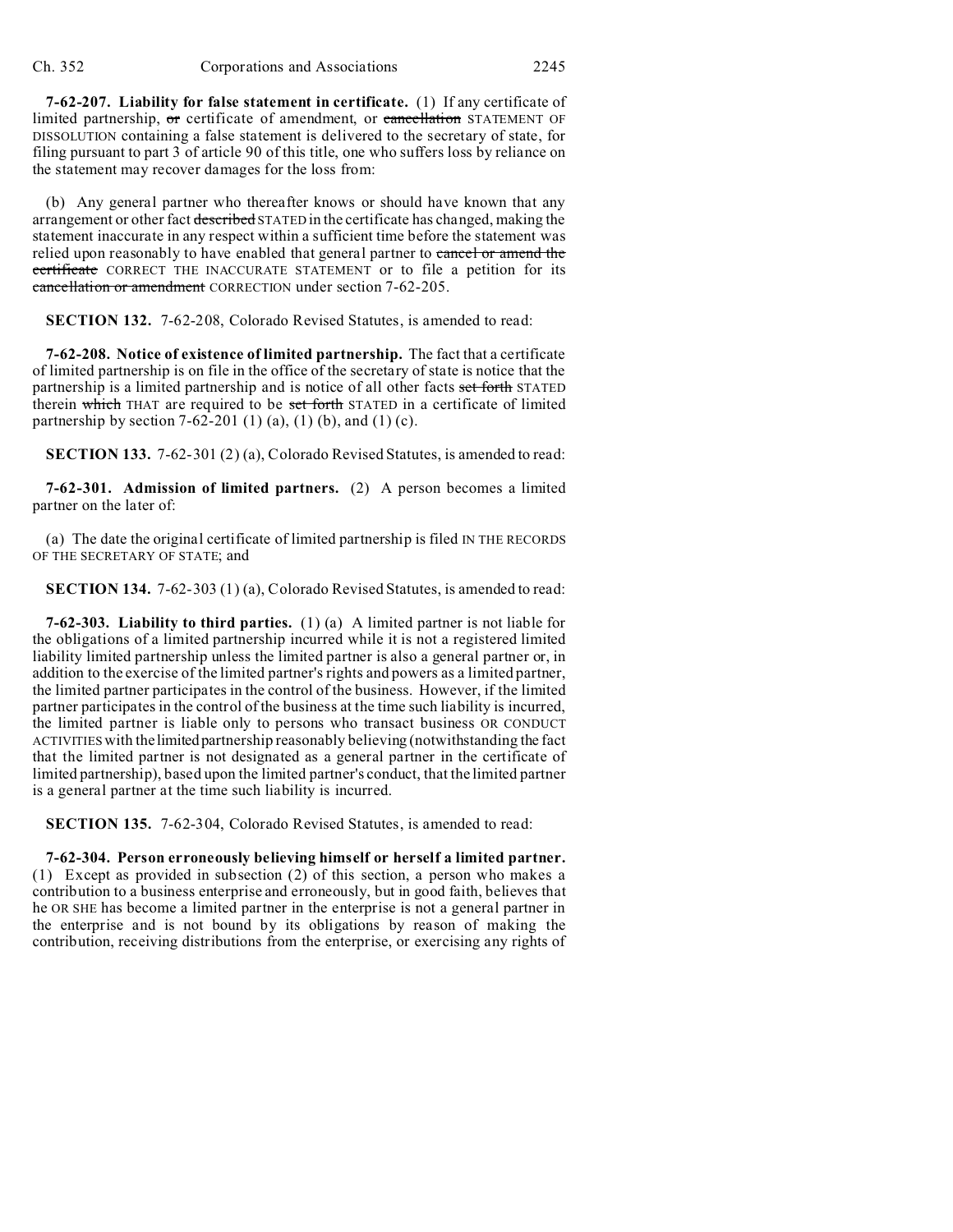**7-62-207. Liability for false statement in certificate.** (1) If any certificate of limited partnership, ~~or~~ certificate of amendment, or ~~cancellation~~ STATEMENT OF DISSOLUTION containing a false statement is delivered to the secretary of state, for filing pursuant to part 3 of article 90 of this title, one who suffers loss by reliance on the statement may recover damages for the loss from:

(b) Any general partner who thereafter knows or should have known that any arrangement or other fact ~~described~~ STATED in the certificate has changed, making the statement inaccurate in any respect within a sufficient time before the statement was relied upon reasonably to have enabled that general partner to ~~cancel or amend the certificate~~ CORRECT THE INACCURATE STATEMENT or to file a petition for its ~~cancellation or amendment~~ CORRECTION under section 7-62-205.

**SECTION 132.** 7-62-208, Colorado Revised Statutes, is amended to read:

**7-62-208. Notice of existence of limited partnership.** The fact that a certificate of limited partnership is on file in the office of the secretary of state is notice that the partnership is a limited partnership and is notice of all other facts ~~set forth~~ STATED therein ~~which~~ THAT are required to be ~~set forth~~ STATED in a certificate of limited partnership by section 7-62-201 (1) (a), (1) (b), and (1) (c).

**SECTION 133.** 7-62-301 (2) (a), Colorado Revised Statutes, is amended to read:

**7-62-301. Admission of limited partners.** (2) A person becomes a limited partner on the later of:

(a) The date the original certificate of limited partnership is filed IN THE RECORDS OF THE SECRETARY OF STATE; and

**SECTION 134.** 7-62-303 (1) (a), Colorado Revised Statutes, is amended to read:

**7-62-303. Liability to third parties.** (1) (a) A limited partner is not liable for the obligations of a limited partnership incurred while it is not a registered limited liability limited partnership unless the limited partner is also a general partner or, in addition to the exercise of the limited partner's rights and powers as a limited partner, the limited partner participates in the control of the business. However, if the limited partner participates in the control of the business at the time such liability is incurred, the limited partner is liable only to persons who transact business OR CONDUCT ACTIVITIES with the limited partnership reasonably believing (notwithstanding the fact that the limited partner is not designated as a general partner in the certificate of limited partnership), based upon the limited partner's conduct, that the limited partner is a general partner at the time such liability is incurred.

**SECTION 135.** 7-62-304, Colorado Revised Statutes, is amended to read:

**7-62-304. Person erroneously believing himself or herself a limited partner.** (1) Except as provided in subsection (2) of this section, a person who makes a contribution to a business enterprise and erroneously, but in good faith, believes that he OR SHE has become a limited partner in the enterprise is not a general partner in the enterprise and is not bound by its obligations by reason of making the contribution, receiving distributions from the enterprise, or exercising any rights of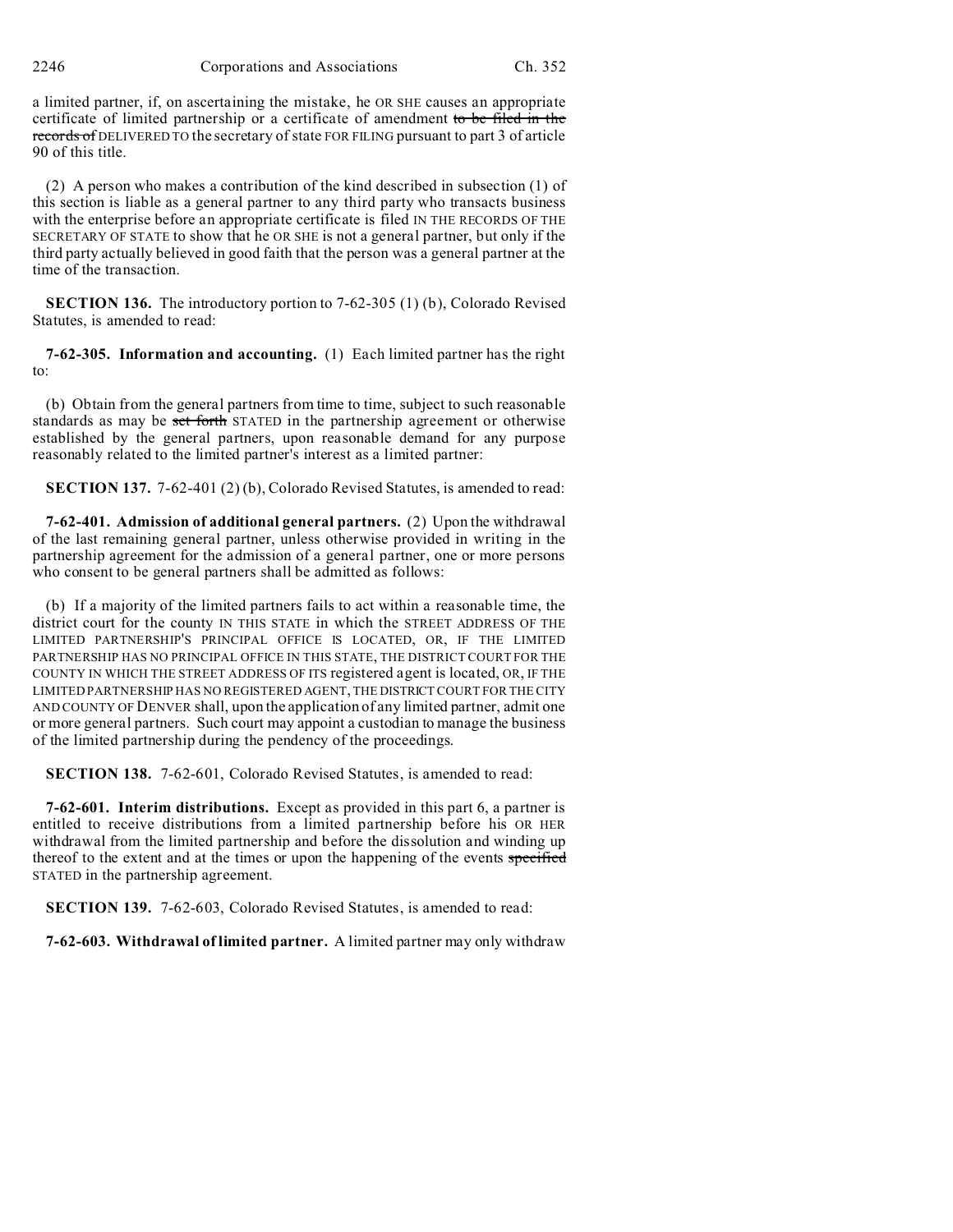a limited partner, if, on ascertaining the mistake, he OR SHE causes an appropriate certificate of limited partnership or a certificate of amendment ~~to be filed in the records of~~ DELIVERED TO the secretary of state FOR FILING pursuant to part 3 of article 90 of this title.

(2) A person who makes a contribution of the kind described in subsection (1) of this section is liable as a general partner to any third party who transacts business with the enterprise before an appropriate certificate is filed IN THE RECORDS OF THE SECRETARY OF STATE to show that he OR SHE is not a general partner, but only if the third party actually believed in good faith that the person was a general partner at the time of the transaction.

**SECTION 136.** The introductory portion to 7-62-305 (1) (b), Colorado Revised Statutes, is amended to read:

**7-62-305. Information and accounting.** (1) Each limited partner has the right to:

(b) Obtain from the general partners from time to time, subject to such reasonable standards as may be ~~set forth~~ STATED in the partnership agreement or otherwise established by the general partners, upon reasonable demand for any purpose reasonably related to the limited partner's interest as a limited partner:

**SECTION 137.** 7-62-401 (2) (b), Colorado Revised Statutes, is amended to read:

**7-62-401. Admission of additional general partners.** (2) Upon the withdrawal of the last remaining general partner, unless otherwise provided in writing in the partnership agreement for the admission of a general partner, one or more persons who consent to be general partners shall be admitted as follows:

(b) If a majority of the limited partners fails to act within a reasonable time, the district court for the county IN THIS STATE in which the STREET ADDRESS OF THE LIMITED PARTNERSHIP'S PRINCIPAL OFFICE IS LOCATED, OR, IF THE LIMITED PARTNERSHIP HAS NO PRINCIPAL OFFICE IN THIS STATE, THE DISTRICT COURT FOR THE COUNTY IN WHICH THE STREET ADDRESS OF ITS registered agent is located, OR, IF THE LIMITED PARTNERSHIP HAS NO REGISTERED AGENT, THE DISTRICT COURT FOR THE CITY AND COUNTY OF DENVER shall, upon the application of any limited partner, admit one or more general partners. Such court may appoint a custodian to manage the business of the limited partnership during the pendency of the proceedings.

**SECTION 138.** 7-62-601, Colorado Revised Statutes, is amended to read:

**7-62-601. Interim distributions.** Except as provided in this part 6, a partner is entitled to receive distributions from a limited partnership before his OR HER withdrawal from the limited partnership and before the dissolution and winding up thereof to the extent and at the times or upon the happening of the events ~~specified~~ STATED in the partnership agreement.

**SECTION 139.** 7-62-603, Colorado Revised Statutes, is amended to read:

**7-62-603. Withdrawal of limited partner.** A limited partner may only withdraw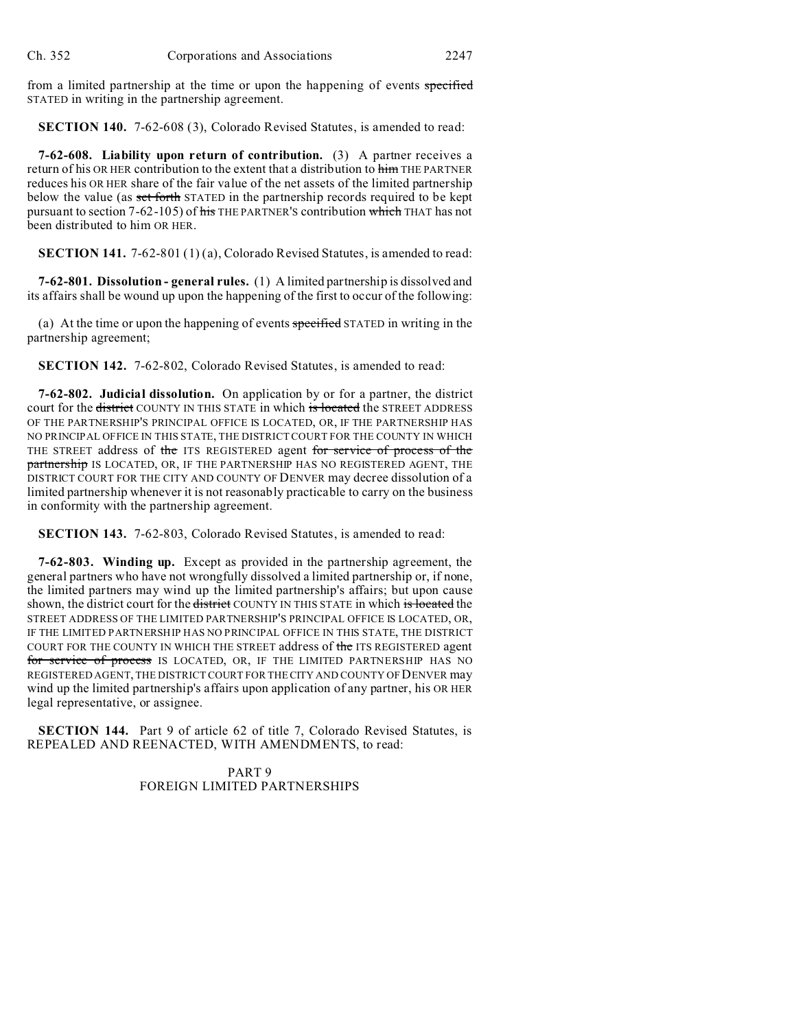from a limited partnership at the time or upon the happening of events ~~specified~~ STATED in writing in the partnership agreement.

**SECTION 140.** 7-62-608 (3), Colorado Revised Statutes, is amended to read:

**7-62-608. Liability upon return of contribution.** (3) A partner receives a return of his OR HER contribution to the extent that a distribution to ~~him~~ THE PARTNER reduces his OR HER share of the fair value of the net assets of the limited partnership below the value (as ~~set forth~~ STATED in the partnership records required to be kept pursuant to section 7-62-105) of ~~his~~ THE PARTNER'S contribution ~~which~~ THAT has not been distributed to him OR HER.

**SECTION 141.** 7-62-801 (1) (a), Colorado Revised Statutes, is amended to read:

**7-62-801. Dissolution - general rules.** (1) A limited partnership is dissolved and its affairs shall be wound up upon the happening of the first to occur of the following:

(a) At the time or upon the happening of events ~~specified~~ STATED in writing in the partnership agreement;

**SECTION 142.** 7-62-802, Colorado Revised Statutes, is amended to read:

**7-62-802. Judicial dissolution.** On application by or for a partner, the district court for the ~~district~~ COUNTY IN THIS STATE in which ~~is located~~ the STREET ADDRESS OF THE PARTNERSHIP'S PRINCIPAL OFFICE IS LOCATED, OR, IF THE PARTNERSHIP HAS NO PRINCIPAL OFFICE IN THIS STATE, THE DISTRICT COURT FOR THE COUNTY IN WHICH THE STREET address of ~~the~~ ITS REGISTERED agent ~~for service of process of the partnership~~ IS LOCATED, OR, IF THE PARTNERSHIP HAS NO REGISTERED AGENT, THE DISTRICT COURT FOR THE CITY AND COUNTY OF DENVER may decree dissolution of a limited partnership whenever it is not reasonably practicable to carry on the business in conformity with the partnership agreement.

**SECTION 143.** 7-62-803, Colorado Revised Statutes, is amended to read:

**7-62-803. Winding up.** Except as provided in the partnership agreement, the general partners who have not wrongfully dissolved a limited partnership or, if none, the limited partners may wind up the limited partnership's affairs; but upon cause shown, the district court for the ~~district~~ COUNTY IN THIS STATE in which ~~is located~~ the STREET ADDRESS OF THE LIMITED PARTNERSHIP'S PRINCIPAL OFFICE IS LOCATED, OR, IF THE LIMITED PARTNERSHIP HAS NO PRINCIPAL OFFICE IN THIS STATE, THE DISTRICT COURT FOR THE COUNTY IN WHICH THE STREET address of ~~the~~ ITS REGISTERED agent ~~for service of process~~ IS LOCATED, OR, IF THE LIMITED PARTNERSHIP HAS NO REGISTERED AGENT, THE DISTRICT COURT FOR THE CITY AND COUNTY OF DENVER may wind up the limited partnership's affairs upon application of any partner, his OR HER legal representative, or assignee.

**SECTION 144.** Part 9 of article 62 of title 7, Colorado Revised Statutes, is REPEALED AND REENACTED, WITH AMENDMENTS, to read:

PART 9
FOREIGN LIMITED PARTNERSHIPS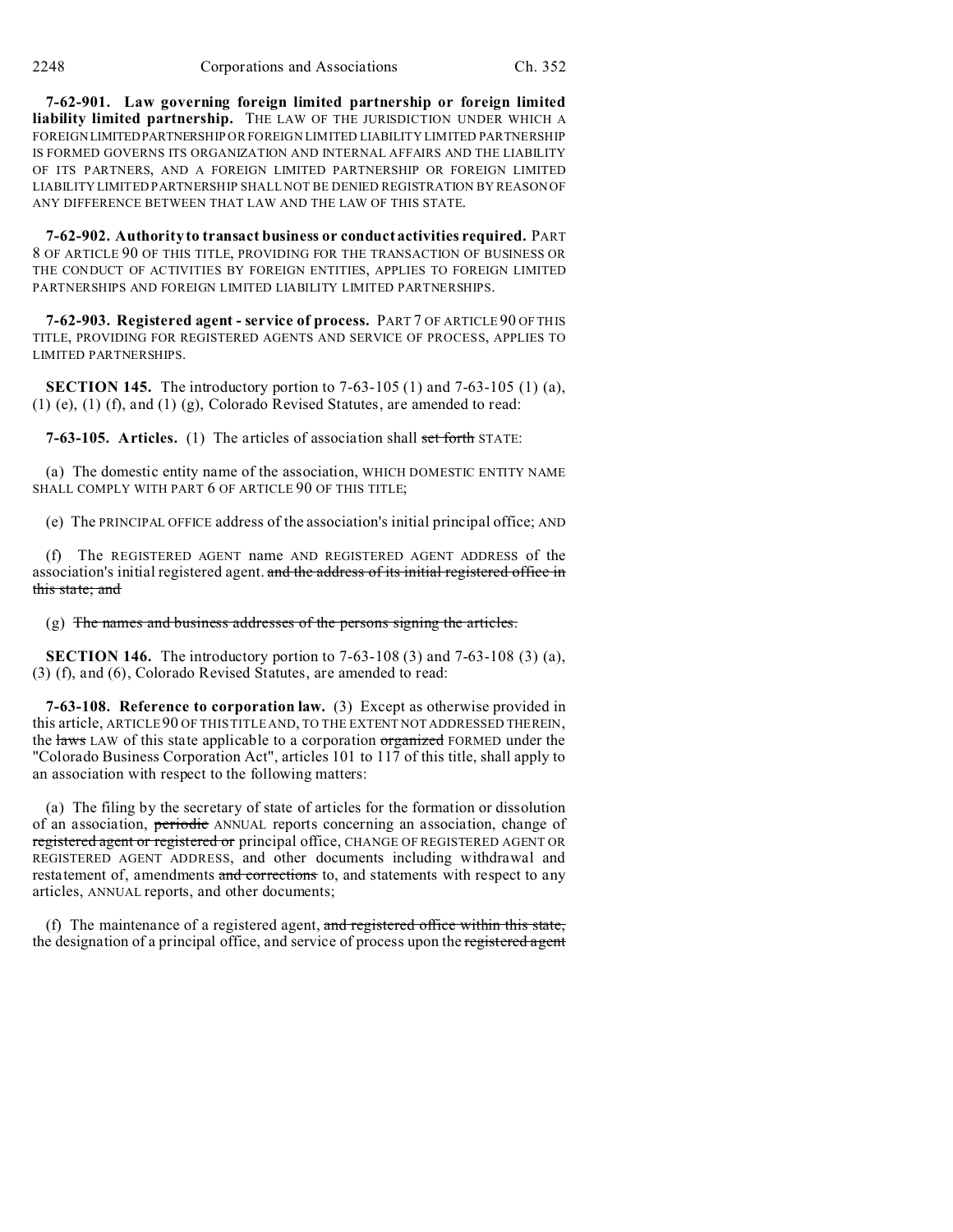**7-62-901. Law governing foreign limited partnership or foreign limited liability limited partnership.** THE LAW OF THE JURISDICTION UNDER WHICH A FOREIGN LIMITED PARTNERSHIP OR FOREIGN LIMITED LIABILITY LIMITED PARTNERSHIP IS FORMED GOVERNS ITS ORGANIZATION AND INTERNAL AFFAIRS AND THE LIABILITY OF ITS PARTNERS, AND A FOREIGN LIMITED PARTNERSHIP OR FOREIGN LIMITED LIABILITY LIMITED PARTNERSHIP SHALL NOT BE DENIED REGISTRATION BY REASON OF ANY DIFFERENCE BETWEEN THAT LAW AND THE LAW OF THIS STATE.

**7-62-902. Authority to transact business or conduct activities required.** PART 8 OF ARTICLE 90 OF THIS TITLE, PROVIDING FOR THE TRANSACTION OF BUSINESS OR THE CONDUCT OF ACTIVITIES BY FOREIGN ENTITIES, APPLIES TO FOREIGN LIMITED PARTNERSHIPS AND FOREIGN LIMITED LIABILITY LIMITED PARTNERSHIPS.

**7-62-903. Registered agent - service of process.** PART 7 OF ARTICLE 90 OF THIS TITLE, PROVIDING FOR REGISTERED AGENTS AND SERVICE OF PROCESS, APPLIES TO LIMITED PARTNERSHIPS.

**SECTION 145.** The introductory portion to 7-63-105 (1) and 7-63-105 (1) (a), (1) (e), (1) (f), and (1) (g), Colorado Revised Statutes, are amended to read:

**7-63-105. Articles.** (1) The articles of association shall ~~set forth~~ STATE:

(a) The domestic entity name of the association, WHICH DOMESTIC ENTITY NAME SHALL COMPLY WITH PART 6 OF ARTICLE 90 OF THIS TITLE;

(e) The PRINCIPAL OFFICE address of the association's initial principal office; AND

(f) The REGISTERED AGENT name AND REGISTERED AGENT ADDRESS of the association's initial registered agent. ~~and the address of its initial registered office in this state; and~~

(g) ~~The names and business addresses of the persons signing the articles.~~

**SECTION 146.** The introductory portion to 7-63-108 (3) and 7-63-108 (3) (a), (3) (f), and (6), Colorado Revised Statutes, are amended to read:

**7-63-108. Reference to corporation law.** (3) Except as otherwise provided in this article, ARTICLE 90 OF THIS TITLE AND, TO THE EXTENT NOT ADDRESSED THEREIN, the ~~laws~~ LAW of this state applicable to a corporation ~~organized~~ FORMED under the "Colorado Business Corporation Act", articles 101 to 117 of this title, shall apply to an association with respect to the following matters:

(a) The filing by the secretary of state of articles for the formation or dissolution of an association, ~~periodic~~ ANNUAL reports concerning an association, change of ~~registered agent or registered or~~ principal office, CHANGE OF REGISTERED AGENT OR REGISTERED AGENT ADDRESS, and other documents including withdrawal and restatement of, amendments ~~and corrections~~ to, and statements with respect to any articles, ANNUAL reports, and other documents;

(f) The maintenance of a registered agent, ~~and registered office within this state,~~ the designation of a principal office, and service of process upon the ~~registered agent~~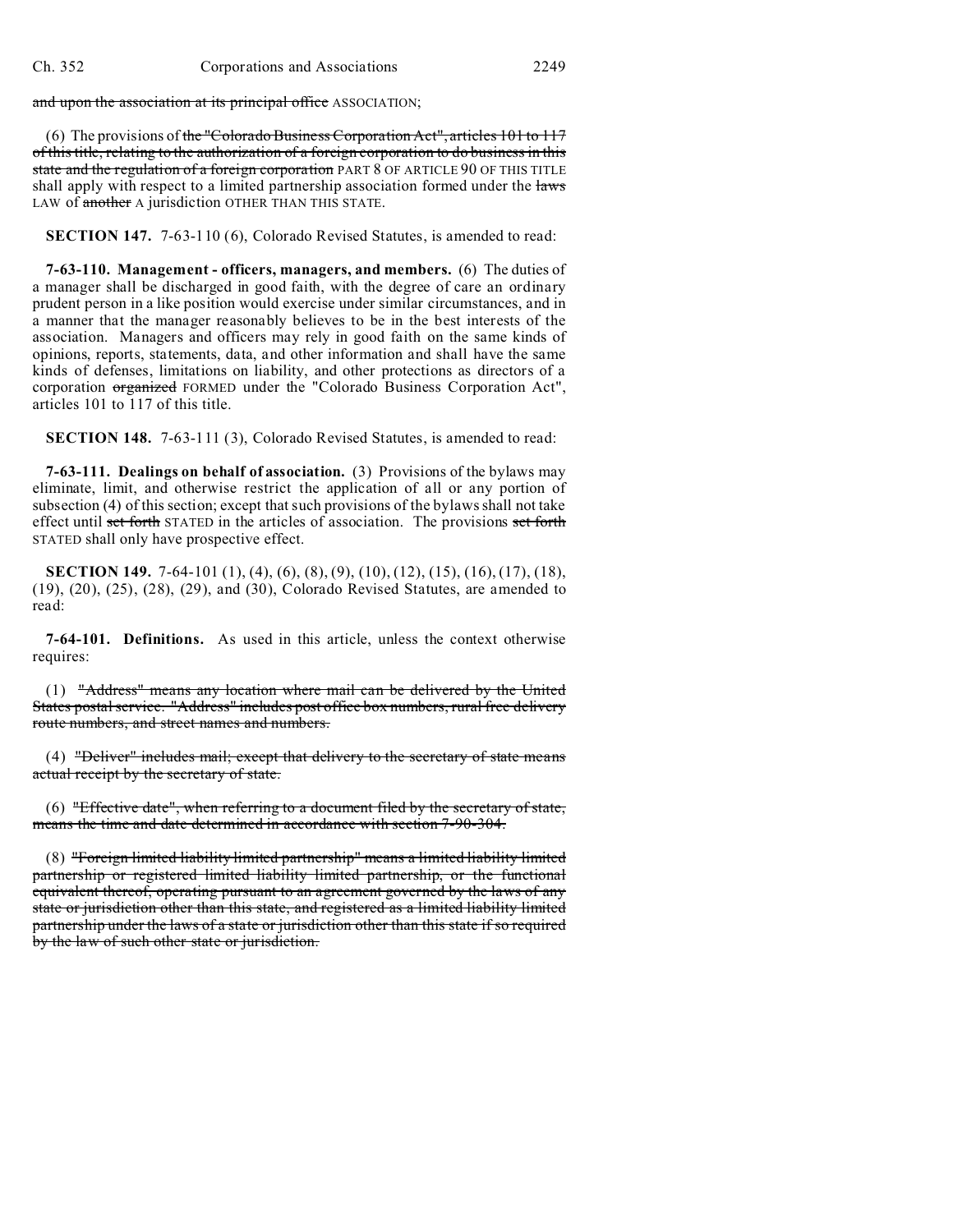and upon the association at its principal office ASSOCIATION;

(6) The provisions of the "Colorado Business Corporation Act", articles 101 to 117 of this title, relating to the authorization of a foreign corporation to do business in this state and the regulation of a foreign corporation PART 8 OF ARTICLE 90 OF THIS TITLE shall apply with respect to a limited partnership association formed under the laws LAW of another A jurisdiction OTHER THAN THIS STATE.

**SECTION 147.** 7-63-110 (6), Colorado Revised Statutes, is amended to read:

**7-63-110. Management - officers, managers, and members.** (6) The duties of a manager shall be discharged in good faith, with the degree of care an ordinary prudent person in a like position would exercise under similar circumstances, and in a manner that the manager reasonably believes to be in the best interests of the association. Managers and officers may rely in good faith on the same kinds of opinions, reports, statements, data, and other information and shall have the same kinds of defenses, limitations on liability, and other protections as directors of a corporation organized FORMED under the "Colorado Business Corporation Act", articles 101 to 117 of this title.

**SECTION 148.** 7-63-111 (3), Colorado Revised Statutes, is amended to read:

**7-63-111. Dealings on behalf of association.** (3) Provisions of the bylaws may eliminate, limit, and otherwise restrict the application of all or any portion of subsection (4) of this section; except that such provisions of the bylaws shall not take effect until set forth STATED in the articles of association. The provisions set forth STATED shall only have prospective effect.

**SECTION 149.** 7-64-101 (1), (4), (6), (8), (9), (10), (12), (15), (16), (17), (18), (19), (20), (25), (28), (29), and (30), Colorado Revised Statutes, are amended to read:

**7-64-101. Definitions.** As used in this article, unless the context otherwise requires:

(1) "Address" means any location where mail can be delivered by the United States postal service. "Address" includes post office box numbers, rural free delivery route numbers, and street names and numbers.

(4) "Deliver" includes mail; except that delivery to the secretary of state means actual receipt by the secretary of state.

(6) "Effective date", when referring to a document filed by the secretary of state, means the time and date determined in accordance with section 7-90-304.

(8) "Foreign limited liability limited partnership" means a limited liability limited partnership or registered limited liability limited partnership, or the functional equivalent thereof, operating pursuant to an agreement governed by the laws of any state or jurisdiction other than this state, and registered as a limited liability limited partnership under the laws of a state or jurisdiction other than this state if so required by the law of such other state or jurisdiction.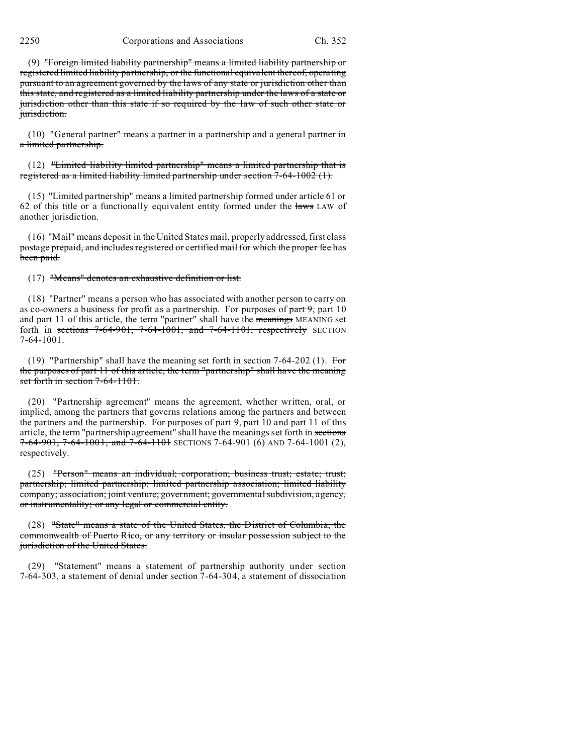(9) ~~"Foreign limited liability partnership" means a limited liability partnership or registered limited liability partnership, or the functional equivalent thereof, operating pursuant to an agreement governed by the laws of any state or jurisdiction other than this state, and registered as a limited liability partnership under the laws of a state or jurisdiction other than this state if so required by the law of such other state or jurisdiction.~~

(10) ~~"General partner" means a partner in a partnership and a general partner in a limited partnership.~~

(12) ~~"Limited liability limited partnership" means a limited partnership that is registered as a limited liability limited partnership under section 7-64-1002 (1).~~

(15) "Limited partnership" means a limited partnership formed under article 61 or 62 of this title or a functionally equivalent entity formed under the ~~laws~~ LAW of another jurisdiction.

(16) ~~"Mail" means deposit in the United States mail, properly addressed, first class postage prepaid, and includes registered or certified mail for which the proper fee has been paid.~~

(17) ~~"Means" denotes an exhaustive definition or list.~~

(18) "Partner" means a person who has associated with another person to carry on as co-owners a business for profit as a partnership. For purposes of ~~part 9,~~ part 10 and part 11 of this article, the term "partner" shall have the ~~meanings~~ MEANING set forth in ~~sections 7-64-901, 7-64-1001, and 7-64-1101, respectively~~ SECTION 7-64-1001.

(19) "Partnership" shall have the meaning set forth in section 7-64-202 (1). ~~For the purposes of part 11 of this article, the term "partnership" shall have the meaning set forth in section 7-64-1101.~~

(20) "Partnership agreement" means the agreement, whether written, oral, or implied, among the partners that governs relations among the partners and between the partners and the partnership. For purposes of ~~part 9,~~ part 10 and part 11 of this article, the term "partnership agreement" shall have the meanings set forth in ~~sections 7-64-901, 7-64-1001, and 7-64-1101~~ SECTIONS 7-64-901 (6) AND 7-64-1001 (2), respectively.

(25) ~~"Person" means an individual; corporation; business trust; estate; trust; partnership; limited partnership; limited partnership association; limited liability company; association; joint venture; government; governmental subdivision, agency, or instrumentality; or any legal or commercial entity.~~

(28) ~~"State" means a state of the United States, the District of Columbia, the commonwealth of Puerto Rico, or any territory or insular possession subject to the jurisdiction of the United States.~~

(29) "Statement" means a statement of partnership authority under section 7-64-303, a statement of denial under section 7-64-304, a statement of dissociation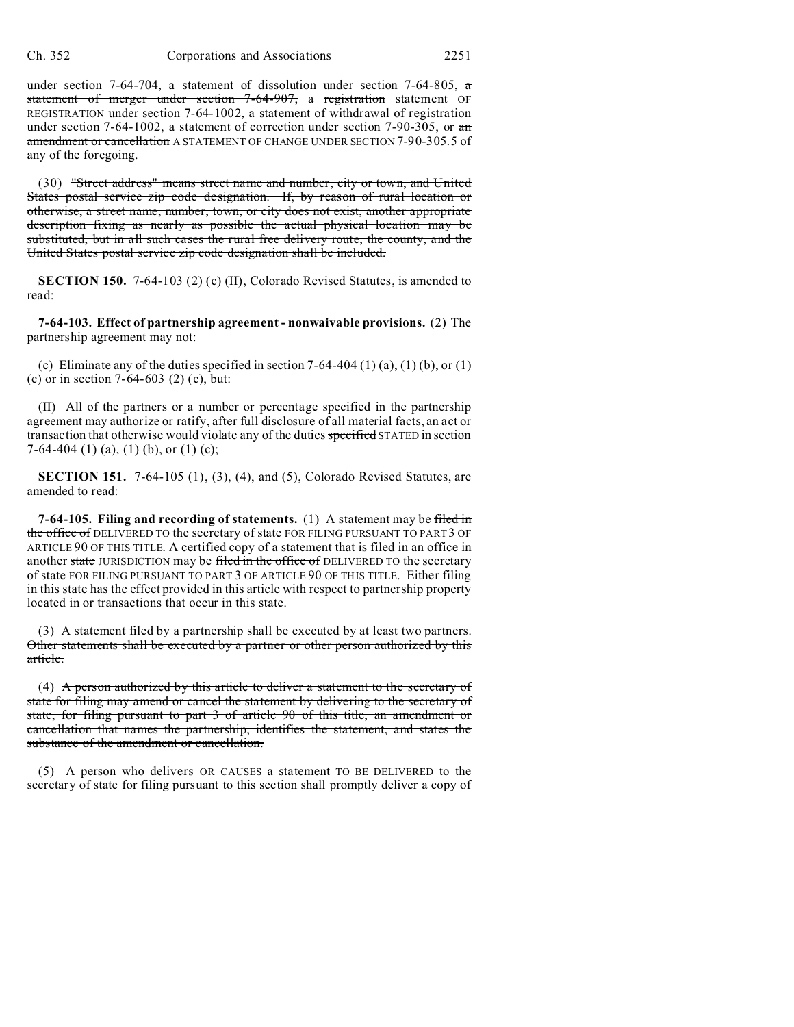under section 7-64-704, a statement of dissolution under section 7-64-805, ~~a statement of merger under section 7-64-907,~~ a ~~registration~~ statement OF REGISTRATION under section 7-64-1002, a statement of withdrawal of registration under section 7-64-1002, a statement of correction under section 7-90-305, or ~~an amendment or cancellation~~ A STATEMENT OF CHANGE UNDER SECTION 7-90-305.5 of any of the foregoing.

(30) ~~"Street address" means street name and number, city or town, and United States postal service zip code designation. If, by reason of rural location or otherwise, a street name, number, town, or city does not exist, another appropriate description fixing as nearly as possible the actual physical location may be substituted, but in all such cases the rural free delivery route, the county, and the United States postal service zip code designation shall be included.~~

**SECTION 150.** 7-64-103 (2) (c) (II), Colorado Revised Statutes, is amended to read:

**7-64-103. Effect of partnership agreement - nonwaivable provisions.** (2) The partnership agreement may not:

(c) Eliminate any of the duties specified in section 7-64-404 (1) (a), (1) (b), or (1) (c) or in section 7-64-603 (2) (c), but:

(II) All of the partners or a number or percentage specified in the partnership agreement may authorize or ratify, after full disclosure of all material facts, an act or transaction that otherwise would violate any of the duties ~~specified~~ STATED in section 7-64-404 (1) (a), (1) (b), or (1) (c);

**SECTION 151.** 7-64-105 (1), (3), (4), and (5), Colorado Revised Statutes, are amended to read:

**7-64-105. Filing and recording of statements.** (1) A statement may be ~~filed in the office of~~ DELIVERED TO the secretary of state FOR FILING PURSUANT TO PART 3 OF ARTICLE 90 OF THIS TITLE. A certified copy of a statement that is filed in an office in another ~~state~~ JURISDICTION may be ~~filed in the office of~~ DELIVERED TO the secretary of state FOR FILING PURSUANT TO PART 3 OF ARTICLE 90 OF THIS TITLE. Either filing in this state has the effect provided in this article with respect to partnership property located in or transactions that occur in this state.

(3) ~~A statement filed by a partnership shall be executed by at least two partners. Other statements shall be executed by a partner or other person authorized by this article.~~

(4) ~~A person authorized by this article to deliver a statement to the secretary of state for filing may amend or cancel the statement by delivering to the secretary of state, for filing pursuant to part 3 of article 90 of this title, an amendment or cancellation that names the partnership, identifies the statement, and states the substance of the amendment or cancellation.~~

(5) A person who delivers OR CAUSES a statement TO BE DELIVERED to the secretary of state for filing pursuant to this section shall promptly deliver a copy of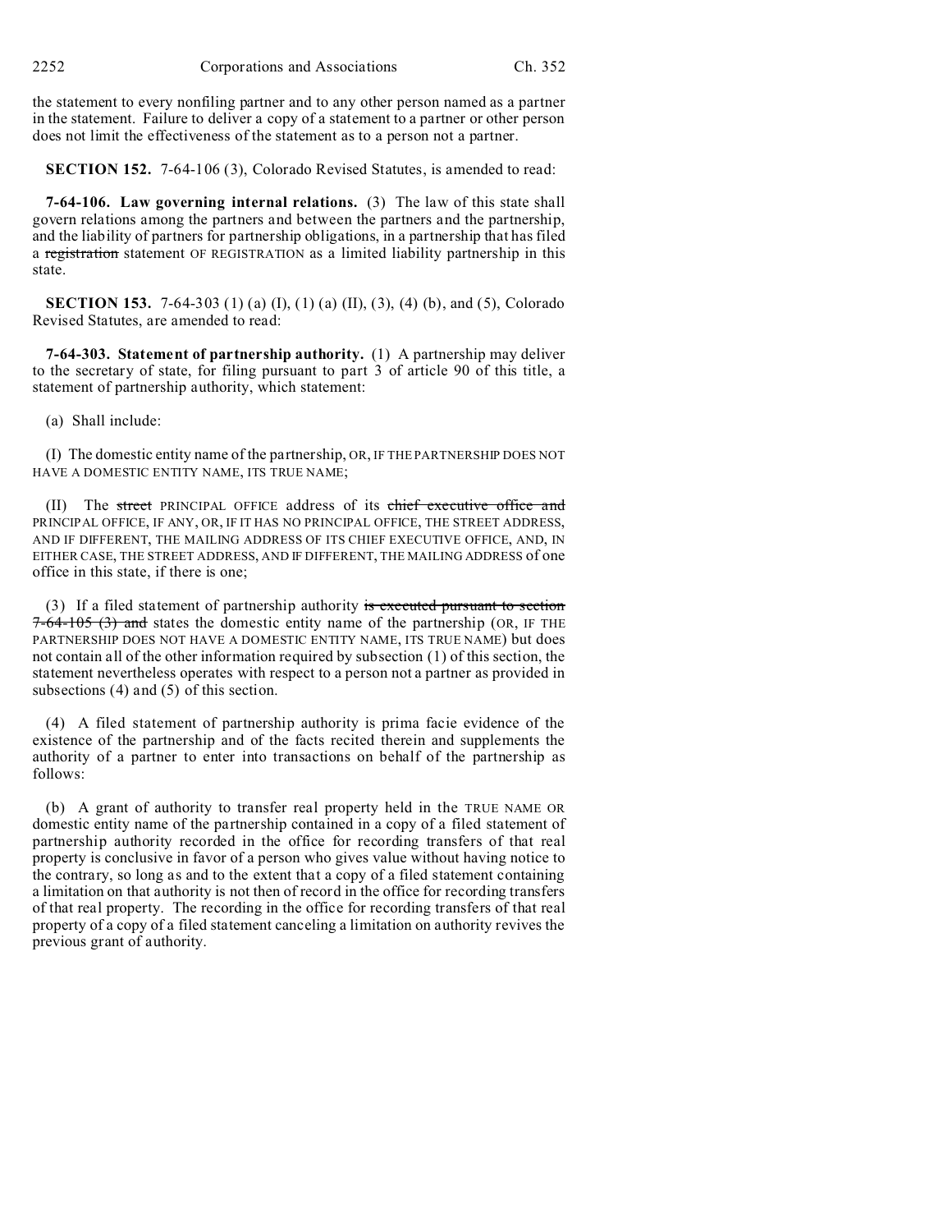the statement to every nonfiling partner and to any other person named as a partner in the statement. Failure to deliver a copy of a statement to a partner or other person does not limit the effectiveness of the statement as to a person not a partner.

**SECTION 152.** 7-64-106 (3), Colorado Revised Statutes, is amended to read:

**7-64-106. Law governing internal relations.** (3) The law of this state shall govern relations among the partners and between the partners and the partnership, and the liability of partners for partnership obligations, in a partnership that has filed a ~~registration~~ statement OF REGISTRATION as a limited liability partnership in this state.

**SECTION 153.** 7-64-303 (1) (a) (I), (1) (a) (II), (3), (4) (b), and (5), Colorado Revised Statutes, are amended to read:

**7-64-303. Statement of partnership authority.** (1) A partnership may deliver to the secretary of state, for filing pursuant to part 3 of article 90 of this title, a statement of partnership authority, which statement:

(a) Shall include:

(I) The domestic entity name of the partnership, OR, IF THE PARTNERSHIP DOES NOT HAVE A DOMESTIC ENTITY NAME, ITS TRUE NAME;

(II) The ~~street~~ PRINCIPAL OFFICE address of its ~~chief executive office and~~ PRINCIPAL OFFICE, IF ANY, OR, IF IT HAS NO PRINCIPAL OFFICE, THE STREET ADDRESS, AND IF DIFFERENT, THE MAILING ADDRESS OF ITS CHIEF EXECUTIVE OFFICE, AND, IN EITHER CASE, THE STREET ADDRESS, AND IF DIFFERENT, THE MAILING ADDRESS of one office in this state, if there is one;

(3) If a filed statement of partnership authority ~~is executed pursuant to section 7-64-105 (3) and~~ states the domestic entity name of the partnership (OR, IF THE PARTNERSHIP DOES NOT HAVE A DOMESTIC ENTITY NAME, ITS TRUE NAME) but does not contain all of the other information required by subsection (1) of this section, the statement nevertheless operates with respect to a person not a partner as provided in subsections (4) and (5) of this section.

(4) A filed statement of partnership authority is prima facie evidence of the existence of the partnership and of the facts recited therein and supplements the authority of a partner to enter into transactions on behalf of the partnership as follows:

(b) A grant of authority to transfer real property held in the TRUE NAME OR domestic entity name of the partnership contained in a copy of a filed statement of partnership authority recorded in the office for recording transfers of that real property is conclusive in favor of a person who gives value without having notice to the contrary, so long as and to the extent that a copy of a filed statement containing a limitation on that authority is not then of record in the office for recording transfers of that real property. The recording in the office for recording transfers of that real property of a copy of a filed statement canceling a limitation on authority revives the previous grant of authority.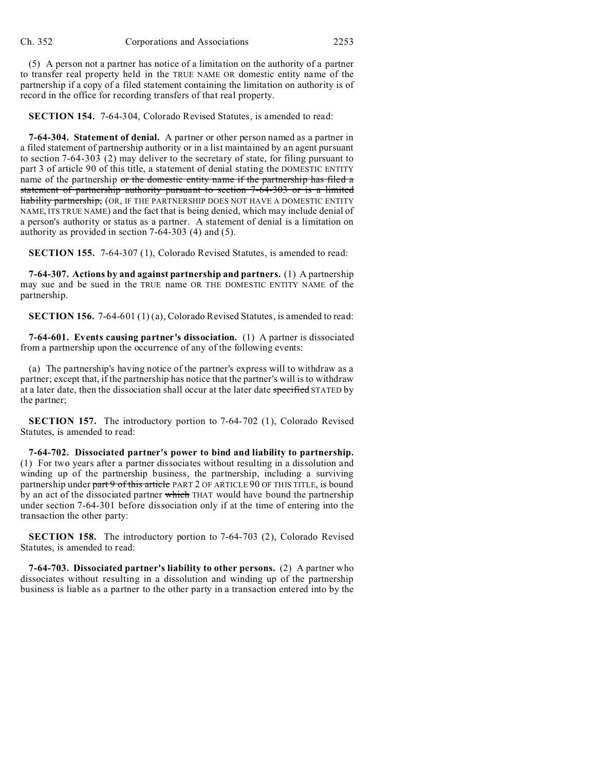(5) A person not a partner has notice of a limitation on the authority of a partner to transfer real property held in the TRUE NAME OR domestic entity name of the partnership if a copy of a filed statement containing the limitation on authority is of record in the office for recording transfers of that real property.

**SECTION 154.** 7-64-304, Colorado Revised Statutes, is amended to read:

**7-64-304. Statement of denial.** A partner or other person named as a partner in a filed statement of partnership authority or in a list maintained by an agent pursuant to section 7-64-303 (2) may deliver to the secretary of state, for filing pursuant to part 3 of article 90 of this title, a statement of denial stating the DOMESTIC ENTITY name of the partnership ~~or the domestic entity name if the partnership has filed a statement of partnership authority pursuant to section 7-64-303 or is a limited liability partnership,~~ (OR, IF THE PARTNERSHIP DOES NOT HAVE A DOMESTIC ENTITY NAME, ITS TRUE NAME) and the fact that is being denied, which may include denial of a person's authority or status as a partner. A statement of denial is a limitation on authority as provided in section 7-64-303 (4) and (5).

**SECTION 155.** 7-64-307 (1), Colorado Revised Statutes, is amended to read:

**7-64-307. Actions by and against partnership and partners.** (1) A partnership may sue and be sued in the TRUE name OR THE DOMESTIC ENTITY NAME of the partnership.

**SECTION 156.** 7-64-601 (1) (a), Colorado Revised Statutes, is amended to read:

**7-64-601. Events causing partner's dissociation.** (1) A partner is dissociated from a partnership upon the occurrence of any of the following events:

(a) The partnership's having notice of the partner's express will to withdraw as a partner; except that, if the partnership has notice that the partner's will is to withdraw at a later date, then the dissociation shall occur at the later date ~~specified~~ STATED by the partner;

**SECTION 157.** The introductory portion to 7-64-702 (1), Colorado Revised Statutes, is amended to read:

**7-64-702. Dissociated partner's power to bind and liability to partnership.** (1) For two years after a partner dissociates without resulting in a dissolution and winding up of the partnership business, the partnership, including a surviving partnership under ~~part 9 of this article~~ PART 2 OF ARTICLE 90 OF THIS TITLE, is bound by an act of the dissociated partner ~~which~~ THAT would have bound the partnership under section 7-64-301 before dissociation only if at the time of entering into the transaction the other party:

**SECTION 158.** The introductory portion to 7-64-703 (2), Colorado Revised Statutes, is amended to read:

**7-64-703. Dissociated partner's liability to other persons.** (2) A partner who dissociates without resulting in a dissolution and winding up of the partnership business is liable as a partner to the other party in a transaction entered into by the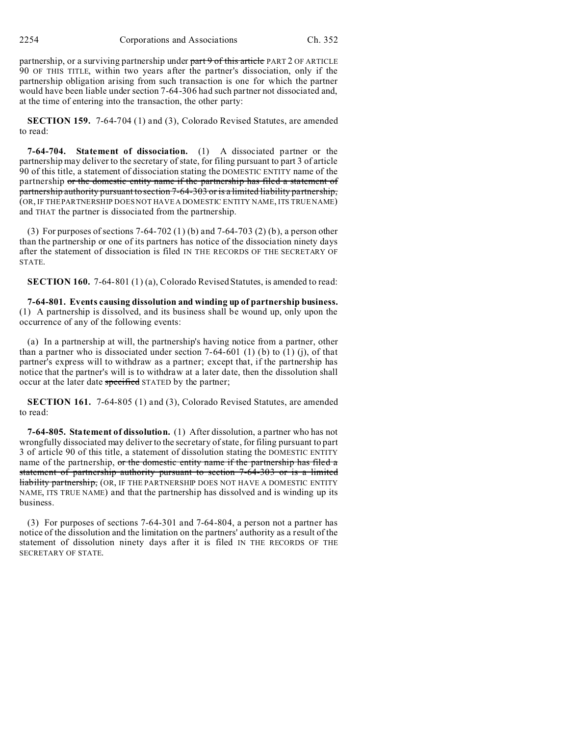partnership, or a surviving partnership under ~~part 9 of this article~~ PART 2 OF ARTICLE 90 OF THIS TITLE, within two years after the partner's dissociation, only if the partnership obligation arising from such transaction is one for which the partner would have been liable under section 7-64-306 had such partner not dissociated and, at the time of entering into the transaction, the other party:

**SECTION 159.** 7-64-704 (1) and (3), Colorado Revised Statutes, are amended to read:

**7-64-704. Statement of dissociation.** (1) A dissociated partner or the partnership may deliver to the secretary of state, for filing pursuant to part 3 of article 90 of this title, a statement of dissociation stating the DOMESTIC ENTITY name of the partnership ~~or the domestic entity name if the partnership has filed a statement of partnership authority pursuant to section 7-64-303 or is a limited liability partnership,~~ (OR, IF THE PARTNERSHIP DOES NOT HAVE A DOMESTIC ENTITY NAME, ITS TRUE NAME) and THAT the partner is dissociated from the partnership.

(3) For purposes of sections 7-64-702 (1) (b) and 7-64-703 (2) (b), a person other than the partnership or one of its partners has notice of the dissociation ninety days after the statement of dissociation is filed IN THE RECORDS OF THE SECRETARY OF STATE.

**SECTION 160.** 7-64-801 (1) (a), Colorado Revised Statutes, is amended to read:

**7-64-801. Events causing dissolution and winding up of partnership business.** (1) A partnership is dissolved, and its business shall be wound up, only upon the occurrence of any of the following events:

(a) In a partnership at will, the partnership's having notice from a partner, other than a partner who is dissociated under section 7-64-601 (1) (b) to (1) (j), of that partner's express will to withdraw as a partner; except that, if the partnership has notice that the partner's will is to withdraw at a later date, then the dissolution shall occur at the later date ~~specified~~ STATED by the partner;

**SECTION 161.** 7-64-805 (1) and (3), Colorado Revised Statutes, are amended to read:

**7-64-805. Statement of dissolution.** (1) After dissolution, a partner who has not wrongfully dissociated may deliver to the secretary of state, for filing pursuant to part 3 of article 90 of this title, a statement of dissolution stating the DOMESTIC ENTITY name of the partnership, ~~or the domestic entity name if the partnership has filed a statement of partnership authority pursuant to section 7-64-303 or is a limited liability partnership,~~ (OR, IF THE PARTNERSHIP DOES NOT HAVE A DOMESTIC ENTITY NAME, ITS TRUE NAME) and that the partnership has dissolved and is winding up its business.

(3) For purposes of sections 7-64-301 and 7-64-804, a person not a partner has notice of the dissolution and the limitation on the partners' authority as a result of the statement of dissolution ninety days after it is filed IN THE RECORDS OF THE SECRETARY OF STATE.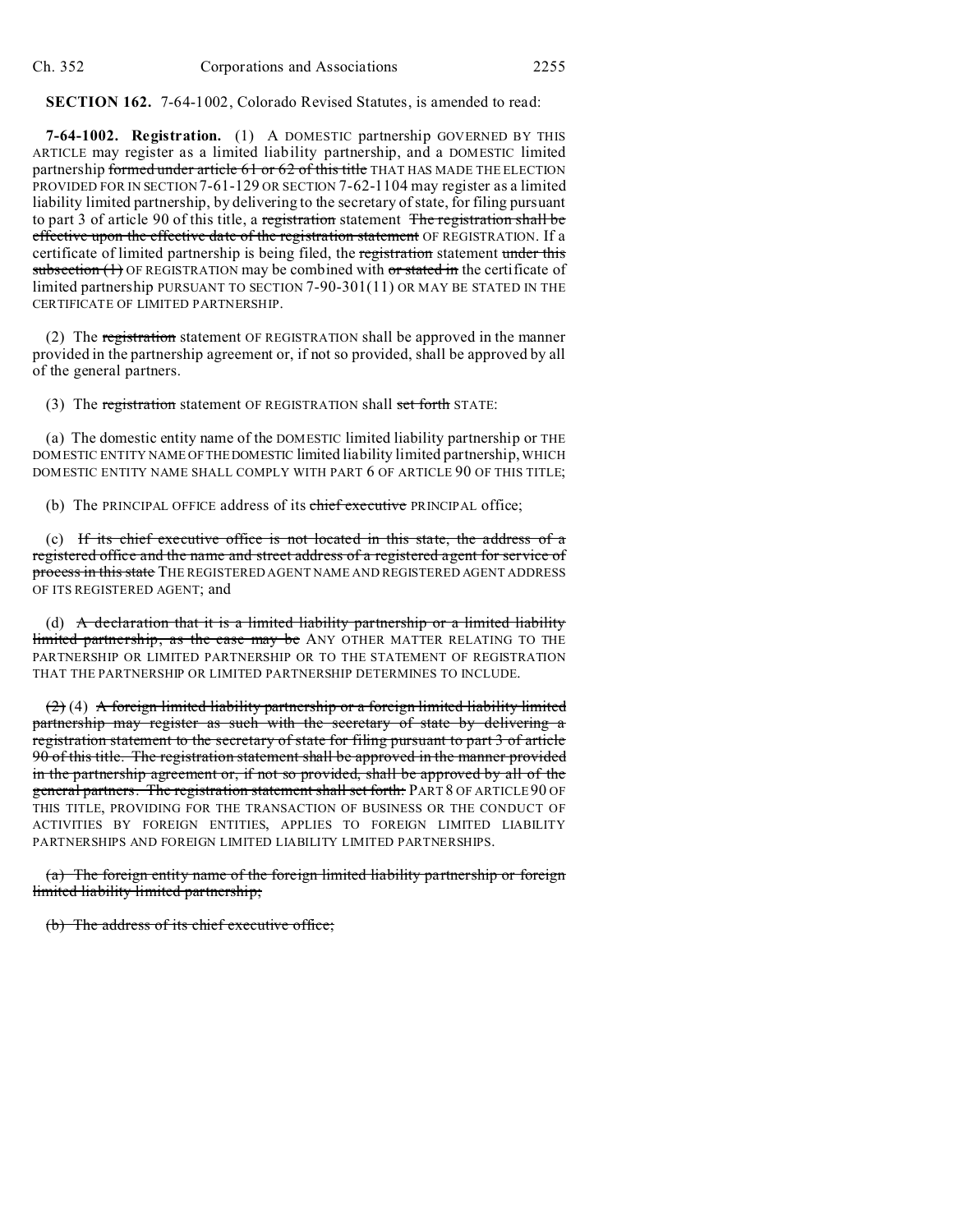**SECTION 162.** 7-64-1002, Colorado Revised Statutes, is amended to read:

**7-64-1002. Registration.** (1) A DOMESTIC partnership GOVERNED BY THIS ARTICLE may register as a limited liability partnership, and a DOMESTIC limited partnership ~~formed under article 61 or 62 of this title~~ THAT HAS MADE THE ELECTION PROVIDED FOR IN SECTION 7-61-129 OR SECTION 7-62-1104 may register as a limited liability limited partnership, by delivering to the secretary of state, for filing pursuant to part 3 of article 90 of this title, a ~~registration~~ statement ~~The registration shall be effective upon the effective date of the registration statement~~ OF REGISTRATION. If a certificate of limited partnership is being filed, the ~~registration~~ statement ~~under this subsection (1)~~ OF REGISTRATION may be combined with ~~or stated in~~ the certificate of limited partnership PURSUANT TO SECTION 7-90-301(11) OR MAY BE STATED IN THE CERTIFICATE OF LIMITED PARTNERSHIP.

(2) The ~~registration~~ statement OF REGISTRATION shall be approved in the manner provided in the partnership agreement or, if not so provided, shall be approved by all of the general partners.

(3) The ~~registration~~ statement OF REGISTRATION shall ~~set forth~~ STATE:

(a) The domestic entity name of the DOMESTIC limited liability partnership or THE DOMESTIC ENTITY NAME OF THE DOMESTIC limited liability limited partnership, WHICH DOMESTIC ENTITY NAME SHALL COMPLY WITH PART 6 OF ARTICLE 90 OF THIS TITLE;

(b) The PRINCIPAL OFFICE address of its ~~chief executive~~ PRINCIPAL office;

(c) ~~If its chief executive office is not located in this state, the address of a registered office and the name and street address of a registered agent for service of process in this state~~ THE REGISTERED AGENT NAME AND REGISTERED AGENT ADDRESS OF ITS REGISTERED AGENT; and

(d) ~~A declaration that it is a limited liability partnership or a limited liability limited partnership, as the case may be~~ ANY OTHER MATTER RELATING TO THE PARTNERSHIP OR LIMITED PARTNERSHIP OR TO THE STATEMENT OF REGISTRATION THAT THE PARTNERSHIP OR LIMITED PARTNERSHIP DETERMINES TO INCLUDE.

~~(2)~~ (4) ~~A foreign limited liability partnership or a foreign limited liability limited partnership may register as such with the secretary of state by delivering a registration statement to the secretary of state for filing pursuant to part 3 of article 90 of this title. The registration statement shall be approved in the manner provided in the partnership agreement or, if not so provided, shall be approved by all of the general partners. The registration statement shall set forth:~~ PART 8 OF ARTICLE 90 OF THIS TITLE, PROVIDING FOR THE TRANSACTION OF BUSINESS OR THE CONDUCT OF ACTIVITIES BY FOREIGN ENTITIES, APPLIES TO FOREIGN LIMITED LIABILITY PARTNERSHIPS AND FOREIGN LIMITED LIABILITY LIMITED PARTNERSHIPS.

~~(a) The foreign entity name of the foreign limited liability partnership or foreign limited liability limited partnership;~~

~~(b) The address of its chief executive office;~~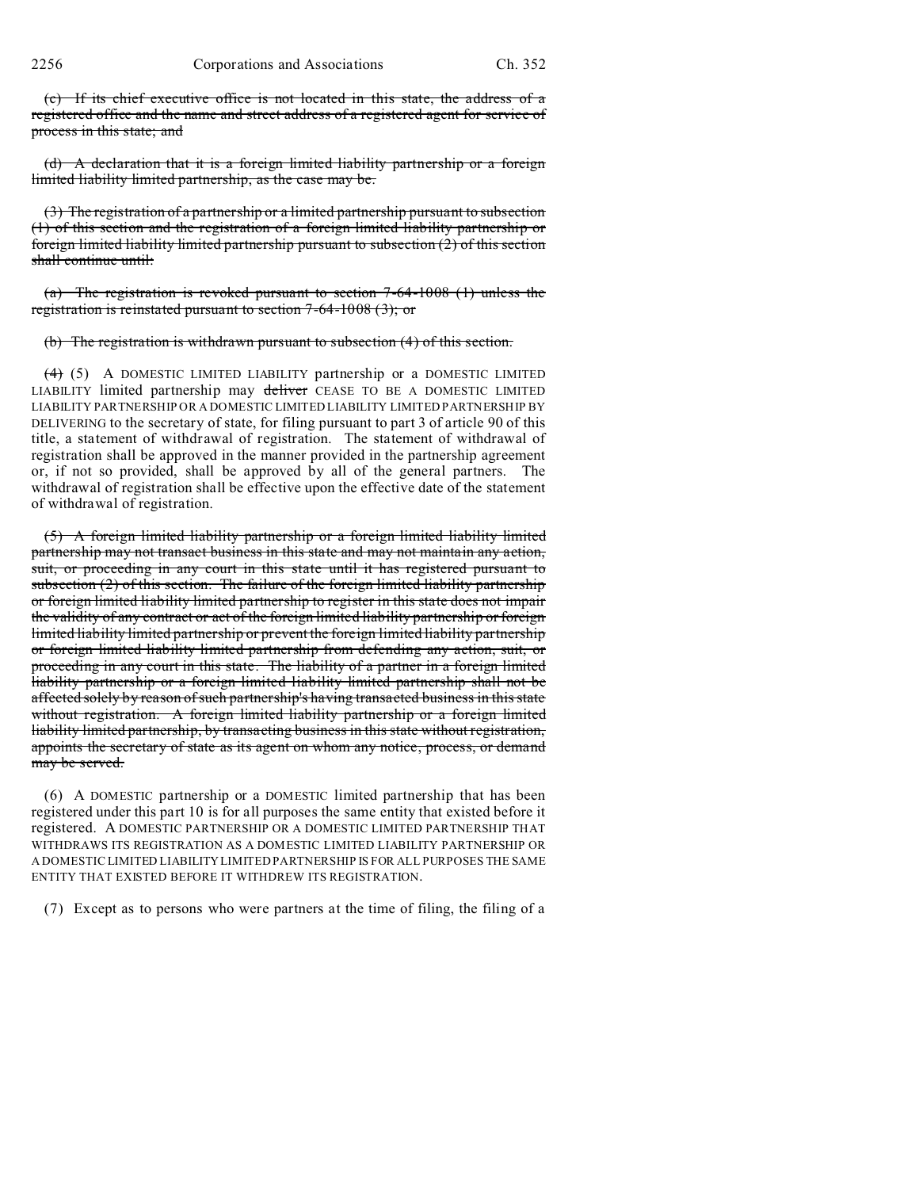~~(c) If its chief executive office is not located in this state, the address of a registered office and the name and street address of a registered agent for service of process in this state; and~~

~~(d) A declaration that it is a foreign limited liability partnership or a foreign limited liability limited partnership, as the case may be.~~

~~(3) The registration of a partnership or a limited partnership pursuant to subsection (1) of this section and the registration of a foreign limited liability partnership or foreign limited liability limited partnership pursuant to subsection (2) of this section shall continue until:~~

~~(a) The registration is revoked pursuant to section 7-64-1008 (1) unless the registration is reinstated pursuant to section 7-64-1008 (3); or~~

~~(b) The registration is withdrawn pursuant to subsection (4) of this section.~~

~~(4)~~ (5) A DOMESTIC LIMITED LIABILITY partnership or a DOMESTIC LIMITED LIABILITY limited partnership may ~~deliver~~ CEASE TO BE A DOMESTIC LIMITED LIABILITY PARTNERSHIP OR A DOMESTIC LIMITED LIABILITY LIMITED PARTNERSHIP BY DELIVERING to the secretary of state, for filing pursuant to part 3 of article 90 of this title, a statement of withdrawal of registration. The statement of withdrawal of registration shall be approved in the manner provided in the partnership agreement or, if not so provided, shall be approved by all of the general partners. The withdrawal of registration shall be effective upon the effective date of the statement of withdrawal of registration.

~~(5) A foreign limited liability partnership or a foreign limited liability limited partnership may not transact business in this state and may not maintain any action, suit, or proceeding in any court in this state until it has registered pursuant to subsection (2) of this section. The failure of the foreign limited liability partnership or foreign limited liability limited partnership to register in this state does not impair the validity of any contract or act of the foreign limited liability partnership or foreign limited liability limited partnership or prevent the foreign limited liability partnership or foreign limited liability limited partnership from defending any action, suit, or proceeding in any court in this state. The liability of a partner in a foreign limited liability partnership or a foreign limited liability limited partnership shall not be affected solely by reason of such partnership's having transacted business in this state without registration. A foreign limited liability partnership or a foreign limited liability limited partnership, by transacting business in this state without registration, appoints the secretary of state as its agent on whom any notice, process, or demand may be served.~~

(6) A DOMESTIC partnership or a DOMESTIC limited partnership that has been registered under this part 10 is for all purposes the same entity that existed before it registered. A DOMESTIC PARTNERSHIP OR A DOMESTIC LIMITED PARTNERSHIP THAT WITHDRAWS ITS REGISTRATION AS A DOMESTIC LIMITED LIABILITY PARTNERSHIP OR A DOMESTIC LIMITED LIABILITY LIMITED PARTNERSHIP IS FOR ALL PURPOSES THE SAME ENTITY THAT EXISTED BEFORE IT WITHDREW ITS REGISTRATION.

(7) Except as to persons who were partners at the time of filing, the filing of a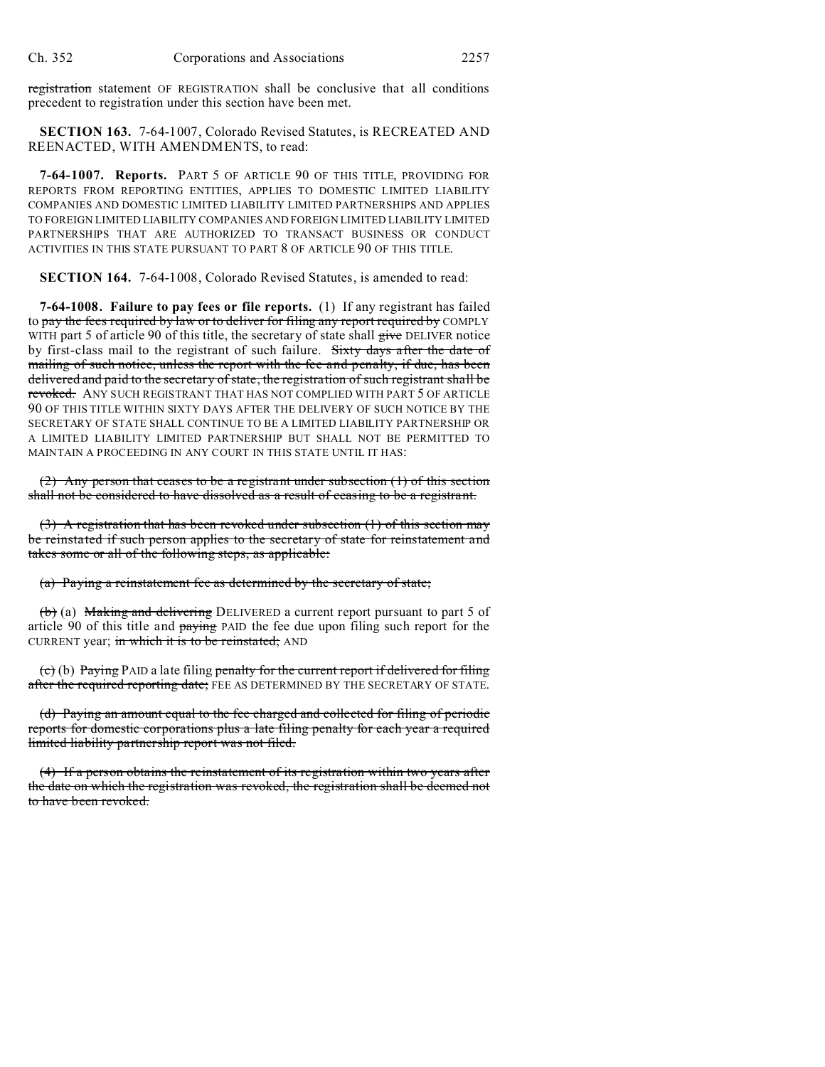~~registration~~ statement OF REGISTRATION shall be conclusive that all conditions precedent to registration under this section have been met.

**SECTION 163.** 7-64-1007, Colorado Revised Statutes, is RECREATED AND REENACTED, WITH AMENDMENTS, to read:

**7-64-1007. Reports.** PART 5 OF ARTICLE 90 OF THIS TITLE, PROVIDING FOR REPORTS FROM REPORTING ENTITIES, APPLIES TO DOMESTIC LIMITED LIABILITY COMPANIES AND DOMESTIC LIMITED LIABILITY LIMITED PARTNERSHIPS AND APPLIES TO FOREIGN LIMITED LIABILITY COMPANIES AND FOREIGN LIMITED LIABILITY LIMITED PARTNERSHIPS THAT ARE AUTHORIZED TO TRANSACT BUSINESS OR CONDUCT ACTIVITIES IN THIS STATE PURSUANT TO PART 8 OF ARTICLE 90 OF THIS TITLE.

**SECTION 164.** 7-64-1008, Colorado Revised Statutes, is amended to read:

**7-64-1008. Failure to pay fees or file reports.** (1) If any registrant has failed to ~~pay the fees required by law or to deliver for filing any report required by~~ COMPLY WITH part 5 of article 90 of this title, the secretary of state shall ~~give~~ DELIVER notice by first-class mail to the registrant of such failure. ~~Sixty days after the date of mailing of such notice, unless the report with the fee and penalty, if due, has been delivered and paid to the secretary of state, the registration of such registrant shall be revoked.~~ ANY SUCH REGISTRANT THAT HAS NOT COMPLIED WITH PART 5 OF ARTICLE 90 OF THIS TITLE WITHIN SIXTY DAYS AFTER THE DELIVERY OF SUCH NOTICE BY THE SECRETARY OF STATE SHALL CONTINUE TO BE A LIMITED LIABILITY PARTNERSHIP OR A LIMITED LIABILITY LIMITED PARTNERSHIP BUT SHALL NOT BE PERMITTED TO MAINTAIN A PROCEEDING IN ANY COURT IN THIS STATE UNTIL IT HAS:

~~(2) Any person that ceases to be a registrant under subsection (1) of this section shall not be considered to have dissolved as a result of ceasing to be a registrant.~~

~~(3) A registration that has been revoked under subsection (1) of this section may be reinstated if such person applies to the secretary of state for reinstatement and takes some or all of the following steps, as applicable:~~

~~(a) Paying a reinstatement fee as determined by the secretary of state;~~

~~(b)~~ (a) ~~Making and delivering~~ DELIVERED a current report pursuant to part 5 of article 90 of this title and ~~paying~~ PAID the fee due upon filing such report for the CURRENT year; ~~in which it is to be reinstated;~~ AND

~~(c)~~ (b) ~~Paying~~ PAID a late filing ~~penalty for the current report if delivered for filing after the required reporting date;~~ FEE AS DETERMINED BY THE SECRETARY OF STATE.

~~(d) Paying an amount equal to the fee charged and collected for filing of periodic reports for domestic corporations plus a late filing penalty for each year a required limited liability partnership report was not filed.~~

~~(4) If a person obtains the reinstatement of its registration within two years after the date on which the registration was revoked, the registration shall be deemed not to have been revoked.~~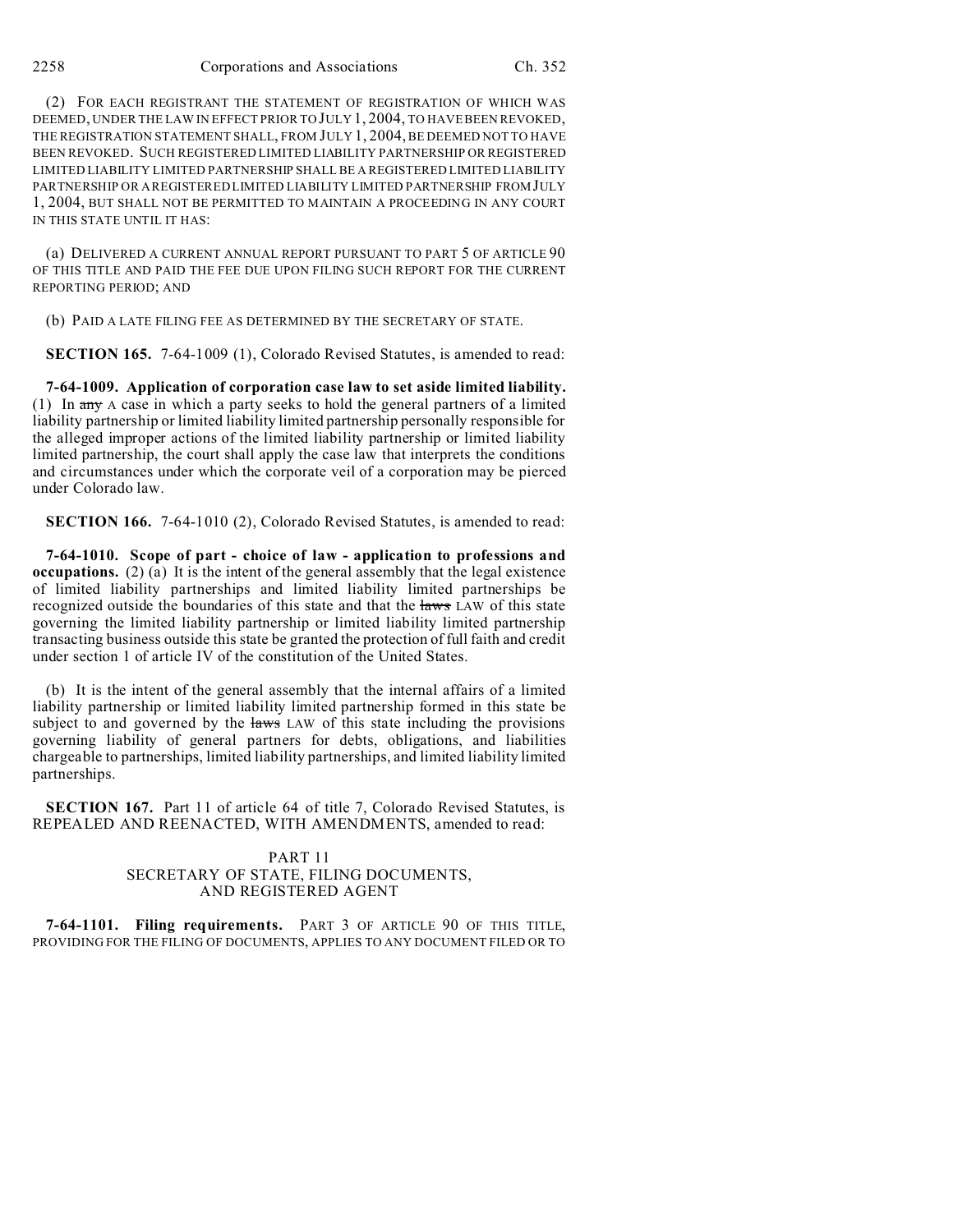(2) FOR EACH REGISTRANT THE STATEMENT OF REGISTRATION OF WHICH WAS DEEMED, UNDER THE LAW IN EFFECT PRIOR TO JULY 1, 2004, TO HAVE BEEN REVOKED, THE REGISTRATION STATEMENT SHALL, FROM JULY 1, 2004, BE DEEMED NOT TO HAVE BEEN REVOKED. SUCH REGISTERED LIMITED LIABILITY PARTNERSHIP OR REGISTERED LIMITED LIABILITY LIMITED PARTNERSHIP SHALL BE A REGISTERED LIMITED LIABILITY PARTNERSHIP OR A REGISTERED LIMITED LIABILITY LIMITED PARTNERSHIP FROM JULY 1, 2004, BUT SHALL NOT BE PERMITTED TO MAINTAIN A PROCEEDING IN ANY COURT IN THIS STATE UNTIL IT HAS:

(a) DELIVERED A CURRENT ANNUAL REPORT PURSUANT TO PART 5 OF ARTICLE 90 OF THIS TITLE AND PAID THE FEE DUE UPON FILING SUCH REPORT FOR THE CURRENT REPORTING PERIOD; AND

(b) PAID A LATE FILING FEE AS DETERMINED BY THE SECRETARY OF STATE.

**SECTION 165.** 7-64-1009 (1), Colorado Revised Statutes, is amended to read:

**7-64-1009. Application of corporation case law to set aside limited liability.** (1) In ~~any~~ A case in which a party seeks to hold the general partners of a limited liability partnership or limited liability limited partnership personally responsible for the alleged improper actions of the limited liability partnership or limited liability limited partnership, the court shall apply the case law that interprets the conditions and circumstances under which the corporate veil of a corporation may be pierced under Colorado law.

**SECTION 166.** 7-64-1010 (2), Colorado Revised Statutes, is amended to read:

**7-64-1010. Scope of part - choice of law - application to professions and occupations.** (2) (a) It is the intent of the general assembly that the legal existence of limited liability partnerships and limited liability limited partnerships be recognized outside the boundaries of this state and that the ~~laws~~ LAW of this state governing the limited liability partnership or limited liability limited partnership transacting business outside this state be granted the protection of full faith and credit under section 1 of article IV of the constitution of the United States.

(b) It is the intent of the general assembly that the internal affairs of a limited liability partnership or limited liability limited partnership formed in this state be subject to and governed by the ~~laws~~ LAW of this state including the provisions governing liability of general partners for debts, obligations, and liabilities chargeable to partnerships, limited liability partnerships, and limited liability limited partnerships.

**SECTION 167.** Part 11 of article 64 of title 7, Colorado Revised Statutes, is REPEALED AND REENACTED, WITH AMENDMENTS, amended to read:

PART 11
SECRETARY OF STATE, FILING DOCUMENTS, AND REGISTERED AGENT

**7-64-1101. Filing requirements.** PART 3 OF ARTICLE 90 OF THIS TITLE, PROVIDING FOR THE FILING OF DOCUMENTS, APPLIES TO ANY DOCUMENT FILED OR TO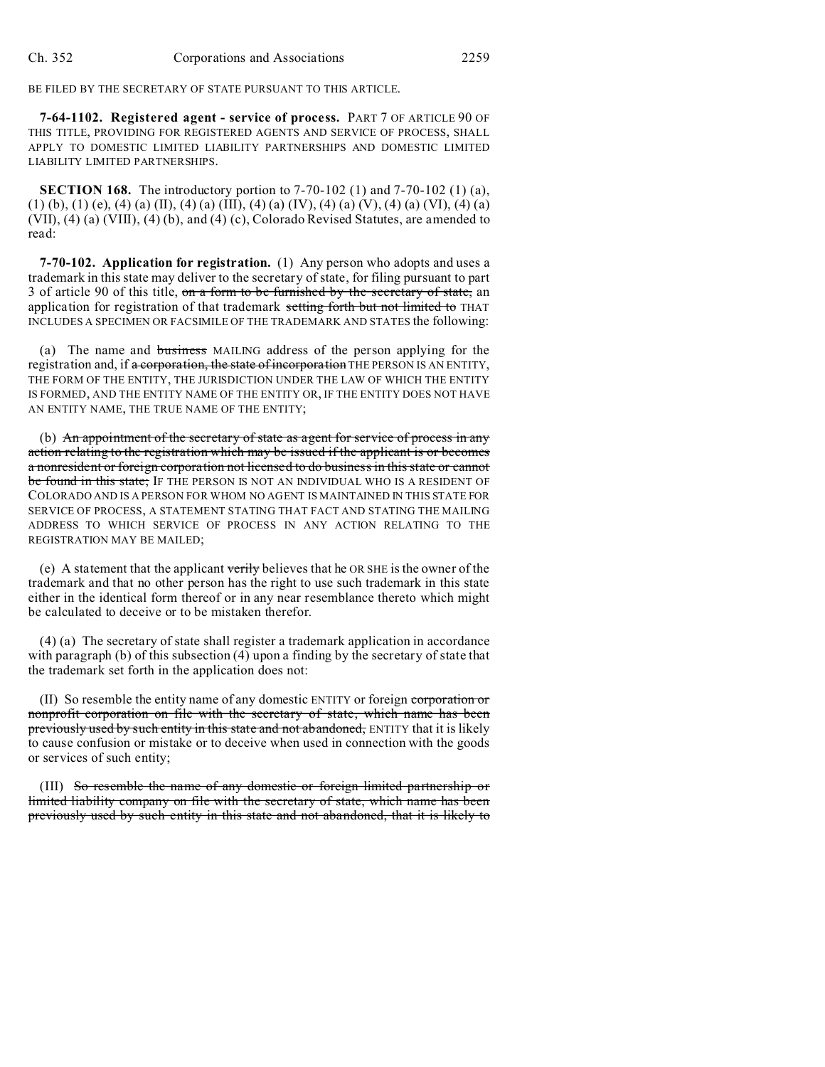BE FILED BY THE SECRETARY OF STATE PURSUANT TO THIS ARTICLE.

**7-64-1102. Registered agent - service of process.** PART 7 OF ARTICLE 90 OF THIS TITLE, PROVIDING FOR REGISTERED AGENTS AND SERVICE OF PROCESS, SHALL APPLY TO DOMESTIC LIMITED LIABILITY PARTNERSHIPS AND DOMESTIC LIMITED LIABILITY LIMITED PARTNERSHIPS.

**SECTION 168.** The introductory portion to 7-70-102 (1) and 7-70-102 (1) (a), (1) (b), (1) (e), (4) (a) (II), (4) (a) (III), (4) (a) (IV), (4) (a) (V), (4) (a) (VI), (4) (a) (VII), (4) (a) (VIII), (4) (b), and (4) (c), Colorado Revised Statutes, are amended to read:

**7-70-102. Application for registration.** (1) Any person who adopts and uses a trademark in this state may deliver to the secretary of state, for filing pursuant to part 3 of article 90 of this title, ~~on a form to be furnished by the secretary of state,~~ an application for registration of that trademark ~~setting forth but not limited to~~ THAT INCLUDES A SPECIMEN OR FACSIMILE OF THE TRADEMARK AND STATES the following:

(a) The name and ~~business~~ MAILING address of the person applying for the registration and, if ~~a corporation, the state of incorporation~~ THE PERSON IS AN ENTITY, THE FORM OF THE ENTITY, THE JURISDICTION UNDER THE LAW OF WHICH THE ENTITY IS FORMED, AND THE ENTITY NAME OF THE ENTITY OR, IF THE ENTITY DOES NOT HAVE AN ENTITY NAME, THE TRUE NAME OF THE ENTITY;

(b) ~~An appointment of the secretary of state as agent for service of process in any action relating to the registration which may be issued if the applicant is or becomes a nonresident or foreign corporation not licensed to do business in this state or cannot be found in this state;~~ IF THE PERSON IS NOT AN INDIVIDUAL WHO IS A RESIDENT OF COLORADO AND IS A PERSON FOR WHOM NO AGENT IS MAINTAINED IN THIS STATE FOR SERVICE OF PROCESS, A STATEMENT STATING THAT FACT AND STATING THE MAILING ADDRESS TO WHICH SERVICE OF PROCESS IN ANY ACTION RELATING TO THE REGISTRATION MAY BE MAILED;

(e) A statement that the applicant ~~verily~~ believes that he OR SHE is the owner of the trademark and that no other person has the right to use such trademark in this state either in the identical form thereof or in any near resemblance thereto which might be calculated to deceive or to be mistaken therefor.

(4) (a) The secretary of state shall register a trademark application in accordance with paragraph (b) of this subsection (4) upon a finding by the secretary of state that the trademark set forth in the application does not:

(II) So resemble the entity name of any domestic ENTITY or foreign ~~corporation or nonprofit corporation on file with the secretary of state, which name has been previously used by such entity in this state and not abandoned,~~ ENTITY that it is likely to cause confusion or mistake or to deceive when used in connection with the goods or services of such entity;

(III) ~~So resemble the name of any domestic or foreign limited partnership or limited liability company on file with the secretary of state, which name has been previously used by such entity in this state and not abandoned, that it is likely to~~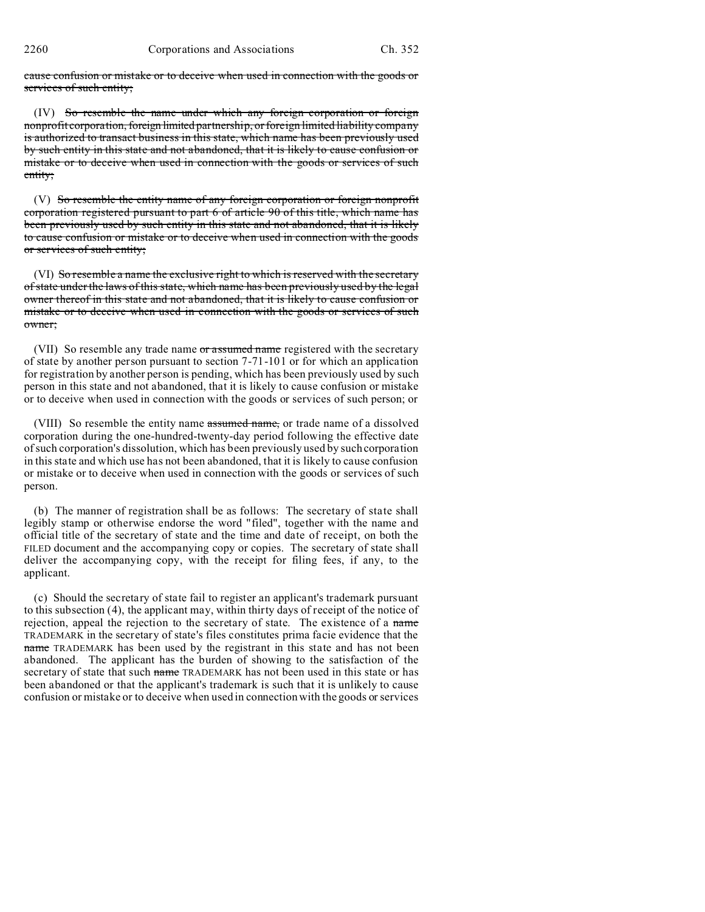cause confusion or mistake or to deceive when used in connection with the goods or services of such entity;

(IV) ~~So resemble the name under which any foreign corporation or foreign nonprofit corporation, foreign limited partnership, or foreign limited liability company is authorized to transact business in this state, which name has been previously used by such entity in this state and not abandoned, that it is likely to cause confusion or mistake or to deceive when used in connection with the goods or services of such entity;~~

(V) ~~So resemble the entity name of any foreign corporation or foreign nonprofit corporation registered pursuant to part 6 of article 90 of this title, which name has been previously used by such entity in this state and not abandoned, that it is likely to cause confusion or mistake or to deceive when used in connection with the goods or services of such entity;~~

(VI) ~~So resemble a name the exclusive right to which is reserved with the secretary of state under the laws of this state, which name has been previously used by the legal owner thereof in this state and not abandoned, that it is likely to cause confusion or mistake or to deceive when used in connection with the goods or services of such owner;~~

(VII) So resemble any trade name ~~or assumed name~~ registered with the secretary of state by another person pursuant to section 7-71-101 or for which an application for registration by another person is pending, which has been previously used by such person in this state and not abandoned, that it is likely to cause confusion or mistake or to deceive when used in connection with the goods or services of such person; or

(VIII) So resemble the entity name ~~assumed name,~~ or trade name of a dissolved corporation during the one-hundred-twenty-day period following the effective date of such corporation's dissolution, which has been previously used by such corporation in this state and which use has not been abandoned, that it is likely to cause confusion or mistake or to deceive when used in connection with the goods or services of such person.

(b) The manner of registration shall be as follows: The secretary of state shall legibly stamp or otherwise endorse the word "filed", together with the name and official title of the secretary of state and the time and date of receipt, on both the FILED document and the accompanying copy or copies. The secretary of state shall deliver the accompanying copy, with the receipt for filing fees, if any, to the applicant.

(c) Should the secretary of state fail to register an applicant's trademark pursuant to this subsection (4), the applicant may, within thirty days of receipt of the notice of rejection, appeal the rejection to the secretary of state. The existence of a ~~name~~ TRADEMARK in the secretary of state's files constitutes prima facie evidence that the ~~name~~ TRADEMARK has been used by the registrant in this state and has not been abandoned. The applicant has the burden of showing to the satisfaction of the secretary of state that such ~~name~~ TRADEMARK has not been used in this state or has been abandoned or that the applicant's trademark is such that it is unlikely to cause confusion or mistake or to deceive when used in connection with the goods or services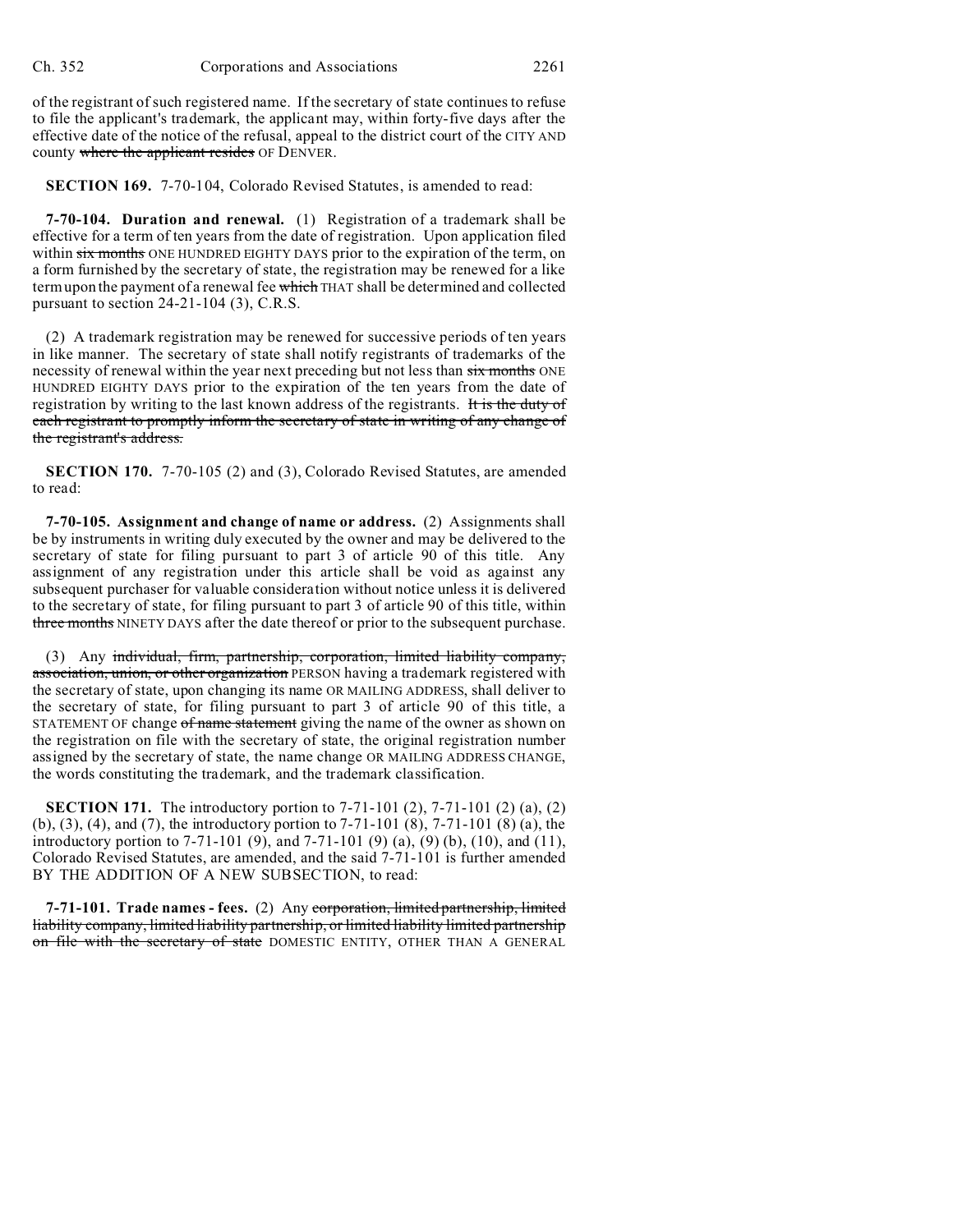of the registrant of such registered name. If the secretary of state continues to refuse to file the applicant's trademark, the applicant may, within forty-five days after the effective date of the notice of the refusal, appeal to the district court of the CITY AND county ~~where the applicant resides~~ OF DENVER.

**SECTION 169.** 7-70-104, Colorado Revised Statutes, is amended to read:

**7-70-104. Duration and renewal.** (1) Registration of a trademark shall be effective for a term of ten years from the date of registration. Upon application filed within ~~six months~~ ONE HUNDRED EIGHTY DAYS prior to the expiration of the term, on a form furnished by the secretary of state, the registration may be renewed for a like term upon the payment of a renewal fee ~~which~~ THAT shall be determined and collected pursuant to section 24-21-104 (3), C.R.S.

(2) A trademark registration may be renewed for successive periods of ten years in like manner. The secretary of state shall notify registrants of trademarks of the necessity of renewal within the year next preceding but not less than ~~six months~~ ONE HUNDRED EIGHTY DAYS prior to the expiration of the ten years from the date of registration by writing to the last known address of the registrants. ~~It is the duty of each registrant to promptly inform the secretary of state in writing of any change of the registrant's address.~~

**SECTION 170.** 7-70-105 (2) and (3), Colorado Revised Statutes, are amended to read:

**7-70-105. Assignment and change of name or address.** (2) Assignments shall be by instruments in writing duly executed by the owner and may be delivered to the secretary of state for filing pursuant to part 3 of article 90 of this title. Any assignment of any registration under this article shall be void as against any subsequent purchaser for valuable consideration without notice unless it is delivered to the secretary of state, for filing pursuant to part 3 of article 90 of this title, within ~~three months~~ NINETY DAYS after the date thereof or prior to the subsequent purchase.

(3) Any ~~individual, firm, partnership, corporation, limited liability company, association, union, or other organization~~ PERSON having a trademark registered with the secretary of state, upon changing its name OR MAILING ADDRESS, shall deliver to the secretary of state, for filing pursuant to part 3 of article 90 of this title, a STATEMENT OF change ~~of name statement~~ giving the name of the owner as shown on the registration on file with the secretary of state, the original registration number assigned by the secretary of state, the name change OR MAILING ADDRESS CHANGE, the words constituting the trademark, and the trademark classification.

**SECTION 171.** The introductory portion to 7-71-101 (2), 7-71-101 (2) (a), (2) (b), (3), (4), and (7), the introductory portion to 7-71-101 (8), 7-71-101 (8) (a), the introductory portion to 7-71-101 (9), and 7-71-101 (9) (a), (9) (b), (10), and (11), Colorado Revised Statutes, are amended, and the said 7-71-101 is further amended BY THE ADDITION OF A NEW SUBSECTION, to read:

**7-71-101. Trade names - fees.** (2) Any ~~corporation, limited partnership, limited liability company, limited liability partnership, or limited liability limited partnership on file with the secretary of state~~ DOMESTIC ENTITY, OTHER THAN A GENERAL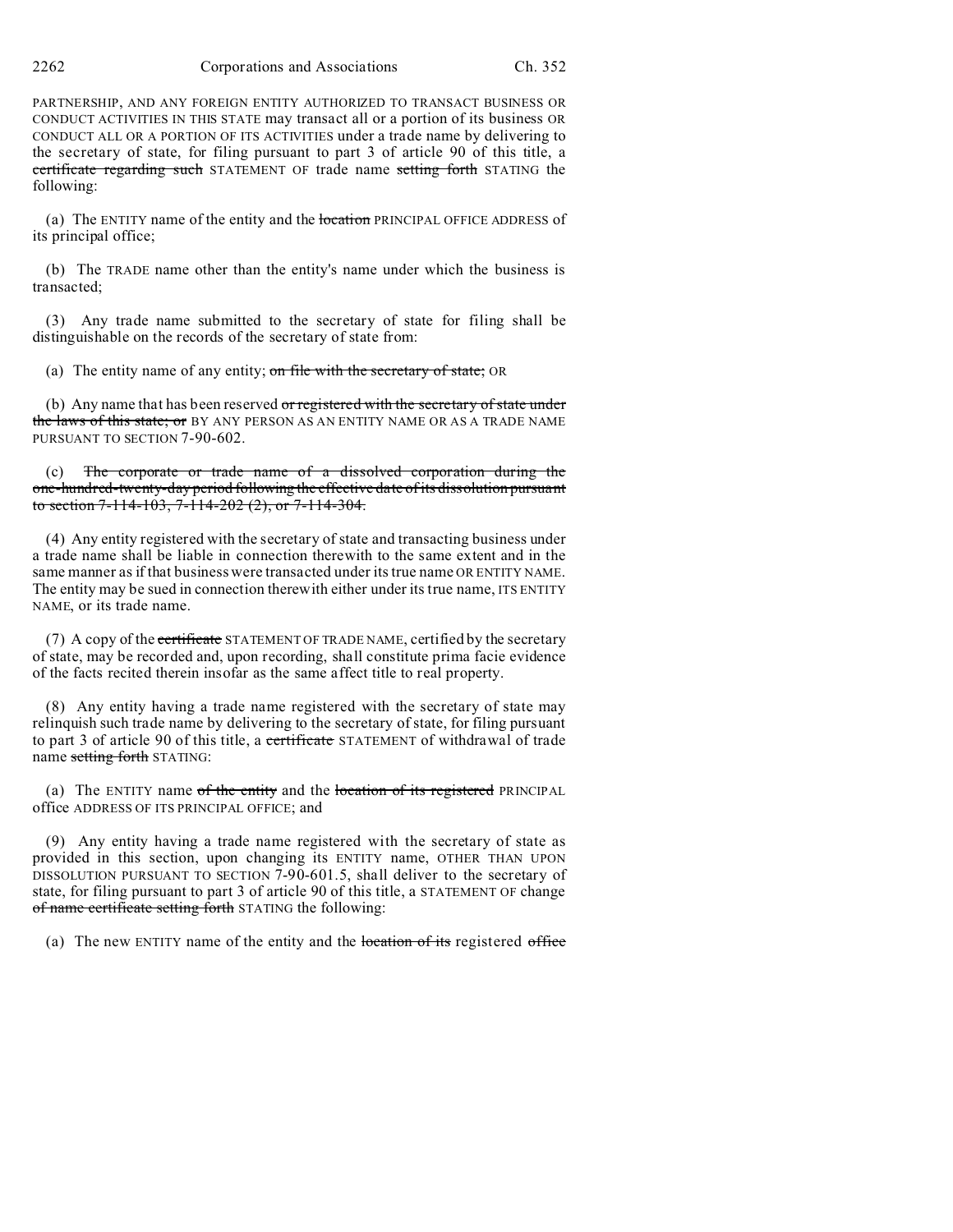PARTNERSHIP, AND ANY FOREIGN ENTITY AUTHORIZED TO TRANSACT BUSINESS OR CONDUCT ACTIVITIES IN THIS STATE may transact all or a portion of its business OR CONDUCT ALL OR A PORTION OF ITS ACTIVITIES under a trade name by delivering to the secretary of state, for filing pursuant to part 3 of article 90 of this title, a ~~certificate regarding such~~ STATEMENT OF trade name ~~setting forth~~ STATING the following:

(a) The ENTITY name of the entity and the ~~location~~ PRINCIPAL OFFICE ADDRESS of its principal office;

(b) The TRADE name other than the entity's name under which the business is transacted;

(3) Any trade name submitted to the secretary of state for filing shall be distinguishable on the records of the secretary of state from:

(a) The entity name of any entity; ~~on file with the secretary of state;~~ OR

(b) Any name that has been reserved ~~or registered with the secretary of state under the laws of this state; or~~ BY ANY PERSON AS AN ENTITY NAME OR AS A TRADE NAME PURSUANT TO SECTION 7-90-602.

(c) ~~The corporate or trade name of a dissolved corporation during the one-hundred-twenty-day period following the effective date of its dissolution pursuant to section 7-114-103, 7-114-202 (2), or 7-114-304.~~

(4) Any entity registered with the secretary of state and transacting business under a trade name shall be liable in connection therewith to the same extent and in the same manner as if that business were transacted under its true name OR ENTITY NAME. The entity may be sued in connection therewith either under its true name, ITS ENTITY NAME, or its trade name.

(7) A copy of the ~~certificate~~ STATEMENT OF TRADE NAME, certified by the secretary of state, may be recorded and, upon recording, shall constitute prima facie evidence of the facts recited therein insofar as the same affect title to real property.

(8) Any entity having a trade name registered with the secretary of state may relinquish such trade name by delivering to the secretary of state, for filing pursuant to part 3 of article 90 of this title, a ~~certificate~~ STATEMENT of withdrawal of trade name ~~setting forth~~ STATING:

(a) The ENTITY name ~~of the entity~~ and the ~~location of its registered~~ PRINCIPAL office ADDRESS OF ITS PRINCIPAL OFFICE; and

(9) Any entity having a trade name registered with the secretary of state as provided in this section, upon changing its ENTITY name, OTHER THAN UPON DISSOLUTION PURSUANT TO SECTION 7-90-601.5, shall deliver to the secretary of state, for filing pursuant to part 3 of article 90 of this title, a STATEMENT OF change ~~of name certificate setting forth~~ STATING the following:

(a) The new ENTITY name of the entity and the ~~location of its~~ registered ~~office~~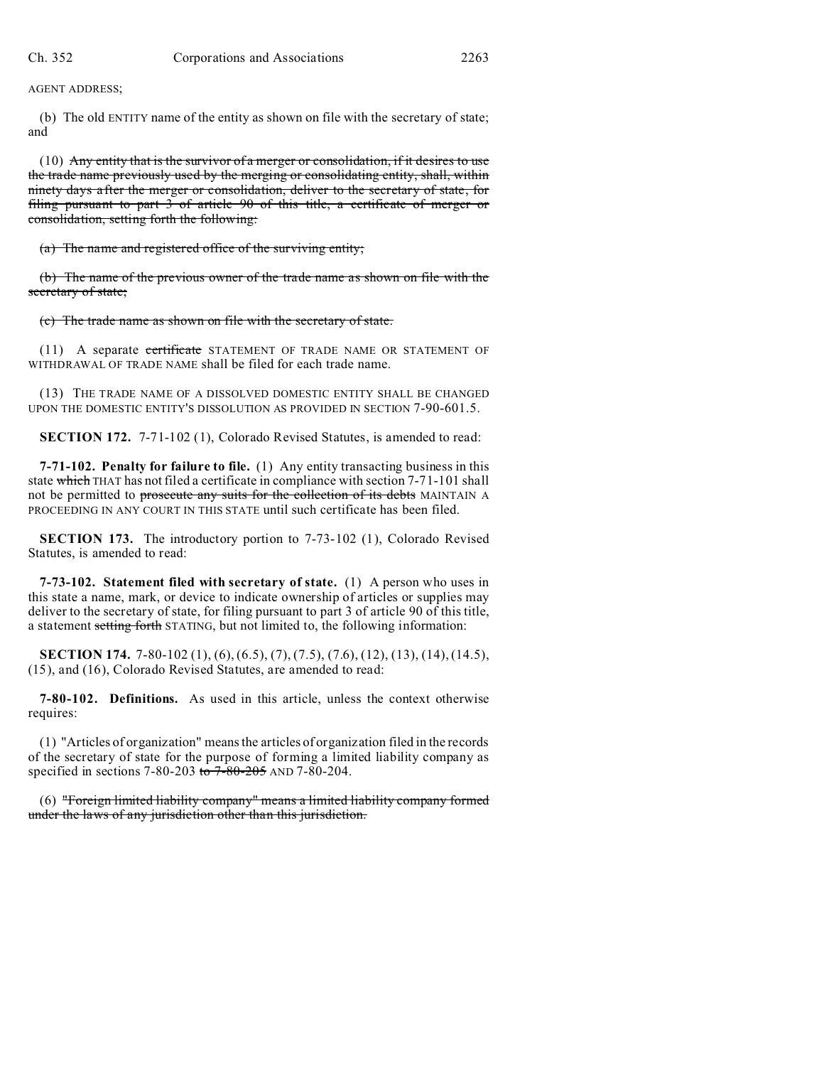AGENT ADDRESS;

(b) The old ENTITY name of the entity as shown on file with the secretary of state; and

(10) ~~Any entity that is the survivor of a merger or consolidation, if it desires to use the trade name previously used by the merging or consolidating entity, shall, within ninety days after the merger or consolidation, deliver to the secretary of state, for filing pursuant to part 3 of article 90 of this title, a certificate of merger or consolidation, setting forth the following:~~

~~(a) The name and registered office of the surviving entity;~~

~~(b) The name of the previous owner of the trade name as shown on file with the secretary of state;~~

~~(c) The trade name as shown on file with the secretary of state.~~

(11) A separate ~~certificate~~ STATEMENT OF TRADE NAME OR STATEMENT OF WITHDRAWAL OF TRADE NAME shall be filed for each trade name.

(13) THE TRADE NAME OF A DISSOLVED DOMESTIC ENTITY SHALL BE CHANGED UPON THE DOMESTIC ENTITY'S DISSOLUTION AS PROVIDED IN SECTION 7-90-601.5.

**SECTION 172.** 7-71-102 (1), Colorado Revised Statutes, is amended to read:

**7-71-102. Penalty for failure to file.** (1) Any entity transacting business in this state ~~which~~ THAT has not filed a certificate in compliance with section 7-71-101 shall not be permitted to ~~prosecute any suits for the collection of its debts~~ MAINTAIN A PROCEEDING IN ANY COURT IN THIS STATE until such certificate has been filed.

**SECTION 173.** The introductory portion to 7-73-102 (1), Colorado Revised Statutes, is amended to read:

**7-73-102. Statement filed with secretary of state.** (1) A person who uses in this state a name, mark, or device to indicate ownership of articles or supplies may deliver to the secretary of state, for filing pursuant to part 3 of article 90 of this title, a statement ~~setting forth~~ STATING, but not limited to, the following information:

**SECTION 174.** 7-80-102 (1), (6), (6.5), (7), (7.5), (7.6), (12), (13), (14), (14.5), (15), and (16), Colorado Revised Statutes, are amended to read:

**7-80-102. Definitions.** As used in this article, unless the context otherwise requires:

(1) "Articles of organization" means the articles of organization filed in the records of the secretary of state for the purpose of forming a limited liability company as specified in sections 7-80-203 ~~to 7-80-205~~ AND 7-80-204.

(6) ~~"Foreign limited liability company" means a limited liability company formed under the laws of any jurisdiction other than this jurisdiction.~~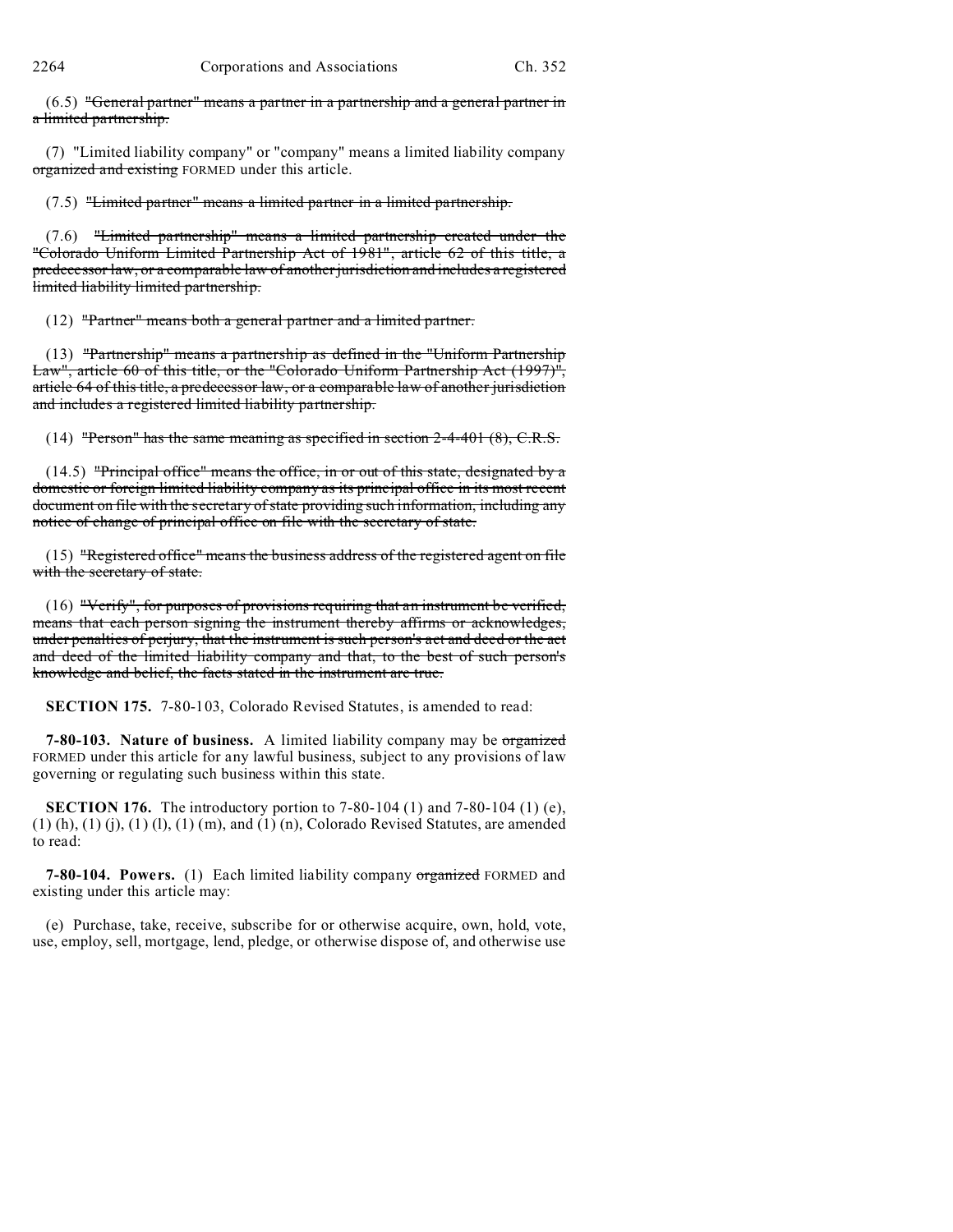(6.5) ~~"General partner" means a partner in a partnership and a general partner in a limited partnership.~~

(7) "Limited liability company" or "company" means a limited liability company ~~organized and existing~~ FORMED under this article.

(7.5) ~~"Limited partner" means a limited partner in a limited partnership.~~

(7.6) ~~"Limited partnership" means a limited partnership created under the "Colorado Uniform Limited Partnership Act of 1981", article 62 of this title, a predecessor law, or a comparable law of another jurisdiction and includes a registered limited liability limited partnership.~~

(12) ~~"Partner" means both a general partner and a limited partner.~~

(13) ~~"Partnership" means a partnership as defined in the "Uniform Partnership Law", article 60 of this title, or the "Colorado Uniform Partnership Act (1997)", article 64 of this title, a predecessor law, or a comparable law of another jurisdiction and includes a registered limited liability partnership.~~

(14) ~~"Person" has the same meaning as specified in section 2-4-401 (8), C.R.S.~~

(14.5) ~~"Principal office" means the office, in or out of this state, designated by a domestic or foreign limited liability company as its principal office in its most recent document on file with the secretary of state providing such information, including any notice of change of principal office on file with the secretary of state.~~

(15) ~~"Registered office" means the business address of the registered agent on file with the secretary of state.~~

(16) ~~"Verify", for purposes of provisions requiring that an instrument be verified, means that each person signing the instrument thereby affirms or acknowledges, under penalties of perjury, that the instrument is such person's act and deed or the act and deed of the limited liability company and that, to the best of such person's knowledge and belief, the facts stated in the instrument are true.~~

**SECTION 175.** 7-80-103, Colorado Revised Statutes, is amended to read:

**7-80-103. Nature of business.** A limited liability company may be ~~organized~~ FORMED under this article for any lawful business, subject to any provisions of law governing or regulating such business within this state.

**SECTION 176.** The introductory portion to 7-80-104 (1) and 7-80-104 (1) (e), (1) (h), (1) (j), (1) (l), (1) (m), and (1) (n), Colorado Revised Statutes, are amended to read:

**7-80-104. Powers.** (1) Each limited liability company ~~organized~~ FORMED and existing under this article may:

(e) Purchase, take, receive, subscribe for or otherwise acquire, own, hold, vote, use, employ, sell, mortgage, lend, pledge, or otherwise dispose of, and otherwise use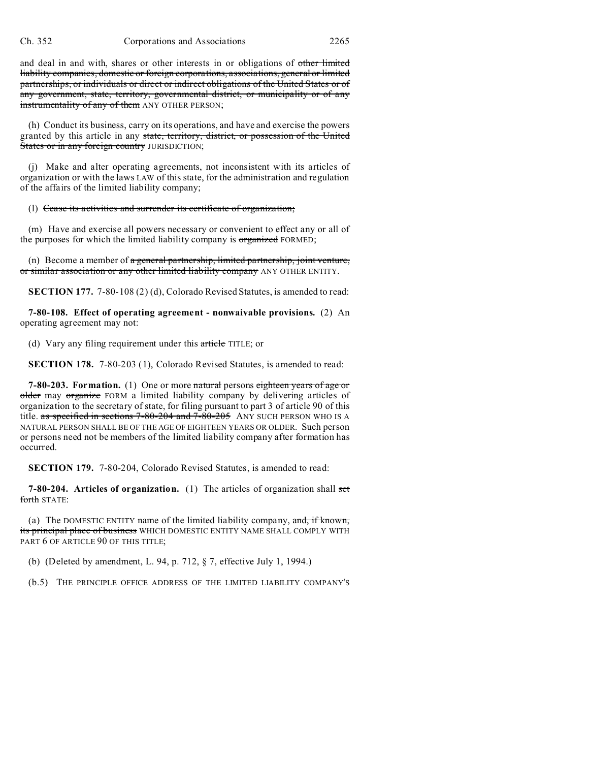and deal in and with, shares or other interests in or obligations of ~~other limited liability companies, domestic or foreign corporations, associations, general or limited partnerships, or individuals or direct or indirect obligations of the United States or of any government, state, territory, governmental district, or municipality or of any instrumentality of any of them~~ ANY OTHER PERSON;

(h) Conduct its business, carry on its operations, and have and exercise the powers granted by this article in any ~~state, territory, district, or possession of the United States or in any foreign country~~ JURISDICTION;

(j) Make and alter operating agreements, not inconsistent with its articles of organization or with the ~~laws~~ LAW of this state, for the administration and regulation of the affairs of the limited liability company;

(l) ~~Cease its activities and surrender its certificate of organization;~~

(m) Have and exercise all powers necessary or convenient to effect any or all of the purposes for which the limited liability company is ~~organized~~ FORMED;

(n) Become a member of ~~a general partnership, limited partnership, joint venture, or similar association or any other limited liability company~~ ANY OTHER ENTITY.

**SECTION 177.** 7-80-108 (2) (d), Colorado Revised Statutes, is amended to read:

**7-80-108. Effect of operating agreement - nonwaivable provisions.** (2) An operating agreement may not:

(d) Vary any filing requirement under this ~~article~~ TITLE; or

**SECTION 178.** 7-80-203 (1), Colorado Revised Statutes, is amended to read:

**7-80-203. Formation.** (1) One or more ~~natural~~ persons ~~eighteen years of age or older~~ may ~~organize~~ FORM a limited liability company by delivering articles of organization to the secretary of state, for filing pursuant to part 3 of article 90 of this title. ~~as specified in sections 7-80-204 and 7-80-205~~ ANY SUCH PERSON WHO IS A NATURAL PERSON SHALL BE OF THE AGE OF EIGHTEEN YEARS OR OLDER. Such person or persons need not be members of the limited liability company after formation has occurred.

**SECTION 179.** 7-80-204, Colorado Revised Statutes, is amended to read:

**7-80-204. Articles of organization.** (1) The articles of organization shall ~~set forth~~ STATE:

(a) The DOMESTIC ENTITY name of the limited liability company, ~~and, if known, its principal place of business~~ WHICH DOMESTIC ENTITY NAME SHALL COMPLY WITH PART 6 OF ARTICLE 90 OF THIS TITLE;

(b) (Deleted by amendment, L. 94, p. 712, § 7, effective July 1, 1994.)

(b.5) THE PRINCIPLE OFFICE ADDRESS OF THE LIMITED LIABILITY COMPANY'S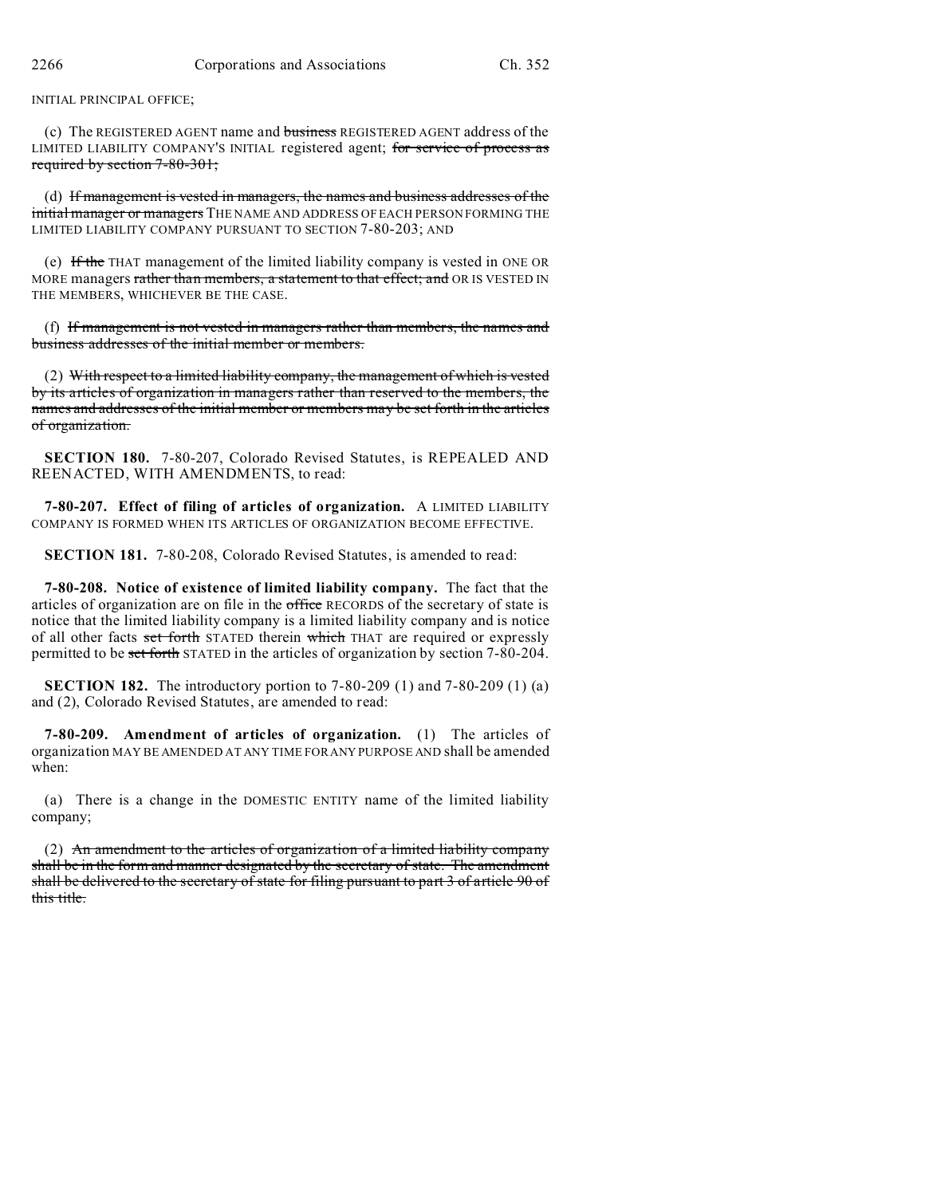INITIAL PRINCIPAL OFFICE;

(c) The REGISTERED AGENT name and ~~business~~ REGISTERED AGENT address of the LIMITED LIABILITY COMPANY'S INITIAL registered agent; ~~for service of process as required by section 7-80-301;~~

(d) ~~If management is vested in managers, the names and business addresses of the initial manager or managers~~ THE NAME AND ADDRESS OF EACH PERSON FORMING THE LIMITED LIABILITY COMPANY PURSUANT TO SECTION 7-80-203; AND

(e) ~~If the~~ THAT management of the limited liability company is vested in ONE OR MORE managers ~~rather than members, a statement to that effect; and~~ OR IS VESTED IN THE MEMBERS, WHICHEVER BE THE CASE.

(f) ~~If management is not vested in managers rather than members, the names and business addresses of the initial member or members.~~

(2) ~~With respect to a limited liability company, the management of which is vested by its articles of organization in managers rather than reserved to the members, the names and addresses of the initial member or members may be set forth in the articles of organization.~~

**SECTION 180.** 7-80-207, Colorado Revised Statutes, is REPEALED AND REENACTED, WITH AMENDMENTS, to read:

**7-80-207. Effect of filing of articles of organization.** A LIMITED LIABILITY COMPANY IS FORMED WHEN ITS ARTICLES OF ORGANIZATION BECOME EFFECTIVE.

**SECTION 181.** 7-80-208, Colorado Revised Statutes, is amended to read:

**7-80-208. Notice of existence of limited liability company.** The fact that the articles of organization are on file in the ~~office~~ RECORDS of the secretary of state is notice that the limited liability company is a limited liability company and is notice of all other facts ~~set forth~~ STATED therein ~~which~~ THAT are required or expressly permitted to be ~~set forth~~ STATED in the articles of organization by section 7-80-204.

**SECTION 182.** The introductory portion to 7-80-209 (1) and 7-80-209 (1) (a) and (2), Colorado Revised Statutes, are amended to read:

**7-80-209. Amendment of articles of organization.** (1) The articles of organization MAY BE AMENDED AT ANY TIME FOR ANY PURPOSE AND shall be amended when:

(a) There is a change in the DOMESTIC ENTITY name of the limited liability company;

(2) ~~An amendment to the articles of organization of a limited liability company shall be in the form and manner designated by the secretary of state. The amendment shall be delivered to the secretary of state for filing pursuant to part 3 of article 90 of this title.~~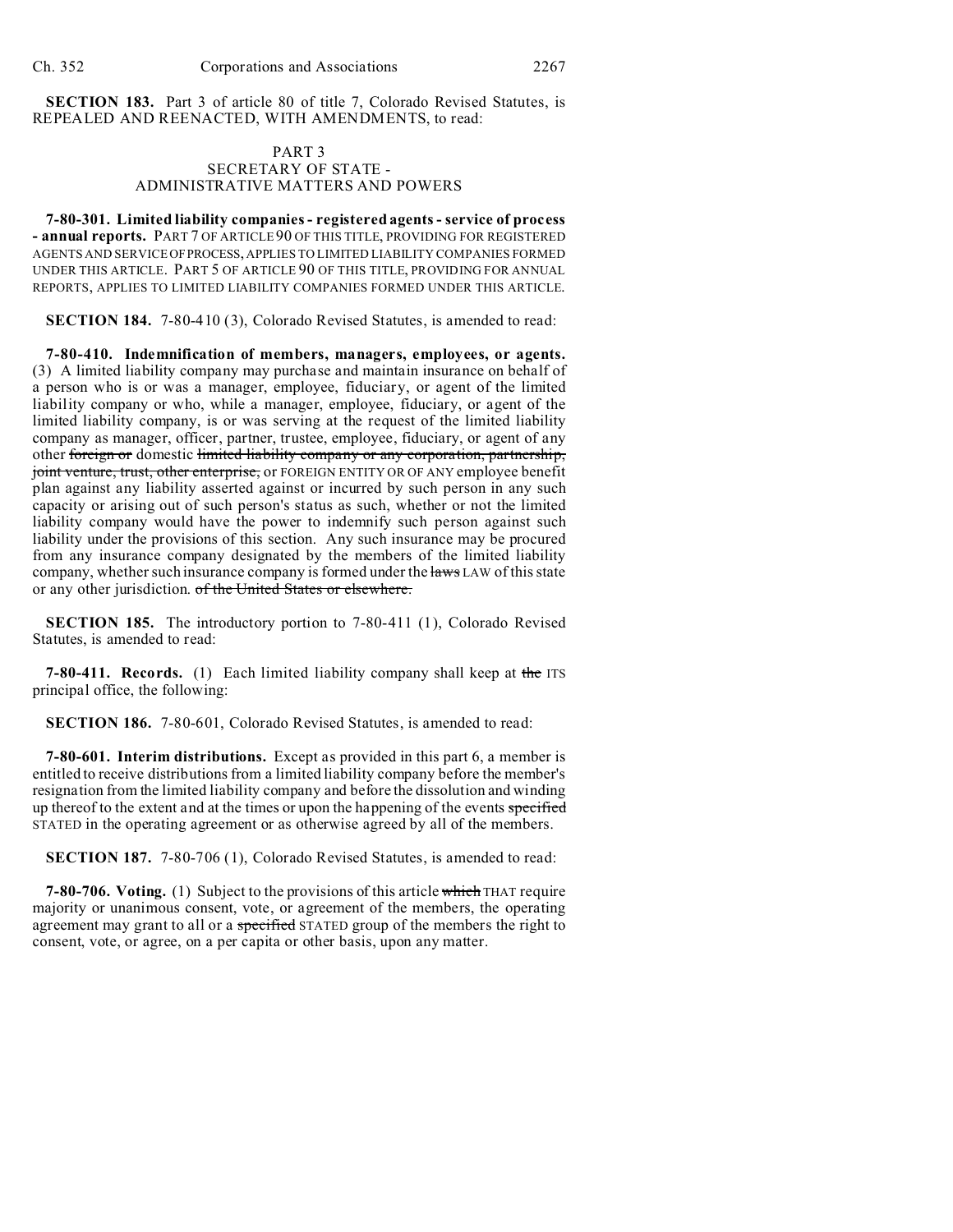**SECTION 183.** Part 3 of article 80 of title 7, Colorado Revised Statutes, is REPEALED AND REENACTED, WITH AMENDMENTS, to read:

PART 3
SECRETARY OF STATE -
ADMINISTRATIVE MATTERS AND POWERS

**7-80-301. Limited liability companies - registered agents - service of process - annual reports.** PART 7 OF ARTICLE 90 OF THIS TITLE, PROVIDING FOR REGISTERED AGENTS AND SERVICE OF PROCESS, APPLIES TO LIMITED LIABILITY COMPANIES FORMED UNDER THIS ARTICLE. PART 5 OF ARTICLE 90 OF THIS TITLE, PROVIDING FOR ANNUAL REPORTS, APPLIES TO LIMITED LIABILITY COMPANIES FORMED UNDER THIS ARTICLE.

**SECTION 184.** 7-80-410 (3), Colorado Revised Statutes, is amended to read:

**7-80-410. Indemnification of members, managers, employees, or agents.** (3) A limited liability company may purchase and maintain insurance on behalf of a person who is or was a manager, employee, fiduciary, or agent of the limited liability company or who, while a manager, employee, fiduciary, or agent of the limited liability company, is or was serving at the request of the limited liability company as manager, officer, partner, trustee, employee, fiduciary, or agent of any other ~~foreign or~~ domestic ~~limited liability company or any corporation, partnership, joint venture, trust, other enterprise,~~ or FOREIGN ENTITY OR OF ANY employee benefit plan against any liability asserted against or incurred by such person in any such capacity or arising out of such person's status as such, whether or not the limited liability company would have the power to indemnify such person against such liability under the provisions of this section. Any such insurance may be procured from any insurance company designated by the members of the limited liability company, whether such insurance company is formed under the ~~laws~~ LAW of this state or any other jurisdiction. ~~of the United States or elsewhere.~~

**SECTION 185.** The introductory portion to 7-80-411 (1), Colorado Revised Statutes, is amended to read:

**7-80-411. Records.** (1) Each limited liability company shall keep at ~~the~~ ITS principal office, the following:

**SECTION 186.** 7-80-601, Colorado Revised Statutes, is amended to read:

**7-80-601. Interim distributions.** Except as provided in this part 6, a member is entitled to receive distributions from a limited liability company before the member's resignation from the limited liability company and before the dissolution and winding up thereof to the extent and at the times or upon the happening of the events ~~specified~~ STATED in the operating agreement or as otherwise agreed by all of the members.

**SECTION 187.** 7-80-706 (1), Colorado Revised Statutes, is amended to read:

**7-80-706. Voting.** (1) Subject to the provisions of this article ~~which~~ THAT require majority or unanimous consent, vote, or agreement of the members, the operating agreement may grant to all or a ~~specified~~ STATED group of the members the right to consent, vote, or agree, on a per capita or other basis, upon any matter.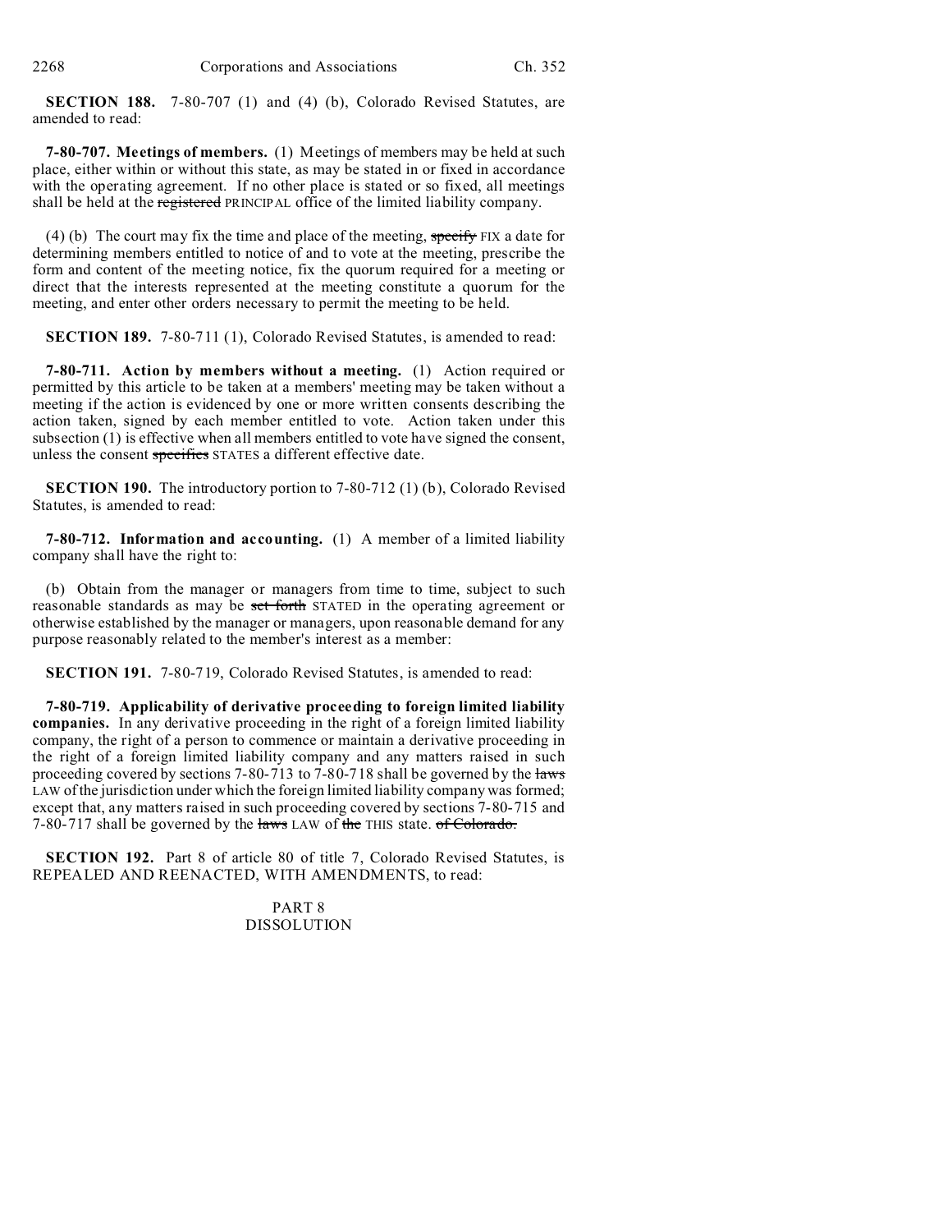**SECTION 188.** 7-80-707 (1) and (4) (b), Colorado Revised Statutes, are amended to read:

**7-80-707. Meetings of members.** (1) Meetings of members may be held at such place, either within or without this state, as may be stated in or fixed in accordance with the operating agreement. If no other place is stated or so fixed, all meetings shall be held at the ~~registered~~ PRINCIPAL office of the limited liability company.

(4) (b) The court may fix the time and place of the meeting, ~~specify~~ FIX a date for determining members entitled to notice of and to vote at the meeting, prescribe the form and content of the meeting notice, fix the quorum required for a meeting or direct that the interests represented at the meeting constitute a quorum for the meeting, and enter other orders necessary to permit the meeting to be held.

**SECTION 189.** 7-80-711 (1), Colorado Revised Statutes, is amended to read:

**7-80-711. Action by members without a meeting.** (1) Action required or permitted by this article to be taken at a members' meeting may be taken without a meeting if the action is evidenced by one or more written consents describing the action taken, signed by each member entitled to vote. Action taken under this subsection (1) is effective when all members entitled to vote have signed the consent, unless the consent ~~specifies~~ STATES a different effective date.

**SECTION 190.** The introductory portion to 7-80-712 (1) (b), Colorado Revised Statutes, is amended to read:

**7-80-712. Information and accounting.** (1) A member of a limited liability company shall have the right to:

(b) Obtain from the manager or managers from time to time, subject to such reasonable standards as may be ~~set forth~~ STATED in the operating agreement or otherwise established by the manager or managers, upon reasonable demand for any purpose reasonably related to the member's interest as a member:

**SECTION 191.** 7-80-719, Colorado Revised Statutes, is amended to read:

**7-80-719. Applicability of derivative proceeding to foreign limited liability companies.** In any derivative proceeding in the right of a foreign limited liability company, the right of a person to commence or maintain a derivative proceeding in the right of a foreign limited liability company and any matters raised in such proceeding covered by sections 7-80-713 to 7-80-718 shall be governed by the ~~laws~~ LAW of the jurisdiction under which the foreign limited liability company was formed; except that, any matters raised in such proceeding covered by sections 7-80-715 and 7-80-717 shall be governed by the ~~laws~~ LAW of ~~the~~ THIS state. ~~of Colorado.~~

**SECTION 192.** Part 8 of article 80 of title 7, Colorado Revised Statutes, is REPEALED AND REENACTED, WITH AMENDMENTS, to read:

PART 8
DISSOLUTION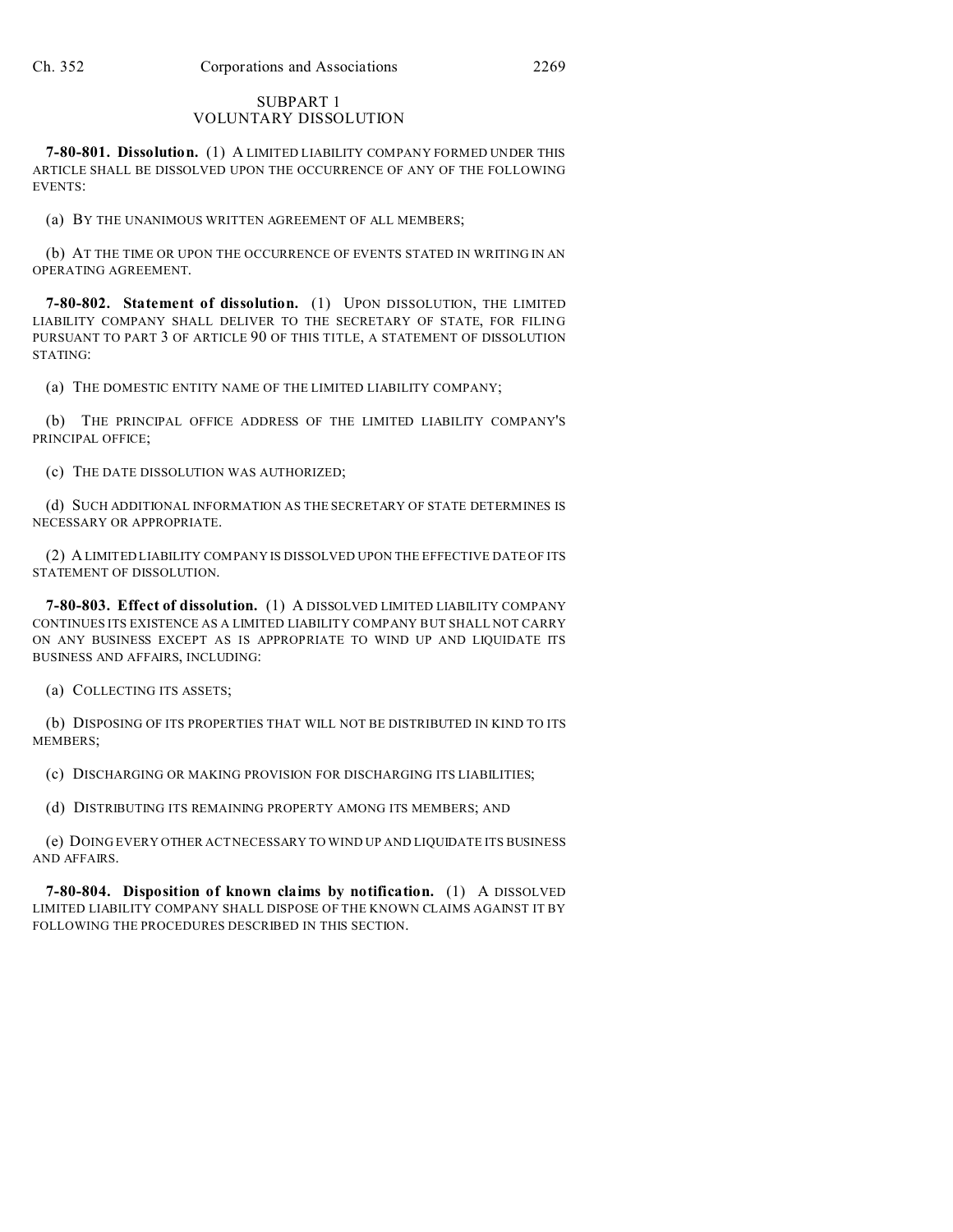## SUBPART 1
## VOLUNTARY DISSOLUTION

**7-80-801. Dissolution.** (1) A LIMITED LIABILITY COMPANY FORMED UNDER THIS ARTICLE SHALL BE DISSOLVED UPON THE OCCURRENCE OF ANY OF THE FOLLOWING EVENTS:

(a) BY THE UNANIMOUS WRITTEN AGREEMENT OF ALL MEMBERS;

(b) AT THE TIME OR UPON THE OCCURRENCE OF EVENTS STATED IN WRITING IN AN OPERATING AGREEMENT.

**7-80-802. Statement of dissolution.** (1) UPON DISSOLUTION, THE LIMITED LIABILITY COMPANY SHALL DELIVER TO THE SECRETARY OF STATE, FOR FILING PURSUANT TO PART 3 OF ARTICLE 90 OF THIS TITLE, A STATEMENT OF DISSOLUTION STATING:

(a) THE DOMESTIC ENTITY NAME OF THE LIMITED LIABILITY COMPANY;

(b) THE PRINCIPAL OFFICE ADDRESS OF THE LIMITED LIABILITY COMPANY'S PRINCIPAL OFFICE;

(c) THE DATE DISSOLUTION WAS AUTHORIZED;

(d) SUCH ADDITIONAL INFORMATION AS THE SECRETARY OF STATE DETERMINES IS NECESSARY OR APPROPRIATE.

(2) A LIMITED LIABILITY COMPANY IS DISSOLVED UPON THE EFFECTIVE DATE OF ITS STATEMENT OF DISSOLUTION.

**7-80-803. Effect of dissolution.** (1) A DISSOLVED LIMITED LIABILITY COMPANY CONTINUES ITS EXISTENCE AS A LIMITED LIABILITY COMPANY BUT SHALL NOT CARRY ON ANY BUSINESS EXCEPT AS IS APPROPRIATE TO WIND UP AND LIQUIDATE ITS BUSINESS AND AFFAIRS, INCLUDING:

(a) COLLECTING ITS ASSETS;

(b) DISPOSING OF ITS PROPERTIES THAT WILL NOT BE DISTRIBUTED IN KIND TO ITS MEMBERS;

(c) DISCHARGING OR MAKING PROVISION FOR DISCHARGING ITS LIABILITIES;

(d) DISTRIBUTING ITS REMAINING PROPERTY AMONG ITS MEMBERS; AND

(e) DOING EVERY OTHER ACT NECESSARY TO WIND UP AND LIQUIDATE ITS BUSINESS AND AFFAIRS.

**7-80-804. Disposition of known claims by notification.** (1) A DISSOLVED LIMITED LIABILITY COMPANY SHALL DISPOSE OF THE KNOWN CLAIMS AGAINST IT BY FOLLOWING THE PROCEDURES DESCRIBED IN THIS SECTION.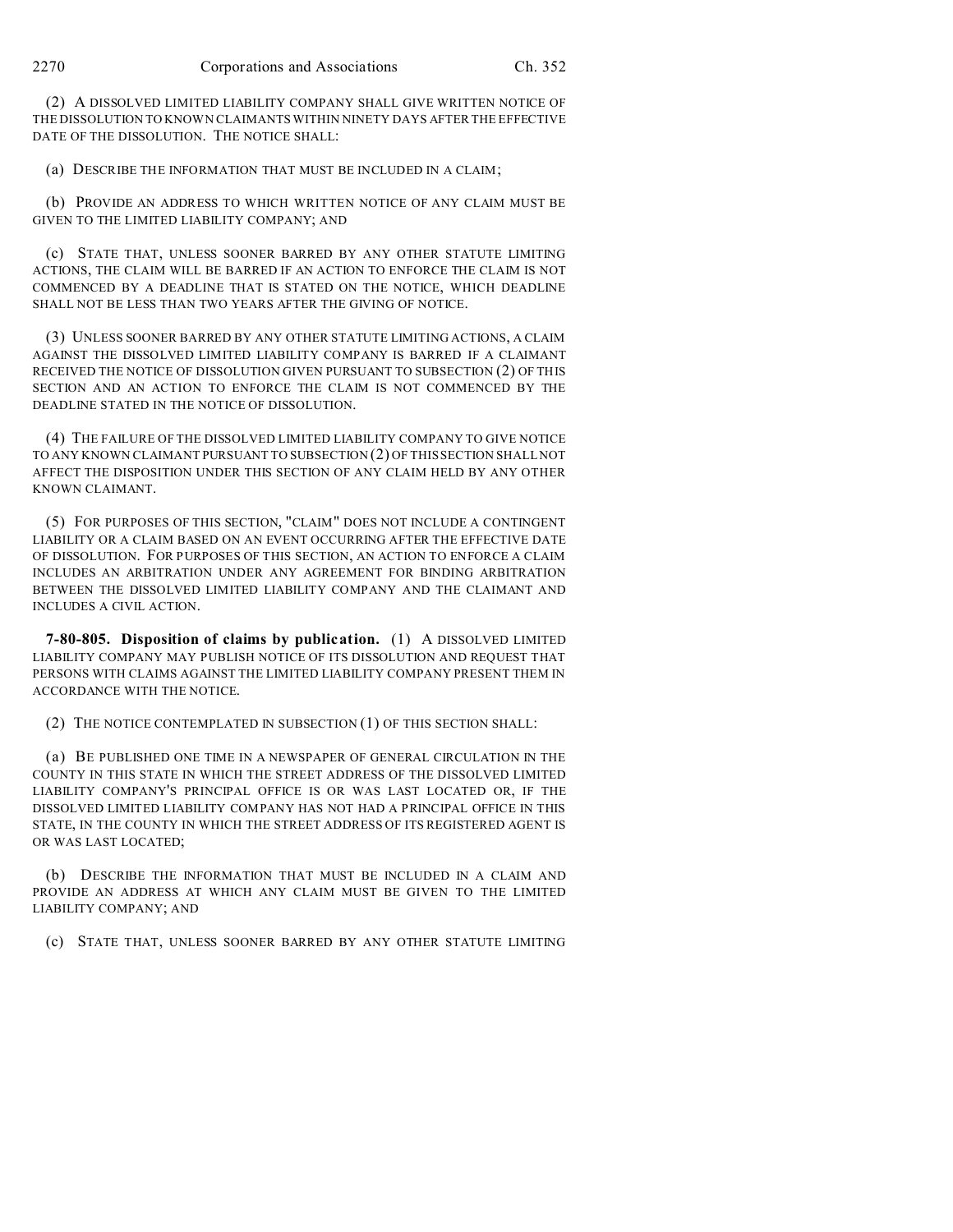(2) A DISSOLVED LIMITED LIABILITY COMPANY SHALL GIVE WRITTEN NOTICE OF THE DISSOLUTION TO KNOWN CLAIMANTS WITHIN NINETY DAYS AFTER THE EFFECTIVE DATE OF THE DISSOLUTION. THE NOTICE SHALL:

(a) DESCRIBE THE INFORMATION THAT MUST BE INCLUDED IN A CLAIM;

(b) PROVIDE AN ADDRESS TO WHICH WRITTEN NOTICE OF ANY CLAIM MUST BE GIVEN TO THE LIMITED LIABILITY COMPANY; AND

(c) STATE THAT, UNLESS SOONER BARRED BY ANY OTHER STATUTE LIMITING ACTIONS, THE CLAIM WILL BE BARRED IF AN ACTION TO ENFORCE THE CLAIM IS NOT COMMENCED BY A DEADLINE THAT IS STATED ON THE NOTICE, WHICH DEADLINE SHALL NOT BE LESS THAN TWO YEARS AFTER THE GIVING OF NOTICE.

(3) UNLESS SOONER BARRED BY ANY OTHER STATUTE LIMITING ACTIONS, A CLAIM AGAINST THE DISSOLVED LIMITED LIABILITY COMPANY IS BARRED IF A CLAIMANT RECEIVED THE NOTICE OF DISSOLUTION GIVEN PURSUANT TO SUBSECTION (2) OF THIS SECTION AND AN ACTION TO ENFORCE THE CLAIM IS NOT COMMENCED BY THE DEADLINE STATED IN THE NOTICE OF DISSOLUTION.

(4) THE FAILURE OF THE DISSOLVED LIMITED LIABILITY COMPANY TO GIVE NOTICE TO ANY KNOWN CLAIMANT PURSUANT TO SUBSECTION (2) OF THIS SECTION SHALL NOT AFFECT THE DISPOSITION UNDER THIS SECTION OF ANY CLAIM HELD BY ANY OTHER KNOWN CLAIMANT.

(5) FOR PURPOSES OF THIS SECTION, "CLAIM" DOES NOT INCLUDE A CONTINGENT LIABILITY OR A CLAIM BASED ON AN EVENT OCCURRING AFTER THE EFFECTIVE DATE OF DISSOLUTION. FOR PURPOSES OF THIS SECTION, AN ACTION TO ENFORCE A CLAIM INCLUDES AN ARBITRATION UNDER ANY AGREEMENT FOR BINDING ARBITRATION BETWEEN THE DISSOLVED LIMITED LIABILITY COMPANY AND THE CLAIMANT AND INCLUDES A CIVIL ACTION.

**7-80-805. Disposition of claims by publication.** (1) A DISSOLVED LIMITED LIABILITY COMPANY MAY PUBLISH NOTICE OF ITS DISSOLUTION AND REQUEST THAT PERSONS WITH CLAIMS AGAINST THE LIMITED LIABILITY COMPANY PRESENT THEM IN ACCORDANCE WITH THE NOTICE.

(2) THE NOTICE CONTEMPLATED IN SUBSECTION (1) OF THIS SECTION SHALL:

(a) BE PUBLISHED ONE TIME IN A NEWSPAPER OF GENERAL CIRCULATION IN THE COUNTY IN THIS STATE IN WHICH THE STREET ADDRESS OF THE DISSOLVED LIMITED LIABILITY COMPANY'S PRINCIPAL OFFICE IS OR WAS LAST LOCATED OR, IF THE DISSOLVED LIMITED LIABILITY COMPANY HAS NOT HAD A PRINCIPAL OFFICE IN THIS STATE, IN THE COUNTY IN WHICH THE STREET ADDRESS OF ITS REGISTERED AGENT IS OR WAS LAST LOCATED;

(b) DESCRIBE THE INFORMATION THAT MUST BE INCLUDED IN A CLAIM AND PROVIDE AN ADDRESS AT WHICH ANY CLAIM MUST BE GIVEN TO THE LIMITED LIABILITY COMPANY; AND

(c) STATE THAT, UNLESS SOONER BARRED BY ANY OTHER STATUTE LIMITING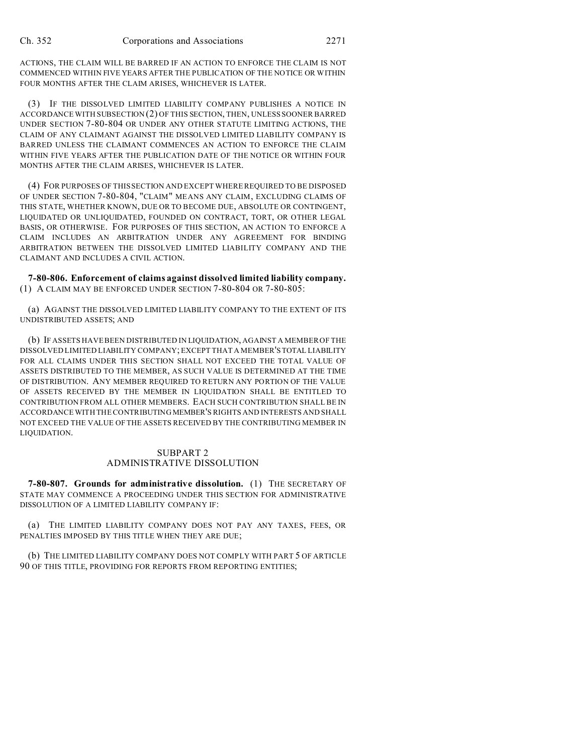ACTIONS, THE CLAIM WILL BE BARRED IF AN ACTION TO ENFORCE THE CLAIM IS NOT COMMENCED WITHIN FIVE YEARS AFTER THE PUBLICATION OF THE NOTICE OR WITHIN FOUR MONTHS AFTER THE CLAIM ARISES, WHICHEVER IS LATER.

(3) IF THE DISSOLVED LIMITED LIABILITY COMPANY PUBLISHES A NOTICE IN ACCORDANCE WITH SUBSECTION (2) OF THIS SECTION, THEN, UNLESS SOONER BARRED UNDER SECTION 7-80-804 OR UNDER ANY OTHER STATUTE LIMITING ACTIONS, THE CLAIM OF ANY CLAIMANT AGAINST THE DISSOLVED LIMITED LIABILITY COMPANY IS BARRED UNLESS THE CLAIMANT COMMENCES AN ACTION TO ENFORCE THE CLAIM WITHIN FIVE YEARS AFTER THE PUBLICATION DATE OF THE NOTICE OR WITHIN FOUR MONTHS AFTER THE CLAIM ARISES, WHICHEVER IS LATER.

(4) FOR PURPOSES OF THIS SECTION AND EXCEPT WHERE REQUIRED TO BE DISPOSED OF UNDER SECTION 7-80-804, "CLAIM" MEANS ANY CLAIM, EXCLUDING CLAIMS OF THIS STATE, WHETHER KNOWN, DUE OR TO BECOME DUE, ABSOLUTE OR CONTINGENT, LIQUIDATED OR UNLIQUIDATED, FOUNDED ON CONTRACT, TORT, OR OTHER LEGAL BASIS, OR OTHERWISE. FOR PURPOSES OF THIS SECTION, AN ACTION TO ENFORCE A CLAIM INCLUDES AN ARBITRATION UNDER ANY AGREEMENT FOR BINDING ARBITRATION BETWEEN THE DISSOLVED LIMITED LIABILITY COMPANY AND THE CLAIMANT AND INCLUDES A CIVIL ACTION.

**7-80-806. Enforcement of claims against dissolved limited liability company.** (1) A CLAIM MAY BE ENFORCED UNDER SECTION 7-80-804 OR 7-80-805:

(a) AGAINST THE DISSOLVED LIMITED LIABILITY COMPANY TO THE EXTENT OF ITS UNDISTRIBUTED ASSETS; AND

(b) IF ASSETS HAVE BEEN DISTRIBUTED IN LIQUIDATION, AGAINST A MEMBER OF THE DISSOLVED LIMITED LIABILITY COMPANY; EXCEPT THAT A MEMBER'S TOTAL LIABILITY FOR ALL CLAIMS UNDER THIS SECTION SHALL NOT EXCEED THE TOTAL VALUE OF ASSETS DISTRIBUTED TO THE MEMBER, AS SUCH VALUE IS DETERMINED AT THE TIME OF DISTRIBUTION. ANY MEMBER REQUIRED TO RETURN ANY PORTION OF THE VALUE OF ASSETS RECEIVED BY THE MEMBER IN LIQUIDATION SHALL BE ENTITLED TO CONTRIBUTION FROM ALL OTHER MEMBERS. EACH SUCH CONTRIBUTION SHALL BE IN ACCORDANCE WITH THE CONTRIBUTING MEMBER'S RIGHTS AND INTERESTS AND SHALL NOT EXCEED THE VALUE OF THE ASSETS RECEIVED BY THE CONTRIBUTING MEMBER IN LIQUIDATION.

## SUBPART 2
## ADMINISTRATIVE DISSOLUTION

**7-80-807. Grounds for administrative dissolution.** (1) THE SECRETARY OF STATE MAY COMMENCE A PROCEEDING UNDER THIS SECTION FOR ADMINISTRATIVE DISSOLUTION OF A LIMITED LIABILITY COMPANY IF:

(a) THE LIMITED LIABILITY COMPANY DOES NOT PAY ANY TAXES, FEES, OR PENALTIES IMPOSED BY THIS TITLE WHEN THEY ARE DUE;

(b) THE LIMITED LIABILITY COMPANY DOES NOT COMPLY WITH PART 5 OF ARTICLE 90 OF THIS TITLE, PROVIDING FOR REPORTS FROM REPORTING ENTITIES;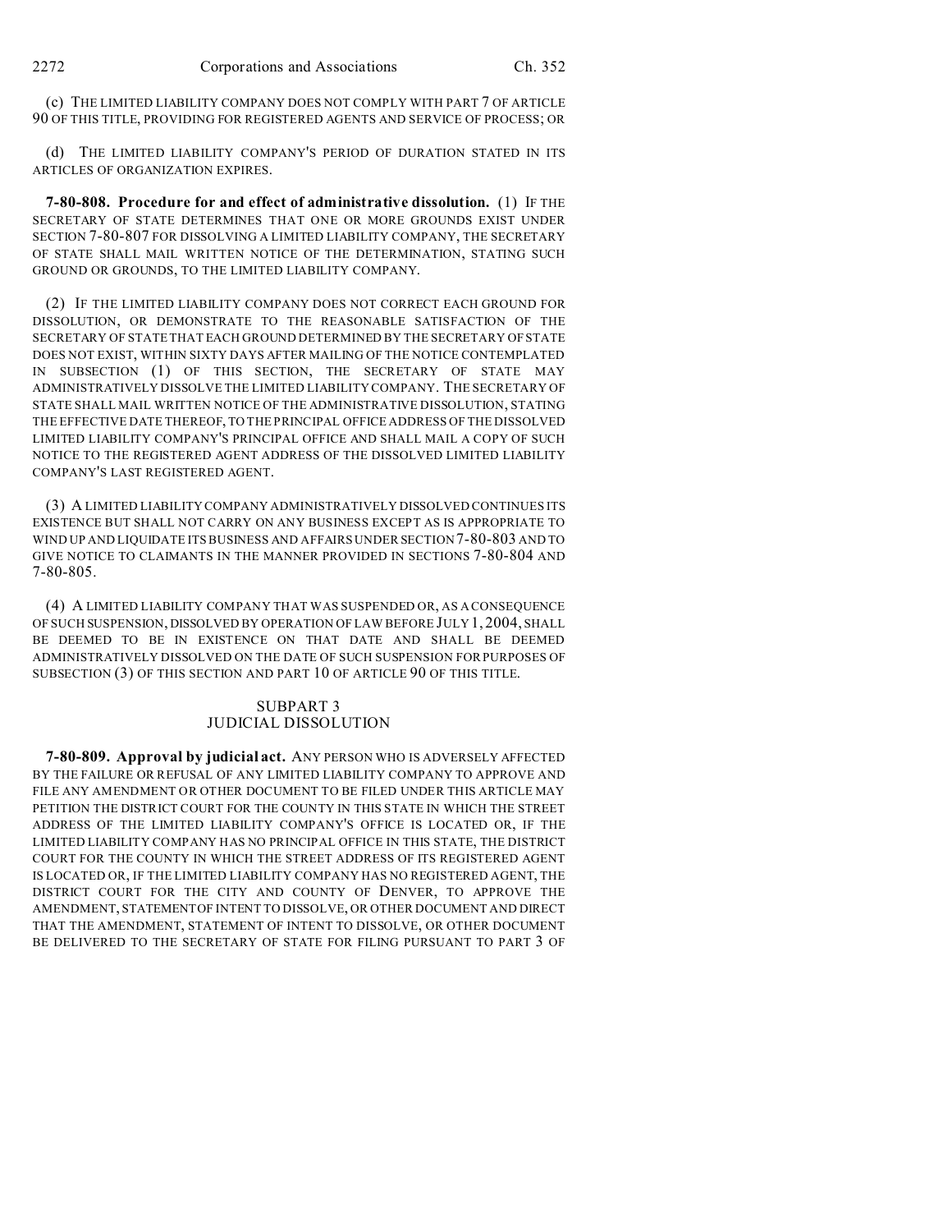(c) THE LIMITED LIABILITY COMPANY DOES NOT COMPLY WITH PART 7 OF ARTICLE 90 OF THIS TITLE, PROVIDING FOR REGISTERED AGENTS AND SERVICE OF PROCESS; OR

(d) THE LIMITED LIABILITY COMPANY'S PERIOD OF DURATION STATED IN ITS ARTICLES OF ORGANIZATION EXPIRES.

**7-80-808. Procedure for and effect of administrative dissolution.** (1) IF THE SECRETARY OF STATE DETERMINES THAT ONE OR MORE GROUNDS EXIST UNDER SECTION 7-80-807 FOR DISSOLVING A LIMITED LIABILITY COMPANY, THE SECRETARY OF STATE SHALL MAIL WRITTEN NOTICE OF THE DETERMINATION, STATING SUCH GROUND OR GROUNDS, TO THE LIMITED LIABILITY COMPANY.

(2) IF THE LIMITED LIABILITY COMPANY DOES NOT CORRECT EACH GROUND FOR DISSOLUTION, OR DEMONSTRATE TO THE REASONABLE SATISFACTION OF THE SECRETARY OF STATE THAT EACH GROUND DETERMINED BY THE SECRETARY OF STATE DOES NOT EXIST, WITHIN SIXTY DAYS AFTER MAILING OF THE NOTICE CONTEMPLATED IN SUBSECTION (1) OF THIS SECTION, THE SECRETARY OF STATE MAY ADMINISTRATIVELY DISSOLVE THE LIMITED LIABILITY COMPANY. THE SECRETARY OF STATE SHALL MAIL WRITTEN NOTICE OF THE ADMINISTRATIVE DISSOLUTION, STATING THE EFFECTIVE DATE THEREOF, TO THE PRINCIPAL OFFICE ADDRESS OF THE DISSOLVED LIMITED LIABILITY COMPANY'S PRINCIPAL OFFICE AND SHALL MAIL A COPY OF SUCH NOTICE TO THE REGISTERED AGENT ADDRESS OF THE DISSOLVED LIMITED LIABILITY COMPANY'S LAST REGISTERED AGENT.

(3) A LIMITED LIABILITY COMPANY ADMINISTRATIVELY DISSOLVED CONTINUES ITS EXISTENCE BUT SHALL NOT CARRY ON ANY BUSINESS EXCEPT AS IS APPROPRIATE TO WIND UP AND LIQUIDATE ITS BUSINESS AND AFFAIRS UNDER SECTION 7-80-803 AND TO GIVE NOTICE TO CLAIMANTS IN THE MANNER PROVIDED IN SECTIONS 7-80-804 AND 7-80-805.

(4) A LIMITED LIABILITY COMPANY THAT WAS SUSPENDED OR, AS A CONSEQUENCE OF SUCH SUSPENSION, DISSOLVED BY OPERATION OF LAW BEFORE JULY 1, 2004, SHALL BE DEEMED TO BE IN EXISTENCE ON THAT DATE AND SHALL BE DEEMED ADMINISTRATIVELY DISSOLVED ON THE DATE OF SUCH SUSPENSION FOR PURPOSES OF SUBSECTION (3) OF THIS SECTION AND PART 10 OF ARTICLE 90 OF THIS TITLE.

## SUBPART 3
## JUDICIAL DISSOLUTION

**7-80-809. Approval by judicial act.** ANY PERSON WHO IS ADVERSELY AFFECTED BY THE FAILURE OR REFUSAL OF ANY LIMITED LIABILITY COMPANY TO APPROVE AND FILE ANY AMENDMENT OR OTHER DOCUMENT TO BE FILED UNDER THIS ARTICLE MAY PETITION THE DISTRICT COURT FOR THE COUNTY IN THIS STATE IN WHICH THE STREET ADDRESS OF THE LIMITED LIABILITY COMPANY'S OFFICE IS LOCATED OR, IF THE LIMITED LIABILITY COMPANY HAS NO PRINCIPAL OFFICE IN THIS STATE, THE DISTRICT COURT FOR THE COUNTY IN WHICH THE STREET ADDRESS OF ITS REGISTERED AGENT IS LOCATED OR, IF THE LIMITED LIABILITY COMPANY HAS NO REGISTERED AGENT, THE DISTRICT COURT FOR THE CITY AND COUNTY OF DENVER, TO APPROVE THE AMENDMENT, STATEMENT OF INTENT TO DISSOLVE, OR OTHER DOCUMENT AND DIRECT THAT THE AMENDMENT, STATEMENT OF INTENT TO DISSOLVE, OR OTHER DOCUMENT BE DELIVERED TO THE SECRETARY OF STATE FOR FILING PURSUANT TO PART 3 OF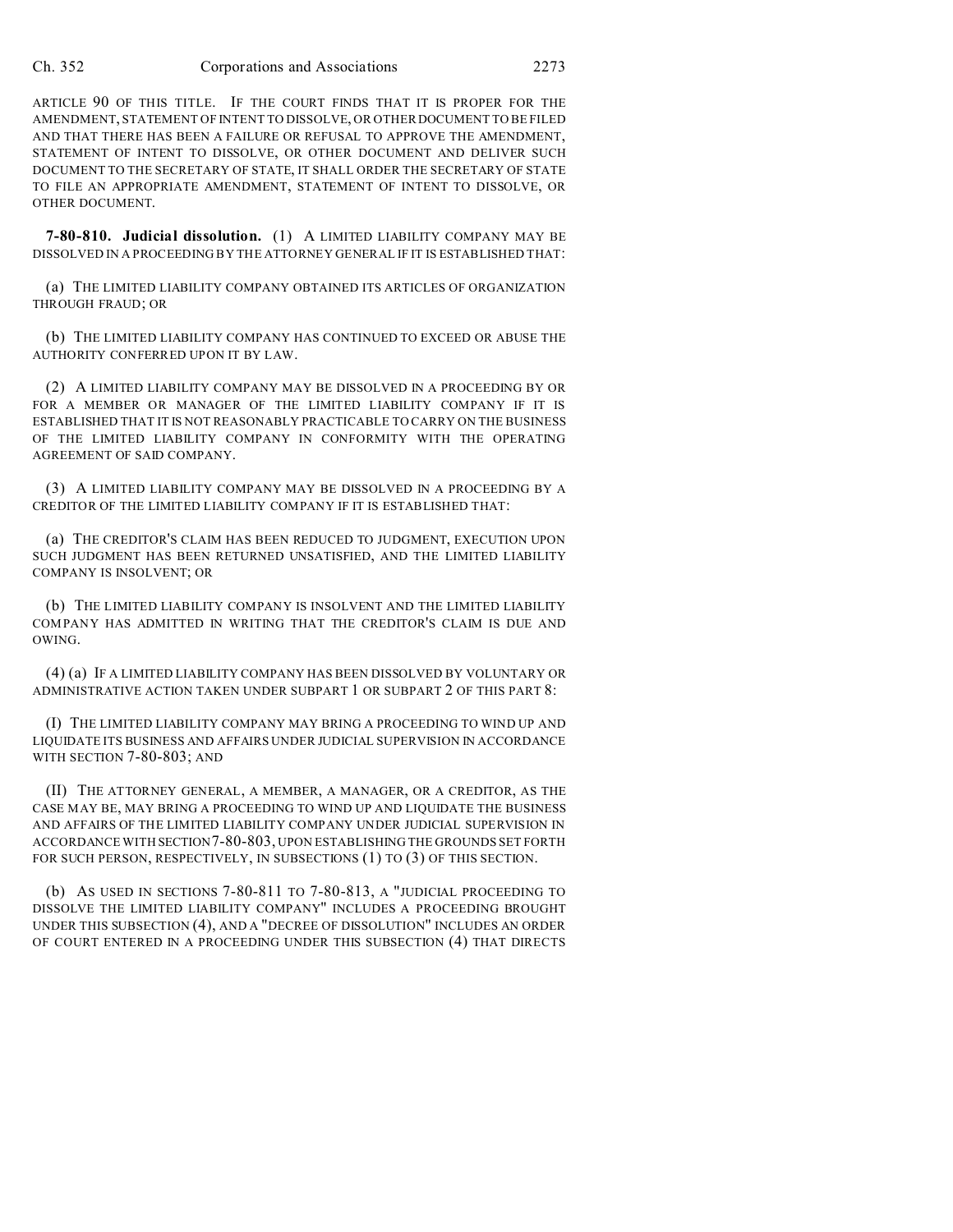ARTICLE 90 OF THIS TITLE. IF THE COURT FINDS THAT IT IS PROPER FOR THE AMENDMENT, STATEMENT OF INTENT TO DISSOLVE, OR OTHER DOCUMENT TO BE FILED AND THAT THERE HAS BEEN A FAILURE OR REFUSAL TO APPROVE THE AMENDMENT, STATEMENT OF INTENT TO DISSOLVE, OR OTHER DOCUMENT AND DELIVER SUCH DOCUMENT TO THE SECRETARY OF STATE, IT SHALL ORDER THE SECRETARY OF STATE TO FILE AN APPROPRIATE AMENDMENT, STATEMENT OF INTENT TO DISSOLVE, OR OTHER DOCUMENT.

**7-80-810. Judicial dissolution.** (1) A LIMITED LIABILITY COMPANY MAY BE DISSOLVED IN A PROCEEDING BY THE ATTORNEY GENERAL IF IT IS ESTABLISHED THAT:

(a) THE LIMITED LIABILITY COMPANY OBTAINED ITS ARTICLES OF ORGANIZATION THROUGH FRAUD; OR

(b) THE LIMITED LIABILITY COMPANY HAS CONTINUED TO EXCEED OR ABUSE THE AUTHORITY CONFERRED UPON IT BY LAW.

(2) A LIMITED LIABILITY COMPANY MAY BE DISSOLVED IN A PROCEEDING BY OR FOR A MEMBER OR MANAGER OF THE LIMITED LIABILITY COMPANY IF IT IS ESTABLISHED THAT IT IS NOT REASONABLY PRACTICABLE TO CARRY ON THE BUSINESS OF THE LIMITED LIABILITY COMPANY IN CONFORMITY WITH THE OPERATING AGREEMENT OF SAID COMPANY.

(3) A LIMITED LIABILITY COMPANY MAY BE DISSOLVED IN A PROCEEDING BY A CREDITOR OF THE LIMITED LIABILITY COMPANY IF IT IS ESTABLISHED THAT:

(a) THE CREDITOR'S CLAIM HAS BEEN REDUCED TO JUDGMENT, EXECUTION UPON SUCH JUDGMENT HAS BEEN RETURNED UNSATISFIED, AND THE LIMITED LIABILITY COMPANY IS INSOLVENT; OR

(b) THE LIMITED LIABILITY COMPANY IS INSOLVENT AND THE LIMITED LIABILITY COMPANY HAS ADMITTED IN WRITING THAT THE CREDITOR'S CLAIM IS DUE AND OWING.

(4) (a) IF A LIMITED LIABILITY COMPANY HAS BEEN DISSOLVED BY VOLUNTARY OR ADMINISTRATIVE ACTION TAKEN UNDER SUBPART 1 OR SUBPART 2 OF THIS PART 8:

(I) THE LIMITED LIABILITY COMPANY MAY BRING A PROCEEDING TO WIND UP AND LIQUIDATE ITS BUSINESS AND AFFAIRS UNDER JUDICIAL SUPERVISION IN ACCORDANCE WITH SECTION 7-80-803; AND

(II) THE ATTORNEY GENERAL, A MEMBER, A MANAGER, OR A CREDITOR, AS THE CASE MAY BE, MAY BRING A PROCEEDING TO WIND UP AND LIQUIDATE THE BUSINESS AND AFFAIRS OF THE LIMITED LIABILITY COMPANY UNDER JUDICIAL SUPERVISION IN ACCORDANCE WITH SECTION 7-80-803, UPON ESTABLISHING THE GROUNDS SET FORTH FOR SUCH PERSON, RESPECTIVELY, IN SUBSECTIONS (1) TO (3) OF THIS SECTION.

(b) AS USED IN SECTIONS 7-80-811 TO 7-80-813, A "JUDICIAL PROCEEDING TO DISSOLVE THE LIMITED LIABILITY COMPANY" INCLUDES A PROCEEDING BROUGHT UNDER THIS SUBSECTION (4), AND A "DECREE OF DISSOLUTION" INCLUDES AN ORDER OF COURT ENTERED IN A PROCEEDING UNDER THIS SUBSECTION (4) THAT DIRECTS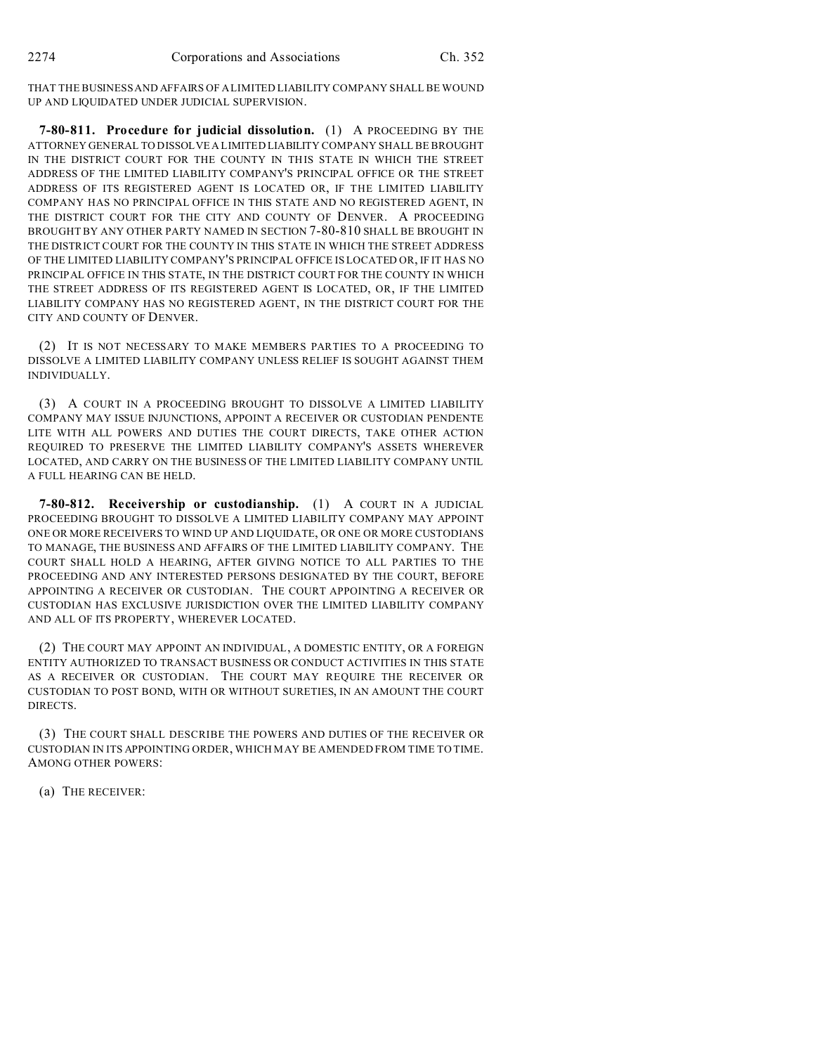THAT THE BUSINESS AND AFFAIRS OF A LIMITED LIABILITY COMPANY SHALL BE WOUND UP AND LIQUIDATED UNDER JUDICIAL SUPERVISION.

**7-80-811. Procedure for judicial dissolution.** (1) A PROCEEDING BY THE ATTORNEY GENERAL TO DISSOLVE A LIMITED LIABILITY COMPANY SHALL BE BROUGHT IN THE DISTRICT COURT FOR THE COUNTY IN THIS STATE IN WHICH THE STREET ADDRESS OF THE LIMITED LIABILITY COMPANY'S PRINCIPAL OFFICE OR THE STREET ADDRESS OF ITS REGISTERED AGENT IS LOCATED OR, IF THE LIMITED LIABILITY COMPANY HAS NO PRINCIPAL OFFICE IN THIS STATE AND NO REGISTERED AGENT, IN THE DISTRICT COURT FOR THE CITY AND COUNTY OF DENVER. A PROCEEDING BROUGHT BY ANY OTHER PARTY NAMED IN SECTION 7-80-810 SHALL BE BROUGHT IN THE DISTRICT COURT FOR THE COUNTY IN THIS STATE IN WHICH THE STREET ADDRESS OF THE LIMITED LIABILITY COMPANY'S PRINCIPAL OFFICE IS LOCATED OR, IF IT HAS NO PRINCIPAL OFFICE IN THIS STATE, IN THE DISTRICT COURT FOR THE COUNTY IN WHICH THE STREET ADDRESS OF ITS REGISTERED AGENT IS LOCATED, OR, IF THE LIMITED LIABILITY COMPANY HAS NO REGISTERED AGENT, IN THE DISTRICT COURT FOR THE CITY AND COUNTY OF DENVER.

(2) IT IS NOT NECESSARY TO MAKE MEMBERS PARTIES TO A PROCEEDING TO DISSOLVE A LIMITED LIABILITY COMPANY UNLESS RELIEF IS SOUGHT AGAINST THEM INDIVIDUALLY.

(3) A COURT IN A PROCEEDING BROUGHT TO DISSOLVE A LIMITED LIABILITY COMPANY MAY ISSUE INJUNCTIONS, APPOINT A RECEIVER OR CUSTODIAN PENDENTE LITE WITH ALL POWERS AND DUTIES THE COURT DIRECTS, TAKE OTHER ACTION REQUIRED TO PRESERVE THE LIMITED LIABILITY COMPANY'S ASSETS WHEREVER LOCATED, AND CARRY ON THE BUSINESS OF THE LIMITED LIABILITY COMPANY UNTIL A FULL HEARING CAN BE HELD.

**7-80-812. Receivership or custodianship.** (1) A COURT IN A JUDICIAL PROCEEDING BROUGHT TO DISSOLVE A LIMITED LIABILITY COMPANY MAY APPOINT ONE OR MORE RECEIVERS TO WIND UP AND LIQUIDATE, OR ONE OR MORE CUSTODIANS TO MANAGE, THE BUSINESS AND AFFAIRS OF THE LIMITED LIABILITY COMPANY. THE COURT SHALL HOLD A HEARING, AFTER GIVING NOTICE TO ALL PARTIES TO THE PROCEEDING AND ANY INTERESTED PERSONS DESIGNATED BY THE COURT, BEFORE APPOINTING A RECEIVER OR CUSTODIAN. THE COURT APPOINTING A RECEIVER OR CUSTODIAN HAS EXCLUSIVE JURISDICTION OVER THE LIMITED LIABILITY COMPANY AND ALL OF ITS PROPERTY, WHEREVER LOCATED.

(2) THE COURT MAY APPOINT AN INDIVIDUAL, A DOMESTIC ENTITY, OR A FOREIGN ENTITY AUTHORIZED TO TRANSACT BUSINESS OR CONDUCT ACTIVITIES IN THIS STATE AS A RECEIVER OR CUSTODIAN. THE COURT MAY REQUIRE THE RECEIVER OR CUSTODIAN TO POST BOND, WITH OR WITHOUT SURETIES, IN AN AMOUNT THE COURT DIRECTS.

(3) THE COURT SHALL DESCRIBE THE POWERS AND DUTIES OF THE RECEIVER OR CUSTODIAN IN ITS APPOINTING ORDER, WHICH MAY BE AMENDED FROM TIME TO TIME. AMONG OTHER POWERS:

(a) THE RECEIVER: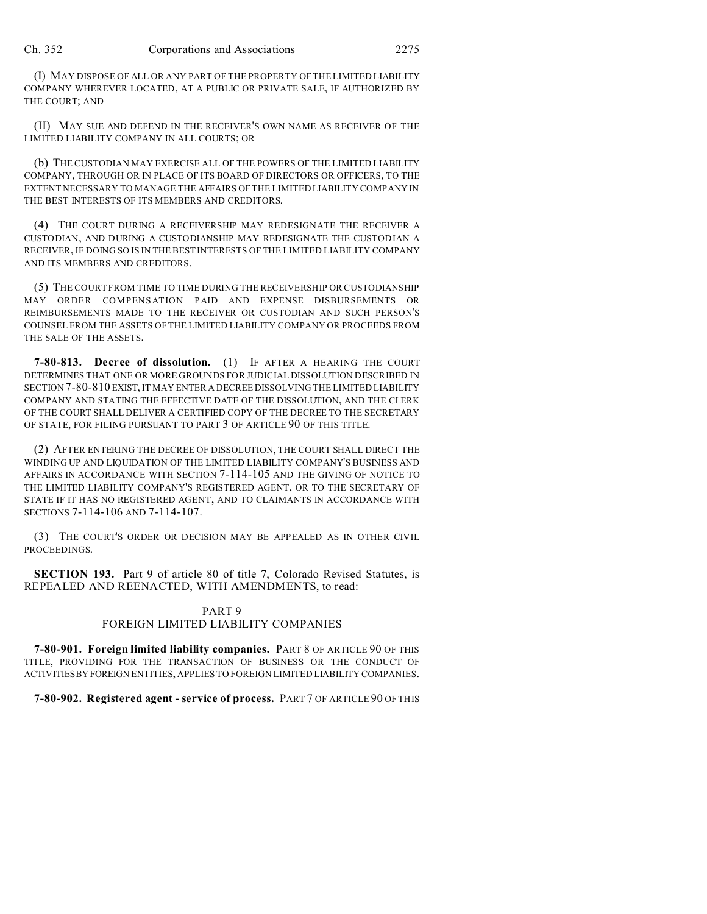(I) MAY DISPOSE OF ALL OR ANY PART OF THE PROPERTY OF THE LIMITED LIABILITY COMPANY WHEREVER LOCATED, AT A PUBLIC OR PRIVATE SALE, IF AUTHORIZED BY THE COURT; AND

(II) MAY SUE AND DEFEND IN THE RECEIVER'S OWN NAME AS RECEIVER OF THE LIMITED LIABILITY COMPANY IN ALL COURTS; OR

(b) THE CUSTODIAN MAY EXERCISE ALL OF THE POWERS OF THE LIMITED LIABILITY COMPANY, THROUGH OR IN PLACE OF ITS BOARD OF DIRECTORS OR OFFICERS, TO THE EXTENT NECESSARY TO MANAGE THE AFFAIRS OF THE LIMITED LIABILITY COMPANY IN THE BEST INTERESTS OF ITS MEMBERS AND CREDITORS.

(4) THE COURT DURING A RECEIVERSHIP MAY REDESIGNATE THE RECEIVER A CUSTODIAN, AND DURING A CUSTODIANSHIP MAY REDESIGNATE THE CUSTODIAN A RECEIVER, IF DOING SO IS IN THE BEST INTERESTS OF THE LIMITED LIABILITY COMPANY AND ITS MEMBERS AND CREDITORS.

(5) THE COURT FROM TIME TO TIME DURING THE RECEIVERSHIP OR CUSTODIANSHIP MAY ORDER COMPENSATION PAID AND EXPENSE DISBURSEMENTS OR REIMBURSEMENTS MADE TO THE RECEIVER OR CUSTODIAN AND SUCH PERSON'S COUNSEL FROM THE ASSETS OF THE LIMITED LIABILITY COMPANY OR PROCEEDS FROM THE SALE OF THE ASSETS.

**7-80-813. Decree of dissolution.** (1) IF AFTER A HEARING THE COURT DETERMINES THAT ONE OR MORE GROUNDS FOR JUDICIAL DISSOLUTION DESCRIBED IN SECTION 7-80-810 EXIST, IT MAY ENTER A DECREE DISSOLVING THE LIMITED LIABILITY COMPANY AND STATING THE EFFECTIVE DATE OF THE DISSOLUTION, AND THE CLERK OF THE COURT SHALL DELIVER A CERTIFIED COPY OF THE DECREE TO THE SECRETARY OF STATE, FOR FILING PURSUANT TO PART 3 OF ARTICLE 90 OF THIS TITLE.

(2) AFTER ENTERING THE DECREE OF DISSOLUTION, THE COURT SHALL DIRECT THE WINDING UP AND LIQUIDATION OF THE LIMITED LIABILITY COMPANY'S BUSINESS AND AFFAIRS IN ACCORDANCE WITH SECTION 7-114-105 AND THE GIVING OF NOTICE TO THE LIMITED LIABILITY COMPANY'S REGISTERED AGENT, OR TO THE SECRETARY OF STATE IF IT HAS NO REGISTERED AGENT, AND TO CLAIMANTS IN ACCORDANCE WITH SECTIONS 7-114-106 AND 7-114-107.

(3) THE COURT'S ORDER OR DECISION MAY BE APPEALED AS IN OTHER CIVIL PROCEEDINGS.

**SECTION 193.** Part 9 of article 80 of title 7, Colorado Revised Statutes, is REPEALED AND REENACTED, WITH AMENDMENTS, to read:

PART 9
FOREIGN LIMITED LIABILITY COMPANIES

**7-80-901. Foreign limited liability companies.** PART 8 OF ARTICLE 90 OF THIS TITLE, PROVIDING FOR THE TRANSACTION OF BUSINESS OR THE CONDUCT OF ACTIVITIES BY FOREIGN ENTITIES, APPLIES TO FOREIGN LIMITED LIABILITY COMPANIES.

**7-80-902. Registered agent - service of process.** PART 7 OF ARTICLE 90 OF THIS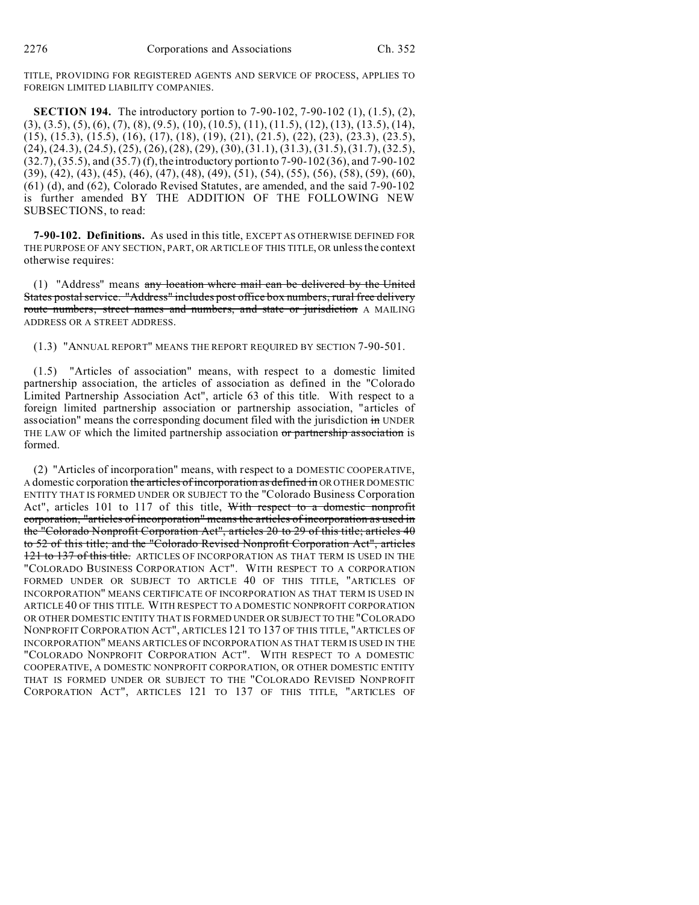TITLE, PROVIDING FOR REGISTERED AGENTS AND SERVICE OF PROCESS, APPLIES TO FOREIGN LIMITED LIABILITY COMPANIES.

**SECTION 194.** The introductory portion to 7-90-102, 7-90-102 (1), (1.5), (2), (3), (3.5), (5), (6), (7), (8), (9.5), (10), (10.5), (11), (11.5), (12), (13), (13.5), (14), (15), (15.3), (15.5), (16), (17), (18), (19), (21), (21.5), (22), (23), (23.3), (23.5), (24), (24.3), (24.5), (25), (26), (28), (29), (30), (31.1), (31.3), (31.5), (31.7), (32.5), (32.7), (35.5), and (35.7) (f), the introductory portion to 7-90-102 (36), and 7-90-102 (39), (42), (43), (45), (46), (47), (48), (49), (51), (54), (55), (56), (58), (59), (60), (61) (d), and (62), Colorado Revised Statutes, are amended, and the said 7-90-102 is further amended BY THE ADDITION OF THE FOLLOWING NEW SUBSECTIONS, to read:

**7-90-102. Definitions.** As used in this title, EXCEPT AS OTHERWISE DEFINED FOR THE PURPOSE OF ANY SECTION, PART, OR ARTICLE OF THIS TITLE, OR unless the context otherwise requires:

(1) "Address" means ~~any location where mail can be delivered by the United States postal service. "Address" includes post office box numbers, rural free delivery route numbers, street names and numbers, and state or jurisdiction~~ A MAILING ADDRESS OR A STREET ADDRESS.

(1.3) "ANNUAL REPORT" MEANS THE REPORT REQUIRED BY SECTION 7-90-501.

(1.5) "Articles of association" means, with respect to a domestic limited partnership association, the articles of association as defined in the "Colorado Limited Partnership Association Act", article 63 of this title. With respect to a foreign limited partnership association or partnership association, "articles of association" means the corresponding document filed with the jurisdiction ~~in~~ UNDER THE LAW OF which the limited partnership association ~~or partnership association~~ is formed.

(2) "Articles of incorporation" means, with respect to a DOMESTIC COOPERATIVE, A domestic corporation ~~the articles of incorporation as defined in~~ OR OTHER DOMESTIC ENTITY THAT IS FORMED UNDER OR SUBJECT TO the "Colorado Business Corporation Act", articles 101 to 117 of this title, ~~With respect to a domestic nonprofit corporation, "articles of incorporation" means the articles of incorporation as used in the "Colorado Nonprofit Corporation Act", articles 20 to 29 of this title; articles 40 to 52 of this title; and the "Colorado Revised Nonprofit Corporation Act", articles 121 to 137 of this title.~~ ARTICLES OF INCORPORATION AS THAT TERM IS USED IN THE "COLORADO BUSINESS CORPORATION ACT". WITH RESPECT TO A CORPORATION FORMED UNDER OR SUBJECT TO ARTICLE 40 OF THIS TITLE, "ARTICLES OF INCORPORATION" MEANS CERTIFICATE OF INCORPORATION AS THAT TERM IS USED IN ARTICLE 40 OF THIS TITLE. WITH RESPECT TO A DOMESTIC NONPROFIT CORPORATION OR OTHER DOMESTIC ENTITY THAT IS FORMED UNDER OR SUBJECT TO THE "COLORADO NONPROFIT CORPORATION ACT", ARTICLES 121 TO 137 OF THIS TITLE, "ARTICLES OF INCORPORATION" MEANS ARTICLES OF INCORPORATION AS THAT TERM IS USED IN THE "COLORADO NONPROFIT CORPORATION ACT". WITH RESPECT TO A DOMESTIC COOPERATIVE, A DOMESTIC NONPROFIT CORPORATION, OR OTHER DOMESTIC ENTITY THAT IS FORMED UNDER OR SUBJECT TO THE "COLORADO REVISED NONPROFIT CORPORATION ACT", ARTICLES 121 TO 137 OF THIS TITLE, "ARTICLES OF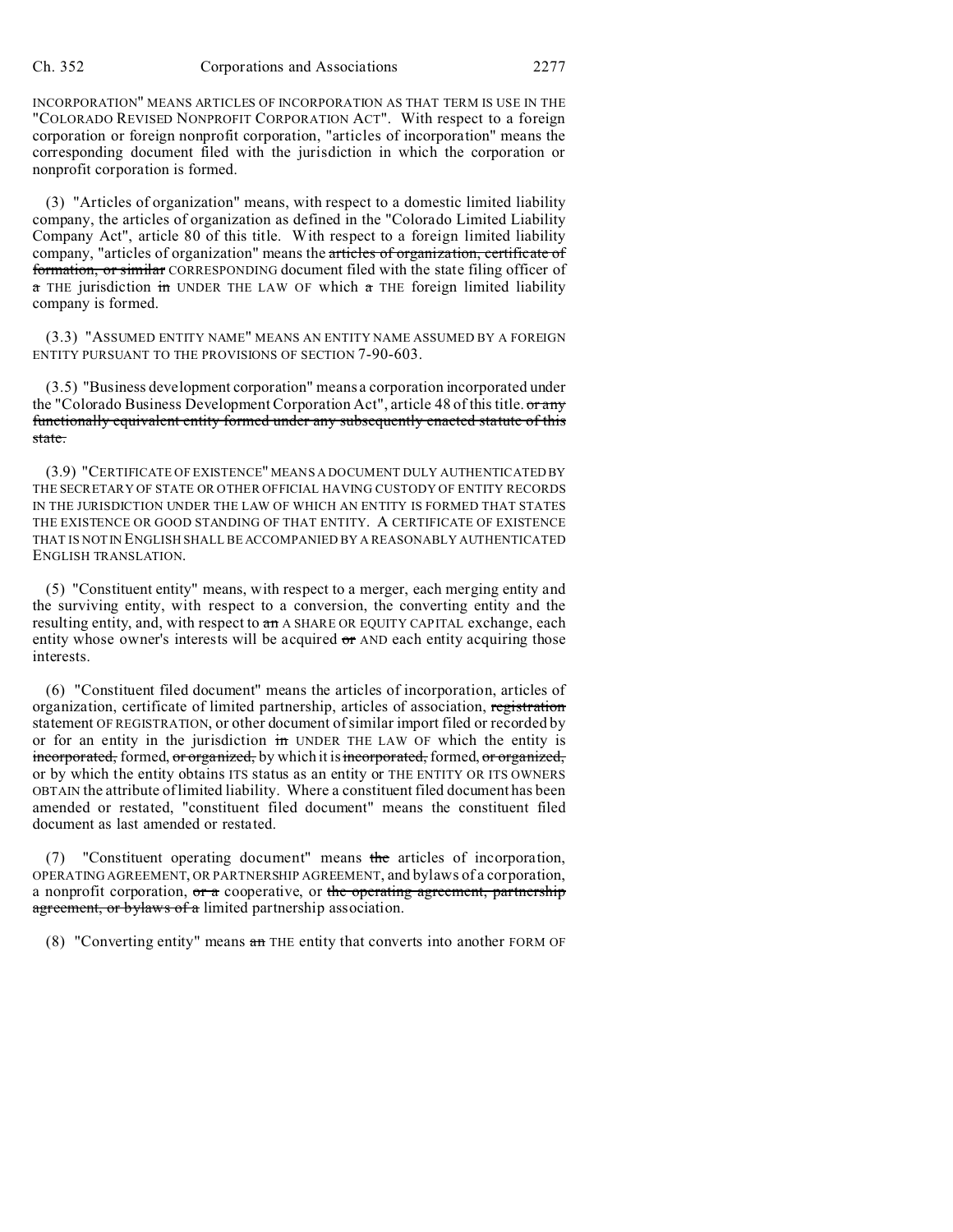INCORPORATION" MEANS ARTICLES OF INCORPORATION AS THAT TERM IS USE IN THE "COLORADO REVISED NONPROFIT CORPORATION ACT". With respect to a foreign corporation or foreign nonprofit corporation, "articles of incorporation" means the corresponding document filed with the jurisdiction in which the corporation or nonprofit corporation is formed.

(3) "Articles of organization" means, with respect to a domestic limited liability company, the articles of organization as defined in the "Colorado Limited Liability Company Act", article 80 of this title. With respect to a foreign limited liability company, "articles of organization" means the ~~articles of organization, certificate of formation, or similar~~ CORRESPONDING document filed with the state filing officer of ~~a~~ THE jurisdiction ~~in~~ UNDER THE LAW OF which ~~a~~ THE foreign limited liability company is formed.

(3.3) "ASSUMED ENTITY NAME" MEANS AN ENTITY NAME ASSUMED BY A FOREIGN ENTITY PURSUANT TO THE PROVISIONS OF SECTION 7-90-603.

(3.5) "Business development corporation" means a corporation incorporated under the "Colorado Business Development Corporation Act", article 48 of this title. ~~or any functionally equivalent entity formed under any subsequently enacted statute of this state.~~

(3.9) "CERTIFICATE OF EXISTENCE" MEANS A DOCUMENT DULY AUTHENTICATED BY THE SECRETARY OF STATE OR OTHER OFFICIAL HAVING CUSTODY OF ENTITY RECORDS IN THE JURISDICTION UNDER THE LAW OF WHICH AN ENTITY IS FORMED THAT STATES THE EXISTENCE OR GOOD STANDING OF THAT ENTITY. A CERTIFICATE OF EXISTENCE THAT IS NOT IN ENGLISH SHALL BE ACCOMPANIED BY A REASONABLY AUTHENTICATED ENGLISH TRANSLATION.

(5) "Constituent entity" means, with respect to a merger, each merging entity and the surviving entity, with respect to a conversion, the converting entity and the resulting entity, and, with respect to ~~an~~ A SHARE OR EQUITY CAPITAL exchange, each entity whose owner's interests will be acquired ~~or~~ AND each entity acquiring those interests.

(6) "Constituent filed document" means the articles of incorporation, articles of organization, certificate of limited partnership, articles of association, ~~registration~~ statement OF REGISTRATION, or other document of similar import filed or recorded by or for an entity in the jurisdiction ~~in~~ UNDER THE LAW OF which the entity is ~~incorporated,~~ formed, ~~or organized,~~ by which it is ~~incorporated,~~ formed, ~~or organized,~~ or by which the entity obtains ITS status as an entity or THE ENTITY OR ITS OWNERS OBTAIN the attribute of limited liability. Where a constituent filed document has been amended or restated, "constituent filed document" means the constituent filed document as last amended or restated.

(7) "Constituent operating document" means ~~the~~ articles of incorporation, OPERATING AGREEMENT, OR PARTNERSHIP AGREEMENT, and bylaws of a corporation, a nonprofit corporation, ~~or a~~ cooperative, or ~~the operating agreement, partnership agreement, or bylaws of a~~ limited partnership association.

(8) "Converting entity" means ~~an~~ THE entity that converts into another FORM OF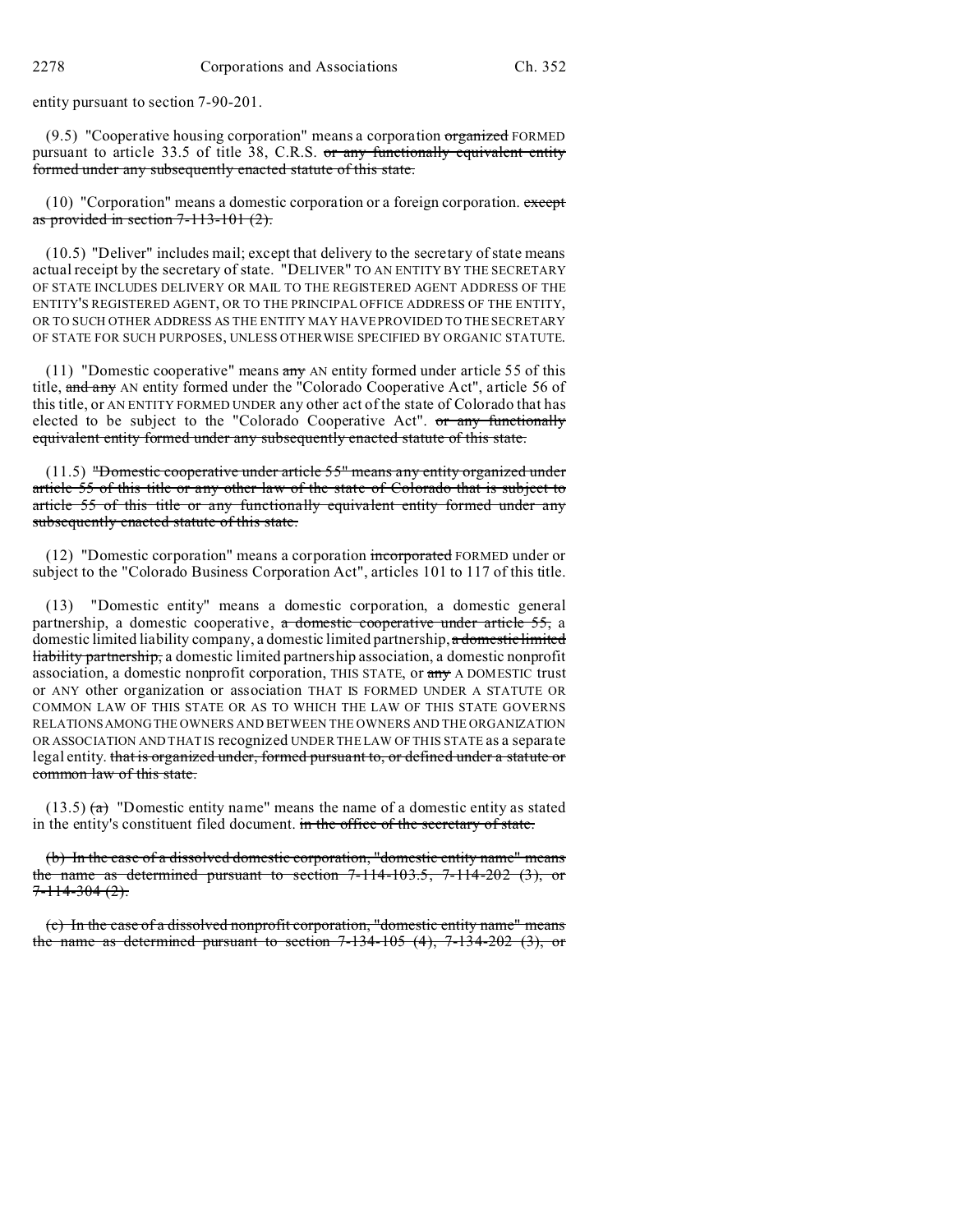entity pursuant to section 7-90-201.

(9.5) "Cooperative housing corporation" means a corporation ~~organized~~ FORMED pursuant to article 33.5 of title 38, C.R.S. ~~or any functionally equivalent entity formed under any subsequently enacted statute of this state.~~

(10) "Corporation" means a domestic corporation or a foreign corporation. ~~except as provided in section 7-113-101 (2).~~

(10.5) "Deliver" includes mail; except that delivery to the secretary of state means actual receipt by the secretary of state. "DELIVER" TO AN ENTITY BY THE SECRETARY OF STATE INCLUDES DELIVERY OR MAIL TO THE REGISTERED AGENT ADDRESS OF THE ENTITY'S REGISTERED AGENT, OR TO THE PRINCIPAL OFFICE ADDRESS OF THE ENTITY, OR TO SUCH OTHER ADDRESS AS THE ENTITY MAY HAVE PROVIDED TO THE SECRETARY OF STATE FOR SUCH PURPOSES, UNLESS OTHERWISE SPECIFIED BY ORGANIC STATUTE.

(11) "Domestic cooperative" means ~~any~~ AN entity formed under article 55 of this title, ~~and any~~ AN entity formed under the "Colorado Cooperative Act", article 56 of this title, or AN ENTITY FORMED UNDER any other act of the state of Colorado that has elected to be subject to the "Colorado Cooperative Act". ~~or any functionally equivalent entity formed under any subsequently enacted statute of this state.~~

(11.5) ~~"Domestic cooperative under article 55" means any entity organized under article 55 of this title or any other law of the state of Colorado that is subject to article 55 of this title or any functionally equivalent entity formed under any subsequently enacted statute of this state.~~

(12) "Domestic corporation" means a corporation ~~incorporated~~ FORMED under or subject to the "Colorado Business Corporation Act", articles 101 to 117 of this title.

(13) "Domestic entity" means a domestic corporation, a domestic general partnership, a domestic cooperative, ~~a domestic cooperative under article 55,~~ a domestic limited liability company, a domestic limited partnership, ~~a domestic limited liability partnership,~~ a domestic limited partnership association, a domestic nonprofit association, a domestic nonprofit corporation, THIS STATE, or ~~any~~ A DOMESTIC trust or ANY other organization or association THAT IS FORMED UNDER A STATUTE OR COMMON LAW OF THIS STATE OR AS TO WHICH THE LAW OF THIS STATE GOVERNS RELATIONS AMONG THE OWNERS AND BETWEEN THE OWNERS AND THE ORGANIZATION OR ASSOCIATION AND THAT IS recognized UNDER THE LAW OF THIS STATE as a separate legal entity. ~~that is organized under, formed pursuant to, or defined under a statute or common law of this state.~~

(13.5) ~~(a)~~ "Domestic entity name" means the name of a domestic entity as stated in the entity's constituent filed document. ~~in the office of the secretary of state.~~

~~(b) In the case of a dissolved domestic corporation, "domestic entity name" means the name as determined pursuant to section 7-114-103.5, 7-114-202 (3), or 7-114-304 (2).~~

~~(c) In the case of a dissolved nonprofit corporation, "domestic entity name" means the name as determined pursuant to section 7-134-105 (4), 7-134-202 (3), or~~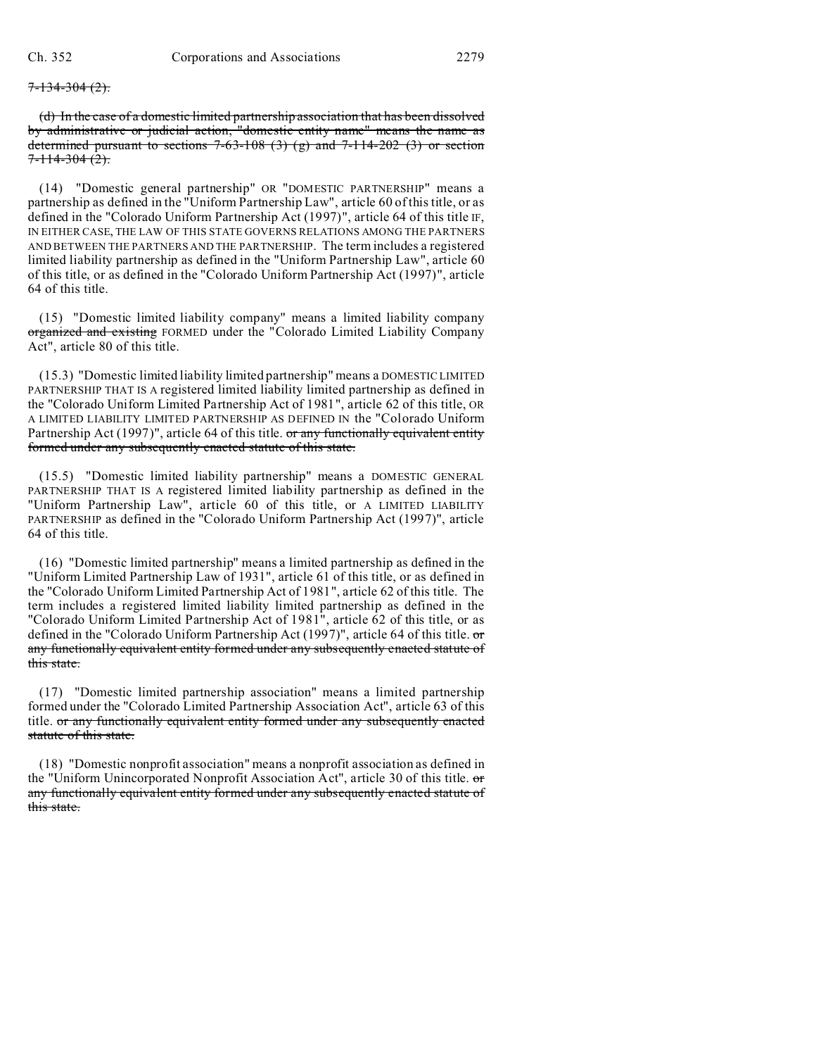7-134-304 (2).

(d) In the case of a domestic limited partnership association that has been dissolved by administrative or judicial action, "domestic entity name" means the name as determined pursuant to sections 7-63-108 (3) (g) and 7-114-202 (3) or section 7-114-304 (2).

(14) "Domestic general partnership" OR "DOMESTIC PARTNERSHIP" means a partnership as defined in the "Uniform Partnership Law", article 60 of this title, or as defined in the "Colorado Uniform Partnership Act (1997)", article 64 of this title IF, IN EITHER CASE, THE LAW OF THIS STATE GOVERNS RELATIONS AMONG THE PARTNERS AND BETWEEN THE PARTNERS AND THE PARTNERSHIP. The term includes a registered limited liability partnership as defined in the "Uniform Partnership Law", article 60 of this title, or as defined in the "Colorado Uniform Partnership Act (1997)", article 64 of this title.

(15) "Domestic limited liability company" means a limited liability company organized and existing FORMED under the "Colorado Limited Liability Company Act", article 80 of this title.

(15.3) "Domestic limited liability limited partnership" means a DOMESTIC LIMITED PARTNERSHIP THAT IS A registered limited liability limited partnership as defined in the "Colorado Uniform Limited Partnership Act of 1981", article 62 of this title, OR A LIMITED LIABILITY LIMITED PARTNERSHIP AS DEFINED IN the "Colorado Uniform Partnership Act (1997)", article 64 of this title. or any functionally equivalent entity formed under any subsequently enacted statute of this state.

(15.5) "Domestic limited liability partnership" means a DOMESTIC GENERAL PARTNERSHIP THAT IS A registered limited liability partnership as defined in the "Uniform Partnership Law", article 60 of this title, or A LIMITED LIABILITY PARTNERSHIP as defined in the "Colorado Uniform Partnership Act (1997)", article 64 of this title.

(16) "Domestic limited partnership" means a limited partnership as defined in the "Uniform Limited Partnership Law of 1931", article 61 of this title, or as defined in the "Colorado Uniform Limited Partnership Act of 1981", article 62 of this title. The term includes a registered limited liability limited partnership as defined in the "Colorado Uniform Limited Partnership Act of 1981", article 62 of this title, or as defined in the "Colorado Uniform Partnership Act (1997)", article 64 of this title. or any functionally equivalent entity formed under any subsequently enacted statute of this state.

(17) "Domestic limited partnership association" means a limited partnership formed under the "Colorado Limited Partnership Association Act", article 63 of this title. or any functionally equivalent entity formed under any subsequently enacted statute of this state.

(18) "Domestic nonprofit association" means a nonprofit association as defined in the "Uniform Unincorporated Nonprofit Association Act", article 30 of this title. or any functionally equivalent entity formed under any subsequently enacted statute of this state.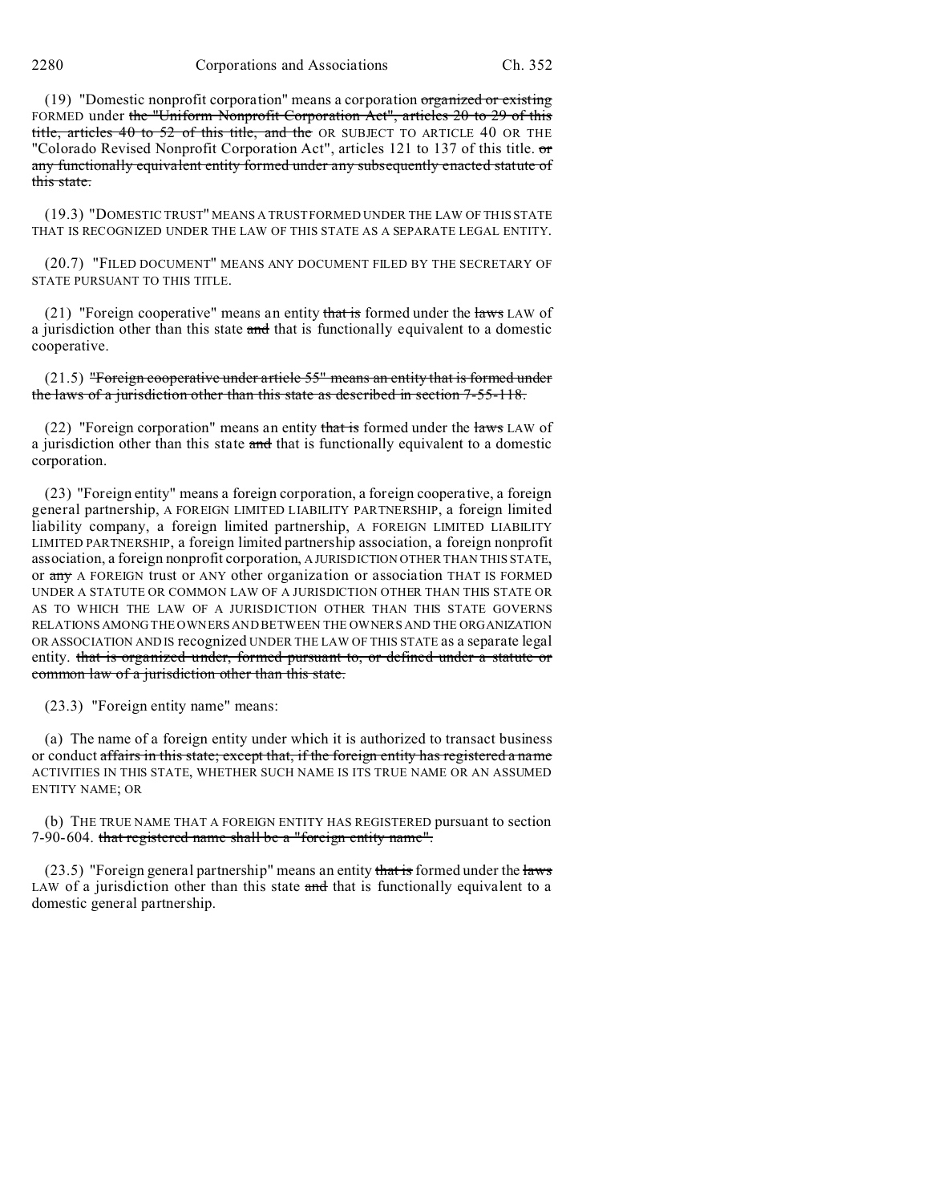(19) "Domestic nonprofit corporation" means a corporation ~~organized or existing~~ FORMED under ~~the "Uniform Nonprofit Corporation Act", articles 20 to 29 of this title, articles 40 to 52 of this title, and the~~ OR SUBJECT TO ARTICLE 40 OR THE "Colorado Revised Nonprofit Corporation Act", articles 121 to 137 of this title. ~~or any functionally equivalent entity formed under any subsequently enacted statute of this state.~~

(19.3) "DOMESTIC TRUST" MEANS A TRUST FORMED UNDER THE LAW OF THIS STATE THAT IS RECOGNIZED UNDER THE LAW OF THIS STATE AS A SEPARATE LEGAL ENTITY.

(20.7) "FILED DOCUMENT" MEANS ANY DOCUMENT FILED BY THE SECRETARY OF STATE PURSUANT TO THIS TITLE.

(21) "Foreign cooperative" means an entity ~~that is~~ formed under the ~~laws~~ LAW of a jurisdiction other than this state ~~and~~ that is functionally equivalent to a domestic cooperative.

(21.5) ~~"Foreign cooperative under article 55" means an entity that is formed under the laws of a jurisdiction other than this state as described in section 7-55-118.~~

(22) "Foreign corporation" means an entity ~~that is~~ formed under the ~~laws~~ LAW of a jurisdiction other than this state ~~and~~ that is functionally equivalent to a domestic corporation.

(23) "Foreign entity" means a foreign corporation, a foreign cooperative, a foreign general partnership, A FOREIGN LIMITED LIABILITY PARTNERSHIP, a foreign limited liability company, a foreign limited partnership, A FOREIGN LIMITED LIABILITY LIMITED PARTNERSHIP, a foreign limited partnership association, a foreign nonprofit association, a foreign nonprofit corporation, A JURISDICTION OTHER THAN THIS STATE, or ~~any~~ A FOREIGN trust or ANY other organization or association THAT IS FORMED UNDER A STATUTE OR COMMON LAW OF A JURISDICTION OTHER THAN THIS STATE OR AS TO WHICH THE LAW OF A JURISDICTION OTHER THAN THIS STATE GOVERNS RELATIONS AMONG THE OWNERS AND BETWEEN THE OWNERS AND THE ORGANIZATION OR ASSOCIATION AND IS recognized UNDER THE LAW OF THIS STATE as a separate legal entity. ~~that is organized under, formed pursuant to, or defined under a statute or common law of a jurisdiction other than this state.~~

(23.3) "Foreign entity name" means:

(a) The name of a foreign entity under which it is authorized to transact business or conduct ~~affairs in this state; except that, if the foreign entity has registered a name~~ ACTIVITIES IN THIS STATE, WHETHER SUCH NAME IS ITS TRUE NAME OR AN ASSUMED ENTITY NAME; OR

(b) THE TRUE NAME THAT A FOREIGN ENTITY HAS REGISTERED pursuant to section 7-90-604. ~~that registered name shall be a "foreign entity name".~~

(23.5) "Foreign general partnership" means an entity ~~that is~~ formed under the ~~laws~~ LAW of a jurisdiction other than this state ~~and~~ that is functionally equivalent to a domestic general partnership.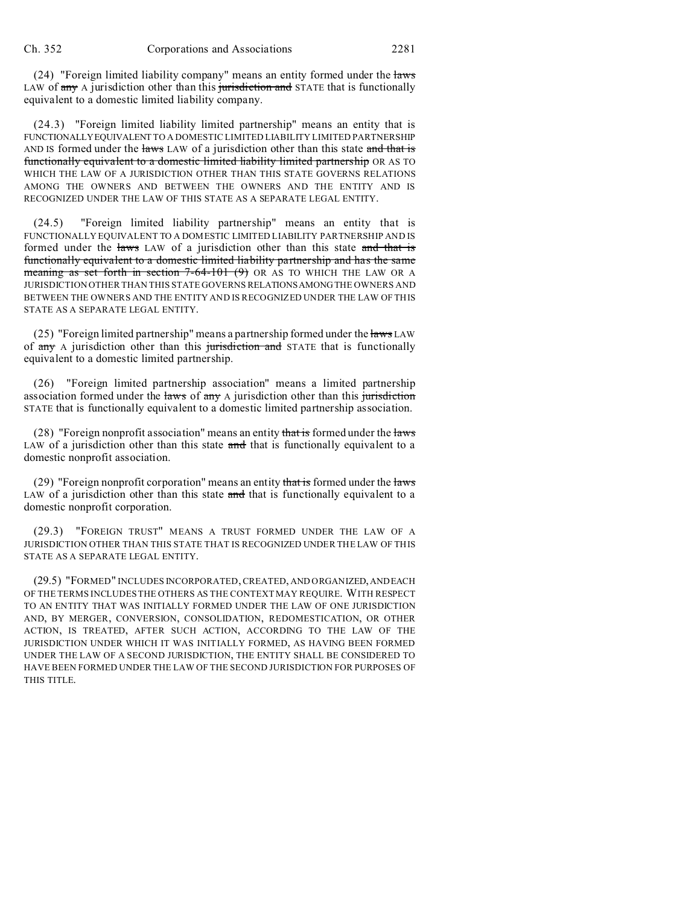(24) "Foreign limited liability company" means an entity formed under the ~~laws~~ LAW of ~~any~~ A jurisdiction other than this ~~jurisdiction and~~ STATE that is functionally equivalent to a domestic limited liability company.

(24.3) "Foreign limited liability limited partnership" means an entity that is FUNCTIONALLY EQUIVALENT TO A DOMESTIC LIMITED LIABILITY LIMITED PARTNERSHIP AND IS formed under the ~~laws~~ LAW of a jurisdiction other than this state ~~and that is functionally equivalent to a domestic limited liability limited partnership~~ OR AS TO WHICH THE LAW OF A JURISDICTION OTHER THAN THIS STATE GOVERNS RELATIONS AMONG THE OWNERS AND BETWEEN THE OWNERS AND THE ENTITY AND IS RECOGNIZED UNDER THE LAW OF THIS STATE AS A SEPARATE LEGAL ENTITY.

(24.5) "Foreign limited liability partnership" means an entity that is FUNCTIONALLY EQUIVALENT TO A DOMESTIC LIMITED LIABILITY PARTNERSHIP AND IS formed under the ~~laws~~ LAW of a jurisdiction other than this state ~~and that is functionally equivalent to a domestic limited liability partnership and has the same meaning as set forth in section 7-64-101 (9)~~ OR AS TO WHICH THE LAW OR A JURISDICTION OTHER THAN THIS STATE GOVERNS RELATIONS AMONG THE OWNERS AND BETWEEN THE OWNERS AND THE ENTITY AND IS RECOGNIZED UNDER THE LAW OF THIS STATE AS A SEPARATE LEGAL ENTITY.

(25) "Foreign limited partnership" means a partnership formed under the ~~laws~~ LAW of ~~any~~ A jurisdiction other than this ~~jurisdiction and~~ STATE that is functionally equivalent to a domestic limited partnership.

(26) "Foreign limited partnership association" means a limited partnership association formed under the ~~laws~~ of ~~any~~ A jurisdiction other than this ~~jurisdiction~~ STATE that is functionally equivalent to a domestic limited partnership association.

(28) "Foreign nonprofit association" means an entity ~~that is~~ formed under the ~~laws~~ LAW of a jurisdiction other than this state ~~and~~ that is functionally equivalent to a domestic nonprofit association.

(29) "Foreign nonprofit corporation" means an entity ~~that is~~ formed under the ~~laws~~ LAW of a jurisdiction other than this state ~~and~~ that is functionally equivalent to a domestic nonprofit corporation.

(29.3) "FOREIGN TRUST" MEANS A TRUST FORMED UNDER THE LAW OF A JURISDICTION OTHER THAN THIS STATE THAT IS RECOGNIZED UNDER THE LAW OF THIS STATE AS A SEPARATE LEGAL ENTITY.

(29.5) "FORMED" INCLUDES INCORPORATED, CREATED, AND ORGANIZED, AND EACH OF THE TERMS INCLUDES THE OTHERS AS THE CONTEXT MAY REQUIRE. WITH RESPECT TO AN ENTITY THAT WAS INITIALLY FORMED UNDER THE LAW OF ONE JURISDICTION AND, BY MERGER, CONVERSION, CONSOLIDATION, REDOMESTICATION, OR OTHER ACTION, IS TREATED, AFTER SUCH ACTION, ACCORDING TO THE LAW OF THE JURISDICTION UNDER WHICH IT WAS INITIALLY FORMED, AS HAVING BEEN FORMED UNDER THE LAW OF A SECOND JURISDICTION, THE ENTITY SHALL BE CONSIDERED TO HAVE BEEN FORMED UNDER THE LAW OF THE SECOND JURISDICTION FOR PURPOSES OF THIS TITLE.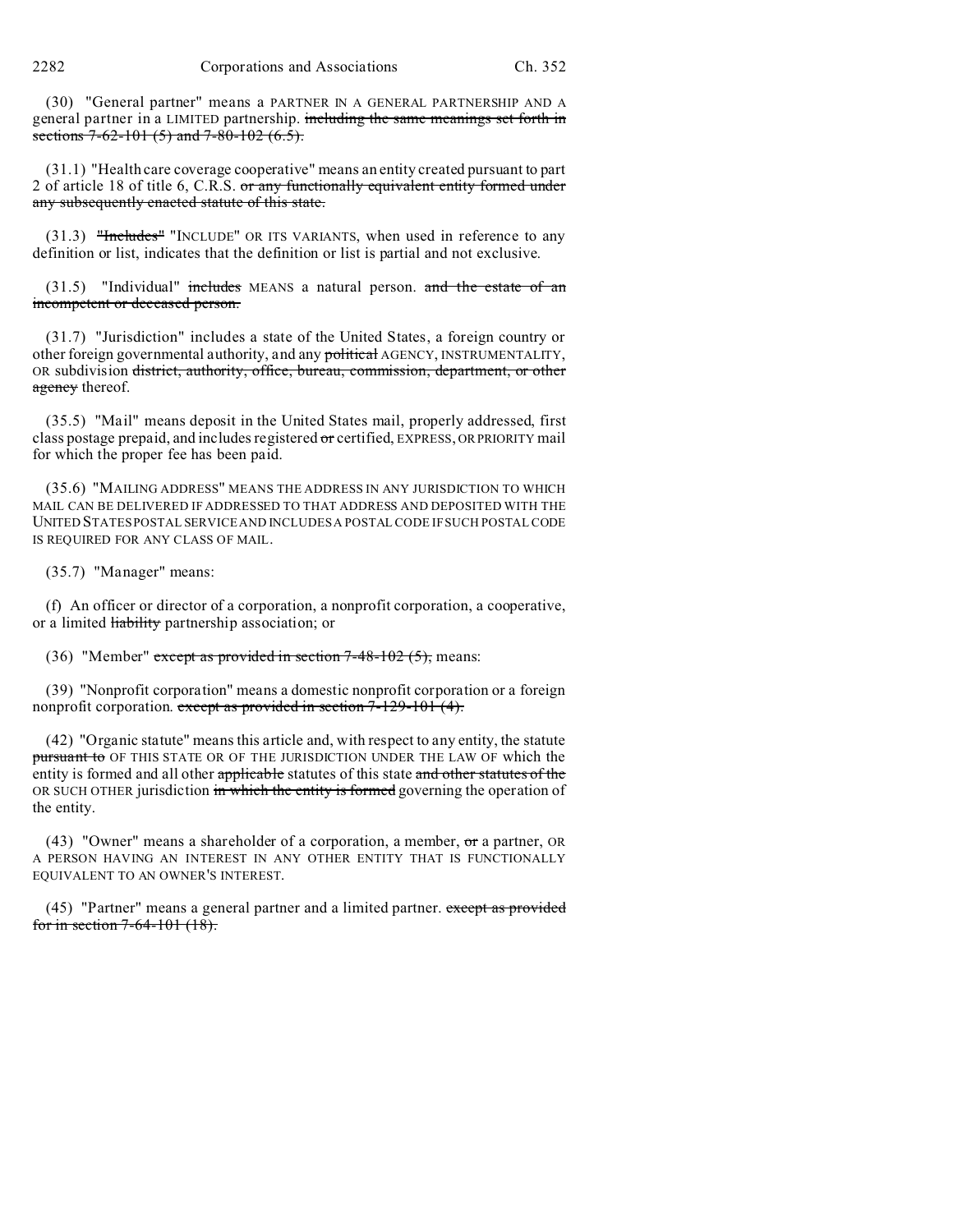(30) "General partner" means a PARTNER IN A GENERAL PARTNERSHIP AND A general partner in a LIMITED partnership. ~~including the same meanings set forth in sections 7-62-101 (5) and 7-80-102 (6.5).~~

(31.1) "Health care coverage cooperative" means an entity created pursuant to part 2 of article 18 of title 6, C.R.S. ~~or any functionally equivalent entity formed under any subsequently enacted statute of this state.~~

(31.3) ~~"Includes"~~ "INCLUDE" OR ITS VARIANTS, when used in reference to any definition or list, indicates that the definition or list is partial and not exclusive.

(31.5) "Individual" ~~includes~~ MEANS a natural person. ~~and the estate of an incompetent or deceased person.~~

(31.7) "Jurisdiction" includes a state of the United States, a foreign country or other foreign governmental authority, and any ~~political~~ AGENCY, INSTRUMENTALITY, OR subdivision ~~district, authority, office, bureau, commission, department, or other agency~~ thereof.

(35.5) "Mail" means deposit in the United States mail, properly addressed, first class postage prepaid, and includes registered ~~or~~ certified, EXPRESS, OR PRIORITY mail for which the proper fee has been paid.

(35.6) "MAILING ADDRESS" MEANS THE ADDRESS IN ANY JURISDICTION TO WHICH MAIL CAN BE DELIVERED IF ADDRESSED TO THAT ADDRESS AND DEPOSITED WITH THE UNITED STATES POSTAL SERVICE AND INCLUDES A POSTAL CODE IF SUCH POSTAL CODE IS REQUIRED FOR ANY CLASS OF MAIL.

(35.7) "Manager" means:

(f) An officer or director of a corporation, a nonprofit corporation, a cooperative, or a limited ~~liability~~ partnership association; or

(36) "Member" ~~except as provided in section 7-48-102 (5),~~ means:

(39) "Nonprofit corporation" means a domestic nonprofit corporation or a foreign nonprofit corporation. ~~except as provided in section 7-129-101 (4).~~

(42) "Organic statute" means this article and, with respect to any entity, the statute ~~pursuant to~~ OF THIS STATE OR OF THE JURISDICTION UNDER THE LAW OF which the entity is formed and all other ~~applicable~~ statutes of this state ~~and other statutes of the~~ OR SUCH OTHER jurisdiction ~~in which the entity is formed~~ governing the operation of the entity.

(43) "Owner" means a shareholder of a corporation, a member, ~~or~~ a partner, OR A PERSON HAVING AN INTEREST IN ANY OTHER ENTITY THAT IS FUNCTIONALLY EQUIVALENT TO AN OWNER'S INTEREST.

(45) "Partner" means a general partner and a limited partner. ~~except as provided for in section 7-64-101 (18).~~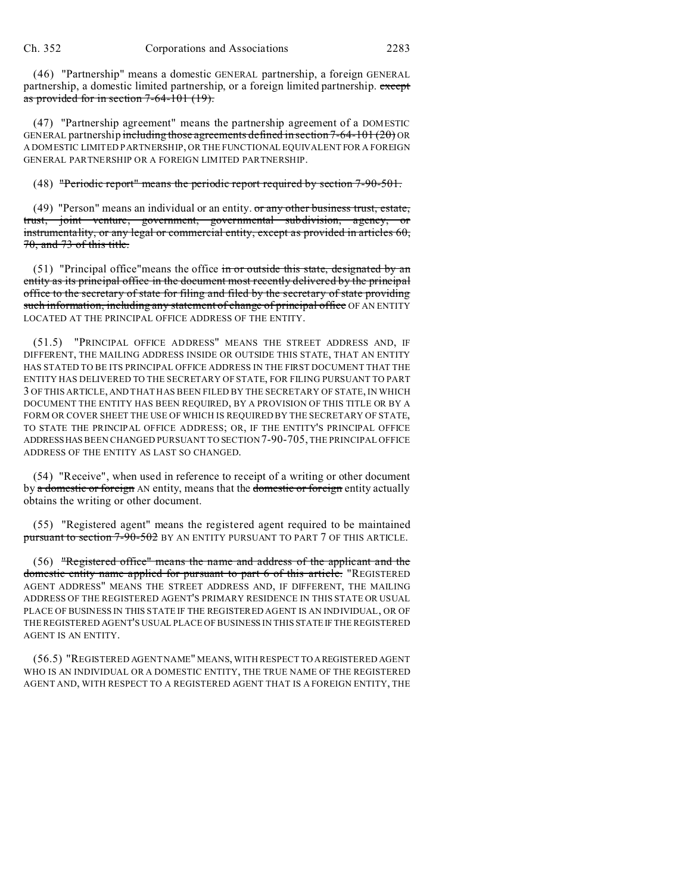(46) "Partnership" means a domestic GENERAL partnership, a foreign GENERAL partnership, a domestic limited partnership, or a foreign limited partnership. ~~except as provided for in section 7-64-101 (19).~~

(47) "Partnership agreement" means the partnership agreement of a DOMESTIC GENERAL partnership ~~including those agreements defined in section 7-64-101 (20)~~ OR A DOMESTIC LIMITED PARTNERSHIP, OR THE FUNCTIONAL EQUIVALENT FOR A FOREIGN GENERAL PARTNERSHIP OR A FOREIGN LIMITED PARTNERSHIP.

(48) ~~"Periodic report" means the periodic report required by section 7-90-501.~~

(49) "Person" means an individual or an entity. ~~or any other business trust, estate, trust, joint venture, government, governmental subdivision, agency, or instrumentality, or any legal or commercial entity, except as provided in articles 60, 70, and 73 of this title.~~

(51) "Principal office"means the office ~~in or outside this state, designated by an entity as its principal office in the document most recently delivered by the principal office to the secretary of state for filing and filed by the secretary of state providing such information, including any statement of change of principal office~~ OF AN ENTITY LOCATED AT THE PRINCIPAL OFFICE ADDRESS OF THE ENTITY.

(51.5) "PRINCIPAL OFFICE ADDRESS" MEANS THE STREET ADDRESS AND, IF DIFFERENT, THE MAILING ADDRESS INSIDE OR OUTSIDE THIS STATE, THAT AN ENTITY HAS STATED TO BE ITS PRINCIPAL OFFICE ADDRESS IN THE FIRST DOCUMENT THAT THE ENTITY HAS DELIVERED TO THE SECRETARY OF STATE, FOR FILING PURSUANT TO PART 3 OF THIS ARTICLE, AND THAT HAS BEEN FILED BY THE SECRETARY OF STATE, IN WHICH DOCUMENT THE ENTITY HAS BEEN REQUIRED, BY A PROVISION OF THIS TITLE OR BY A FORM OR COVER SHEET THE USE OF WHICH IS REQUIRED BY THE SECRETARY OF STATE, TO STATE THE PRINCIPAL OFFICE ADDRESS; OR, IF THE ENTITY'S PRINCIPAL OFFICE ADDRESS HAS BEEN CHANGED PURSUANT TO SECTION 7-90-705, THE PRINCIPAL OFFICE ADDRESS OF THE ENTITY AS LAST SO CHANGED.

(54) "Receive", when used in reference to receipt of a writing or other document by ~~a domestic or foreign~~ AN entity, means that the ~~domestic or foreign~~ entity actually obtains the writing or other document.

(55) "Registered agent" means the registered agent required to be maintained ~~pursuant to section 7-90-502~~ BY AN ENTITY PURSUANT TO PART 7 OF THIS ARTICLE.

(56) ~~"Registered office" means the name and address of the applicant and the domestic entity name applied for pursuant to part 6 of this article.~~ "REGISTERED AGENT ADDRESS" MEANS THE STREET ADDRESS AND, IF DIFFERENT, THE MAILING ADDRESS OF THE REGISTERED AGENT'S PRIMARY RESIDENCE IN THIS STATE OR USUAL PLACE OF BUSINESS IN THIS STATE IF THE REGISTERED AGENT IS AN INDIVIDUAL, OR OF THE REGISTERED AGENT'S USUAL PLACE OF BUSINESS IN THIS STATE IF THE REGISTERED AGENT IS AN ENTITY.

(56.5) "REGISTERED AGENT NAME" MEANS, WITH RESPECT TO A REGISTERED AGENT WHO IS AN INDIVIDUAL OR A DOMESTIC ENTITY, THE TRUE NAME OF THE REGISTERED AGENT AND, WITH RESPECT TO A REGISTERED AGENT THAT IS A FOREIGN ENTITY, THE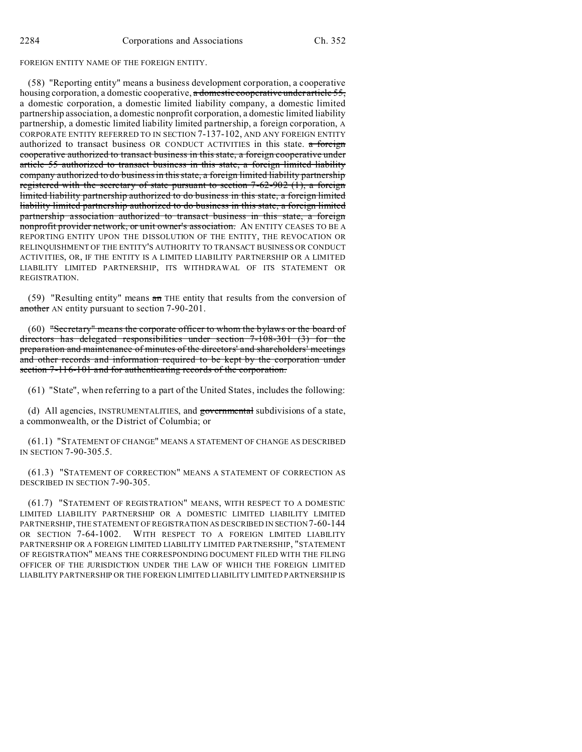FOREIGN ENTITY NAME OF THE FOREIGN ENTITY.

(58) "Reporting entity" means a business development corporation, a cooperative housing corporation, a domestic cooperative, ~~a domestic cooperative under article 55,~~ a domestic corporation, a domestic limited liability company, a domestic limited partnership association, a domestic nonprofit corporation, a domestic limited liability partnership, a domestic limited liability limited partnership, a foreign corporation, A CORPORATE ENTITY REFERRED TO IN SECTION 7-137-102, AND ANY FOREIGN ENTITY authorized to transact business OR CONDUCT ACTIVITIES in this state. ~~a foreign cooperative authorized to transact business in this state, a foreign cooperative under article 55 authorized to transact business in this state, a foreign limited liability company authorized to do business in this state, a foreign limited liability partnership registered with the secretary of state pursuant to section 7-62-902 (1), a foreign limited liability partnership authorized to do business in this state, a foreign limited liability limited partnership authorized to do business in this state, a foreign limited partnership association authorized to transact business in this state, a foreign nonprofit provider network, or unit owner's association.~~ AN ENTITY CEASES TO BE A REPORTING ENTITY UPON THE DISSOLUTION OF THE ENTITY, THE REVOCATION OR RELINQUISHMENT OF THE ENTITY'S AUTHORITY TO TRANSACT BUSINESS OR CONDUCT ACTIVITIES, OR, IF THE ENTITY IS A LIMITED LIABILITY PARTNERSHIP OR A LIMITED LIABILITY LIMITED PARTNERSHIP, ITS WITHDRAWAL OF ITS STATEMENT OR REGISTRATION.

(59) "Resulting entity" means ~~an~~ THE entity that results from the conversion of ~~another~~ AN entity pursuant to section 7-90-201.

(60) ~~"Secretary" means the corporate officer to whom the bylaws or the board of directors has delegated responsibilities under section 7-108-301 (3) for the preparation and maintenance of minutes of the directors' and shareholders' meetings and other records and information required to be kept by the corporation under section 7-116-101 and for authenticating records of the corporation.~~

(61) "State", when referring to a part of the United States, includes the following:

(d) All agencies, INSTRUMENTALITIES, and ~~governmental~~ subdivisions of a state, a commonwealth, or the District of Columbia; or

(61.1) "STATEMENT OF CHANGE" MEANS A STATEMENT OF CHANGE AS DESCRIBED IN SECTION 7-90-305.5.

(61.3) "STATEMENT OF CORRECTION" MEANS A STATEMENT OF CORRECTION AS DESCRIBED IN SECTION 7-90-305.

(61.7) "STATEMENT OF REGISTRATION" MEANS, WITH RESPECT TO A DOMESTIC LIMITED LIABILITY PARTNERSHIP OR A DOMESTIC LIMITED LIABILITY LIMITED PARTNERSHIP, THE STATEMENT OF REGISTRATION AS DESCRIBED IN SECTION 7-60-144 OR SECTION 7-64-1002. WITH RESPECT TO A FOREIGN LIMITED LIABILITY PARTNERSHIP OR A FOREIGN LIMITED LIABILITY LIMITED PARTNERSHIP, "STATEMENT OF REGISTRATION" MEANS THE CORRESPONDING DOCUMENT FILED WITH THE FILING OFFICER OF THE JURISDICTION UNDER THE LAW OF WHICH THE FOREIGN LIMITED LIABILITY PARTNERSHIP OR THE FOREIGN LIMITED LIABILITY LIMITED PARTNERSHIP IS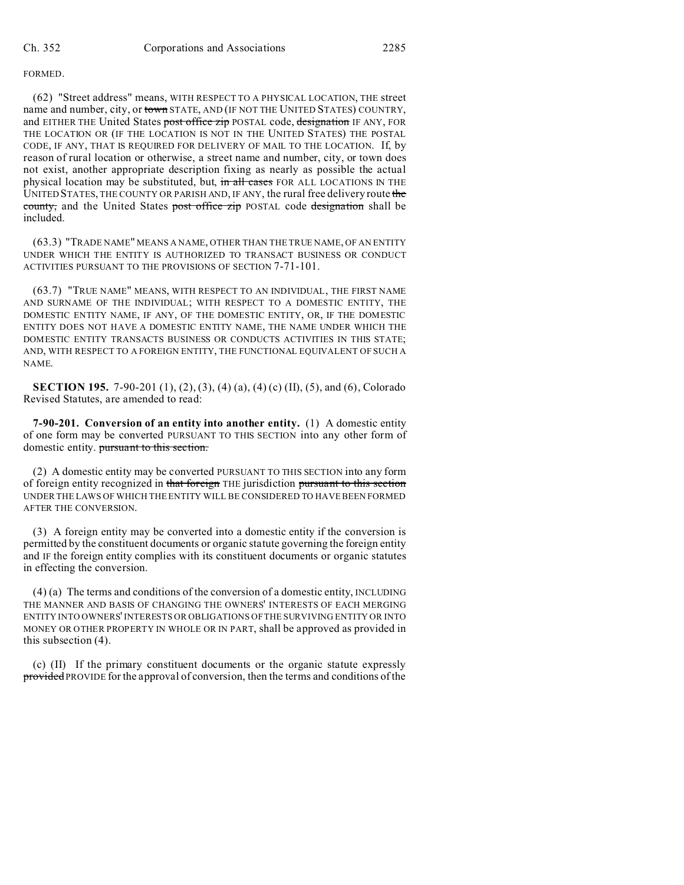FORMED.

(62) "Street address" means, WITH RESPECT TO A PHYSICAL LOCATION, THE street name and number, city, or ~~town~~ STATE, AND (IF NOT THE UNITED STATES) COUNTRY, and EITHER THE United States ~~post office zip~~ POSTAL code, ~~designation~~ IF ANY, FOR THE LOCATION OR (IF THE LOCATION IS NOT IN THE UNITED STATES) THE POSTAL CODE, IF ANY, THAT IS REQUIRED FOR DELIVERY OF MAIL TO THE LOCATION. If, by reason of rural location or otherwise, a street name and number, city, or town does not exist, another appropriate description fixing as nearly as possible the actual physical location may be substituted, but, ~~in all cases~~ FOR ALL LOCATIONS IN THE UNITED STATES, THE COUNTY OR PARISH AND, IF ANY, the rural free delivery route ~~the county,~~ and the United States ~~post office zip~~ POSTAL code ~~designation~~ shall be included.

(63.3) "TRADE NAME" MEANS A NAME, OTHER THAN THE TRUE NAME, OF AN ENTITY UNDER WHICH THE ENTITY IS AUTHORIZED TO TRANSACT BUSINESS OR CONDUCT ACTIVITIES PURSUANT TO THE PROVISIONS OF SECTION 7-71-101.

(63.7) "TRUE NAME" MEANS, WITH RESPECT TO AN INDIVIDUAL, THE FIRST NAME AND SURNAME OF THE INDIVIDUAL; WITH RESPECT TO A DOMESTIC ENTITY, THE DOMESTIC ENTITY NAME, IF ANY, OF THE DOMESTIC ENTITY, OR, IF THE DOMESTIC ENTITY DOES NOT HAVE A DOMESTIC ENTITY NAME, THE NAME UNDER WHICH THE DOMESTIC ENTITY TRANSACTS BUSINESS OR CONDUCTS ACTIVITIES IN THIS STATE; AND, WITH RESPECT TO A FOREIGN ENTITY, THE FUNCTIONAL EQUIVALENT OF SUCH A NAME.

**SECTION 195.** 7-90-201 (1), (2), (3), (4) (a), (4) (c) (II), (5), and (6), Colorado Revised Statutes, are amended to read:

**7-90-201. Conversion of an entity into another entity.** (1) A domestic entity of one form may be converted PURSUANT TO THIS SECTION into any other form of domestic entity. ~~pursuant to this section.~~

(2) A domestic entity may be converted PURSUANT TO THIS SECTION into any form of foreign entity recognized in ~~that foreign~~ THE jurisdiction ~~pursuant to this section~~ UNDER THE LAWS OF WHICH THE ENTITY WILL BE CONSIDERED TO HAVE BEEN FORMED AFTER THE CONVERSION.

(3) A foreign entity may be converted into a domestic entity if the conversion is permitted by the constituent documents or organic statute governing the foreign entity and IF the foreign entity complies with its constituent documents or organic statutes in effecting the conversion.

(4) (a) The terms and conditions of the conversion of a domestic entity, INCLUDING THE MANNER AND BASIS OF CHANGING THE OWNERS' INTERESTS OF EACH MERGING ENTITY INTO OWNERS' INTERESTS OR OBLIGATIONS OF THE SURVIVING ENTITY OR INTO MONEY OR OTHER PROPERTY IN WHOLE OR IN PART, shall be approved as provided in this subsection (4).

(c) (II) If the primary constituent documents or the organic statute expressly ~~provided~~ PROVIDE for the approval of conversion, then the terms and conditions of the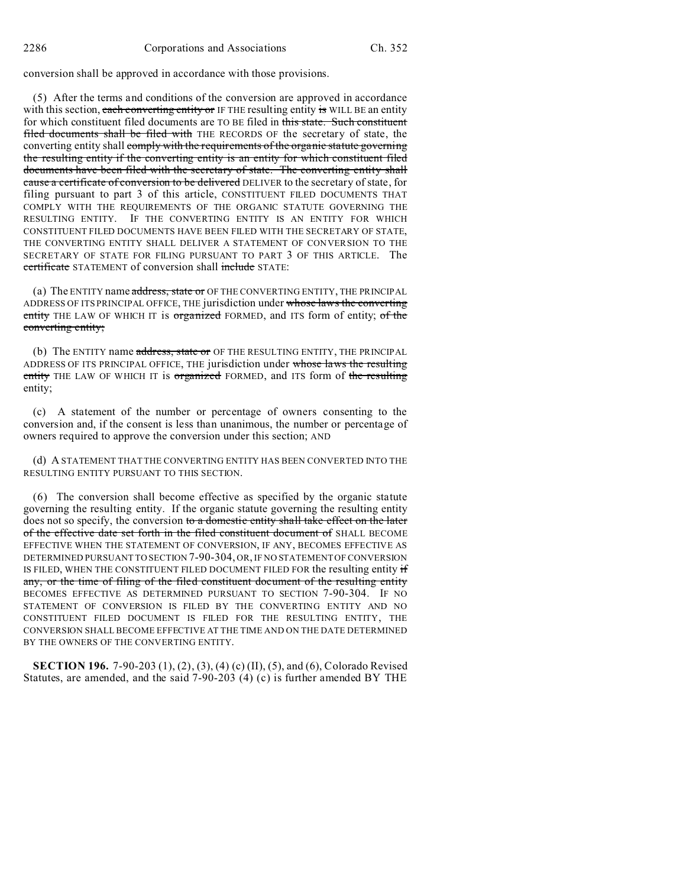conversion shall be approved in accordance with those provisions.

(5) After the terms and conditions of the conversion are approved in accordance with this section, ~~each converting entity or~~ IF THE resulting entity ~~is~~ WILL BE an entity for which constituent filed documents are TO BE filed in ~~this state. Such constituent filed documents shall be filed with~~ THE RECORDS OF the secretary of state, the converting entity shall ~~comply with the requirements of the organic statute governing the resulting entity if the converting entity is an entity for which constituent filed documents have been filed with the secretary of state. The converting entity shall cause a certificate of conversion to be delivered~~ DELIVER to the secretary of state, for filing pursuant to part 3 of this article, CONSTITUENT FILED DOCUMENTS THAT COMPLY WITH THE REQUIREMENTS OF THE ORGANIC STATUTE GOVERNING THE RESULTING ENTITY. IF THE CONVERTING ENTITY IS AN ENTITY FOR WHICH CONSTITUENT FILED DOCUMENTS HAVE BEEN FILED WITH THE SECRETARY OF STATE, THE CONVERTING ENTITY SHALL DELIVER A STATEMENT OF CONVERSION TO THE SECRETARY OF STATE FOR FILING PURSUANT TO PART 3 OF THIS ARTICLE. The ~~certificate~~ STATEMENT of conversion shall ~~include~~ STATE:

(a) The ENTITY name ~~address, state or~~ OF THE CONVERTING ENTITY, THE PRINCIPAL ADDRESS OF ITS PRINCIPAL OFFICE, THE jurisdiction under ~~whose laws the converting entity~~ THE LAW OF WHICH IT is ~~organized~~ FORMED, and ITS form of entity; ~~of the converting entity;~~

(b) The ENTITY name ~~address, state or~~ OF THE RESULTING ENTITY, THE PRINCIPAL ADDRESS OF ITS PRINCIPAL OFFICE, THE jurisdiction under ~~whose laws the resulting entity~~ THE LAW OF WHICH IT is ~~organized~~ FORMED, and ITS form of ~~the resulting~~ entity;

(c) A statement of the number or percentage of owners consenting to the conversion and, if the consent is less than unanimous, the number or percentage of owners required to approve the conversion under this section; AND

(d) A STATEMENT THAT THE CONVERTING ENTITY HAS BEEN CONVERTED INTO THE RESULTING ENTITY PURSUANT TO THIS SECTION.

(6) The conversion shall become effective as specified by the organic statute governing the resulting entity. If the organic statute governing the resulting entity does not so specify, the conversion ~~to a domestic entity shall take effect on the later of the effective date set forth in the filed constituent document of~~ SHALL BECOME EFFECTIVE WHEN THE STATEMENT OF CONVERSION, IF ANY, BECOMES EFFECTIVE AS DETERMINED PURSUANT TO SECTION 7-90-304, OR, IF NO STATEMENT OF CONVERSION IS FILED, WHEN THE CONSTITUENT FILED DOCUMENT FILED FOR the resulting entity ~~if any, or the time of filing of the filed constituent document of the resulting entity~~ BECOMES EFFECTIVE AS DETERMINED PURSUANT TO SECTION 7-90-304. IF NO STATEMENT OF CONVERSION IS FILED BY THE CONVERTING ENTITY AND NO CONSTITUENT FILED DOCUMENT IS FILED FOR THE RESULTING ENTITY, THE CONVERSION SHALL BECOME EFFECTIVE AT THE TIME AND ON THE DATE DETERMINED BY THE OWNERS OF THE CONVERTING ENTITY.

**SECTION 196.** 7-90-203 (1), (2), (3), (4) (c) (II), (5), and (6), Colorado Revised Statutes, are amended, and the said 7-90-203 (4) (c) is further amended BY THE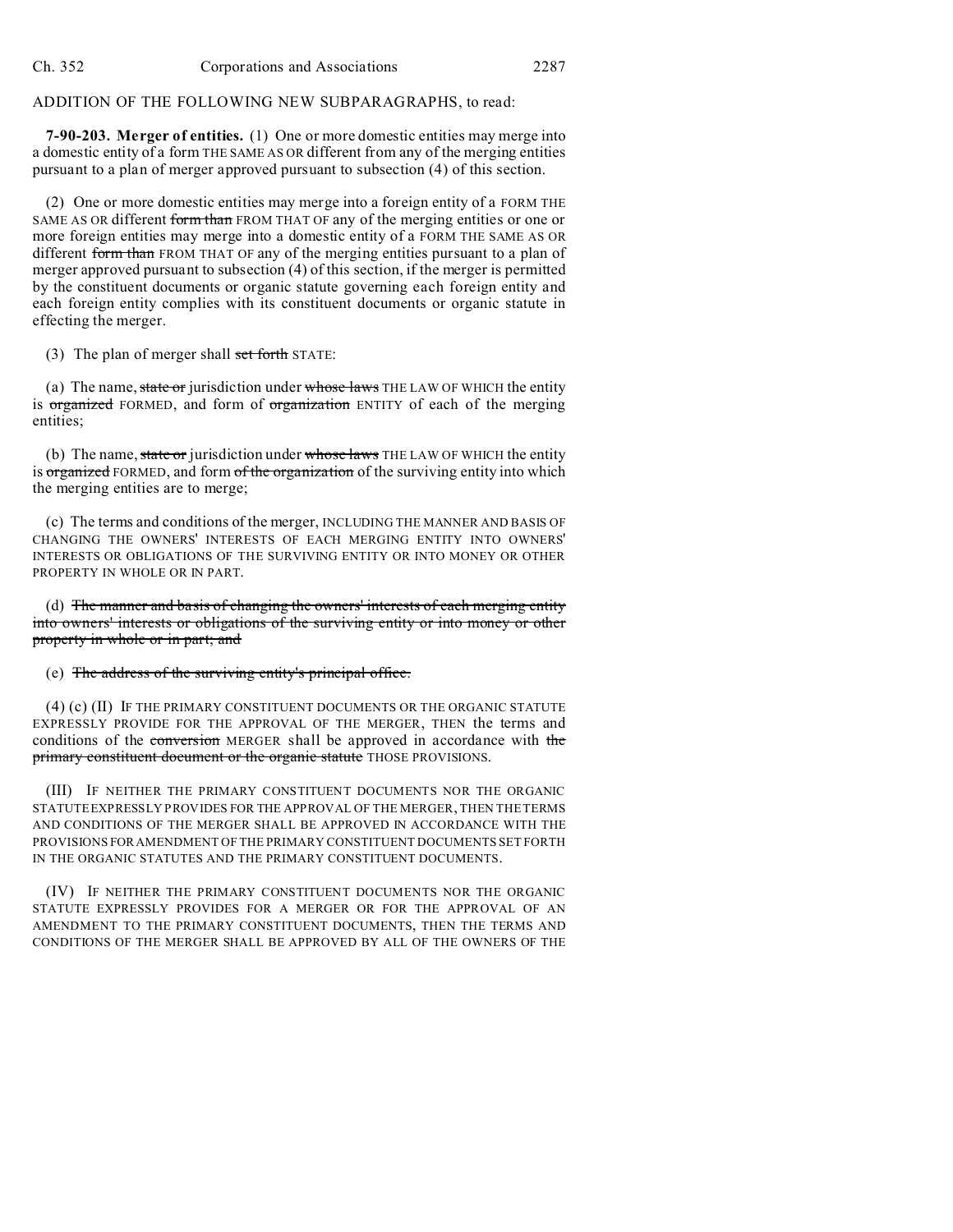ADDITION OF THE FOLLOWING NEW SUBPARAGRAPHS, to read:

**7-90-203. Merger of entities.** (1) One or more domestic entities may merge into a domestic entity of a form THE SAME AS OR different from any of the merging entities pursuant to a plan of merger approved pursuant to subsection (4) of this section.

(2) One or more domestic entities may merge into a foreign entity of a FORM THE SAME AS OR different ~~form than~~ FROM THAT OF any of the merging entities or one or more foreign entities may merge into a domestic entity of a FORM THE SAME AS OR different ~~form than~~ FROM THAT OF any of the merging entities pursuant to a plan of merger approved pursuant to subsection (4) of this section, if the merger is permitted by the constituent documents or organic statute governing each foreign entity and each foreign entity complies with its constituent documents or organic statute in effecting the merger.

(3) The plan of merger shall ~~set forth~~ STATE:

(a) The name, ~~state or~~ jurisdiction under ~~whose laws~~ THE LAW OF WHICH the entity is ~~organized~~ FORMED, and form of ~~organization~~ ENTITY of each of the merging entities;

(b) The name, ~~state or~~ jurisdiction under ~~whose laws~~ THE LAW OF WHICH the entity is ~~organized~~ FORMED, and form ~~of the organization~~ of the surviving entity into which the merging entities are to merge;

(c) The terms and conditions of the merger, INCLUDING THE MANNER AND BASIS OF CHANGING THE OWNERS' INTERESTS OF EACH MERGING ENTITY INTO OWNERS' INTERESTS OR OBLIGATIONS OF THE SURVIVING ENTITY OR INTO MONEY OR OTHER PROPERTY IN WHOLE OR IN PART.

(d) ~~The manner and basis of changing the owners' interests of each merging entity into owners' interests or obligations of the surviving entity or into money or other property in whole or in part; and~~

(e) ~~The address of the surviving entity's principal office.~~

(4) (c) (II) IF THE PRIMARY CONSTITUENT DOCUMENTS OR THE ORGANIC STATUTE EXPRESSLY PROVIDE FOR THE APPROVAL OF THE MERGER, THEN the terms and conditions of the ~~conversion~~ MERGER shall be approved in accordance with ~~the primary constituent document or the organic statute~~ THOSE PROVISIONS.

(III) IF NEITHER THE PRIMARY CONSTITUENT DOCUMENTS NOR THE ORGANIC STATUTE EXPRESSLY PROVIDES FOR THE APPROVAL OF THE MERGER, THEN THE TERMS AND CONDITIONS OF THE MERGER SHALL BE APPROVED IN ACCORDANCE WITH THE PROVISIONS FOR AMENDMENT OF THE PRIMARY CONSTITUENT DOCUMENTS SET FORTH IN THE ORGANIC STATUTES AND THE PRIMARY CONSTITUENT DOCUMENTS.

(IV) IF NEITHER THE PRIMARY CONSTITUENT DOCUMENTS NOR THE ORGANIC STATUTE EXPRESSLY PROVIDES FOR A MERGER OR FOR THE APPROVAL OF AN AMENDMENT TO THE PRIMARY CONSTITUENT DOCUMENTS, THEN THE TERMS AND CONDITIONS OF THE MERGER SHALL BE APPROVED BY ALL OF THE OWNERS OF THE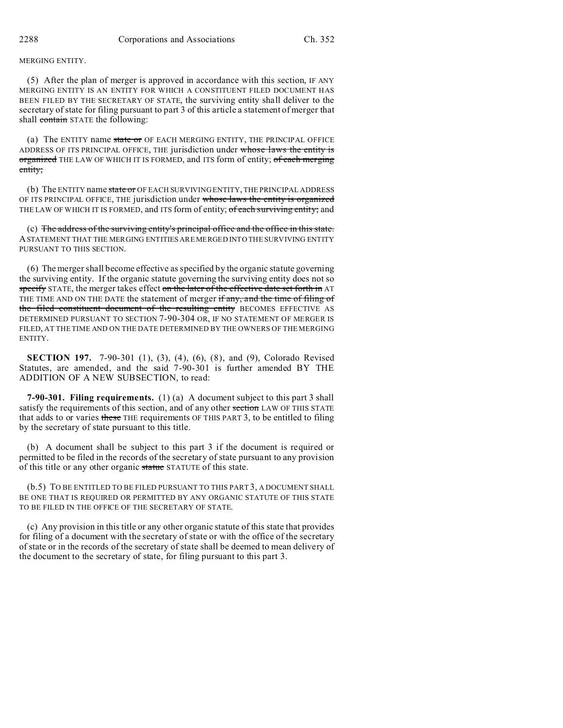MERGING ENTITY.

(5) After the plan of merger is approved in accordance with this section, IF ANY MERGING ENTITY IS AN ENTITY FOR WHICH A CONSTITUENT FILED DOCUMENT HAS BEEN FILED BY THE SECRETARY OF STATE, the surviving entity shall deliver to the secretary of state for filing pursuant to part 3 of this article a statement of merger that shall ~~contain~~ STATE the following:

(a) The ENTITY name ~~state or~~ OF EACH MERGING ENTITY, THE PRINCIPAL OFFICE ADDRESS OF ITS PRINCIPAL OFFICE, THE jurisdiction under ~~whose laws the entity is organized~~ THE LAW OF WHICH IT IS FORMED, and ITS form of entity; ~~of each merging entity;~~

(b) The ENTITY name ~~state or~~ OF EACH SURVIVING ENTITY, THE PRINCIPAL ADDRESS OF ITS PRINCIPAL OFFICE, THE jurisdiction under ~~whose laws the entity is organized~~ THE LAW OF WHICH IT IS FORMED, and ITS form of entity; ~~of each surviving entity;~~ and

(c) ~~The address of the surviving entity's principal office and the office in this state.~~ A STATEMENT THAT THE MERGING ENTITIES ARE MERGED INTO THE SURVIVING ENTITY PURSUANT TO THIS SECTION.

(6) The merger shall become effective as specified by the organic statute governing the surviving entity. If the organic statute governing the surviving entity does not so ~~specify~~ STATE, the merger takes effect ~~on the later of the effective date set forth in~~ AT THE TIME AND ON THE DATE the statement of merger ~~if any, and the time of filing of the filed constituent document of the resulting entity~~ BECOMES EFFECTIVE AS DETERMINED PURSUANT TO SECTION 7-90-304 OR, IF NO STATEMENT OF MERGER IS FILED, AT THE TIME AND ON THE DATE DETERMINED BY THE OWNERS OF THE MERGING ENTITY.

**SECTION 197.** 7-90-301 (1), (3), (4), (6), (8), and (9), Colorado Revised Statutes, are amended, and the said 7-90-301 is further amended BY THE ADDITION OF A NEW SUBSECTION, to read:

**7-90-301. Filing requirements.** (1) (a) A document subject to this part 3 shall satisfy the requirements of this section, and of any other ~~section~~ LAW OF THIS STATE that adds to or varies ~~these~~ THE requirements OF THIS PART 3, to be entitled to filing by the secretary of state pursuant to this title.

(b) A document shall be subject to this part 3 if the document is required or permitted to be filed in the records of the secretary of state pursuant to any provision of this title or any other organic ~~statue~~ STATUTE of this state.

(b.5) TO BE ENTITLED TO BE FILED PURSUANT TO THIS PART 3, A DOCUMENT SHALL BE ONE THAT IS REQUIRED OR PERMITTED BY ANY ORGANIC STATUTE OF THIS STATE TO BE FILED IN THE OFFICE OF THE SECRETARY OF STATE.

(c) Any provision in this title or any other organic statute of this state that provides for filing of a document with the secretary of state or with the office of the secretary of state or in the records of the secretary of state shall be deemed to mean delivery of the document to the secretary of state, for filing pursuant to this part 3.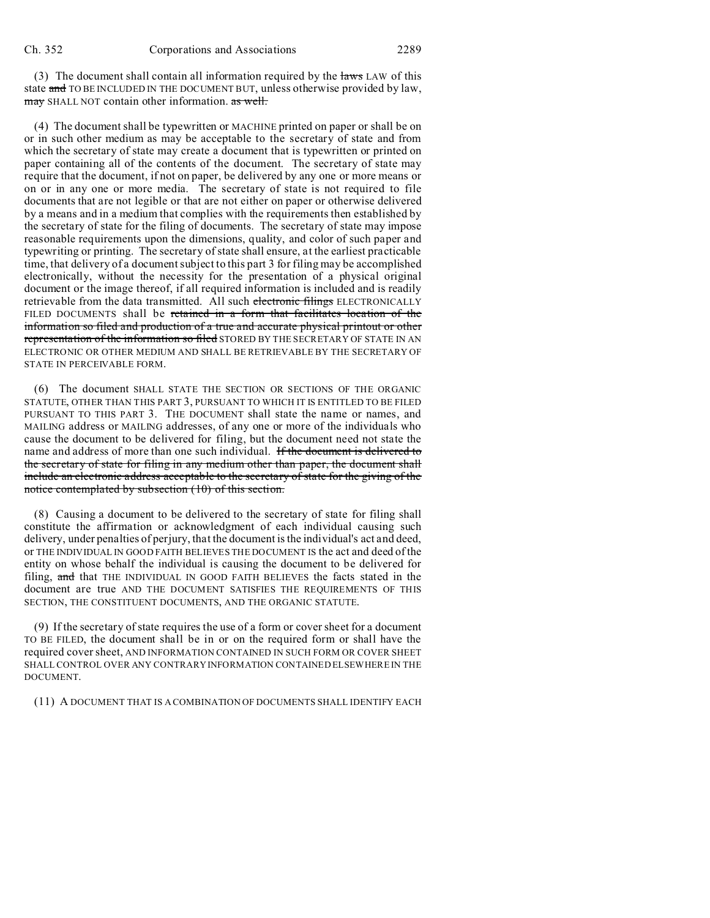(3) The document shall contain all information required by the ~~laws~~ LAW of this state ~~and~~ TO BE INCLUDED IN THE DOCUMENT BUT, unless otherwise provided by law, ~~may~~ SHALL NOT contain other information. ~~as well.~~

(4) The document shall be typewritten or MACHINE printed on paper or shall be on or in such other medium as may be acceptable to the secretary of state and from which the secretary of state may create a document that is typewritten or printed on paper containing all of the contents of the document. The secretary of state may require that the document, if not on paper, be delivered by any one or more means or on or in any one or more media. The secretary of state is not required to file documents that are not legible or that are not either on paper or otherwise delivered by a means and in a medium that complies with the requirements then established by the secretary of state for the filing of documents. The secretary of state may impose reasonable requirements upon the dimensions, quality, and color of such paper and typewriting or printing. The secretary of state shall ensure, at the earliest practicable time, that delivery of a document subject to this part 3 for filing may be accomplished electronically, without the necessity for the presentation of a physical original document or the image thereof, if all required information is included and is readily retrievable from the data transmitted. All such ~~electronic filings~~ ELECTRONICALLY FILED DOCUMENTS shall be ~~retained in a form that facilitates location of the information so filed and production of a true and accurate physical printout or other representation of the information so filed~~ STORED BY THE SECRETARY OF STATE IN AN ELECTRONIC OR OTHER MEDIUM AND SHALL BE RETRIEVABLE BY THE SECRETARY OF STATE IN PERCEIVABLE FORM.

(6) The document SHALL STATE THE SECTION OR SECTIONS OF THE ORGANIC STATUTE, OTHER THAN THIS PART 3, PURSUANT TO WHICH IT IS ENTITLED TO BE FILED PURSUANT TO THIS PART 3. THE DOCUMENT shall state the name or names, and MAILING address or MAILING addresses, of any one or more of the individuals who cause the document to be delivered for filing, but the document need not state the name and address of more than one such individual. ~~If the document is delivered to the secretary of state for filing in any medium other than paper, the document shall include an electronic address acceptable to the secretary of state for the giving of the notice contemplated by subsection (10) of this section.~~

(8) Causing a document to be delivered to the secretary of state for filing shall constitute the affirmation or acknowledgment of each individual causing such delivery, under penalties of perjury, that the document is the individual's act and deed, or THE INDIVIDUAL IN GOOD FAITH BELIEVES THE DOCUMENT IS the act and deed of the entity on whose behalf the individual is causing the document to be delivered for filing, ~~and~~ that THE INDIVIDUAL IN GOOD FAITH BELIEVES the facts stated in the document are true AND THE DOCUMENT SATISFIES THE REQUIREMENTS OF THIS SECTION, THE CONSTITUENT DOCUMENTS, AND THE ORGANIC STATUTE.

(9) If the secretary of state requires the use of a form or cover sheet for a document TO BE FILED, the document shall be in or on the required form or shall have the required cover sheet, AND INFORMATION CONTAINED IN SUCH FORM OR COVER SHEET SHALL CONTROL OVER ANY CONTRARY INFORMATION CONTAINED ELSEWHERE IN THE DOCUMENT.

(11) A DOCUMENT THAT IS A COMBINATION OF DOCUMENTS SHALL IDENTIFY EACH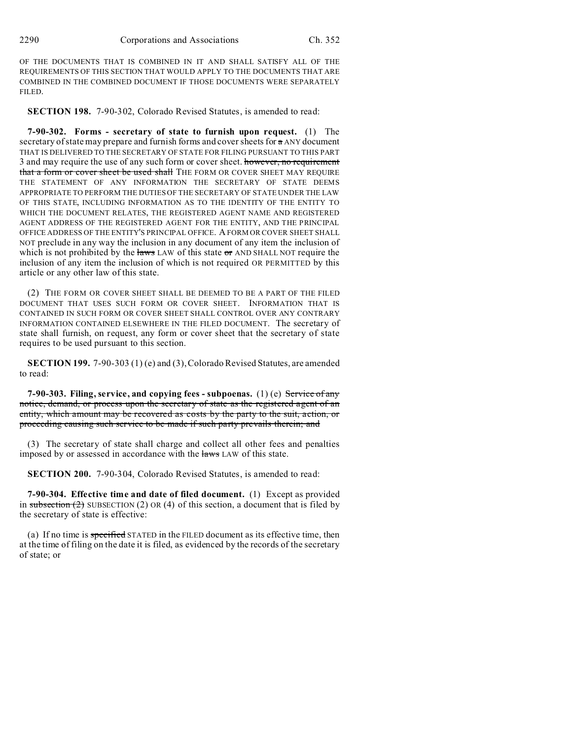OF THE DOCUMENTS THAT IS COMBINED IN IT AND SHALL SATISFY ALL OF THE REQUIREMENTS OF THIS SECTION THAT WOULD APPLY TO THE DOCUMENTS THAT ARE COMBINED IN THE COMBINED DOCUMENT IF THOSE DOCUMENTS WERE SEPARATELY FILED.

**SECTION 198.** 7-90-302, Colorado Revised Statutes, is amended to read:

**7-90-302. Forms - secretary of state to furnish upon request.** (1) The secretary of state may prepare and furnish forms and cover sheets for a ANY document THAT IS DELIVERED TO THE SECRETARY OF STATE FOR FILING PURSUANT TO THIS PART 3 and may require the use of any such form or cover sheet. however, no requirement that a form or cover sheet be used shall THE FORM OR COVER SHEET MAY REQUIRE THE STATEMENT OF ANY INFORMATION THE SECRETARY OF STATE DEEMS APPROPRIATE TO PERFORM THE DUTIES OF THE SECRETARY OF STATE UNDER THE LAW OF THIS STATE, INCLUDING INFORMATION AS TO THE IDENTITY OF THE ENTITY TO WHICH THE DOCUMENT RELATES, THE REGISTERED AGENT NAME AND REGISTERED AGENT ADDRESS OF THE REGISTERED AGENT FOR THE ENTITY, AND THE PRINCIPAL OFFICE ADDRESS OF THE ENTITY'S PRINCIPAL OFFICE. A FORM OR COVER SHEET SHALL NOT preclude in any way the inclusion in any document of any item the inclusion of which is not prohibited by the laws LAW of this state or AND SHALL NOT require the inclusion of any item the inclusion of which is not required OR PERMITTED by this article or any other law of this state.

(2) THE FORM OR COVER SHEET SHALL BE DEEMED TO BE A PART OF THE FILED DOCUMENT THAT USES SUCH FORM OR COVER SHEET. INFORMATION THAT IS CONTAINED IN SUCH FORM OR COVER SHEET SHALL CONTROL OVER ANY CONTRARY INFORMATION CONTAINED ELSEWHERE IN THE FILED DOCUMENT. The secretary of state shall furnish, on request, any form or cover sheet that the secretary of state requires to be used pursuant to this section.

**SECTION 199.** 7-90-303 (1) (e) and (3), Colorado Revised Statutes, are amended to read:

**7-90-303. Filing, service, and copying fees - subpoenas.** (1) (e) Service of any notice, demand, or process upon the secretary of state as the registered agent of an entity, which amount may be recovered as costs by the party to the suit, action, or proceeding causing such service to be made if such party prevails therein; and

(3) The secretary of state shall charge and collect all other fees and penalties imposed by or assessed in accordance with the laws LAW of this state.

**SECTION 200.** 7-90-304, Colorado Revised Statutes, is amended to read:

**7-90-304. Effective time and date of filed document.** (1) Except as provided in subsection (2) SUBSECTION (2) OR (4) of this section, a document that is filed by the secretary of state is effective:

(a) If no time is specified STATED in the FILED document as its effective time, then at the time of filing on the date it is filed, as evidenced by the records of the secretary of state; or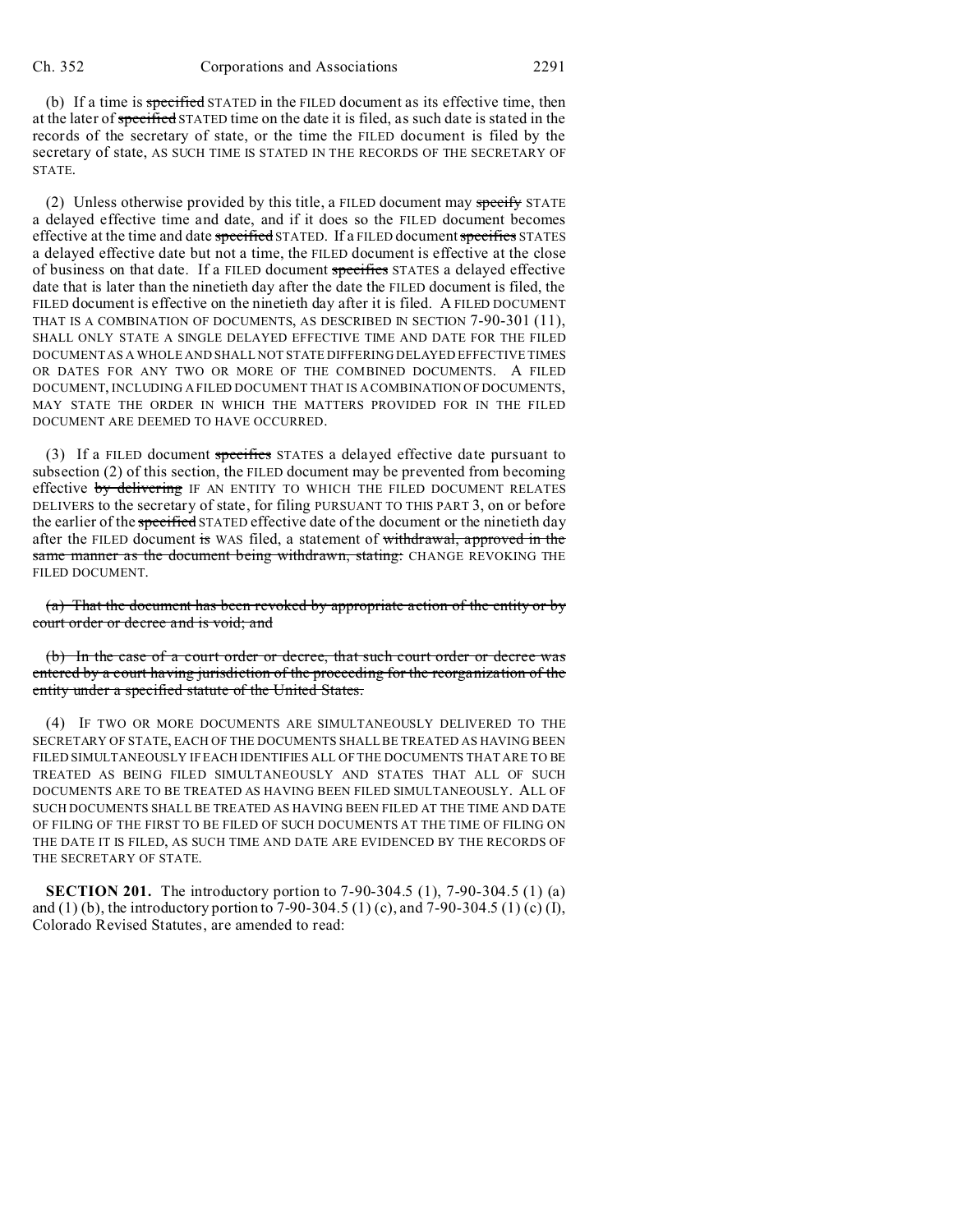(b) If a time is ~~specified~~ STATED in the FILED document as its effective time, then at the later of ~~specified~~ STATED time on the date it is filed, as such date is stated in the records of the secretary of state, or the time the FILED document is filed by the secretary of state, AS SUCH TIME IS STATED IN THE RECORDS OF THE SECRETARY OF STATE.

(2) Unless otherwise provided by this title, a FILED document may ~~specify~~ STATE a delayed effective time and date, and if it does so the FILED document becomes effective at the time and date ~~specified~~ STATED. If a FILED document ~~specifies~~ STATES a delayed effective date but not a time, the FILED document is effective at the close of business on that date. If a FILED document ~~specifies~~ STATES a delayed effective date that is later than the ninetieth day after the date the FILED document is filed, the FILED document is effective on the ninetieth day after it is filed. A FILED DOCUMENT THAT IS A COMBINATION OF DOCUMENTS, AS DESCRIBED IN SECTION 7-90-301 (11), SHALL ONLY STATE A SINGLE DELAYED EFFECTIVE TIME AND DATE FOR THE FILED DOCUMENT AS A WHOLE AND SHALL NOT STATE DIFFERING DELAYED EFFECTIVE TIMES OR DATES FOR ANY TWO OR MORE OF THE COMBINED DOCUMENTS. A FILED DOCUMENT, INCLUDING A FILED DOCUMENT THAT IS A COMBINATION OF DOCUMENTS, MAY STATE THE ORDER IN WHICH THE MATTERS PROVIDED FOR IN THE FILED DOCUMENT ARE DEEMED TO HAVE OCCURRED.

(3) If a FILED document ~~specifies~~ STATES a delayed effective date pursuant to subsection (2) of this section, the FILED document may be prevented from becoming effective ~~by delivering~~ IF AN ENTITY TO WHICH THE FILED DOCUMENT RELATES DELIVERS to the secretary of state, for filing PURSUANT TO THIS PART 3, on or before the earlier of the ~~specified~~ STATED effective date of the document or the ninetieth day after the FILED document ~~is~~ WAS filed, a statement of ~~withdrawal, approved in the same manner as the document being withdrawn, stating:~~ CHANGE REVOKING THE FILED DOCUMENT.

~~(a) That the document has been revoked by appropriate action of the entity or by court order or decree and is void; and~~

~~(b) In the case of a court order or decree, that such court order or decree was entered by a court having jurisdiction of the proceeding for the reorganization of the entity under a specified statute of the United States.~~

(4) IF TWO OR MORE DOCUMENTS ARE SIMULTANEOUSLY DELIVERED TO THE SECRETARY OF STATE, EACH OF THE DOCUMENTS SHALL BE TREATED AS HAVING BEEN FILED SIMULTANEOUSLY IF EACH IDENTIFIES ALL OF THE DOCUMENTS THAT ARE TO BE TREATED AS BEING FILED SIMULTANEOUSLY AND STATES THAT ALL OF SUCH DOCUMENTS ARE TO BE TREATED AS HAVING BEEN FILED SIMULTANEOUSLY. ALL OF SUCH DOCUMENTS SHALL BE TREATED AS HAVING BEEN FILED AT THE TIME AND DATE OF FILING OF THE FIRST TO BE FILED OF SUCH DOCUMENTS AT THE TIME OF FILING ON THE DATE IT IS FILED, AS SUCH TIME AND DATE ARE EVIDENCED BY THE RECORDS OF THE SECRETARY OF STATE.

**SECTION 201.** The introductory portion to 7-90-304.5 (1), 7-90-304.5 (1) (a) and (1) (b), the introductory portion to 7-90-304.5 (1) (c), and 7-90-304.5 (1) (c) (I), Colorado Revised Statutes, are amended to read: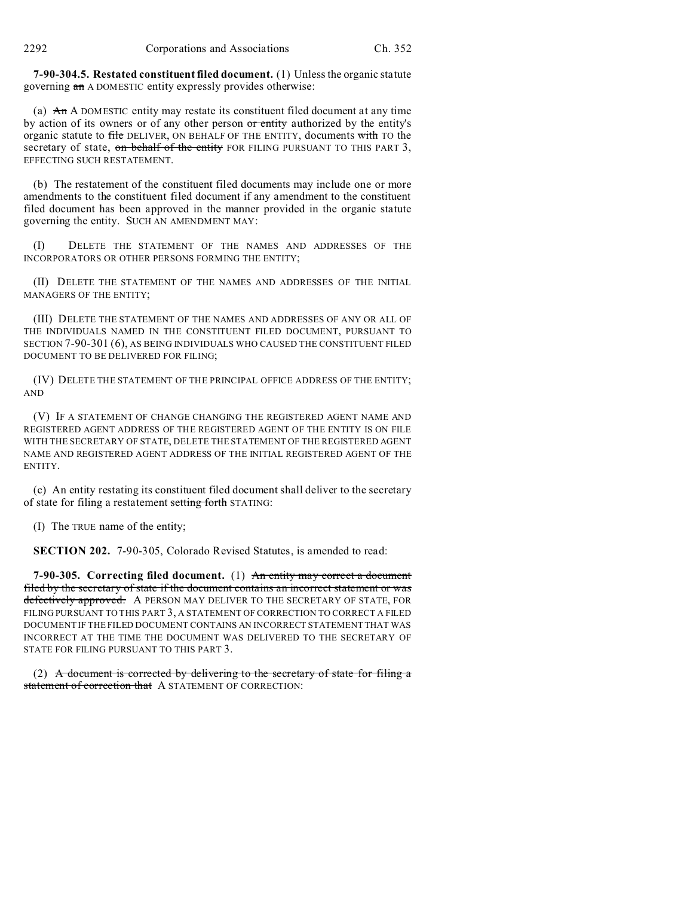**7-90-304.5. Restated constituent filed document.** (1) Unless the organic statute governing ~~an~~ A DOMESTIC entity expressly provides otherwise:

(a) ~~An~~ A DOMESTIC entity may restate its constituent filed document at any time by action of its owners or of any other person ~~or entity~~ authorized by the entity's organic statute to ~~file~~ DELIVER, ON BEHALF OF THE ENTITY, documents ~~with~~ TO the secretary of state, ~~on behalf of the entity~~ FOR FILING PURSUANT TO THIS PART 3, EFFECTING SUCH RESTATEMENT.

(b) The restatement of the constituent filed documents may include one or more amendments to the constituent filed document if any amendment to the constituent filed document has been approved in the manner provided in the organic statute governing the entity. SUCH AN AMENDMENT MAY:

(I) DELETE THE STATEMENT OF THE NAMES AND ADDRESSES OF THE INCORPORATORS OR OTHER PERSONS FORMING THE ENTITY;

(II) DELETE THE STATEMENT OF THE NAMES AND ADDRESSES OF THE INITIAL MANAGERS OF THE ENTITY;

(III) DELETE THE STATEMENT OF THE NAMES AND ADDRESSES OF ANY OR ALL OF THE INDIVIDUALS NAMED IN THE CONSTITUENT FILED DOCUMENT, PURSUANT TO SECTION 7-90-301 (6), AS BEING INDIVIDUALS WHO CAUSED THE CONSTITUENT FILED DOCUMENT TO BE DELIVERED FOR FILING;

(IV) DELETE THE STATEMENT OF THE PRINCIPAL OFFICE ADDRESS OF THE ENTITY; AND

(V) IF A STATEMENT OF CHANGE CHANGING THE REGISTERED AGENT NAME AND REGISTERED AGENT ADDRESS OF THE REGISTERED AGENT OF THE ENTITY IS ON FILE WITH THE SECRETARY OF STATE, DELETE THE STATEMENT OF THE REGISTERED AGENT NAME AND REGISTERED AGENT ADDRESS OF THE INITIAL REGISTERED AGENT OF THE ENTITY.

(c) An entity restating its constituent filed document shall deliver to the secretary of state for filing a restatement ~~setting forth~~ STATING:

(I) The TRUE name of the entity;

**SECTION 202.** 7-90-305, Colorado Revised Statutes, is amended to read:

**7-90-305. Correcting filed document.** (1) ~~An entity may correct a document filed by the secretary of state if the document contains an incorrect statement or was defectively approved.~~ A PERSON MAY DELIVER TO THE SECRETARY OF STATE, FOR FILING PURSUANT TO THIS PART 3, A STATEMENT OF CORRECTION TO CORRECT A FILED DOCUMENT IF THE FILED DOCUMENT CONTAINS AN INCORRECT STATEMENT THAT WAS INCORRECT AT THE TIME THE DOCUMENT WAS DELIVERED TO THE SECRETARY OF STATE FOR FILING PURSUANT TO THIS PART 3.

(2) ~~A document is corrected by delivering to the secretary of state for filing a statement of correction that~~ A STATEMENT OF CORRECTION: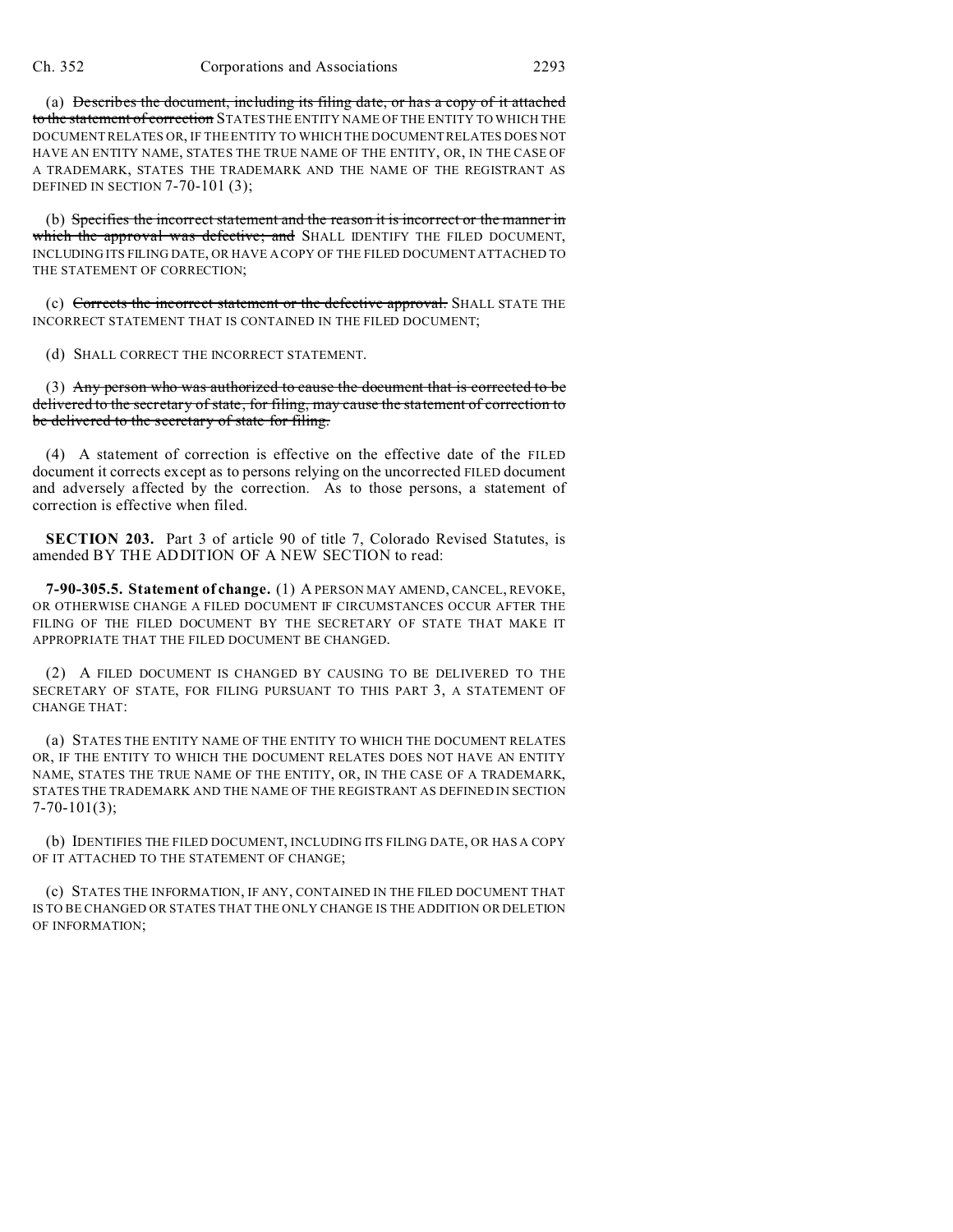(a) ~~Describes the document, including its filing date, or has a copy of it attached to the statement of correction~~ STATES THE ENTITY NAME OF THE ENTITY TO WHICH THE DOCUMENT RELATES OR, IF THE ENTITY TO WHICH THE DOCUMENT RELATES DOES NOT HAVE AN ENTITY NAME, STATES THE TRUE NAME OF THE ENTITY, OR, IN THE CASE OF A TRADEMARK, STATES THE TRADEMARK AND THE NAME OF THE REGISTRANT AS DEFINED IN SECTION 7-70-101 (3);

(b) ~~Specifies the incorrect statement and the reason it is incorrect or the manner in which the approval was defective; and~~ SHALL IDENTIFY THE FILED DOCUMENT, INCLUDING ITS FILING DATE, OR HAVE A COPY OF THE FILED DOCUMENT ATTACHED TO THE STATEMENT OF CORRECTION;

(c) ~~Corrects the incorrect statement or the defective approval.~~ SHALL STATE THE INCORRECT STATEMENT THAT IS CONTAINED IN THE FILED DOCUMENT;

(d) SHALL CORRECT THE INCORRECT STATEMENT.

(3) ~~Any person who was authorized to cause the document that is corrected to be delivered to the secretary of state, for filing, may cause the statement of correction to be delivered to the secretary of state for filing.~~

(4) A statement of correction is effective on the effective date of the FILED document it corrects except as to persons relying on the uncorrected FILED document and adversely affected by the correction. As to those persons, a statement of correction is effective when filed.

**SECTION 203.** Part 3 of article 90 of title 7, Colorado Revised Statutes, is amended BY THE ADDITION OF A NEW SECTION to read:

**7-90-305.5. Statement of change.** (1) A PERSON MAY AMEND, CANCEL, REVOKE, OR OTHERWISE CHANGE A FILED DOCUMENT IF CIRCUMSTANCES OCCUR AFTER THE FILING OF THE FILED DOCUMENT BY THE SECRETARY OF STATE THAT MAKE IT APPROPRIATE THAT THE FILED DOCUMENT BE CHANGED.

(2) A FILED DOCUMENT IS CHANGED BY CAUSING TO BE DELIVERED TO THE SECRETARY OF STATE, FOR FILING PURSUANT TO THIS PART 3, A STATEMENT OF CHANGE THAT:

(a) STATES THE ENTITY NAME OF THE ENTITY TO WHICH THE DOCUMENT RELATES OR, IF THE ENTITY TO WHICH THE DOCUMENT RELATES DOES NOT HAVE AN ENTITY NAME, STATES THE TRUE NAME OF THE ENTITY, OR, IN THE CASE OF A TRADEMARK, STATES THE TRADEMARK AND THE NAME OF THE REGISTRANT AS DEFINED IN SECTION 7-70-101(3);

(b) IDENTIFIES THE FILED DOCUMENT, INCLUDING ITS FILING DATE, OR HAS A COPY OF IT ATTACHED TO THE STATEMENT OF CHANGE;

(c) STATES THE INFORMATION, IF ANY, CONTAINED IN THE FILED DOCUMENT THAT IS TO BE CHANGED OR STATES THAT THE ONLY CHANGE IS THE ADDITION OR DELETION OF INFORMATION;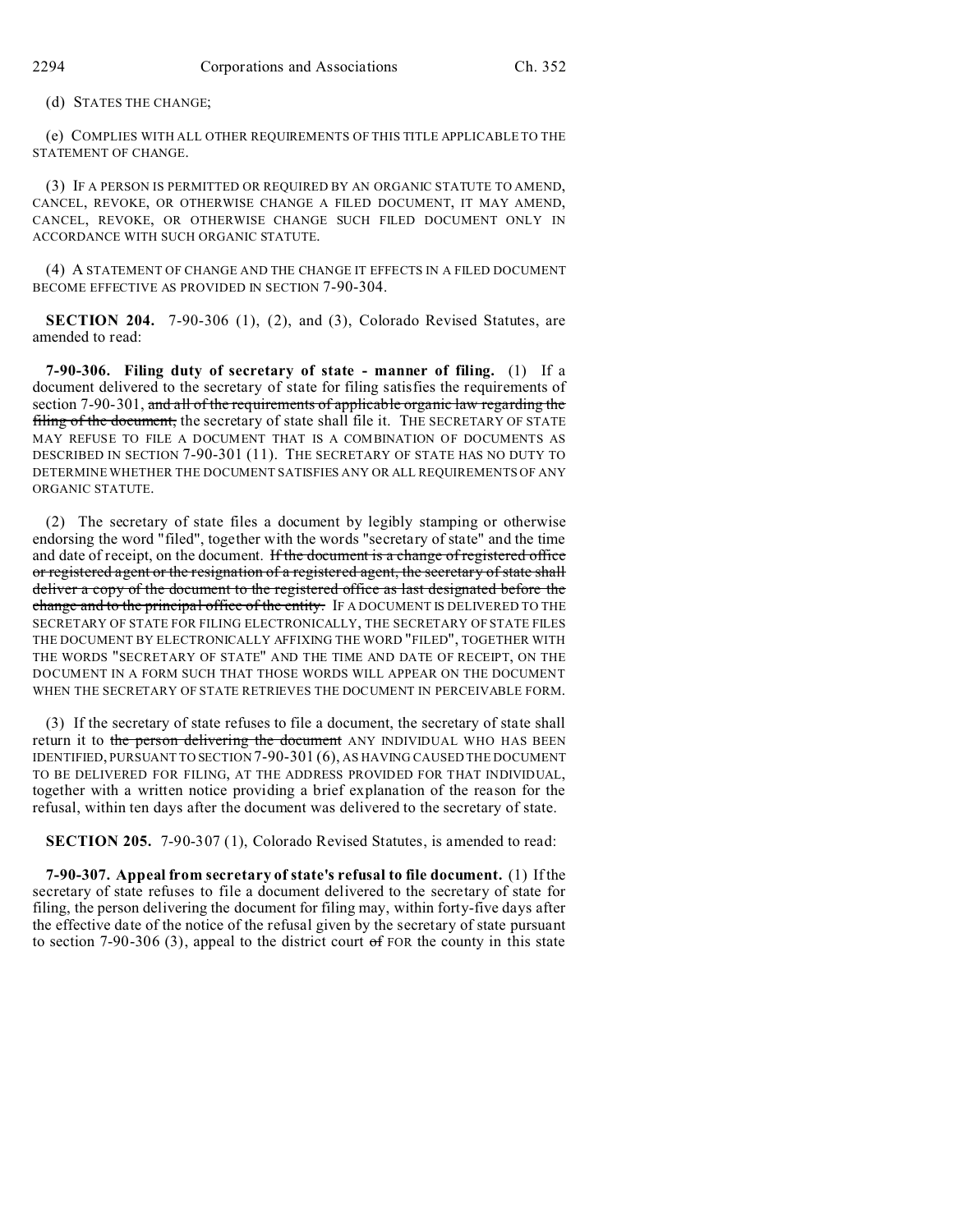(d) STATES THE CHANGE;

(e) COMPLIES WITH ALL OTHER REQUIREMENTS OF THIS TITLE APPLICABLE TO THE STATEMENT OF CHANGE.

(3) IF A PERSON IS PERMITTED OR REQUIRED BY AN ORGANIC STATUTE TO AMEND, CANCEL, REVOKE, OR OTHERWISE CHANGE A FILED DOCUMENT, IT MAY AMEND, CANCEL, REVOKE, OR OTHERWISE CHANGE SUCH FILED DOCUMENT ONLY IN ACCORDANCE WITH SUCH ORGANIC STATUTE.

(4) A STATEMENT OF CHANGE AND THE CHANGE IT EFFECTS IN A FILED DOCUMENT BECOME EFFECTIVE AS PROVIDED IN SECTION 7-90-304.

**SECTION 204.** 7-90-306 (1), (2), and (3), Colorado Revised Statutes, are amended to read:

**7-90-306. Filing duty of secretary of state - manner of filing.** (1) If a document delivered to the secretary of state for filing satisfies the requirements of section 7-90-301, ~~and all of the requirements of applicable organic law regarding the filing of the document,~~ the secretary of state shall file it. THE SECRETARY OF STATE MAY REFUSE TO FILE A DOCUMENT THAT IS A COMBINATION OF DOCUMENTS AS DESCRIBED IN SECTION 7-90-301 (11). THE SECRETARY OF STATE HAS NO DUTY TO DETERMINE WHETHER THE DOCUMENT SATISFIES ANY OR ALL REQUIREMENTS OF ANY ORGANIC STATUTE.

(2) The secretary of state files a document by legibly stamping or otherwise endorsing the word "filed", together with the words "secretary of state" and the time and date of receipt, on the document. ~~If the document is a change of registered office or registered agent or the resignation of a registered agent, the secretary of state shall deliver a copy of the document to the registered office as last designated before the change and to the principal office of the entity.~~ IF A DOCUMENT IS DELIVERED TO THE SECRETARY OF STATE FOR FILING ELECTRONICALLY, THE SECRETARY OF STATE FILES THE DOCUMENT BY ELECTRONICALLY AFFIXING THE WORD "FILED", TOGETHER WITH THE WORDS "SECRETARY OF STATE" AND THE TIME AND DATE OF RECEIPT, ON THE DOCUMENT IN A FORM SUCH THAT THOSE WORDS WILL APPEAR ON THE DOCUMENT WHEN THE SECRETARY OF STATE RETRIEVES THE DOCUMENT IN PERCEIVABLE FORM.

(3) If the secretary of state refuses to file a document, the secretary of state shall return it to ~~the person delivering the document~~ ANY INDIVIDUAL WHO HAS BEEN IDENTIFIED, PURSUANT TO SECTION 7-90-301 (6), AS HAVING CAUSED THE DOCUMENT TO BE DELIVERED FOR FILING, AT THE ADDRESS PROVIDED FOR THAT INDIVIDUAL, together with a written notice providing a brief explanation of the reason for the refusal, within ten days after the document was delivered to the secretary of state.

**SECTION 205.** 7-90-307 (1), Colorado Revised Statutes, is amended to read:

**7-90-307. Appeal from secretary of state's refusal to file document.** (1) If the secretary of state refuses to file a document delivered to the secretary of state for filing, the person delivering the document for filing may, within forty-five days after the effective date of the notice of the refusal given by the secretary of state pursuant to section 7-90-306 (3), appeal to the district court ~~of~~ FOR the county in this state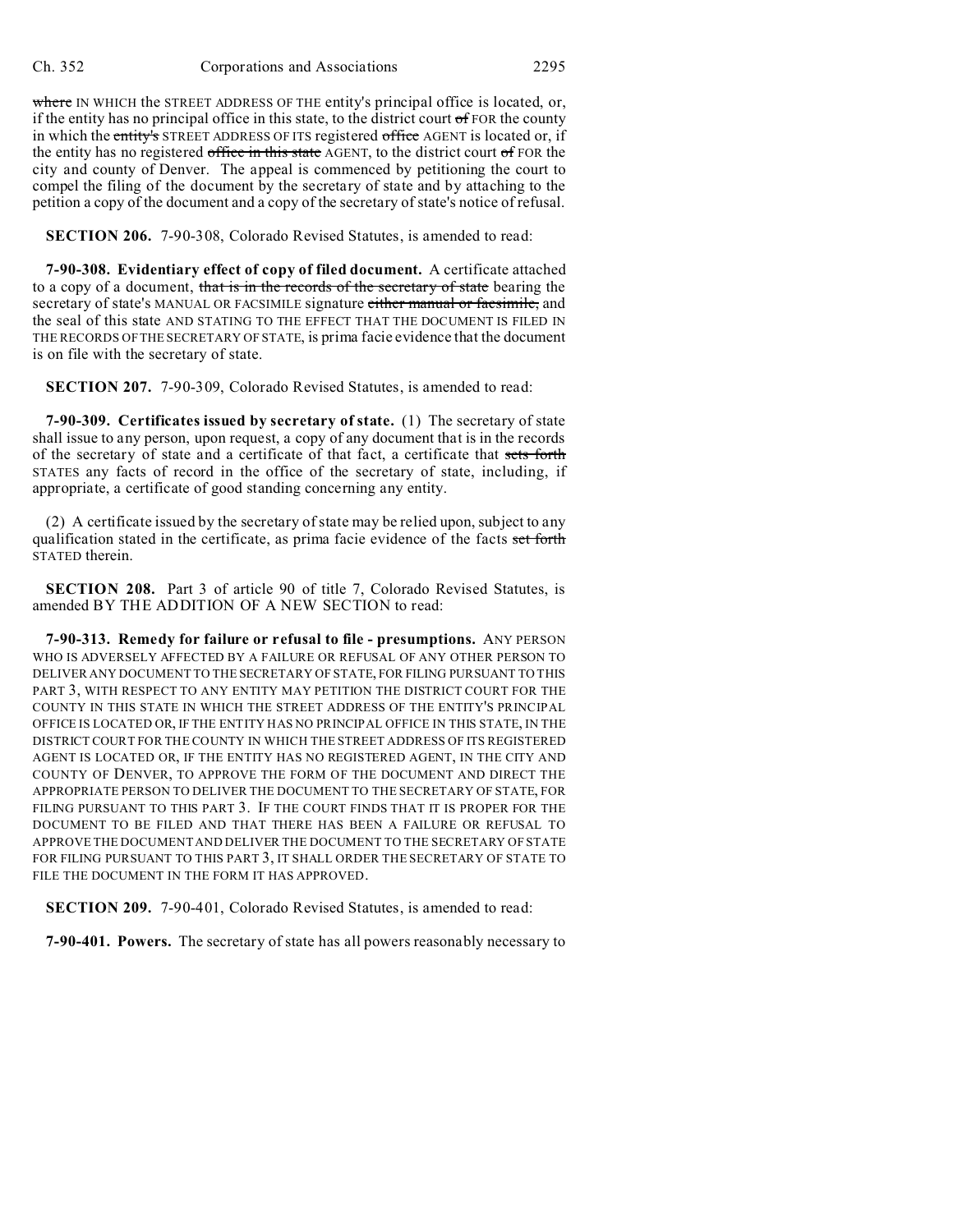where IN WHICH the STREET ADDRESS OF THE entity's principal office is located, or, if the entity has no principal office in this state, to the district court of FOR the county in which the entity's STREET ADDRESS OF ITS registered office AGENT is located or, if the entity has no registered office in this state AGENT, to the district court of FOR the city and county of Denver. The appeal is commenced by petitioning the court to compel the filing of the document by the secretary of state and by attaching to the petition a copy of the document and a copy of the secretary of state's notice of refusal.

**SECTION 206.** 7-90-308, Colorado Revised Statutes, is amended to read:

**7-90-308. Evidentiary effect of copy of filed document.** A certificate attached to a copy of a document, that is in the records of the secretary of state bearing the secretary of state's MANUAL OR FACSIMILE signature either manual or facsimile, and the seal of this state AND STATING TO THE EFFECT THAT THE DOCUMENT IS FILED IN THE RECORDS OF THE SECRETARY OF STATE, is prima facie evidence that the document is on file with the secretary of state.

**SECTION 207.** 7-90-309, Colorado Revised Statutes, is amended to read:

**7-90-309. Certificates issued by secretary of state.** (1) The secretary of state shall issue to any person, upon request, a copy of any document that is in the records of the secretary of state and a certificate of that fact, a certificate that sets forth STATES any facts of record in the office of the secretary of state, including, if appropriate, a certificate of good standing concerning any entity.

(2) A certificate issued by the secretary of state may be relied upon, subject to any qualification stated in the certificate, as prima facie evidence of the facts set forth STATED therein.

**SECTION 208.** Part 3 of article 90 of title 7, Colorado Revised Statutes, is amended BY THE ADDITION OF A NEW SECTION to read:

**7-90-313. Remedy for failure or refusal to file - presumptions.** ANY PERSON WHO IS ADVERSELY AFFECTED BY A FAILURE OR REFUSAL OF ANY OTHER PERSON TO DELIVER ANY DOCUMENT TO THE SECRETARY OF STATE, FOR FILING PURSUANT TO THIS PART 3, WITH RESPECT TO ANY ENTITY MAY PETITION THE DISTRICT COURT FOR THE COUNTY IN THIS STATE IN WHICH THE STREET ADDRESS OF THE ENTITY'S PRINCIPAL OFFICE IS LOCATED OR, IF THE ENTITY HAS NO PRINCIPAL OFFICE IN THIS STATE, IN THE DISTRICT COURT FOR THE COUNTY IN WHICH THE STREET ADDRESS OF ITS REGISTERED AGENT IS LOCATED OR, IF THE ENTITY HAS NO REGISTERED AGENT, IN THE CITY AND COUNTY OF DENVER, TO APPROVE THE FORM OF THE DOCUMENT AND DIRECT THE APPROPRIATE PERSON TO DELIVER THE DOCUMENT TO THE SECRETARY OF STATE, FOR FILING PURSUANT TO THIS PART 3. IF THE COURT FINDS THAT IT IS PROPER FOR THE DOCUMENT TO BE FILED AND THAT THERE HAS BEEN A FAILURE OR REFUSAL TO APPROVE THE DOCUMENT AND DELIVER THE DOCUMENT TO THE SECRETARY OF STATE FOR FILING PURSUANT TO THIS PART 3, IT SHALL ORDER THE SECRETARY OF STATE TO FILE THE DOCUMENT IN THE FORM IT HAS APPROVED.

**SECTION 209.** 7-90-401, Colorado Revised Statutes, is amended to read:

**7-90-401. Powers.** The secretary of state has all powers reasonably necessary to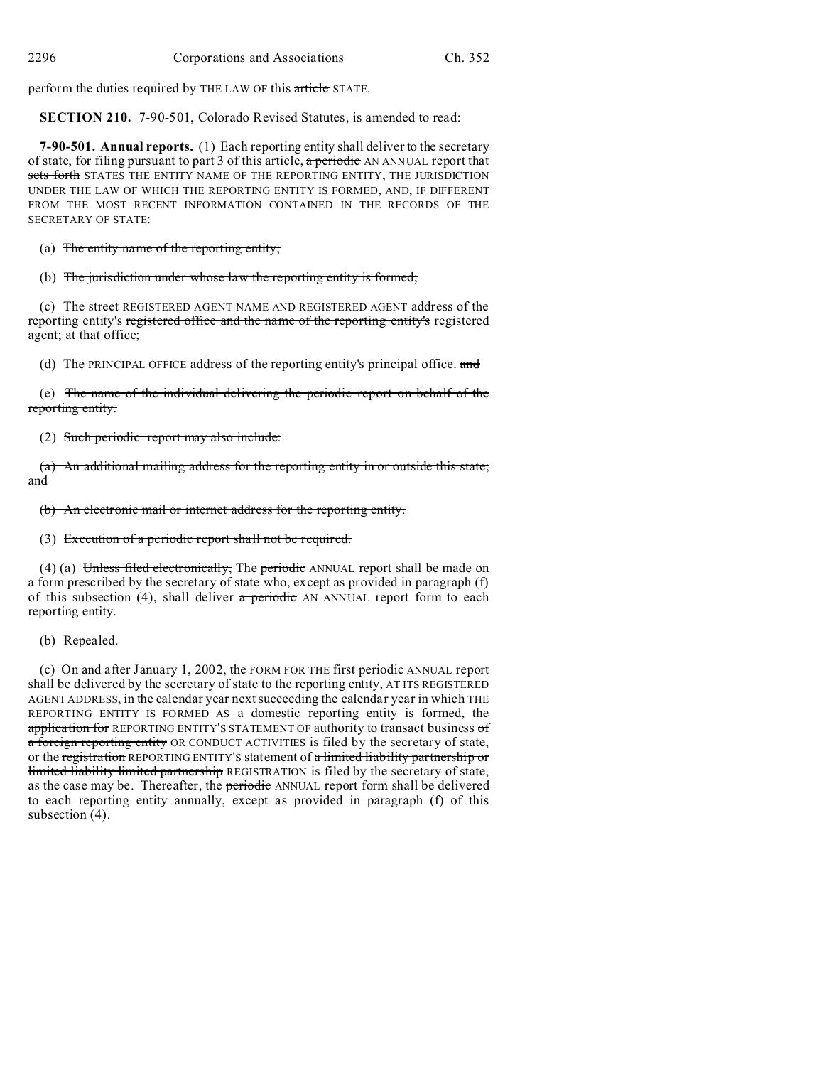perform the duties required by THE LAW OF this ~~article~~ STATE.

**SECTION 210.** 7-90-501, Colorado Revised Statutes, is amended to read:

**7-90-501. Annual reports.** (1) Each reporting entity shall deliver to the secretary of state, for filing pursuant to part 3 of this article, ~~a periodic~~ AN ANNUAL report that ~~sets forth~~ STATES THE ENTITY NAME OF THE REPORTING ENTITY, THE JURISDICTION UNDER THE LAW OF WHICH THE REPORTING ENTITY IS FORMED, AND, IF DIFFERENT FROM THE MOST RECENT INFORMATION CONTAINED IN THE RECORDS OF THE SECRETARY OF STATE:

(a) ~~The entity name of the reporting entity;~~

(b) ~~The jurisdiction under whose law the reporting entity is formed;~~

(c) The ~~street~~ REGISTERED AGENT NAME AND REGISTERED AGENT address of the reporting entity's ~~registered office and the name of the reporting entity's~~ registered agent; ~~at that office;~~

(d) The PRINCIPAL OFFICE address of the reporting entity's principal office. ~~and~~

(e) ~~The name of the individual delivering the periodic report on behalf of the reporting entity.~~

(2) ~~Such periodic report may also include:~~

~~(a) An additional mailing address for the reporting entity in or outside this state; and~~

~~(b) An electronic mail or internet address for the reporting entity.~~

(3) ~~Execution of a periodic report shall not be required.~~

(4) (a) ~~Unless filed electronically,~~ The ~~periodic~~ ANNUAL report shall be made on a form prescribed by the secretary of state who, except as provided in paragraph (f) of this subsection (4), shall deliver ~~a periodic~~ AN ANNUAL report form to each reporting entity.

(b) Repealed.

(c) On and after January 1, 2002, the FORM FOR THE first ~~periodic~~ ANNUAL report shall be delivered by the secretary of state to the reporting entity, AT ITS REGISTERED AGENT ADDRESS, in the calendar year next succeeding the calendar year in which THE REPORTING ENTITY IS FORMED AS a domestic reporting entity is formed, the ~~application for~~ REPORTING ENTITY'S STATEMENT OF authority to transact business ~~of a foreign reporting entity~~ OR CONDUCT ACTIVITIES is filed by the secretary of state, or the ~~registration~~ REPORTING ENTITY'S statement of ~~a limited liability partnership or limited liability limited partnership~~ REGISTRATION is filed by the secretary of state, as the case may be. Thereafter, the ~~periodic~~ ANNUAL report form shall be delivered to each reporting entity annually, except as provided in paragraph (f) of this subsection (4).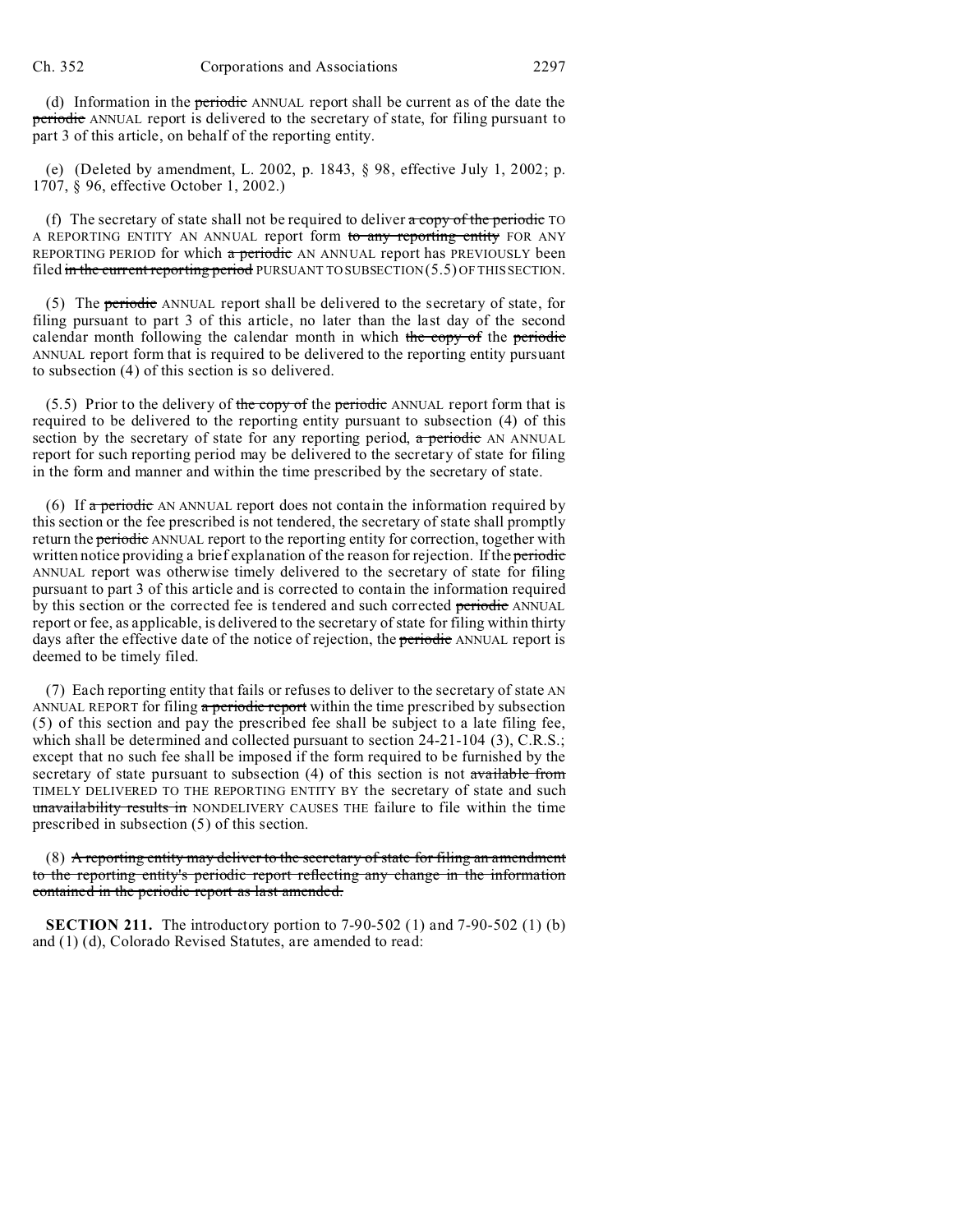(d) Information in the ~~periodic~~ ANNUAL report shall be current as of the date the ~~periodic~~ ANNUAL report is delivered to the secretary of state, for filing pursuant to part 3 of this article, on behalf of the reporting entity.

(e) (Deleted by amendment, L. 2002, p. 1843, § 98, effective July 1, 2002; p. 1707, § 96, effective October 1, 2002.)

(f) The secretary of state shall not be required to deliver ~~a copy of the periodic~~ TO A REPORTING ENTITY AN ANNUAL report form ~~to any reporting entity~~ FOR ANY REPORTING PERIOD for which ~~a periodic~~ AN ANNUAL report has PREVIOUSLY been filed ~~in the current reporting period~~ PURSUANT TO SUBSECTION (5.5) OF THIS SECTION.

(5) The ~~periodic~~ ANNUAL report shall be delivered to the secretary of state, for filing pursuant to part 3 of this article, no later than the last day of the second calendar month following the calendar month in which ~~the copy of~~ the ~~periodic~~ ANNUAL report form that is required to be delivered to the reporting entity pursuant to subsection (4) of this section is so delivered.

(5.5) Prior to the delivery of ~~the copy of~~ the ~~periodic~~ ANNUAL report form that is required to be delivered to the reporting entity pursuant to subsection (4) of this section by the secretary of state for any reporting period, ~~a periodic~~ AN ANNUAL report for such reporting period may be delivered to the secretary of state for filing in the form and manner and within the time prescribed by the secretary of state.

(6) If ~~a periodic~~ AN ANNUAL report does not contain the information required by this section or the fee prescribed is not tendered, the secretary of state shall promptly return the ~~periodic~~ ANNUAL report to the reporting entity for correction, together with written notice providing a brief explanation of the reason for rejection. If the ~~periodic~~ ANNUAL report was otherwise timely delivered to the secretary of state for filing pursuant to part 3 of this article and is corrected to contain the information required by this section or the corrected fee is tendered and such corrected ~~periodic~~ ANNUAL report or fee, as applicable, is delivered to the secretary of state for filing within thirty days after the effective date of the notice of rejection, the ~~periodic~~ ANNUAL report is deemed to be timely filed.

(7) Each reporting entity that fails or refuses to deliver to the secretary of state AN ANNUAL REPORT for filing ~~a periodic report~~ within the time prescribed by subsection (5) of this section and pay the prescribed fee shall be subject to a late filing fee, which shall be determined and collected pursuant to section 24-21-104 (3), C.R.S.; except that no such fee shall be imposed if the form required to be furnished by the secretary of state pursuant to subsection (4) of this section is not ~~available from~~ TIMELY DELIVERED TO THE REPORTING ENTITY BY the secretary of state and such ~~unavailability results in~~ NONDELIVERY CAUSES THE failure to file within the time prescribed in subsection (5) of this section.

(8) ~~A reporting entity may deliver to the secretary of state for filing an amendment to the reporting entity's periodic report reflecting any change in the information contained in the periodic report as last amended.~~

**SECTION 211.** The introductory portion to 7-90-502 (1) and 7-90-502 (1) (b) and (1) (d), Colorado Revised Statutes, are amended to read: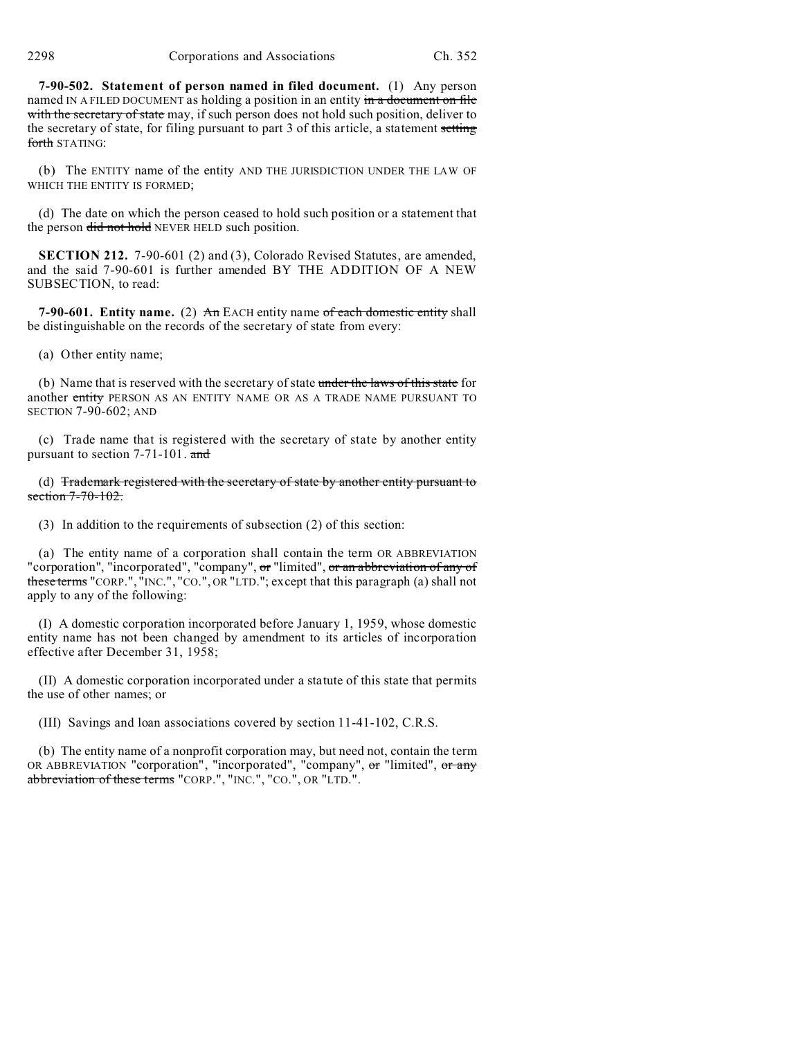**7-90-502. Statement of person named in filed document.** (1) Any person named IN A FILED DOCUMENT as holding a position in an entity ~~in a document on file with the secretary of state~~ may, if such person does not hold such position, deliver to the secretary of state, for filing pursuant to part 3 of this article, a statement ~~setting forth~~ STATING:

(b) The ENTITY name of the entity AND THE JURISDICTION UNDER THE LAW OF WHICH THE ENTITY IS FORMED;

(d) The date on which the person ceased to hold such position or a statement that the person ~~did not hold~~ NEVER HELD such position.

**SECTION 212.** 7-90-601 (2) and (3), Colorado Revised Statutes, are amended, and the said 7-90-601 is further amended BY THE ADDITION OF A NEW SUBSECTION, to read:

**7-90-601. Entity name.** (2) ~~An~~ EACH entity name ~~of each domestic entity~~ shall be distinguishable on the records of the secretary of state from every:

(a) Other entity name;

(b) Name that is reserved with the secretary of state ~~under the laws of this state~~ for another ~~entity~~ PERSON AS AN ENTITY NAME OR AS A TRADE NAME PURSUANT TO SECTION 7-90-602; AND

(c) Trade name that is registered with the secretary of state by another entity pursuant to section 7-71-101. ~~and~~

(d) ~~Trademark registered with the secretary of state by another entity pursuant to section 7-70-102.~~

(3) In addition to the requirements of subsection (2) of this section:

(a) The entity name of a corporation shall contain the term OR ABBREVIATION "corporation", "incorporated", "company", ~~or~~ "limited", ~~or an abbreviation of any of these terms~~ "CORP.", "INC.", "CO.", OR "LTD."; except that this paragraph (a) shall not apply to any of the following:

(I) A domestic corporation incorporated before January 1, 1959, whose domestic entity name has not been changed by amendment to its articles of incorporation effective after December 31, 1958;

(II) A domestic corporation incorporated under a statute of this state that permits the use of other names; or

(III) Savings and loan associations covered by section 11-41-102, C.R.S.

(b) The entity name of a nonprofit corporation may, but need not, contain the term OR ABBREVIATION "corporation", "incorporated", "company", ~~or~~ "limited", ~~or any abbreviation of these terms~~ "CORP.", "INC.", "CO.", OR "LTD.".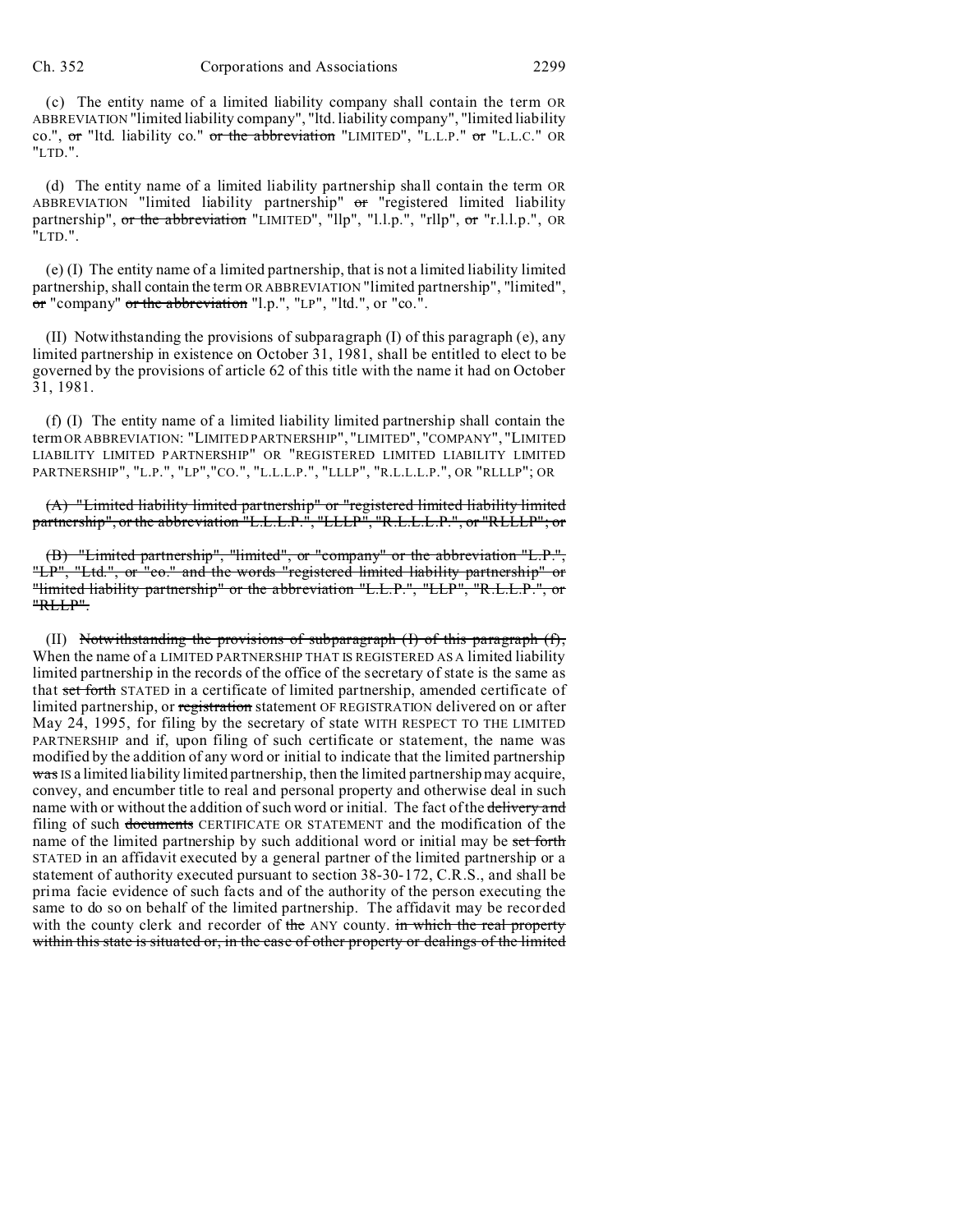(c) The entity name of a limited liability company shall contain the term OR ABBREVIATION "limited liability company", "ltd. liability company", "limited liability co.", ~~or~~ "ltd. liability co." ~~or the abbreviation~~ "LIMITED", "L.L.P." ~~or~~ "L.L.C." OR "LTD.".

(d) The entity name of a limited liability partnership shall contain the term OR ABBREVIATION "limited liability partnership" ~~or~~ "registered limited liability partnership", ~~or the abbreviation~~ "LIMITED", "llp", "l.l.p.", "rllp", ~~or~~ "r.l.l.p.", OR "LTD.".

(e) (I) The entity name of a limited partnership, that is not a limited liability limited partnership, shall contain the term OR ABBREVIATION "limited partnership", "limited", ~~or~~ "company" ~~or the abbreviation~~ "l.p.", "LP", "ltd.", or "co.".

(II) Notwithstanding the provisions of subparagraph (I) of this paragraph (e), any limited partnership in existence on October 31, 1981, shall be entitled to elect to be governed by the provisions of article 62 of this title with the name it had on October 31, 1981.

(f) (I) The entity name of a limited liability limited partnership shall contain the term OR ABBREVIATION: "LIMITED PARTNERSHIP", "LIMITED", "COMPANY", "LIMITED LIABILITY LIMITED PARTNERSHIP" OR "REGISTERED LIMITED LIABILITY LIMITED PARTNERSHIP", "L.P.", "LP", "CO.", "L.L.L.P.", "LLLP", "R.L.L.L.P.", OR "RLLLP"; OR

~~(A) "Limited liability limited partnership" or "registered limited liability limited partnership", or the abbreviation "L.L.L.P.", "LLLP", "R.L.L.L.P.", or "RLLLP"; or~~

~~(B) "Limited partnership", "limited", or "company" or the abbreviation "L.P.", "LP", "Ltd.", or "co." and the words "registered limited liability partnership" or "limited liability partnership" or the abbreviation "L.L.P.", "LLP", "R.L.L.P.", or "RLLP".~~

(II) ~~Notwithstanding the provisions of subparagraph (I) of this paragraph (f),~~ When the name of a LIMITED PARTNERSHIP THAT IS REGISTERED AS A limited liability limited partnership in the records of the office of the secretary of state is the same as that ~~set forth~~ STATED in a certificate of limited partnership, amended certificate of limited partnership, or ~~registration~~ statement OF REGISTRATION delivered on or after May 24, 1995, for filing by the secretary of state WITH RESPECT TO THE LIMITED PARTNERSHIP and if, upon filing of such certificate or statement, the name was modified by the addition of any word or initial to indicate that the limited partnership ~~was~~ IS a limited liability limited partnership, then the limited partnership may acquire, convey, and encumber title to real and personal property and otherwise deal in such name with or without the addition of such word or initial. The fact of the ~~delivery and~~ filing of such ~~documents~~ CERTIFICATE OR STATEMENT and the modification of the name of the limited partnership by such additional word or initial may be ~~set forth~~ STATED in an affidavit executed by a general partner of the limited partnership or a statement of authority executed pursuant to section 38-30-172, C.R.S., and shall be prima facie evidence of such facts and of the authority of the person executing the same to do so on behalf of the limited partnership. The affidavit may be recorded with the county clerk and recorder of ~~the~~ ANY county. ~~in which the real property within this state is situated or, in the case of other property or dealings of the limited~~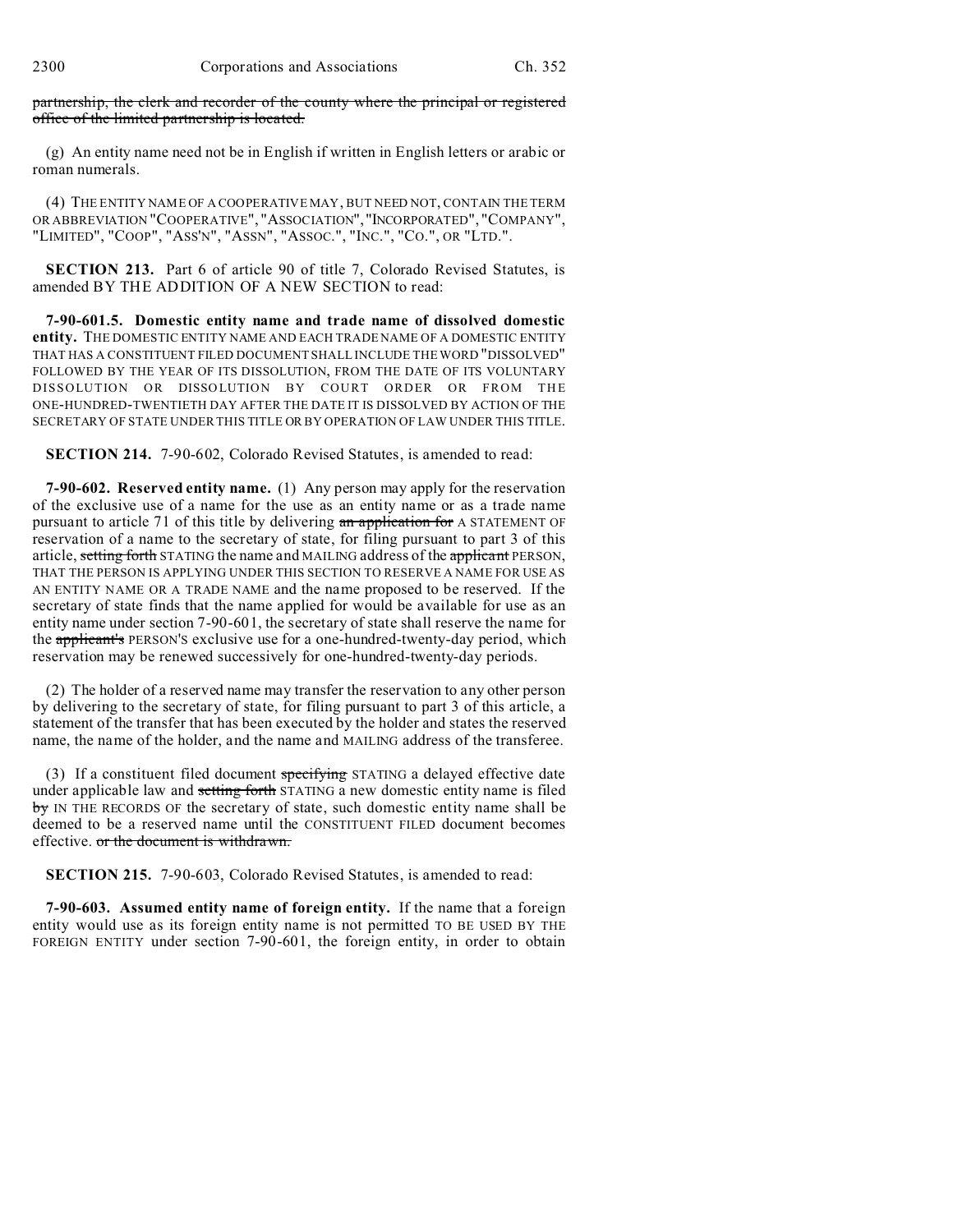~~partnership, the clerk and recorder of the county where the principal or registered office of the limited partnership is located.~~

(g) An entity name need not be in English if written in English letters or arabic or roman numerals.

(4) THE ENTITY NAME OF A COOPERATIVE MAY, BUT NEED NOT, CONTAIN THE TERM OR ABBREVIATION "COOPERATIVE", "ASSOCIATION", "INCORPORATED", "COMPANY", "LIMITED", "COOP", "ASS'N", "ASSN", "ASSOC.", "INC.", "CO.", OR "LTD.".

**SECTION 213.** Part 6 of article 90 of title 7, Colorado Revised Statutes, is amended BY THE ADDITION OF A NEW SECTION to read:

**7-90-601.5. Domestic entity name and trade name of dissolved domestic entity.** THE DOMESTIC ENTITY NAME AND EACH TRADE NAME OF A DOMESTIC ENTITY THAT HAS A CONSTITUENT FILED DOCUMENT SHALL INCLUDE THE WORD "DISSOLVED" FOLLOWED BY THE YEAR OF ITS DISSOLUTION, FROM THE DATE OF ITS VOLUNTARY DISSOLUTION OR DISSOLUTION BY COURT ORDER OR FROM THE ONE-HUNDRED-TWENTIETH DAY AFTER THE DATE IT IS DISSOLVED BY ACTION OF THE SECRETARY OF STATE UNDER THIS TITLE OR BY OPERATION OF LAW UNDER THIS TITLE.

**SECTION 214.** 7-90-602, Colorado Revised Statutes, is amended to read:

**7-90-602. Reserved entity name.** (1) Any person may apply for the reservation of the exclusive use of a name for the use as an entity name or as a trade name pursuant to article 71 of this title by delivering ~~an application for~~ A STATEMENT OF reservation of a name to the secretary of state, for filing pursuant to part 3 of this article, ~~setting forth~~ STATING the name and MAILING address of the ~~applicant~~ PERSON, THAT THE PERSON IS APPLYING UNDER THIS SECTION TO RESERVE A NAME FOR USE AS AN ENTITY NAME OR A TRADE NAME and the name proposed to be reserved. If the secretary of state finds that the name applied for would be available for use as an entity name under section 7-90-601, the secretary of state shall reserve the name for the ~~applicant's~~ PERSON'S exclusive use for a one-hundred-twenty-day period, which reservation may be renewed successively for one-hundred-twenty-day periods.

(2) The holder of a reserved name may transfer the reservation to any other person by delivering to the secretary of state, for filing pursuant to part 3 of this article, a statement of the transfer that has been executed by the holder and states the reserved name, the name of the holder, and the name and MAILING address of the transferee.

(3) If a constituent filed document ~~specifying~~ STATING a delayed effective date under applicable law and ~~setting forth~~ STATING a new domestic entity name is filed ~~by~~ IN THE RECORDS OF the secretary of state, such domestic entity name shall be deemed to be a reserved name until the CONSTITUENT FILED document becomes effective. ~~or the document is withdrawn.~~

**SECTION 215.** 7-90-603, Colorado Revised Statutes, is amended to read:

**7-90-603. Assumed entity name of foreign entity.** If the name that a foreign entity would use as its foreign entity name is not permitted TO BE USED BY THE FOREIGN ENTITY under section 7-90-601, the foreign entity, in order to obtain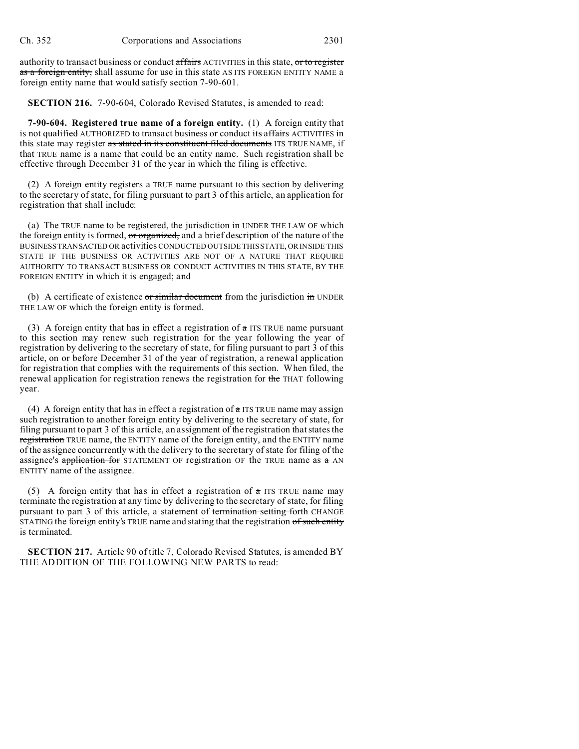authority to transact business or conduct ~~affairs~~ ACTIVITIES in this state, ~~or to register as a foreign entity,~~ shall assume for use in this state AS ITS FOREIGN ENTITY NAME a foreign entity name that would satisfy section 7-90-601.

**SECTION 216.** 7-90-604, Colorado Revised Statutes, is amended to read:

**7-90-604. Registered true name of a foreign entity.** (1) A foreign entity that is not ~~qualified~~ AUTHORIZED to transact business or conduct ~~its affairs~~ ACTIVITIES in this state may register ~~as stated in its constituent filed documents~~ ITS TRUE NAME, if that TRUE name is a name that could be an entity name. Such registration shall be effective through December 31 of the year in which the filing is effective.

(2) A foreign entity registers a TRUE name pursuant to this section by delivering to the secretary of state, for filing pursuant to part 3 of this article, an application for registration that shall include:

(a) The TRUE name to be registered, the jurisdiction ~~in~~ UNDER THE LAW OF which the foreign entity is formed, ~~or organized,~~ and a brief description of the nature of the BUSINESS TRANSACTED OR activities CONDUCTED OUTSIDE THIS STATE, OR INSIDE THIS STATE IF THE BUSINESS OR ACTIVITIES ARE NOT OF A NATURE THAT REQUIRE AUTHORITY TO TRANSACT BUSINESS OR CONDUCT ACTIVITIES IN THIS STATE, BY THE FOREIGN ENTITY in which it is engaged; and

(b) A certificate of existence ~~or similar document~~ from the jurisdiction ~~in~~ UNDER THE LAW OF which the foreign entity is formed.

(3) A foreign entity that has in effect a registration of ~~a~~ ITS TRUE name pursuant to this section may renew such registration for the year following the year of registration by delivering to the secretary of state, for filing pursuant to part 3 of this article, on or before December 31 of the year of registration, a renewal application for registration that complies with the requirements of this section. When filed, the renewal application for registration renews the registration for ~~the~~ THAT following year.

(4) A foreign entity that has in effect a registration of ~~a~~ ITS TRUE name may assign such registration to another foreign entity by delivering to the secretary of state, for filing pursuant to part 3 of this article, an assignment of the registration that states the ~~registration~~ TRUE name, the ENTITY name of the foreign entity, and the ENTITY name of the assignee concurrently with the delivery to the secretary of state for filing of the assignee's ~~application for~~ STATEMENT OF registration OF the TRUE name as ~~a~~ AN ENTITY name of the assignee.

(5) A foreign entity that has in effect a registration of ~~a~~ ITS TRUE name may terminate the registration at any time by delivering to the secretary of state, for filing pursuant to part 3 of this article, a statement of ~~termination setting forth~~ CHANGE STATING the foreign entity's TRUE name and stating that the registration ~~of such entity~~ is terminated.

**SECTION 217.** Article 90 of title 7, Colorado Revised Statutes, is amended BY THE ADDITION OF THE FOLLOWING NEW PARTS to read: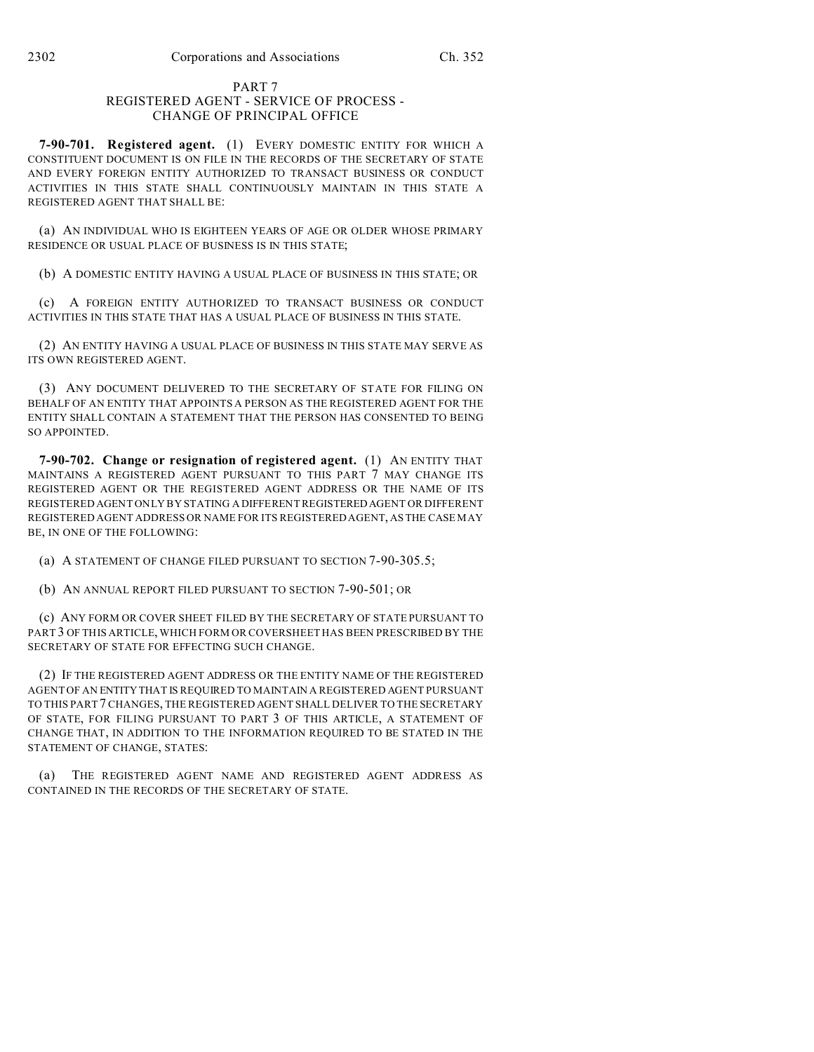PART 7
REGISTERED AGENT - SERVICE OF PROCESS -
CHANGE OF PRINCIPAL OFFICE

**7-90-701. Registered agent.** (1) EVERY DOMESTIC ENTITY FOR WHICH A CONSTITUENT DOCUMENT IS ON FILE IN THE RECORDS OF THE SECRETARY OF STATE AND EVERY FOREIGN ENTITY AUTHORIZED TO TRANSACT BUSINESS OR CONDUCT ACTIVITIES IN THIS STATE SHALL CONTINUOUSLY MAINTAIN IN THIS STATE A REGISTERED AGENT THAT SHALL BE:

(a) AN INDIVIDUAL WHO IS EIGHTEEN YEARS OF AGE OR OLDER WHOSE PRIMARY RESIDENCE OR USUAL PLACE OF BUSINESS IS IN THIS STATE;

(b) A DOMESTIC ENTITY HAVING A USUAL PLACE OF BUSINESS IN THIS STATE; OR

(c) A FOREIGN ENTITY AUTHORIZED TO TRANSACT BUSINESS OR CONDUCT ACTIVITIES IN THIS STATE THAT HAS A USUAL PLACE OF BUSINESS IN THIS STATE.

(2) AN ENTITY HAVING A USUAL PLACE OF BUSINESS IN THIS STATE MAY SERVE AS ITS OWN REGISTERED AGENT.

(3) ANY DOCUMENT DELIVERED TO THE SECRETARY OF STATE FOR FILING ON BEHALF OF AN ENTITY THAT APPOINTS A PERSON AS THE REGISTERED AGENT FOR THE ENTITY SHALL CONTAIN A STATEMENT THAT THE PERSON HAS CONSENTED TO BEING SO APPOINTED.

**7-90-702. Change or resignation of registered agent.** (1) AN ENTITY THAT MAINTAINS A REGISTERED AGENT PURSUANT TO THIS PART 7 MAY CHANGE ITS REGISTERED AGENT OR THE REGISTERED AGENT ADDRESS OR THE NAME OF ITS REGISTERED AGENT ONLY BY STATING A DIFFERENT REGISTERED AGENT OR DIFFERENT REGISTERED AGENT ADDRESS OR NAME FOR ITS REGISTERED AGENT, AS THE CASE MAY BE, IN ONE OF THE FOLLOWING:

(a) A STATEMENT OF CHANGE FILED PURSUANT TO SECTION 7-90-305.5;

(b) AN ANNUAL REPORT FILED PURSUANT TO SECTION 7-90-501; OR

(c) ANY FORM OR COVER SHEET FILED BY THE SECRETARY OF STATE PURSUANT TO PART 3 OF THIS ARTICLE, WHICH FORM OR COVERSHEET HAS BEEN PRESCRIBED BY THE SECRETARY OF STATE FOR EFFECTING SUCH CHANGE.

(2) IF THE REGISTERED AGENT ADDRESS OR THE ENTITY NAME OF THE REGISTERED AGENT OF AN ENTITY THAT IS REQUIRED TO MAINTAIN A REGISTERED AGENT PURSUANT TO THIS PART 7 CHANGES, THE REGISTERED AGENT SHALL DELIVER TO THE SECRETARY OF STATE, FOR FILING PURSUANT TO PART 3 OF THIS ARTICLE, A STATEMENT OF CHANGE THAT, IN ADDITION TO THE INFORMATION REQUIRED TO BE STATED IN THE STATEMENT OF CHANGE, STATES:

(a) THE REGISTERED AGENT NAME AND REGISTERED AGENT ADDRESS AS CONTAINED IN THE RECORDS OF THE SECRETARY OF STATE.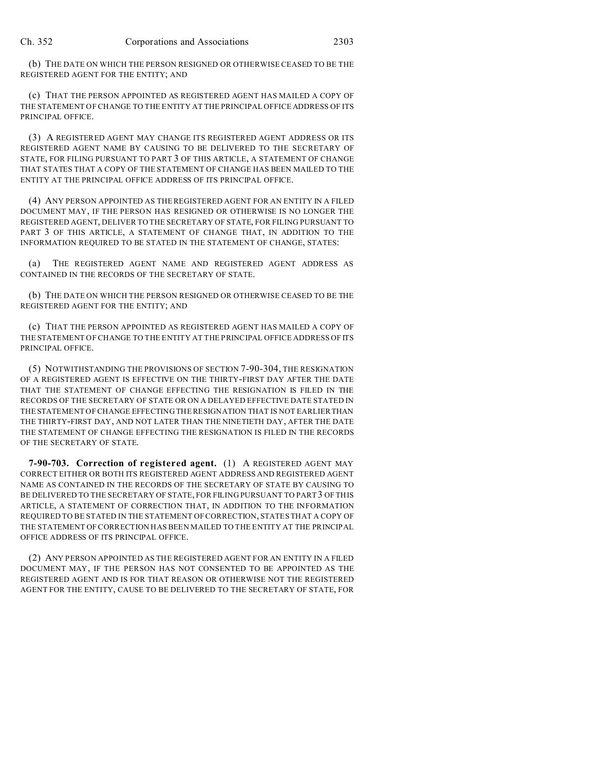(b) THE DATE ON WHICH THE PERSON RESIGNED OR OTHERWISE CEASED TO BE THE REGISTERED AGENT FOR THE ENTITY; AND

(c) THAT THE PERSON APPOINTED AS REGISTERED AGENT HAS MAILED A COPY OF THE STATEMENT OF CHANGE TO THE ENTITY AT THE PRINCIPAL OFFICE ADDRESS OF ITS PRINCIPAL OFFICE.

(3) A REGISTERED AGENT MAY CHANGE ITS REGISTERED AGENT ADDRESS OR ITS REGISTERED AGENT NAME BY CAUSING TO BE DELIVERED TO THE SECRETARY OF STATE, FOR FILING PURSUANT TO PART 3 OF THIS ARTICLE, A STATEMENT OF CHANGE THAT STATES THAT A COPY OF THE STATEMENT OF CHANGE HAS BEEN MAILED TO THE ENTITY AT THE PRINCIPAL OFFICE ADDRESS OF ITS PRINCIPAL OFFICE.

(4) ANY PERSON APPOINTED AS THE REGISTERED AGENT FOR AN ENTITY IN A FILED DOCUMENT MAY, IF THE PERSON HAS RESIGNED OR OTHERWISE IS NO LONGER THE REGISTERED AGENT, DELIVER TO THE SECRETARY OF STATE, FOR FILING PURSUANT TO PART 3 OF THIS ARTICLE, A STATEMENT OF CHANGE THAT, IN ADDITION TO THE INFORMATION REQUIRED TO BE STATED IN THE STATEMENT OF CHANGE, STATES:

(a) THE REGISTERED AGENT NAME AND REGISTERED AGENT ADDRESS AS CONTAINED IN THE RECORDS OF THE SECRETARY OF STATE.

(b) THE DATE ON WHICH THE PERSON RESIGNED OR OTHERWISE CEASED TO BE THE REGISTERED AGENT FOR THE ENTITY; AND

(c) THAT THE PERSON APPOINTED AS REGISTERED AGENT HAS MAILED A COPY OF THE STATEMENT OF CHANGE TO THE ENTITY AT THE PRINCIPAL OFFICE ADDRESS OF ITS PRINCIPAL OFFICE.

(5) NOTWITHSTANDING THE PROVISIONS OF SECTION 7-90-304, THE RESIGNATION OF A REGISTERED AGENT IS EFFECTIVE ON THE THIRTY-FIRST DAY AFTER THE DATE THAT THE STATEMENT OF CHANGE EFFECTING THE RESIGNATION IS FILED IN THE RECORDS OF THE SECRETARY OF STATE OR ON A DELAYED EFFECTIVE DATE STATED IN THE STATEMENT OF CHANGE EFFECTING THE RESIGNATION THAT IS NOT EARLIER THAN THE THIRTY-FIRST DAY, AND NOT LATER THAN THE NINETIETH DAY, AFTER THE DATE THE STATEMENT OF CHANGE EFFECTING THE RESIGNATION IS FILED IN THE RECORDS OF THE SECRETARY OF STATE.

**7-90-703. Correction of registered agent.** (1) A REGISTERED AGENT MAY CORRECT EITHER OR BOTH ITS REGISTERED AGENT ADDRESS AND REGISTERED AGENT NAME AS CONTAINED IN THE RECORDS OF THE SECRETARY OF STATE BY CAUSING TO BE DELIVERED TO THE SECRETARY OF STATE, FOR FILING PURSUANT TO PART 3 OF THIS ARTICLE, A STATEMENT OF CORRECTION THAT, IN ADDITION TO THE INFORMATION REQUIRED TO BE STATED IN THE STATEMENT OF CORRECTION, STATES THAT A COPY OF THE STATEMENT OF CORRECTION HAS BEEN MAILED TO THE ENTITY AT THE PRINCIPAL OFFICE ADDRESS OF ITS PRINCIPAL OFFICE.

(2) ANY PERSON APPOINTED AS THE REGISTERED AGENT FOR AN ENTITY IN A FILED DOCUMENT MAY, IF THE PERSON HAS NOT CONSENTED TO BE APPOINTED AS THE REGISTERED AGENT AND IS FOR THAT REASON OR OTHERWISE NOT THE REGISTERED AGENT FOR THE ENTITY, CAUSE TO BE DELIVERED TO THE SECRETARY OF STATE, FOR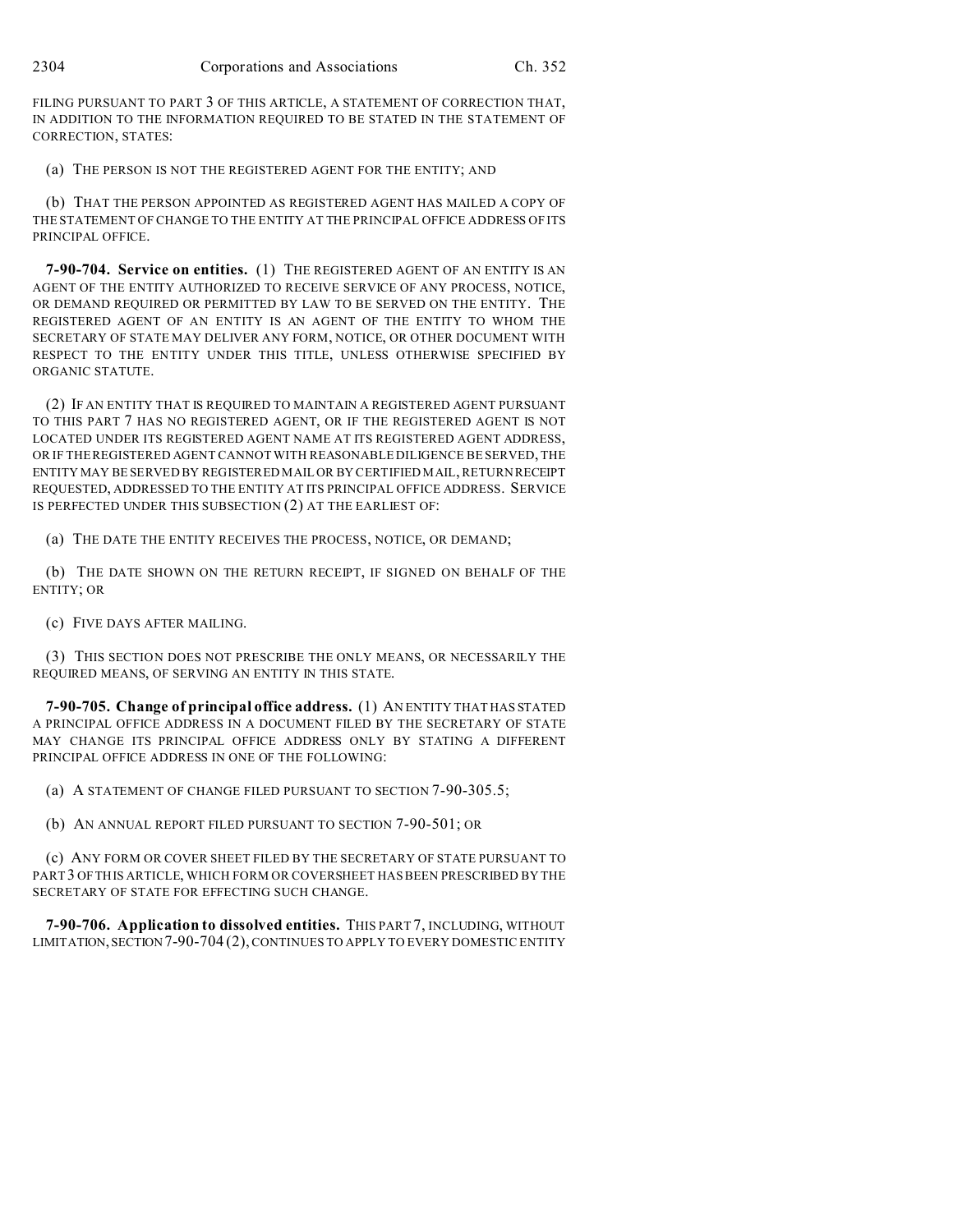FILING PURSUANT TO PART 3 OF THIS ARTICLE, A STATEMENT OF CORRECTION THAT, IN ADDITION TO THE INFORMATION REQUIRED TO BE STATED IN THE STATEMENT OF CORRECTION, STATES:

(a) THE PERSON IS NOT THE REGISTERED AGENT FOR THE ENTITY; AND

(b) THAT THE PERSON APPOINTED AS REGISTERED AGENT HAS MAILED A COPY OF THE STATEMENT OF CHANGE TO THE ENTITY AT THE PRINCIPAL OFFICE ADDRESS OF ITS PRINCIPAL OFFICE.

**7-90-704. Service on entities.** (1) THE REGISTERED AGENT OF AN ENTITY IS AN AGENT OF THE ENTITY AUTHORIZED TO RECEIVE SERVICE OF ANY PROCESS, NOTICE, OR DEMAND REQUIRED OR PERMITTED BY LAW TO BE SERVED ON THE ENTITY. THE REGISTERED AGENT OF AN ENTITY IS AN AGENT OF THE ENTITY TO WHOM THE SECRETARY OF STATE MAY DELIVER ANY FORM, NOTICE, OR OTHER DOCUMENT WITH RESPECT TO THE ENTITY UNDER THIS TITLE, UNLESS OTHERWISE SPECIFIED BY ORGANIC STATUTE.

(2) IF AN ENTITY THAT IS REQUIRED TO MAINTAIN A REGISTERED AGENT PURSUANT TO THIS PART 7 HAS NO REGISTERED AGENT, OR IF THE REGISTERED AGENT IS NOT LOCATED UNDER ITS REGISTERED AGENT NAME AT ITS REGISTERED AGENT ADDRESS, OR IF THE REGISTERED AGENT CANNOT WITH REASONABLE DILIGENCE BE SERVED, THE ENTITY MAY BE SERVED BY REGISTERED MAIL OR BY CERTIFIED MAIL, RETURN RECEIPT REQUESTED, ADDRESSED TO THE ENTITY AT ITS PRINCIPAL OFFICE ADDRESS. SERVICE IS PERFECTED UNDER THIS SUBSECTION (2) AT THE EARLIEST OF:

(a) THE DATE THE ENTITY RECEIVES THE PROCESS, NOTICE, OR DEMAND;

(b) THE DATE SHOWN ON THE RETURN RECEIPT, IF SIGNED ON BEHALF OF THE ENTITY; OR

(c) FIVE DAYS AFTER MAILING.

(3) THIS SECTION DOES NOT PRESCRIBE THE ONLY MEANS, OR NECESSARILY THE REQUIRED MEANS, OF SERVING AN ENTITY IN THIS STATE.

**7-90-705. Change of principal office address.** (1) AN ENTITY THAT HAS STATED A PRINCIPAL OFFICE ADDRESS IN A DOCUMENT FILED BY THE SECRETARY OF STATE MAY CHANGE ITS PRINCIPAL OFFICE ADDRESS ONLY BY STATING A DIFFERENT PRINCIPAL OFFICE ADDRESS IN ONE OF THE FOLLOWING:

(a) A STATEMENT OF CHANGE FILED PURSUANT TO SECTION 7-90-305.5;

(b) AN ANNUAL REPORT FILED PURSUANT TO SECTION 7-90-501; OR

(c) ANY FORM OR COVER SHEET FILED BY THE SECRETARY OF STATE PURSUANT TO PART 3 OF THIS ARTICLE, WHICH FORM OR COVERSHEET HAS BEEN PRESCRIBED BY THE SECRETARY OF STATE FOR EFFECTING SUCH CHANGE.

**7-90-706. Application to dissolved entities.** THIS PART 7, INCLUDING, WITHOUT LIMITATION, SECTION 7-90-704 (2), CONTINUES TO APPLY TO EVERY DOMESTIC ENTITY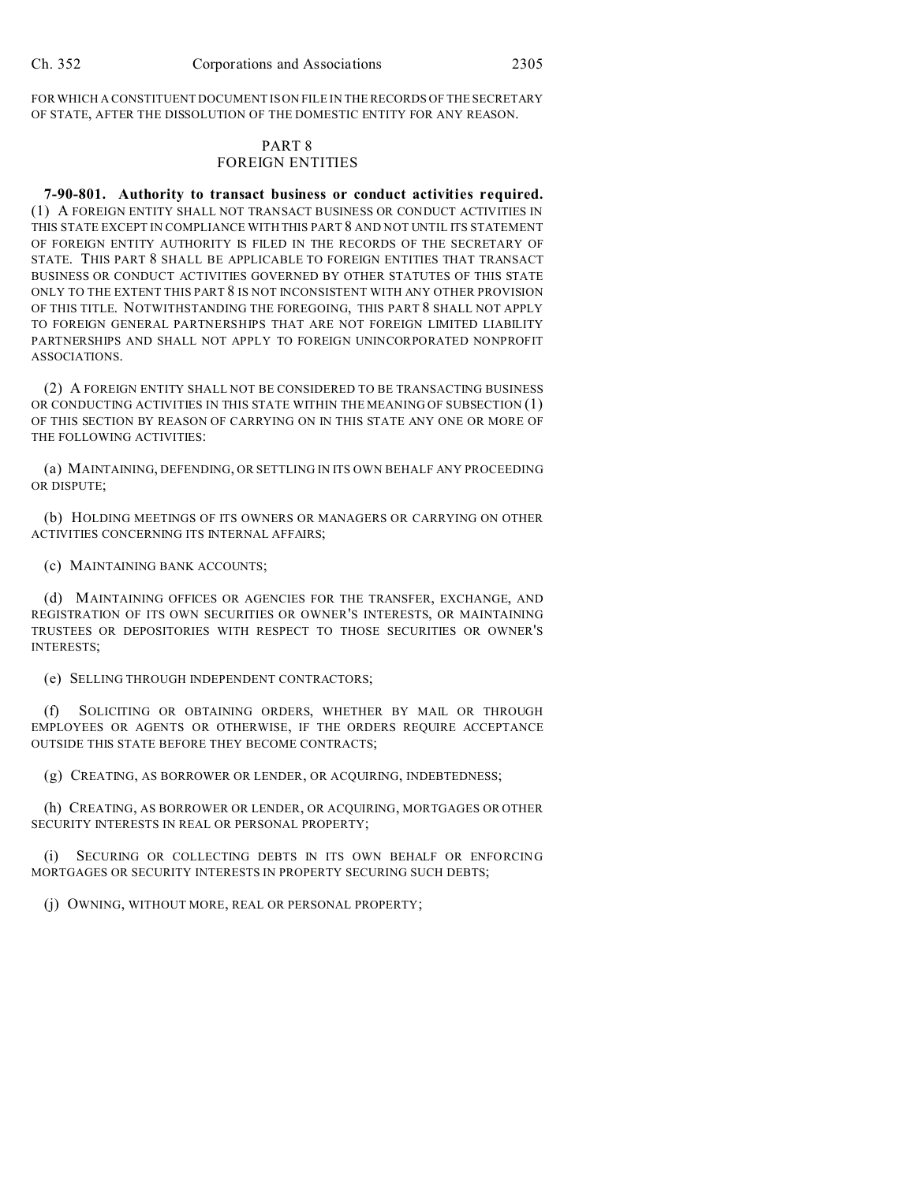FOR WHICH A CONSTITUENT DOCUMENT IS ON FILE IN THE RECORDS OF THE SECRETARY OF STATE, AFTER THE DISSOLUTION OF THE DOMESTIC ENTITY FOR ANY REASON.

## PART 8
## FOREIGN ENTITIES

**7-90-801. Authority to transact business or conduct activities required.** (1) A FOREIGN ENTITY SHALL NOT TRANSACT BUSINESS OR CONDUCT ACTIVITIES IN THIS STATE EXCEPT IN COMPLIANCE WITH THIS PART 8 AND NOT UNTIL ITS STATEMENT OF FOREIGN ENTITY AUTHORITY IS FILED IN THE RECORDS OF THE SECRETARY OF STATE. THIS PART 8 SHALL BE APPLICABLE TO FOREIGN ENTITIES THAT TRANSACT BUSINESS OR CONDUCT ACTIVITIES GOVERNED BY OTHER STATUTES OF THIS STATE ONLY TO THE EXTENT THIS PART 8 IS NOT INCONSISTENT WITH ANY OTHER PROVISION OF THIS TITLE. NOTWITHSTANDING THE FOREGOING, THIS PART 8 SHALL NOT APPLY TO FOREIGN GENERAL PARTNERSHIPS THAT ARE NOT FOREIGN LIMITED LIABILITY PARTNERSHIPS AND SHALL NOT APPLY TO FOREIGN UNINCORPORATED NONPROFIT ASSOCIATIONS.

(2) A FOREIGN ENTITY SHALL NOT BE CONSIDERED TO BE TRANSACTING BUSINESS OR CONDUCTING ACTIVITIES IN THIS STATE WITHIN THE MEANING OF SUBSECTION (1) OF THIS SECTION BY REASON OF CARRYING ON IN THIS STATE ANY ONE OR MORE OF THE FOLLOWING ACTIVITIES:

(a) MAINTAINING, DEFENDING, OR SETTLING IN ITS OWN BEHALF ANY PROCEEDING OR DISPUTE;

(b) HOLDING MEETINGS OF ITS OWNERS OR MANAGERS OR CARRYING ON OTHER ACTIVITIES CONCERNING ITS INTERNAL AFFAIRS;

(c) MAINTAINING BANK ACCOUNTS;

(d) MAINTAINING OFFICES OR AGENCIES FOR THE TRANSFER, EXCHANGE, AND REGISTRATION OF ITS OWN SECURITIES OR OWNER'S INTERESTS, OR MAINTAINING TRUSTEES OR DEPOSITORIES WITH RESPECT TO THOSE SECURITIES OR OWNER'S INTERESTS;

(e) SELLING THROUGH INDEPENDENT CONTRACTORS;

(f) SOLICITING OR OBTAINING ORDERS, WHETHER BY MAIL OR THROUGH EMPLOYEES OR AGENTS OR OTHERWISE, IF THE ORDERS REQUIRE ACCEPTANCE OUTSIDE THIS STATE BEFORE THEY BECOME CONTRACTS;

(g) CREATING, AS BORROWER OR LENDER, OR ACQUIRING, INDEBTEDNESS;

(h) CREATING, AS BORROWER OR LENDER, OR ACQUIRING, MORTGAGES OR OTHER SECURITY INTERESTS IN REAL OR PERSONAL PROPERTY;

(i) SECURING OR COLLECTING DEBTS IN ITS OWN BEHALF OR ENFORCING MORTGAGES OR SECURITY INTERESTS IN PROPERTY SECURING SUCH DEBTS;

(j) OWNING, WITHOUT MORE, REAL OR PERSONAL PROPERTY;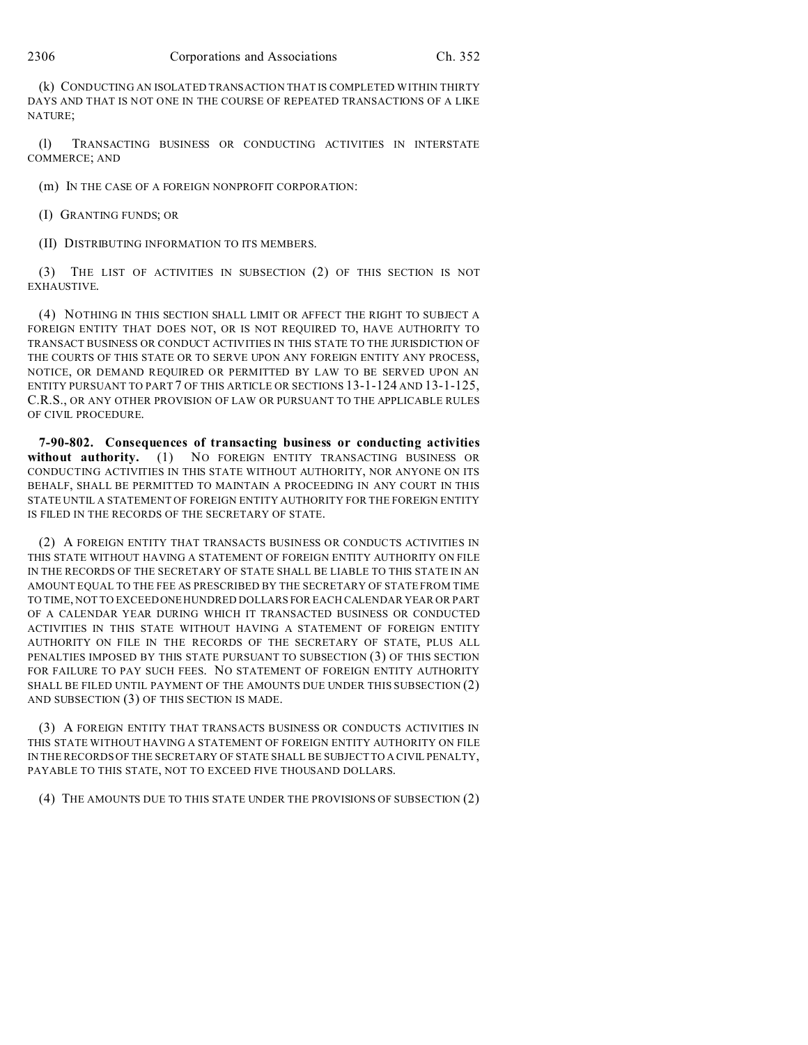(k) CONDUCTING AN ISOLATED TRANSACTION THAT IS COMPLETED WITHIN THIRTY DAYS AND THAT IS NOT ONE IN THE COURSE OF REPEATED TRANSACTIONS OF A LIKE NATURE;

(l) TRANSACTING BUSINESS OR CONDUCTING ACTIVITIES IN INTERSTATE COMMERCE; AND

(m) IN THE CASE OF A FOREIGN NONPROFIT CORPORATION:

(I) GRANTING FUNDS; OR

(II) DISTRIBUTING INFORMATION TO ITS MEMBERS.

(3) THE LIST OF ACTIVITIES IN SUBSECTION (2) OF THIS SECTION IS NOT EXHAUSTIVE.

(4) NOTHING IN THIS SECTION SHALL LIMIT OR AFFECT THE RIGHT TO SUBJECT A FOREIGN ENTITY THAT DOES NOT, OR IS NOT REQUIRED TO, HAVE AUTHORITY TO TRANSACT BUSINESS OR CONDUCT ACTIVITIES IN THIS STATE TO THE JURISDICTION OF THE COURTS OF THIS STATE OR TO SERVE UPON ANY FOREIGN ENTITY ANY PROCESS, NOTICE, OR DEMAND REQUIRED OR PERMITTED BY LAW TO BE SERVED UPON AN ENTITY PURSUANT TO PART 7 OF THIS ARTICLE OR SECTIONS 13-1-124 AND 13-1-125, C.R.S., OR ANY OTHER PROVISION OF LAW OR PURSUANT TO THE APPLICABLE RULES OF CIVIL PROCEDURE.

**7-90-802. Consequences of transacting business or conducting activities without authority.** (1) NO FOREIGN ENTITY TRANSACTING BUSINESS OR CONDUCTING ACTIVITIES IN THIS STATE WITHOUT AUTHORITY, NOR ANYONE ON ITS BEHALF, SHALL BE PERMITTED TO MAINTAIN A PROCEEDING IN ANY COURT IN THIS STATE UNTIL A STATEMENT OF FOREIGN ENTITY AUTHORITY FOR THE FOREIGN ENTITY IS FILED IN THE RECORDS OF THE SECRETARY OF STATE.

(2) A FOREIGN ENTITY THAT TRANSACTS BUSINESS OR CONDUCTS ACTIVITIES IN THIS STATE WITHOUT HAVING A STATEMENT OF FOREIGN ENTITY AUTHORITY ON FILE IN THE RECORDS OF THE SECRETARY OF STATE SHALL BE LIABLE TO THIS STATE IN AN AMOUNT EQUAL TO THE FEE AS PRESCRIBED BY THE SECRETARY OF STATE FROM TIME TO TIME, NOT TO EXCEED ONE HUNDRED DOLLARS FOR EACH CALENDAR YEAR OR PART OF A CALENDAR YEAR DURING WHICH IT TRANSACTED BUSINESS OR CONDUCTED ACTIVITIES IN THIS STATE WITHOUT HAVING A STATEMENT OF FOREIGN ENTITY AUTHORITY ON FILE IN THE RECORDS OF THE SECRETARY OF STATE, PLUS ALL PENALTIES IMPOSED BY THIS STATE PURSUANT TO SUBSECTION (3) OF THIS SECTION FOR FAILURE TO PAY SUCH FEES. NO STATEMENT OF FOREIGN ENTITY AUTHORITY SHALL BE FILED UNTIL PAYMENT OF THE AMOUNTS DUE UNDER THIS SUBSECTION (2) AND SUBSECTION (3) OF THIS SECTION IS MADE.

(3) A FOREIGN ENTITY THAT TRANSACTS BUSINESS OR CONDUCTS ACTIVITIES IN THIS STATE WITHOUT HAVING A STATEMENT OF FOREIGN ENTITY AUTHORITY ON FILE IN THE RECORDS OF THE SECRETARY OF STATE SHALL BE SUBJECT TO A CIVIL PENALTY, PAYABLE TO THIS STATE, NOT TO EXCEED FIVE THOUSAND DOLLARS.

(4) THE AMOUNTS DUE TO THIS STATE UNDER THE PROVISIONS OF SUBSECTION (2)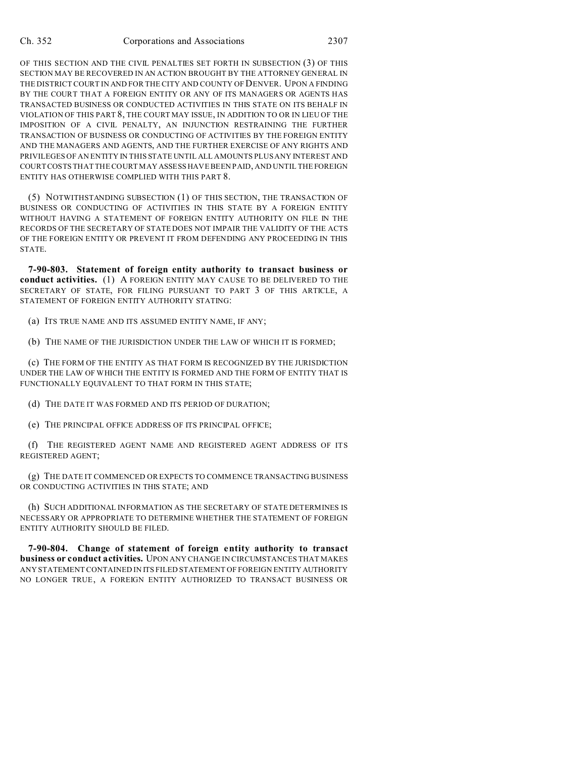OF THIS SECTION AND THE CIVIL PENALTIES SET FORTH IN SUBSECTION (3) OF THIS SECTION MAY BE RECOVERED IN AN ACTION BROUGHT BY THE ATTORNEY GENERAL IN THE DISTRICT COURT IN AND FOR THE CITY AND COUNTY OF DENVER. UPON A FINDING BY THE COURT THAT A FOREIGN ENTITY OR ANY OF ITS MANAGERS OR AGENTS HAS TRANSACTED BUSINESS OR CONDUCTED ACTIVITIES IN THIS STATE ON ITS BEHALF IN VIOLATION OF THIS PART 8, THE COURT MAY ISSUE, IN ADDITION TO OR IN LIEU OF THE IMPOSITION OF A CIVIL PENALTY, AN INJUNCTION RESTRAINING THE FURTHER TRANSACTION OF BUSINESS OR CONDUCTING OF ACTIVITIES BY THE FOREIGN ENTITY AND THE MANAGERS AND AGENTS, AND THE FURTHER EXERCISE OF ANY RIGHTS AND PRIVILEGES OF AN ENTITY IN THIS STATE UNTIL ALL AMOUNTS PLUS ANY INTEREST AND COURT COSTS THAT THE COURT MAY ASSESS HAVE BEEN PAID, AND UNTIL THE FOREIGN ENTITY HAS OTHERWISE COMPLIED WITH THIS PART 8.

(5) NOTWITHSTANDING SUBSECTION (1) OF THIS SECTION, THE TRANSACTION OF BUSINESS OR CONDUCTING OF ACTIVITIES IN THIS STATE BY A FOREIGN ENTITY WITHOUT HAVING A STATEMENT OF FOREIGN ENTITY AUTHORITY ON FILE IN THE RECORDS OF THE SECRETARY OF STATE DOES NOT IMPAIR THE VALIDITY OF THE ACTS OF THE FOREIGN ENTITY OR PREVENT IT FROM DEFENDING ANY PROCEEDING IN THIS STATE.

**7-90-803. Statement of foreign entity authority to transact business or conduct activities.** (1) A FOREIGN ENTITY MAY CAUSE TO BE DELIVERED TO THE SECRETARY OF STATE, FOR FILING PURSUANT TO PART 3 OF THIS ARTICLE, A STATEMENT OF FOREIGN ENTITY AUTHORITY STATING:

(a) ITS TRUE NAME AND ITS ASSUMED ENTITY NAME, IF ANY;

(b) THE NAME OF THE JURISDICTION UNDER THE LAW OF WHICH IT IS FORMED;

(c) THE FORM OF THE ENTITY AS THAT FORM IS RECOGNIZED BY THE JURISDICTION UNDER THE LAW OF WHICH THE ENTITY IS FORMED AND THE FORM OF ENTITY THAT IS FUNCTIONALLY EQUIVALENT TO THAT FORM IN THIS STATE;

(d) THE DATE IT WAS FORMED AND ITS PERIOD OF DURATION;

(e) THE PRINCIPAL OFFICE ADDRESS OF ITS PRINCIPAL OFFICE;

(f) THE REGISTERED AGENT NAME AND REGISTERED AGENT ADDRESS OF ITS REGISTERED AGENT;

(g) THE DATE IT COMMENCED OR EXPECTS TO COMMENCE TRANSACTING BUSINESS OR CONDUCTING ACTIVITIES IN THIS STATE; AND

(h) SUCH ADDITIONAL INFORMATION AS THE SECRETARY OF STATE DETERMINES IS NECESSARY OR APPROPRIATE TO DETERMINE WHETHER THE STATEMENT OF FOREIGN ENTITY AUTHORITY SHOULD BE FILED.

**7-90-804. Change of statement of foreign entity authority to transact business or conduct activities.** UPON ANY CHANGE IN CIRCUMSTANCES THAT MAKES ANY STATEMENT CONTAINED IN ITS FILED STATEMENT OF FOREIGN ENTITY AUTHORITY NO LONGER TRUE, A FOREIGN ENTITY AUTHORIZED TO TRANSACT BUSINESS OR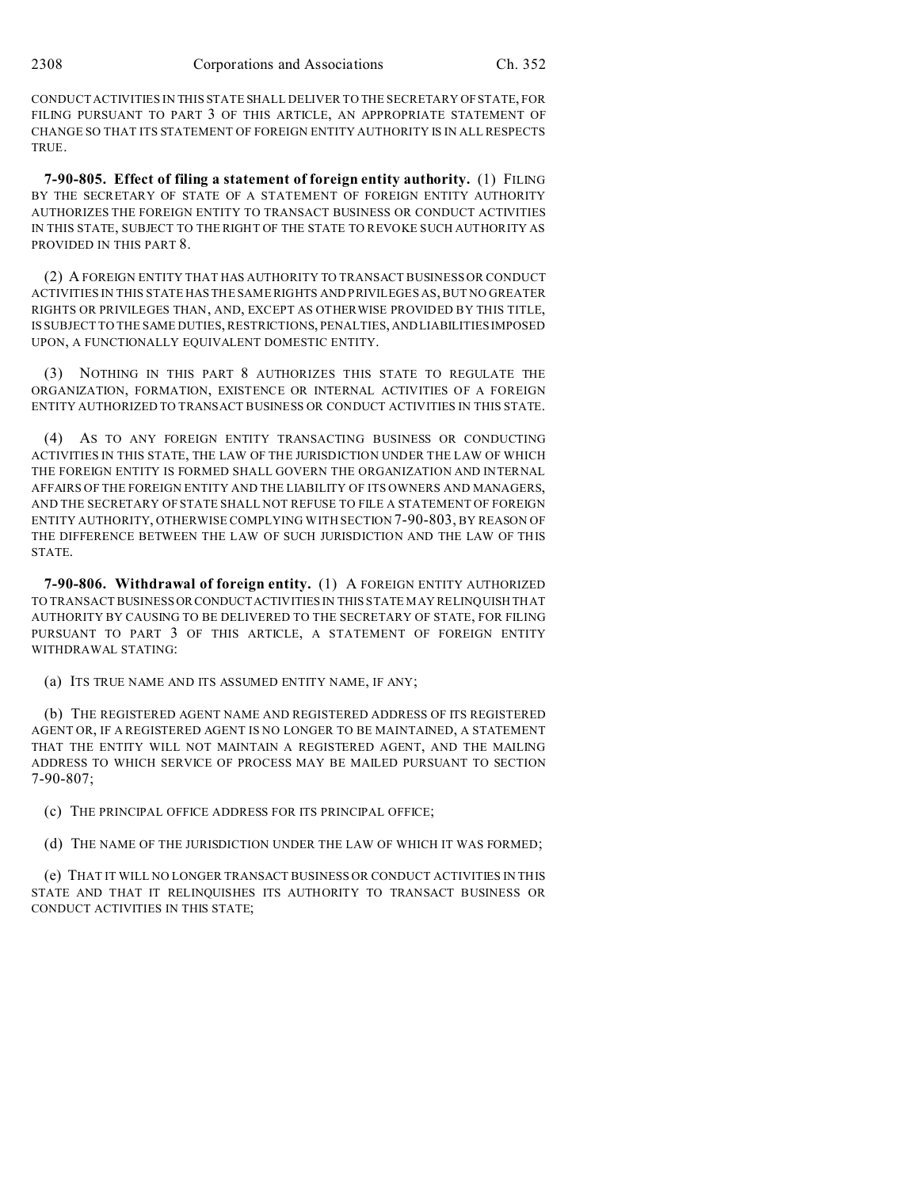CONDUCT ACTIVITIES IN THIS STATE SHALL DELIVER TO THE SECRETARY OF STATE, FOR FILING PURSUANT TO PART 3 OF THIS ARTICLE, AN APPROPRIATE STATEMENT OF CHANGE SO THAT ITS STATEMENT OF FOREIGN ENTITY AUTHORITY IS IN ALL RESPECTS TRUE.

**7-90-805. Effect of filing a statement of foreign entity authority.** (1) FILING BY THE SECRETARY OF STATE OF A STATEMENT OF FOREIGN ENTITY AUTHORITY AUTHORIZES THE FOREIGN ENTITY TO TRANSACT BUSINESS OR CONDUCT ACTIVITIES IN THIS STATE, SUBJECT TO THE RIGHT OF THE STATE TO REVOKE SUCH AUTHORITY AS PROVIDED IN THIS PART 8.

(2) A FOREIGN ENTITY THAT HAS AUTHORITY TO TRANSACT BUSINESS OR CONDUCT ACTIVITIES IN THIS STATE HAS THE SAME RIGHTS AND PRIVILEGES AS, BUT NO GREATER RIGHTS OR PRIVILEGES THAN, AND, EXCEPT AS OTHERWISE PROVIDED BY THIS TITLE, IS SUBJECT TO THE SAME DUTIES, RESTRICTIONS, PENALTIES, AND LIABILITIES IMPOSED UPON, A FUNCTIONALLY EQUIVALENT DOMESTIC ENTITY.

(3) NOTHING IN THIS PART 8 AUTHORIZES THIS STATE TO REGULATE THE ORGANIZATION, FORMATION, EXISTENCE OR INTERNAL ACTIVITIES OF A FOREIGN ENTITY AUTHORIZED TO TRANSACT BUSINESS OR CONDUCT ACTIVITIES IN THIS STATE.

(4) AS TO ANY FOREIGN ENTITY TRANSACTING BUSINESS OR CONDUCTING ACTIVITIES IN THIS STATE, THE LAW OF THE JURISDICTION UNDER THE LAW OF WHICH THE FOREIGN ENTITY IS FORMED SHALL GOVERN THE ORGANIZATION AND INTERNAL AFFAIRS OF THE FOREIGN ENTITY AND THE LIABILITY OF ITS OWNERS AND MANAGERS, AND THE SECRETARY OF STATE SHALL NOT REFUSE TO FILE A STATEMENT OF FOREIGN ENTITY AUTHORITY, OTHERWISE COMPLYING WITH SECTION 7-90-803, BY REASON OF THE DIFFERENCE BETWEEN THE LAW OF SUCH JURISDICTION AND THE LAW OF THIS STATE.

**7-90-806. Withdrawal of foreign entity.** (1) A FOREIGN ENTITY AUTHORIZED TO TRANSACT BUSINESS OR CONDUCT ACTIVITIES IN THIS STATE MAY RELINQUISH THAT AUTHORITY BY CAUSING TO BE DELIVERED TO THE SECRETARY OF STATE, FOR FILING PURSUANT TO PART 3 OF THIS ARTICLE, A STATEMENT OF FOREIGN ENTITY WITHDRAWAL STATING:

(a) ITS TRUE NAME AND ITS ASSUMED ENTITY NAME, IF ANY;

(b) THE REGISTERED AGENT NAME AND REGISTERED ADDRESS OF ITS REGISTERED AGENT OR, IF A REGISTERED AGENT IS NO LONGER TO BE MAINTAINED, A STATEMENT THAT THE ENTITY WILL NOT MAINTAIN A REGISTERED AGENT, AND THE MAILING ADDRESS TO WHICH SERVICE OF PROCESS MAY BE MAILED PURSUANT TO SECTION 7-90-807;

(c) THE PRINCIPAL OFFICE ADDRESS FOR ITS PRINCIPAL OFFICE;

(d) THE NAME OF THE JURISDICTION UNDER THE LAW OF WHICH IT WAS FORMED;

(e) THAT IT WILL NO LONGER TRANSACT BUSINESS OR CONDUCT ACTIVITIES IN THIS STATE AND THAT IT RELINQUISHES ITS AUTHORITY TO TRANSACT BUSINESS OR CONDUCT ACTIVITIES IN THIS STATE;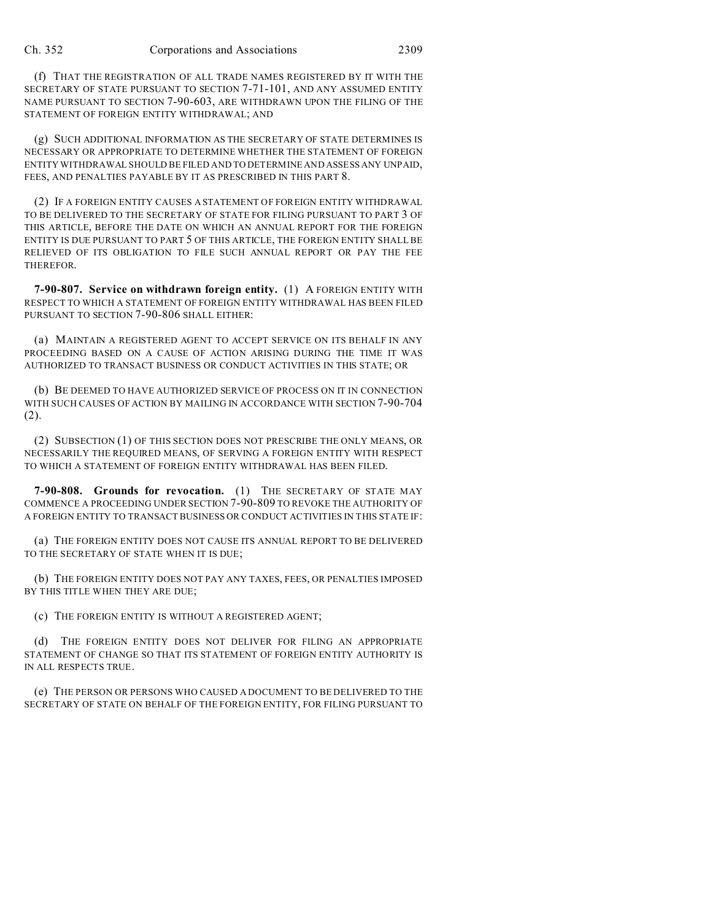(f) THAT THE REGISTRATION OF ALL TRADE NAMES REGISTERED BY IT WITH THE SECRETARY OF STATE PURSUANT TO SECTION 7-71-101, AND ANY ASSUMED ENTITY NAME PURSUANT TO SECTION 7-90-603, ARE WITHDRAWN UPON THE FILING OF THE STATEMENT OF FOREIGN ENTITY WITHDRAWAL; AND

(g) SUCH ADDITIONAL INFORMATION AS THE SECRETARY OF STATE DETERMINES IS NECESSARY OR APPROPRIATE TO DETERMINE WHETHER THE STATEMENT OF FOREIGN ENTITY WITHDRAWAL SHOULD BE FILED AND TO DETERMINE AND ASSESS ANY UNPAID, FEES, AND PENALTIES PAYABLE BY IT AS PRESCRIBED IN THIS PART 8.

(2) IF A FOREIGN ENTITY CAUSES A STATEMENT OF FOREIGN ENTITY WITHDRAWAL TO BE DELIVERED TO THE SECRETARY OF STATE FOR FILING PURSUANT TO PART 3 OF THIS ARTICLE, BEFORE THE DATE ON WHICH AN ANNUAL REPORT FOR THE FOREIGN ENTITY IS DUE PURSUANT TO PART 5 OF THIS ARTICLE, THE FOREIGN ENTITY SHALL BE RELIEVED OF ITS OBLIGATION TO FILE SUCH ANNUAL REPORT OR PAY THE FEE THEREFOR.

**7-90-807. Service on withdrawn foreign entity.** (1) A FOREIGN ENTITY WITH RESPECT TO WHICH A STATEMENT OF FOREIGN ENTITY WITHDRAWAL HAS BEEN FILED PURSUANT TO SECTION 7-90-806 SHALL EITHER:

(a) MAINTAIN A REGISTERED AGENT TO ACCEPT SERVICE ON ITS BEHALF IN ANY PROCEEDING BASED ON A CAUSE OF ACTION ARISING DURING THE TIME IT WAS AUTHORIZED TO TRANSACT BUSINESS OR CONDUCT ACTIVITIES IN THIS STATE; OR

(b) BE DEEMED TO HAVE AUTHORIZED SERVICE OF PROCESS ON IT IN CONNECTION WITH SUCH CAUSES OF ACTION BY MAILING IN ACCORDANCE WITH SECTION 7-90-704 (2).

(2) SUBSECTION (1) OF THIS SECTION DOES NOT PRESCRIBE THE ONLY MEANS, OR NECESSARILY THE REQUIRED MEANS, OF SERVING A FOREIGN ENTITY WITH RESPECT TO WHICH A STATEMENT OF FOREIGN ENTITY WITHDRAWAL HAS BEEN FILED.

**7-90-808. Grounds for revocation.** (1) THE SECRETARY OF STATE MAY COMMENCE A PROCEEDING UNDER SECTION 7-90-809 TO REVOKE THE AUTHORITY OF A FOREIGN ENTITY TO TRANSACT BUSINESS OR CONDUCT ACTIVITIES IN THIS STATE IF:

(a) THE FOREIGN ENTITY DOES NOT CAUSE ITS ANNUAL REPORT TO BE DELIVERED TO THE SECRETARY OF STATE WHEN IT IS DUE;

(b) THE FOREIGN ENTITY DOES NOT PAY ANY TAXES, FEES, OR PENALTIES IMPOSED BY THIS TITLE WHEN THEY ARE DUE;

(c) THE FOREIGN ENTITY IS WITHOUT A REGISTERED AGENT;

(d) THE FOREIGN ENTITY DOES NOT DELIVER FOR FILING AN APPROPRIATE STATEMENT OF CHANGE SO THAT ITS STATEMENT OF FOREIGN ENTITY AUTHORITY IS IN ALL RESPECTS TRUE.

(e) THE PERSON OR PERSONS WHO CAUSED A DOCUMENT TO BE DELIVERED TO THE SECRETARY OF STATE ON BEHALF OF THE FOREIGN ENTITY, FOR FILING PURSUANT TO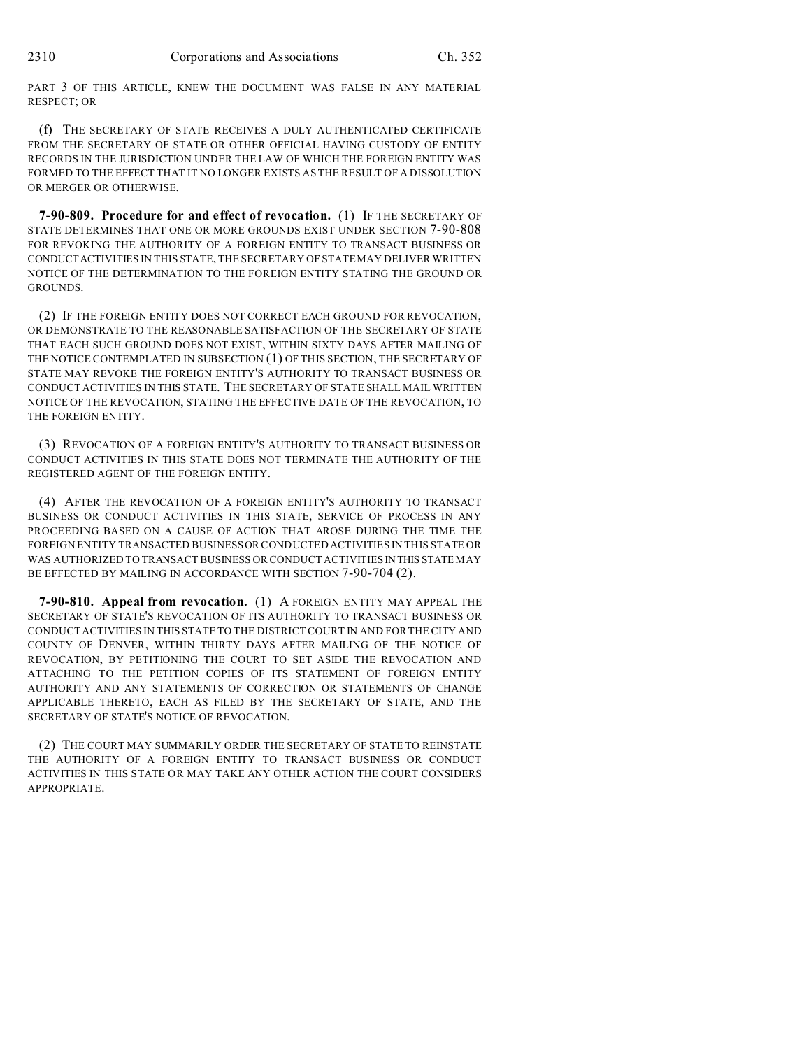PART 3 OF THIS ARTICLE, KNEW THE DOCUMENT WAS FALSE IN ANY MATERIAL RESPECT; OR

(f) THE SECRETARY OF STATE RECEIVES A DULY AUTHENTICATED CERTIFICATE FROM THE SECRETARY OF STATE OR OTHER OFFICIAL HAVING CUSTODY OF ENTITY RECORDS IN THE JURISDICTION UNDER THE LAW OF WHICH THE FOREIGN ENTITY WAS FORMED TO THE EFFECT THAT IT NO LONGER EXISTS AS THE RESULT OF A DISSOLUTION OR MERGER OR OTHERWISE.

**7-90-809. Procedure for and effect of revocation.** (1) IF THE SECRETARY OF STATE DETERMINES THAT ONE OR MORE GROUNDS EXIST UNDER SECTION 7-90-808 FOR REVOKING THE AUTHORITY OF A FOREIGN ENTITY TO TRANSACT BUSINESS OR CONDUCT ACTIVITIES IN THIS STATE, THE SECRETARY OF STATE MAY DELIVER WRITTEN NOTICE OF THE DETERMINATION TO THE FOREIGN ENTITY STATING THE GROUND OR GROUNDS.

(2) IF THE FOREIGN ENTITY DOES NOT CORRECT EACH GROUND FOR REVOCATION, OR DEMONSTRATE TO THE REASONABLE SATISFACTION OF THE SECRETARY OF STATE THAT EACH SUCH GROUND DOES NOT EXIST, WITHIN SIXTY DAYS AFTER MAILING OF THE NOTICE CONTEMPLATED IN SUBSECTION (1) OF THIS SECTION, THE SECRETARY OF STATE MAY REVOKE THE FOREIGN ENTITY'S AUTHORITY TO TRANSACT BUSINESS OR CONDUCT ACTIVITIES IN THIS STATE. THE SECRETARY OF STATE SHALL MAIL WRITTEN NOTICE OF THE REVOCATION, STATING THE EFFECTIVE DATE OF THE REVOCATION, TO THE FOREIGN ENTITY.

(3) REVOCATION OF A FOREIGN ENTITY'S AUTHORITY TO TRANSACT BUSINESS OR CONDUCT ACTIVITIES IN THIS STATE DOES NOT TERMINATE THE AUTHORITY OF THE REGISTERED AGENT OF THE FOREIGN ENTITY.

(4) AFTER THE REVOCATION OF A FOREIGN ENTITY'S AUTHORITY TO TRANSACT BUSINESS OR CONDUCT ACTIVITIES IN THIS STATE, SERVICE OF PROCESS IN ANY PROCEEDING BASED ON A CAUSE OF ACTION THAT AROSE DURING THE TIME THE FOREIGN ENTITY TRANSACTED BUSINESS OR CONDUCTED ACTIVITIES IN THIS STATE OR WAS AUTHORIZED TO TRANSACT BUSINESS OR CONDUCT ACTIVITIES IN THIS STATE MAY BE EFFECTED BY MAILING IN ACCORDANCE WITH SECTION 7-90-704 (2).

**7-90-810. Appeal from revocation.** (1) A FOREIGN ENTITY MAY APPEAL THE SECRETARY OF STATE'S REVOCATION OF ITS AUTHORITY TO TRANSACT BUSINESS OR CONDUCT ACTIVITIES IN THIS STATE TO THE DISTRICT COURT IN AND FOR THE CITY AND COUNTY OF DENVER, WITHIN THIRTY DAYS AFTER MAILING OF THE NOTICE OF REVOCATION, BY PETITIONING THE COURT TO SET ASIDE THE REVOCATION AND ATTACHING TO THE PETITION COPIES OF ITS STATEMENT OF FOREIGN ENTITY AUTHORITY AND ANY STATEMENTS OF CORRECTION OR STATEMENTS OF CHANGE APPLICABLE THERETO, EACH AS FILED BY THE SECRETARY OF STATE, AND THE SECRETARY OF STATE'S NOTICE OF REVOCATION.

(2) THE COURT MAY SUMMARILY ORDER THE SECRETARY OF STATE TO REINSTATE THE AUTHORITY OF A FOREIGN ENTITY TO TRANSACT BUSINESS OR CONDUCT ACTIVITIES IN THIS STATE OR MAY TAKE ANY OTHER ACTION THE COURT CONSIDERS APPROPRIATE.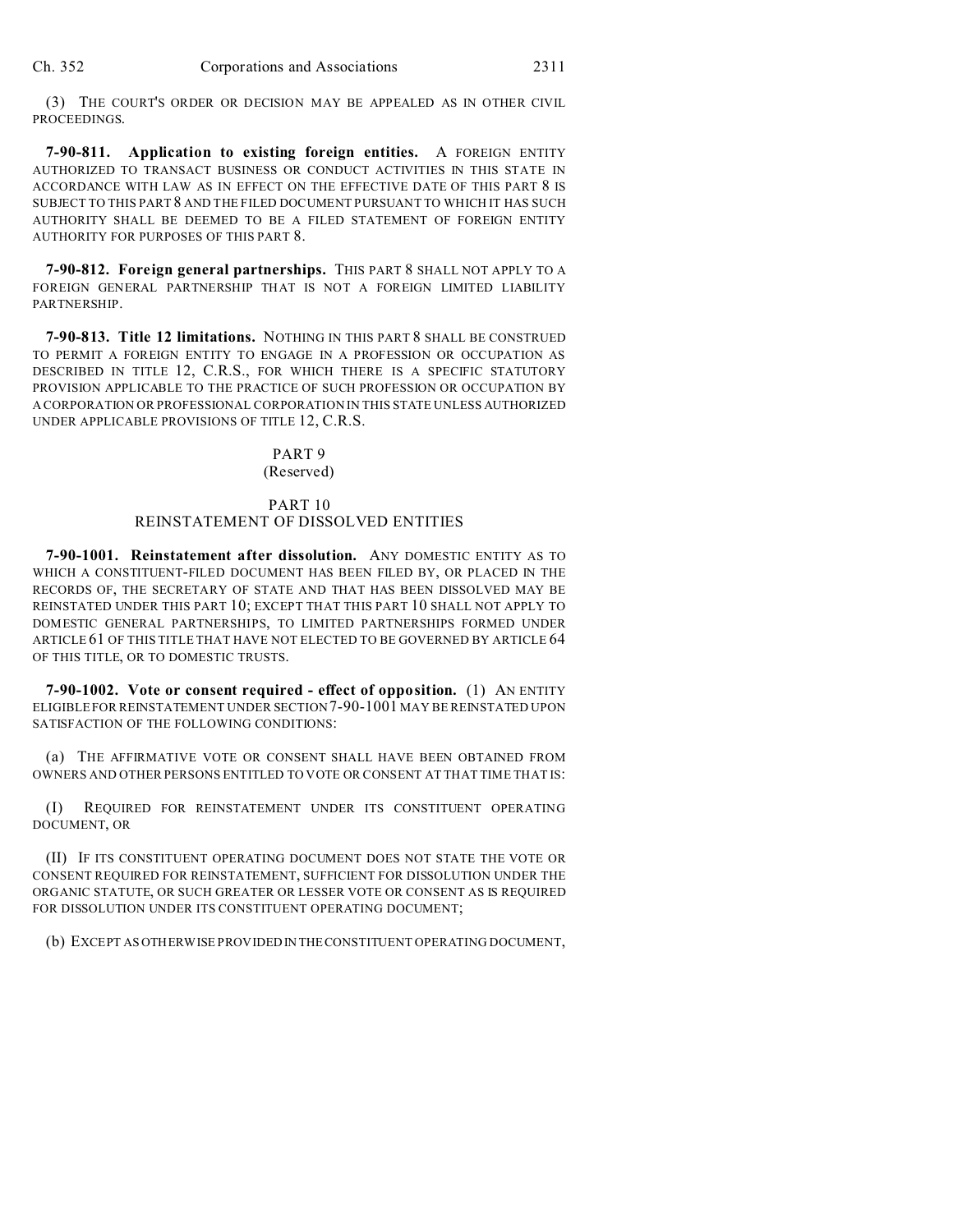(3) THE COURT'S ORDER OR DECISION MAY BE APPEALED AS IN OTHER CIVIL PROCEEDINGS.

**7-90-811. Application to existing foreign entities.** A FOREIGN ENTITY AUTHORIZED TO TRANSACT BUSINESS OR CONDUCT ACTIVITIES IN THIS STATE IN ACCORDANCE WITH LAW AS IN EFFECT ON THE EFFECTIVE DATE OF THIS PART 8 IS SUBJECT TO THIS PART 8 AND THE FILED DOCUMENT PURSUANT TO WHICH IT HAS SUCH AUTHORITY SHALL BE DEEMED TO BE A FILED STATEMENT OF FOREIGN ENTITY AUTHORITY FOR PURPOSES OF THIS PART 8.

**7-90-812. Foreign general partnerships.** THIS PART 8 SHALL NOT APPLY TO A FOREIGN GENERAL PARTNERSHIP THAT IS NOT A FOREIGN LIMITED LIABILITY PARTNERSHIP.

**7-90-813. Title 12 limitations.** NOTHING IN THIS PART 8 SHALL BE CONSTRUED TO PERMIT A FOREIGN ENTITY TO ENGAGE IN A PROFESSION OR OCCUPATION AS DESCRIBED IN TITLE 12, C.R.S., FOR WHICH THERE IS A SPECIFIC STATUTORY PROVISION APPLICABLE TO THE PRACTICE OF SUCH PROFESSION OR OCCUPATION BY A CORPORATION OR PROFESSIONAL CORPORATION IN THIS STATE UNLESS AUTHORIZED UNDER APPLICABLE PROVISIONS OF TITLE 12, C.R.S.

## PART 9
(Reserved)

## PART 10
## REINSTATEMENT OF DISSOLVED ENTITIES

**7-90-1001. Reinstatement after dissolution.** ANY DOMESTIC ENTITY AS TO WHICH A CONSTITUENT-FILED DOCUMENT HAS BEEN FILED BY, OR PLACED IN THE RECORDS OF, THE SECRETARY OF STATE AND THAT HAS BEEN DISSOLVED MAY BE REINSTATED UNDER THIS PART 10; EXCEPT THAT THIS PART 10 SHALL NOT APPLY TO DOMESTIC GENERAL PARTNERSHIPS, TO LIMITED PARTNERSHIPS FORMED UNDER ARTICLE 61 OF THIS TITLE THAT HAVE NOT ELECTED TO BE GOVERNED BY ARTICLE 64 OF THIS TITLE, OR TO DOMESTIC TRUSTS.

**7-90-1002. Vote or consent required - effect of opposition.** (1) AN ENTITY ELIGIBLE FOR REINSTATEMENT UNDER SECTION 7-90-1001 MAY BE REINSTATED UPON SATISFACTION OF THE FOLLOWING CONDITIONS:

(a) THE AFFIRMATIVE VOTE OR CONSENT SHALL HAVE BEEN OBTAINED FROM OWNERS AND OTHER PERSONS ENTITLED TO VOTE OR CONSENT AT THAT TIME THAT IS:

(I) REQUIRED FOR REINSTATEMENT UNDER ITS CONSTITUENT OPERATING DOCUMENT, OR

(II) IF ITS CONSTITUENT OPERATING DOCUMENT DOES NOT STATE THE VOTE OR CONSENT REQUIRED FOR REINSTATEMENT, SUFFICIENT FOR DISSOLUTION UNDER THE ORGANIC STATUTE, OR SUCH GREATER OR LESSER VOTE OR CONSENT AS IS REQUIRED FOR DISSOLUTION UNDER ITS CONSTITUENT OPERATING DOCUMENT;

(b) EXCEPT AS OTHERWISE PROVIDED IN THE CONSTITUENT OPERATING DOCUMENT,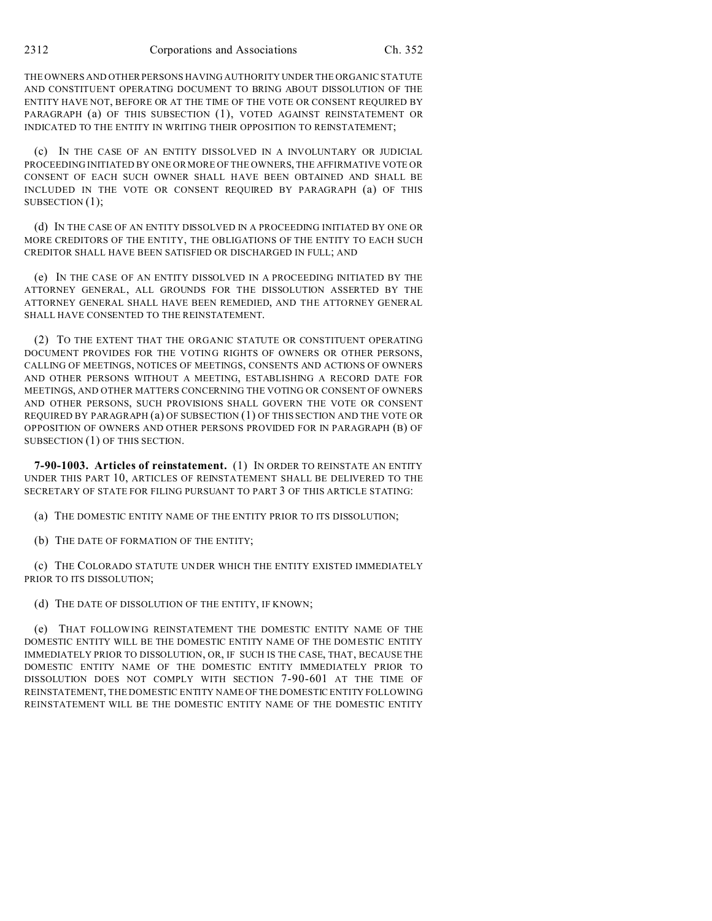THE OWNERS AND OTHER PERSONS HAVING AUTHORITY UNDER THE ORGANIC STATUTE AND CONSTITUENT OPERATING DOCUMENT TO BRING ABOUT DISSOLUTION OF THE ENTITY HAVE NOT, BEFORE OR AT THE TIME OF THE VOTE OR CONSENT REQUIRED BY PARAGRAPH (a) OF THIS SUBSECTION (1), VOTED AGAINST REINSTATEMENT OR INDICATED TO THE ENTITY IN WRITING THEIR OPPOSITION TO REINSTATEMENT;

(c) IN THE CASE OF AN ENTITY DISSOLVED IN A INVOLUNTARY OR JUDICIAL PROCEEDING INITIATED BY ONE OR MORE OF THE OWNERS, THE AFFIRMATIVE VOTE OR CONSENT OF EACH SUCH OWNER SHALL HAVE BEEN OBTAINED AND SHALL BE INCLUDED IN THE VOTE OR CONSENT REQUIRED BY PARAGRAPH (a) OF THIS SUBSECTION (1);

(d) IN THE CASE OF AN ENTITY DISSOLVED IN A PROCEEDING INITIATED BY ONE OR MORE CREDITORS OF THE ENTITY, THE OBLIGATIONS OF THE ENTITY TO EACH SUCH CREDITOR SHALL HAVE BEEN SATISFIED OR DISCHARGED IN FULL; AND

(e) IN THE CASE OF AN ENTITY DISSOLVED IN A PROCEEDING INITIATED BY THE ATTORNEY GENERAL, ALL GROUNDS FOR THE DISSOLUTION ASSERTED BY THE ATTORNEY GENERAL SHALL HAVE BEEN REMEDIED, AND THE ATTORNEY GENERAL SHALL HAVE CONSENTED TO THE REINSTATEMENT.

(2) TO THE EXTENT THAT THE ORGANIC STATUTE OR CONSTITUENT OPERATING DOCUMENT PROVIDES FOR THE VOTING RIGHTS OF OWNERS OR OTHER PERSONS, CALLING OF MEETINGS, NOTICES OF MEETINGS, CONSENTS AND ACTIONS OF OWNERS AND OTHER PERSONS WITHOUT A MEETING, ESTABLISHING A RECORD DATE FOR MEETINGS, AND OTHER MATTERS CONCERNING THE VOTING OR CONSENT OF OWNERS AND OTHER PERSONS, SUCH PROVISIONS SHALL GOVERN THE VOTE OR CONSENT REQUIRED BY PARAGRAPH (a) OF SUBSECTION (1) OF THIS SECTION AND THE VOTE OR OPPOSITION OF OWNERS AND OTHER PERSONS PROVIDED FOR IN PARAGRAPH (B) OF SUBSECTION (1) OF THIS SECTION.

**7-90-1003. Articles of reinstatement.** (1) IN ORDER TO REINSTATE AN ENTITY UNDER THIS PART 10, ARTICLES OF REINSTATEMENT SHALL BE DELIVERED TO THE SECRETARY OF STATE FOR FILING PURSUANT TO PART 3 OF THIS ARTICLE STATING:

(a) THE DOMESTIC ENTITY NAME OF THE ENTITY PRIOR TO ITS DISSOLUTION;

(b) THE DATE OF FORMATION OF THE ENTITY;

(c) THE COLORADO STATUTE UNDER WHICH THE ENTITY EXISTED IMMEDIATELY PRIOR TO ITS DISSOLUTION;

(d) THE DATE OF DISSOLUTION OF THE ENTITY, IF KNOWN;

(e) THAT FOLLOWING REINSTATEMENT THE DOMESTIC ENTITY NAME OF THE DOMESTIC ENTITY WILL BE THE DOMESTIC ENTITY NAME OF THE DOMESTIC ENTITY IMMEDIATELY PRIOR TO DISSOLUTION, OR, IF SUCH IS THE CASE, THAT, BECAUSE THE DOMESTIC ENTITY NAME OF THE DOMESTIC ENTITY IMMEDIATELY PRIOR TO DISSOLUTION DOES NOT COMPLY WITH SECTION 7-90-601 AT THE TIME OF REINSTATEMENT, THE DOMESTIC ENTITY NAME OF THE DOMESTIC ENTITY FOLLOWING REINSTATEMENT WILL BE THE DOMESTIC ENTITY NAME OF THE DOMESTIC ENTITY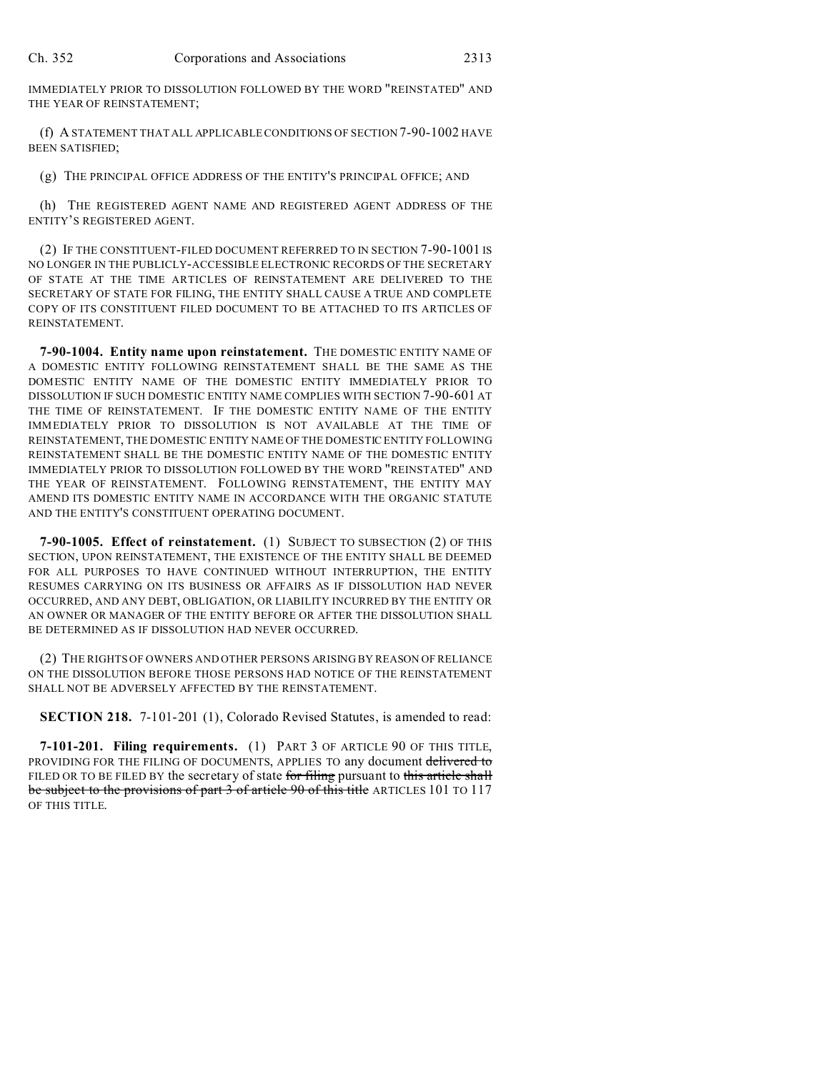IMMEDIATELY PRIOR TO DISSOLUTION FOLLOWED BY THE WORD "REINSTATED" AND THE YEAR OF REINSTATEMENT;

(f) A STATEMENT THAT ALL APPLICABLE CONDITIONS OF SECTION 7-90-1002 HAVE BEEN SATISFIED;

(g) THE PRINCIPAL OFFICE ADDRESS OF THE ENTITY'S PRINCIPAL OFFICE; AND

(h) THE REGISTERED AGENT NAME AND REGISTERED AGENT ADDRESS OF THE ENTITY'S REGISTERED AGENT.

(2) IF THE CONSTITUENT-FILED DOCUMENT REFERRED TO IN SECTION 7-90-1001 IS NO LONGER IN THE PUBLICLY-ACCESSIBLE ELECTRONIC RECORDS OF THE SECRETARY OF STATE AT THE TIME ARTICLES OF REINSTATEMENT ARE DELIVERED TO THE SECRETARY OF STATE FOR FILING, THE ENTITY SHALL CAUSE A TRUE AND COMPLETE COPY OF ITS CONSTITUENT FILED DOCUMENT TO BE ATTACHED TO ITS ARTICLES OF REINSTATEMENT.

**7-90-1004. Entity name upon reinstatement.** THE DOMESTIC ENTITY NAME OF A DOMESTIC ENTITY FOLLOWING REINSTATEMENT SHALL BE THE SAME AS THE DOMESTIC ENTITY NAME OF THE DOMESTIC ENTITY IMMEDIATELY PRIOR TO DISSOLUTION IF SUCH DOMESTIC ENTITY NAME COMPLIES WITH SECTION 7-90-601 AT THE TIME OF REINSTATEMENT. IF THE DOMESTIC ENTITY NAME OF THE ENTITY IMMEDIATELY PRIOR TO DISSOLUTION IS NOT AVAILABLE AT THE TIME OF REINSTATEMENT, THE DOMESTIC ENTITY NAME OF THE DOMESTIC ENTITY FOLLOWING REINSTATEMENT SHALL BE THE DOMESTIC ENTITY NAME OF THE DOMESTIC ENTITY IMMEDIATELY PRIOR TO DISSOLUTION FOLLOWED BY THE WORD "REINSTATED" AND THE YEAR OF REINSTATEMENT. FOLLOWING REINSTATEMENT, THE ENTITY MAY AMEND ITS DOMESTIC ENTITY NAME IN ACCORDANCE WITH THE ORGANIC STATUTE AND THE ENTITY'S CONSTITUENT OPERATING DOCUMENT.

**7-90-1005. Effect of reinstatement.** (1) SUBJECT TO SUBSECTION (2) OF THIS SECTION, UPON REINSTATEMENT, THE EXISTENCE OF THE ENTITY SHALL BE DEEMED FOR ALL PURPOSES TO HAVE CONTINUED WITHOUT INTERRUPTION, THE ENTITY RESUMES CARRYING ON ITS BUSINESS OR AFFAIRS AS IF DISSOLUTION HAD NEVER OCCURRED, AND ANY DEBT, OBLIGATION, OR LIABILITY INCURRED BY THE ENTITY OR AN OWNER OR MANAGER OF THE ENTITY BEFORE OR AFTER THE DISSOLUTION SHALL BE DETERMINED AS IF DISSOLUTION HAD NEVER OCCURRED.

(2) THE RIGHTS OF OWNERS AND OTHER PERSONS ARISING BY REASON OF RELIANCE ON THE DISSOLUTION BEFORE THOSE PERSONS HAD NOTICE OF THE REINSTATEMENT SHALL NOT BE ADVERSELY AFFECTED BY THE REINSTATEMENT.

**SECTION 218.** 7-101-201 (1), Colorado Revised Statutes, is amended to read:

**7-101-201. Filing requirements.** (1) PART 3 OF ARTICLE 90 OF THIS TITLE, PROVIDING FOR THE FILING OF DOCUMENTS, APPLIES TO any document ~~delivered to~~ FILED OR TO BE FILED BY the secretary of state ~~for filing~~ pursuant to ~~this article shall be subject to the provisions of part 3 of article 90 of this title~~ ARTICLES 101 TO 117 OF THIS TITLE.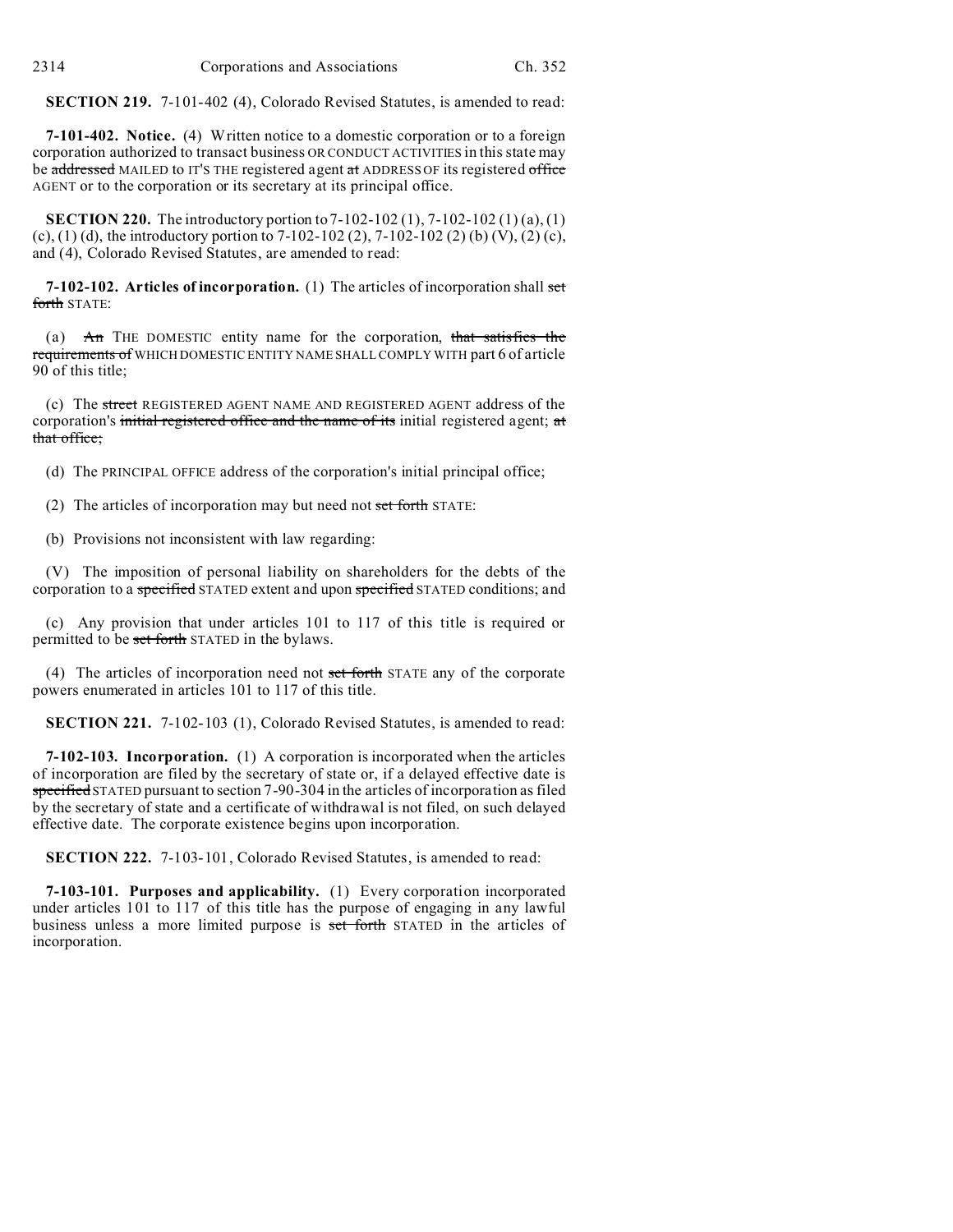**SECTION 219.** 7-101-402 (4), Colorado Revised Statutes, is amended to read:

**7-101-402. Notice.** (4) Written notice to a domestic corporation or to a foreign corporation authorized to transact business OR CONDUCT ACTIVITIES in this state may be ~~addressed~~ MAILED to IT'S THE registered agent ~~at~~ ADDRESS OF its registered ~~office~~ AGENT or to the corporation or its secretary at its principal office.

**SECTION 220.** The introductory portion to 7-102-102 (1), 7-102-102 (1) (a), (1) (c), (1) (d), the introductory portion to 7-102-102 (2), 7-102-102 (2) (b) (V), (2) (c), and (4), Colorado Revised Statutes, are amended to read:

**7-102-102. Articles of incorporation.** (1) The articles of incorporation shall ~~set forth~~ STATE:

(a) ~~An~~ THE DOMESTIC entity name for the corporation, ~~that satisfies the requirements of~~ WHICH DOMESTIC ENTITY NAME SHALL COMPLY WITH part 6 of article 90 of this title;

(c) The ~~street~~ REGISTERED AGENT NAME AND REGISTERED AGENT address of the corporation's ~~initial registered office and the name of its~~ initial registered agent; ~~at that office;~~

(d) The PRINCIPAL OFFICE address of the corporation's initial principal office;

(2) The articles of incorporation may but need not ~~set forth~~ STATE:

(b) Provisions not inconsistent with law regarding:

(V) The imposition of personal liability on shareholders for the debts of the corporation to a ~~specified~~ STATED extent and upon ~~specified~~ STATED conditions; and

(c) Any provision that under articles 101 to 117 of this title is required or permitted to be ~~set forth~~ STATED in the bylaws.

(4) The articles of incorporation need not ~~set forth~~ STATE any of the corporate powers enumerated in articles 101 to 117 of this title.

**SECTION 221.** 7-102-103 (1), Colorado Revised Statutes, is amended to read:

**7-102-103. Incorporation.** (1) A corporation is incorporated when the articles of incorporation are filed by the secretary of state or, if a delayed effective date is ~~specified~~ STATED pursuant to section 7-90-304 in the articles of incorporation as filed by the secretary of state and a certificate of withdrawal is not filed, on such delayed effective date. The corporate existence begins upon incorporation.

**SECTION 222.** 7-103-101, Colorado Revised Statutes, is amended to read:

**7-103-101. Purposes and applicability.** (1) Every corporation incorporated under articles 101 to 117 of this title has the purpose of engaging in any lawful business unless a more limited purpose is ~~set forth~~ STATED in the articles of incorporation.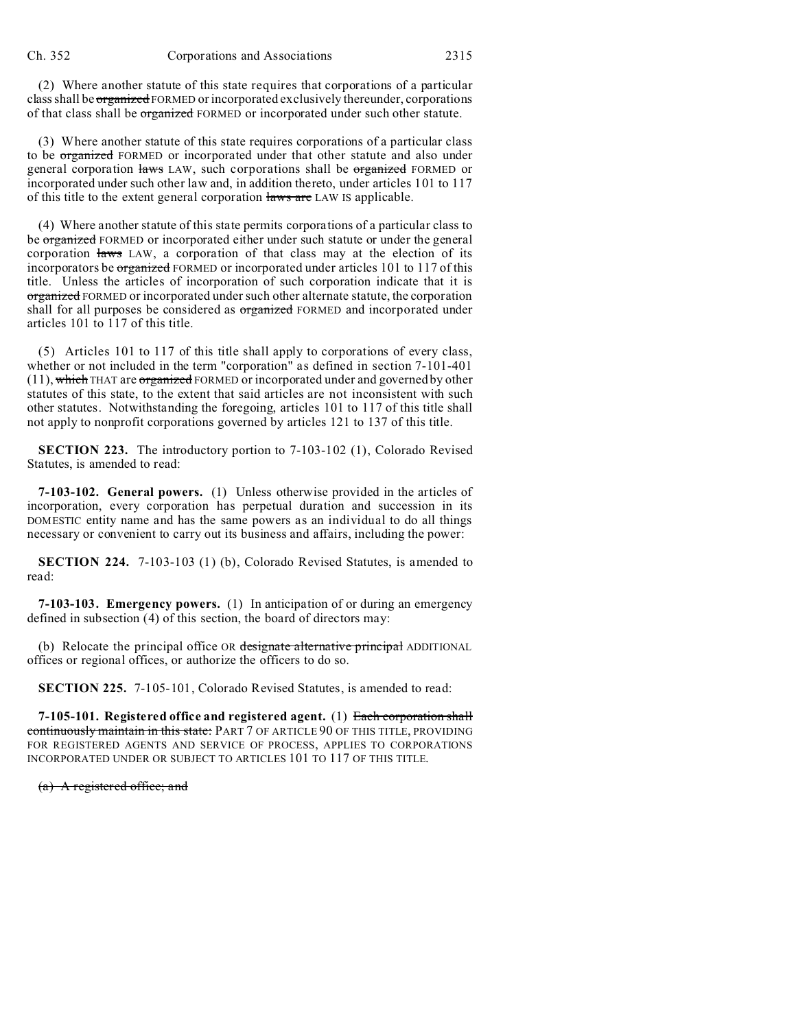(2) Where another statute of this state requires that corporations of a particular class shall be ~~organized~~ FORMED or incorporated exclusively thereunder, corporations of that class shall be ~~organized~~ FORMED or incorporated under such other statute.

(3) Where another statute of this state requires corporations of a particular class to be ~~organized~~ FORMED or incorporated under that other statute and also under general corporation ~~laws~~ LAW, such corporations shall be ~~organized~~ FORMED or incorporated under such other law and, in addition thereto, under articles 101 to 117 of this title to the extent general corporation ~~laws are~~ LAW IS applicable.

(4) Where another statute of this state permits corporations of a particular class to be ~~organized~~ FORMED or incorporated either under such statute or under the general corporation ~~laws~~ LAW, a corporation of that class may at the election of its incorporators be ~~organized~~ FORMED or incorporated under articles 101 to 117 of this title. Unless the articles of incorporation of such corporation indicate that it is ~~organized~~ FORMED or incorporated under such other alternate statute, the corporation shall for all purposes be considered as ~~organized~~ FORMED and incorporated under articles 101 to 117 of this title.

(5) Articles 101 to 117 of this title shall apply to corporations of every class, whether or not included in the term "corporation" as defined in section 7-101-401 (11), ~~which~~ THAT are ~~organized~~ FORMED or incorporated under and governed by other statutes of this state, to the extent that said articles are not inconsistent with such other statutes. Notwithstanding the foregoing, articles 101 to 117 of this title shall not apply to nonprofit corporations governed by articles 121 to 137 of this title.

**SECTION 223.** The introductory portion to 7-103-102 (1), Colorado Revised Statutes, is amended to read:

**7-103-102. General powers.** (1) Unless otherwise provided in the articles of incorporation, every corporation has perpetual duration and succession in its DOMESTIC entity name and has the same powers as an individual to do all things necessary or convenient to carry out its business and affairs, including the power:

**SECTION 224.** 7-103-103 (1) (b), Colorado Revised Statutes, is amended to read:

**7-103-103. Emergency powers.** (1) In anticipation of or during an emergency defined in subsection (4) of this section, the board of directors may:

(b) Relocate the principal office OR ~~designate alternative principal~~ ADDITIONAL offices or regional offices, or authorize the officers to do so.

**SECTION 225.** 7-105-101, Colorado Revised Statutes, is amended to read:

**7-105-101. Registered office and registered agent.** (1) ~~Each corporation shall continuously maintain in this state:~~ PART 7 OF ARTICLE 90 OF THIS TITLE, PROVIDING FOR REGISTERED AGENTS AND SERVICE OF PROCESS, APPLIES TO CORPORATIONS INCORPORATED UNDER OR SUBJECT TO ARTICLES 101 TO 117 OF THIS TITLE.

~~(a) A registered office; and~~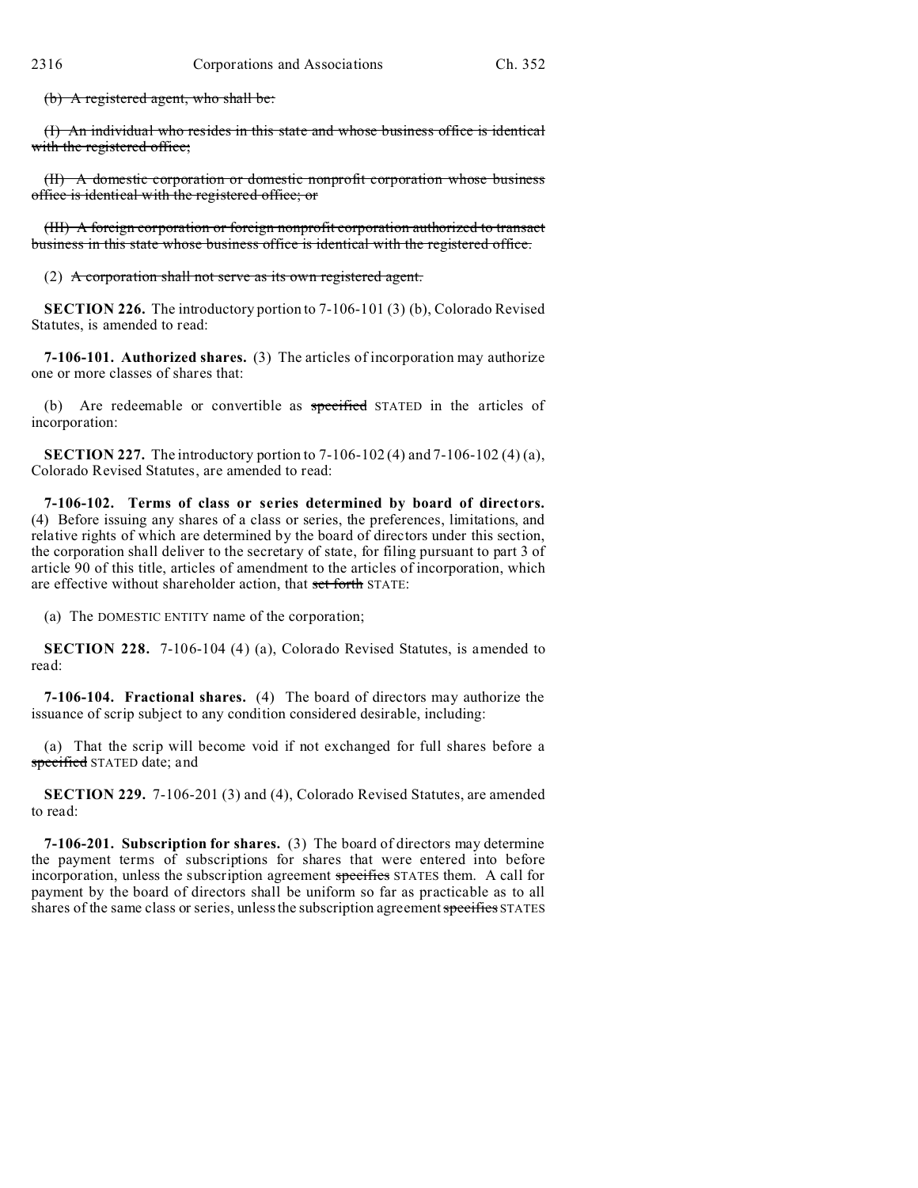~~(b) A registered agent, who shall be:~~

~~(I) An individual who resides in this state and whose business office is identical with the registered office;~~

~~(II) A domestic corporation or domestic nonprofit corporation whose business office is identical with the registered office; or~~

~~(III) A foreign corporation or foreign nonprofit corporation authorized to transact business in this state whose business office is identical with the registered office.~~

(2) ~~A corporation shall not serve as its own registered agent.~~

**SECTION 226.** The introductory portion to 7-106-101 (3) (b), Colorado Revised Statutes, is amended to read:

**7-106-101. Authorized shares.** (3) The articles of incorporation may authorize one or more classes of shares that:

(b) Are redeemable or convertible as ~~specified~~ STATED in the articles of incorporation:

**SECTION 227.** The introductory portion to 7-106-102 (4) and 7-106-102 (4) (a), Colorado Revised Statutes, are amended to read:

**7-106-102. Terms of class or series determined by board of directors.** (4) Before issuing any shares of a class or series, the preferences, limitations, and relative rights of which are determined by the board of directors under this section, the corporation shall deliver to the secretary of state, for filing pursuant to part 3 of article 90 of this title, articles of amendment to the articles of incorporation, which are effective without shareholder action, that ~~set forth~~ STATE:

(a) The DOMESTIC ENTITY name of the corporation;

**SECTION 228.** 7-106-104 (4) (a), Colorado Revised Statutes, is amended to read:

**7-106-104. Fractional shares.** (4) The board of directors may authorize the issuance of scrip subject to any condition considered desirable, including:

(a) That the scrip will become void if not exchanged for full shares before a ~~specified~~ STATED date; and

**SECTION 229.** 7-106-201 (3) and (4), Colorado Revised Statutes, are amended to read:

**7-106-201. Subscription for shares.** (3) The board of directors may determine the payment terms of subscriptions for shares that were entered into before incorporation, unless the subscription agreement ~~specifies~~ STATES them. A call for payment by the board of directors shall be uniform so far as practicable as to all shares of the same class or series, unless the subscription agreement ~~specifies~~ STATES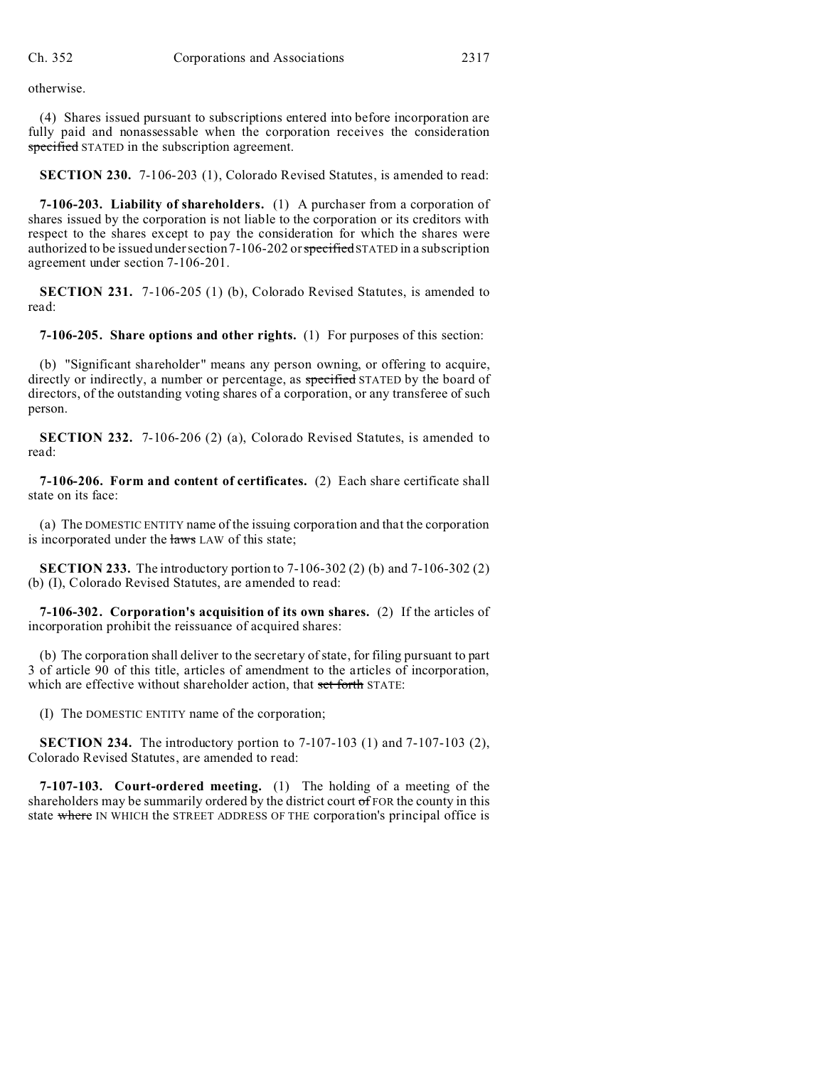otherwise.

(4) Shares issued pursuant to subscriptions entered into before incorporation are fully paid and nonassessable when the corporation receives the consideration ~~specified~~ STATED in the subscription agreement.

**SECTION 230.** 7-106-203 (1), Colorado Revised Statutes, is amended to read:

**7-106-203. Liability of shareholders.** (1) A purchaser from a corporation of shares issued by the corporation is not liable to the corporation or its creditors with respect to the shares except to pay the consideration for which the shares were authorized to be issued under section 7-106-202 or ~~specified~~ STATED in a subscription agreement under section 7-106-201.

**SECTION 231.** 7-106-205 (1) (b), Colorado Revised Statutes, is amended to read:

**7-106-205. Share options and other rights.** (1) For purposes of this section:

(b) "Significant shareholder" means any person owning, or offering to acquire, directly or indirectly, a number or percentage, as ~~specified~~ STATED by the board of directors, of the outstanding voting shares of a corporation, or any transferee of such person.

**SECTION 232.** 7-106-206 (2) (a), Colorado Revised Statutes, is amended to read:

**7-106-206. Form and content of certificates.** (2) Each share certificate shall state on its face:

(a) The DOMESTIC ENTITY name of the issuing corporation and that the corporation is incorporated under the ~~laws~~ LAW of this state;

**SECTION 233.** The introductory portion to 7-106-302 (2) (b) and 7-106-302 (2) (b) (I), Colorado Revised Statutes, are amended to read:

**7-106-302. Corporation's acquisition of its own shares.** (2) If the articles of incorporation prohibit the reissuance of acquired shares:

(b) The corporation shall deliver to the secretary of state, for filing pursuant to part 3 of article 90 of this title, articles of amendment to the articles of incorporation, which are effective without shareholder action, that ~~set forth~~ STATE:

(I) The DOMESTIC ENTITY name of the corporation;

**SECTION 234.** The introductory portion to 7-107-103 (1) and 7-107-103 (2), Colorado Revised Statutes, are amended to read:

**7-107-103. Court-ordered meeting.** (1) The holding of a meeting of the shareholders may be summarily ordered by the district court ~~of~~ FOR the county in this state ~~where~~ IN WHICH the STREET ADDRESS OF THE corporation's principal office is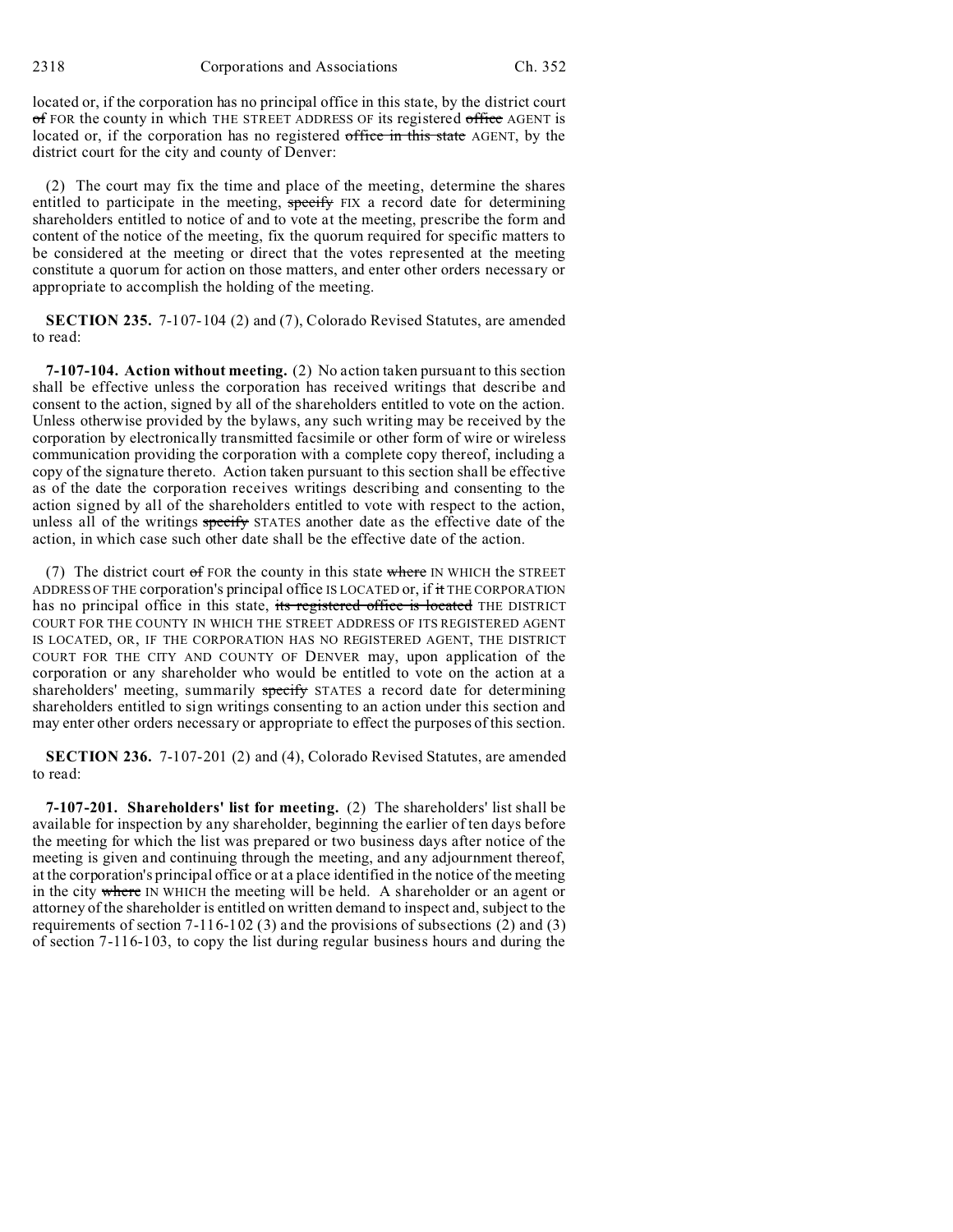located or, if the corporation has no principal office in this state, by the district court ~~of~~ FOR the county in which THE STREET ADDRESS OF its registered ~~office~~ AGENT is located or, if the corporation has no registered ~~office in this state~~ AGENT, by the district court for the city and county of Denver:

(2) The court may fix the time and place of the meeting, determine the shares entitled to participate in the meeting, ~~specify~~ FIX a record date for determining shareholders entitled to notice of and to vote at the meeting, prescribe the form and content of the notice of the meeting, fix the quorum required for specific matters to be considered at the meeting or direct that the votes represented at the meeting constitute a quorum for action on those matters, and enter other orders necessary or appropriate to accomplish the holding of the meeting.

**SECTION 235.** 7-107-104 (2) and (7), Colorado Revised Statutes, are amended to read:

**7-107-104. Action without meeting.** (2) No action taken pursuant to this section shall be effective unless the corporation has received writings that describe and consent to the action, signed by all of the shareholders entitled to vote on the action. Unless otherwise provided by the bylaws, any such writing may be received by the corporation by electronically transmitted facsimile or other form of wire or wireless communication providing the corporation with a complete copy thereof, including a copy of the signature thereto. Action taken pursuant to this section shall be effective as of the date the corporation receives writings describing and consenting to the action signed by all of the shareholders entitled to vote with respect to the action, unless all of the writings ~~specify~~ STATES another date as the effective date of the action, in which case such other date shall be the effective date of the action.

(7) The district court ~~of~~ FOR the county in this state ~~where~~ IN WHICH the STREET ADDRESS OF THE corporation's principal office IS LOCATED or, if ~~it~~ THE CORPORATION has no principal office in this state, ~~its registered office is located~~ THE DISTRICT COURT FOR THE COUNTY IN WHICH THE STREET ADDRESS OF ITS REGISTERED AGENT IS LOCATED, OR, IF THE CORPORATION HAS NO REGISTERED AGENT, THE DISTRICT COURT FOR THE CITY AND COUNTY OF DENVER may, upon application of the corporation or any shareholder who would be entitled to vote on the action at a shareholders' meeting, summarily ~~specify~~ STATES a record date for determining shareholders entitled to sign writings consenting to an action under this section and may enter other orders necessary or appropriate to effect the purposes of this section.

**SECTION 236.** 7-107-201 (2) and (4), Colorado Revised Statutes, are amended to read:

**7-107-201. Shareholders' list for meeting.** (2) The shareholders' list shall be available for inspection by any shareholder, beginning the earlier of ten days before the meeting for which the list was prepared or two business days after notice of the meeting is given and continuing through the meeting, and any adjournment thereof, at the corporation's principal office or at a place identified in the notice of the meeting in the city ~~where~~ IN WHICH the meeting will be held. A shareholder or an agent or attorney of the shareholder is entitled on written demand to inspect and, subject to the requirements of section 7-116-102 (3) and the provisions of subsections (2) and (3) of section 7-116-103, to copy the list during regular business hours and during the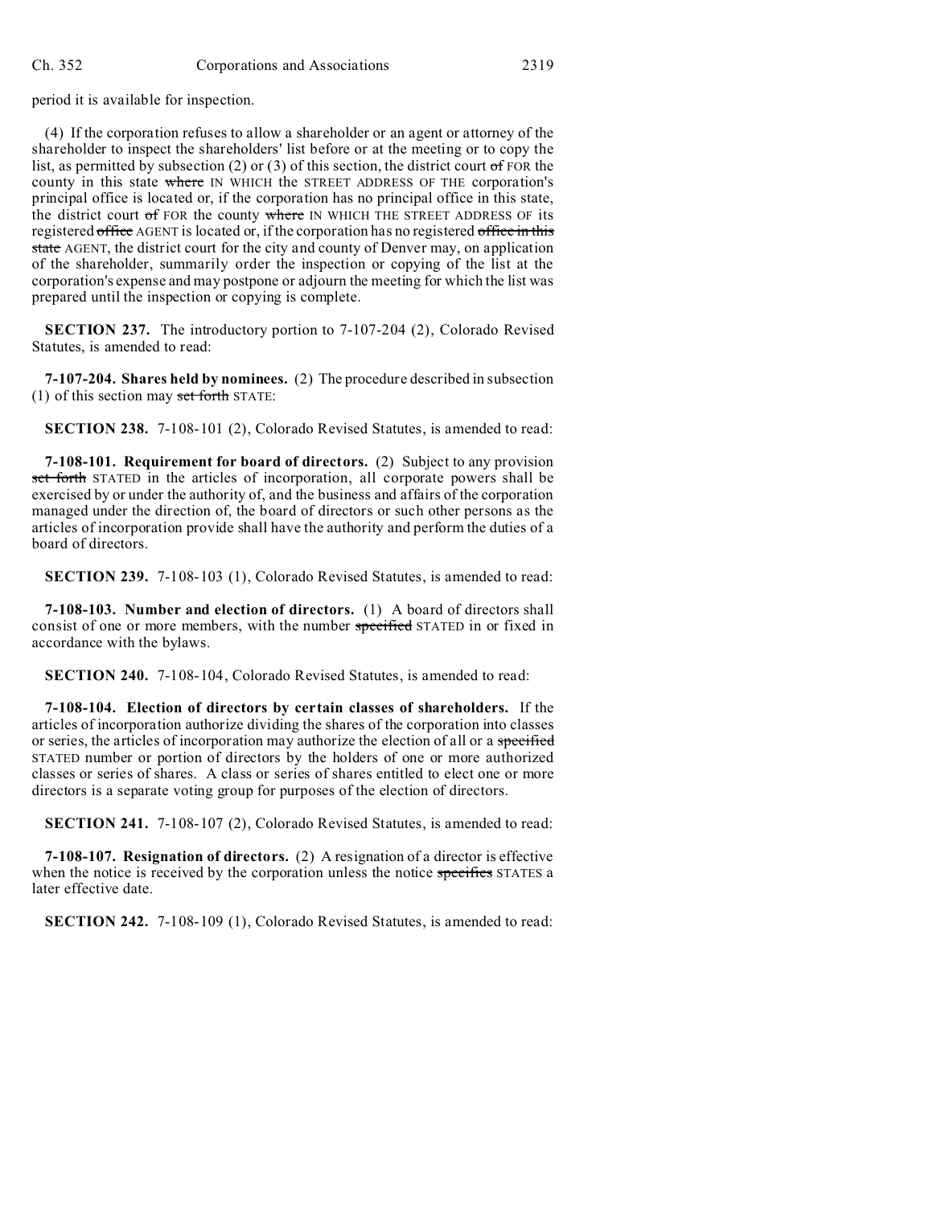period it is available for inspection.

(4) If the corporation refuses to allow a shareholder or an agent or attorney of the shareholder to inspect the shareholders' list before or at the meeting or to copy the list, as permitted by subsection (2) or (3) of this section, the district court ~~of~~ FOR the county in this state ~~where~~ IN WHICH the STREET ADDRESS OF THE corporation's principal office is located or, if the corporation has no principal office in this state, the district court ~~of~~ FOR the county ~~where~~ IN WHICH THE STREET ADDRESS OF its registered ~~office~~ AGENT is located or, if the corporation has no registered ~~office in this state~~ AGENT, the district court for the city and county of Denver may, on application of the shareholder, summarily order the inspection or copying of the list at the corporation's expense and may postpone or adjourn the meeting for which the list was prepared until the inspection or copying is complete.

**SECTION 237.** The introductory portion to 7-107-204 (2), Colorado Revised Statutes, is amended to read:

**7-107-204. Shares held by nominees.** (2) The procedure described in subsection (1) of this section may ~~set forth~~ STATE:

**SECTION 238.** 7-108-101 (2), Colorado Revised Statutes, is amended to read:

**7-108-101. Requirement for board of directors.** (2) Subject to any provision ~~set forth~~ STATED in the articles of incorporation, all corporate powers shall be exercised by or under the authority of, and the business and affairs of the corporation managed under the direction of, the board of directors or such other persons as the articles of incorporation provide shall have the authority and perform the duties of a board of directors.

**SECTION 239.** 7-108-103 (1), Colorado Revised Statutes, is amended to read:

**7-108-103. Number and election of directors.** (1) A board of directors shall consist of one or more members, with the number ~~specified~~ STATED in or fixed in accordance with the bylaws.

**SECTION 240.** 7-108-104, Colorado Revised Statutes, is amended to read:

**7-108-104. Election of directors by certain classes of shareholders.** If the articles of incorporation authorize dividing the shares of the corporation into classes or series, the articles of incorporation may authorize the election of all or a ~~specified~~ STATED number or portion of directors by the holders of one or more authorized classes or series of shares. A class or series of shares entitled to elect one or more directors is a separate voting group for purposes of the election of directors.

**SECTION 241.** 7-108-107 (2), Colorado Revised Statutes, is amended to read:

**7-108-107. Resignation of directors.** (2) A resignation of a director is effective when the notice is received by the corporation unless the notice ~~specifies~~ STATES a later effective date.

**SECTION 242.** 7-108-109 (1), Colorado Revised Statutes, is amended to read: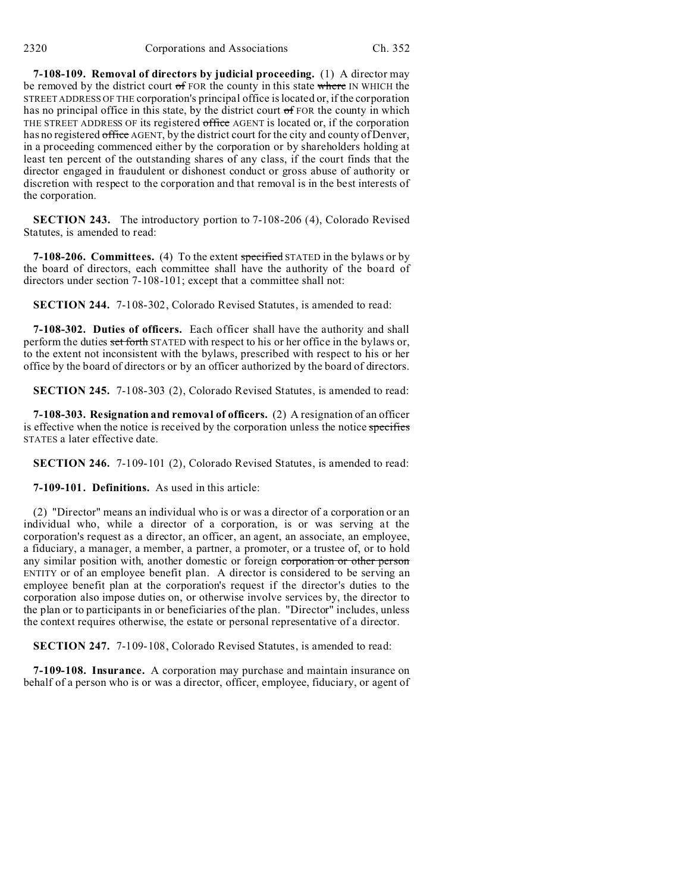**7-108-109. Removal of directors by judicial proceeding.** (1) A director may be removed by the district court ~~of~~ FOR the county in this state ~~where~~ IN WHICH the STREET ADDRESS OF THE corporation's principal office is located or, if the corporation has no principal office in this state, by the district court ~~of~~ FOR the county in which THE STREET ADDRESS OF its registered ~~office~~ AGENT is located or, if the corporation has no registered ~~office~~ AGENT, by the district court for the city and county of Denver, in a proceeding commenced either by the corporation or by shareholders holding at least ten percent of the outstanding shares of any class, if the court finds that the director engaged in fraudulent or dishonest conduct or gross abuse of authority or discretion with respect to the corporation and that removal is in the best interests of the corporation.

**SECTION 243.** The introductory portion to 7-108-206 (4), Colorado Revised Statutes, is amended to read:

**7-108-206. Committees.** (4) To the extent ~~specified~~ STATED in the bylaws or by the board of directors, each committee shall have the authority of the board of directors under section 7-108-101; except that a committee shall not:

**SECTION 244.** 7-108-302, Colorado Revised Statutes, is amended to read:

**7-108-302. Duties of officers.** Each officer shall have the authority and shall perform the duties ~~set forth~~ STATED with respect to his or her office in the bylaws or, to the extent not inconsistent with the bylaws, prescribed with respect to his or her office by the board of directors or by an officer authorized by the board of directors.

**SECTION 245.** 7-108-303 (2), Colorado Revised Statutes, is amended to read:

**7-108-303. Resignation and removal of officers.** (2) A resignation of an officer is effective when the notice is received by the corporation unless the notice ~~specifies~~ STATES a later effective date.

**SECTION 246.** 7-109-101 (2), Colorado Revised Statutes, is amended to read:

**7-109-101. Definitions.** As used in this article:

(2) "Director" means an individual who is or was a director of a corporation or an individual who, while a director of a corporation, is or was serving at the corporation's request as a director, an officer, an agent, an associate, an employee, a fiduciary, a manager, a member, a partner, a promoter, or a trustee of, or to hold any similar position with, another domestic or foreign ~~corporation or other person~~ ENTITY or of an employee benefit plan. A director is considered to be serving an employee benefit plan at the corporation's request if the director's duties to the corporation also impose duties on, or otherwise involve services by, the director to the plan or to participants in or beneficiaries of the plan. "Director" includes, unless the context requires otherwise, the estate or personal representative of a director.

**SECTION 247.** 7-109-108, Colorado Revised Statutes, is amended to read:

**7-109-108. Insurance.** A corporation may purchase and maintain insurance on behalf of a person who is or was a director, officer, employee, fiduciary, or agent of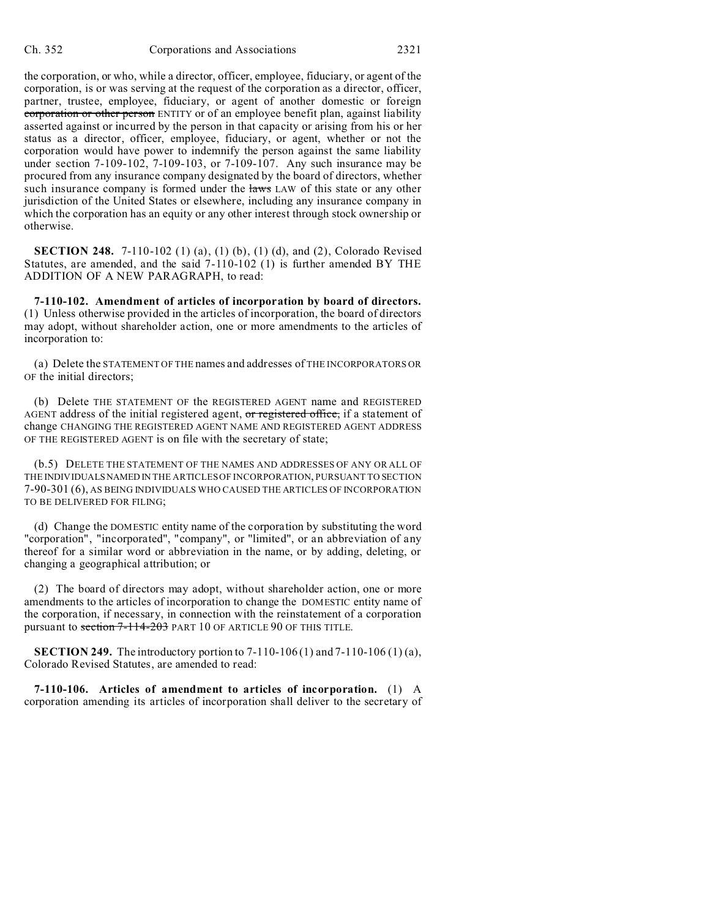the corporation, or who, while a director, officer, employee, fiduciary, or agent of the corporation, is or was serving at the request of the corporation as a director, officer, partner, trustee, employee, fiduciary, or agent of another domestic or foreign ~~corporation or other person~~ ENTITY or of an employee benefit plan, against liability asserted against or incurred by the person in that capacity or arising from his or her status as a director, officer, employee, fiduciary, or agent, whether or not the corporation would have power to indemnify the person against the same liability under section 7-109-102, 7-109-103, or 7-109-107. Any such insurance may be procured from any insurance company designated by the board of directors, whether such insurance company is formed under the ~~laws~~ LAW of this state or any other jurisdiction of the United States or elsewhere, including any insurance company in which the corporation has an equity or any other interest through stock ownership or otherwise.

**SECTION 248.** 7-110-102 (1) (a), (1) (b), (1) (d), and (2), Colorado Revised Statutes, are amended, and the said 7-110-102 (1) is further amended BY THE ADDITION OF A NEW PARAGRAPH, to read:

**7-110-102. Amendment of articles of incorporation by board of directors.** (1) Unless otherwise provided in the articles of incorporation, the board of directors may adopt, without shareholder action, one or more amendments to the articles of incorporation to:

(a) Delete the STATEMENT OF THE names and addresses of THE INCORPORATORS OR OF the initial directors;

(b) Delete THE STATEMENT OF the REGISTERED AGENT name and REGISTERED AGENT address of the initial registered agent, ~~or registered office,~~ if a statement of change CHANGING THE REGISTERED AGENT NAME AND REGISTERED AGENT ADDRESS OF THE REGISTERED AGENT is on file with the secretary of state;

(b.5) DELETE THE STATEMENT OF THE NAMES AND ADDRESSES OF ANY OR ALL OF THE INDIVIDUALS NAMED IN THE ARTICLES OF INCORPORATION, PURSUANT TO SECTION 7-90-301 (6), AS BEING INDIVIDUALS WHO CAUSED THE ARTICLES OF INCORPORATION TO BE DELIVERED FOR FILING;

(d) Change the DOMESTIC entity name of the corporation by substituting the word "corporation", "incorporated", "company", or "limited", or an abbreviation of any thereof for a similar word or abbreviation in the name, or by adding, deleting, or changing a geographical attribution; or

(2) The board of directors may adopt, without shareholder action, one or more amendments to the articles of incorporation to change the DOMESTIC entity name of the corporation, if necessary, in connection with the reinstatement of a corporation pursuant to ~~section 7-114-203~~ PART 10 OF ARTICLE 90 OF THIS TITLE.

**SECTION 249.** The introductory portion to 7-110-106 (1) and 7-110-106 (1) (a), Colorado Revised Statutes, are amended to read:

**7-110-106. Articles of amendment to articles of incorporation.** (1) A corporation amending its articles of incorporation shall deliver to the secretary of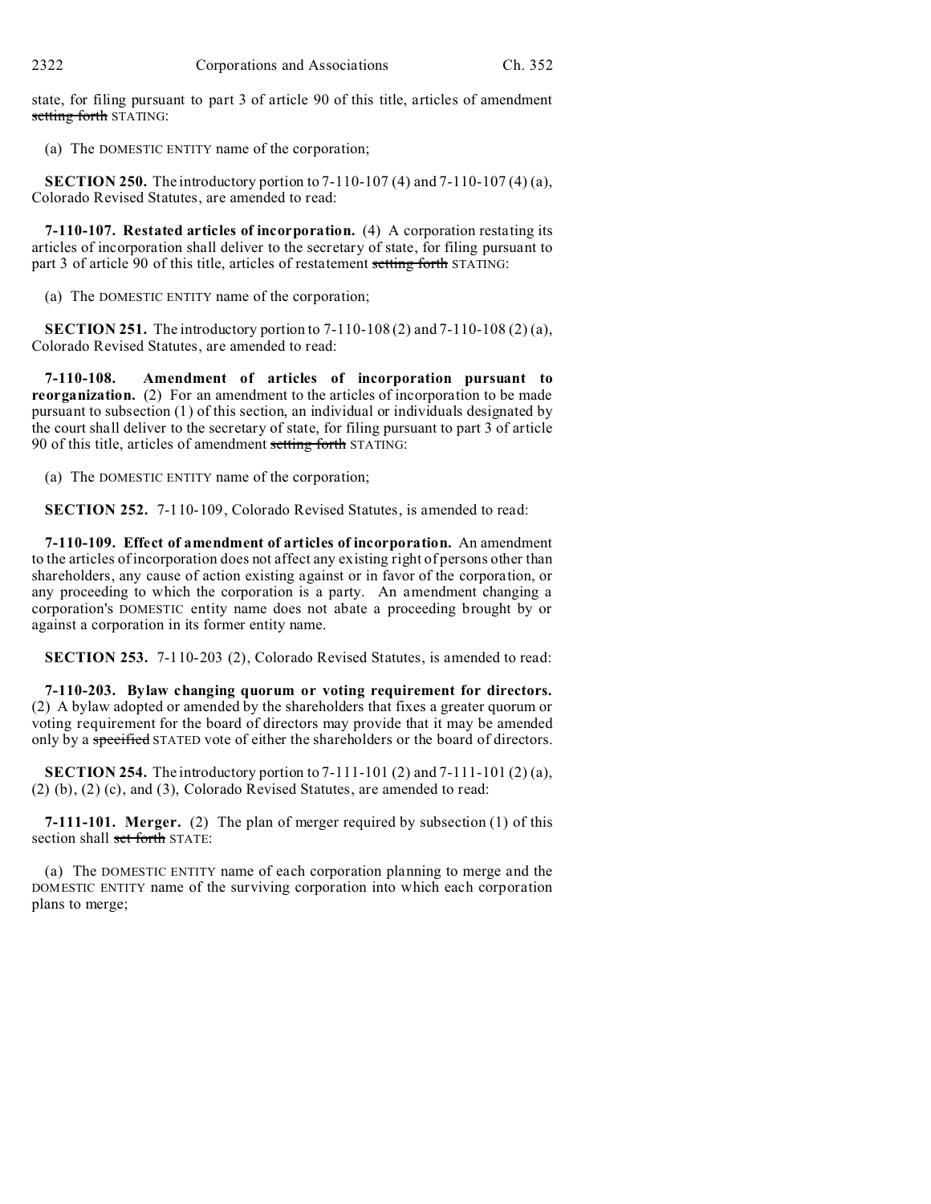state, for filing pursuant to part 3 of article 90 of this title, articles of amendment ~~setting forth~~ STATING:

(a) The DOMESTIC ENTITY name of the corporation;

**SECTION 250.** The introductory portion to 7-110-107 (4) and 7-110-107 (4) (a), Colorado Revised Statutes, are amended to read:

**7-110-107. Restated articles of incorporation.** (4) A corporation restating its articles of incorporation shall deliver to the secretary of state, for filing pursuant to part 3 of article 90 of this title, articles of restatement ~~setting forth~~ STATING:

(a) The DOMESTIC ENTITY name of the corporation;

**SECTION 251.** The introductory portion to 7-110-108 (2) and 7-110-108 (2) (a), Colorado Revised Statutes, are amended to read:

**7-110-108. Amendment of articles of incorporation pursuant to reorganization.** (2) For an amendment to the articles of incorporation to be made pursuant to subsection (1) of this section, an individual or individuals designated by the court shall deliver to the secretary of state, for filing pursuant to part 3 of article 90 of this title, articles of amendment ~~setting forth~~ STATING:

(a) The DOMESTIC ENTITY name of the corporation;

**SECTION 252.** 7-110-109, Colorado Revised Statutes, is amended to read:

**7-110-109. Effect of amendment of articles of incorporation.** An amendment to the articles of incorporation does not affect any existing right of persons other than shareholders, any cause of action existing against or in favor of the corporation, or any proceeding to which the corporation is a party. An amendment changing a corporation's DOMESTIC entity name does not abate a proceeding brought by or against a corporation in its former entity name.

**SECTION 253.** 7-110-203 (2), Colorado Revised Statutes, is amended to read:

**7-110-203. Bylaw changing quorum or voting requirement for directors.** (2) A bylaw adopted or amended by the shareholders that fixes a greater quorum or voting requirement for the board of directors may provide that it may be amended only by a ~~specified~~ STATED vote of either the shareholders or the board of directors.

**SECTION 254.** The introductory portion to 7-111-101 (2) and 7-111-101 (2) (a), (2) (b), (2) (c), and (3), Colorado Revised Statutes, are amended to read:

**7-111-101. Merger.** (2) The plan of merger required by subsection (1) of this section shall ~~set forth~~ STATE:

(a) The DOMESTIC ENTITY name of each corporation planning to merge and the DOMESTIC ENTITY name of the surviving corporation into which each corporation plans to merge;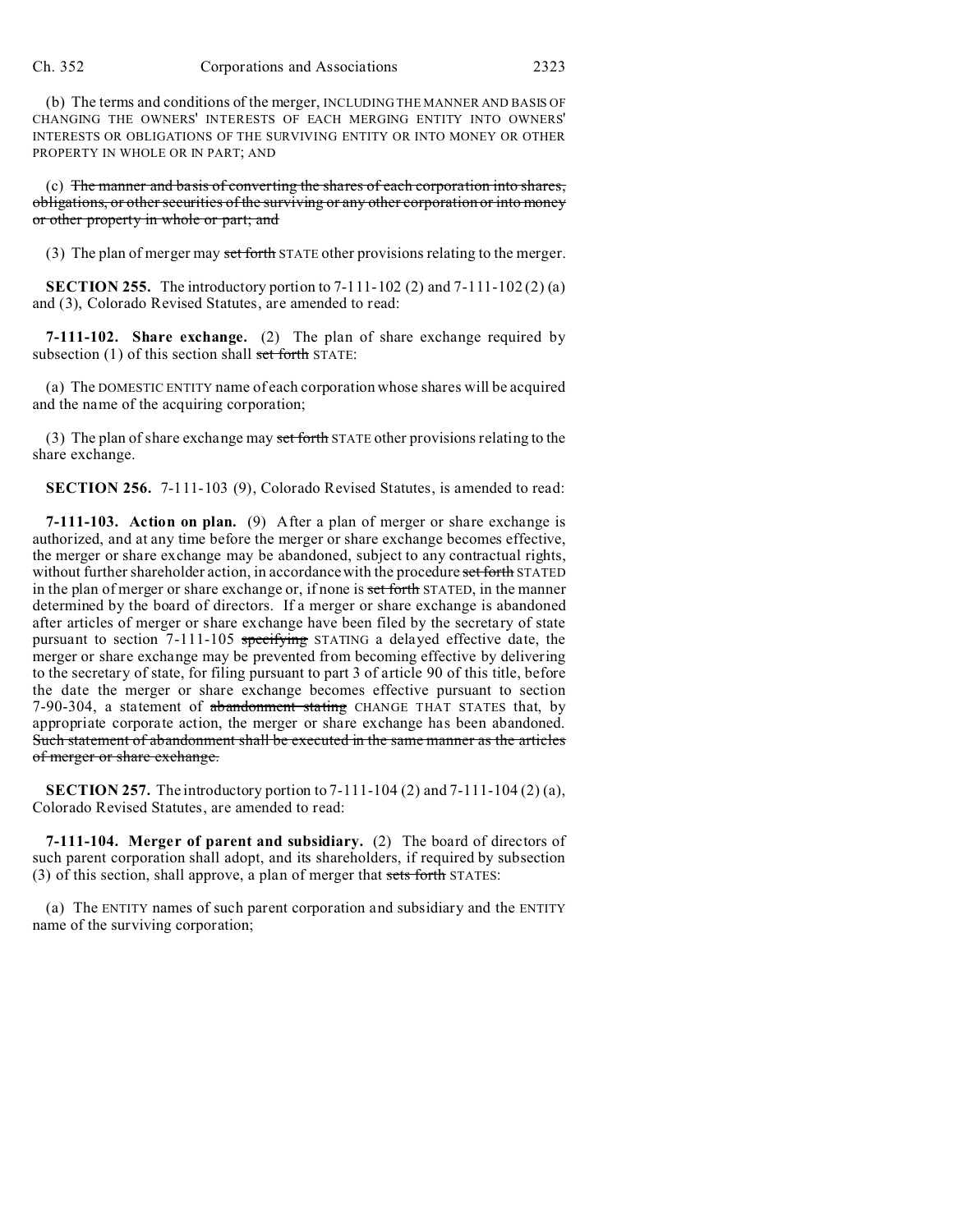(b) The terms and conditions of the merger, INCLUDING THE MANNER AND BASIS OF CHANGING THE OWNERS' INTERESTS OF EACH MERGING ENTITY INTO OWNERS' INTERESTS OR OBLIGATIONS OF THE SURVIVING ENTITY OR INTO MONEY OR OTHER PROPERTY IN WHOLE OR IN PART; AND

(c) ~~The manner and basis of converting the shares of each corporation into shares, obligations, or other securities of the surviving or any other corporation or into money or other property in whole or part; and~~

(3) The plan of merger may ~~set forth~~ STATE other provisions relating to the merger.

**SECTION 255.** The introductory portion to 7-111-102 (2) and 7-111-102 (2) (a) and (3), Colorado Revised Statutes, are amended to read:

**7-111-102. Share exchange.** (2) The plan of share exchange required by subsection (1) of this section shall ~~set forth~~ STATE:

(a) The DOMESTIC ENTITY name of each corporation whose shares will be acquired and the name of the acquiring corporation;

(3) The plan of share exchange may ~~set forth~~ STATE other provisions relating to the share exchange.

**SECTION 256.** 7-111-103 (9), Colorado Revised Statutes, is amended to read:

**7-111-103. Action on plan.** (9) After a plan of merger or share exchange is authorized, and at any time before the merger or share exchange becomes effective, the merger or share exchange may be abandoned, subject to any contractual rights, without further shareholder action, in accordance with the procedure ~~set forth~~ STATED in the plan of merger or share exchange or, if none is ~~set forth~~ STATED, in the manner determined by the board of directors. If a merger or share exchange is abandoned after articles of merger or share exchange have been filed by the secretary of state pursuant to section 7-111-105 ~~specifying~~ STATING a delayed effective date, the merger or share exchange may be prevented from becoming effective by delivering to the secretary of state, for filing pursuant to part 3 of article 90 of this title, before the date the merger or share exchange becomes effective pursuant to section 7-90-304, a statement of ~~abandonment stating~~ CHANGE THAT STATES that, by appropriate corporate action, the merger or share exchange has been abandoned. ~~Such statement of abandonment shall be executed in the same manner as the articles of merger or share exchange.~~

**SECTION 257.** The introductory portion to 7-111-104 (2) and 7-111-104 (2) (a), Colorado Revised Statutes, are amended to read:

**7-111-104. Merger of parent and subsidiary.** (2) The board of directors of such parent corporation shall adopt, and its shareholders, if required by subsection (3) of this section, shall approve, a plan of merger that ~~sets forth~~ STATES:

(a) The ENTITY names of such parent corporation and subsidiary and the ENTITY name of the surviving corporation;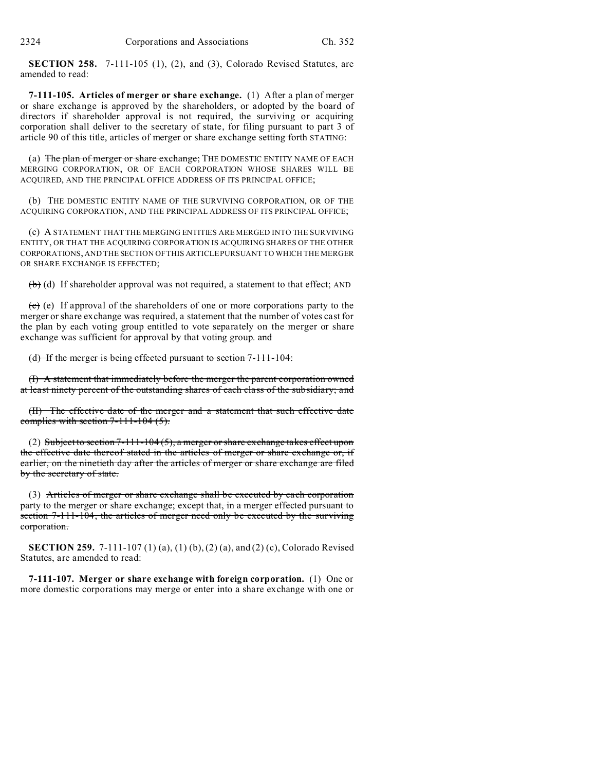**SECTION 258.** 7-111-105 (1), (2), and (3), Colorado Revised Statutes, are amended to read:

**7-111-105. Articles of merger or share exchange.** (1) After a plan of merger or share exchange is approved by the shareholders, or adopted by the board of directors if shareholder approval is not required, the surviving or acquiring corporation shall deliver to the secretary of state, for filing pursuant to part 3 of article 90 of this title, articles of merger or share exchange ~~setting forth~~ STATING:

(a) ~~The plan of merger or share exchange;~~ THE DOMESTIC ENTITY NAME OF EACH MERGING CORPORATION, OR OF EACH CORPORATION WHOSE SHARES WILL BE ACQUIRED, AND THE PRINCIPAL OFFICE ADDRESS OF ITS PRINCIPAL OFFICE;

(b) THE DOMESTIC ENTITY NAME OF THE SURVIVING CORPORATION, OR OF THE ACQUIRING CORPORATION, AND THE PRINCIPAL ADDRESS OF ITS PRINCIPAL OFFICE;

(c) A STATEMENT THAT THE MERGING ENTITIES ARE MERGED INTO THE SURVIVING ENTITY, OR THAT THE ACQUIRING CORPORATION IS ACQUIRING SHARES OF THE OTHER CORPORATIONS, AND THE SECTION OF THIS ARTICLE PURSUANT TO WHICH THE MERGER OR SHARE EXCHANGE IS EFFECTED;

~~(b)~~ (d) If shareholder approval was not required, a statement to that effect; AND

~~(c)~~ (e) If approval of the shareholders of one or more corporations party to the merger or share exchange was required, a statement that the number of votes cast for the plan by each voting group entitled to vote separately on the merger or share exchange was sufficient for approval by that voting group. ~~and~~

~~(d) If the merger is being effected pursuant to section 7-111-104:~~

~~(I) A statement that immediately before the merger the parent corporation owned at least ninety percent of the outstanding shares of each class of the subsidiary; and~~

~~(II) The effective date of the merger and a statement that such effective date complies with section 7-111-104 (5).~~

(2) ~~Subject to section 7-111-104 (5), a merger or share exchange takes effect upon the effective date thereof stated in the articles of merger or share exchange or, if earlier, on the ninetieth day after the articles of merger or share exchange are filed by the secretary of state.~~

(3) ~~Articles of merger or share exchange shall be executed by each corporation party to the merger or share exchange; except that, in a merger effected pursuant to section 7-111-104, the articles of merger need only be executed by the surviving corporation.~~

**SECTION 259.** 7-111-107 (1) (a), (1) (b), (2) (a), and (2) (c), Colorado Revised Statutes, are amended to read:

**7-111-107. Merger or share exchange with foreign corporation.** (1) One or more domestic corporations may merge or enter into a share exchange with one or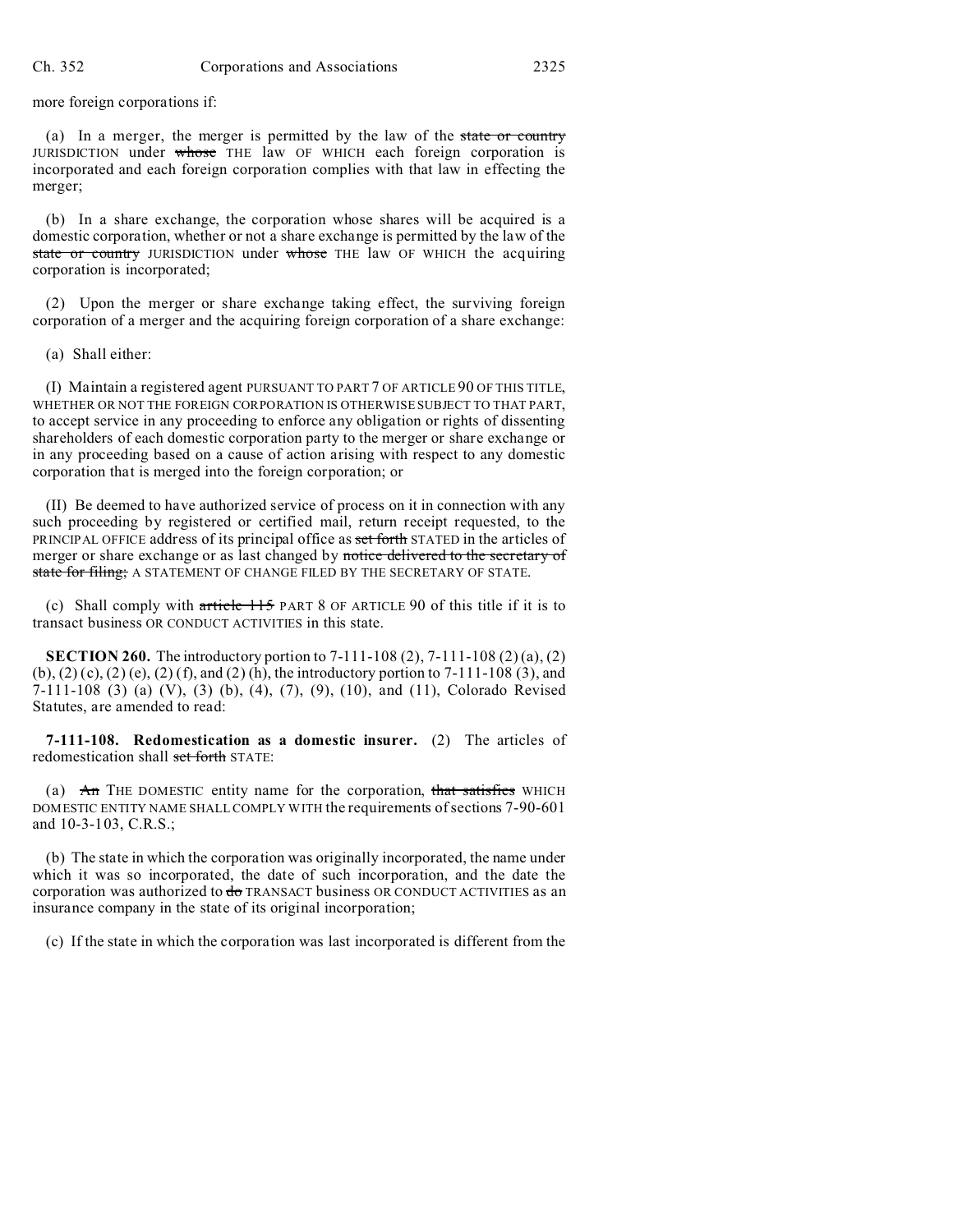more foreign corporations if:

(a) In a merger, the merger is permitted by the law of the ~~state or country~~ JURISDICTION under ~~whose~~ THE law OF WHICH each foreign corporation is incorporated and each foreign corporation complies with that law in effecting the merger;

(b) In a share exchange, the corporation whose shares will be acquired is a domestic corporation, whether or not a share exchange is permitted by the law of the ~~state or country~~ JURISDICTION under ~~whose~~ THE law OF WHICH the acquiring corporation is incorporated;

(2) Upon the merger or share exchange taking effect, the surviving foreign corporation of a merger and the acquiring foreign corporation of a share exchange:

(a) Shall either:

(I) Maintain a registered agent PURSUANT TO PART 7 OF ARTICLE 90 OF THIS TITLE, WHETHER OR NOT THE FOREIGN CORPORATION IS OTHERWISE SUBJECT TO THAT PART, to accept service in any proceeding to enforce any obligation or rights of dissenting shareholders of each domestic corporation party to the merger or share exchange or in any proceeding based on a cause of action arising with respect to any domestic corporation that is merged into the foreign corporation; or

(II) Be deemed to have authorized service of process on it in connection with any such proceeding by registered or certified mail, return receipt requested, to the PRINCIPAL OFFICE address of its principal office as ~~set forth~~ STATED in the articles of merger or share exchange or as last changed by ~~notice delivered to the secretary of state for filing;~~ A STATEMENT OF CHANGE FILED BY THE SECRETARY OF STATE.

(c) Shall comply with ~~article 115~~ PART 8 OF ARTICLE 90 of this title if it is to transact business OR CONDUCT ACTIVITIES in this state.

**SECTION 260.** The introductory portion to 7-111-108 (2), 7-111-108 (2) (a), (2) (b), (2) (c), (2) (e), (2) (f), and (2) (h), the introductory portion to 7-111-108 (3), and 7-111-108 (3) (a) (V), (3) (b), (4), (7), (9), (10), and (11), Colorado Revised Statutes, are amended to read:

**7-111-108. Redomestication as a domestic insurer.** (2) The articles of redomestication shall ~~set forth~~ STATE:

(a) ~~An~~ THE DOMESTIC entity name for the corporation, ~~that satisfies~~ WHICH DOMESTIC ENTITY NAME SHALL COMPLY WITH the requirements of sections 7-90-601 and 10-3-103, C.R.S.;

(b) The state in which the corporation was originally incorporated, the name under which it was so incorporated, the date of such incorporation, and the date the corporation was authorized to ~~do~~ TRANSACT business OR CONDUCT ACTIVITIES as an insurance company in the state of its original incorporation;

(c) If the state in which the corporation was last incorporated is different from the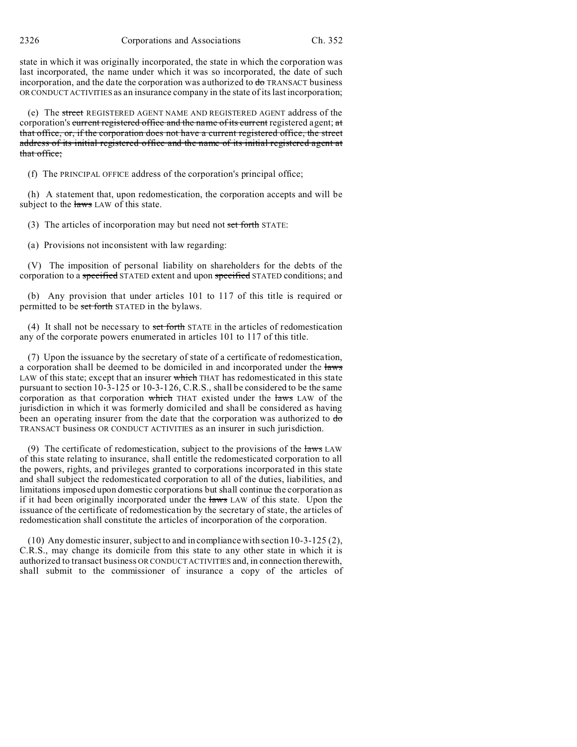state in which it was originally incorporated, the state in which the corporation was last incorporated, the name under which it was so incorporated, the date of such incorporation, and the date the corporation was authorized to ~~do~~ TRANSACT business OR CONDUCT ACTIVITIES as an insurance company in the state of its last incorporation;

(e) The ~~street~~ REGISTERED AGENT NAME AND REGISTERED AGENT address of the corporation's ~~current registered office and the name of its current~~ registered agent; ~~at that office, or, if the corporation does not have a current registered office, the street address of its initial registered office and the name of its initial registered agent at that office;~~

(f) The PRINCIPAL OFFICE address of the corporation's principal office;

(h) A statement that, upon redomestication, the corporation accepts and will be subject to the ~~laws~~ LAW of this state.

(3) The articles of incorporation may but need not ~~set forth~~ STATE:

(a) Provisions not inconsistent with law regarding:

(V) The imposition of personal liability on shareholders for the debts of the corporation to a ~~specified~~ STATED extent and upon ~~specified~~ STATED conditions; and

(b) Any provision that under articles 101 to 117 of this title is required or permitted to be ~~set forth~~ STATED in the bylaws.

(4) It shall not be necessary to ~~set forth~~ STATE in the articles of redomestication any of the corporate powers enumerated in articles 101 to 117 of this title.

(7) Upon the issuance by the secretary of state of a certificate of redomestication, a corporation shall be deemed to be domiciled in and incorporated under the ~~laws~~ LAW of this state; except that an insurer ~~which~~ THAT has redomesticated in this state pursuant to section 10-3-125 or 10-3-126, C.R.S., shall be considered to be the same corporation as that corporation ~~which~~ THAT existed under the ~~laws~~ LAW of the jurisdiction in which it was formerly domiciled and shall be considered as having been an operating insurer from the date that the corporation was authorized to ~~do~~ TRANSACT business OR CONDUCT ACTIVITIES as an insurer in such jurisdiction.

(9) The certificate of redomestication, subject to the provisions of the ~~laws~~ LAW of this state relating to insurance, shall entitle the redomesticated corporation to all the powers, rights, and privileges granted to corporations incorporated in this state and shall subject the redomesticated corporation to all of the duties, liabilities, and limitations imposed upon domestic corporations but shall continue the corporation as if it had been originally incorporated under the ~~laws~~ LAW of this state. Upon the issuance of the certificate of redomestication by the secretary of state, the articles of redomestication shall constitute the articles of incorporation of the corporation.

(10) Any domestic insurer, subject to and in compliance with section 10-3-125 (2), C.R.S., may change its domicile from this state to any other state in which it is authorized to transact business OR CONDUCT ACTIVITIES and, in connection therewith, shall submit to the commissioner of insurance a copy of the articles of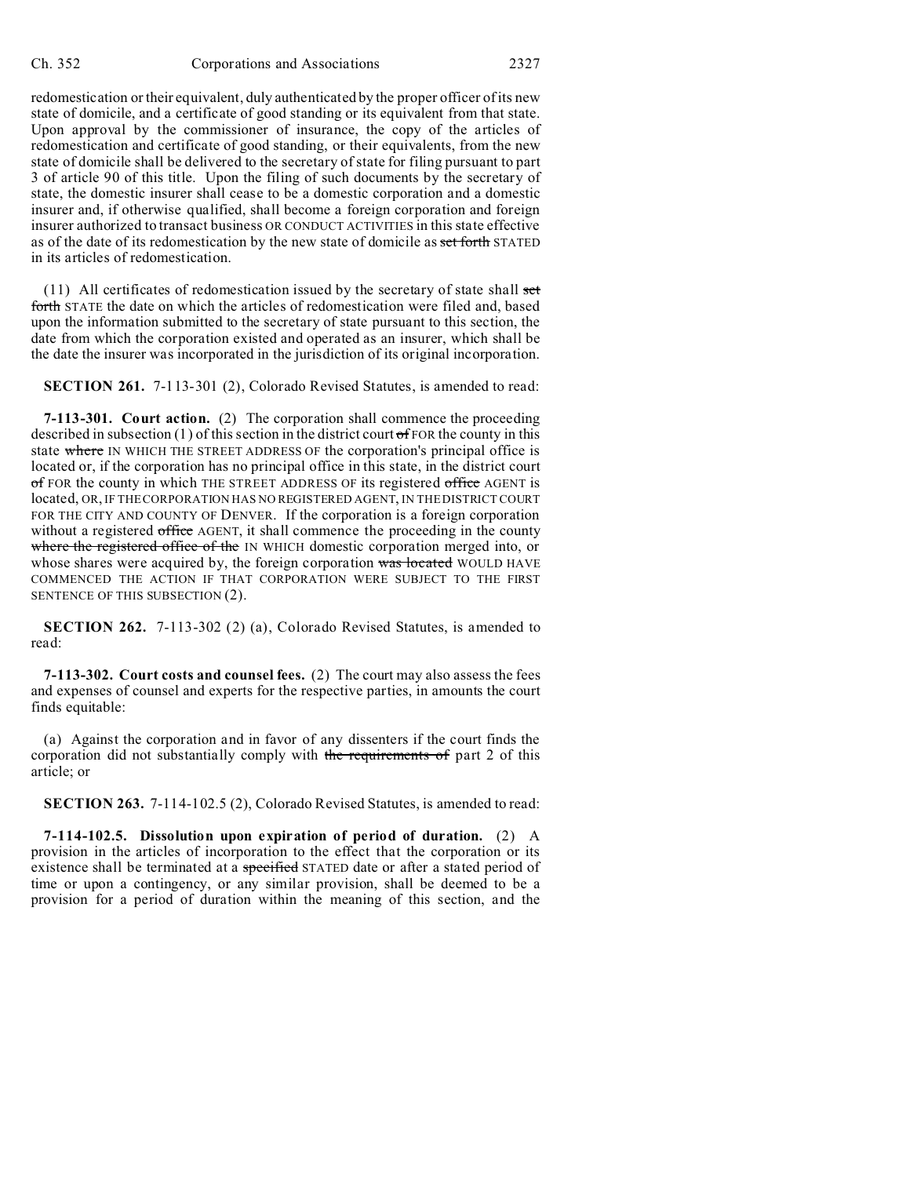redomestication or their equivalent, duly authenticated by the proper officer of its new state of domicile, and a certificate of good standing or its equivalent from that state. Upon approval by the commissioner of insurance, the copy of the articles of redomestication and certificate of good standing, or their equivalents, from the new state of domicile shall be delivered to the secretary of state for filing pursuant to part 3 of article 90 of this title. Upon the filing of such documents by the secretary of state, the domestic insurer shall cease to be a domestic corporation and a domestic insurer and, if otherwise qualified, shall become a foreign corporation and foreign insurer authorized to transact business OR CONDUCT ACTIVITIES in this state effective as of the date of its redomestication by the new state of domicile as ~~set forth~~ STATED in its articles of redomestication.

(11) All certificates of redomestication issued by the secretary of state shall ~~set forth~~ STATE the date on which the articles of redomestication were filed and, based upon the information submitted to the secretary of state pursuant to this section, the date from which the corporation existed and operated as an insurer, which shall be the date the insurer was incorporated in the jurisdiction of its original incorporation.

**SECTION 261.** 7-113-301 (2), Colorado Revised Statutes, is amended to read:

**7-113-301. Court action.** (2) The corporation shall commence the proceeding described in subsection (1) of this section in the district court ~~of~~ FOR the county in this state ~~where~~ IN WHICH THE STREET ADDRESS OF the corporation's principal office is located or, if the corporation has no principal office in this state, in the district court ~~of~~ FOR the county in which THE STREET ADDRESS OF its registered ~~office~~ AGENT is located, OR, IF THE CORPORATION HAS NO REGISTERED AGENT, IN THE DISTRICT COURT FOR THE CITY AND COUNTY OF DENVER. If the corporation is a foreign corporation without a registered ~~office~~ AGENT, it shall commence the proceeding in the county ~~where the registered office of the~~ IN WHICH domestic corporation merged into, or whose shares were acquired by, the foreign corporation ~~was located~~ WOULD HAVE COMMENCED THE ACTION IF THAT CORPORATION WERE SUBJECT TO THE FIRST SENTENCE OF THIS SUBSECTION (2).

**SECTION 262.** 7-113-302 (2) (a), Colorado Revised Statutes, is amended to read:

**7-113-302. Court costs and counsel fees.** (2) The court may also assess the fees and expenses of counsel and experts for the respective parties, in amounts the court finds equitable:

(a) Against the corporation and in favor of any dissenters if the court finds the corporation did not substantially comply with ~~the requirements of~~ part 2 of this article; or

**SECTION 263.** 7-114-102.5 (2), Colorado Revised Statutes, is amended to read:

**7-114-102.5. Dissolution upon expiration of period of duration.** (2) A provision in the articles of incorporation to the effect that the corporation or its existence shall be terminated at a ~~specified~~ STATED date or after a stated period of time or upon a contingency, or any similar provision, shall be deemed to be a provision for a period of duration within the meaning of this section, and the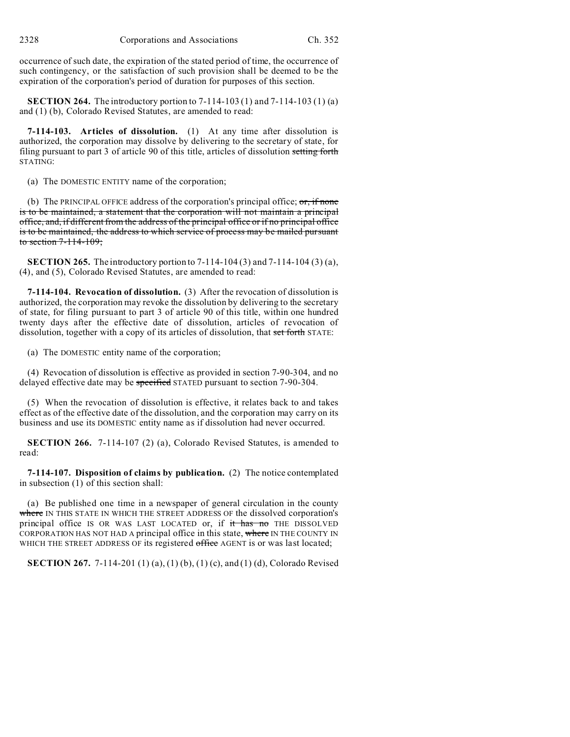occurrence of such date, the expiration of the stated period of time, the occurrence of such contingency, or the satisfaction of such provision shall be deemed to be the expiration of the corporation's period of duration for purposes of this section.

**SECTION 264.** The introductory portion to 7-114-103 (1) and 7-114-103 (1) (a) and (1) (b), Colorado Revised Statutes, are amended to read:

**7-114-103. Articles of dissolution.** (1) At any time after dissolution is authorized, the corporation may dissolve by delivering to the secretary of state, for filing pursuant to part 3 of article 90 of this title, articles of dissolution ~~setting forth~~ STATING:

(a) The DOMESTIC ENTITY name of the corporation;

(b) The PRINCIPAL OFFICE address of the corporation's principal office; ~~or, if none is to be maintained, a statement that the corporation will not maintain a principal office, and, if different from the address of the principal office or if no principal office is to be maintained, the address to which service of process may be mailed pursuant to section 7-114-109;~~

**SECTION 265.** The introductory portion to 7-114-104 (3) and 7-114-104 (3) (a), (4), and (5), Colorado Revised Statutes, are amended to read:

**7-114-104. Revocation of dissolution.** (3) After the revocation of dissolution is authorized, the corporation may revoke the dissolution by delivering to the secretary of state, for filing pursuant to part 3 of article 90 of this title, within one hundred twenty days after the effective date of dissolution, articles of revocation of dissolution, together with a copy of its articles of dissolution, that ~~set forth~~ STATE:

(a) The DOMESTIC entity name of the corporation;

(4) Revocation of dissolution is effective as provided in section 7-90-304, and no delayed effective date may be ~~specified~~ STATED pursuant to section 7-90-304.

(5) When the revocation of dissolution is effective, it relates back to and takes effect as of the effective date of the dissolution, and the corporation may carry on its business and use its DOMESTIC entity name as if dissolution had never occurred.

**SECTION 266.** 7-114-107 (2) (a), Colorado Revised Statutes, is amended to read:

**7-114-107. Disposition of claims by publication.** (2) The notice contemplated in subsection (1) of this section shall:

(a) Be published one time in a newspaper of general circulation in the county ~~where~~ IN THIS STATE IN WHICH THE STREET ADDRESS OF the dissolved corporation's principal office IS OR WAS LAST LOCATED or, if ~~it has no~~ THE DISSOLVED CORPORATION HAS NOT HAD A principal office in this state, ~~where~~ IN THE COUNTY IN WHICH THE STREET ADDRESS OF its registered ~~office~~ AGENT is or was last located;

**SECTION 267.** 7-114-201 (1) (a), (1) (b), (1) (c), and (1) (d), Colorado Revised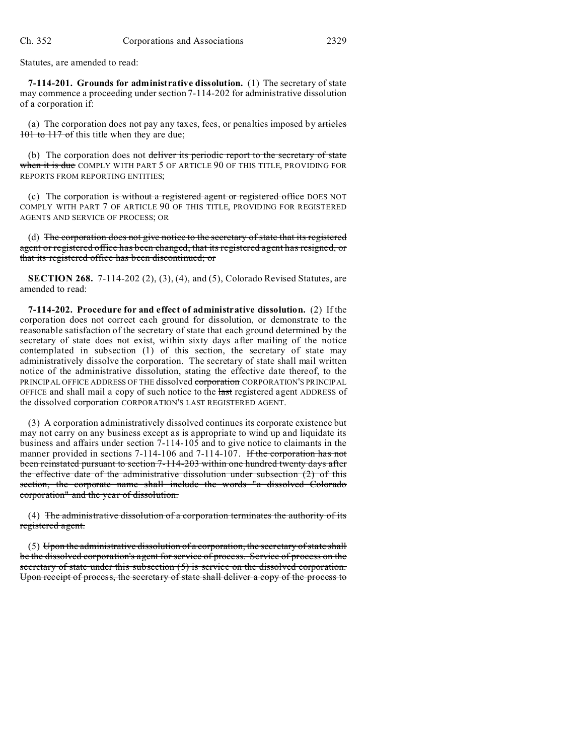Statutes, are amended to read:

**7-114-201. Grounds for administrative dissolution.** (1) The secretary of state may commence a proceeding under section 7-114-202 for administrative dissolution of a corporation if:

(a) The corporation does not pay any taxes, fees, or penalties imposed by ~~articles 101 to 117 of~~ this title when they are due;

(b) The corporation does not ~~deliver its periodic report to the secretary of state when it is due~~ COMPLY WITH PART 5 OF ARTICLE 90 OF THIS TITLE, PROVIDING FOR REPORTS FROM REPORTING ENTITIES;

(c) The corporation ~~is without a registered agent or registered office~~ DOES NOT COMPLY WITH PART 7 OF ARTICLE 90 OF THIS TITLE, PROVIDING FOR REGISTERED AGENTS AND SERVICE OF PROCESS; OR

(d) ~~The corporation does not give notice to the secretary of state that its registered agent or registered office has been changed, that its registered agent has resigned, or that its registered office has been discontinued; or~~

**SECTION 268.** 7-114-202 (2), (3), (4), and (5), Colorado Revised Statutes, are amended to read:

**7-114-202. Procedure for and effect of administrative dissolution.** (2) If the corporation does not correct each ground for dissolution, or demonstrate to the reasonable satisfaction of the secretary of state that each ground determined by the secretary of state does not exist, within sixty days after mailing of the notice contemplated in subsection (1) of this section, the secretary of state may administratively dissolve the corporation. The secretary of state shall mail written notice of the administrative dissolution, stating the effective date thereof, to the PRINCIPAL OFFICE ADDRESS OF THE dissolved ~~corporation~~ CORPORATION'S PRINCIPAL OFFICE and shall mail a copy of such notice to the ~~last~~ registered agent ADDRESS of the dissolved ~~corporation~~ CORPORATION'S LAST REGISTERED AGENT.

(3) A corporation administratively dissolved continues its corporate existence but may not carry on any business except as is appropriate to wind up and liquidate its business and affairs under section 7-114-105 and to give notice to claimants in the manner provided in sections 7-114-106 and 7-114-107. ~~If the corporation has not been reinstated pursuant to section 7-114-203 within one hundred twenty days after the effective date of the administrative dissolution under subsection (2) of this section, the corporate name shall include the words "a dissolved Colorado corporation" and the year of dissolution.~~

(4) ~~The administrative dissolution of a corporation terminates the authority of its registered agent.~~

(5) ~~Upon the administrative dissolution of a corporation, the secretary of state shall be the dissolved corporation's agent for service of process. Service of process on the secretary of state under this subsection (5) is service on the dissolved corporation. Upon receipt of process, the secretary of state shall deliver a copy of the process to~~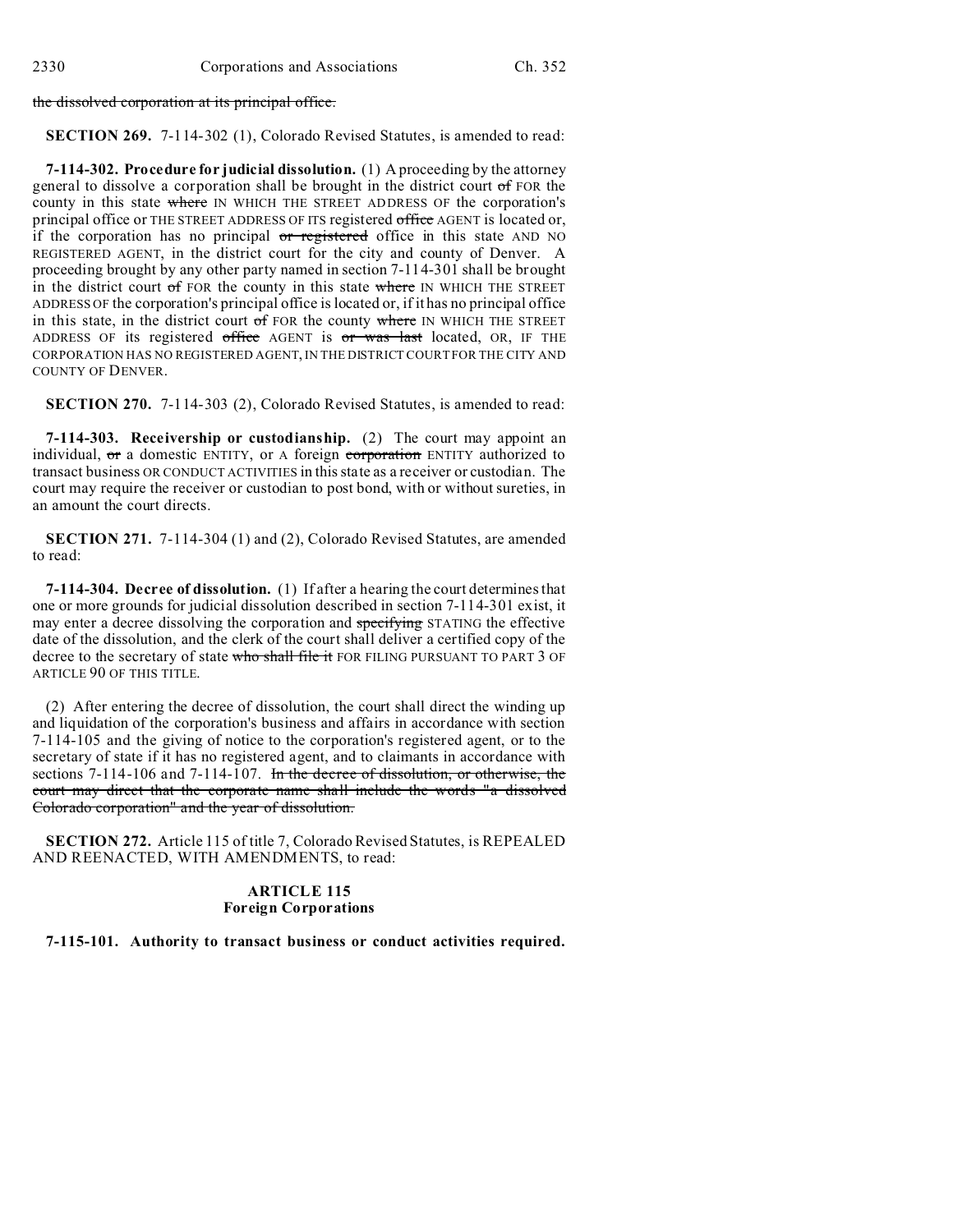~~the dissolved corporation at its principal office.~~

**SECTION 269.** 7-114-302 (1), Colorado Revised Statutes, is amended to read:

**7-114-302. Procedure for judicial dissolution.** (1) A proceeding by the attorney general to dissolve a corporation shall be brought in the district court ~~of~~ FOR the county in this state ~~where~~ IN WHICH THE STREET ADDRESS OF the corporation's principal office or THE STREET ADDRESS OF ITS registered ~~office~~ AGENT is located or, if the corporation has no principal ~~or registered~~ office in this state AND NO REGISTERED AGENT, in the district court for the city and county of Denver. A proceeding brought by any other party named in section 7-114-301 shall be brought in the district court ~~of~~ FOR the county in this state ~~where~~ IN WHICH THE STREET ADDRESS OF the corporation's principal office is located or, if it has no principal office in this state, in the district court ~~of~~ FOR the county ~~where~~ IN WHICH THE STREET ADDRESS OF its registered ~~office~~ AGENT is ~~or was last~~ located, OR, IF THE CORPORATION HAS NO REGISTERED AGENT, IN THE DISTRICT COURT FOR THE CITY AND COUNTY OF DENVER.

**SECTION 270.** 7-114-303 (2), Colorado Revised Statutes, is amended to read:

**7-114-303. Receivership or custodianship.** (2) The court may appoint an individual, ~~or~~ a domestic ENTITY, or A foreign ~~corporation~~ ENTITY authorized to transact business OR CONDUCT ACTIVITIES in this state as a receiver or custodian. The court may require the receiver or custodian to post bond, with or without sureties, in an amount the court directs.

**SECTION 271.** 7-114-304 (1) and (2), Colorado Revised Statutes, are amended to read:

**7-114-304. Decree of dissolution.** (1) If after a hearing the court determines that one or more grounds for judicial dissolution described in section 7-114-301 exist, it may enter a decree dissolving the corporation and ~~specifying~~ STATING the effective date of the dissolution, and the clerk of the court shall deliver a certified copy of the decree to the secretary of state ~~who shall file it~~ FOR FILING PURSUANT TO PART 3 OF ARTICLE 90 OF THIS TITLE.

(2) After entering the decree of dissolution, the court shall direct the winding up and liquidation of the corporation's business and affairs in accordance with section 7-114-105 and the giving of notice to the corporation's registered agent, or to the secretary of state if it has no registered agent, and to claimants in accordance with sections 7-114-106 and 7-114-107. ~~In the decree of dissolution, or otherwise, the court may direct that the corporate name shall include the words "a dissolved Colorado corporation" and the year of dissolution.~~

**SECTION 272.** Article 115 of title 7, Colorado Revised Statutes, is REPEALED AND REENACTED, WITH AMENDMENTS, to read:

**ARTICLE 115**
**Foreign Corporations**

**7-115-101. Authority to transact business or conduct activities required.**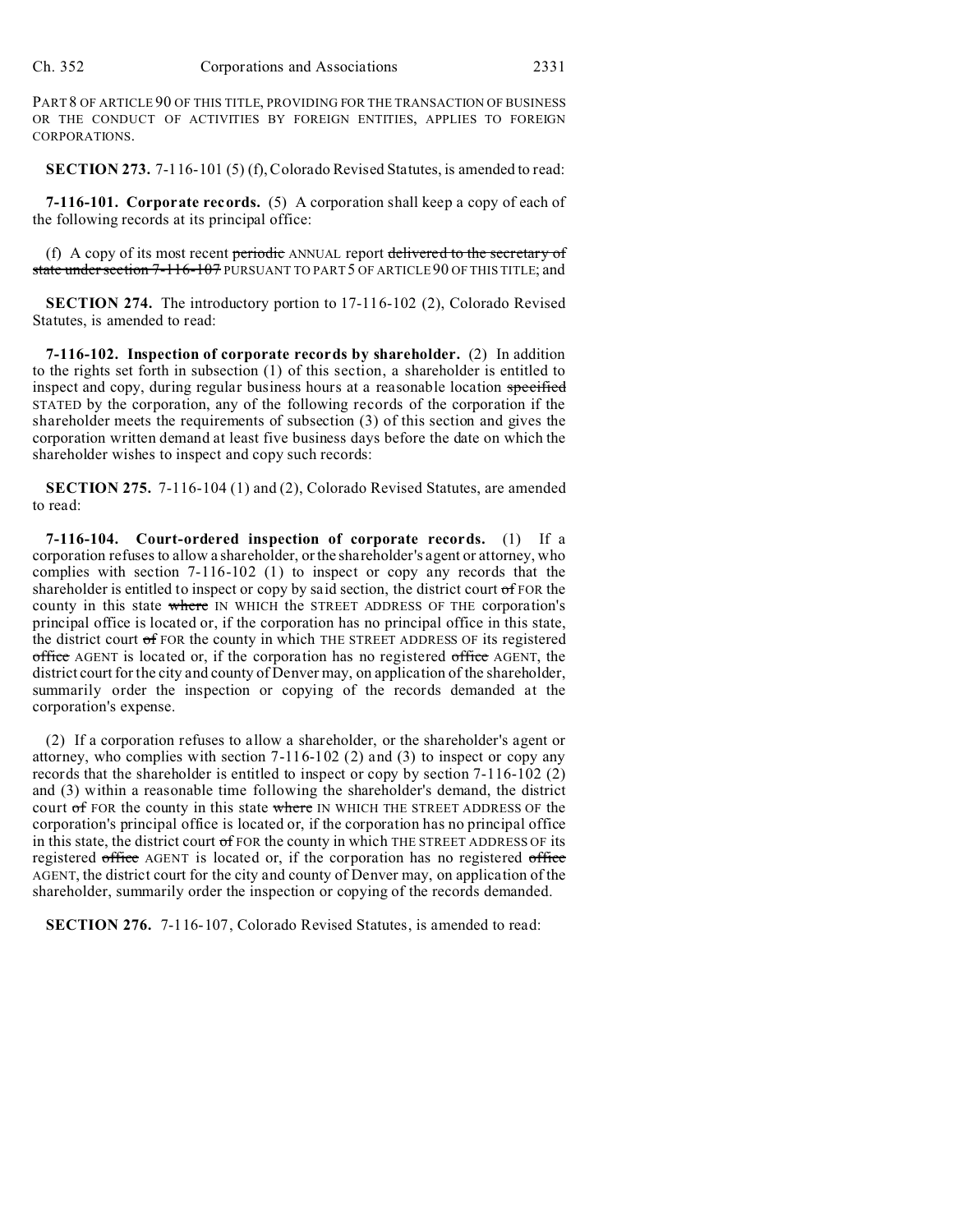PART 8 OF ARTICLE 90 OF THIS TITLE, PROVIDING FOR THE TRANSACTION OF BUSINESS OR THE CONDUCT OF ACTIVITIES BY FOREIGN ENTITIES, APPLIES TO FOREIGN CORPORATIONS.

**SECTION 273.** 7-116-101 (5) (f), Colorado Revised Statutes, is amended to read:

**7-116-101. Corporate records.** (5) A corporation shall keep a copy of each of the following records at its principal office:

(f) A copy of its most recent ~~periodic~~ ANNUAL report ~~delivered to the secretary of state under section 7-116-107~~ PURSUANT TO PART 5 OF ARTICLE 90 OF THIS TITLE; and

**SECTION 274.** The introductory portion to 17-116-102 (2), Colorado Revised Statutes, is amended to read:

**7-116-102. Inspection of corporate records by shareholder.** (2) In addition to the rights set forth in subsection (1) of this section, a shareholder is entitled to inspect and copy, during regular business hours at a reasonable location ~~specified~~ STATED by the corporation, any of the following records of the corporation if the shareholder meets the requirements of subsection (3) of this section and gives the corporation written demand at least five business days before the date on which the shareholder wishes to inspect and copy such records:

**SECTION 275.** 7-116-104 (1) and (2), Colorado Revised Statutes, are amended to read:

**7-116-104. Court-ordered inspection of corporate records.** (1) If a corporation refuses to allow a shareholder, or the shareholder's agent or attorney, who complies with section 7-116-102 (1) to inspect or copy any records that the shareholder is entitled to inspect or copy by said section, the district court ~~of~~ FOR the county in this state ~~where~~ IN WHICH the STREET ADDRESS OF THE corporation's principal office is located or, if the corporation has no principal office in this state, the district court ~~of~~ FOR the county in which THE STREET ADDRESS OF its registered ~~office~~ AGENT is located or, if the corporation has no registered ~~office~~ AGENT, the district court for the city and county of Denver may, on application of the shareholder, summarily order the inspection or copying of the records demanded at the corporation's expense.

(2) If a corporation refuses to allow a shareholder, or the shareholder's agent or attorney, who complies with section 7-116-102 (2) and (3) to inspect or copy any records that the shareholder is entitled to inspect or copy by section 7-116-102 (2) and (3) within a reasonable time following the shareholder's demand, the district court ~~of~~ FOR the county in this state ~~where~~ IN WHICH THE STREET ADDRESS OF the corporation's principal office is located or, if the corporation has no principal office in this state, the district court ~~of~~ FOR the county in which THE STREET ADDRESS OF its registered ~~office~~ AGENT is located or, if the corporation has no registered ~~office~~ AGENT, the district court for the city and county of Denver may, on application of the shareholder, summarily order the inspection or copying of the records demanded.

**SECTION 276.** 7-116-107, Colorado Revised Statutes, is amended to read: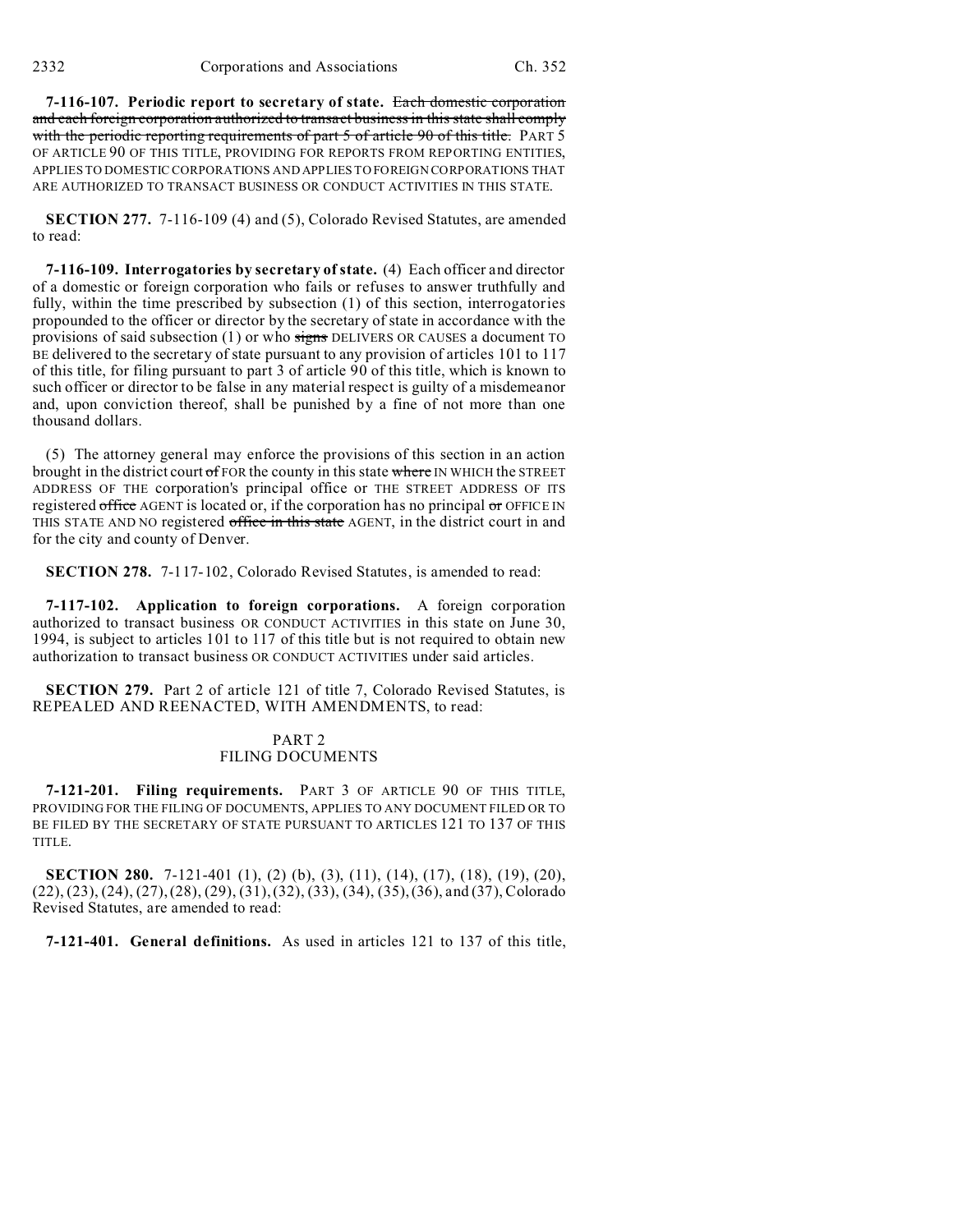**7-116-107. Periodic report to secretary of state.** ~~Each domestic corporation and each foreign corporation authorized to transact business in this state shall comply with the periodic reporting requirements of part 5 of article 90 of this title.~~ PART 5 OF ARTICLE 90 OF THIS TITLE, PROVIDING FOR REPORTS FROM REPORTING ENTITIES, APPLIES TO DOMESTIC CORPORATIONS AND APPLIES TO FOREIGN CORPORATIONS THAT ARE AUTHORIZED TO TRANSACT BUSINESS OR CONDUCT ACTIVITIES IN THIS STATE.

**SECTION 277.** 7-116-109 (4) and (5), Colorado Revised Statutes, are amended to read:

**7-116-109. Interrogatories by secretary of state.** (4) Each officer and director of a domestic or foreign corporation who fails or refuses to answer truthfully and fully, within the time prescribed by subsection (1) of this section, interrogatories propounded to the officer or director by the secretary of state in accordance with the provisions of said subsection (1) or who ~~signs~~ DELIVERS OR CAUSES a document TO BE delivered to the secretary of state pursuant to any provision of articles 101 to 117 of this title, for filing pursuant to part 3 of article 90 of this title, which is known to such officer or director to be false in any material respect is guilty of a misdemeanor and, upon conviction thereof, shall be punished by a fine of not more than one thousand dollars.

(5) The attorney general may enforce the provisions of this section in an action brought in the district court ~~of~~ FOR the county in this state ~~where~~ IN WHICH the STREET ADDRESS OF THE corporation's principal office or THE STREET ADDRESS OF ITS registered ~~office~~ AGENT is located or, if the corporation has no principal ~~or~~ OFFICE IN THIS STATE AND NO registered ~~office in this state~~ AGENT, in the district court in and for the city and county of Denver.

**SECTION 278.** 7-117-102, Colorado Revised Statutes, is amended to read:

**7-117-102. Application to foreign corporations.** A foreign corporation authorized to transact business OR CONDUCT ACTIVITIES in this state on June 30, 1994, is subject to articles 101 to 117 of this title but is not required to obtain new authorization to transact business OR CONDUCT ACTIVITIES under said articles.

**SECTION 279.** Part 2 of article 121 of title 7, Colorado Revised Statutes, is REPEALED AND REENACTED, WITH AMENDMENTS, to read:

PART 2
FILING DOCUMENTS

**7-121-201. Filing requirements.** PART 3 OF ARTICLE 90 OF THIS TITLE, PROVIDING FOR THE FILING OF DOCUMENTS, APPLIES TO ANY DOCUMENT FILED OR TO BE FILED BY THE SECRETARY OF STATE PURSUANT TO ARTICLES 121 TO 137 OF THIS TITLE.

**SECTION 280.** 7-121-401 (1), (2) (b), (3), (11), (14), (17), (18), (19), (20), (22), (23), (24), (27), (28), (29), (31), (32), (33), (34), (35), (36), and (37), Colorado Revised Statutes, are amended to read:

**7-121-401. General definitions.** As used in articles 121 to 137 of this title,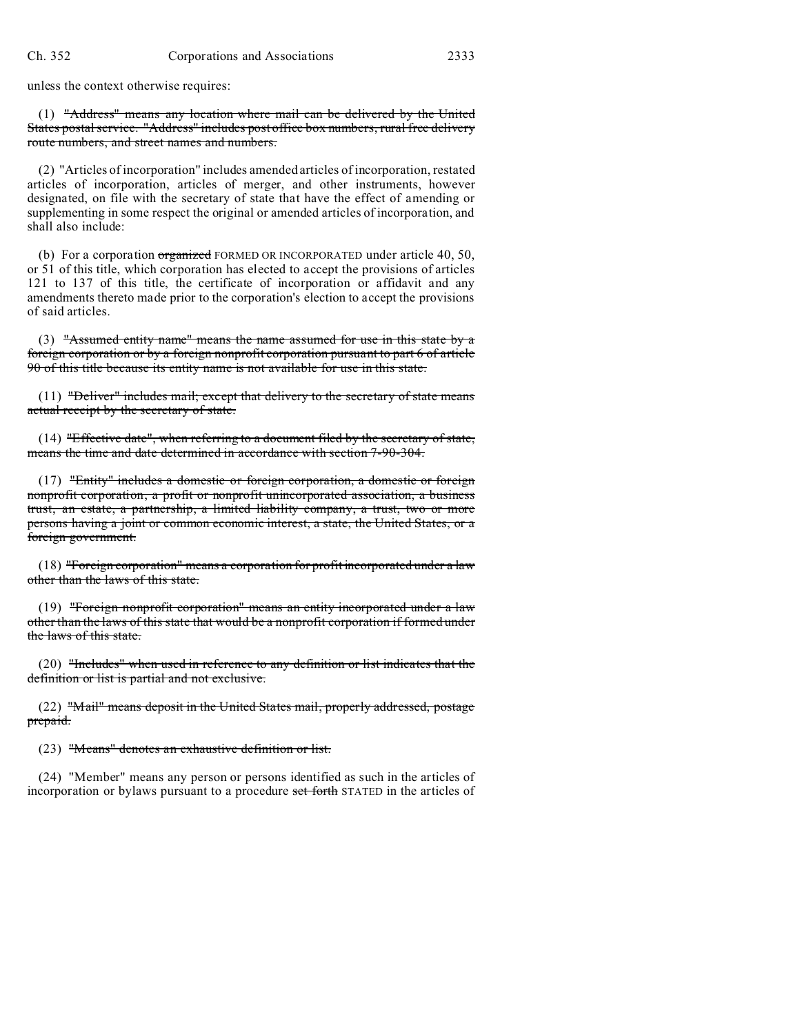unless the context otherwise requires:

(1) ~~"Address" means any location where mail can be delivered by the United States postal service. "Address" includes post office box numbers, rural free delivery route numbers, and street names and numbers.~~

(2) "Articles of incorporation" includes amended articles of incorporation, restated articles of incorporation, articles of merger, and other instruments, however designated, on file with the secretary of state that have the effect of amending or supplementing in some respect the original or amended articles of incorporation, and shall also include:

(b) For a corporation ~~organized~~ FORMED OR INCORPORATED under article 40, 50, or 51 of this title, which corporation has elected to accept the provisions of articles 121 to 137 of this title, the certificate of incorporation or affidavit and any amendments thereto made prior to the corporation's election to accept the provisions of said articles.

(3) ~~"Assumed entity name" means the name assumed for use in this state by a foreign corporation or by a foreign nonprofit corporation pursuant to part 6 of article 90 of this title because its entity name is not available for use in this state.~~

(11) ~~"Deliver" includes mail; except that delivery to the secretary of state means actual receipt by the secretary of state.~~

(14) ~~"Effective date", when referring to a document filed by the secretary of state, means the time and date determined in accordance with section 7-90-304.~~

(17) ~~"Entity" includes a domestic or foreign corporation, a domestic or foreign nonprofit corporation, a profit or nonprofit unincorporated association, a business trust, an estate, a partnership, a limited liability company, a trust, two or more persons having a joint or common economic interest, a state, the United States, or a foreign government.~~

(18) ~~"Foreign corporation" means a corporation for profit incorporated under a law other than the laws of this state.~~

(19) ~~"Foreign nonprofit corporation" means an entity incorporated under a law other than the laws of this state that would be a nonprofit corporation if formed under the laws of this state.~~

(20) ~~"Includes" when used in reference to any definition or list indicates that the definition or list is partial and not exclusive.~~

(22) ~~"Mail" means deposit in the United States mail, properly addressed, postage prepaid.~~

(23) ~~"Means" denotes an exhaustive definition or list.~~

(24) "Member" means any person or persons identified as such in the articles of incorporation or bylaws pursuant to a procedure ~~set forth~~ STATED in the articles of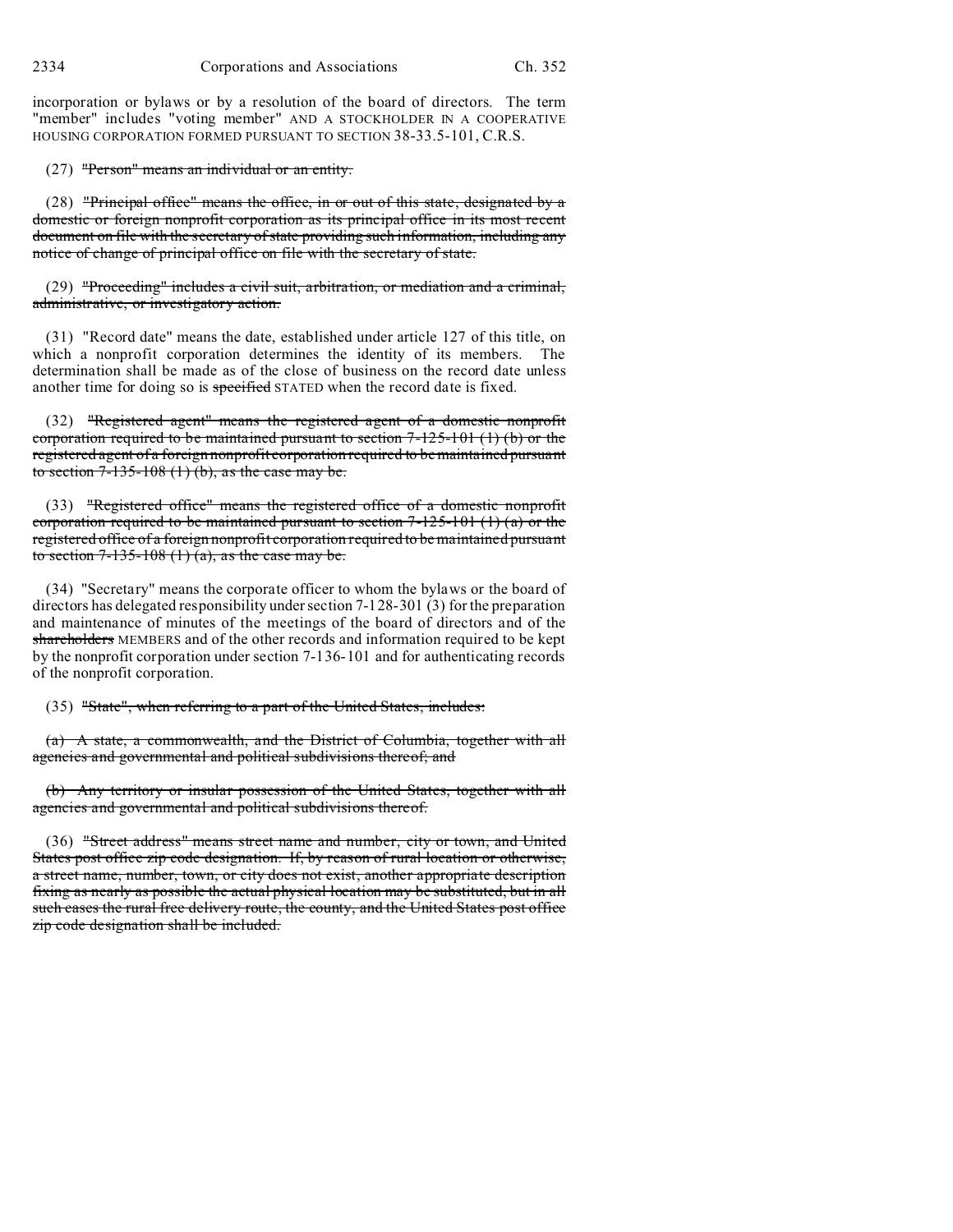incorporation or bylaws or by a resolution of the board of directors. The term "member" includes "voting member" AND A STOCKHOLDER IN A COOPERATIVE HOUSING CORPORATION FORMED PURSUANT TO SECTION 38-33.5-101, C.R.S.

(27) ~~"Person" means an individual or an entity.~~

(28) ~~"Principal office" means the office, in or out of this state, designated by a domestic or foreign nonprofit corporation as its principal office in its most recent document on file with the secretary of state providing such information, including any notice of change of principal office on file with the secretary of state.~~

(29) ~~"Proceeding" includes a civil suit, arbitration, or mediation and a criminal, administrative, or investigatory action.~~

(31) "Record date" means the date, established under article 127 of this title, on which a nonprofit corporation determines the identity of its members. The determination shall be made as of the close of business on the record date unless another time for doing so is ~~specified~~ STATED when the record date is fixed.

(32) ~~"Registered agent" means the registered agent of a domestic nonprofit corporation required to be maintained pursuant to section 7-125-101 (1) (b) or the registered agent of a foreign nonprofit corporation required to be maintained pursuant to section 7-135-108 (1) (b), as the case may be.~~

(33) ~~"Registered office" means the registered office of a domestic nonprofit corporation required to be maintained pursuant to section 7-125-101 (1) (a) or the registered office of a foreign nonprofit corporation required to be maintained pursuant to section 7-135-108 (1) (a), as the case may be.~~

(34) "Secretary" means the corporate officer to whom the bylaws or the board of directors has delegated responsibility under section 7-128-301 (3) for the preparation and maintenance of minutes of the meetings of the board of directors and of the ~~shareholders~~ MEMBERS and of the other records and information required to be kept by the nonprofit corporation under section 7-136-101 and for authenticating records of the nonprofit corporation.

(35) ~~"State", when referring to a part of the United States, includes:~~

~~(a) A state, a commonwealth, and the District of Columbia, together with all agencies and governmental and political subdivisions thereof; and~~

~~(b) Any territory or insular possession of the United States, together with all agencies and governmental and political subdivisions thereof.~~

(36) ~~"Street address" means street name and number, city or town, and United States post office zip code designation. If, by reason of rural location or otherwise, a street name, number, town, or city does not exist, another appropriate description fixing as nearly as possible the actual physical location may be substituted, but in all such cases the rural free delivery route, the county, and the United States post office zip code designation shall be included.~~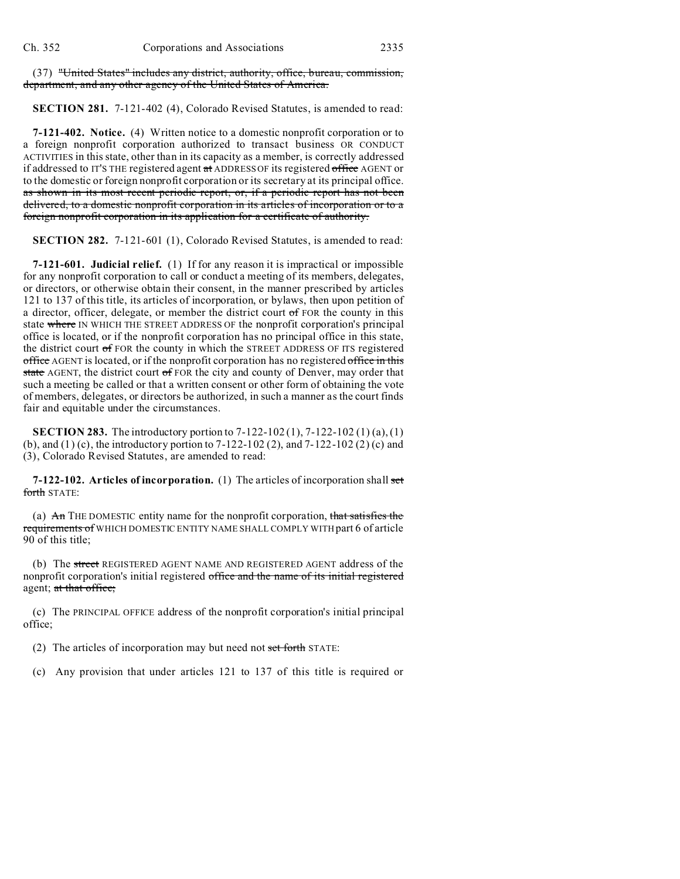(37) ~~"United States" includes any district, authority, office, bureau, commission, department, and any other agency of the United States of America.~~

**SECTION 281.** 7-121-402 (4), Colorado Revised Statutes, is amended to read:

**7-121-402. Notice.** (4) Written notice to a domestic nonprofit corporation or to a foreign nonprofit corporation authorized to transact business OR CONDUCT ACTIVITIES in this state, other than in its capacity as a member, is correctly addressed if addressed to IT'S THE registered agent ~~at~~ ADDRESS OF its registered ~~office~~ AGENT or to the domestic or foreign nonprofit corporation or its secretary at its principal office. ~~as shown in its most recent periodic report, or, if a periodic report has not been delivered, to a domestic nonprofit corporation in its articles of incorporation or to a foreign nonprofit corporation in its application for a certificate of authority.~~

**SECTION 282.** 7-121-601 (1), Colorado Revised Statutes, is amended to read:

**7-121-601. Judicial relief.** (1) If for any reason it is impractical or impossible for any nonprofit corporation to call or conduct a meeting of its members, delegates, or directors, or otherwise obtain their consent, in the manner prescribed by articles 121 to 137 of this title, its articles of incorporation, or bylaws, then upon petition of a director, officer, delegate, or member the district court ~~of~~ FOR the county in this state ~~where~~ IN WHICH THE STREET ADDRESS OF the nonprofit corporation's principal office is located, or if the nonprofit corporation has no principal office in this state, the district court ~~of~~ FOR the county in which the STREET ADDRESS OF ITS registered ~~office~~ AGENT is located, or if the nonprofit corporation has no registered ~~office in this state~~ AGENT, the district court ~~of~~ FOR the city and county of Denver, may order that such a meeting be called or that a written consent or other form of obtaining the vote of members, delegates, or directors be authorized, in such a manner as the court finds fair and equitable under the circumstances.

**SECTION 283.** The introductory portion to 7-122-102 (1), 7-122-102 (1) (a), (1) (b), and (1) (c), the introductory portion to 7-122-102 (2), and 7-122-102 (2) (c) and (3), Colorado Revised Statutes, are amended to read:

**7-122-102. Articles of incorporation.** (1) The articles of incorporation shall ~~set forth~~ STATE:

(a) ~~An~~ THE DOMESTIC entity name for the nonprofit corporation, ~~that satisfies the requirements of~~ WHICH DOMESTIC ENTITY NAME SHALL COMPLY WITH part 6 of article 90 of this title;

(b) The ~~street~~ REGISTERED AGENT NAME AND REGISTERED AGENT address of the nonprofit corporation's initial registered ~~office and the name of its initial registered~~ agent; ~~at that office;~~

(c) The PRINCIPAL OFFICE address of the nonprofit corporation's initial principal office;

(2) The articles of incorporation may but need not ~~set forth~~ STATE:

(c) Any provision that under articles 121 to 137 of this title is required or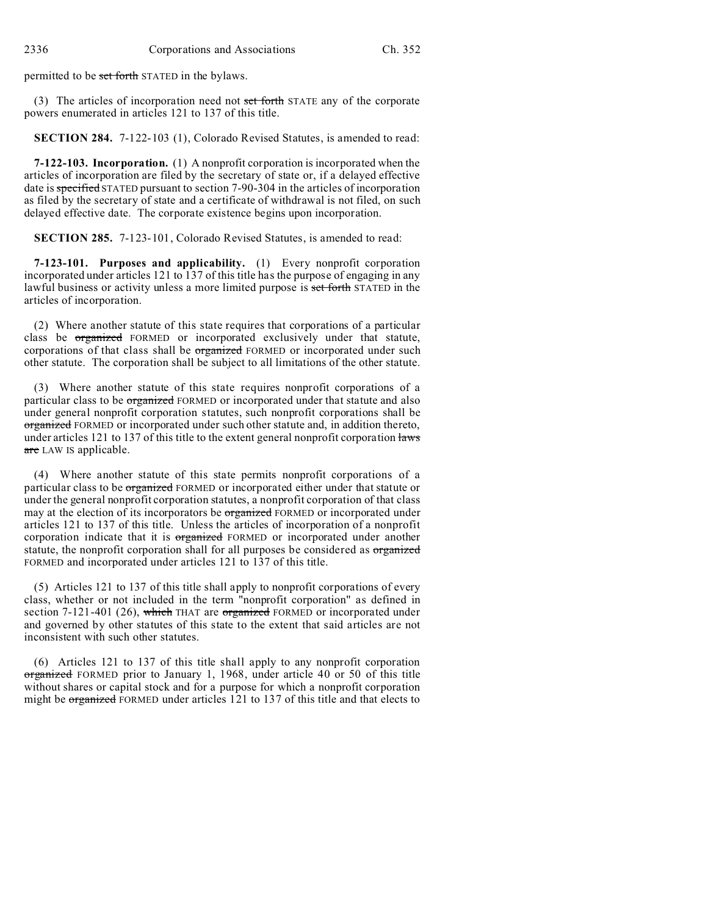permitted to be ~~set forth~~ STATED in the bylaws.

(3) The articles of incorporation need not ~~set forth~~ STATE any of the corporate powers enumerated in articles 121 to 137 of this title.

**SECTION 284.** 7-122-103 (1), Colorado Revised Statutes, is amended to read:

**7-122-103. Incorporation.** (1) A nonprofit corporation is incorporated when the articles of incorporation are filed by the secretary of state or, if a delayed effective date is ~~specified~~ STATED pursuant to section 7-90-304 in the articles of incorporation as filed by the secretary of state and a certificate of withdrawal is not filed, on such delayed effective date. The corporate existence begins upon incorporation.

**SECTION 285.** 7-123-101, Colorado Revised Statutes, is amended to read:

**7-123-101. Purposes and applicability.** (1) Every nonprofit corporation incorporated under articles 121 to 137 of this title has the purpose of engaging in any lawful business or activity unless a more limited purpose is ~~set forth~~ STATED in the articles of incorporation.

(2) Where another statute of this state requires that corporations of a particular class be ~~organized~~ FORMED or incorporated exclusively under that statute, corporations of that class shall be ~~organized~~ FORMED or incorporated under such other statute. The corporation shall be subject to all limitations of the other statute.

(3) Where another statute of this state requires nonprofit corporations of a particular class to be ~~organized~~ FORMED or incorporated under that statute and also under general nonprofit corporation statutes, such nonprofit corporations shall be ~~organized~~ FORMED or incorporated under such other statute and, in addition thereto, under articles 121 to 137 of this title to the extent general nonprofit corporation ~~laws are~~ LAW IS applicable.

(4) Where another statute of this state permits nonprofit corporations of a particular class to be ~~organized~~ FORMED or incorporated either under that statute or under the general nonprofit corporation statutes, a nonprofit corporation of that class may at the election of its incorporators be ~~organized~~ FORMED or incorporated under articles 121 to 137 of this title. Unless the articles of incorporation of a nonprofit corporation indicate that it is ~~organized~~ FORMED or incorporated under another statute, the nonprofit corporation shall for all purposes be considered as ~~organized~~ FORMED and incorporated under articles 121 to 137 of this title.

(5) Articles 121 to 137 of this title shall apply to nonprofit corporations of every class, whether or not included in the term "nonprofit corporation" as defined in section 7-121-401 (26), ~~which~~ THAT are ~~organized~~ FORMED or incorporated under and governed by other statutes of this state to the extent that said articles are not inconsistent with such other statutes.

(6) Articles 121 to 137 of this title shall apply to any nonprofit corporation ~~organized~~ FORMED prior to January 1, 1968, under article 40 or 50 of this title without shares or capital stock and for a purpose for which a nonprofit corporation might be ~~organized~~ FORMED under articles 121 to 137 of this title and that elects to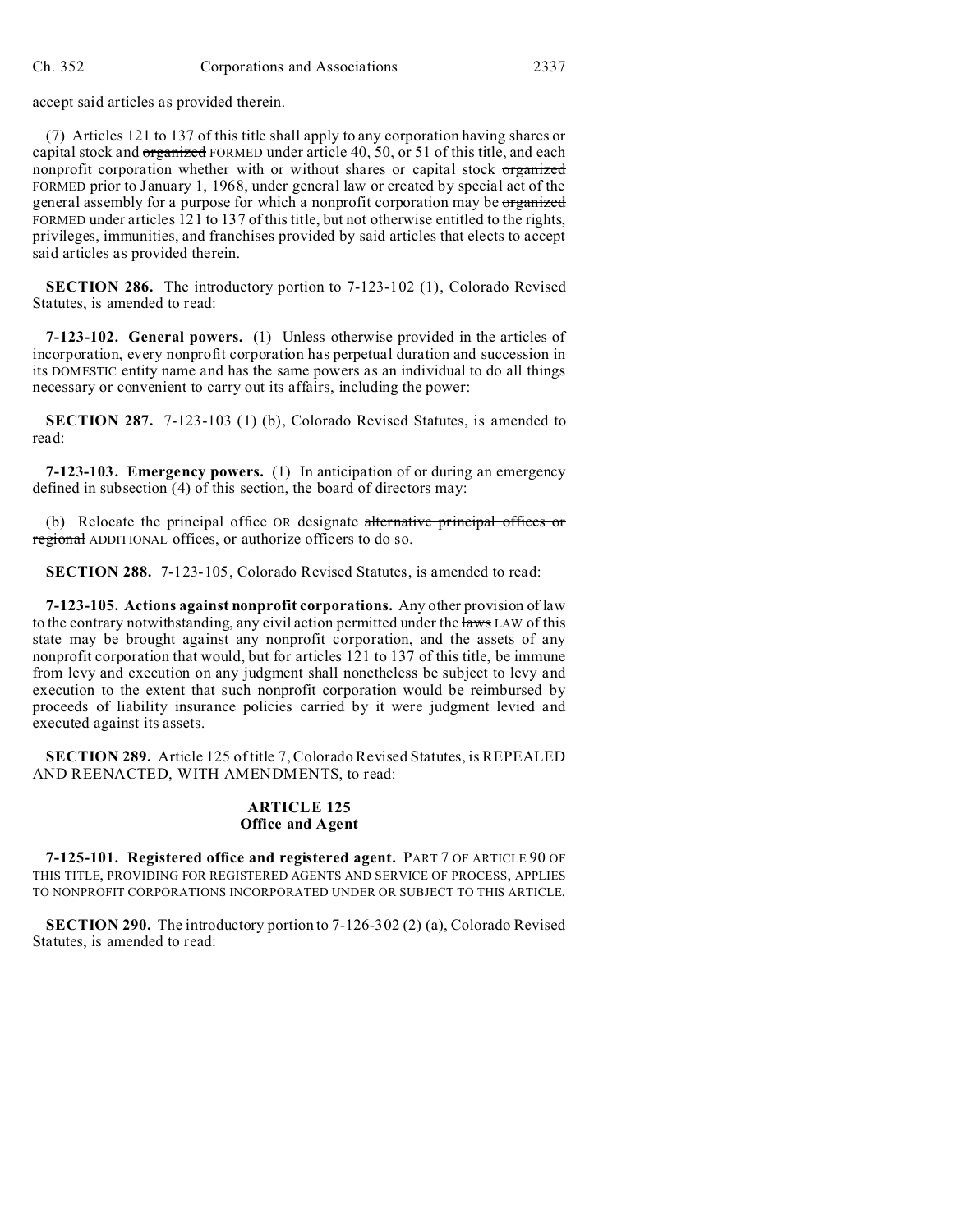accept said articles as provided therein.

(7) Articles 121 to 137 of this title shall apply to any corporation having shares or capital stock and ~~organized~~ FORMED under article 40, 50, or 51 of this title, and each nonprofit corporation whether with or without shares or capital stock ~~organized~~ FORMED prior to January 1, 1968, under general law or created by special act of the general assembly for a purpose for which a nonprofit corporation may be ~~organized~~ FORMED under articles 121 to 137 of this title, but not otherwise entitled to the rights, privileges, immunities, and franchises provided by said articles that elects to accept said articles as provided therein.

**SECTION 286.** The introductory portion to 7-123-102 (1), Colorado Revised Statutes, is amended to read:

**7-123-102. General powers.** (1) Unless otherwise provided in the articles of incorporation, every nonprofit corporation has perpetual duration and succession in its DOMESTIC entity name and has the same powers as an individual to do all things necessary or convenient to carry out its affairs, including the power:

**SECTION 287.** 7-123-103 (1) (b), Colorado Revised Statutes, is amended to read:

**7-123-103. Emergency powers.** (1) In anticipation of or during an emergency defined in subsection (4) of this section, the board of directors may:

(b) Relocate the principal office OR designate ~~alternative principal offices or regional~~ ADDITIONAL offices, or authorize officers to do so.

**SECTION 288.** 7-123-105, Colorado Revised Statutes, is amended to read:

**7-123-105. Actions against nonprofit corporations.** Any other provision of law to the contrary notwithstanding, any civil action permitted under the ~~laws~~ LAW of this state may be brought against any nonprofit corporation, and the assets of any nonprofit corporation that would, but for articles 121 to 137 of this title, be immune from levy and execution on any judgment shall nonetheless be subject to levy and execution to the extent that such nonprofit corporation would be reimbursed by proceeds of liability insurance policies carried by it were judgment levied and executed against its assets.

**SECTION 289.** Article 125 of title 7, Colorado Revised Statutes, is REPEALED AND REENACTED, WITH AMENDMENTS, to read:

## ARTICLE 125
## Office and Agent

**7-125-101. Registered office and registered agent.** PART 7 OF ARTICLE 90 OF THIS TITLE, PROVIDING FOR REGISTERED AGENTS AND SERVICE OF PROCESS, APPLIES TO NONPROFIT CORPORATIONS INCORPORATED UNDER OR SUBJECT TO THIS ARTICLE.

**SECTION 290.** The introductory portion to 7-126-302 (2) (a), Colorado Revised Statutes, is amended to read: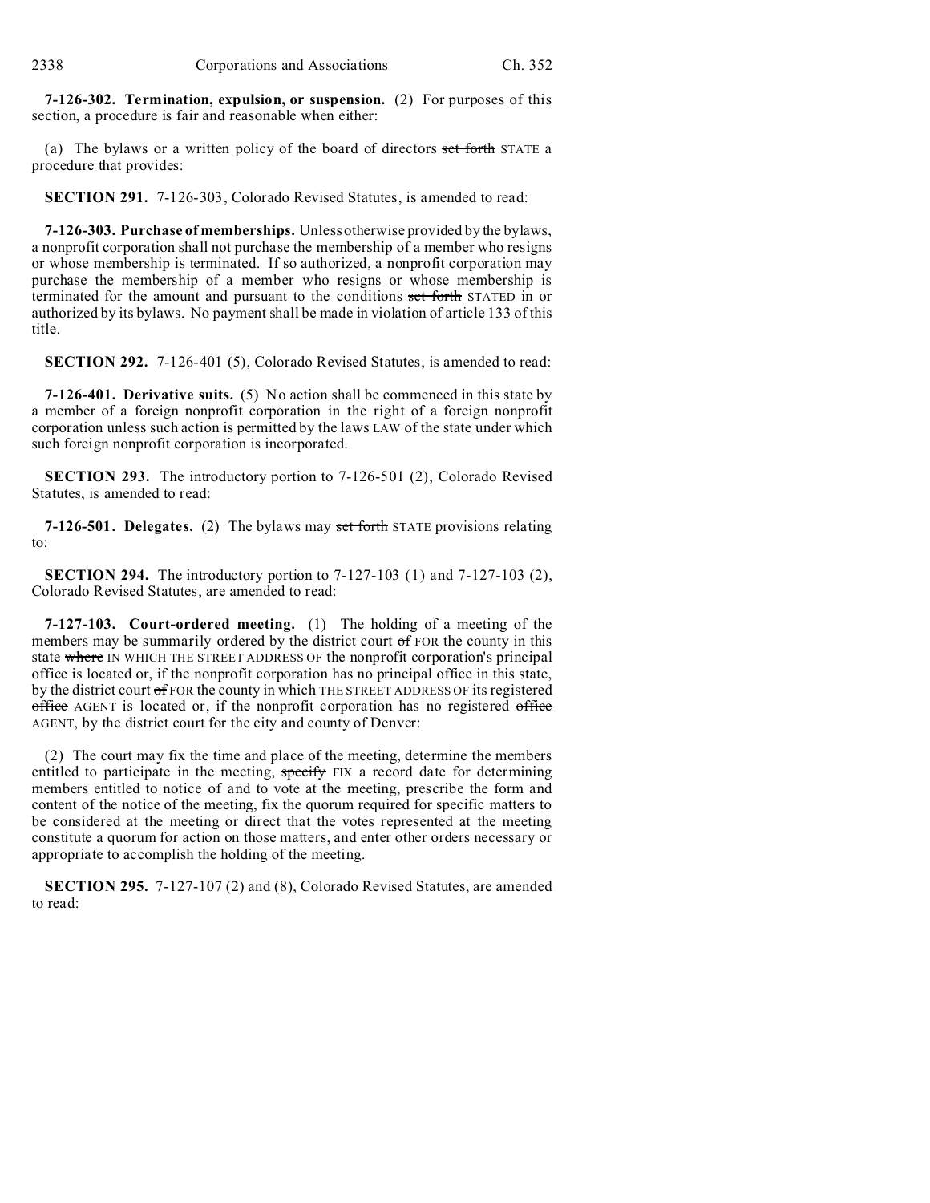**7-126-302. Termination, expulsion, or suspension.** (2) For purposes of this section, a procedure is fair and reasonable when either:

(a) The bylaws or a written policy of the board of directors ~~set forth~~ STATE a procedure that provides:

**SECTION 291.** 7-126-303, Colorado Revised Statutes, is amended to read:

**7-126-303. Purchase of memberships.** Unless otherwise provided by the bylaws, a nonprofit corporation shall not purchase the membership of a member who resigns or whose membership is terminated. If so authorized, a nonprofit corporation may purchase the membership of a member who resigns or whose membership is terminated for the amount and pursuant to the conditions ~~set forth~~ STATED in or authorized by its bylaws. No payment shall be made in violation of article 133 of this title.

**SECTION 292.** 7-126-401 (5), Colorado Revised Statutes, is amended to read:

**7-126-401. Derivative suits.** (5) No action shall be commenced in this state by a member of a foreign nonprofit corporation in the right of a foreign nonprofit corporation unless such action is permitted by the ~~laws~~ LAW of the state under which such foreign nonprofit corporation is incorporated.

**SECTION 293.** The introductory portion to 7-126-501 (2), Colorado Revised Statutes, is amended to read:

**7-126-501. Delegates.** (2) The bylaws may ~~set forth~~ STATE provisions relating to:

**SECTION 294.** The introductory portion to 7-127-103 (1) and 7-127-103 (2), Colorado Revised Statutes, are amended to read:

**7-127-103. Court-ordered meeting.** (1) The holding of a meeting of the members may be summarily ordered by the district court ~~of~~ FOR the county in this state ~~where~~ IN WHICH THE STREET ADDRESS OF the nonprofit corporation's principal office is located or, if the nonprofit corporation has no principal office in this state, by the district court ~~of~~ FOR the county in which THE STREET ADDRESS OF its registered ~~office~~ AGENT is located or, if the nonprofit corporation has no registered ~~office~~ AGENT, by the district court for the city and county of Denver:

(2) The court may fix the time and place of the meeting, determine the members entitled to participate in the meeting, ~~specify~~ FIX a record date for determining members entitled to notice of and to vote at the meeting, prescribe the form and content of the notice of the meeting, fix the quorum required for specific matters to be considered at the meeting or direct that the votes represented at the meeting constitute a quorum for action on those matters, and enter other orders necessary or appropriate to accomplish the holding of the meeting.

**SECTION 295.** 7-127-107 (2) and (8), Colorado Revised Statutes, are amended to read: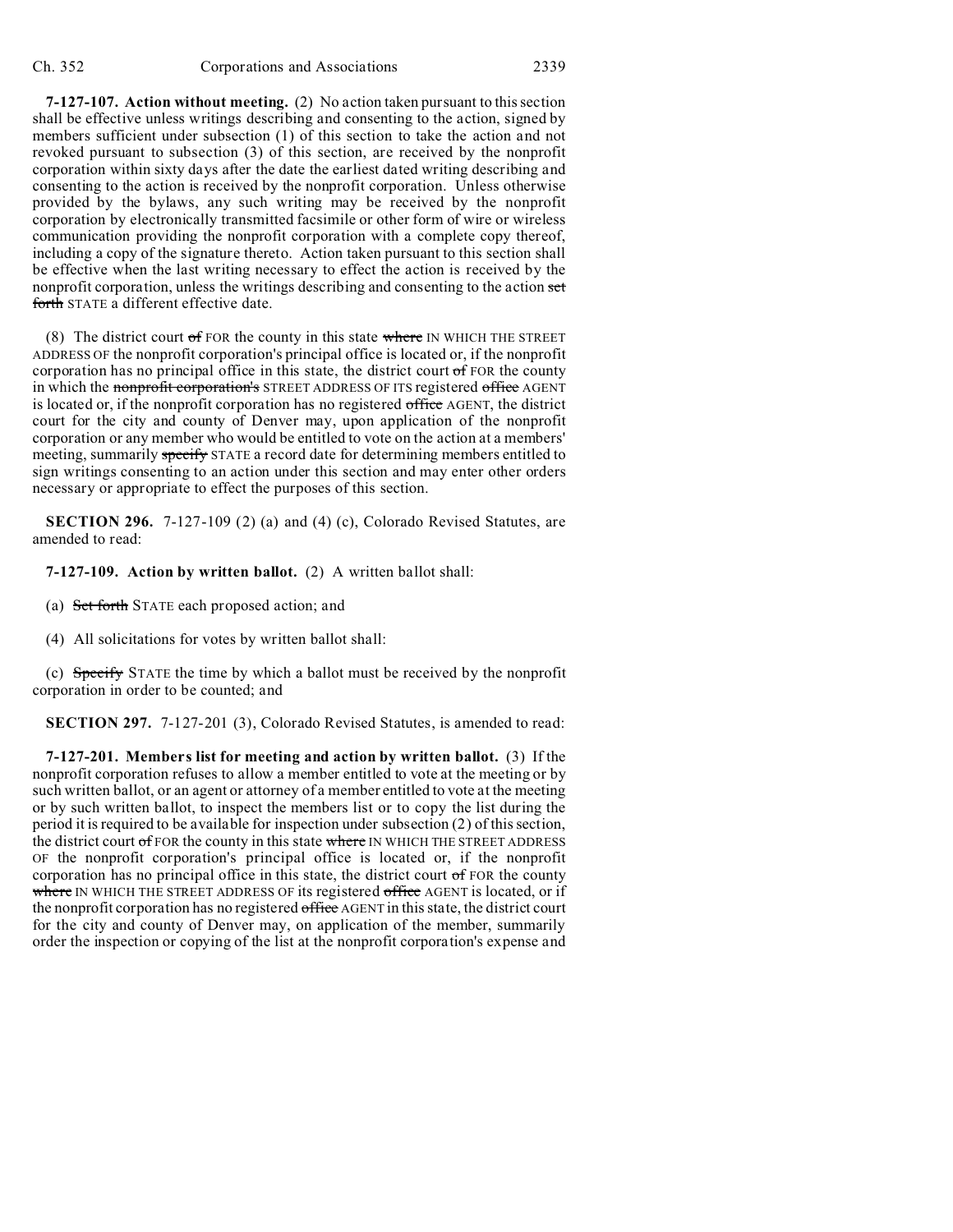**7-127-107. Action without meeting.** (2) No action taken pursuant to this section shall be effective unless writings describing and consenting to the action, signed by members sufficient under subsection (1) of this section to take the action and not revoked pursuant to subsection (3) of this section, are received by the nonprofit corporation within sixty days after the date the earliest dated writing describing and consenting to the action is received by the nonprofit corporation. Unless otherwise provided by the bylaws, any such writing may be received by the nonprofit corporation by electronically transmitted facsimile or other form of wire or wireless communication providing the nonprofit corporation with a complete copy thereof, including a copy of the signature thereto. Action taken pursuant to this section shall be effective when the last writing necessary to effect the action is received by the nonprofit corporation, unless the writings describing and consenting to the action ~~set forth~~ STATE a different effective date.

(8) The district court ~~of~~ FOR the county in this state ~~where~~ IN WHICH THE STREET ADDRESS OF the nonprofit corporation's principal office is located or, if the nonprofit corporation has no principal office in this state, the district court ~~of~~ FOR the county in which the ~~nonprofit corporation's~~ STREET ADDRESS OF ITS registered ~~office~~ AGENT is located or, if the nonprofit corporation has no registered ~~office~~ AGENT, the district court for the city and county of Denver may, upon application of the nonprofit corporation or any member who would be entitled to vote on the action at a members' meeting, summarily ~~specify~~ STATE a record date for determining members entitled to sign writings consenting to an action under this section and may enter other orders necessary or appropriate to effect the purposes of this section.

**SECTION 296.** 7-127-109 (2) (a) and (4) (c), Colorado Revised Statutes, are amended to read:

**7-127-109. Action by written ballot.** (2) A written ballot shall:

(a) ~~Set forth~~ STATE each proposed action; and

(4) All solicitations for votes by written ballot shall:

(c) ~~Specify~~ STATE the time by which a ballot must be received by the nonprofit corporation in order to be counted; and

**SECTION 297.** 7-127-201 (3), Colorado Revised Statutes, is amended to read:

**7-127-201. Members list for meeting and action by written ballot.** (3) If the nonprofit corporation refuses to allow a member entitled to vote at the meeting or by such written ballot, or an agent or attorney of a member entitled to vote at the meeting or by such written ballot, to inspect the members list or to copy the list during the period it is required to be available for inspection under subsection (2) of this section, the district court ~~of~~ FOR the county in this state ~~where~~ IN WHICH THE STREET ADDRESS OF the nonprofit corporation's principal office is located or, if the nonprofit corporation has no principal office in this state, the district court ~~of~~ FOR the county ~~where~~ IN WHICH THE STREET ADDRESS OF its registered ~~office~~ AGENT is located, or if the nonprofit corporation has no registered ~~office~~ AGENT in this state, the district court for the city and county of Denver may, on application of the member, summarily order the inspection or copying of the list at the nonprofit corporation's expense and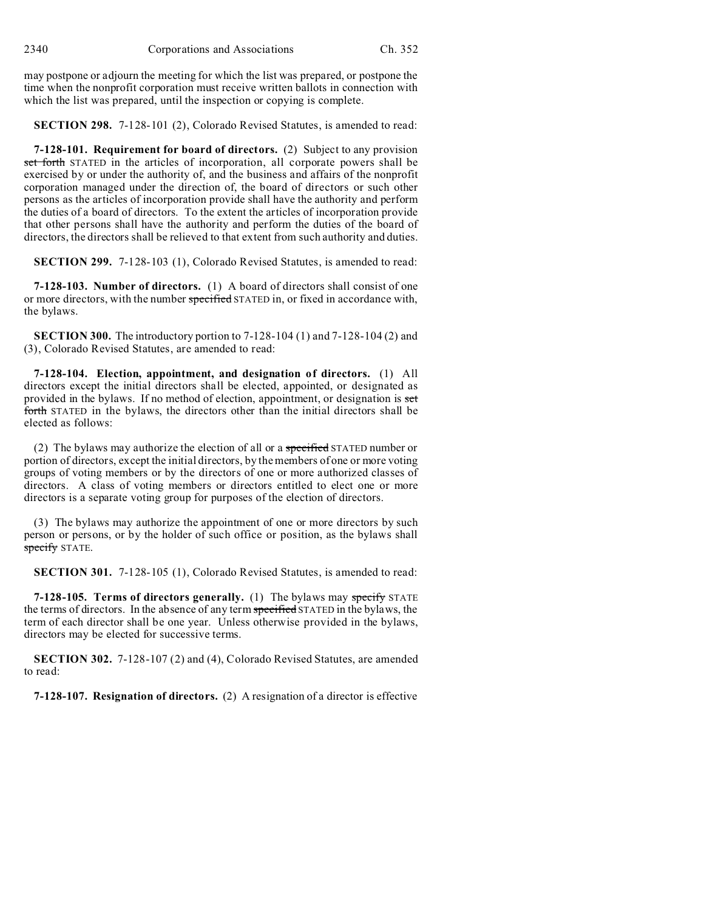may postpone or adjourn the meeting for which the list was prepared, or postpone the time when the nonprofit corporation must receive written ballots in connection with which the list was prepared, until the inspection or copying is complete.

**SECTION 298.** 7-128-101 (2), Colorado Revised Statutes, is amended to read:

**7-128-101. Requirement for board of directors.** (2) Subject to any provision ~~set forth~~ STATED in the articles of incorporation, all corporate powers shall be exercised by or under the authority of, and the business and affairs of the nonprofit corporation managed under the direction of, the board of directors or such other persons as the articles of incorporation provide shall have the authority and perform the duties of a board of directors. To the extent the articles of incorporation provide that other persons shall have the authority and perform the duties of the board of directors, the directors shall be relieved to that extent from such authority and duties.

**SECTION 299.** 7-128-103 (1), Colorado Revised Statutes, is amended to read:

**7-128-103. Number of directors.** (1) A board of directors shall consist of one or more directors, with the number ~~specified~~ STATED in, or fixed in accordance with, the bylaws.

**SECTION 300.** The introductory portion to 7-128-104 (1) and 7-128-104 (2) and (3), Colorado Revised Statutes, are amended to read:

**7-128-104. Election, appointment, and designation of directors.** (1) All directors except the initial directors shall be elected, appointed, or designated as provided in the bylaws. If no method of election, appointment, or designation is ~~set forth~~ STATED in the bylaws, the directors other than the initial directors shall be elected as follows:

(2) The bylaws may authorize the election of all or a ~~specified~~ STATED number or portion of directors, except the initial directors, by the members of one or more voting groups of voting members or by the directors of one or more authorized classes of directors. A class of voting members or directors entitled to elect one or more directors is a separate voting group for purposes of the election of directors.

(3) The bylaws may authorize the appointment of one or more directors by such person or persons, or by the holder of such office or position, as the bylaws shall ~~specify~~ STATE.

**SECTION 301.** 7-128-105 (1), Colorado Revised Statutes, is amended to read:

**7-128-105. Terms of directors generally.** (1) The bylaws may ~~specify~~ STATE the terms of directors. In the absence of any term ~~specified~~ STATED in the bylaws, the term of each director shall be one year. Unless otherwise provided in the bylaws, directors may be elected for successive terms.

**SECTION 302.** 7-128-107 (2) and (4), Colorado Revised Statutes, are amended to read:

**7-128-107. Resignation of directors.** (2) A resignation of a director is effective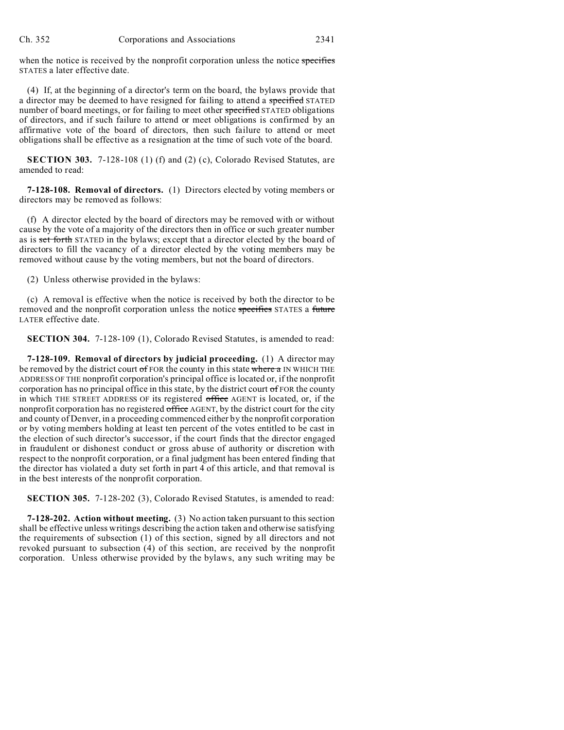when the notice is received by the nonprofit corporation unless the notice ~~specifies~~ STATES a later effective date.

(4) If, at the beginning of a director's term on the board, the bylaws provide that a director may be deemed to have resigned for failing to attend a ~~specified~~ STATED number of board meetings, or for failing to meet other ~~specified~~ STATED obligations of directors, and if such failure to attend or meet obligations is confirmed by an affirmative vote of the board of directors, then such failure to attend or meet obligations shall be effective as a resignation at the time of such vote of the board.

**SECTION 303.** 7-128-108 (1) (f) and (2) (c), Colorado Revised Statutes, are amended to read:

**7-128-108. Removal of directors.** (1) Directors elected by voting members or directors may be removed as follows:

(f) A director elected by the board of directors may be removed with or without cause by the vote of a majority of the directors then in office or such greater number as is ~~set forth~~ STATED in the bylaws; except that a director elected by the board of directors to fill the vacancy of a director elected by the voting members may be removed without cause by the voting members, but not the board of directors.

(2) Unless otherwise provided in the bylaws:

(c) A removal is effective when the notice is received by both the director to be removed and the nonprofit corporation unless the notice ~~specifies~~ STATES a ~~future~~ LATER effective date.

**SECTION 304.** 7-128-109 (1), Colorado Revised Statutes, is amended to read:

**7-128-109. Removal of directors by judicial proceeding.** (1) A director may be removed by the district court ~~of~~ FOR the county in this state ~~where a~~ IN WHICH THE ADDRESS OF THE nonprofit corporation's principal office is located or, if the nonprofit corporation has no principal office in this state, by the district court ~~of~~ FOR the county in which THE STREET ADDRESS OF its registered ~~office~~ AGENT is located, or, if the nonprofit corporation has no registered ~~office~~ AGENT, by the district court for the city and county of Denver, in a proceeding commenced either by the nonprofit corporation or by voting members holding at least ten percent of the votes entitled to be cast in the election of such director's successor, if the court finds that the director engaged in fraudulent or dishonest conduct or gross abuse of authority or discretion with respect to the nonprofit corporation, or a final judgment has been entered finding that the director has violated a duty set forth in part 4 of this article, and that removal is in the best interests of the nonprofit corporation.

**SECTION 305.** 7-128-202 (3), Colorado Revised Statutes, is amended to read:

**7-128-202. Action without meeting.** (3) No action taken pursuant to this section shall be effective unless writings describing the action taken and otherwise satisfying the requirements of subsection (1) of this section, signed by all directors and not revoked pursuant to subsection (4) of this section, are received by the nonprofit corporation. Unless otherwise provided by the bylaws, any such writing may be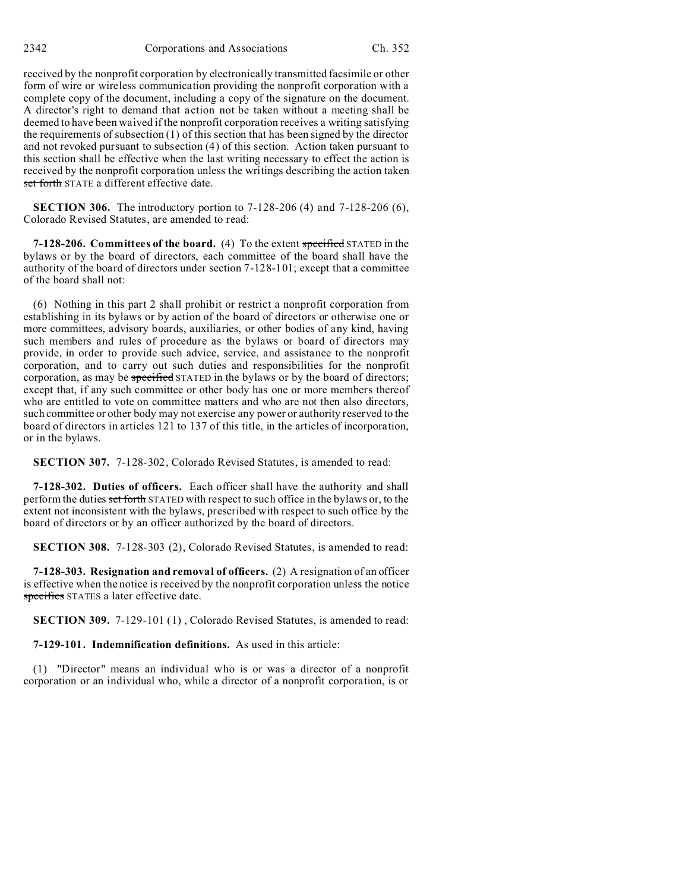received by the nonprofit corporation by electronically transmitted facsimile or other form of wire or wireless communication providing the nonprofit corporation with a complete copy of the document, including a copy of the signature on the document. A director's right to demand that action not be taken without a meeting shall be deemed to have been waived if the nonprofit corporation receives a writing satisfying the requirements of subsection (1) of this section that has been signed by the director and not revoked pursuant to subsection (4) of this section. Action taken pursuant to this section shall be effective when the last writing necessary to effect the action is received by the nonprofit corporation unless the writings describing the action taken ~~set forth~~ STATE a different effective date.

**SECTION 306.** The introductory portion to 7-128-206 (4) and 7-128-206 (6), Colorado Revised Statutes, are amended to read:

**7-128-206. Committees of the board.** (4) To the extent ~~specified~~ STATED in the bylaws or by the board of directors, each committee of the board shall have the authority of the board of directors under section 7-128-101; except that a committee of the board shall not:

(6) Nothing in this part 2 shall prohibit or restrict a nonprofit corporation from establishing in its bylaws or by action of the board of directors or otherwise one or more committees, advisory boards, auxiliaries, or other bodies of any kind, having such members and rules of procedure as the bylaws or board of directors may provide, in order to provide such advice, service, and assistance to the nonprofit corporation, and to carry out such duties and responsibilities for the nonprofit corporation, as may be ~~specified~~ STATED in the bylaws or by the board of directors; except that, if any such committee or other body has one or more members thereof who are entitled to vote on committee matters and who are not then also directors, such committee or other body may not exercise any power or authority reserved to the board of directors in articles 121 to 137 of this title, in the articles of incorporation, or in the bylaws.

**SECTION 307.** 7-128-302, Colorado Revised Statutes, is amended to read:

**7-128-302. Duties of officers.** Each officer shall have the authority and shall perform the duties ~~set forth~~ STATED with respect to such office in the bylaws or, to the extent not inconsistent with the bylaws, prescribed with respect to such office by the board of directors or by an officer authorized by the board of directors.

**SECTION 308.** 7-128-303 (2), Colorado Revised Statutes, is amended to read:

**7-128-303. Resignation and removal of officers.** (2) A resignation of an officer is effective when the notice is received by the nonprofit corporation unless the notice ~~specifies~~ STATES a later effective date.

**SECTION 309.** 7-129-101 (1) , Colorado Revised Statutes, is amended to read:

**7-129-101. Indemnification definitions.** As used in this article:

(1) "Director" means an individual who is or was a director of a nonprofit corporation or an individual who, while a director of a nonprofit corporation, is or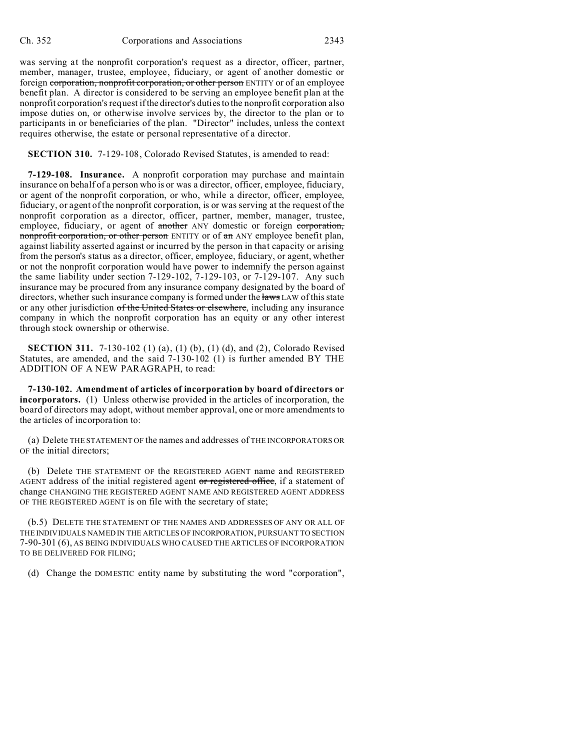was serving at the nonprofit corporation's request as a director, officer, partner, member, manager, trustee, employee, fiduciary, or agent of another domestic or foreign ~~corporation, nonprofit corporation, or other person~~ ENTITY or of an employee benefit plan. A director is considered to be serving an employee benefit plan at the nonprofit corporation's request if the director's duties to the nonprofit corporation also impose duties on, or otherwise involve services by, the director to the plan or to participants in or beneficiaries of the plan. "Director" includes, unless the context requires otherwise, the estate or personal representative of a director.

**SECTION 310.** 7-129-108, Colorado Revised Statutes, is amended to read:

**7-129-108. Insurance.** A nonprofit corporation may purchase and maintain insurance on behalf of a person who is or was a director, officer, employee, fiduciary, or agent of the nonprofit corporation, or who, while a director, officer, employee, fiduciary, or agent of the nonprofit corporation, is or was serving at the request of the nonprofit corporation as a director, officer, partner, member, manager, trustee, employee, fiduciary, or agent of ~~another~~ ANY domestic or foreign ~~corporation, nonprofit corporation, or other person~~ ENTITY or of ~~an~~ ANY employee benefit plan, against liability asserted against or incurred by the person in that capacity or arising from the person's status as a director, officer, employee, fiduciary, or agent, whether or not the nonprofit corporation would have power to indemnify the person against the same liability under section 7-129-102, 7-129-103, or 7-129-107. Any such insurance may be procured from any insurance company designated by the board of directors, whether such insurance company is formed under the ~~laws~~ LAW of this state or any other jurisdiction ~~of the United States or elsewhere~~, including any insurance company in which the nonprofit corporation has an equity or any other interest through stock ownership or otherwise.

**SECTION 311.** 7-130-102 (1) (a), (1) (b), (1) (d), and (2), Colorado Revised Statutes, are amended, and the said 7-130-102 (1) is further amended BY THE ADDITION OF A NEW PARAGRAPH, to read:

**7-130-102. Amendment of articles of incorporation by board of directors or incorporators.** (1) Unless otherwise provided in the articles of incorporation, the board of directors may adopt, without member approval, one or more amendments to the articles of incorporation to:

(a) Delete THE STATEMENT OF the names and addresses of THE INCORPORATORS OR OF the initial directors;

(b) Delete THE STATEMENT OF the REGISTERED AGENT name and REGISTERED AGENT address of the initial registered agent ~~or registered office~~, if a statement of change CHANGING THE REGISTERED AGENT NAME AND REGISTERED AGENT ADDRESS OF THE REGISTERED AGENT is on file with the secretary of state;

(b.5) DELETE THE STATEMENT OF THE NAMES AND ADDRESSES OF ANY OR ALL OF THE INDIVIDUALS NAMED IN THE ARTICLES OF INCORPORATION, PURSUANT TO SECTION 7-90-301 (6), AS BEING INDIVIDUALS WHO CAUSED THE ARTICLES OF INCORPORATION TO BE DELIVERED FOR FILING;

(d) Change the DOMESTIC entity name by substituting the word "corporation",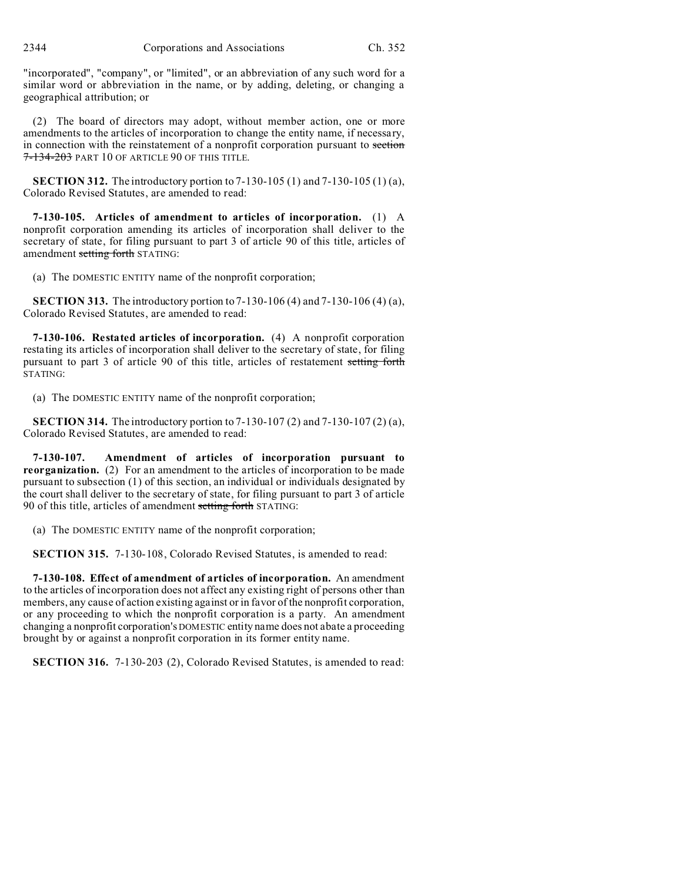"incorporated", "company", or "limited", or an abbreviation of any such word for a similar word or abbreviation in the name, or by adding, deleting, or changing a geographical attribution; or

(2) The board of directors may adopt, without member action, one or more amendments to the articles of incorporation to change the entity name, if necessary, in connection with the reinstatement of a nonprofit corporation pursuant to ~~section 7-134-203~~ PART 10 OF ARTICLE 90 OF THIS TITLE.

**SECTION 312.** The introductory portion to 7-130-105 (1) and 7-130-105 (1) (a), Colorado Revised Statutes, are amended to read:

**7-130-105. Articles of amendment to articles of incorporation.** (1) A nonprofit corporation amending its articles of incorporation shall deliver to the secretary of state, for filing pursuant to part 3 of article 90 of this title, articles of amendment ~~setting forth~~ STATING:

(a) The DOMESTIC ENTITY name of the nonprofit corporation;

**SECTION 313.** The introductory portion to 7-130-106 (4) and 7-130-106 (4) (a), Colorado Revised Statutes, are amended to read:

**7-130-106. Restated articles of incorporation.** (4) A nonprofit corporation restating its articles of incorporation shall deliver to the secretary of state, for filing pursuant to part 3 of article 90 of this title, articles of restatement ~~setting forth~~ STATING:

(a) The DOMESTIC ENTITY name of the nonprofit corporation;

**SECTION 314.** The introductory portion to 7-130-107 (2) and 7-130-107 (2) (a), Colorado Revised Statutes, are amended to read:

**7-130-107. Amendment of articles of incorporation pursuant to reorganization.** (2) For an amendment to the articles of incorporation to be made pursuant to subsection (1) of this section, an individual or individuals designated by the court shall deliver to the secretary of state, for filing pursuant to part 3 of article 90 of this title, articles of amendment ~~setting forth~~ STATING:

(a) The DOMESTIC ENTITY name of the nonprofit corporation;

**SECTION 315.** 7-130-108, Colorado Revised Statutes, is amended to read:

**7-130-108. Effect of amendment of articles of incorporation.** An amendment to the articles of incorporation does not affect any existing right of persons other than members, any cause of action existing against or in favor of the nonprofit corporation, or any proceeding to which the nonprofit corporation is a party. An amendment changing a nonprofit corporation's DOMESTIC entity name does not abate a proceeding brought by or against a nonprofit corporation in its former entity name.

**SECTION 316.** 7-130-203 (2), Colorado Revised Statutes, is amended to read: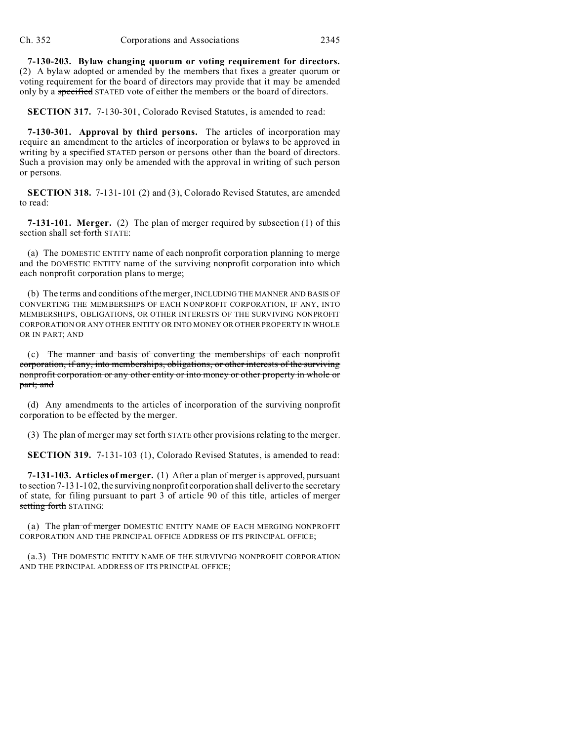**7-130-203. Bylaw changing quorum or voting requirement for directors.** (2) A bylaw adopted or amended by the members that fixes a greater quorum or voting requirement for the board of directors may provide that it may be amended only by a ~~specified~~ STATED vote of either the members or the board of directors.

**SECTION 317.** 7-130-301, Colorado Revised Statutes, is amended to read:

**7-130-301. Approval by third persons.** The articles of incorporation may require an amendment to the articles of incorporation or bylaws to be approved in writing by a ~~specified~~ STATED person or persons other than the board of directors. Such a provision may only be amended with the approval in writing of such person or persons.

**SECTION 318.** 7-131-101 (2) and (3), Colorado Revised Statutes, are amended to read:

**7-131-101. Merger.** (2) The plan of merger required by subsection (1) of this section shall ~~set forth~~ STATE:

(a) The DOMESTIC ENTITY name of each nonprofit corporation planning to merge and the DOMESTIC ENTITY name of the surviving nonprofit corporation into which each nonprofit corporation plans to merge;

(b) The terms and conditions of the merger, INCLUDING THE MANNER AND BASIS OF CONVERTING THE MEMBERSHIPS OF EACH NONPROFIT CORPORATION, IF ANY, INTO MEMBERSHIPS, OBLIGATIONS, OR OTHER INTERESTS OF THE SURVIVING NONPROFIT CORPORATION OR ANY OTHER ENTITY OR INTO MONEY OR OTHER PROPERTY IN WHOLE OR IN PART; AND

(c) ~~The manner and basis of converting the memberships of each nonprofit corporation, if any, into memberships, obligations, or other interests of the surviving nonprofit corporation or any other entity or into money or other property in whole or part; and~~

(d) Any amendments to the articles of incorporation of the surviving nonprofit corporation to be effected by the merger.

(3) The plan of merger may ~~set forth~~ STATE other provisions relating to the merger.

**SECTION 319.** 7-131-103 (1), Colorado Revised Statutes, is amended to read:

**7-131-103. Articles of merger.** (1) After a plan of merger is approved, pursuant to section 7-131-102, the surviving nonprofit corporation shall deliver to the secretary of state, for filing pursuant to part 3 of article 90 of this title, articles of merger ~~setting forth~~ STATING:

(a) The ~~plan of merger~~ DOMESTIC ENTITY NAME OF EACH MERGING NONPROFIT CORPORATION AND THE PRINCIPAL OFFICE ADDRESS OF ITS PRINCIPAL OFFICE;

(a.3) THE DOMESTIC ENTITY NAME OF THE SURVIVING NONPROFIT CORPORATION AND THE PRINCIPAL ADDRESS OF ITS PRINCIPAL OFFICE;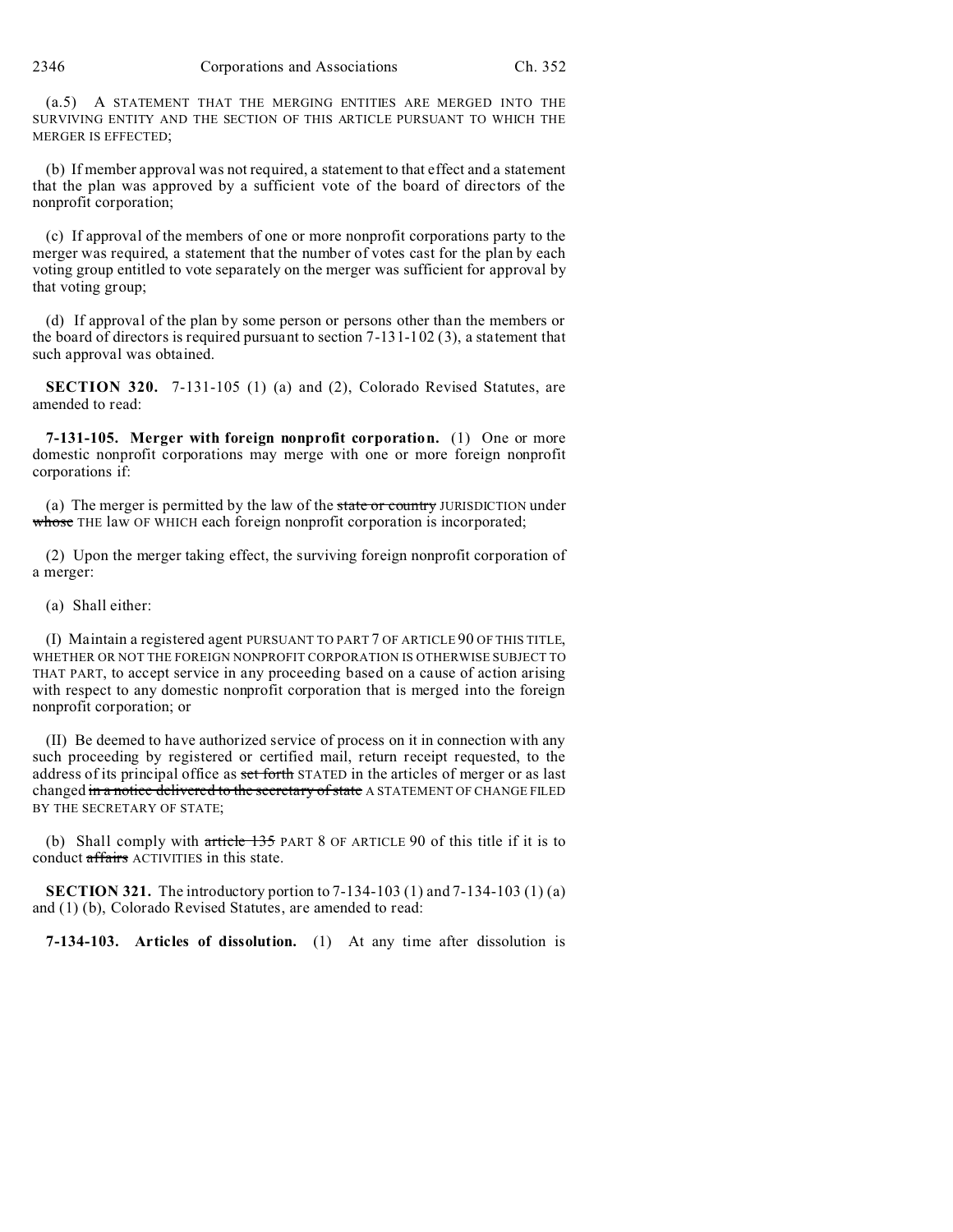(a.5) A STATEMENT THAT THE MERGING ENTITIES ARE MERGED INTO THE SURVIVING ENTITY AND THE SECTION OF THIS ARTICLE PURSUANT TO WHICH THE MERGER IS EFFECTED;

(b) If member approval was not required, a statement to that effect and a statement that the plan was approved by a sufficient vote of the board of directors of the nonprofit corporation;

(c) If approval of the members of one or more nonprofit corporations party to the merger was required, a statement that the number of votes cast for the plan by each voting group entitled to vote separately on the merger was sufficient for approval by that voting group;

(d) If approval of the plan by some person or persons other than the members or the board of directors is required pursuant to section 7-131-102 (3), a statement that such approval was obtained.

**SECTION 320.** 7-131-105 (1) (a) and (2), Colorado Revised Statutes, are amended to read:

**7-131-105. Merger with foreign nonprofit corporation.** (1) One or more domestic nonprofit corporations may merge with one or more foreign nonprofit corporations if:

(a) The merger is permitted by the law of the ~~state or country~~ JURISDICTION under ~~whose~~ THE law OF WHICH each foreign nonprofit corporation is incorporated;

(2) Upon the merger taking effect, the surviving foreign nonprofit corporation of a merger:

(a) Shall either:

(I) Maintain a registered agent PURSUANT TO PART 7 OF ARTICLE 90 OF THIS TITLE, WHETHER OR NOT THE FOREIGN NONPROFIT CORPORATION IS OTHERWISE SUBJECT TO THAT PART, to accept service in any proceeding based on a cause of action arising with respect to any domestic nonprofit corporation that is merged into the foreign nonprofit corporation; or

(II) Be deemed to have authorized service of process on it in connection with any such proceeding by registered or certified mail, return receipt requested, to the address of its principal office as ~~set forth~~ STATED in the articles of merger or as last changed ~~in a notice delivered to the secretary of state~~ A STATEMENT OF CHANGE FILED BY THE SECRETARY OF STATE;

(b) Shall comply with ~~article 135~~ PART 8 OF ARTICLE 90 of this title if it is to conduct ~~affairs~~ ACTIVITIES in this state.

**SECTION 321.** The introductory portion to 7-134-103 (1) and 7-134-103 (1) (a) and (1) (b), Colorado Revised Statutes, are amended to read:

**7-134-103. Articles of dissolution.** (1) At any time after dissolution is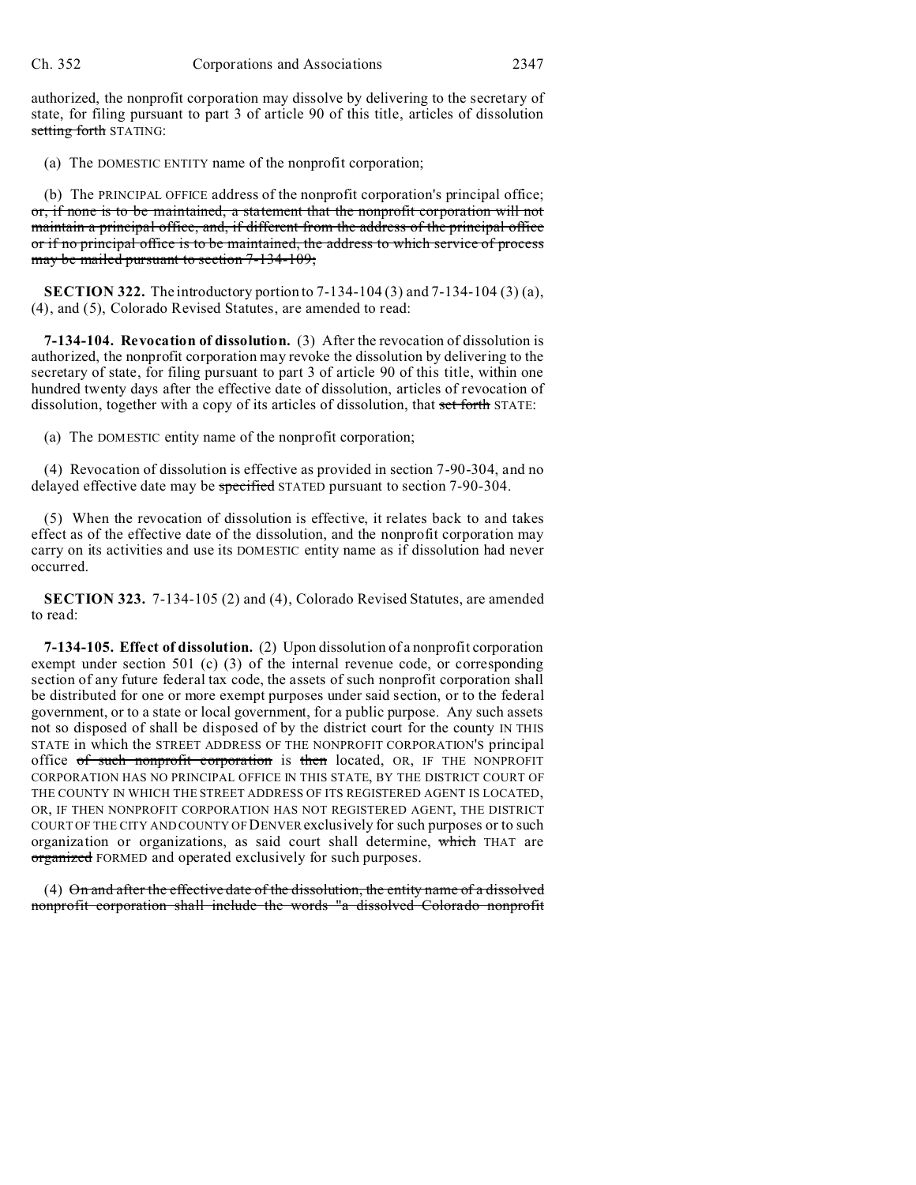authorized, the nonprofit corporation may dissolve by delivering to the secretary of state, for filing pursuant to part 3 of article 90 of this title, articles of dissolution ~~setting forth~~ STATING:

(a) The DOMESTIC ENTITY name of the nonprofit corporation;

(b) The PRINCIPAL OFFICE address of the nonprofit corporation's principal office; ~~or, if none is to be maintained, a statement that the nonprofit corporation will not maintain a principal office, and, if different from the address of the principal office or if no principal office is to be maintained, the address to which service of process may be mailed pursuant to section 7-134-109;~~

**SECTION 322.** The introductory portion to 7-134-104 (3) and 7-134-104 (3) (a), (4), and (5), Colorado Revised Statutes, are amended to read:

**7-134-104. Revocation of dissolution.** (3) After the revocation of dissolution is authorized, the nonprofit corporation may revoke the dissolution by delivering to the secretary of state, for filing pursuant to part 3 of article 90 of this title, within one hundred twenty days after the effective date of dissolution, articles of revocation of dissolution, together with a copy of its articles of dissolution, that ~~set forth~~ STATE:

(a) The DOMESTIC entity name of the nonprofit corporation;

(4) Revocation of dissolution is effective as provided in section 7-90-304, and no delayed effective date may be ~~specified~~ STATED pursuant to section 7-90-304.

(5) When the revocation of dissolution is effective, it relates back to and takes effect as of the effective date of the dissolution, and the nonprofit corporation may carry on its activities and use its DOMESTIC entity name as if dissolution had never occurred.

**SECTION 323.** 7-134-105 (2) and (4), Colorado Revised Statutes, are amended to read:

**7-134-105. Effect of dissolution.** (2) Upon dissolution of a nonprofit corporation exempt under section 501 (c) (3) of the internal revenue code, or corresponding section of any future federal tax code, the assets of such nonprofit corporation shall be distributed for one or more exempt purposes under said section, or to the federal government, or to a state or local government, for a public purpose. Any such assets not so disposed of shall be disposed of by the district court for the county IN THIS STATE in which the STREET ADDRESS OF THE NONPROFIT CORPORATION'S principal office ~~of such nonprofit corporation~~ is ~~then~~ located, OR, IF THE NONPROFIT CORPORATION HAS NO PRINCIPAL OFFICE IN THIS STATE, BY THE DISTRICT COURT OF THE COUNTY IN WHICH THE STREET ADDRESS OF ITS REGISTERED AGENT IS LOCATED, OR, IF THEN NONPROFIT CORPORATION HAS NOT REGISTERED AGENT, THE DISTRICT COURT OF THE CITY AND COUNTY OF DENVER exclusively for such purposes or to such organization or organizations, as said court shall determine, ~~which~~ THAT are ~~organized~~ FORMED and operated exclusively for such purposes.

(4) ~~On and after the effective date of the dissolution, the entity name of a dissolved nonprofit corporation shall include the words "a dissolved Colorado nonprofit~~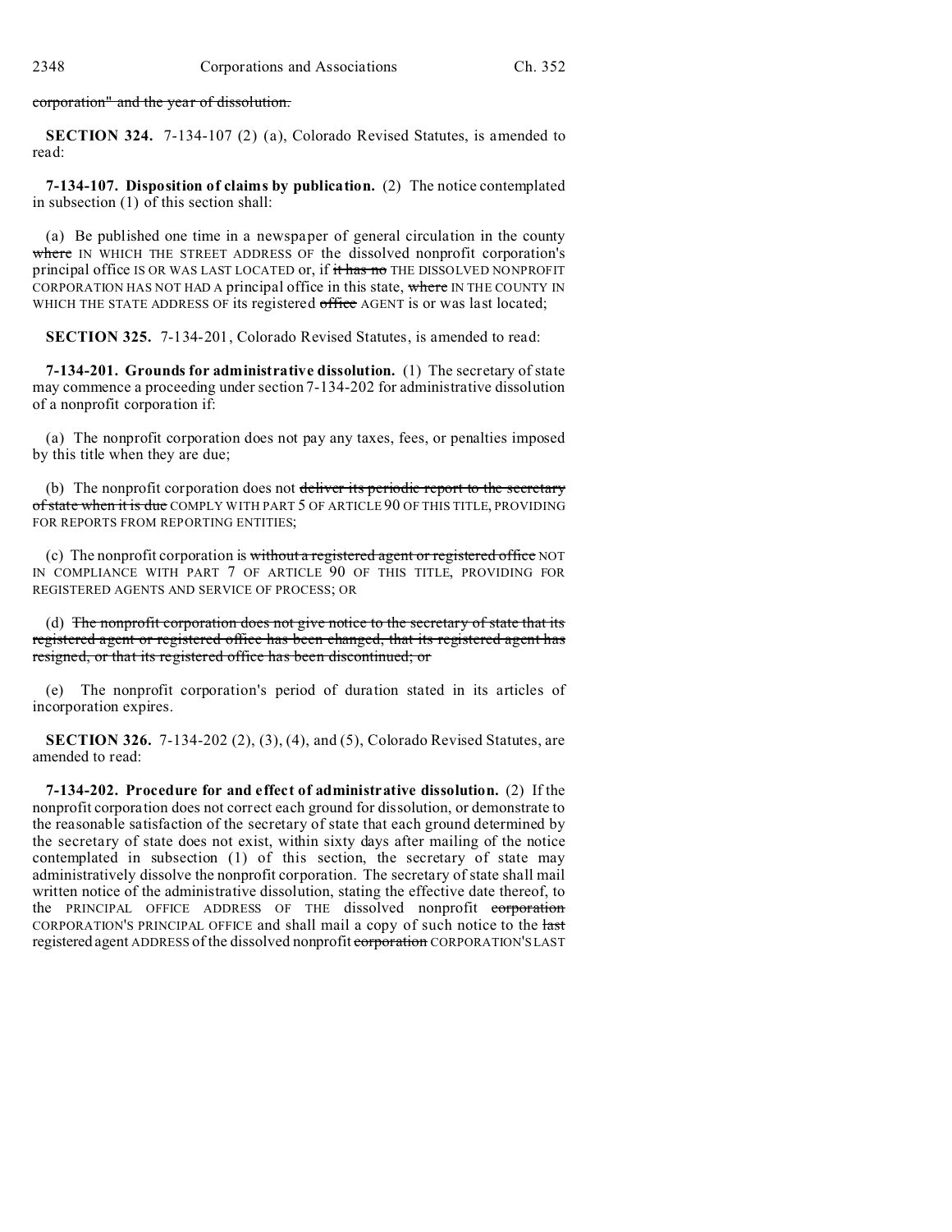corporation" and the year of dissolution.

**SECTION 324.** 7-134-107 (2) (a), Colorado Revised Statutes, is amended to read:

**7-134-107. Disposition of claims by publication.** (2) The notice contemplated in subsection (1) of this section shall:

(a) Be published one time in a newspaper of general circulation in the county where IN WHICH THE STREET ADDRESS OF the dissolved nonprofit corporation's principal office IS OR WAS LAST LOCATED or, if it has no THE DISSOLVED NONPROFIT CORPORATION HAS NOT HAD A principal office in this state, where IN THE COUNTY IN WHICH THE STATE ADDRESS OF its registered office AGENT is or was last located;

**SECTION 325.** 7-134-201, Colorado Revised Statutes, is amended to read:

**7-134-201. Grounds for administrative dissolution.** (1) The secretary of state may commence a proceeding under section 7-134-202 for administrative dissolution of a nonprofit corporation if:

(a) The nonprofit corporation does not pay any taxes, fees, or penalties imposed by this title when they are due;

(b) The nonprofit corporation does not deliver its periodic report to the secretary of state when it is due COMPLY WITH PART 5 OF ARTICLE 90 OF THIS TITLE, PROVIDING FOR REPORTS FROM REPORTING ENTITIES;

(c) The nonprofit corporation is without a registered agent or registered office NOT IN COMPLIANCE WITH PART 7 OF ARTICLE 90 OF THIS TITLE, PROVIDING FOR REGISTERED AGENTS AND SERVICE OF PROCESS; OR

(d) The nonprofit corporation does not give notice to the secretary of state that its registered agent or registered office has been changed, that its registered agent has resigned, or that its registered office has been discontinued; or

(e) The nonprofit corporation's period of duration stated in its articles of incorporation expires.

**SECTION 326.** 7-134-202 (2), (3), (4), and (5), Colorado Revised Statutes, are amended to read:

**7-134-202. Procedure for and effect of administrative dissolution.** (2) If the nonprofit corporation does not correct each ground for dissolution, or demonstrate to the reasonable satisfaction of the secretary of state that each ground determined by the secretary of state does not exist, within sixty days after mailing of the notice contemplated in subsection (1) of this section, the secretary of state may administratively dissolve the nonprofit corporation. The secretary of state shall mail written notice of the administrative dissolution, stating the effective date thereof, to the PRINCIPAL OFFICE ADDRESS OF THE dissolved nonprofit corporation CORPORATION'S PRINCIPAL OFFICE and shall mail a copy of such notice to the last registered agent ADDRESS of the dissolved nonprofit corporation CORPORATION'S LAST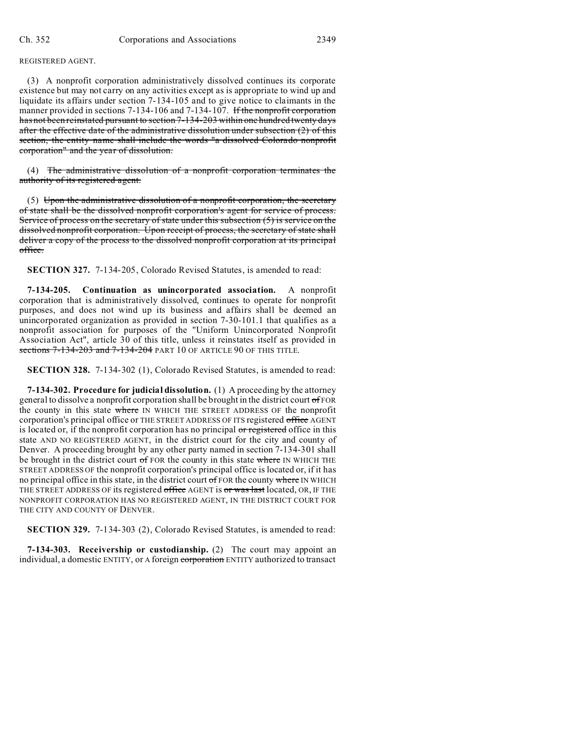REGISTERED AGENT.

(3) A nonprofit corporation administratively dissolved continues its corporate existence but may not carry on any activities except as is appropriate to wind up and liquidate its affairs under section 7-134-105 and to give notice to claimants in the manner provided in sections 7-134-106 and 7-134-107. ~~If the nonprofit corporation has not been reinstated pursuant to section 7-134-203 within one hundred twenty days after the effective date of the administrative dissolution under subsection (2) of this section, the entity name shall include the words "a dissolved Colorado nonprofit corporation" and the year of dissolution.~~

(4) ~~The administrative dissolution of a nonprofit corporation terminates the authority of its registered agent.~~

(5) ~~Upon the administrative dissolution of a nonprofit corporation, the secretary of state shall be the dissolved nonprofit corporation's agent for service of process. Service of process on the secretary of state under this subsection (5) is service on the dissolved nonprofit corporation. Upon receipt of process, the secretary of state shall deliver a copy of the process to the dissolved nonprofit corporation at its principal office.~~

**SECTION 327.** 7-134-205, Colorado Revised Statutes, is amended to read:

**7-134-205. Continuation as unincorporated association.** A nonprofit corporation that is administratively dissolved, continues to operate for nonprofit purposes, and does not wind up its business and affairs shall be deemed an unincorporated organization as provided in section 7-30-101.1 that qualifies as a nonprofit association for purposes of the "Uniform Unincorporated Nonprofit Association Act", article 30 of this title, unless it reinstates itself as provided in ~~sections 7-134-203 and 7-134-204~~ PART 10 OF ARTICLE 90 OF THIS TITLE.

**SECTION 328.** 7-134-302 (1), Colorado Revised Statutes, is amended to read:

**7-134-302. Procedure for judicial dissolution.** (1) A proceeding by the attorney general to dissolve a nonprofit corporation shall be brought in the district court ~~of~~ FOR the county in this state ~~where~~ IN WHICH THE STREET ADDRESS OF the nonprofit corporation's principal office or THE STREET ADDRESS OF ITS registered ~~office~~ AGENT is located or, if the nonprofit corporation has no principal ~~or registered~~ office in this state AND NO REGISTERED AGENT, in the district court for the city and county of Denver. A proceeding brought by any other party named in section 7-134-301 shall be brought in the district court ~~of~~ FOR the county in this state ~~where~~ IN WHICH THE STREET ADDRESS OF the nonprofit corporation's principal office is located or, if it has no principal office in this state, in the district court ~~of~~ FOR the county ~~where~~ IN WHICH THE STREET ADDRESS OF its registered ~~office~~ AGENT is ~~or was last~~ located, OR, IF THE NONPROFIT CORPORATION HAS NO REGISTERED AGENT, IN THE DISTRICT COURT FOR THE CITY AND COUNTY OF DENVER.

**SECTION 329.** 7-134-303 (2), Colorado Revised Statutes, is amended to read:

**7-134-303. Receivership or custodianship.** (2) The court may appoint an individual, a domestic ENTITY, or A foreign ~~corporation~~ ENTITY authorized to transact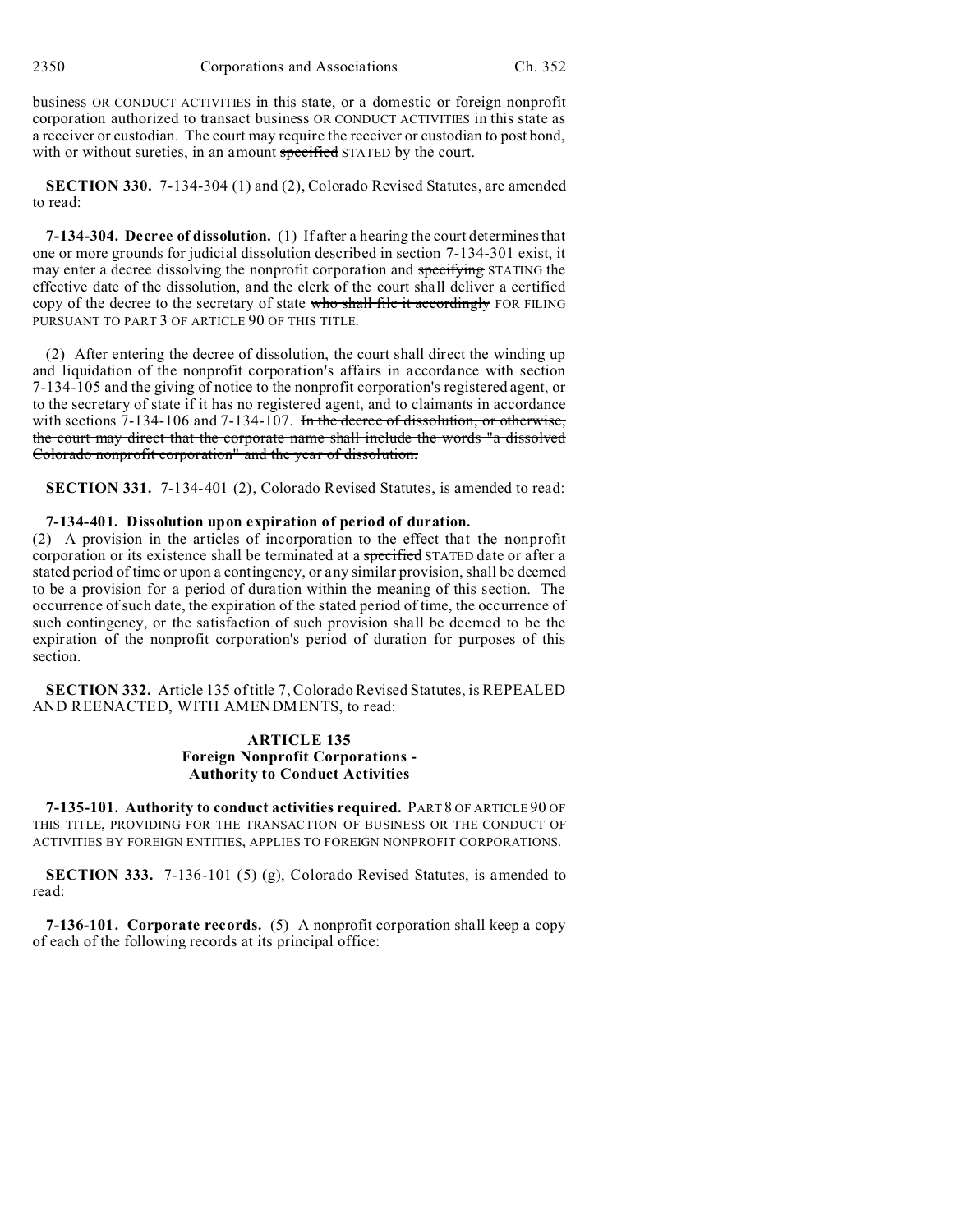business OR CONDUCT ACTIVITIES in this state, or a domestic or foreign nonprofit corporation authorized to transact business OR CONDUCT ACTIVITIES in this state as a receiver or custodian. The court may require the receiver or custodian to post bond, with or without sureties, in an amount ~~specified~~ STATED by the court.

**SECTION 330.** 7-134-304 (1) and (2), Colorado Revised Statutes, are amended to read:

**7-134-304. Decree of dissolution.** (1) If after a hearing the court determines that one or more grounds for judicial dissolution described in section 7-134-301 exist, it may enter a decree dissolving the nonprofit corporation and ~~specifying~~ STATING the effective date of the dissolution, and the clerk of the court shall deliver a certified copy of the decree to the secretary of state ~~who shall file it accordingly~~ FOR FILING PURSUANT TO PART 3 OF ARTICLE 90 OF THIS TITLE.

(2) After entering the decree of dissolution, the court shall direct the winding up and liquidation of the nonprofit corporation's affairs in accordance with section 7-134-105 and the giving of notice to the nonprofit corporation's registered agent, or to the secretary of state if it has no registered agent, and to claimants in accordance with sections 7-134-106 and 7-134-107. ~~In the decree of dissolution, or otherwise, the court may direct that the corporate name shall include the words "a dissolved Colorado nonprofit corporation" and the year of dissolution.~~

**SECTION 331.** 7-134-401 (2), Colorado Revised Statutes, is amended to read:

**7-134-401. Dissolution upon expiration of period of duration.** (2) A provision in the articles of incorporation to the effect that the nonprofit corporation or its existence shall be terminated at a ~~specified~~ STATED date or after a stated period of time or upon a contingency, or any similar provision, shall be deemed to be a provision for a period of duration within the meaning of this section. The occurrence of such date, the expiration of the stated period of time, the occurrence of such contingency, or the satisfaction of such provision shall be deemed to be the expiration of the nonprofit corporation's period of duration for purposes of this section.

**SECTION 332.** Article 135 of title 7, Colorado Revised Statutes, is REPEALED AND REENACTED, WITH AMENDMENTS, to read:

**ARTICLE 135**
**Foreign Nonprofit Corporations - Authority to Conduct Activities**

**7-135-101. Authority to conduct activities required.** PART 8 OF ARTICLE 90 OF THIS TITLE, PROVIDING FOR THE TRANSACTION OF BUSINESS OR THE CONDUCT OF ACTIVITIES BY FOREIGN ENTITIES, APPLIES TO FOREIGN NONPROFIT CORPORATIONS.

**SECTION 333.** 7-136-101 (5) (g), Colorado Revised Statutes, is amended to read:

**7-136-101. Corporate records.** (5) A nonprofit corporation shall keep a copy of each of the following records at its principal office: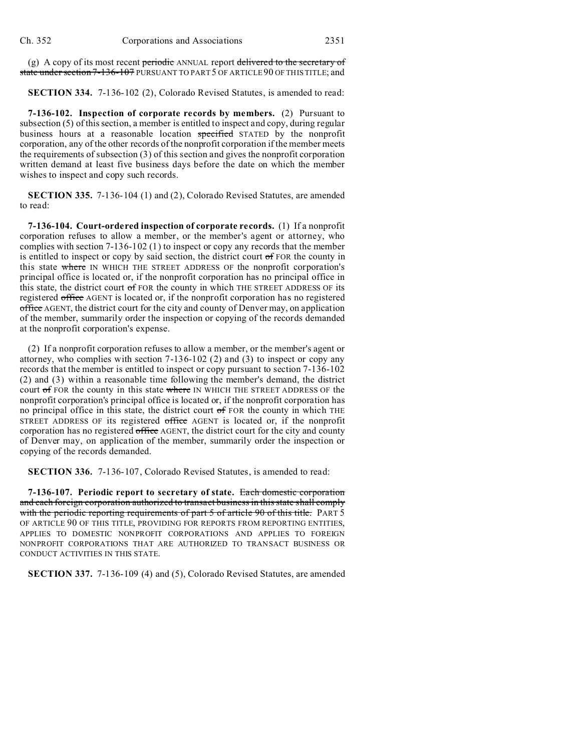(g) A copy of its most recent ~~periodic~~ ANNUAL report ~~delivered to the secretary of state under section 7-136-107~~ PURSUANT TO PART 5 OF ARTICLE 90 OF THIS TITLE; and

**SECTION 334.** 7-136-102 (2), Colorado Revised Statutes, is amended to read:

**7-136-102. Inspection of corporate records by members.** (2) Pursuant to subsection (5) of this section, a member is entitled to inspect and copy, during regular business hours at a reasonable location ~~specified~~ STATED by the nonprofit corporation, any of the other records of the nonprofit corporation if the member meets the requirements of subsection (3) of this section and gives the nonprofit corporation written demand at least five business days before the date on which the member wishes to inspect and copy such records.

**SECTION 335.** 7-136-104 (1) and (2), Colorado Revised Statutes, are amended to read:

**7-136-104. Court-ordered inspection of corporate records.** (1) If a nonprofit corporation refuses to allow a member, or the member's agent or attorney, who complies with section 7-136-102 (1) to inspect or copy any records that the member is entitled to inspect or copy by said section, the district court ~~of~~ FOR the county in this state ~~where~~ IN WHICH THE STREET ADDRESS OF the nonprofit corporation's principal office is located or, if the nonprofit corporation has no principal office in this state, the district court ~~of~~ FOR the county in which THE STREET ADDRESS OF its registered ~~office~~ AGENT is located or, if the nonprofit corporation has no registered ~~office~~ AGENT, the district court for the city and county of Denver may, on application of the member, summarily order the inspection or copying of the records demanded at the nonprofit corporation's expense.

(2) If a nonprofit corporation refuses to allow a member, or the member's agent or attorney, who complies with section 7-136-102 (2) and (3) to inspect or copy any records that the member is entitled to inspect or copy pursuant to section 7-136-102 (2) and (3) within a reasonable time following the member's demand, the district court ~~of~~ FOR the county in this state ~~where~~ IN WHICH THE STREET ADDRESS OF the nonprofit corporation's principal office is located or, if the nonprofit corporation has no principal office in this state, the district court ~~of~~ FOR the county in which THE STREET ADDRESS OF its registered ~~office~~ AGENT is located or, if the nonprofit corporation has no registered ~~office~~ AGENT, the district court for the city and county of Denver may, on application of the member, summarily order the inspection or copying of the records demanded.

**SECTION 336.** 7-136-107, Colorado Revised Statutes, is amended to read:

**7-136-107. Periodic report to secretary of state.** ~~Each domestic corporation and each foreign corporation authorized to transact business in this state shall comply with the periodic reporting requirements of part 5 of article 90 of this title.~~ PART 5 OF ARTICLE 90 OF THIS TITLE, PROVIDING FOR REPORTS FROM REPORTING ENTITIES, APPLIES TO DOMESTIC NONPROFIT CORPORATIONS AND APPLIES TO FOREIGN NONPROFIT CORPORATIONS THAT ARE AUTHORIZED TO TRANSACT BUSINESS OR CONDUCT ACTIVITIES IN THIS STATE.

**SECTION 337.** 7-136-109 (4) and (5), Colorado Revised Statutes, are amended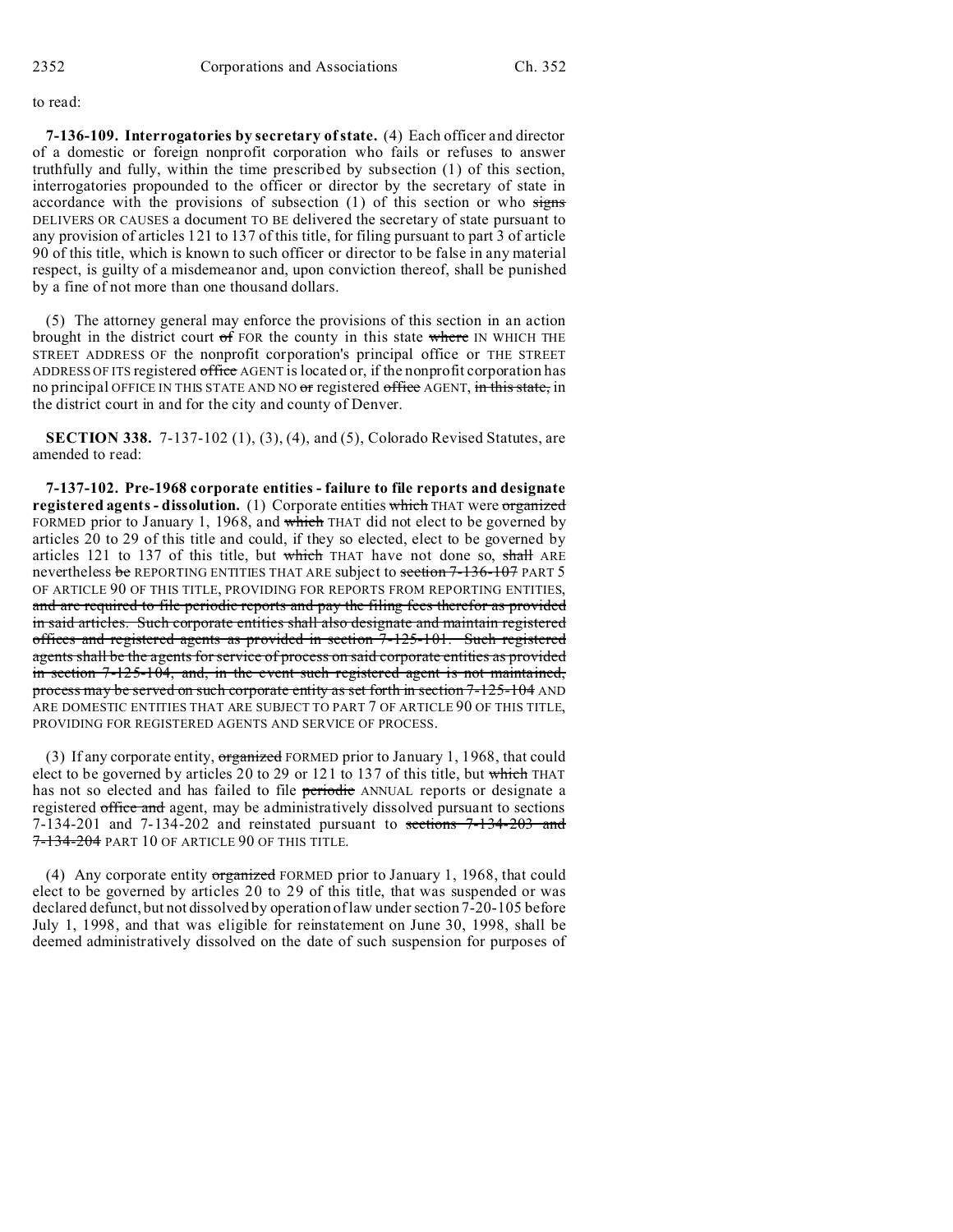to read:

**7-136-109. Interrogatories by secretary of state.** (4) Each officer and director of a domestic or foreign nonprofit corporation who fails or refuses to answer truthfully and fully, within the time prescribed by subsection (1) of this section, interrogatories propounded to the officer or director by the secretary of state in accordance with the provisions of subsection (1) of this section or who ~~signs~~ DELIVERS OR CAUSES a document TO BE delivered the secretary of state pursuant to any provision of articles 121 to 137 of this title, for filing pursuant to part 3 of article 90 of this title, which is known to such officer or director to be false in any material respect, is guilty of a misdemeanor and, upon conviction thereof, shall be punished by a fine of not more than one thousand dollars.

(5) The attorney general may enforce the provisions of this section in an action brought in the district court ~~of~~ FOR the county in this state ~~where~~ IN WHICH THE STREET ADDRESS OF the nonprofit corporation's principal office or THE STREET ADDRESS OF ITS registered ~~office~~ AGENT is located or, if the nonprofit corporation has no principal OFFICE IN THIS STATE AND NO ~~or~~ registered ~~office~~ AGENT, ~~in this state,~~ in the district court in and for the city and county of Denver.

**SECTION 338.** 7-137-102 (1), (3), (4), and (5), Colorado Revised Statutes, are amended to read:

**7-137-102. Pre-1968 corporate entities - failure to file reports and designate registered agents - dissolution.** (1) Corporate entities ~~which~~ THAT were ~~organized~~ FORMED prior to January 1, 1968, and ~~which~~ THAT did not elect to be governed by articles 20 to 29 of this title and could, if they so elected, elect to be governed by articles 121 to 137 of this title, but ~~which~~ THAT have not done so, ~~shall~~ ARE nevertheless ~~be~~ REPORTING ENTITIES THAT ARE subject to ~~section 7-136-107~~ PART 5 OF ARTICLE 90 OF THIS TITLE, PROVIDING FOR REPORTS FROM REPORTING ENTITIES, ~~and are required to file periodic reports and pay the filing fees therefor as provided in said articles. Such corporate entities shall also designate and maintain registered offices and registered agents as provided in section 7-125-101. Such registered agents shall be the agents for service of process on said corporate entities as provided in section 7-125-104, and, in the event such registered agent is not maintained, process may be served on such corporate entity as set forth in section 7-125-104~~ AND ARE DOMESTIC ENTITIES THAT ARE SUBJECT TO PART 7 OF ARTICLE 90 OF THIS TITLE, PROVIDING FOR REGISTERED AGENTS AND SERVICE OF PROCESS.

(3) If any corporate entity, ~~organized~~ FORMED prior to January 1, 1968, that could elect to be governed by articles 20 to 29 or 121 to 137 of this title, but ~~which~~ THAT has not so elected and has failed to file ~~periodic~~ ANNUAL reports or designate a registered ~~office and~~ agent, may be administratively dissolved pursuant to sections 7-134-201 and 7-134-202 and reinstated pursuant to ~~sections 7-134-203 and 7-134-204~~ PART 10 OF ARTICLE 90 OF THIS TITLE.

(4) Any corporate entity ~~organized~~ FORMED prior to January 1, 1968, that could elect to be governed by articles 20 to 29 of this title, that was suspended or was declared defunct, but not dissolved by operation of law under section 7-20-105 before July 1, 1998, and that was eligible for reinstatement on June 30, 1998, shall be deemed administratively dissolved on the date of such suspension for purposes of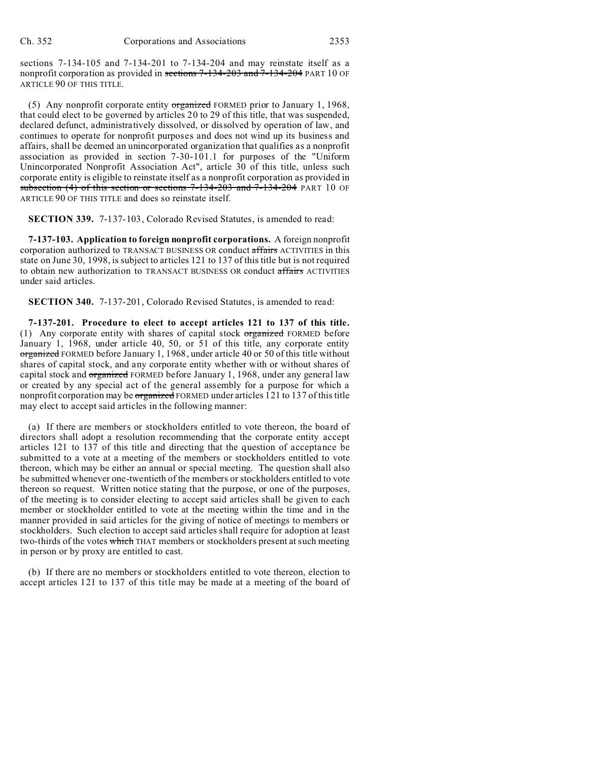sections 7-134-105 and 7-134-201 to 7-134-204 and may reinstate itself as a nonprofit corporation as provided in ~~sections 7-134-203 and 7-134-204~~ PART 10 OF ARTICLE 90 OF THIS TITLE.

(5) Any nonprofit corporate entity ~~organized~~ FORMED prior to January 1, 1968, that could elect to be governed by articles 20 to 29 of this title, that was suspended, declared defunct, administratively dissolved, or dissolved by operation of law, and continues to operate for nonprofit purposes and does not wind up its business and affairs, shall be deemed an unincorporated organization that qualifies as a nonprofit association as provided in section 7-30-101.1 for purposes of the "Uniform Unincorporated Nonprofit Association Act", article 30 of this title, unless such corporate entity is eligible to reinstate itself as a nonprofit corporation as provided in ~~subsection (4) of this section or sections 7-134-203 and 7-134-204~~ PART 10 OF ARTICLE 90 OF THIS TITLE and does so reinstate itself.

**SECTION 339.** 7-137-103, Colorado Revised Statutes, is amended to read:

**7-137-103. Application to foreign nonprofit corporations.** A foreign nonprofit corporation authorized to TRANSACT BUSINESS OR conduct ~~affairs~~ ACTIVITIES in this state on June 30, 1998, is subject to articles 121 to 137 of this title but is not required to obtain new authorization to TRANSACT BUSINESS OR conduct ~~affairs~~ ACTIVITIES under said articles.

**SECTION 340.** 7-137-201, Colorado Revised Statutes, is amended to read:

**7-137-201. Procedure to elect to accept articles 121 to 137 of this title.** (1) Any corporate entity with shares of capital stock ~~organized~~ FORMED before January 1, 1968, under article 40, 50, or 51 of this title, any corporate entity ~~organized~~ FORMED before January 1, 1968, under article 40 or 50 of this title without shares of capital stock, and any corporate entity whether with or without shares of capital stock and ~~organized~~ FORMED before January 1, 1968, under any general law or created by any special act of the general assembly for a purpose for which a nonprofit corporation may be ~~organized~~ FORMED under articles 121 to 137 of this title may elect to accept said articles in the following manner:

(a) If there are members or stockholders entitled to vote thereon, the board of directors shall adopt a resolution recommending that the corporate entity accept articles 121 to 137 of this title and directing that the question of acceptance be submitted to a vote at a meeting of the members or stockholders entitled to vote thereon, which may be either an annual or special meeting. The question shall also be submitted whenever one-twentieth of the members or stockholders entitled to vote thereon so request. Written notice stating that the purpose, or one of the purposes, of the meeting is to consider electing to accept said articles shall be given to each member or stockholder entitled to vote at the meeting within the time and in the manner provided in said articles for the giving of notice of meetings to members or stockholders. Such election to accept said articles shall require for adoption at least two-thirds of the votes ~~which~~ THAT members or stockholders present at such meeting in person or by proxy are entitled to cast.

(b) If there are no members or stockholders entitled to vote thereon, election to accept articles 121 to 137 of this title may be made at a meeting of the board of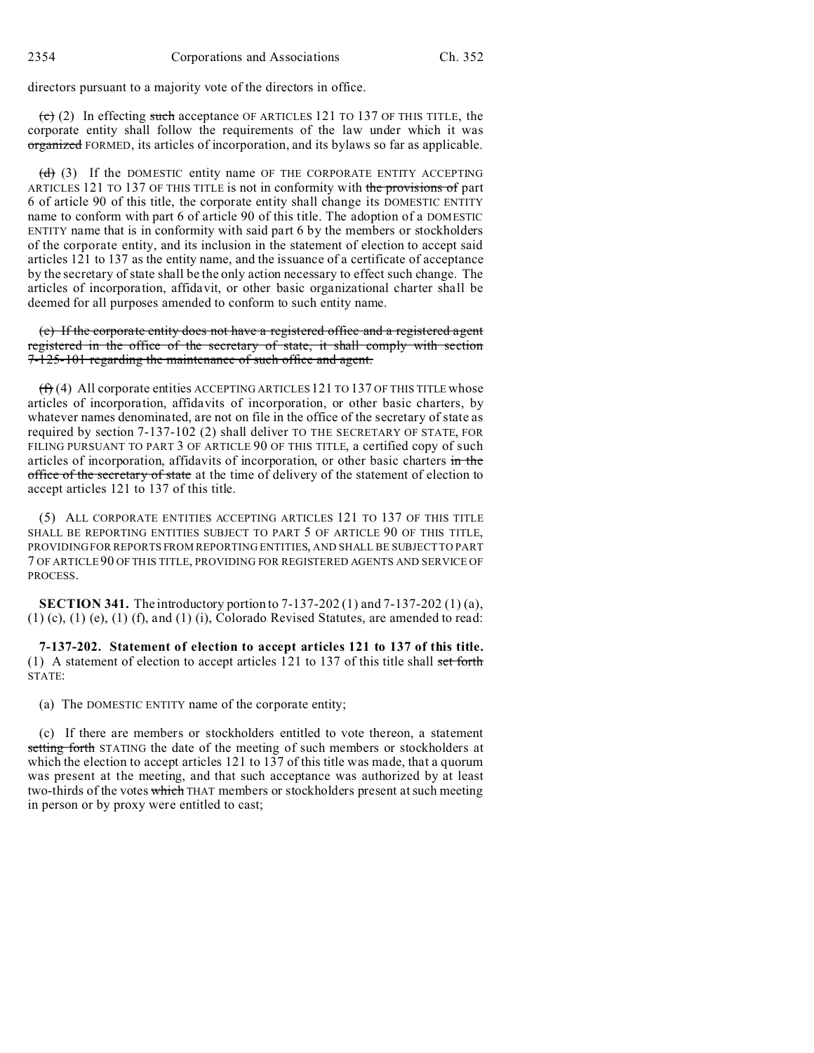directors pursuant to a majority vote of the directors in office.

~~(c)~~ (2) In effecting ~~such~~ acceptance OF ARTICLES 121 TO 137 OF THIS TITLE, the corporate entity shall follow the requirements of the law under which it was ~~organized~~ FORMED, its articles of incorporation, and its bylaws so far as applicable.

~~(d)~~ (3) If the DOMESTIC entity name OF THE CORPORATE ENTITY ACCEPTING ARTICLES 121 TO 137 OF THIS TITLE is not in conformity with ~~the provisions of~~ part 6 of article 90 of this title, the corporate entity shall change its DOMESTIC ENTITY name to conform with part 6 of article 90 of this title. The adoption of a DOMESTIC ENTITY name that is in conformity with said part 6 by the members or stockholders of the corporate entity, and its inclusion in the statement of election to accept said articles 121 to 137 as the entity name, and the issuance of a certificate of acceptance by the secretary of state shall be the only action necessary to effect such change. The articles of incorporation, affidavit, or other basic organizational charter shall be deemed for all purposes amended to conform to such entity name.

~~(e) If the corporate entity does not have a registered office and a registered agent registered in the office of the secretary of state, it shall comply with section 7-125-101 regarding the maintenance of such office and agent.~~

~~(f)~~ (4) All corporate entities ACCEPTING ARTICLES 121 TO 137 OF THIS TITLE whose articles of incorporation, affidavits of incorporation, or other basic charters, by whatever names denominated, are not on file in the office of the secretary of state as required by section 7-137-102 (2) shall deliver TO THE SECRETARY OF STATE, FOR FILING PURSUANT TO PART 3 OF ARTICLE 90 OF THIS TITLE, a certified copy of such articles of incorporation, affidavits of incorporation, or other basic charters ~~in the office of the secretary of state~~ at the time of delivery of the statement of election to accept articles 121 to 137 of this title.

(5) ALL CORPORATE ENTITIES ACCEPTING ARTICLES 121 TO 137 OF THIS TITLE SHALL BE REPORTING ENTITIES SUBJECT TO PART 5 OF ARTICLE 90 OF THIS TITLE, PROVIDING FOR REPORTS FROM REPORTING ENTITIES, AND SHALL BE SUBJECT TO PART 7 OF ARTICLE 90 OF THIS TITLE, PROVIDING FOR REGISTERED AGENTS AND SERVICE OF PROCESS.

**SECTION 341.** The introductory portion to 7-137-202 (1) and 7-137-202 (1) (a), (1) (c), (1) (e), (1) (f), and (1) (i), Colorado Revised Statutes, are amended to read:

**7-137-202. Statement of election to accept articles 121 to 137 of this title.** (1) A statement of election to accept articles 121 to 137 of this title shall ~~set forth~~ STATE:

(a) The DOMESTIC ENTITY name of the corporate entity;

(c) If there are members or stockholders entitled to vote thereon, a statement ~~setting forth~~ STATING the date of the meeting of such members or stockholders at which the election to accept articles 121 to 137 of this title was made, that a quorum was present at the meeting, and that such acceptance was authorized by at least two-thirds of the votes ~~which~~ THAT members or stockholders present at such meeting in person or by proxy were entitled to cast;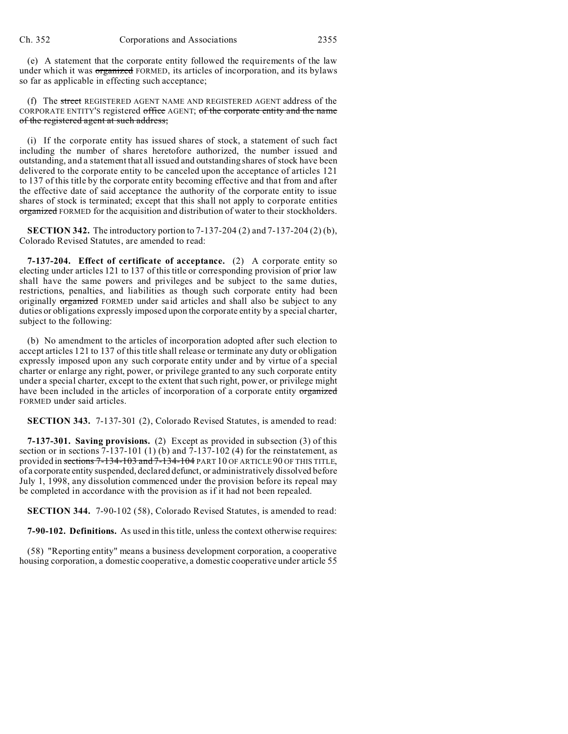(e) A statement that the corporate entity followed the requirements of the law under which it was ~~organized~~ FORMED, its articles of incorporation, and its bylaws so far as applicable in effecting such acceptance;

(f) The ~~street~~ REGISTERED AGENT NAME AND REGISTERED AGENT address of the CORPORATE ENTITY'S registered ~~office~~ AGENT; ~~of the corporate entity and the name of the registered agent at such address;~~

(i) If the corporate entity has issued shares of stock, a statement of such fact including the number of shares heretofore authorized, the number issued and outstanding, and a statement that all issued and outstanding shares of stock have been delivered to the corporate entity to be canceled upon the acceptance of articles 121 to 137 of this title by the corporate entity becoming effective and that from and after the effective date of said acceptance the authority of the corporate entity to issue shares of stock is terminated; except that this shall not apply to corporate entities ~~organized~~ FORMED for the acquisition and distribution of water to their stockholders.

**SECTION 342.** The introductory portion to 7-137-204 (2) and 7-137-204 (2) (b), Colorado Revised Statutes, are amended to read:

**7-137-204. Effect of certificate of acceptance.** (2) A corporate entity so electing under articles 121 to 137 of this title or corresponding provision of prior law shall have the same powers and privileges and be subject to the same duties, restrictions, penalties, and liabilities as though such corporate entity had been originally ~~organized~~ FORMED under said articles and shall also be subject to any duties or obligations expressly imposed upon the corporate entity by a special charter, subject to the following:

(b) No amendment to the articles of incorporation adopted after such election to accept articles 121 to 137 of this title shall release or terminate any duty or obligation expressly imposed upon any such corporate entity under and by virtue of a special charter or enlarge any right, power, or privilege granted to any such corporate entity under a special charter, except to the extent that such right, power, or privilege might have been included in the articles of incorporation of a corporate entity ~~organized~~ FORMED under said articles.

**SECTION 343.** 7-137-301 (2), Colorado Revised Statutes, is amended to read:

**7-137-301. Saving provisions.** (2) Except as provided in subsection (3) of this section or in sections 7-137-101 (1) (b) and 7-137-102 (4) for the reinstatement, as provided in ~~sections 7-134-103 and 7-134-104~~ PART 10 OF ARTICLE 90 OF THIS TITLE, of a corporate entity suspended, declared defunct, or administratively dissolved before July 1, 1998, any dissolution commenced under the provision before its repeal may be completed in accordance with the provision as if it had not been repealed.

**SECTION 344.** 7-90-102 (58), Colorado Revised Statutes, is amended to read:

**7-90-102. Definitions.** As used in this title, unless the context otherwise requires:

(58) "Reporting entity" means a business development corporation, a cooperative housing corporation, a domestic cooperative, a domestic cooperative under article 55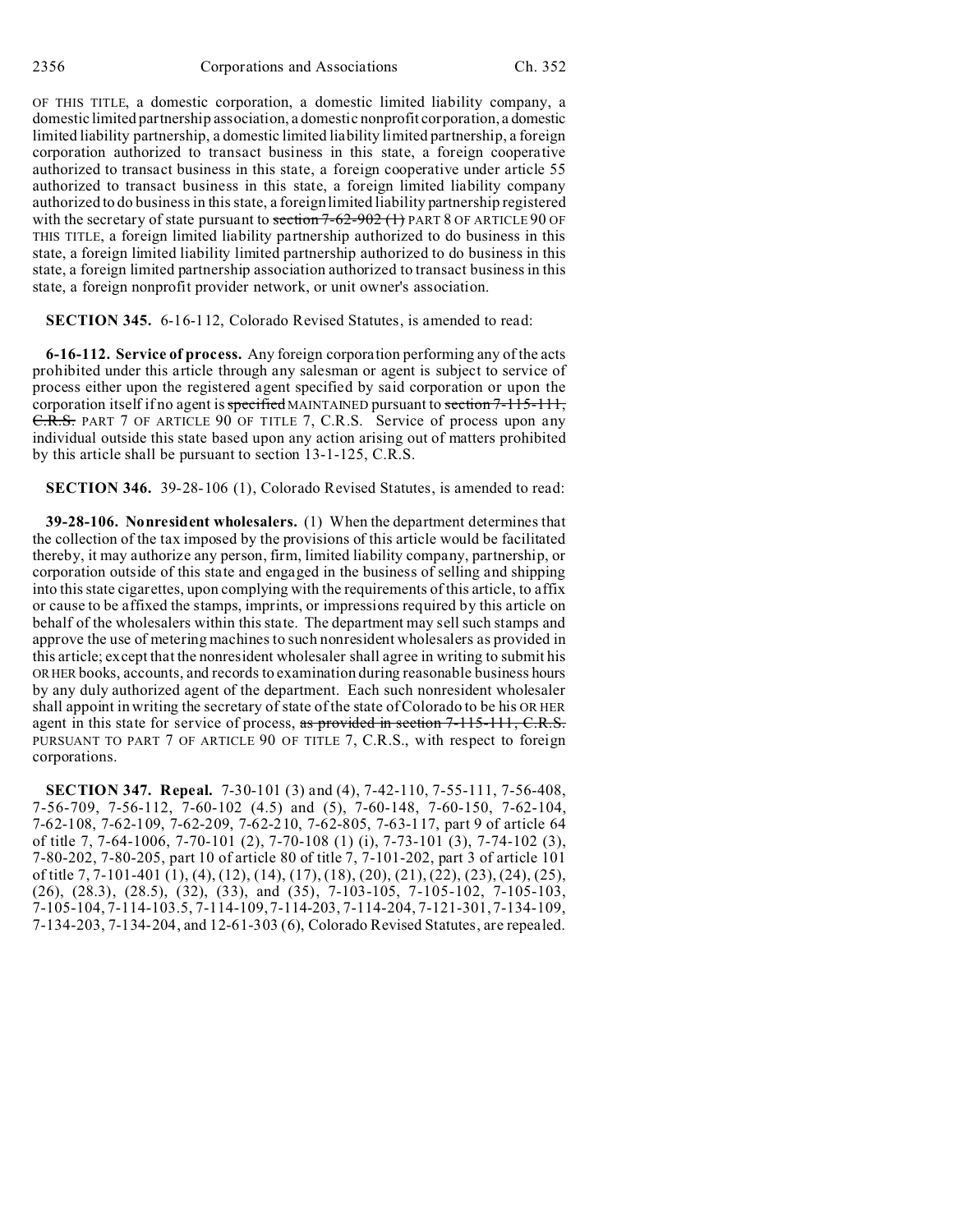OF THIS TITLE, a domestic corporation, a domestic limited liability company, a domestic limited partnership association, a domestic nonprofit corporation, a domestic limited liability partnership, a domestic limited liability limited partnership, a foreign corporation authorized to transact business in this state, a foreign cooperative authorized to transact business in this state, a foreign cooperative under article 55 authorized to transact business in this state, a foreign limited liability company authorized to do business in this state, a foreign limited liability partnership registered with the secretary of state pursuant to ~~section 7-62-902 (1)~~ PART 8 OF ARTICLE 90 OF THIS TITLE, a foreign limited liability partnership authorized to do business in this state, a foreign limited liability limited partnership authorized to do business in this state, a foreign limited partnership association authorized to transact business in this state, a foreign nonprofit provider network, or unit owner's association.

**SECTION 345.** 6-16-112, Colorado Revised Statutes, is amended to read:

**6-16-112. Service of process.** Any foreign corporation performing any of the acts prohibited under this article through any salesman or agent is subject to service of process either upon the registered agent specified by said corporation or upon the corporation itself if no agent is ~~specified~~ MAINTAINED pursuant to ~~section 7-115-111, C.R.S.~~ PART 7 OF ARTICLE 90 OF TITLE 7, C.R.S. Service of process upon any individual outside this state based upon any action arising out of matters prohibited by this article shall be pursuant to section 13-1-125, C.R.S.

**SECTION 346.** 39-28-106 (1), Colorado Revised Statutes, is amended to read:

**39-28-106. Nonresident wholesalers.** (1) When the department determines that the collection of the tax imposed by the provisions of this article would be facilitated thereby, it may authorize any person, firm, limited liability company, partnership, or corporation outside of this state and engaged in the business of selling and shipping into this state cigarettes, upon complying with the requirements of this article, to affix or cause to be affixed the stamps, imprints, or impressions required by this article on behalf of the wholesalers within this state. The department may sell such stamps and approve the use of metering machines to such nonresident wholesalers as provided in this article; except that the nonresident wholesaler shall agree in writing to submit his OR HER books, accounts, and records to examination during reasonable business hours by any duly authorized agent of the department. Each such nonresident wholesaler shall appoint in writing the secretary of state of the state of Colorado to be his OR HER agent in this state for service of process, ~~as provided in section 7-115-111, C.R.S.~~ PURSUANT TO PART 7 OF ARTICLE 90 OF TITLE 7, C.R.S., with respect to foreign corporations.

**SECTION 347. Repeal.** 7-30-101 (3) and (4), 7-42-110, 7-55-111, 7-56-408, 7-56-709, 7-56-112, 7-60-102 (4.5) and (5), 7-60-148, 7-60-150, 7-62-104, 7-62-108, 7-62-109, 7-62-209, 7-62-210, 7-62-805, 7-63-117, part 9 of article 64 of title 7, 7-64-1006, 7-70-101 (2), 7-70-108 (1) (i), 7-73-101 (3), 7-74-102 (3), 7-80-202, 7-80-205, part 10 of article 80 of title 7, 7-101-202, part 3 of article 101 of title 7, 7-101-401 (1), (4), (12), (14), (17), (18), (20), (21), (22), (23), (24), (25), (26), (28.3), (28.5), (32), (33), and (35), 7-103-105, 7-105-102, 7-105-103, 7-105-104, 7-114-103.5, 7-114-109, 7-114-203, 7-114-204, 7-121-301, 7-134-109, 7-134-203, 7-134-204, and 12-61-303 (6), Colorado Revised Statutes, are repealed.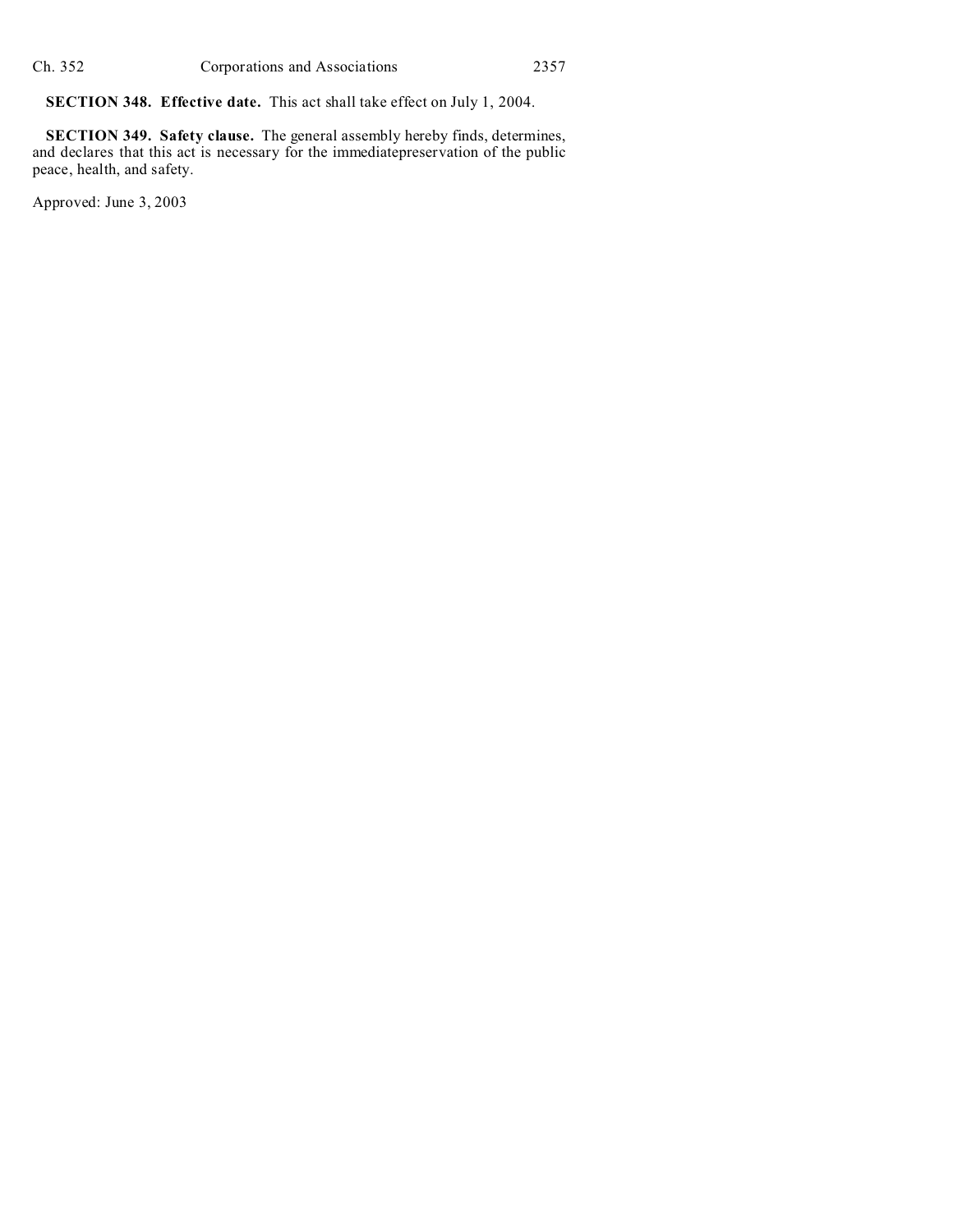**SECTION 348. Effective date.** This act shall take effect on July 1, 2004.

**SECTION 349. Safety clause.** The general assembly hereby finds, determines, and declares that this act is necessary for the immediatepreservation of the public peace, health, and safety.

Approved: June 3, 2003